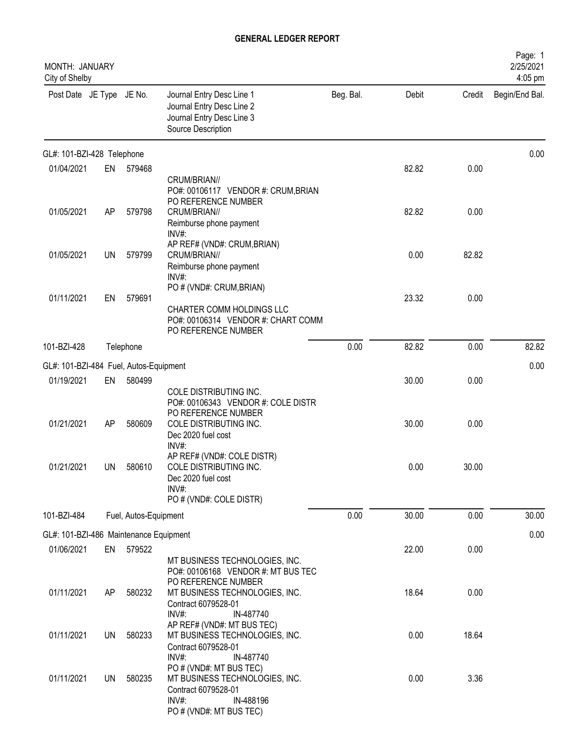# GENERAL LEDGER REPORT

MONTH: JANUARY
City of Shelby

Page: 1
2/25/2021
4:05 pm

| Post Date | JE Type | JE No. | Journal Entry Desc Line 1 / Journal Entry Desc Line 2 / Journal Entry Desc Line 3 / Source Description | Beg. Bal. | Debit | Credit | Begin/End Bal. |
|---|---|---|---|---|---|---|---|
| **GL#: 101-BZI-428 Telephone** | | | | | | | 0.00 |
| 01/04/2021 | EN | 579468 | CRUM/BRIAN// PO#: 00106117 VENDOR #: CRUM,BRIAN PO REFERENCE NUMBER | | 82.82 | 0.00 | |
| 01/05/2021 | AP | 579798 | CRUM/BRIAN// Reimburse phone payment INV#: AP REF# (VND#: CRUM,BRIAN) | | 82.82 | 0.00 | |
| 01/05/2021 | UN | 579799 | CRUM/BRIAN// Reimburse phone payment INV#: PO # (VND#: CRUM,BRIAN) | | 0.00 | 82.82 | |
| 01/11/2021 | EN | 579691 | CHARTER COMM HOLDINGS LLC PO#: 00106314 VENDOR #: CHART COMM PO REFERENCE NUMBER | | 23.32 | 0.00 | |
| 101-BZI-428 | | | Telephone | 0.00 | 82.82 | 0.00 | 82.82 |
| **GL#: 101-BZI-484 Fuel, Autos-Equipment** | | | | | | | 0.00 |
| 01/19/2021 | EN | 580499 | COLE DISTRIBUTING INC. PO#: 00106343 VENDOR #: COLE DISTR PO REFERENCE NUMBER | | 30.00 | 0.00 | |
| 01/21/2021 | AP | 580609 | COLE DISTRIBUTING INC. Dec 2020 fuel cost INV#: AP REF# (VND#: COLE DISTR) | | 30.00 | 0.00 | |
| 01/21/2021 | UN | 580610 | COLE DISTRIBUTING INC. Dec 2020 fuel cost INV#: PO # (VND#: COLE DISTR) | | 0.00 | 30.00 | |
| 101-BZI-484 | | | Fuel, Autos-Equipment | 0.00 | 30.00 | 0.00 | 30.00 |
| **GL#: 101-BZI-486 Maintenance Equipment** | | | | | | | 0.00 |
| 01/06/2021 | EN | 579522 | MT BUSINESS TECHNOLOGIES, INC. PO#: 00106168 VENDOR #: MT BUS TEC PO REFERENCE NUMBER | | 22.00 | 0.00 | |
| 01/11/2021 | AP | 580232 | MT BUSINESS TECHNOLOGIES, INC. Contract 6079528-01 INV#: IN-487740 AP REF# (VND#: MT BUS TEC) | | 18.64 | 0.00 | |
| 01/11/2021 | UN | 580233 | MT BUSINESS TECHNOLOGIES, INC. Contract 6079528-01 INV#: IN-487740 PO # (VND#: MT BUS TEC) | | 0.00 | 18.64 | |
| 01/11/2021 | UN | 580235 | MT BUSINESS TECHNOLOGIES, INC. Contract 6079528-01 INV#: IN-488196 PO # (VND#: MT BUS TEC) | | 0.00 | 3.36 | |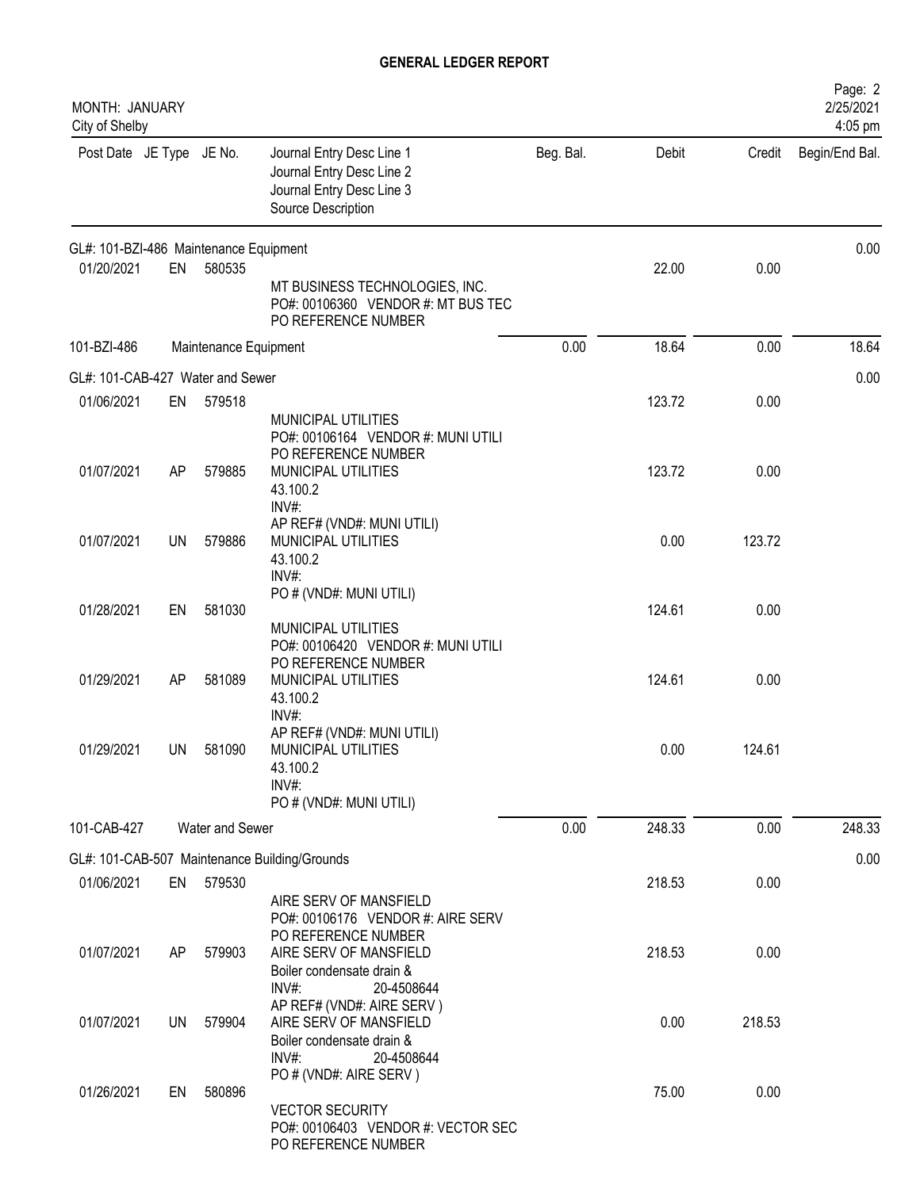**GENERAL LEDGER REPORT**

MONTH: JANUARY
City of Shelby

2/25/2021
4:05 pm

| Post Date | JE Type | JE No. | Journal Entry Desc Line 1 / Journal Entry Desc Line 2 / Journal Entry Desc Line 3 / Source Description | Beg. Bal. | Debit | Credit | Begin/End Bal. |
|---|---|---|---|---|---|---|---|
| GL#: 101-BZI-486 Maintenance Equipment | | | | | | | 0.00 |
| 01/20/2021 | EN | 580535 | MT BUSINESS TECHNOLOGIES, INC.<br>PO#: 00106360 VENDOR #: MT BUS TEC<br>PO REFERENCE NUMBER | | 22.00 | 0.00 | |
| 101-BZI-486 | | Maintenance Equipment | | 0.00 | 18.64 | 0.00 | 18.64 |
| GL#: 101-CAB-427 Water and Sewer | | | | | | | 0.00 |
| 01/06/2021 | EN | 579518 | MUNICIPAL UTILITIES<br>PO#: 00106164 VENDOR #: MUNI UTILI<br>PO REFERENCE NUMBER | | 123.72 | 0.00 | |
| 01/07/2021 | AP | 579885 | MUNICIPAL UTILITIES<br>43.100.2<br>INV#:<br>AP REF# (VND#: MUNI UTILI) | | 123.72 | 0.00 | |
| 01/07/2021 | UN | 579886 | MUNICIPAL UTILITIES<br>43.100.2<br>INV#:<br>PO # (VND#: MUNI UTILI) | | 0.00 | 123.72 | |
| 01/28/2021 | EN | 581030 | MUNICIPAL UTILITIES<br>PO#: 00106420 VENDOR #: MUNI UTILI<br>PO REFERENCE NUMBER | | 124.61 | 0.00 | |
| 01/29/2021 | AP | 581089 | MUNICIPAL UTILITIES<br>43.100.2<br>INV#:<br>AP REF# (VND#: MUNI UTILI) | | 124.61 | 0.00 | |
| 01/29/2021 | UN | 581090 | MUNICIPAL UTILITIES<br>43.100.2<br>INV#:<br>PO # (VND#: MUNI UTILI) | | 0.00 | 124.61 | |
| 101-CAB-427 | | Water and Sewer | | 0.00 | 248.33 | 0.00 | 248.33 |
| GL#: 101-CAB-507 Maintenance Building/Grounds | | | | | | | 0.00 |
| 01/06/2021 | EN | 579530 | AIRE SERV OF MANSFIELD<br>PO#: 00106176 VENDOR #: AIRE SERV<br>PO REFERENCE NUMBER | | 218.53 | 0.00 | |
| 01/07/2021 | AP | 579903 | AIRE SERV OF MANSFIELD<br>Boiler condensate drain &<br>INV#: 20-4508644<br>AP REF# (VND#: AIRE SERV ) | | 218.53 | 0.00 | |
| 01/07/2021 | UN | 579904 | AIRE SERV OF MANSFIELD<br>Boiler condensate drain &<br>INV#: 20-4508644<br>PO # (VND#: AIRE SERV ) | | 0.00 | 218.53 | |
| 01/26/2021 | EN | 580896 | VECTOR SECURITY<br>PO#: 00106403 VENDOR #: VECTOR SEC<br>PO REFERENCE NUMBER | | 75.00 | 0.00 | |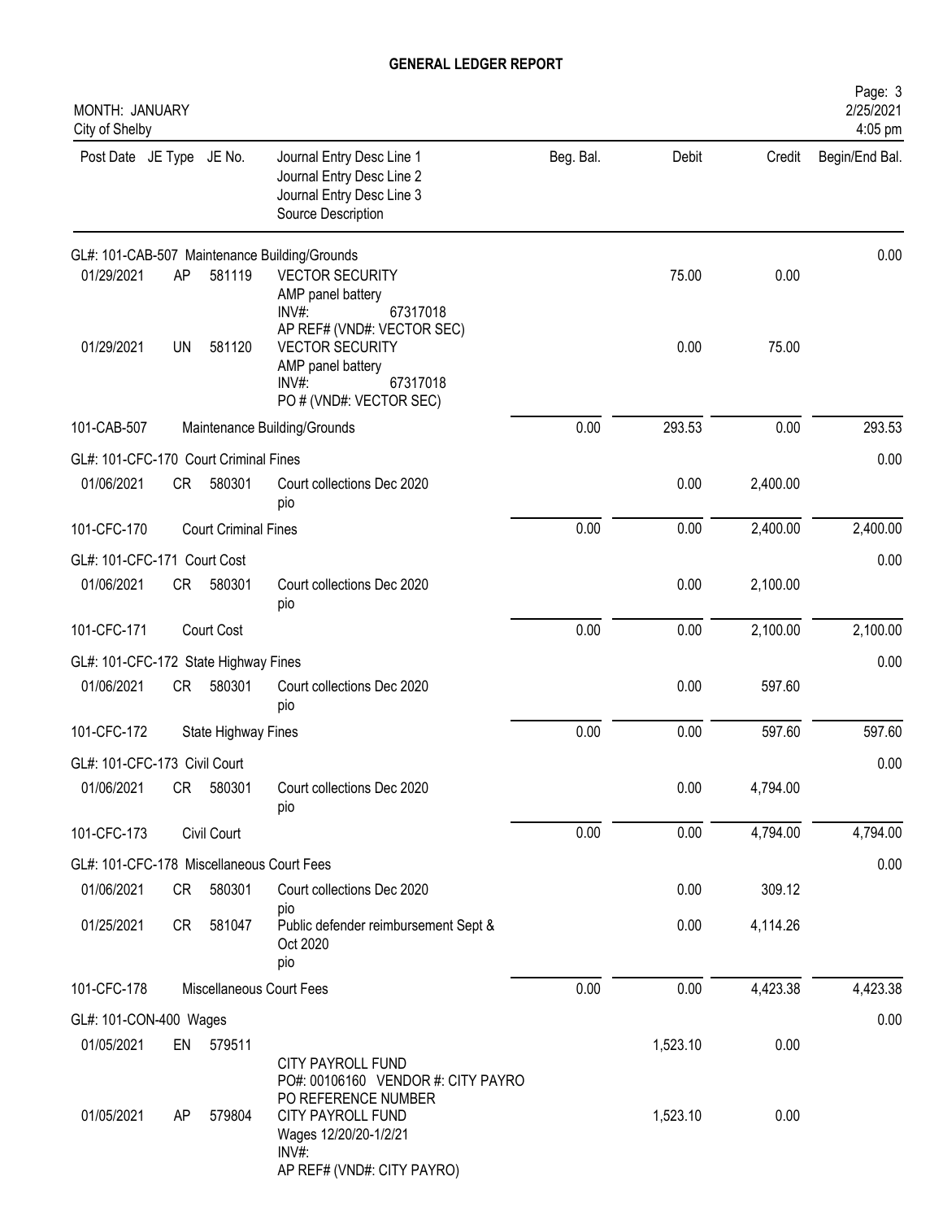# GENERAL LEDGER REPORT

MONTH: JANUARY
City of Shelby

2/25/2021
4:05 pm

| Post Date | JE Type | JE No. | Journal Entry Desc Line 1 / Journal Entry Desc Line 2 / Journal Entry Desc Line 3 / Source Description | Beg. Bal. | Debit | Credit | Begin/End Bal. |
|---|---|---|---|---|---|---|---|
| GL#: 101-CAB-507 Maintenance Building/Grounds | | | | | | | 0.00 |
| 01/29/2021 | AP | 581119 | VECTOR SECURITY<br>AMP panel battery<br>INV#: 67317018<br>AP REF# (VND#: VECTOR SEC) | | 75.00 | 0.00 | |
| 01/29/2021 | UN | 581120 | VECTOR SECURITY<br>AMP panel battery<br>INV#: 67317018<br>PO # (VND#: VECTOR SEC) | | 0.00 | 75.00 | |
| 101-CAB-507 | | | Maintenance Building/Grounds | 0.00 | 293.53 | 0.00 | 293.53 |
| GL#: 101-CFC-170 Court Criminal Fines | | | | | | | 0.00 |
| 01/06/2021 | CR | 580301 | Court collections Dec 2020<br>pio | | 0.00 | 2,400.00 | |
| 101-CFC-170 | | | Court Criminal Fines | 0.00 | 0.00 | 2,400.00 | 2,400.00 |
| GL#: 101-CFC-171 Court Cost | | | | | | | 0.00 |
| 01/06/2021 | CR | 580301 | Court collections Dec 2020<br>pio | | 0.00 | 2,100.00 | |
| 101-CFC-171 | | | Court Cost | 0.00 | 0.00 | 2,100.00 | 2,100.00 |
| GL#: 101-CFC-172 State Highway Fines | | | | | | | 0.00 |
| 01/06/2021 | CR | 580301 | Court collections Dec 2020<br>pio | | 0.00 | 597.60 | |
| 101-CFC-172 | | | State Highway Fines | 0.00 | 0.00 | 597.60 | 597.60 |
| GL#: 101-CFC-173 Civil Court | | | | | | | 0.00 |
| 01/06/2021 | CR | 580301 | Court collections Dec 2020<br>pio | | 0.00 | 4,794.00 | |
| 101-CFC-173 | | | Civil Court | 0.00 | 0.00 | 4,794.00 | 4,794.00 |
| GL#: 101-CFC-178 Miscellaneous Court Fees | | | | | | | 0.00 |
| 01/06/2021 | CR | 580301 | Court collections Dec 2020<br>pio | | 0.00 | 309.12 | |
| 01/25/2021 | CR | 581047 | Public defender reimbursement Sept & Oct 2020<br>pio | | 0.00 | 4,114.26 | |
| 101-CFC-178 | | | Miscellaneous Court Fees | 0.00 | 0.00 | 4,423.38 | 4,423.38 |
| GL#: 101-CON-400 Wages | | | | | | | 0.00 |
| 01/05/2021 | EN | 579511 | CITY PAYROLL FUND<br>PO#: 00106160 VENDOR #: CITY PAYRO<br>PO REFERENCE NUMBER | | 1,523.10 | 0.00 | |
| 01/05/2021 | AP | 579804 | CITY PAYROLL FUND<br>Wages 12/20/20-1/2/21<br>INV#:<br>AP REF# (VND#: CITY PAYRO) | | 1,523.10 | 0.00 | |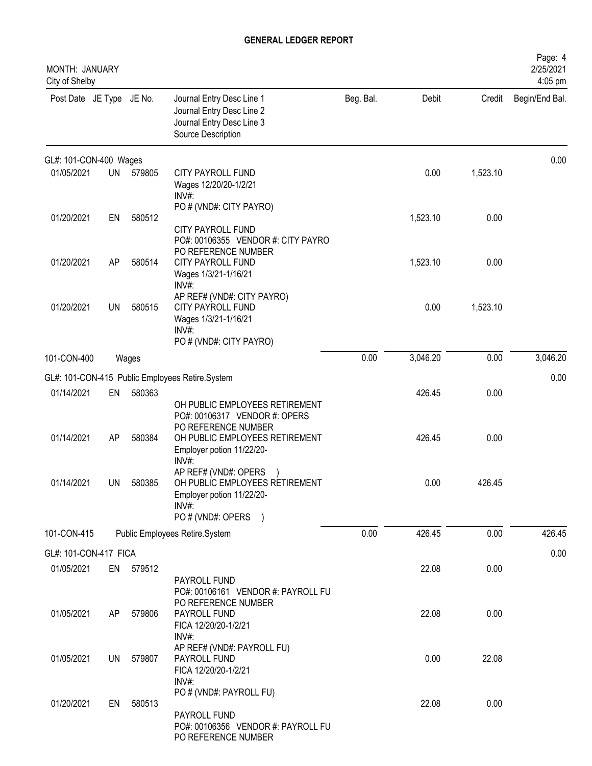# GENERAL LEDGER REPORT

MONTH: JANUARY
City of Shelby

2/25/2021
4:05 pm

| Post Date | JE Type | JE No. | Journal Entry Desc Line 1<br>Journal Entry Desc Line 2<br>Journal Entry Desc Line 3<br>Source Description | Beg. Bal. | Debit | Credit | Begin/End Bal. |
|---|---|---|---|---|---|---|---|
| GL#: 101-CON-400 Wages | | | | | | | 0.00 |
| 01/05/2021 | UN | 579805 | CITY PAYROLL FUND<br>Wages 12/20/20-1/2/21<br>INV#:<br>PO # (VND#: CITY PAYRO) | | 0.00 | 1,523.10 | |
| 01/20/2021 | EN | 580512 | CITY PAYROLL FUND<br>PO#: 00106355 VENDOR #: CITY PAYRO<br>PO REFERENCE NUMBER | | 1,523.10 | 0.00 | |
| 01/20/2021 | AP | 580514 | CITY PAYROLL FUND<br>Wages 1/3/21-1/16/21<br>INV#:<br>AP REF# (VND#: CITY PAYRO) | | 1,523.10 | 0.00 | |
| 01/20/2021 | UN | 580515 | CITY PAYROLL FUND<br>Wages 1/3/21-1/16/21<br>INV#:<br>PO # (VND#: CITY PAYRO) | | 0.00 | 1,523.10 | |
| 101-CON-400 | | | Wages | 0.00 | 3,046.20 | 0.00 | 3,046.20 |
| GL#: 101-CON-415 Public Employees Retire.System | | | | | | | 0.00 |
| 01/14/2021 | EN | 580363 | OH PUBLIC EMPLOYEES RETIREMENT<br>PO#: 00106317 VENDOR #: OPERS<br>PO REFERENCE NUMBER | | 426.45 | 0.00 | |
| 01/14/2021 | AP | 580384 | OH PUBLIC EMPLOYEES RETIREMENT<br>Employer potion 11/22/20-<br>INV#:<br>AP REF# (VND#: OPERS ) | | 426.45 | 0.00 | |
| 01/14/2021 | UN | 580385 | OH PUBLIC EMPLOYEES RETIREMENT<br>Employer potion 11/22/20-<br>INV#:<br>PO # (VND#: OPERS ) | | 0.00 | 426.45 | |
| 101-CON-415 | | | Public Employees Retire.System | 0.00 | 426.45 | 0.00 | 426.45 |
| GL#: 101-CON-417 FICA | | | | | | | 0.00 |
| 01/05/2021 | EN | 579512 | PAYROLL FUND<br>PO#: 00106161 VENDOR #: PAYROLL FU<br>PO REFERENCE NUMBER | | 22.08 | 0.00 | |
| 01/05/2021 | AP | 579806 | PAYROLL FUND<br>FICA 12/20/20-1/2/21<br>INV#:<br>AP REF# (VND#: PAYROLL FU) | | 22.08 | 0.00 | |
| 01/05/2021 | UN | 579807 | PAYROLL FUND<br>FICA 12/20/20-1/2/21<br>INV#:<br>PO # (VND#: PAYROLL FU) | | 0.00 | 22.08 | |
| 01/20/2021 | EN | 580513 | PAYROLL FUND<br>PO#: 00106356 VENDOR #: PAYROLL FU<br>PO REFERENCE NUMBER | | 22.08 | 0.00 | |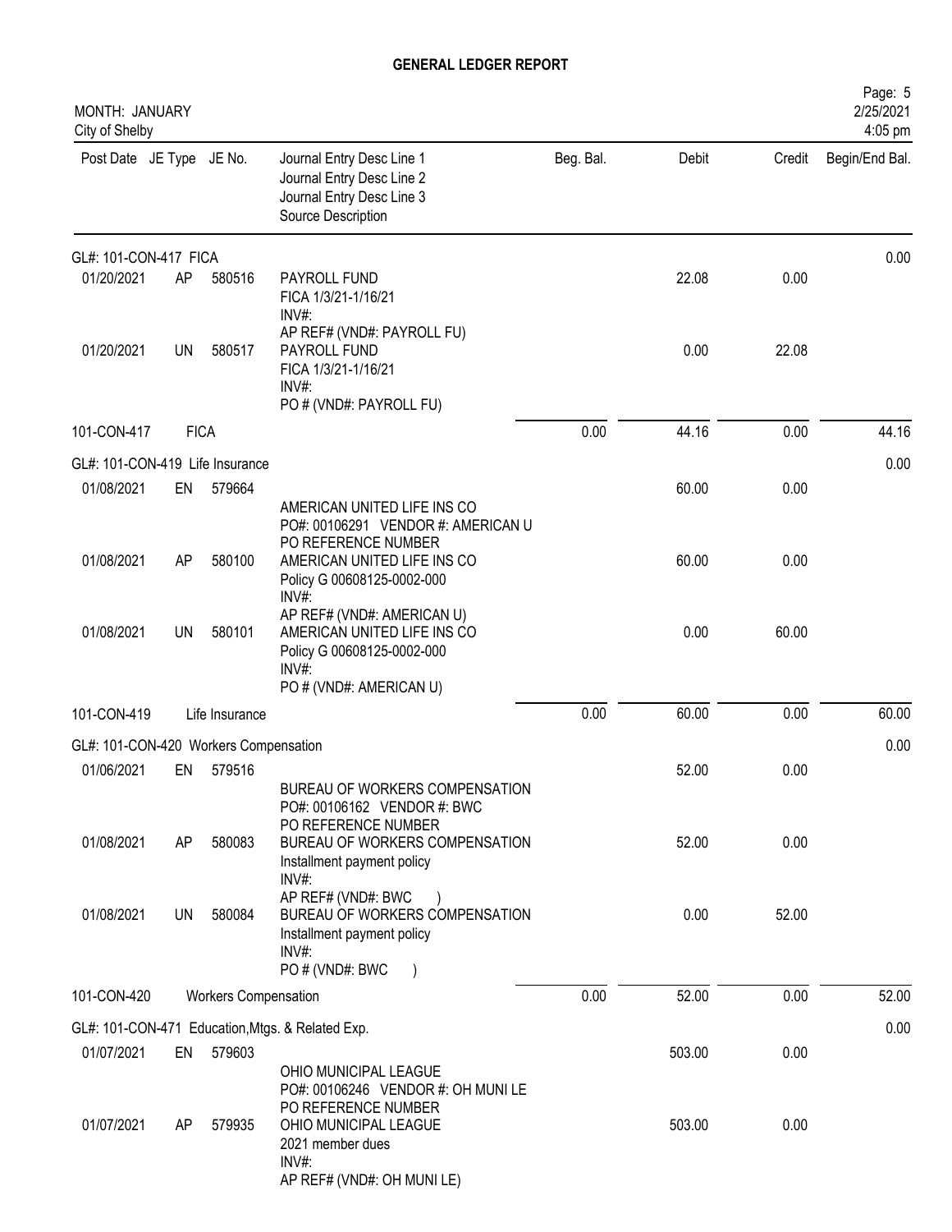# GENERAL LEDGER REPORT

MONTH: JANUARY
City of Shelby

Page: 5
2/25/2021
4:05 pm

| Post Date | JE Type | JE No. | Journal Entry Desc Line 1 / Journal Entry Desc Line 2 / Journal Entry Desc Line 3 / Source Description | Beg. Bal. | Debit | Credit | Begin/End Bal. |
|---|---|---|---|---|---|---|---|
| **GL#: 101-CON-417 FICA** | | | | | | | 0.00 |
| 01/20/2021 | AP | 580516 | PAYROLL FUND<br>FICA 1/3/21-1/16/21<br>INV#:<br>AP REF# (VND#: PAYROLL FU) | | 22.08 | 0.00 | |
| 01/20/2021 | UN | 580517 | PAYROLL FUND<br>FICA 1/3/21-1/16/21<br>INV#:<br>PO # (VND#: PAYROLL FU) | | 0.00 | 22.08 | |
| 101-CON-417 | FICA | | | 0.00 | 44.16 | 0.00 | 44.16 |
| **GL#: 101-CON-419 Life Insurance** | | | | | | | 0.00 |
| 01/08/2021 | EN | 579664 | AMERICAN UNITED LIFE INS CO<br>PO#: 00106291 VENDOR #: AMERICAN U<br>PO REFERENCE NUMBER | | 60.00 | 0.00 | |
| 01/08/2021 | AP | 580100 | AMERICAN UNITED LIFE INS CO<br>Policy G 00608125-0002-000<br>INV#:<br>AP REF# (VND#: AMERICAN U) | | 60.00 | 0.00 | |
| 01/08/2021 | UN | 580101 | AMERICAN UNITED LIFE INS CO<br>Policy G 00608125-0002-000<br>INV#:<br>PO # (VND#: AMERICAN U) | | 0.00 | 60.00 | |
| 101-CON-419 | Life Insurance | | | 0.00 | 60.00 | 0.00 | 60.00 |
| **GL#: 101-CON-420 Workers Compensation** | | | | | | | 0.00 |
| 01/06/2021 | EN | 579516 | BUREAU OF WORKERS COMPENSATION<br>PO#: 00106162 VENDOR #: BWC<br>PO REFERENCE NUMBER | | 52.00 | 0.00 | |
| 01/08/2021 | AP | 580083 | BUREAU OF WORKERS COMPENSATION<br>Installment payment policy<br>INV#:<br>AP REF# (VND#: BWC ) | | 52.00 | 0.00 | |
| 01/08/2021 | UN | 580084 | BUREAU OF WORKERS COMPENSATION<br>Installment payment policy<br>INV#:<br>PO # (VND#: BWC ) | | 0.00 | 52.00 | |
| 101-CON-420 | Workers Compensation | | | 0.00 | 52.00 | 0.00 | 52.00 |
| **GL#: 101-CON-471 Education,Mtgs. & Related Exp.** | | | | | | | 0.00 |
| 01/07/2021 | EN | 579603 | OHIO MUNICIPAL LEAGUE<br>PO#: 00106246 VENDOR #: OH MUNI LE<br>PO REFERENCE NUMBER | | 503.00 | 0.00 | |
| 01/07/2021 | AP | 579935 | OHIO MUNICIPAL LEAGUE<br>2021 member dues<br>INV#:<br>AP REF# (VND#: OH MUNI LE) | | 503.00 | 0.00 | |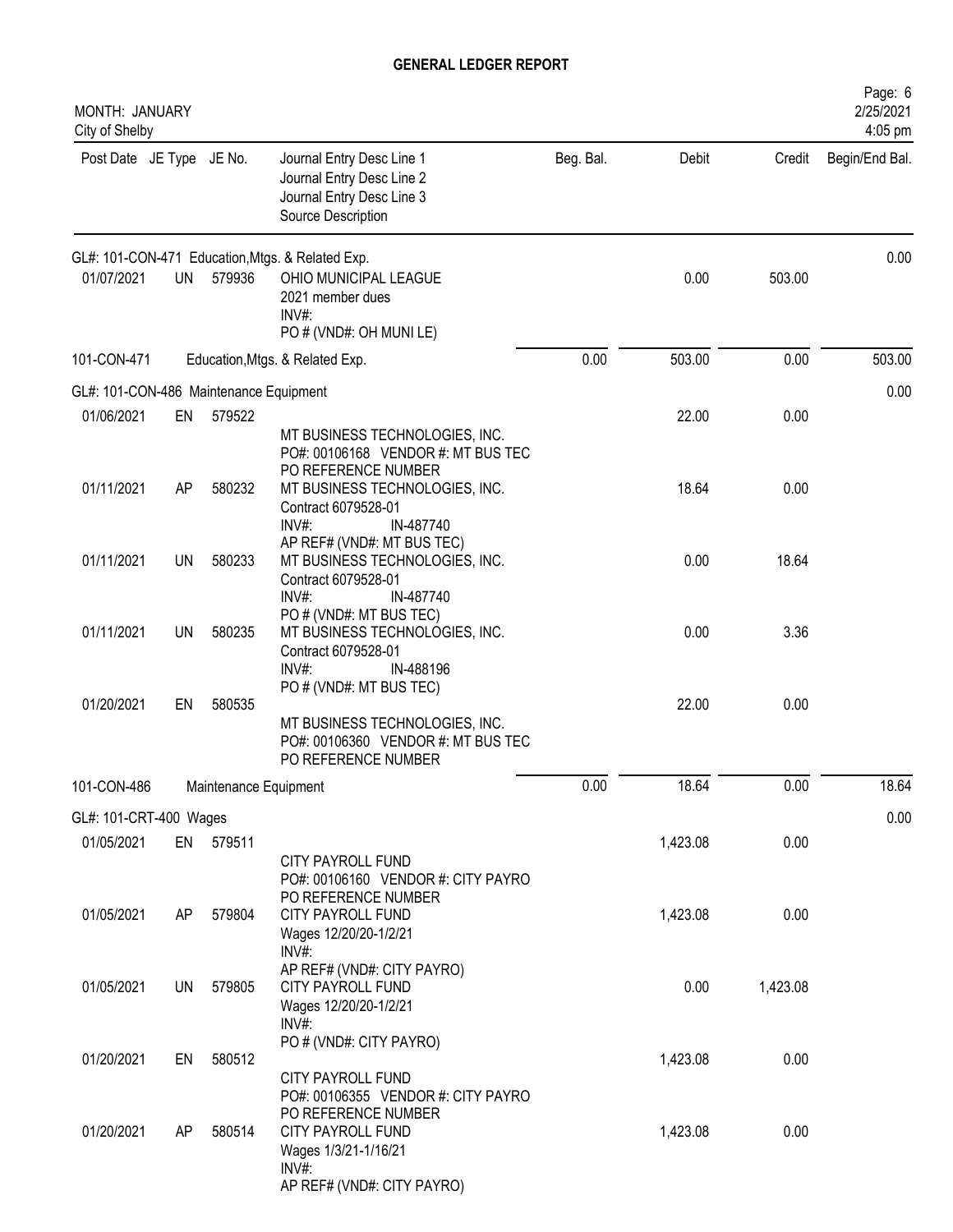# GENERAL LEDGER REPORT

MONTH: JANUARY
City of Shelby

| Post Date | JE Type | JE No. | Journal Entry Desc Line 1 / Journal Entry Desc Line 2 / Journal Entry Desc Line 3 / Source Description | Beg. Bal. | Debit | Credit | Begin/End Bal. |
|---|---|---|---|---|---|---|---|
| GL#: 101-CON-471 Education,Mtgs. & Related Exp. | | | | | | | 0.00 |
| 01/07/2021 | UN | 579936 | OHIO MUNICIPAL LEAGUE<br>2021 member dues<br>INV#:<br>PO # (VND#: OH MUNI LE) | | 0.00 | 503.00 | |
| 101-CON-471 | | | Education,Mtgs. & Related Exp. | 0.00 | 503.00 | 0.00 | 503.00 |
| GL#: 101-CON-486 Maintenance Equipment | | | | | | | 0.00 |
| 01/06/2021 | EN | 579522 | MT BUSINESS TECHNOLOGIES, INC.<br>PO#: 00106168 VENDOR #: MT BUS TEC<br>PO REFERENCE NUMBER | | 22.00 | 0.00 | |
| 01/11/2021 | AP | 580232 | MT BUSINESS TECHNOLOGIES, INC.<br>Contract 6079528-01<br>INV#: IN-487740<br>AP REF# (VND#: MT BUS TEC) | | 18.64 | 0.00 | |
| 01/11/2021 | UN | 580233 | MT BUSINESS TECHNOLOGIES, INC.<br>Contract 6079528-01<br>INV#: IN-487740<br>PO # (VND#: MT BUS TEC) | | 0.00 | 18.64 | |
| 01/11/2021 | UN | 580235 | MT BUSINESS TECHNOLOGIES, INC.<br>Contract 6079528-01<br>INV#: IN-488196<br>PO # (VND#: MT BUS TEC) | | 0.00 | 3.36 | |
| 01/20/2021 | EN | 580535 | MT BUSINESS TECHNOLOGIES, INC.<br>PO#: 00106360 VENDOR #: MT BUS TEC<br>PO REFERENCE NUMBER | | 22.00 | 0.00 | |
| 101-CON-486 | | | Maintenance Equipment | 0.00 | 18.64 | 0.00 | 18.64 |
| GL#: 101-CRT-400 Wages | | | | | | | 0.00 |
| 01/05/2021 | EN | 579511 | CITY PAYROLL FUND<br>PO#: 00106160 VENDOR #: CITY PAYRO<br>PO REFERENCE NUMBER | | 1,423.08 | 0.00 | |
| 01/05/2021 | AP | 579804 | CITY PAYROLL FUND<br>Wages 12/20/20-1/2/21<br>INV#:<br>AP REF# (VND#: CITY PAYRO) | | 1,423.08 | 0.00 | |
| 01/05/2021 | UN | 579805 | CITY PAYROLL FUND<br>Wages 12/20/20-1/2/21<br>INV#:<br>PO # (VND#: CITY PAYRO) | | 0.00 | 1,423.08 | |
| 01/20/2021 | EN | 580512 | CITY PAYROLL FUND<br>PO#: 00106355 VENDOR #: CITY PAYRO<br>PO REFERENCE NUMBER | | 1,423.08 | 0.00 | |
| 01/20/2021 | AP | 580514 | CITY PAYROLL FUND<br>Wages 1/3/21-1/16/21<br>INV#:<br>AP REF# (VND#: CITY PAYRO) | | 1,423.08 | 0.00 | |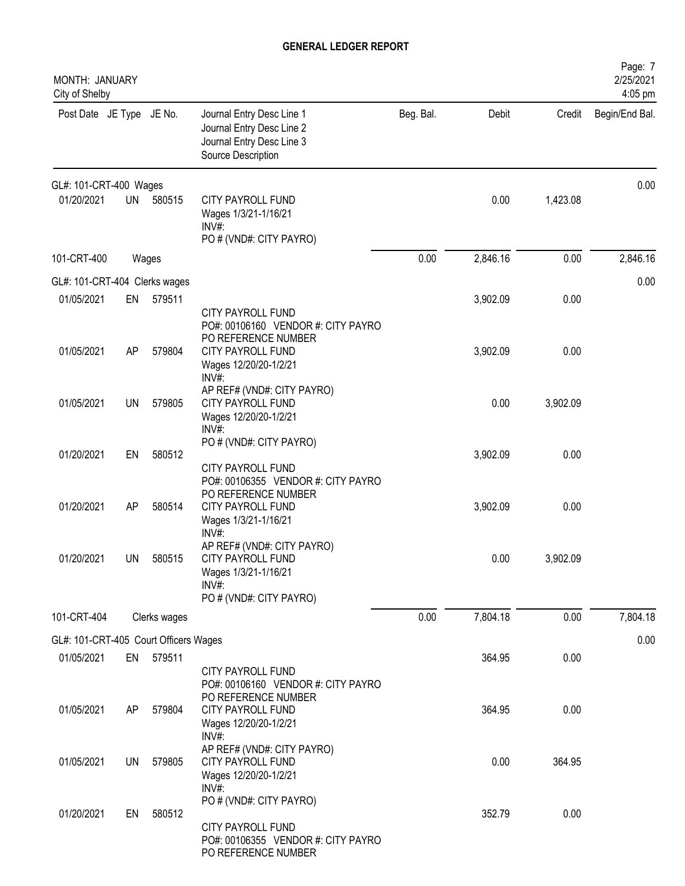**GENERAL LEDGER REPORT**

MONTH: JANUARY
City of Shelby

| Post Date | JE Type | JE No. | Journal Entry Desc Line 1<br>Journal Entry Desc Line 2<br>Journal Entry Desc Line 3<br>Source Description | Beg. Bal. | Debit | Credit | Begin/End Bal. |
|---|---|---|---|---|---|---|---|
| **GL#: 101-CRT-400 Wages** | | | | | | | 0.00 |
| 01/20/2021 | UN | 580515 | CITY PAYROLL FUND<br>Wages 1/3/21-1/16/21<br>INV#:<br>PO # (VND#: CITY PAYRO) | | 0.00 | 1,423.08 | |
| 101-CRT-400 | | Wages | | 0.00 | 2,846.16 | 0.00 | 2,846.16 |
| **GL#: 101-CRT-404 Clerks wages** | | | | | | | 0.00 |
| 01/05/2021 | EN | 579511 | CITY PAYROLL FUND<br>PO#: 00106160 VENDOR #: CITY PAYRO<br>PO REFERENCE NUMBER | | 3,902.09 | 0.00 | |
| 01/05/2021 | AP | 579804 | CITY PAYROLL FUND<br>Wages 12/20/20-1/2/21<br>INV#:<br>AP REF# (VND#: CITY PAYRO) | | 3,902.09 | 0.00 | |
| 01/05/2021 | UN | 579805 | CITY PAYROLL FUND<br>Wages 12/20/20-1/2/21<br>INV#:<br>PO # (VND#: CITY PAYRO) | | 0.00 | 3,902.09 | |
| 01/20/2021 | EN | 580512 | CITY PAYROLL FUND<br>PO#: 00106355 VENDOR #: CITY PAYRO<br>PO REFERENCE NUMBER | | 3,902.09 | 0.00 | |
| 01/20/2021 | AP | 580514 | CITY PAYROLL FUND<br>Wages 1/3/21-1/16/21<br>INV#:<br>AP REF# (VND#: CITY PAYRO) | | 3,902.09 | 0.00 | |
| 01/20/2021 | UN | 580515 | CITY PAYROLL FUND<br>Wages 1/3/21-1/16/21<br>INV#:<br>PO # (VND#: CITY PAYRO) | | 0.00 | 3,902.09 | |
| 101-CRT-404 | | Clerks wages | | 0.00 | 7,804.18 | 0.00 | 7,804.18 |
| **GL#: 101-CRT-405 Court Officers Wages** | | | | | | | 0.00 |
| 01/05/2021 | EN | 579511 | CITY PAYROLL FUND<br>PO#: 00106160 VENDOR #: CITY PAYRO<br>PO REFERENCE NUMBER | | 364.95 | 0.00 | |
| 01/05/2021 | AP | 579804 | CITY PAYROLL FUND<br>Wages 12/20/20-1/2/21<br>INV#:<br>AP REF# (VND#: CITY PAYRO) | | 364.95 | 0.00 | |
| 01/05/2021 | UN | 579805 | CITY PAYROLL FUND<br>Wages 12/20/20-1/2/21<br>INV#:<br>PO # (VND#: CITY PAYRO) | | 0.00 | 364.95 | |
| 01/20/2021 | EN | 580512 | CITY PAYROLL FUND<br>PO#: 00106355 VENDOR #: CITY PAYRO<br>PO REFERENCE NUMBER | | 352.79 | 0.00 | |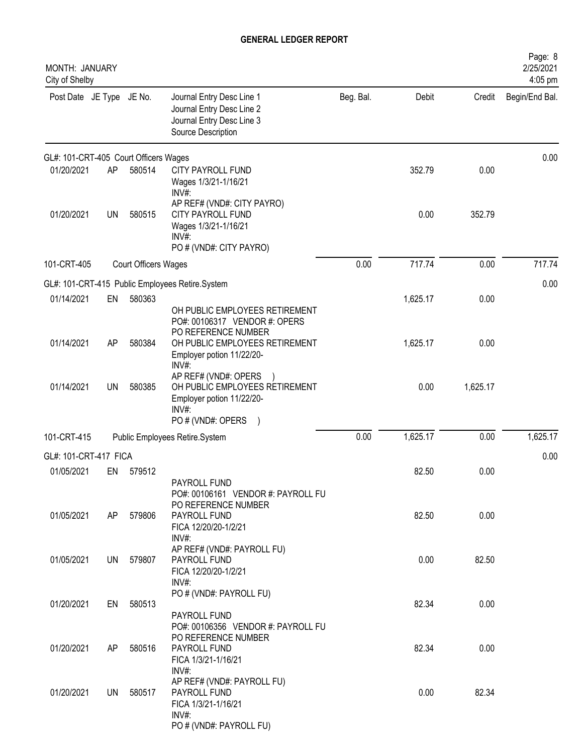# GENERAL LEDGER REPORT

MONTH: JANUARY
City of Shelby

2/25/2021
4:05 pm

| Post Date | JE Type | JE No. | Journal Entry Desc Line 1<br>Journal Entry Desc Line 2<br>Journal Entry Desc Line 3<br>Source Description | Beg. Bal. | Debit | Credit | Begin/End Bal. |
|---|---|---|---|---|---|---|---|
| GL#: 101-CRT-405 Court Officers Wages | | | | | | | 0.00 |
| 01/20/2021 | AP | 580514 | CITY PAYROLL FUND<br>Wages 1/3/21-1/16/21<br>INV#:<br>AP REF# (VND#: CITY PAYRO) | | 352.79 | 0.00 | |
| 01/20/2021 | UN | 580515 | CITY PAYROLL FUND<br>Wages 1/3/21-1/16/21<br>INV#:<br>PO # (VND#: CITY PAYRO) | | 0.00 | 352.79 | |
| 101-CRT-405 | | Court Officers Wages | | 0.00 | 717.74 | 0.00 | 717.74 |
| GL#: 101-CRT-415 Public Employees Retire.System | | | | | | | 0.00 |
| 01/14/2021 | EN | 580363 | OH PUBLIC EMPLOYEES RETIREMENT<br>PO#: 00106317 VENDOR #: OPERS<br>PO REFERENCE NUMBER | | 1,625.17 | 0.00 | |
| 01/14/2021 | AP | 580384 | OH PUBLIC EMPLOYEES RETIREMENT<br>Employer potion 11/22/20-<br>INV#:<br>AP REF# (VND#: OPERS ) | | 1,625.17 | 0.00 | |
| 01/14/2021 | UN | 580385 | OH PUBLIC EMPLOYEES RETIREMENT<br>Employer potion 11/22/20-<br>INV#:<br>PO # (VND#: OPERS ) | | 0.00 | 1,625.17 | |
| 101-CRT-415 | | Public Employees Retire.System | | 0.00 | 1,625.17 | 0.00 | 1,625.17 |
| GL#: 101-CRT-417 FICA | | | | | | | 0.00 |
| 01/05/2021 | EN | 579512 | PAYROLL FUND<br>PO#: 00106161 VENDOR #: PAYROLL FU<br>PO REFERENCE NUMBER | | 82.50 | 0.00 | |
| 01/05/2021 | AP | 579806 | PAYROLL FUND<br>FICA 12/20/20-1/2/21<br>INV#:<br>AP REF# (VND#: PAYROLL FU) | | 82.50 | 0.00 | |
| 01/05/2021 | UN | 579807 | PAYROLL FUND<br>FICA 12/20/20-1/2/21<br>INV#:<br>PO # (VND#: PAYROLL FU) | | 0.00 | 82.50 | |
| 01/20/2021 | EN | 580513 | PAYROLL FUND<br>PO#: 00106356 VENDOR #: PAYROLL FU<br>PO REFERENCE NUMBER | | 82.34 | 0.00 | |
| 01/20/2021 | AP | 580516 | PAYROLL FUND<br>FICA 1/3/21-1/16/21<br>INV#:<br>AP REF# (VND#: PAYROLL FU) | | 82.34 | 0.00 | |
| 01/20/2021 | UN | 580517 | PAYROLL FUND<br>FICA 1/3/21-1/16/21<br>INV#:<br>PO # (VND#: PAYROLL FU) | | 0.00 | 82.34 | |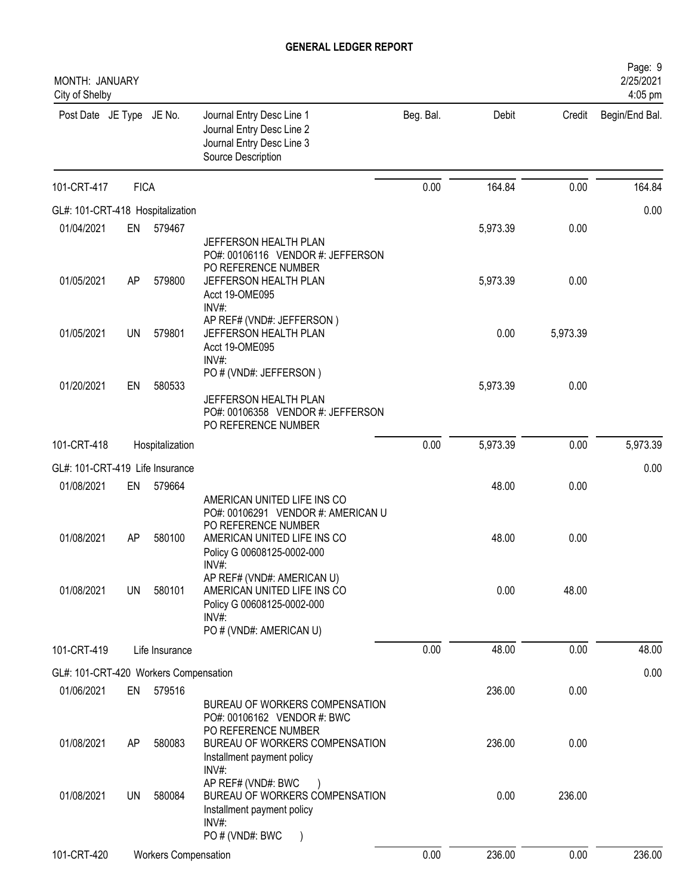# GENERAL LEDGER REPORT

MONTH: JANUARY
City of Shelby

2/25/2021
4:05 pm

| Post Date | JE Type | JE No. | Journal Entry Desc Line 1<br>Journal Entry Desc Line 2<br>Journal Entry Desc Line 3<br>Source Description | Beg. Bal. | Debit | Credit | Begin/End Bal. |
|---|---|---|---|---|---|---|---|
| 101-CRT-417 | FICA | | | 0.00 | 164.84 | 0.00 | 164.84 |
| GL#: 101-CRT-418 Hospitalization | | | | | | | 0.00 |
| 01/04/2021 | EN | 579467 | JEFFERSON HEALTH PLAN<br>PO#: 00106116 VENDOR #: JEFFERSON<br>PO REFERENCE NUMBER | | 5,973.39 | 0.00 | |
| 01/05/2021 | AP | 579800 | JEFFERSON HEALTH PLAN<br>Acct 19-OME095<br>INV#:<br>AP REF# (VND#: JEFFERSON ) | | 5,973.39 | 0.00 | |
| 01/05/2021 | UN | 579801 | JEFFERSON HEALTH PLAN<br>Acct 19-OME095<br>INV#:<br>PO # (VND#: JEFFERSON ) | | 0.00 | 5,973.39 | |
| 01/20/2021 | EN | 580533 | JEFFERSON HEALTH PLAN<br>PO#: 00106358 VENDOR #: JEFFERSON<br>PO REFERENCE NUMBER | | 5,973.39 | 0.00 | |
| 101-CRT-418 | Hospitalization | | | 0.00 | 5,973.39 | 0.00 | 5,973.39 |
| GL#: 101-CRT-419 Life Insurance | | | | | | | 0.00 |
| 01/08/2021 | EN | 579664 | AMERICAN UNITED LIFE INS CO<br>PO#: 00106291 VENDOR #: AMERICAN U<br>PO REFERENCE NUMBER | | 48.00 | 0.00 | |
| 01/08/2021 | AP | 580100 | AMERICAN UNITED LIFE INS CO<br>Policy G 00608125-0002-000<br>INV#:<br>AP REF# (VND#: AMERICAN U) | | 48.00 | 0.00 | |
| 01/08/2021 | UN | 580101 | AMERICAN UNITED LIFE INS CO<br>Policy G 00608125-0002-000<br>INV#:<br>PO # (VND#: AMERICAN U) | | 0.00 | 48.00 | |
| 101-CRT-419 | Life Insurance | | | 0.00 | 48.00 | 0.00 | 48.00 |
| GL#: 101-CRT-420 Workers Compensation | | | | | | | 0.00 |
| 01/06/2021 | EN | 579516 | BUREAU OF WORKERS COMPENSATION<br>PO#: 00106162 VENDOR #: BWC<br>PO REFERENCE NUMBER | | 236.00 | 0.00 | |
| 01/08/2021 | AP | 580083 | BUREAU OF WORKERS COMPENSATION<br>Installment payment policy<br>INV#:<br>AP REF# (VND#: BWC ) | | 236.00 | 0.00 | |
| 01/08/2021 | UN | 580084 | BUREAU OF WORKERS COMPENSATION<br>Installment payment policy<br>INV#:<br>PO # (VND#: BWC ) | | 0.00 | 236.00 | |
| 101-CRT-420 | Workers Compensation | | | 0.00 | 236.00 | 0.00 | 236.00 |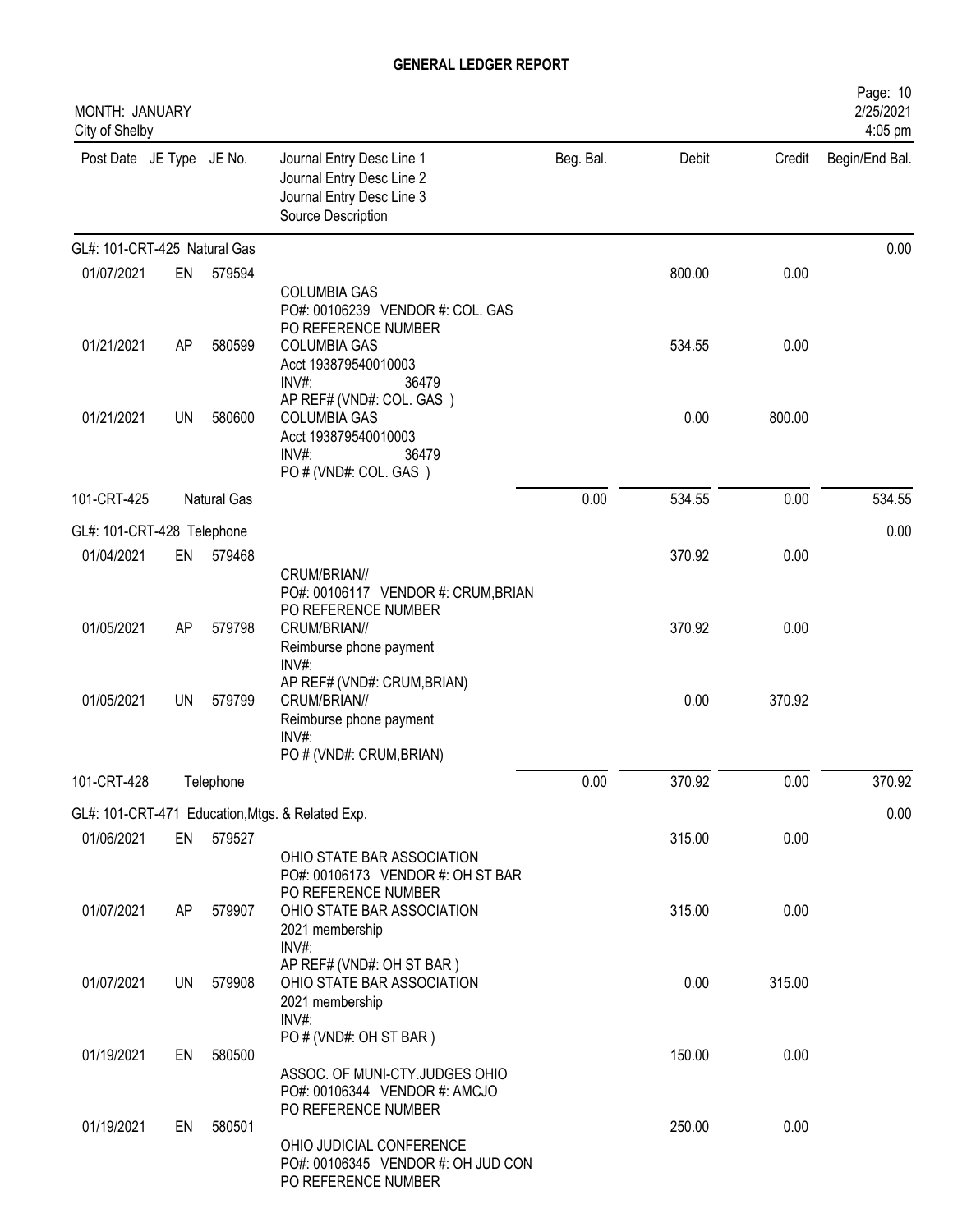# GENERAL LEDGER REPORT

MONTH: JANUARY
City of Shelby

Page: 10
2/25/2021
4:05 pm

| Post Date | JE Type | JE No. | Journal Entry Desc Line 1 / Journal Entry Desc Line 2 / Journal Entry Desc Line 3 / Source Description | Beg. Bal. | Debit | Credit | Begin/End Bal. |
|---|---|---|---|---|---|---|---|
| GL#: 101-CRT-425 Natural Gas | | | | | | | 0.00 |
| 01/07/2021 | EN | 579594 | COLUMBIA GAS<br>PO#: 00106239 VENDOR #: COL. GAS<br>PO REFERENCE NUMBER | | 800.00 | 0.00 | |
| 01/21/2021 | AP | 580599 | COLUMBIA GAS<br>Acct 193879540010003<br>INV#: 36479<br>AP REF# (VND#: COL. GAS ) | | 534.55 | 0.00 | |
| 01/21/2021 | UN | 580600 | COLUMBIA GAS<br>Acct 193879540010003<br>INV#: 36479<br>PO # (VND#: COL. GAS ) | | 0.00 | 800.00 | |
| 101-CRT-425 | | Natural Gas | | 0.00 | 534.55 | 0.00 | 534.55 |
| GL#: 101-CRT-428 Telephone | | | | | | | 0.00 |
| 01/04/2021 | EN | 579468 | CRUM/BRIAN//<br>PO#: 00106117 VENDOR #: CRUM,BRIAN<br>PO REFERENCE NUMBER | | 370.92 | 0.00 | |
| 01/05/2021 | AP | 579798 | CRUM/BRIAN//<br>Reimburse phone payment<br>INV#:<br>AP REF# (VND#: CRUM,BRIAN) | | 370.92 | 0.00 | |
| 01/05/2021 | UN | 579799 | CRUM/BRIAN//<br>Reimburse phone payment<br>INV#:<br>PO # (VND#: CRUM,BRIAN) | | 0.00 | 370.92 | |
| 101-CRT-428 | | Telephone | | 0.00 | 370.92 | 0.00 | 370.92 |
| GL#: 101-CRT-471 Education,Mtgs. & Related Exp. | | | | | | | 0.00 |
| 01/06/2021 | EN | 579527 | OHIO STATE BAR ASSOCIATION<br>PO#: 00106173 VENDOR #: OH ST BAR<br>PO REFERENCE NUMBER | | 315.00 | 0.00 | |
| 01/07/2021 | AP | 579907 | OHIO STATE BAR ASSOCIATION<br>2021 membership<br>INV#:<br>AP REF# (VND#: OH ST BAR ) | | 315.00 | 0.00 | |
| 01/07/2021 | UN | 579908 | OHIO STATE BAR ASSOCIATION<br>2021 membership<br>INV#:<br>PO # (VND#: OH ST BAR ) | | 0.00 | 315.00 | |
| 01/19/2021 | EN | 580500 | ASSOC. OF MUNI-CTY.JUDGES OHIO<br>PO#: 00106344 VENDOR #: AMCJO<br>PO REFERENCE NUMBER | | 150.00 | 0.00 | |
| 01/19/2021 | EN | 580501 | OHIO JUDICIAL CONFERENCE<br>PO#: 00106345 VENDOR #: OH JUD CON<br>PO REFERENCE NUMBER | | 250.00 | 0.00 | |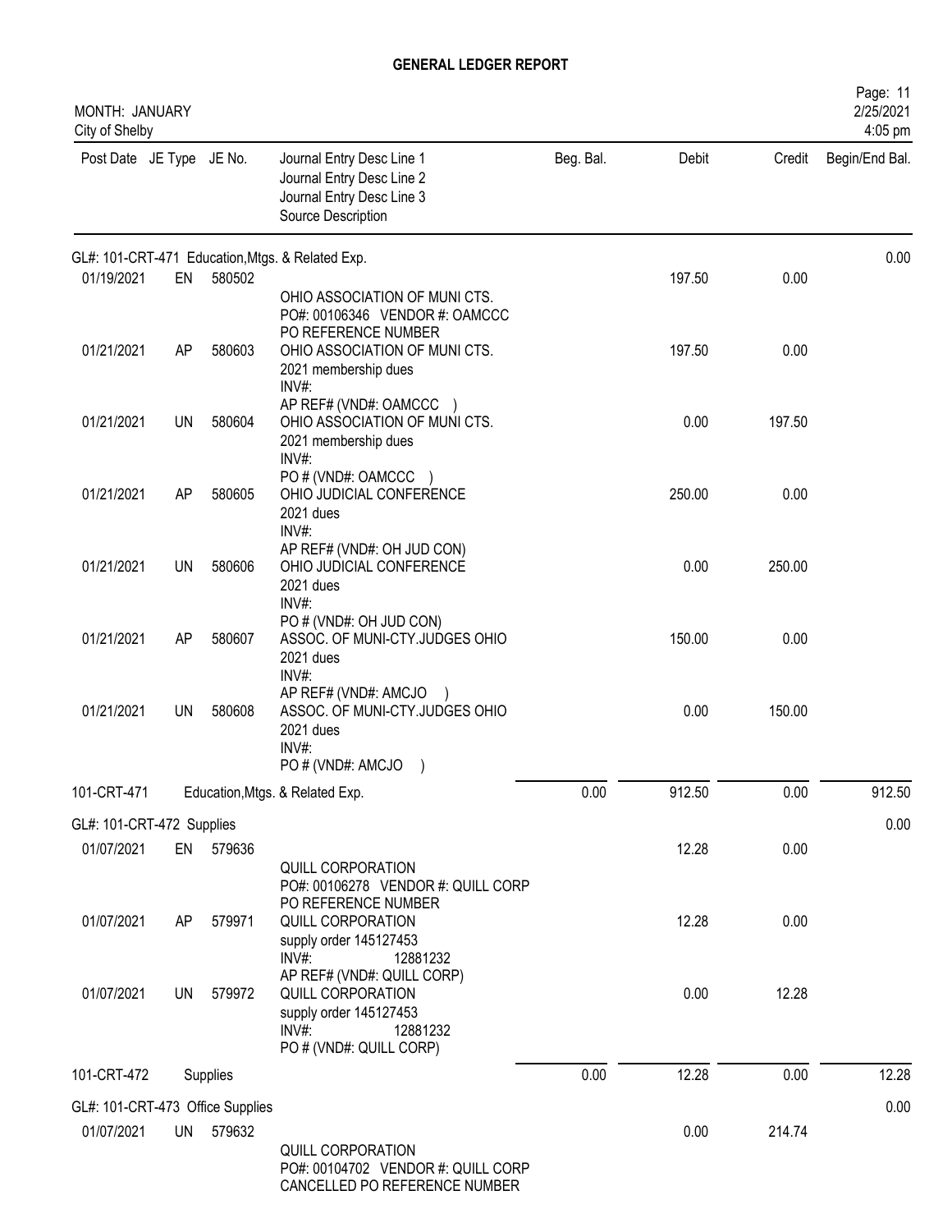# GENERAL LEDGER REPORT

MONTH: JANUARY
City of Shelby

| Post Date | JE Type | JE No. | Journal Entry Desc Line 1<br>Journal Entry Desc Line 2<br>Journal Entry Desc Line 3<br>Source Description | Beg. Bal. | Debit | Credit | Begin/End Bal. |
|---|---|---|---|---|---|---|---|
| GL#: 101-CRT-471 Education,Mtgs. & Related Exp. | | | | | | | 0.00 |
| 01/19/2021 | EN | 580502 | OHIO ASSOCIATION OF MUNI CTS.<br>PO#: 00106346 VENDOR #: OAMCCC<br>PO REFERENCE NUMBER | | 197.50 | 0.00 | |
| 01/21/2021 | AP | 580603 | OHIO ASSOCIATION OF MUNI CTS.<br>2021 membership dues<br>INV#:<br>AP REF# (VND#: OAMCCC ) | | 197.50 | 0.00 | |
| 01/21/2021 | UN | 580604 | OHIO ASSOCIATION OF MUNI CTS.<br>2021 membership dues<br>INV#:<br>PO # (VND#: OAMCCC ) | | 0.00 | 197.50 | |
| 01/21/2021 | AP | 580605 | OHIO JUDICIAL CONFERENCE<br>2021 dues<br>INV#:<br>AP REF# (VND#: OH JUD CON) | | 250.00 | 0.00 | |
| 01/21/2021 | UN | 580606 | OHIO JUDICIAL CONFERENCE<br>2021 dues<br>INV#:<br>PO # (VND#: OH JUD CON) | | 0.00 | 250.00 | |
| 01/21/2021 | AP | 580607 | ASSOC. OF MUNI-CTY.JUDGES OHIO<br>2021 dues<br>INV#:<br>AP REF# (VND#: AMCJO ) | | 150.00 | 0.00 | |
| 01/21/2021 | UN | 580608 | ASSOC. OF MUNI-CTY.JUDGES OHIO<br>2021 dues<br>INV#:<br>PO # (VND#: AMCJO ) | | 0.00 | 150.00 | |
| 101-CRT-471 | | | Education,Mtgs. & Related Exp. | 0.00 | 912.50 | 0.00 | 912.50 |
| GL#: 101-CRT-472 Supplies | | | | | | | 0.00 |
| 01/07/2021 | EN | 579636 | QUILL CORPORATION<br>PO#: 00106278 VENDOR #: QUILL CORP<br>PO REFERENCE NUMBER | | 12.28 | 0.00 | |
| 01/07/2021 | AP | 579971 | QUILL CORPORATION<br>supply order 145127453<br>INV#: 12881232<br>AP REF# (VND#: QUILL CORP) | | 12.28 | 0.00 | |
| 01/07/2021 | UN | 579972 | QUILL CORPORATION<br>supply order 145127453<br>INV#: 12881232<br>PO # (VND#: QUILL CORP) | | 0.00 | 12.28 | |
| 101-CRT-472 | | | Supplies | 0.00 | 12.28 | 0.00 | 12.28 |
| GL#: 101-CRT-473 Office Supplies | | | | | | | 0.00 |
| 01/07/2021 | UN | 579632 | QUILL CORPORATION<br>PO#: 00104702 VENDOR #: QUILL CORP<br>CANCELLED PO REFERENCE NUMBER | | 0.00 | 214.74 | |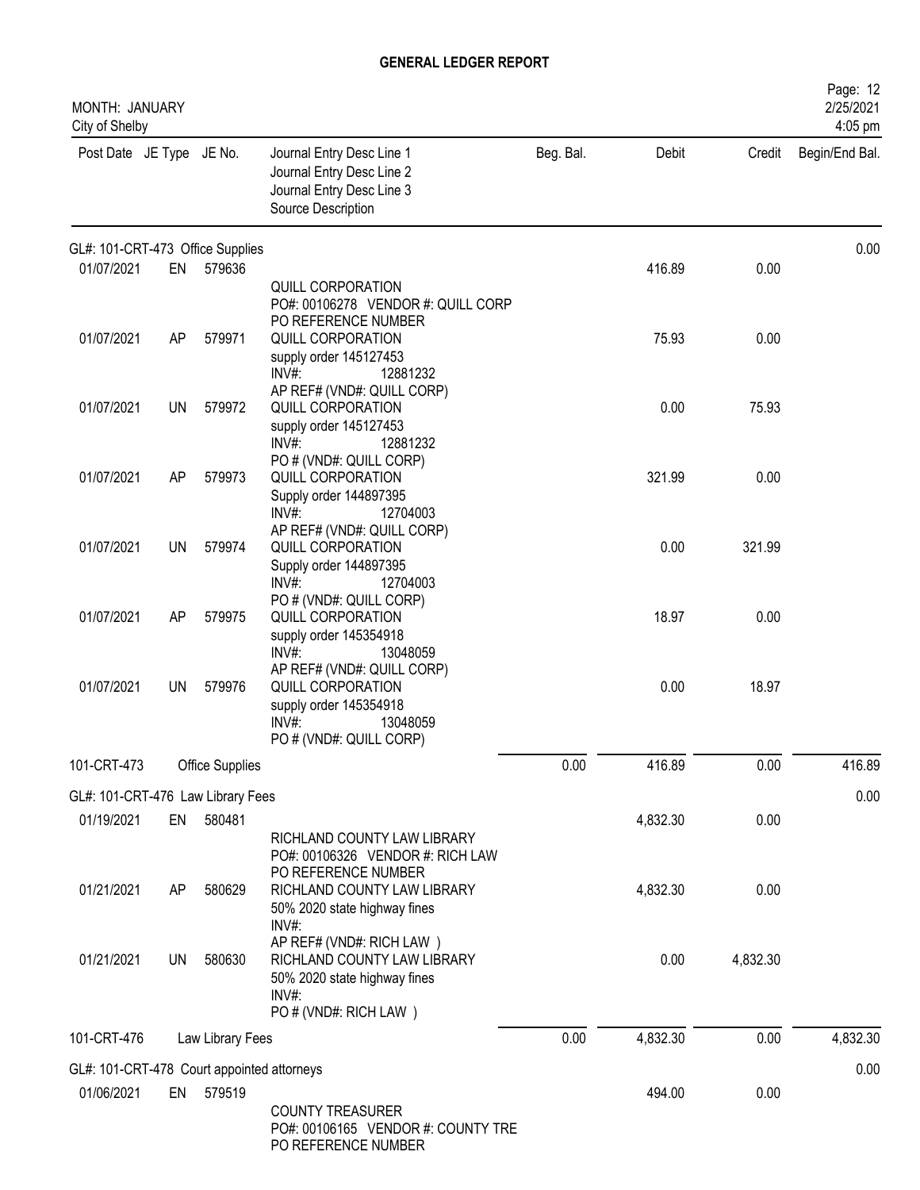# GENERAL LEDGER REPORT

MONTH: JANUARY
City of Shelby

Page: 12
2/25/2021
4:05 pm

| Post Date | JE Type | JE No. | Journal Entry Desc Line 1 / Journal Entry Desc Line 2 / Journal Entry Desc Line 3 / Source Description | Beg. Bal. | Debit | Credit | Begin/End Bal. |
|---|---|---|---|---|---|---|---|
| GL#: 101-CRT-473 Office Supplies | | | | | | | 0.00 |
| 01/07/2021 | EN | 579636 | QUILL CORPORATION<br>PO#: 00106278 VENDOR #: QUILL CORP<br>PO REFERENCE NUMBER | | 416.89 | 0.00 | |
| 01/07/2021 | AP | 579971 | QUILL CORPORATION<br>supply order 145127453<br>INV#: 12881232<br>AP REF# (VND#: QUILL CORP) | | 75.93 | 0.00 | |
| 01/07/2021 | UN | 579972 | QUILL CORPORATION<br>supply order 145127453<br>INV#: 12881232<br>PO # (VND#: QUILL CORP) | | 0.00 | 75.93 | |
| 01/07/2021 | AP | 579973 | QUILL CORPORATION<br>Supply order 144897395<br>INV#: 12704003<br>AP REF# (VND#: QUILL CORP) | | 321.99 | 0.00 | |
| 01/07/2021 | UN | 579974 | QUILL CORPORATION<br>Supply order 144897395<br>INV#: 12704003<br>PO # (VND#: QUILL CORP) | | 0.00 | 321.99 | |
| 01/07/2021 | AP | 579975 | QUILL CORPORATION<br>supply order 145354918<br>INV#: 13048059<br>AP REF# (VND#: QUILL CORP) | | 18.97 | 0.00 | |
| 01/07/2021 | UN | 579976 | QUILL CORPORATION<br>supply order 145354918<br>INV#: 13048059<br>PO # (VND#: QUILL CORP) | | 0.00 | 18.97 | |
| 101-CRT-473 | | Office Supplies | | 0.00 | 416.89 | 0.00 | 416.89 |
| GL#: 101-CRT-476 Law Library Fees | | | | | | | 0.00 |
| 01/19/2021 | EN | 580481 | RICHLAND COUNTY LAW LIBRARY<br>PO#: 00106326 VENDOR #: RICH LAW<br>PO REFERENCE NUMBER | | 4,832.30 | 0.00 | |
| 01/21/2021 | AP | 580629 | RICHLAND COUNTY LAW LIBRARY<br>50% 2020 state highway fines<br>INV#:<br>AP REF# (VND#: RICH LAW ) | | 4,832.30 | 0.00 | |
| 01/21/2021 | UN | 580630 | RICHLAND COUNTY LAW LIBRARY<br>50% 2020 state highway fines<br>INV#:<br>PO # (VND#: RICH LAW ) | | 0.00 | 4,832.30 | |
| 101-CRT-476 | | Law Library Fees | | 0.00 | 4,832.30 | 0.00 | 4,832.30 |
| GL#: 101-CRT-478 Court appointed attorneys | | | | | | | 0.00 |
| 01/06/2021 | EN | 579519 | COUNTY TREASURER<br>PO#: 00106165 VENDOR #: COUNTY TRE<br>PO REFERENCE NUMBER | | 494.00 | 0.00 | |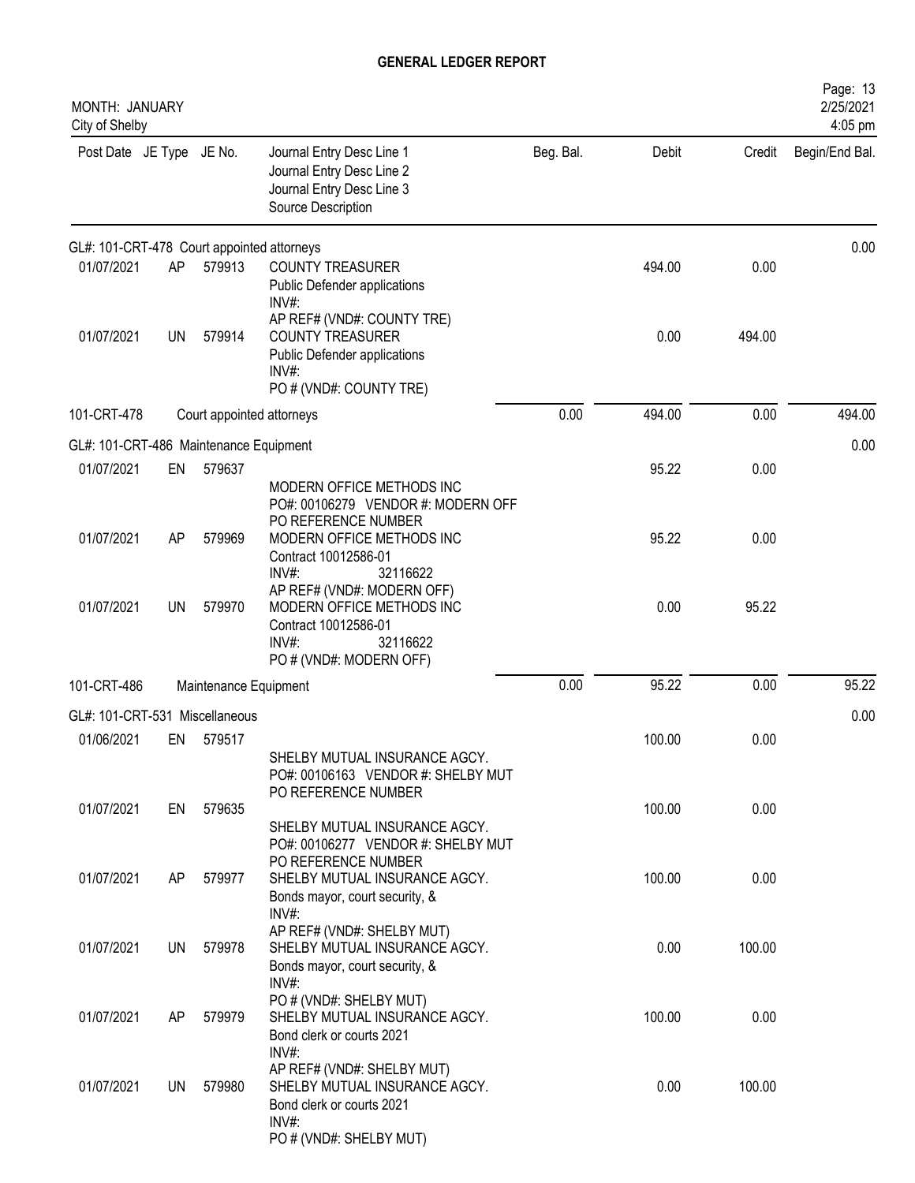# GENERAL LEDGER REPORT

MONTH: JANUARY
City of Shelby

| Post Date | JE Type | JE No. | Journal Entry Desc Line 1 / Journal Entry Desc Line 2 / Journal Entry Desc Line 3 / Source Description | Beg. Bal. | Debit | Credit | Begin/End Bal. |
|---|---|---|---|---|---|---|---|
| **GL#: 101-CRT-478 Court appointed attorneys** | | | | | | | 0.00 |
| 01/07/2021 | AP | 579913 | COUNTY TREASURER<br>Public Defender applications<br>INV#:<br>AP REF# (VND#: COUNTY TRE) | | 494.00 | 0.00 | |
| 01/07/2021 | UN | 579914 | COUNTY TREASURER<br>Public Defender applications<br>INV#:<br>PO # (VND#: COUNTY TRE) | | 0.00 | 494.00 | |
| 101-CRT-478 | | | Court appointed attorneys | 0.00 | 494.00 | 0.00 | 494.00 |
| **GL#: 101-CRT-486 Maintenance Equipment** | | | | | | | 0.00 |
| 01/07/2021 | EN | 579637 | MODERN OFFICE METHODS INC<br>PO#: 00106279 VENDOR #: MODERN OFF<br>PO REFERENCE NUMBER | | 95.22 | 0.00 | |
| 01/07/2021 | AP | 579969 | MODERN OFFICE METHODS INC<br>Contract 10012586-01<br>INV#: 32116622<br>AP REF# (VND#: MODERN OFF) | | 95.22 | 0.00 | |
| 01/07/2021 | UN | 579970 | MODERN OFFICE METHODS INC<br>Contract 10012586-01<br>INV#: 32116622<br>PO # (VND#: MODERN OFF) | | 0.00 | 95.22 | |
| 101-CRT-486 | | | Maintenance Equipment | 0.00 | 95.22 | 0.00 | 95.22 |
| **GL#: 101-CRT-531 Miscellaneous** | | | | | | | 0.00 |
| 01/06/2021 | EN | 579517 | SHELBY MUTUAL INSURANCE AGCY.<br>PO#: 00106163 VENDOR #: SHELBY MUT<br>PO REFERENCE NUMBER | | 100.00 | 0.00 | |
| 01/07/2021 | EN | 579635 | SHELBY MUTUAL INSURANCE AGCY.<br>PO#: 00106277 VENDOR #: SHELBY MUT<br>PO REFERENCE NUMBER | | 100.00 | 0.00 | |
| 01/07/2021 | AP | 579977 | SHELBY MUTUAL INSURANCE AGCY.<br>Bonds mayor, court security, &<br>INV#:<br>AP REF# (VND#: SHELBY MUT) | | 100.00 | 0.00 | |
| 01/07/2021 | UN | 579978 | SHELBY MUTUAL INSURANCE AGCY.<br>Bonds mayor, court security, &<br>INV#:<br>PO # (VND#: SHELBY MUT) | | 0.00 | 100.00 | |
| 01/07/2021 | AP | 579979 | SHELBY MUTUAL INSURANCE AGCY.<br>Bond clerk or courts 2021<br>INV#:<br>AP REF# (VND#: SHELBY MUT) | | 100.00 | 0.00 | |
| 01/07/2021 | UN | 579980 | SHELBY MUTUAL INSURANCE AGCY.<br>Bond clerk or courts 2021<br>INV#:<br>PO # (VND#: SHELBY MUT) | | 0.00 | 100.00 | |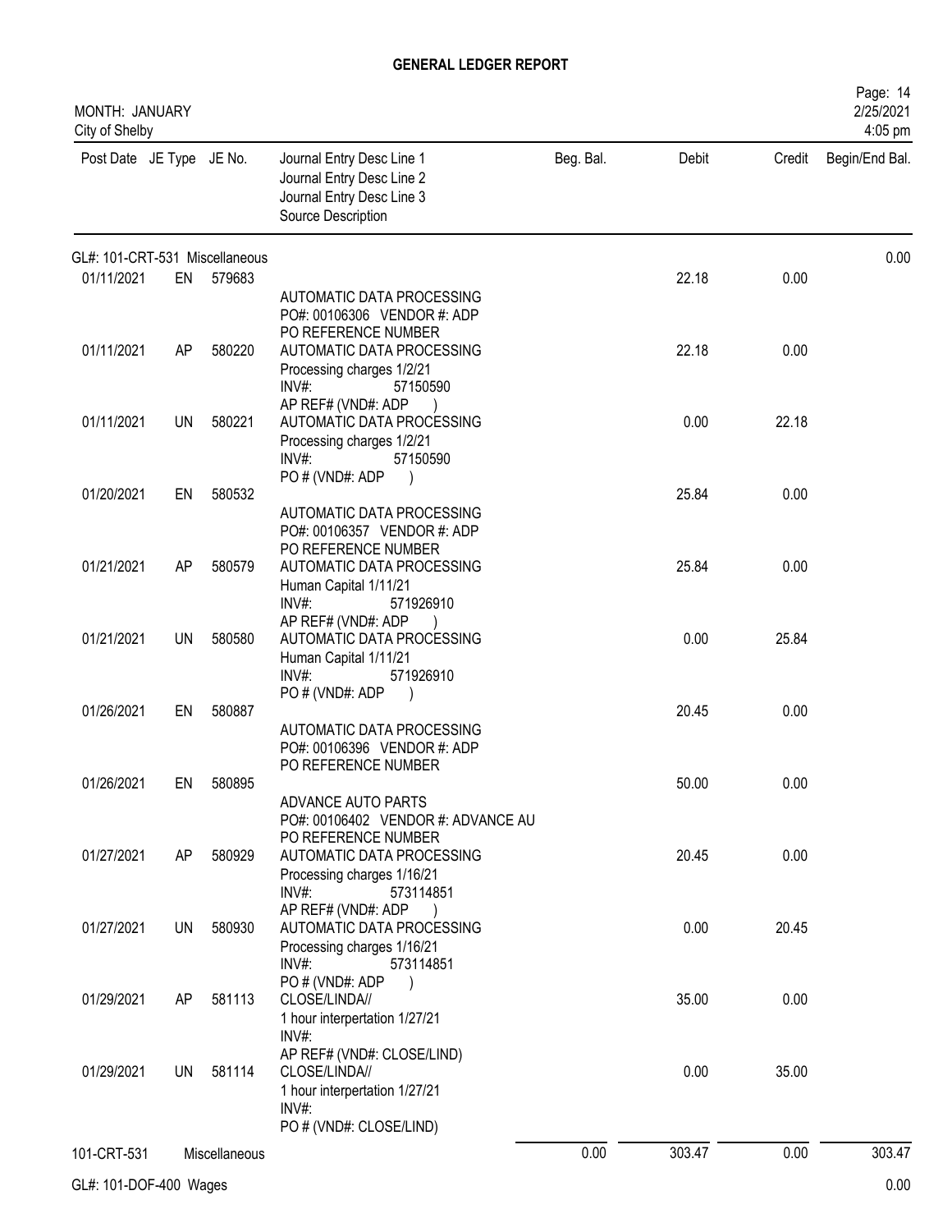# GENERAL LEDGER REPORT

MONTH: JANUARY
City of Shelby

| Post Date | JE Type | JE No. | Journal Entry Desc Line 1 / Journal Entry Desc Line 2 / Journal Entry Desc Line 3 / Source Description | Beg. Bal. | Debit | Credit | Begin/End Bal. |
|---|---|---|---|---|---|---|---|
| GL#: 101-CRT-531 Miscellaneous | | | | | | | 0.00 |
| 01/11/2021 | EN | 579683 | AUTOMATIC DATA PROCESSING<br>PO#: 00106306 VENDOR #: ADP<br>PO REFERENCE NUMBER | | 22.18 | 0.00 | |
| 01/11/2021 | AP | 580220 | AUTOMATIC DATA PROCESSING<br>Processing charges 1/2/21<br>INV#: 57150590<br>AP REF# (VND#: ADP ) | | 22.18 | 0.00 | |
| 01/11/2021 | UN | 580221 | AUTOMATIC DATA PROCESSING<br>Processing charges 1/2/21<br>INV#: 57150590<br>PO # (VND#: ADP ) | | 0.00 | 22.18 | |
| 01/20/2021 | EN | 580532 | AUTOMATIC DATA PROCESSING<br>PO#: 00106357 VENDOR #: ADP<br>PO REFERENCE NUMBER | | 25.84 | 0.00 | |
| 01/21/2021 | AP | 580579 | AUTOMATIC DATA PROCESSING<br>Human Capital 1/11/21<br>INV#: 571926910<br>AP REF# (VND#: ADP ) | | 25.84 | 0.00 | |
| 01/21/2021 | UN | 580580 | AUTOMATIC DATA PROCESSING<br>Human Capital 1/11/21<br>INV#: 571926910<br>PO # (VND#: ADP ) | | 0.00 | 25.84 | |
| 01/26/2021 | EN | 580887 | AUTOMATIC DATA PROCESSING<br>PO#: 00106396 VENDOR #: ADP<br>PO REFERENCE NUMBER | | 20.45 | 0.00 | |
| 01/26/2021 | EN | 580895 | ADVANCE AUTO PARTS<br>PO#: 00106402 VENDOR #: ADVANCE AU<br>PO REFERENCE NUMBER | | 50.00 | 0.00 | |
| 01/27/2021 | AP | 580929 | AUTOMATIC DATA PROCESSING<br>Processing charges 1/16/21<br>INV#: 573114851<br>AP REF# (VND#: ADP ) | | 20.45 | 0.00 | |
| 01/27/2021 | UN | 580930 | AUTOMATIC DATA PROCESSING<br>Processing charges 1/16/21<br>INV#: 573114851<br>PO # (VND#: ADP ) | | 0.00 | 20.45 | |
| 01/29/2021 | AP | 581113 | CLOSE/LINDA//<br>1 hour interpertation 1/27/21<br>INV#:<br>AP REF# (VND#: CLOSE/LIND) | | 35.00 | 0.00 | |
| 01/29/2021 | UN | 581114 | CLOSE/LINDA//<br>1 hour interpertation 1/27/21<br>INV#:<br>PO # (VND#: CLOSE/LIND) | | 0.00 | 35.00 | |
| 101-CRT-531 | | Miscellaneous | | 0.00 | 303.47 | 0.00 | 303.47 |
| GL#: 101-DOF-400 Wages | | | | | | | 0.00 |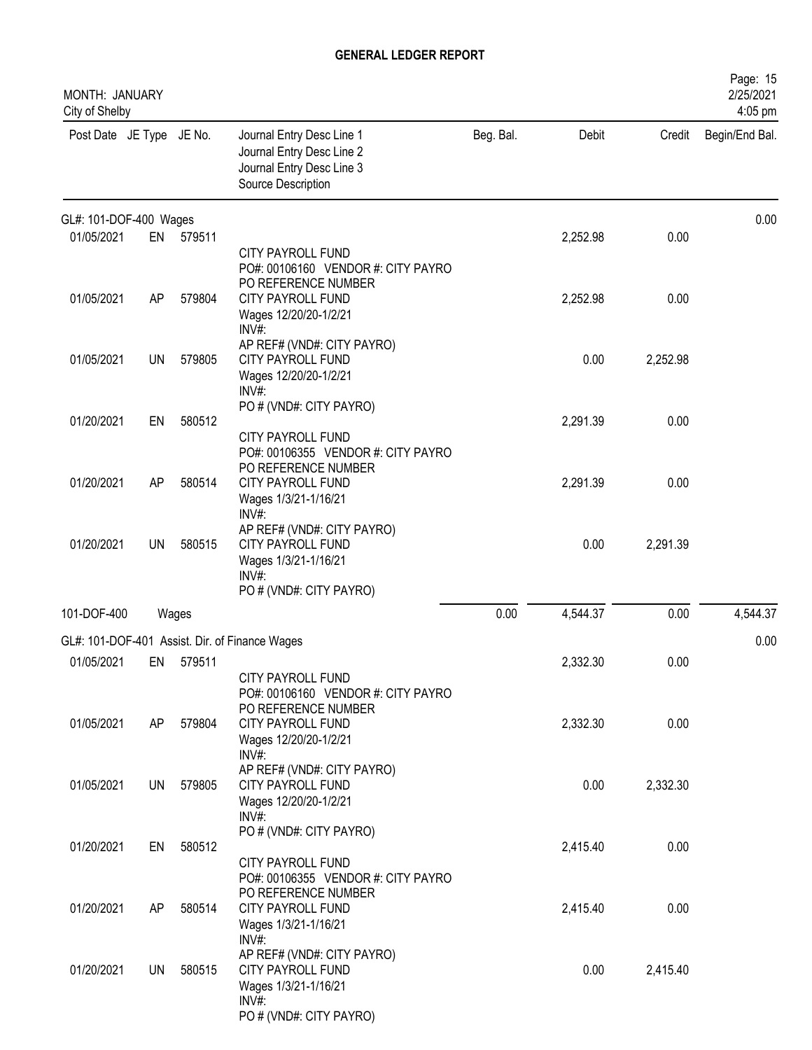# GENERAL LEDGER REPORT

MONTH: JANUARY
City of Shelby

Page: 15
2/25/2021
4:05 pm

| Post Date | JE Type | JE No. | Journal Entry Desc Line 1 / Journal Entry Desc Line 2 / Journal Entry Desc Line 3 / Source Description | Beg. Bal. | Debit | Credit | Begin/End Bal. |
|---|---|---|---|---|---|---|---|
| **GL#: 101-DOF-400 Wages** | | | | | | | 0.00 |
| 01/05/2021 | EN | 579511 | CITY PAYROLL FUND<br>PO#: 00106160 VENDOR #: CITY PAYRO<br>PO REFERENCE NUMBER | | 2,252.98 | 0.00 | |
| 01/05/2021 | AP | 579804 | CITY PAYROLL FUND<br>Wages 12/20/20-1/2/21<br>INV#:<br>AP REF# (VND#: CITY PAYRO) | | 2,252.98 | 0.00 | |
| 01/05/2021 | UN | 579805 | CITY PAYROLL FUND<br>Wages 12/20/20-1/2/21<br>INV#:<br>PO # (VND#: CITY PAYRO) | | 0.00 | 2,252.98 | |
| 01/20/2021 | EN | 580512 | CITY PAYROLL FUND<br>PO#: 00106355 VENDOR #: CITY PAYRO<br>PO REFERENCE NUMBER | | 2,291.39 | 0.00 | |
| 01/20/2021 | AP | 580514 | CITY PAYROLL FUND<br>Wages 1/3/21-1/16/21<br>INV#:<br>AP REF# (VND#: CITY PAYRO) | | 2,291.39 | 0.00 | |
| 01/20/2021 | UN | 580515 | CITY PAYROLL FUND<br>Wages 1/3/21-1/16/21<br>INV#:<br>PO # (VND#: CITY PAYRO) | | 0.00 | 2,291.39 | |
| 101-DOF-400 | | Wages | | 0.00 | 4,544.37 | 0.00 | 4,544.37 |
| **GL#: 101-DOF-401 Assist. Dir. of Finance Wages** | | | | | | | 0.00 |
| 01/05/2021 | EN | 579511 | CITY PAYROLL FUND<br>PO#: 00106160 VENDOR #: CITY PAYRO<br>PO REFERENCE NUMBER | | 2,332.30 | 0.00 | |
| 01/05/2021 | AP | 579804 | CITY PAYROLL FUND<br>Wages 12/20/20-1/2/21<br>INV#:<br>AP REF# (VND#: CITY PAYRO) | | 2,332.30 | 0.00 | |
| 01/05/2021 | UN | 579805 | CITY PAYROLL FUND<br>Wages 12/20/20-1/2/21<br>INV#:<br>PO # (VND#: CITY PAYRO) | | 0.00 | 2,332.30 | |
| 01/20/2021 | EN | 580512 | CITY PAYROLL FUND<br>PO#: 00106355 VENDOR #: CITY PAYRO<br>PO REFERENCE NUMBER | | 2,415.40 | 0.00 | |
| 01/20/2021 | AP | 580514 | CITY PAYROLL FUND<br>Wages 1/3/21-1/16/21<br>INV#:<br>AP REF# (VND#: CITY PAYRO) | | 2,415.40 | 0.00 | |
| 01/20/2021 | UN | 580515 | CITY PAYROLL FUND<br>Wages 1/3/21-1/16/21<br>INV#:<br>PO # (VND#: CITY PAYRO) | | 0.00 | 2,415.40 | |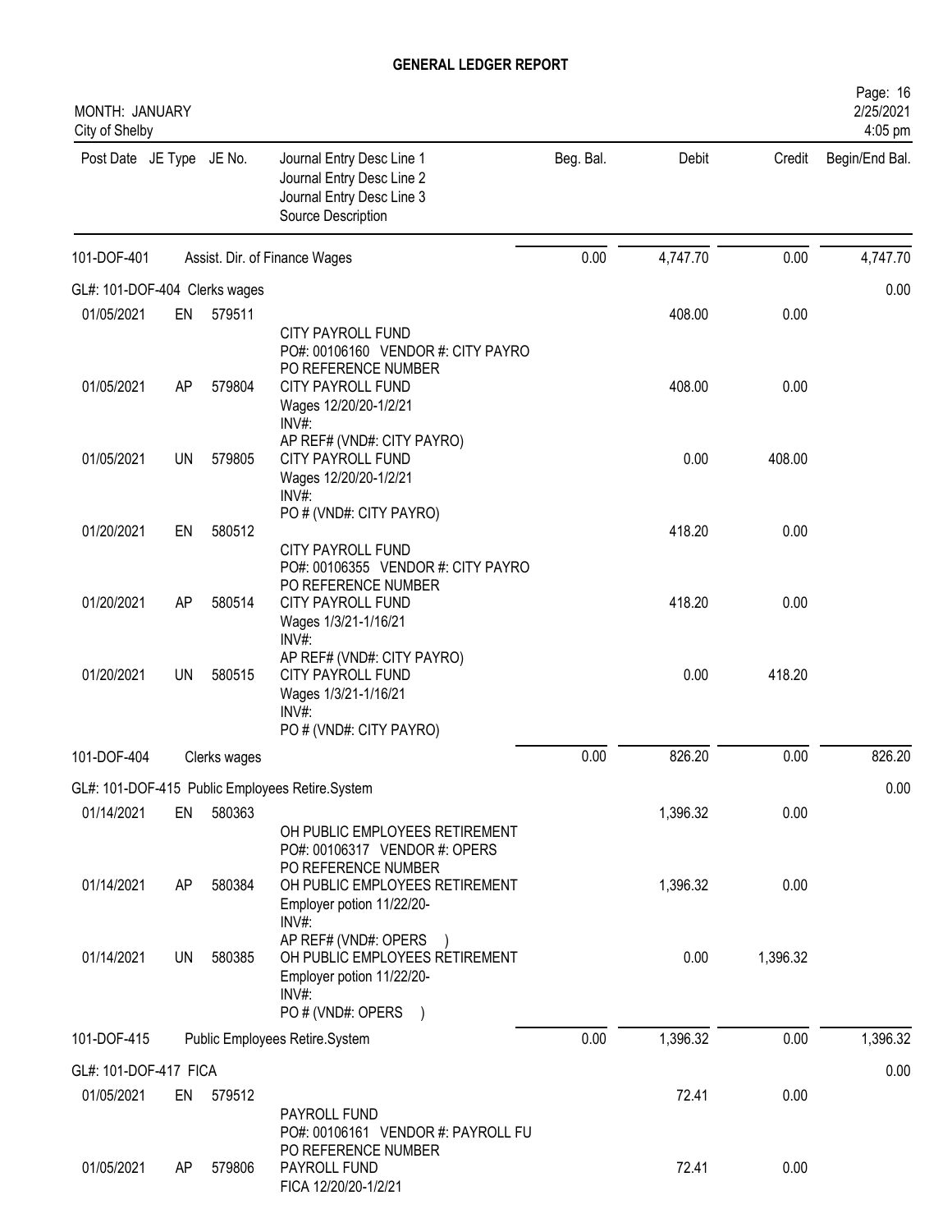# GENERAL LEDGER REPORT

MONTH: JANUARY
City of Shelby

Page: 16
2/25/2021
4:05 pm

| Post Date | JE Type | JE No. | Journal Entry Desc Line 1 / Journal Entry Desc Line 2 / Journal Entry Desc Line 3 / Source Description | Beg. Bal. | Debit | Credit | Begin/End Bal. |
|---|---|---|---|---|---|---|---|
| 101-DOF-401 | | | Assist. Dir. of Finance Wages | 0.00 | 4,747.70 | 0.00 | 4,747.70 |
| GL#: 101-DOF-404 Clerks wages | | | | | | | 0.00 |
| 01/05/2021 | EN | 579511 | CITY PAYROLL FUND<br>PO#: 00106160 VENDOR #: CITY PAYRO<br>PO REFERENCE NUMBER | | 408.00 | 0.00 | |
| 01/05/2021 | AP | 579804 | CITY PAYROLL FUND<br>Wages 12/20/20-1/2/21<br>INV#:<br>AP REF# (VND#: CITY PAYRO) | | 408.00 | 0.00 | |
| 01/05/2021 | UN | 579805 | CITY PAYROLL FUND<br>Wages 12/20/20-1/2/21<br>INV#:<br>PO # (VND#: CITY PAYRO) | | 0.00 | 408.00 | |
| 01/20/2021 | EN | 580512 | CITY PAYROLL FUND<br>PO#: 00106355 VENDOR #: CITY PAYRO<br>PO REFERENCE NUMBER | | 418.20 | 0.00 | |
| 01/20/2021 | AP | 580514 | CITY PAYROLL FUND<br>Wages 1/3/21-1/16/21<br>INV#:<br>AP REF# (VND#: CITY PAYRO) | | 418.20 | 0.00 | |
| 01/20/2021 | UN | 580515 | CITY PAYROLL FUND<br>Wages 1/3/21-1/16/21<br>INV#:<br>PO # (VND#: CITY PAYRO) | | 0.00 | 418.20 | |
| 101-DOF-404 | | | Clerks wages | 0.00 | 826.20 | 0.00 | 826.20 |
| GL#: 101-DOF-415 Public Employees Retire.System | | | | | | | 0.00 |
| 01/14/2021 | EN | 580363 | OH PUBLIC EMPLOYEES RETIREMENT<br>PO#: 00106317 VENDOR #: OPERS<br>PO REFERENCE NUMBER | | 1,396.32 | 0.00 | |
| 01/14/2021 | AP | 580384 | OH PUBLIC EMPLOYEES RETIREMENT<br>Employer potion 11/22/20-<br>INV#:<br>AP REF# (VND#: OPERS ) | | 1,396.32 | 0.00 | |
| 01/14/2021 | UN | 580385 | OH PUBLIC EMPLOYEES RETIREMENT<br>Employer potion 11/22/20-<br>INV#:<br>PO # (VND#: OPERS ) | | 0.00 | 1,396.32 | |
| 101-DOF-415 | | | Public Employees Retire.System | 0.00 | 1,396.32 | 0.00 | 1,396.32 |
| GL#: 101-DOF-417 FICA | | | | | | | 0.00 |
| 01/05/2021 | EN | 579512 | PAYROLL FUND<br>PO#: 00106161 VENDOR #: PAYROLL FU<br>PO REFERENCE NUMBER | | 72.41 | 0.00 | |
| 01/05/2021 | AP | 579806 | PAYROLL FUND<br>FICA 12/20/20-1/2/21 | | 72.41 | 0.00 | |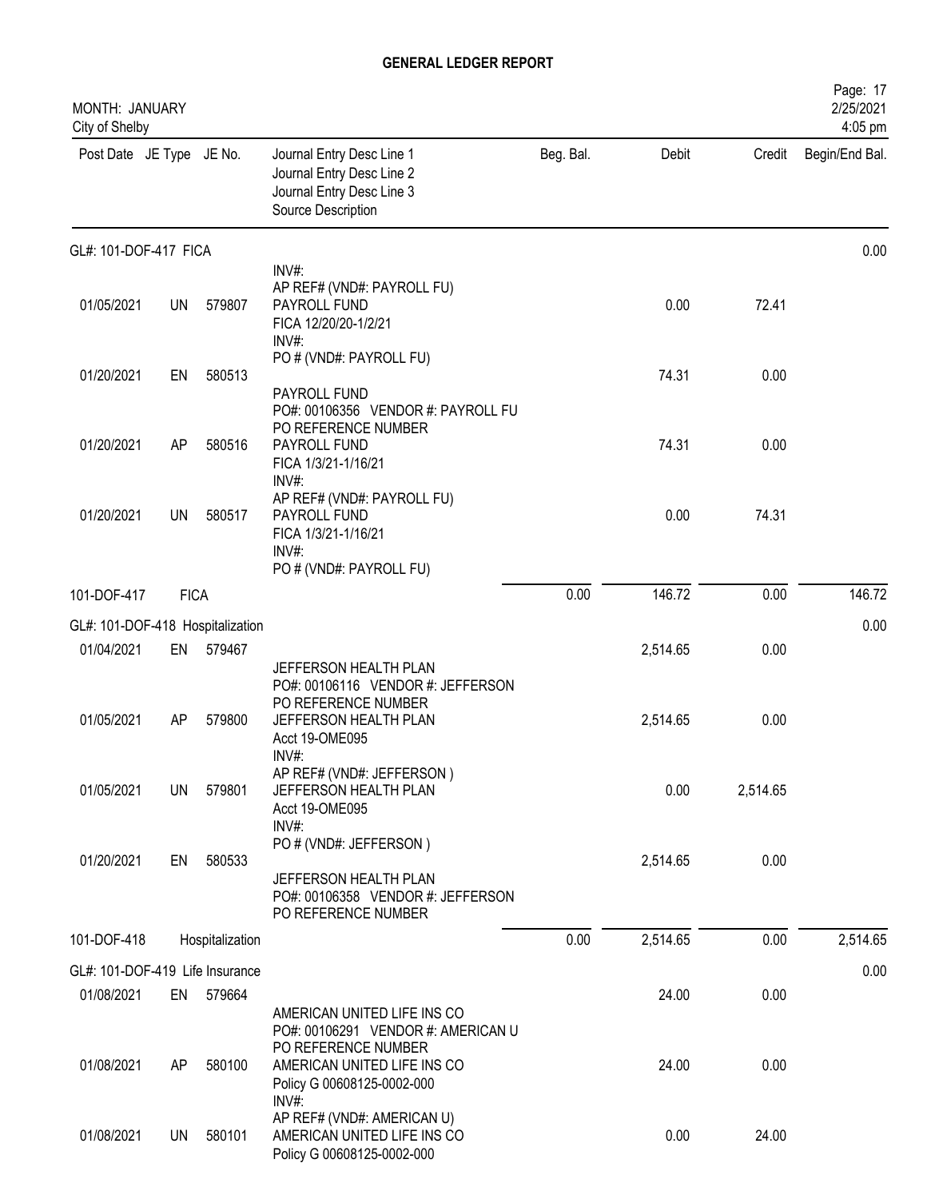# GENERAL LEDGER REPORT

MONTH: JANUARY
City of Shelby

2/25/2021
4:05 pm

| Post Date | JE Type | JE No. | Journal Entry Desc Line 1 / Journal Entry Desc Line 2 / Journal Entry Desc Line 3 / Source Description | Beg. Bal. | Debit | Credit | Begin/End Bal. |
|---|---|---|---|---|---|---|---|
| **GL#: 101-DOF-417 FICA** | | | | | | | 0.00 |
| 01/05/2021 | UN | 579807 | INV#: AP REF# (VND#: PAYROLL FU) PAYROLL FUND FICA 12/20/20-1/2/21 INV#: PO # (VND#: PAYROLL FU) | | 0.00 | 72.41 | |
| 01/20/2021 | EN | 580513 | PAYROLL FUND PO#: 00106356 VENDOR #: PAYROLL FU PO REFERENCE NUMBER | | 74.31 | 0.00 | |
| 01/20/2021 | AP | 580516 | PAYROLL FUND FICA 1/3/21-1/16/21 INV#: AP REF# (VND#: PAYROLL FU) | | 74.31 | 0.00 | |
| 01/20/2021 | UN | 580517 | PAYROLL FUND FICA 1/3/21-1/16/21 INV#: PO # (VND#: PAYROLL FU) | | 0.00 | 74.31 | |
| 101-DOF-417 | FICA | | | 0.00 | 146.72 | 0.00 | 146.72 |
| **GL#: 101-DOF-418 Hospitalization** | | | | | | | 0.00 |
| 01/04/2021 | EN | 579467 | JEFFERSON HEALTH PLAN PO#: 00106116 VENDOR #: JEFFERSON PO REFERENCE NUMBER | | 2,514.65 | 0.00 | |
| 01/05/2021 | AP | 579800 | JEFFERSON HEALTH PLAN Acct 19-OME095 INV#: AP REF# (VND#: JEFFERSON ) | | 2,514.65 | 0.00 | |
| 01/05/2021 | UN | 579801 | JEFFERSON HEALTH PLAN Acct 19-OME095 INV#: PO # (VND#: JEFFERSON ) | | 0.00 | 2,514.65 | |
| 01/20/2021 | EN | 580533 | JEFFERSON HEALTH PLAN PO#: 00106358 VENDOR #: JEFFERSON PO REFERENCE NUMBER | | 2,514.65 | 0.00 | |
| 101-DOF-418 | Hospitalization | | | 0.00 | 2,514.65 | 0.00 | 2,514.65 |
| **GL#: 101-DOF-419 Life Insurance** | | | | | | | 0.00 |
| 01/08/2021 | EN | 579664 | AMERICAN UNITED LIFE INS CO PO#: 00106291 VENDOR #: AMERICAN U PO REFERENCE NUMBER | | 24.00 | 0.00 | |
| 01/08/2021 | AP | 580100 | AMERICAN UNITED LIFE INS CO Policy G 00608125-0002-000 INV#: AP REF# (VND#: AMERICAN U) | | 24.00 | 0.00 | |
| 01/08/2021 | UN | 580101 | AMERICAN UNITED LIFE INS CO Policy G 00608125-0002-000 | | 0.00 | 24.00 | |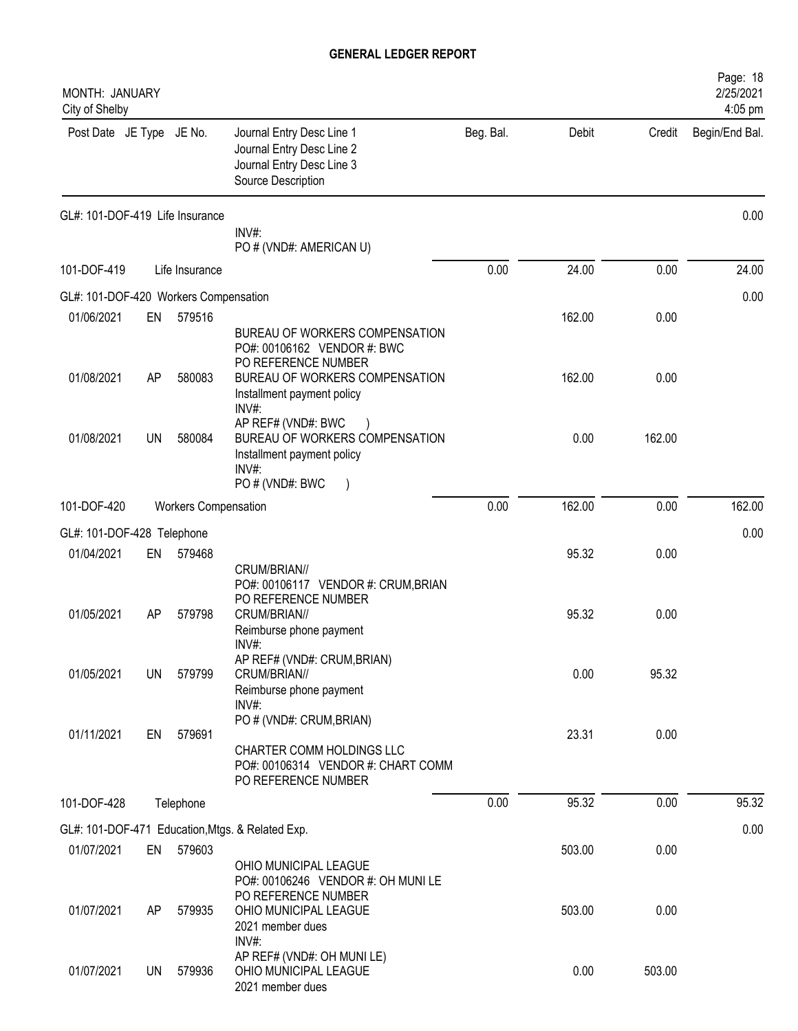**GENERAL LEDGER REPORT**

MONTH: JANUARY
City of Shelby

2/25/2021
4:05 pm

| Post Date | JE Type | JE No. | Journal Entry Desc Line 1 / Journal Entry Desc Line 2 / Journal Entry Desc Line 3 / Source Description | Beg. Bal. | Debit | Credit | Begin/End Bal. |
|---|---|---|---|---|---|---|---|
| GL#: 101-DOF-419 Life Insurance | | | | | | | 0.00 |
| | | | INV#: PO # (VND#: AMERICAN U) | | | | |
| 101-DOF-419 | | Life Insurance | | 0.00 | 24.00 | 0.00 | 24.00 |
| GL#: 101-DOF-420 Workers Compensation | | | | | | | 0.00 |
| 01/06/2021 | EN | 579516 | BUREAU OF WORKERS COMPENSATION PO#: 00106162 VENDOR #: BWC PO REFERENCE NUMBER | | 162.00 | 0.00 | |
| 01/08/2021 | AP | 580083 | BUREAU OF WORKERS COMPENSATION Installment payment policy INV#: AP REF# (VND#: BWC ) | | 162.00 | 0.00 | |
| 01/08/2021 | UN | 580084 | BUREAU OF WORKERS COMPENSATION Installment payment policy INV#: PO # (VND#: BWC ) | | 0.00 | 162.00 | |
| 101-DOF-420 | | Workers Compensation | | 0.00 | 162.00 | 0.00 | 162.00 |
| GL#: 101-DOF-428 Telephone | | | | | | | 0.00 |
| 01/04/2021 | EN | 579468 | CRUM/BRIAN// PO#: 00106117 VENDOR #: CRUM,BRIAN PO REFERENCE NUMBER | | 95.32 | 0.00 | |
| 01/05/2021 | AP | 579798 | CRUM/BRIAN// Reimburse phone payment INV#: AP REF# (VND#: CRUM,BRIAN) | | 95.32 | 0.00 | |
| 01/05/2021 | UN | 579799 | CRUM/BRIAN// Reimburse phone payment INV#: PO # (VND#: CRUM,BRIAN) | | 0.00 | 95.32 | |
| 01/11/2021 | EN | 579691 | CHARTER COMM HOLDINGS LLC PO#: 00106314 VENDOR #: CHART COMM PO REFERENCE NUMBER | | 23.31 | 0.00 | |
| 101-DOF-428 | | Telephone | | 0.00 | 95.32 | 0.00 | 95.32 |
| GL#: 101-DOF-471 Education,Mtgs. & Related Exp. | | | | | | | 0.00 |
| 01/07/2021 | EN | 579603 | OHIO MUNICIPAL LEAGUE PO#: 00106246 VENDOR #: OH MUNI LE PO REFERENCE NUMBER | | 503.00 | 0.00 | |
| 01/07/2021 | AP | 579935 | OHIO MUNICIPAL LEAGUE 2021 member dues INV#: AP REF# (VND#: OH MUNI LE) | | 503.00 | 0.00 | |
| 01/07/2021 | UN | 579936 | OHIO MUNICIPAL LEAGUE 2021 member dues | | 0.00 | 503.00 | |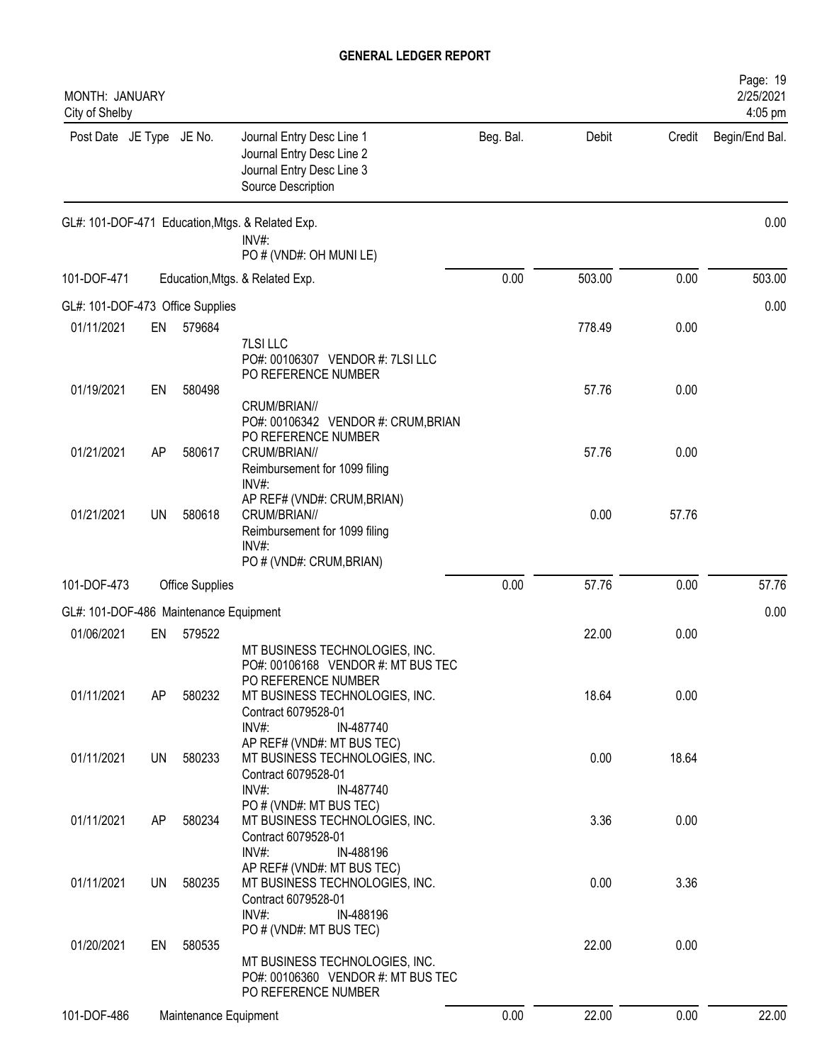# GENERAL LEDGER REPORT

MONTH: JANUARY
City of Shelby

2/25/2021
4:05 pm

| Post Date | JE Type | JE No. | Journal Entry Desc Line 1 / Journal Entry Desc Line 2 / Journal Entry Desc Line 3 / Source Description | Beg. Bal. | Debit | Credit | Begin/End Bal. |
|---|---|---|---|---|---|---|---|
| GL#: 101-DOF-471 Education,Mtgs. & Related Exp. | | | | | | | 0.00 |
| | | | INV#: PO # (VND#: OH MUNI LE) | | | | |
| 101-DOF-471 | | | Education,Mtgs. & Related Exp. | 0.00 | 503.00 | 0.00 | 503.00 |
| GL#: 101-DOF-473 Office Supplies | | | | | | | 0.00 |
| 01/11/2021 | EN | 579684 | 7LSI LLC PO#: 00106307 VENDOR #: 7LSI LLC PO REFERENCE NUMBER | | 778.49 | 0.00 | |
| 01/19/2021 | EN | 580498 | CRUM/BRIAN// PO#: 00106342 VENDOR #: CRUM,BRIAN PO REFERENCE NUMBER | | 57.76 | 0.00 | |
| 01/21/2021 | AP | 580617 | CRUM/BRIAN// Reimbursement for 1099 filing INV#: AP REF# (VND#: CRUM,BRIAN) | | 57.76 | 0.00 | |
| 01/21/2021 | UN | 580618 | CRUM/BRIAN// Reimbursement for 1099 filing INV#: PO # (VND#: CRUM,BRIAN) | | 0.00 | 57.76 | |
| 101-DOF-473 | | | Office Supplies | 0.00 | 57.76 | 0.00 | 57.76 |
| GL#: 101-DOF-486 Maintenance Equipment | | | | | | | 0.00 |
| 01/06/2021 | EN | 579522 | MT BUSINESS TECHNOLOGIES, INC. PO#: 00106168 VENDOR #: MT BUS TEC PO REFERENCE NUMBER | | 22.00 | 0.00 | |
| 01/11/2021 | AP | 580232 | MT BUSINESS TECHNOLOGIES, INC. Contract 6079528-01 INV#: IN-487740 AP REF# (VND#: MT BUS TEC) | | 18.64 | 0.00 | |
| 01/11/2021 | UN | 580233 | MT BUSINESS TECHNOLOGIES, INC. Contract 6079528-01 INV#: IN-487740 PO # (VND#: MT BUS TEC) | | 0.00 | 18.64 | |
| 01/11/2021 | AP | 580234 | MT BUSINESS TECHNOLOGIES, INC. Contract 6079528-01 INV#: IN-488196 AP REF# (VND#: MT BUS TEC) | | 3.36 | 0.00 | |
| 01/11/2021 | UN | 580235 | MT BUSINESS TECHNOLOGIES, INC. Contract 6079528-01 INV#: IN-488196 PO # (VND#: MT BUS TEC) | | 0.00 | 3.36 | |
| 01/20/2021 | EN | 580535 | MT BUSINESS TECHNOLOGIES, INC. PO#: 00106360 VENDOR #: MT BUS TEC PO REFERENCE NUMBER | | 22.00 | 0.00 | |
| 101-DOF-486 | | | Maintenance Equipment | 0.00 | 22.00 | 0.00 | 22.00 |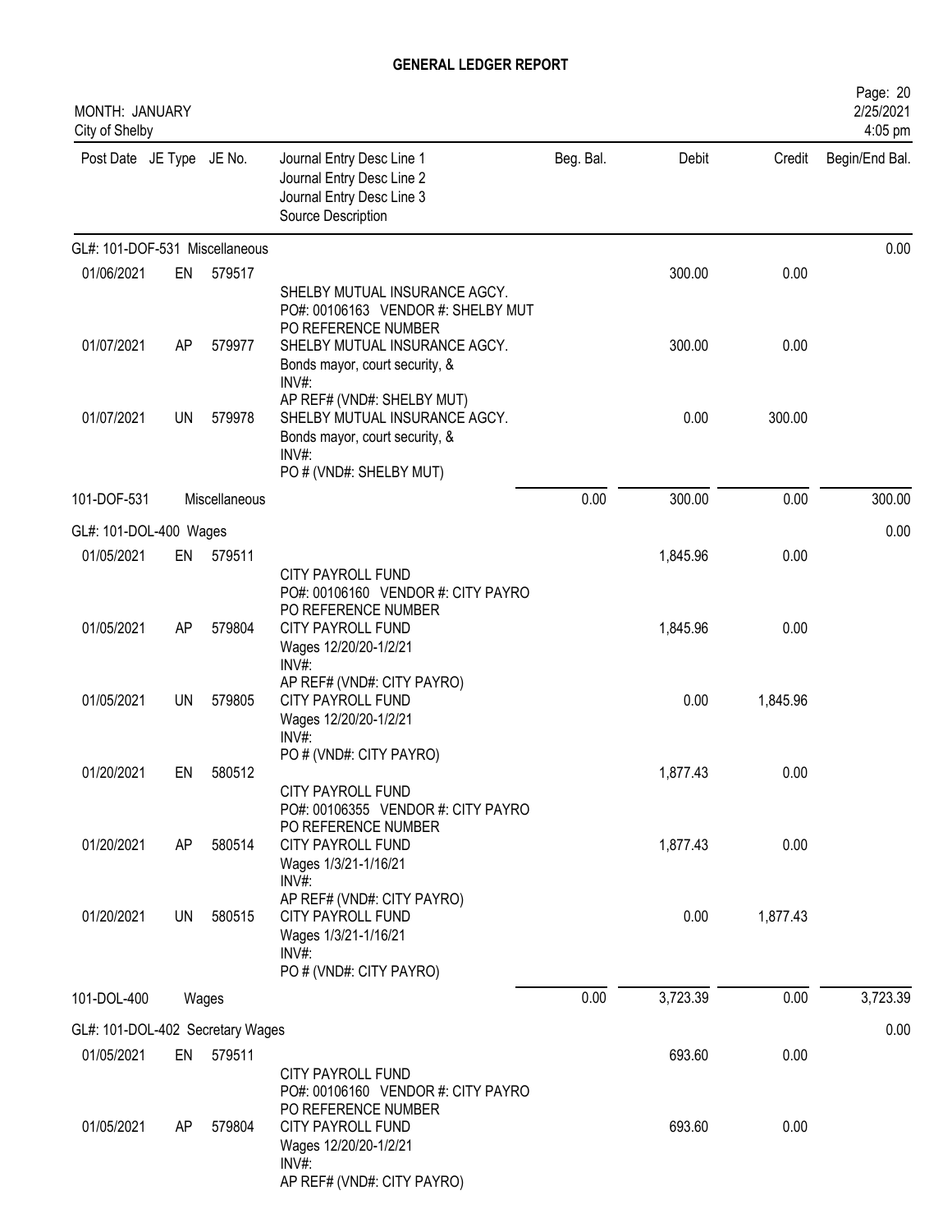# GENERAL LEDGER REPORT

MONTH: JANUARY
City of Shelby

2/25/2021
4:05 pm

| Post Date | JE Type | JE No. | Journal Entry Desc Line 1 / Journal Entry Desc Line 2 / Journal Entry Desc Line 3 / Source Description | Beg. Bal. | Debit | Credit | Begin/End Bal. |
|---|---|---|---|---|---|---|---|
| GL#: 101-DOF-531 Miscellaneous | | | | | | | 0.00 |
| 01/06/2021 | EN | 579517 | SHELBY MUTUAL INSURANCE AGCY. PO#: 00106163 VENDOR #: SHELBY MUT PO REFERENCE NUMBER | | 300.00 | 0.00 | |
| 01/07/2021 | AP | 579977 | SHELBY MUTUAL INSURANCE AGCY. Bonds mayor, court security, & INV#: AP REF# (VND#: SHELBY MUT) | | 300.00 | 0.00 | |
| 01/07/2021 | UN | 579978 | SHELBY MUTUAL INSURANCE AGCY. Bonds mayor, court security, & INV#: PO # (VND#: SHELBY MUT) | | 0.00 | 300.00 | |
| 101-DOF-531 | | Miscellaneous | | 0.00 | 300.00 | 0.00 | 300.00 |
| GL#: 101-DOL-400 Wages | | | | | | | 0.00 |
| 01/05/2021 | EN | 579511 | CITY PAYROLL FUND PO#: 00106160 VENDOR #: CITY PAYRO PO REFERENCE NUMBER | | 1,845.96 | 0.00 | |
| 01/05/2021 | AP | 579804 | CITY PAYROLL FUND Wages 12/20/20-1/2/21 INV#: AP REF# (VND#: CITY PAYRO) | | 1,845.96 | 0.00 | |
| 01/05/2021 | UN | 579805 | CITY PAYROLL FUND Wages 12/20/20-1/2/21 INV#: PO # (VND#: CITY PAYRO) | | 0.00 | 1,845.96 | |
| 01/20/2021 | EN | 580512 | CITY PAYROLL FUND PO#: 00106355 VENDOR #: CITY PAYRO PO REFERENCE NUMBER | | 1,877.43 | 0.00 | |
| 01/20/2021 | AP | 580514 | CITY PAYROLL FUND Wages 1/3/21-1/16/21 INV#: AP REF# (VND#: CITY PAYRO) | | 1,877.43 | 0.00 | |
| 01/20/2021 | UN | 580515 | CITY PAYROLL FUND Wages 1/3/21-1/16/21 INV#: PO # (VND#: CITY PAYRO) | | 0.00 | 1,877.43 | |
| 101-DOL-400 | | Wages | | 0.00 | 3,723.39 | 0.00 | 3,723.39 |
| GL#: 101-DOL-402 Secretary Wages | | | | | | | 0.00 |
| 01/05/2021 | EN | 579511 | CITY PAYROLL FUND PO#: 00106160 VENDOR #: CITY PAYRO PO REFERENCE NUMBER | | 693.60 | 0.00 | |
| 01/05/2021 | AP | 579804 | CITY PAYROLL FUND Wages 12/20/20-1/2/21 INV#: AP REF# (VND#: CITY PAYRO) | | 693.60 | 0.00 | |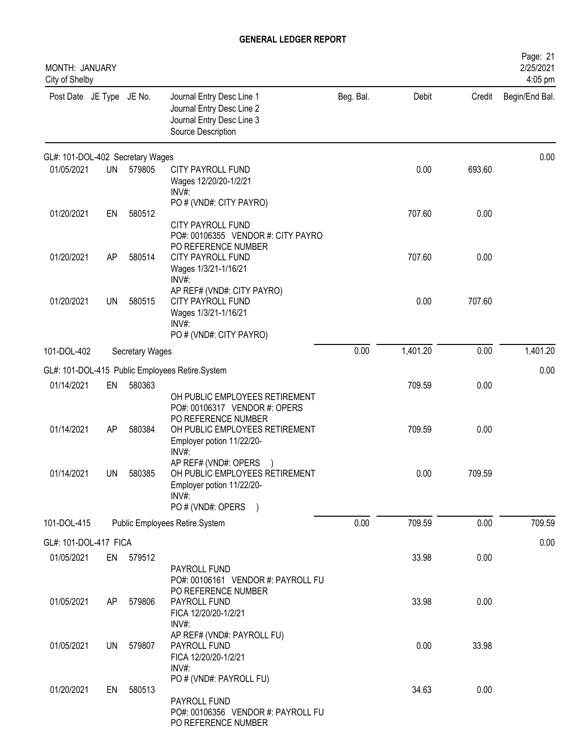# GENERAL LEDGER REPORT

MONTH: JANUARY
City of Shelby

| Post Date | JE Type | JE No. | Journal Entry Desc Line 1<br>Journal Entry Desc Line 2<br>Journal Entry Desc Line 3<br>Source Description | Beg. Bal. | Debit | Credit | Begin/End Bal. |
|---|---|---|---|---|---|---|---|
| **GL#: 101-DOL-402 Secretary Wages** | | | | | | | 0.00 |
| 01/05/2021 | UN | 579805 | CITY PAYROLL FUND<br>Wages 12/20/20-1/2/21<br>INV#:<br>PO # (VND#: CITY PAYRO) | | 0.00 | 693.60 | |
| 01/20/2021 | EN | 580512 | CITY PAYROLL FUND<br>PO#: 00106355 VENDOR #: CITY PAYRO<br>PO REFERENCE NUMBER | | 707.60 | 0.00 | |
| 01/20/2021 | AP | 580514 | CITY PAYROLL FUND<br>Wages 1/3/21-1/16/21<br>INV#:<br>AP REF# (VND#: CITY PAYRO) | | 707.60 | 0.00 | |
| 01/20/2021 | UN | 580515 | CITY PAYROLL FUND<br>Wages 1/3/21-1/16/21<br>INV#:<br>PO # (VND#: CITY PAYRO) | | 0.00 | 707.60 | |
| 101-DOL-402 | | | Secretary Wages | 0.00 | 1,401.20 | 0.00 | 1,401.20 |
| **GL#: 101-DOL-415 Public Employees Retire.System** | | | | | | | 0.00 |
| 01/14/2021 | EN | 580363 | OH PUBLIC EMPLOYEES RETIREMENT<br>PO#: 00106317 VENDOR #: OPERS<br>PO REFERENCE NUMBER | | 709.59 | 0.00 | |
| 01/14/2021 | AP | 580384 | OH PUBLIC EMPLOYEES RETIREMENT<br>Employer potion 11/22/20-<br>INV#:<br>AP REF# (VND#: OPERS ) | | 709.59 | 0.00 | |
| 01/14/2021 | UN | 580385 | OH PUBLIC EMPLOYEES RETIREMENT<br>Employer potion 11/22/20-<br>INV#:<br>PO # (VND#: OPERS ) | | 0.00 | 709.59 | |
| 101-DOL-415 | | | Public Employees Retire.System | 0.00 | 709.59 | 0.00 | 709.59 |
| **GL#: 101-DOL-417 FICA** | | | | | | | 0.00 |
| 01/05/2021 | EN | 579512 | PAYROLL FUND<br>PO#: 00106161 VENDOR #: PAYROLL FU<br>PO REFERENCE NUMBER | | 33.98 | 0.00 | |
| 01/05/2021 | AP | 579806 | PAYROLL FUND<br>FICA 12/20/20-1/2/21<br>INV#:<br>AP REF# (VND#: PAYROLL FU) | | 33.98 | 0.00 | |
| 01/05/2021 | UN | 579807 | PAYROLL FUND<br>FICA 12/20/20-1/2/21<br>INV#:<br>PO # (VND#: PAYROLL FU) | | 0.00 | 33.98 | |
| 01/20/2021 | EN | 580513 | PAYROLL FUND<br>PO#: 00106356 VENDOR #: PAYROLL FU<br>PO REFERENCE NUMBER | | 34.63 | 0.00 | |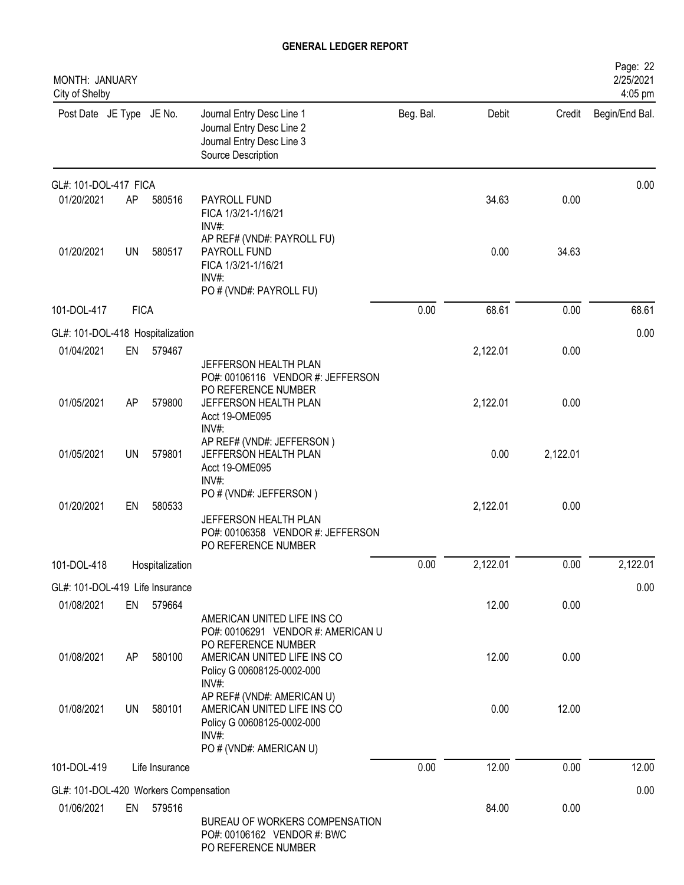# GENERAL LEDGER REPORT

MONTH: JANUARY
City of Shelby

Page: 22
2/25/2021
4:05 pm

| Post Date | JE Type | JE No. | Journal Entry Desc Line 1 / Journal Entry Desc Line 2 / Journal Entry Desc Line 3 / Source Description | Beg. Bal. | Debit | Credit | Begin/End Bal. |
|---|---|---|---|---|---|---|---|
| **GL#: 101-DOL-417 FICA** | | | | | | | 0.00 |
| 01/20/2021 | AP | 580516 | PAYROLL FUND<br>FICA 1/3/21-1/16/21<br>INV#:<br>AP REF# (VND#: PAYROLL FU) | | 34.63 | 0.00 | |
| 01/20/2021 | UN | 580517 | PAYROLL FUND<br>FICA 1/3/21-1/16/21<br>INV#:<br>PO # (VND#: PAYROLL FU) | | 0.00 | 34.63 | |
| 101-DOL-417 | FICA | | | 0.00 | 68.61 | 0.00 | 68.61 |
| **GL#: 101-DOL-418 Hospitalization** | | | | | | | 0.00 |
| 01/04/2021 | EN | 579467 | JEFFERSON HEALTH PLAN<br>PO#: 00106116 VENDOR #: JEFFERSON<br>PO REFERENCE NUMBER | | 2,122.01 | 0.00 | |
| 01/05/2021 | AP | 579800 | JEFFERSON HEALTH PLAN<br>Acct 19-OME095<br>INV#:<br>AP REF# (VND#: JEFFERSON ) | | 2,122.01 | 0.00 | |
| 01/05/2021 | UN | 579801 | JEFFERSON HEALTH PLAN<br>Acct 19-OME095<br>INV#:<br>PO # (VND#: JEFFERSON ) | | 0.00 | 2,122.01 | |
| 01/20/2021 | EN | 580533 | JEFFERSON HEALTH PLAN<br>PO#: 00106358 VENDOR #: JEFFERSON<br>PO REFERENCE NUMBER | | 2,122.01 | 0.00 | |
| 101-DOL-418 | Hospitalization | | | 0.00 | 2,122.01 | 0.00 | 2,122.01 |
| **GL#: 101-DOL-419 Life Insurance** | | | | | | | 0.00 |
| 01/08/2021 | EN | 579664 | AMERICAN UNITED LIFE INS CO<br>PO#: 00106291 VENDOR #: AMERICAN U<br>PO REFERENCE NUMBER | | 12.00 | 0.00 | |
| 01/08/2021 | AP | 580100 | AMERICAN UNITED LIFE INS CO<br>Policy G 00608125-0002-000<br>INV#:<br>AP REF# (VND#: AMERICAN U) | | 12.00 | 0.00 | |
| 01/08/2021 | UN | 580101 | AMERICAN UNITED LIFE INS CO<br>Policy G 00608125-0002-000<br>INV#:<br>PO # (VND#: AMERICAN U) | | 0.00 | 12.00 | |
| 101-DOL-419 | Life Insurance | | | 0.00 | 12.00 | 0.00 | 12.00 |
| **GL#: 101-DOL-420 Workers Compensation** | | | | | | | 0.00 |
| 01/06/2021 | EN | 579516 | BUREAU OF WORKERS COMPENSATION<br>PO#: 00106162 VENDOR #: BWC<br>PO REFERENCE NUMBER | | 84.00 | 0.00 | |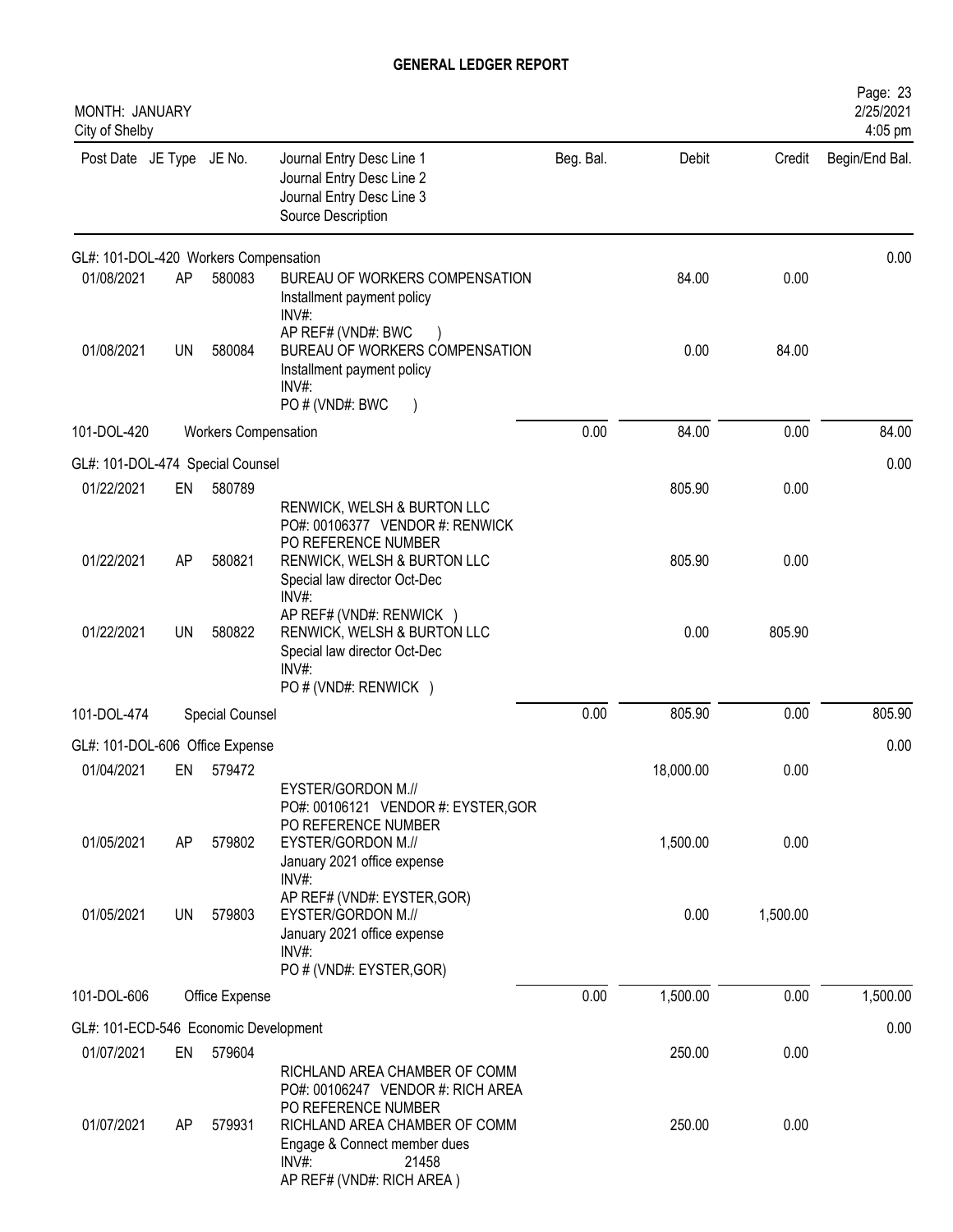# GENERAL LEDGER REPORT

MONTH: JANUARY
City of Shelby

| Post Date | JE Type | JE No. | Journal Entry Desc Line 1 / Journal Entry Desc Line 2 / Journal Entry Desc Line 3 / Source Description | Beg. Bal. | Debit | Credit | Begin/End Bal. |
|---|---|---|---|---|---|---|---|
| GL#: 101-DOL-420 Workers Compensation | | | | | | | 0.00 |
| 01/08/2021 | AP | 580083 | BUREAU OF WORKERS COMPENSATION<br>Installment payment policy<br>INV#:<br>AP REF# (VND#: BWC ) | | 84.00 | 0.00 | |
| 01/08/2021 | UN | 580084 | BUREAU OF WORKERS COMPENSATION<br>Installment payment policy<br>INV#:<br>PO # (VND#: BWC ) | | 0.00 | 84.00 | |
| 101-DOL-420 | | | Workers Compensation | 0.00 | 84.00 | 0.00 | 84.00 |
| GL#: 101-DOL-474 Special Counsel | | | | | | | 0.00 |
| 01/22/2021 | EN | 580789 | RENWICK, WELSH & BURTON LLC<br>PO#: 00106377 VENDOR #: RENWICK<br>PO REFERENCE NUMBER | | 805.90 | 0.00 | |
| 01/22/2021 | AP | 580821 | RENWICK, WELSH & BURTON LLC<br>Special law director Oct-Dec<br>INV#:<br>AP REF# (VND#: RENWICK ) | | 805.90 | 0.00 | |
| 01/22/2021 | UN | 580822 | RENWICK, WELSH & BURTON LLC<br>Special law director Oct-Dec<br>INV#:<br>PO # (VND#: RENWICK ) | | 0.00 | 805.90 | |
| 101-DOL-474 | | | Special Counsel | 0.00 | 805.90 | 0.00 | 805.90 |
| GL#: 101-DOL-606 Office Expense | | | | | | | 0.00 |
| 01/04/2021 | EN | 579472 | EYSTER/GORDON M.//<br>PO#: 00106121 VENDOR #: EYSTER,GOR<br>PO REFERENCE NUMBER | | 18,000.00 | 0.00 | |
| 01/05/2021 | AP | 579802 | EYSTER/GORDON M.//<br>January 2021 office expense<br>INV#:<br>AP REF# (VND#: EYSTER,GOR) | | 1,500.00 | 0.00 | |
| 01/05/2021 | UN | 579803 | EYSTER/GORDON M.//<br>January 2021 office expense<br>INV#:<br>PO # (VND#: EYSTER,GOR) | | 0.00 | 1,500.00 | |
| 101-DOL-606 | | | Office Expense | 0.00 | 1,500.00 | 0.00 | 1,500.00 |
| GL#: 101-ECD-546 Economic Development | | | | | | | 0.00 |
| 01/07/2021 | EN | 579604 | RICHLAND AREA CHAMBER OF COMM<br>PO#: 00106247 VENDOR #: RICH AREA<br>PO REFERENCE NUMBER | | 250.00 | 0.00 | |
| 01/07/2021 | AP | 579931 | RICHLAND AREA CHAMBER OF COMM<br>Engage & Connect member dues<br>INV#: 21458<br>AP REF# (VND#: RICH AREA ) | | 250.00 | 0.00 | |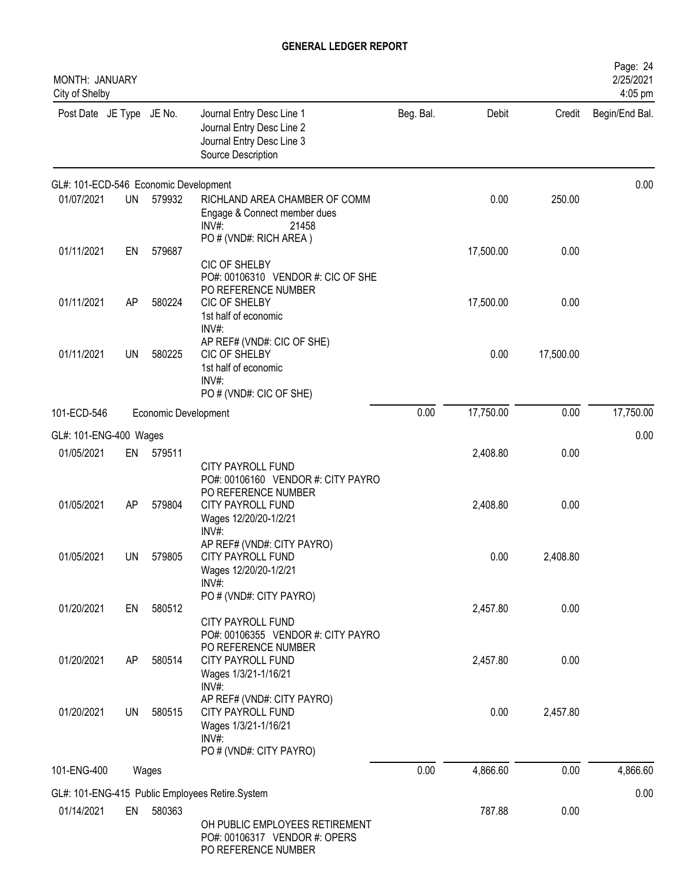# GENERAL LEDGER REPORT

MONTH: JANUARY
City of Shelby

2/25/2021
4:05 pm

| Post Date | JE Type | JE No. | Journal Entry Desc Line 1 / Journal Entry Desc Line 2 / Journal Entry Desc Line 3 / Source Description | Beg. Bal. | Debit | Credit | Begin/End Bal. |
|---|---|---|---|---|---|---|---|
| **GL#: 101-ECD-546 Economic Development** | | | | | | | 0.00 |
| 01/07/2021 | UN | 579932 | RICHLAND AREA CHAMBER OF COMM<br>Engage & Connect member dues<br>INV#: 21458<br>PO # (VND#: RICH AREA ) | | 0.00 | 250.00 | |
| 01/11/2021 | EN | 579687 | CIC OF SHELBY<br>PO#: 00106310 VENDOR #: CIC OF SHE<br>PO REFERENCE NUMBER | | 17,500.00 | 0.00 | |
| 01/11/2021 | AP | 580224 | CIC OF SHELBY<br>1st half of economic<br>INV#:<br>AP REF# (VND#: CIC OF SHE) | | 17,500.00 | 0.00 | |
| 01/11/2021 | UN | 580225 | CIC OF SHELBY<br>1st half of economic<br>INV#:<br>PO # (VND#: CIC OF SHE) | | 0.00 | 17,500.00 | |
| 101-ECD-546 | | | Economic Development | 0.00 | 17,750.00 | 0.00 | 17,750.00 |
| **GL#: 101-ENG-400 Wages** | | | | | | | 0.00 |
| 01/05/2021 | EN | 579511 | CITY PAYROLL FUND<br>PO#: 00106160 VENDOR #: CITY PAYRO<br>PO REFERENCE NUMBER | | 2,408.80 | 0.00 | |
| 01/05/2021 | AP | 579804 | CITY PAYROLL FUND<br>Wages 12/20/20-1/2/21<br>INV#:<br>AP REF# (VND#: CITY PAYRO) | | 2,408.80 | 0.00 | |
| 01/05/2021 | UN | 579805 | CITY PAYROLL FUND<br>Wages 12/20/20-1/2/21<br>INV#:<br>PO # (VND#: CITY PAYRO) | | 0.00 | 2,408.80 | |
| 01/20/2021 | EN | 580512 | CITY PAYROLL FUND<br>PO#: 00106355 VENDOR #: CITY PAYRO<br>PO REFERENCE NUMBER | | 2,457.80 | 0.00 | |
| 01/20/2021 | AP | 580514 | CITY PAYROLL FUND<br>Wages 1/3/21-1/16/21<br>INV#:<br>AP REF# (VND#: CITY PAYRO) | | 2,457.80 | 0.00 | |
| 01/20/2021 | UN | 580515 | CITY PAYROLL FUND<br>Wages 1/3/21-1/16/21<br>INV#:<br>PO # (VND#: CITY PAYRO) | | 0.00 | 2,457.80 | |
| 101-ENG-400 | | | Wages | 0.00 | 4,866.60 | 0.00 | 4,866.60 |
| **GL#: 101-ENG-415 Public Employees Retire.System** | | | | | | | 0.00 |
| 01/14/2021 | EN | 580363 | OH PUBLIC EMPLOYEES RETIREMENT<br>PO#: 00106317 VENDOR #: OPERS<br>PO REFERENCE NUMBER | | 787.88 | 0.00 | |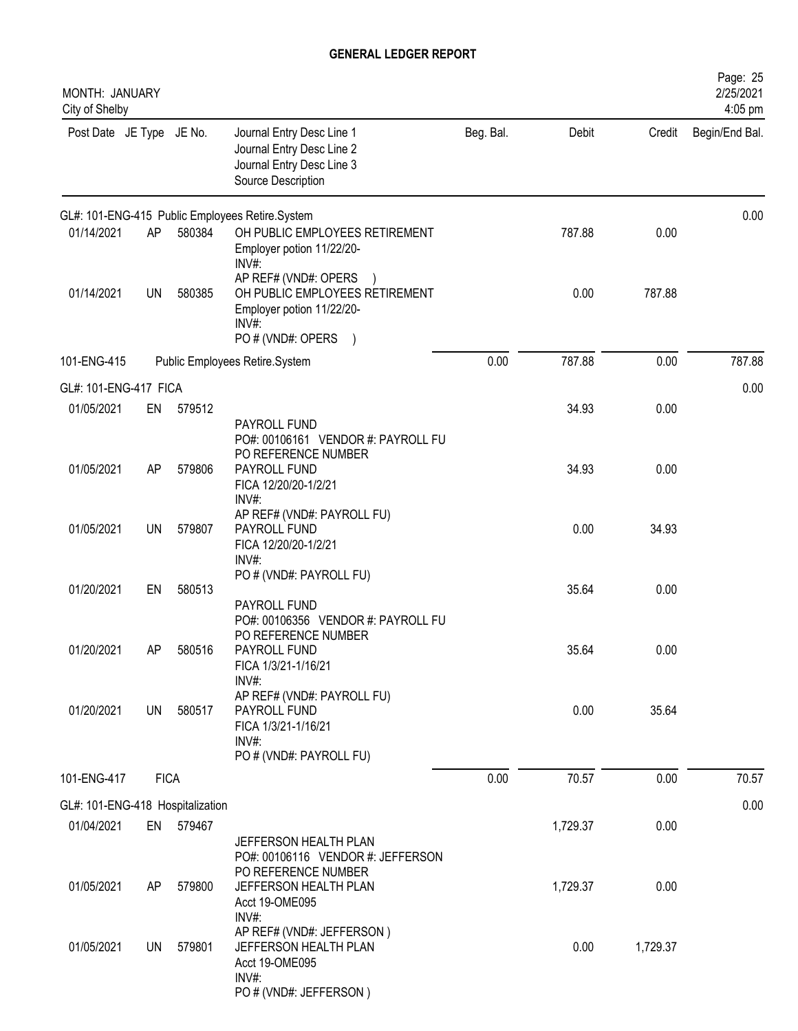# GENERAL LEDGER REPORT

MONTH: JANUARY
City of Shelby

2/25/2021
4:05 pm

| Post Date | JE Type | JE No. | Journal Entry Desc Line 1<br>Journal Entry Desc Line 2<br>Journal Entry Desc Line 3<br>Source Description | Beg. Bal. | Debit | Credit | Begin/End Bal. |
|---|---|---|---|---|---|---|---|
| GL#: 101-ENG-415 Public Employees Retire.System | | | | | | | 0.00 |
| 01/14/2021 | AP | 580384 | OH PUBLIC EMPLOYEES RETIREMENT<br>Employer potion 11/22/20-<br>INV#:<br>AP REF# (VND#: OPERS ) | | 787.88 | 0.00 | |
| 01/14/2021 | UN | 580385 | OH PUBLIC EMPLOYEES RETIREMENT<br>Employer potion 11/22/20-<br>INV#:<br>PO # (VND#: OPERS ) | | 0.00 | 787.88 | |
| 101-ENG-415 | | | Public Employees Retire.System | 0.00 | 787.88 | 0.00 | 787.88 |
| GL#: 101-ENG-417 FICA | | | | | | | 0.00 |
| 01/05/2021 | EN | 579512 | PAYROLL FUND<br>PO#: 00106161 VENDOR #: PAYROLL FU<br>PO REFERENCE NUMBER | | 34.93 | 0.00 | |
| 01/05/2021 | AP | 579806 | PAYROLL FUND<br>FICA 12/20/20-1/2/21<br>INV#:<br>AP REF# (VND#: PAYROLL FU) | | 34.93 | 0.00 | |
| 01/05/2021 | UN | 579807 | PAYROLL FUND<br>FICA 12/20/20-1/2/21<br>INV#:<br>PO # (VND#: PAYROLL FU) | | 0.00 | 34.93 | |
| 01/20/2021 | EN | 580513 | PAYROLL FUND<br>PO#: 00106356 VENDOR #: PAYROLL FU<br>PO REFERENCE NUMBER | | 35.64 | 0.00 | |
| 01/20/2021 | AP | 580516 | PAYROLL FUND<br>FICA 1/3/21-1/16/21<br>INV#:<br>AP REF# (VND#: PAYROLL FU) | | 35.64 | 0.00 | |
| 01/20/2021 | UN | 580517 | PAYROLL FUND<br>FICA 1/3/21-1/16/21<br>INV#:<br>PO # (VND#: PAYROLL FU) | | 0.00 | 35.64 | |
| 101-ENG-417 | FICA | | | 0.00 | 70.57 | 0.00 | 70.57 |
| GL#: 101-ENG-418 Hospitalization | | | | | | | 0.00 |
| 01/04/2021 | EN | 579467 | JEFFERSON HEALTH PLAN<br>PO#: 00106116 VENDOR #: JEFFERSON<br>PO REFERENCE NUMBER | | 1,729.37 | 0.00 | |
| 01/05/2021 | AP | 579800 | JEFFERSON HEALTH PLAN<br>Acct 19-OME095<br>INV#:<br>AP REF# (VND#: JEFFERSON ) | | 1,729.37 | 0.00 | |
| 01/05/2021 | UN | 579801 | JEFFERSON HEALTH PLAN<br>Acct 19-OME095<br>INV#:<br>PO # (VND#: JEFFERSON ) | | 0.00 | 1,729.37 | |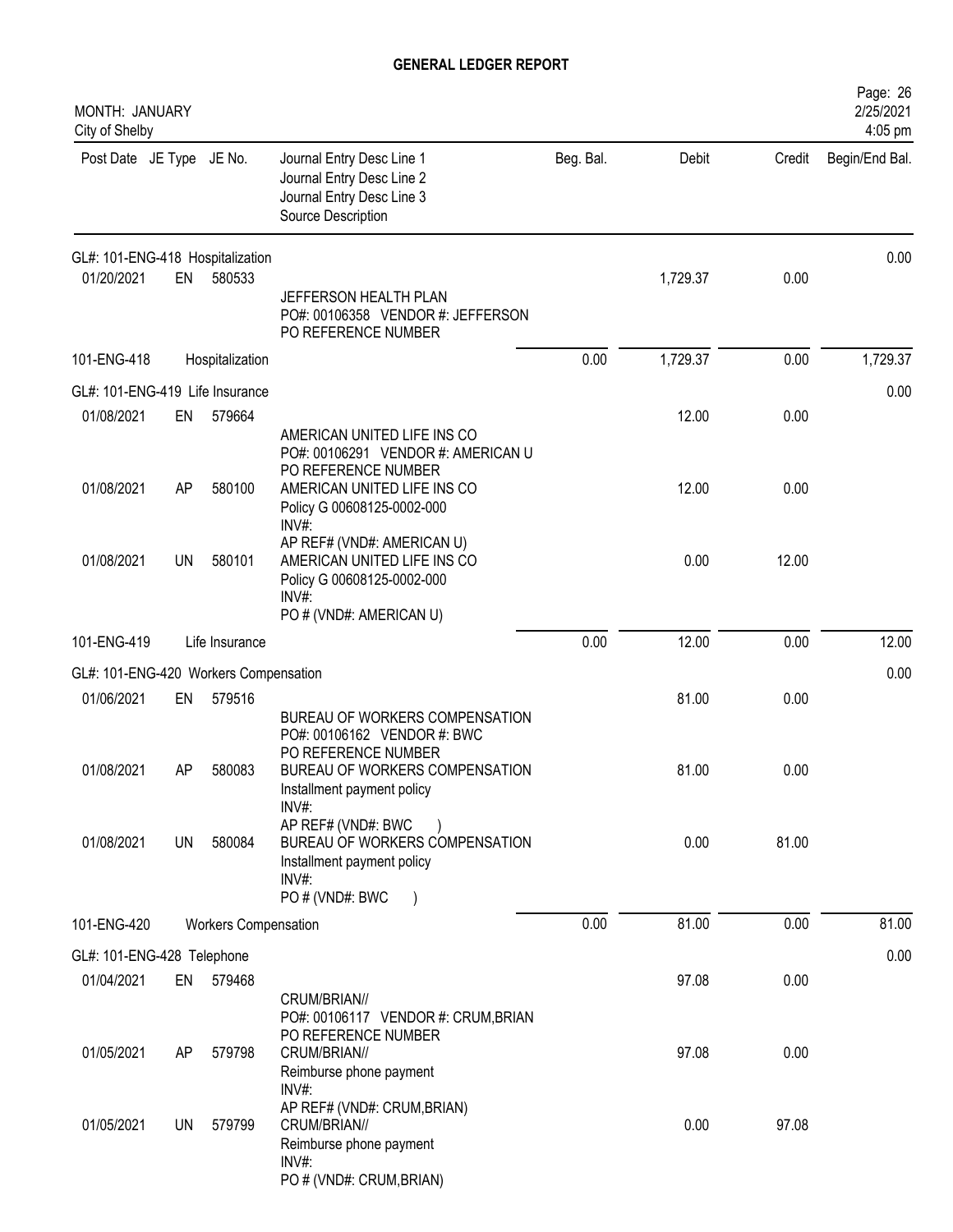# GENERAL LEDGER REPORT

MONTH: JANUARY
City of Shelby

| Post Date | JE Type | JE No. | Journal Entry Desc Line 1 / Journal Entry Desc Line 2 / Journal Entry Desc Line 3 / Source Description | Beg. Bal. | Debit | Credit | Begin/End Bal. |
|---|---|---|---|---|---|---|---|
| GL#: 101-ENG-418 Hospitalization | | | | | | | 0.00 |
| 01/20/2021 | EN | 580533 | JEFFERSON HEALTH PLAN<br>PO#: 00106358 VENDOR #: JEFFERSON<br>PO REFERENCE NUMBER | | 1,729.37 | 0.00 | |
| 101-ENG-418 | | Hospitalization | | 0.00 | 1,729.37 | 0.00 | 1,729.37 |
| GL#: 101-ENG-419 Life Insurance | | | | | | | 0.00 |
| 01/08/2021 | EN | 579664 | AMERICAN UNITED LIFE INS CO<br>PO#: 00106291 VENDOR #: AMERICAN U<br>PO REFERENCE NUMBER | | 12.00 | 0.00 | |
| 01/08/2021 | AP | 580100 | AMERICAN UNITED LIFE INS CO<br>Policy G 00608125-0002-000<br>INV#:<br>AP REF# (VND#: AMERICAN U) | | 12.00 | 0.00 | |
| 01/08/2021 | UN | 580101 | AMERICAN UNITED LIFE INS CO<br>Policy G 00608125-0002-000<br>INV#:<br>PO # (VND#: AMERICAN U) | | 0.00 | 12.00 | |
| 101-ENG-419 | | Life Insurance | | 0.00 | 12.00 | 0.00 | 12.00 |
| GL#: 101-ENG-420 Workers Compensation | | | | | | | 0.00 |
| 01/06/2021 | EN | 579516 | BUREAU OF WORKERS COMPENSATION<br>PO#: 00106162 VENDOR #: BWC<br>PO REFERENCE NUMBER | | 81.00 | 0.00 | |
| 01/08/2021 | AP | 580083 | BUREAU OF WORKERS COMPENSATION<br>Installment payment policy<br>INV#:<br>AP REF# (VND#: BWC ) | | 81.00 | 0.00 | |
| 01/08/2021 | UN | 580084 | BUREAU OF WORKERS COMPENSATION<br>Installment payment policy<br>INV#:<br>PO # (VND#: BWC ) | | 0.00 | 81.00 | |
| 101-ENG-420 | | Workers Compensation | | 0.00 | 81.00 | 0.00 | 81.00 |
| GL#: 101-ENG-428 Telephone | | | | | | | 0.00 |
| 01/04/2021 | EN | 579468 | CRUM/BRIAN//<br>PO#: 00106117 VENDOR #: CRUM,BRIAN<br>PO REFERENCE NUMBER | | 97.08 | 0.00 | |
| 01/05/2021 | AP | 579798 | CRUM/BRIAN//<br>Reimburse phone payment<br>INV#:<br>AP REF# (VND#: CRUM,BRIAN) | | 97.08 | 0.00 | |
| 01/05/2021 | UN | 579799 | CRUM/BRIAN//<br>Reimburse phone payment<br>INV#:<br>PO # (VND#: CRUM,BRIAN) | | 0.00 | 97.08 | |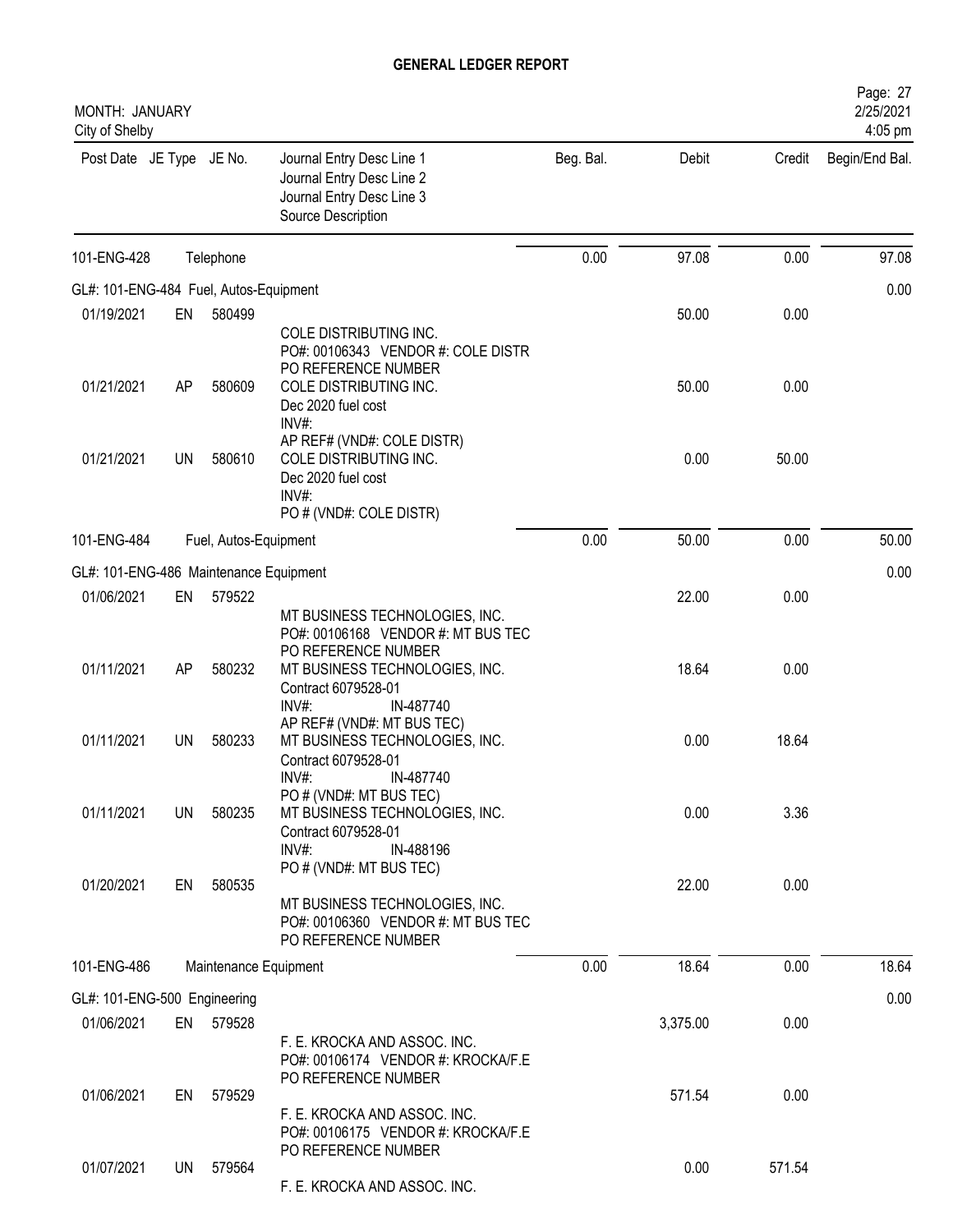# GENERAL LEDGER REPORT

MONTH: JANUARY
City of Shelby

| Post Date | JE Type | JE No. | Journal Entry Desc Line 1<br>Journal Entry Desc Line 2<br>Journal Entry Desc Line 3<br>Source Description | Beg. Bal. | Debit | Credit | Begin/End Bal. |
|---|---|---|---|---|---|---|---|
| 101-ENG-428 | | Telephone | | 0.00 | 97.08 | 0.00 | 97.08 |
| GL#: 101-ENG-484 Fuel, Autos-Equipment | | | | | | | 0.00 |
| 01/19/2021 | EN | 580499 | COLE DISTRIBUTING INC.<br>PO#: 00106343 VENDOR #: COLE DISTR<br>PO REFERENCE NUMBER | | 50.00 | 0.00 | |
| 01/21/2021 | AP | 580609 | COLE DISTRIBUTING INC.<br>Dec 2020 fuel cost<br>INV#:<br>AP REF# (VND#: COLE DISTR) | | 50.00 | 0.00 | |
| 01/21/2021 | UN | 580610 | COLE DISTRIBUTING INC.<br>Dec 2020 fuel cost<br>INV#:<br>PO # (VND#: COLE DISTR) | | 0.00 | 50.00 | |
| 101-ENG-484 | | Fuel, Autos-Equipment | | 0.00 | 50.00 | 0.00 | 50.00 |
| GL#: 101-ENG-486 Maintenance Equipment | | | | | | | 0.00 |
| 01/06/2021 | EN | 579522 | MT BUSINESS TECHNOLOGIES, INC.<br>PO#: 00106168 VENDOR #: MT BUS TEC<br>PO REFERENCE NUMBER | | 22.00 | 0.00 | |
| 01/11/2021 | AP | 580232 | MT BUSINESS TECHNOLOGIES, INC.<br>Contract 6079528-01<br>INV#: IN-487740<br>AP REF# (VND#: MT BUS TEC) | | 18.64 | 0.00 | |
| 01/11/2021 | UN | 580233 | MT BUSINESS TECHNOLOGIES, INC.<br>Contract 6079528-01<br>INV#: IN-487740<br>PO # (VND#: MT BUS TEC) | | 0.00 | 18.64 | |
| 01/11/2021 | UN | 580235 | MT BUSINESS TECHNOLOGIES, INC.<br>Contract 6079528-01<br>INV#: IN-488196<br>PO # (VND#: MT BUS TEC) | | 0.00 | 3.36 | |
| 01/20/2021 | EN | 580535 | MT BUSINESS TECHNOLOGIES, INC.<br>PO#: 00106360 VENDOR #: MT BUS TEC<br>PO REFERENCE NUMBER | | 22.00 | 0.00 | |
| 101-ENG-486 | | Maintenance Equipment | | 0.00 | 18.64 | 0.00 | 18.64 |
| GL#: 101-ENG-500 Engineering | | | | | | | 0.00 |
| 01/06/2021 | EN | 579528 | F. E. KROCKA AND ASSOC. INC.<br>PO#: 00106174 VENDOR #: KROCKA/F.E<br>PO REFERENCE NUMBER | | 3,375.00 | 0.00 | |
| 01/06/2021 | EN | 579529 | F. E. KROCKA AND ASSOC. INC.<br>PO#: 00106175 VENDOR #: KROCKA/F.E<br>PO REFERENCE NUMBER | | 571.54 | 0.00 | |
| 01/07/2021 | UN | 579564 | F. E. KROCKA AND ASSOC. INC. | | 0.00 | 571.54 | |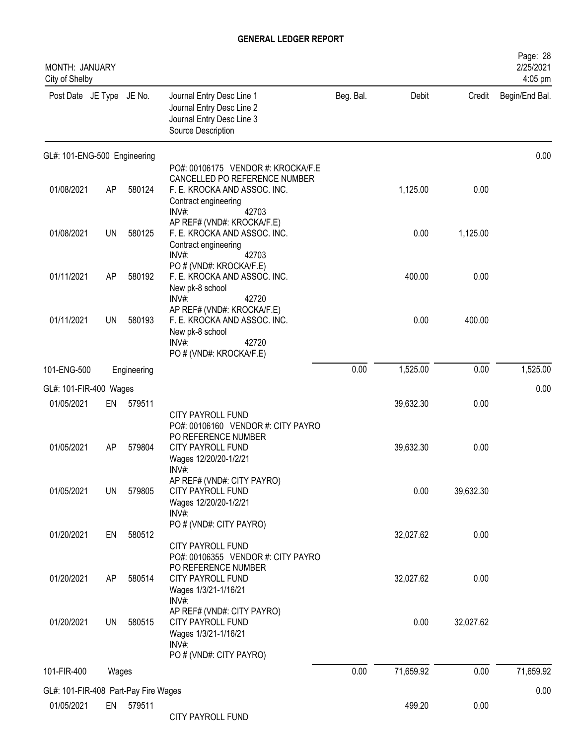# GENERAL LEDGER REPORT

MONTH: JANUARY
City of Shelby

2/25/2021
4:05 pm

| Post Date | JE Type | JE No. | Journal Entry Desc Line 1 / Journal Entry Desc Line 2 / Journal Entry Desc Line 3 / Source Description | Beg. Bal. | Debit | Credit | Begin/End Bal. |
|---|---|---|---|---|---|---|---|
| **GL#: 101-ENG-500 Engineering** | | | | | | | 0.00 |
| 01/08/2021 | AP | 580124 | PO#: 00106175 VENDOR #: KROCKA/F.E CANCELLED PO REFERENCE NUMBER F. E. KROCKA AND ASSOC. INC. Contract engineering INV#: 42703 AP REF# (VND#: KROCKA/F.E) | | 1,125.00 | 0.00 | |
| 01/08/2021 | UN | 580125 | F. E. KROCKA AND ASSOC. INC. Contract engineering INV#: 42703 PO # (VND#: KROCKA/F.E) | | 0.00 | 1,125.00 | |
| 01/11/2021 | AP | 580192 | F. E. KROCKA AND ASSOC. INC. New pk-8 school INV#: 42720 AP REF# (VND#: KROCKA/F.E) | | 400.00 | 0.00 | |
| 01/11/2021 | UN | 580193 | F. E. KROCKA AND ASSOC. INC. New pk-8 school INV#: 42720 PO # (VND#: KROCKA/F.E) | | 0.00 | 400.00 | |
| 101-ENG-500 | | Engineering | | 0.00 | 1,525.00 | 0.00 | 1,525.00 |
| **GL#: 101-FIR-400 Wages** | | | | | | | 0.00 |
| 01/05/2021 | EN | 579511 | CITY PAYROLL FUND PO#: 00106160 VENDOR #: CITY PAYRO PO REFERENCE NUMBER | | 39,632.30 | 0.00 | |
| 01/05/2021 | AP | 579804 | CITY PAYROLL FUND Wages 12/20/20-1/2/21 INV#: AP REF# (VND#: CITY PAYRO) | | 39,632.30 | 0.00 | |
| 01/05/2021 | UN | 579805 | CITY PAYROLL FUND Wages 12/20/20-1/2/21 INV#: PO # (VND#: CITY PAYRO) | | 0.00 | 39,632.30 | |
| 01/20/2021 | EN | 580512 | CITY PAYROLL FUND PO#: 00106355 VENDOR #: CITY PAYRO PO REFERENCE NUMBER | | 32,027.62 | 0.00 | |
| 01/20/2021 | AP | 580514 | CITY PAYROLL FUND Wages 1/3/21-1/16/21 INV#: AP REF# (VND#: CITY PAYRO) | | 32,027.62 | 0.00 | |
| 01/20/2021 | UN | 580515 | CITY PAYROLL FUND Wages 1/3/21-1/16/21 INV#: PO # (VND#: CITY PAYRO) | | 0.00 | 32,027.62 | |
| 101-FIR-400 | | Wages | | 0.00 | 71,659.92 | 0.00 | 71,659.92 |
| **GL#: 101-FIR-408 Part-Pay Fire Wages** | | | | | | | 0.00 |
| 01/05/2021 | EN | 579511 | CITY PAYROLL FUND | | 499.20 | 0.00 | |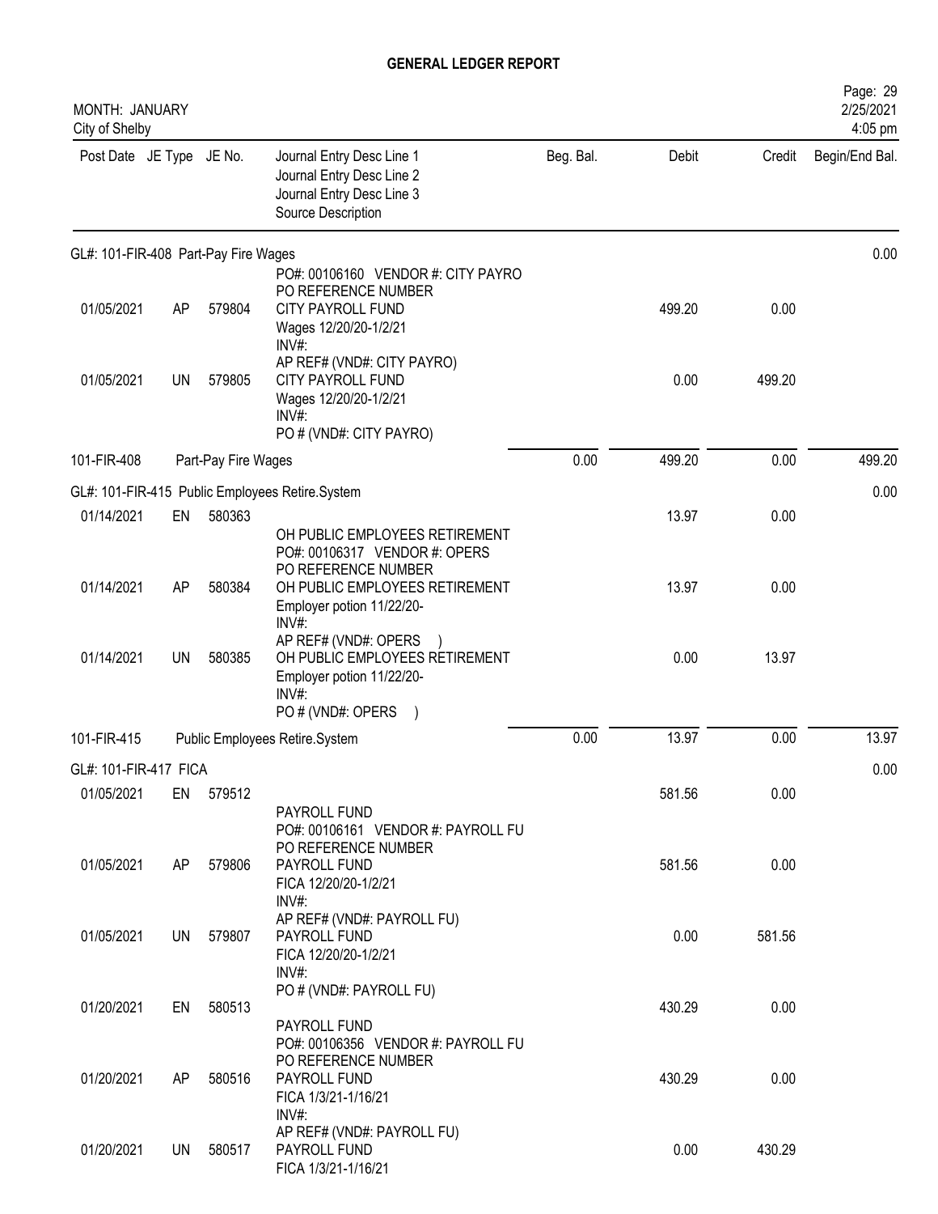# GENERAL LEDGER REPORT

MONTH: JANUARY
City of Shelby

| Post Date | JE Type | JE No. | Journal Entry Desc Line 1 / Journal Entry Desc Line 2 / Journal Entry Desc Line 3 / Source Description | Beg. Bal. | Debit | Credit | Begin/End Bal. |
|---|---|---|---|---|---|---|---|
| **GL#: 101-FIR-408 Part-Pay Fire Wages** | | | | | | | 0.00 |
| 01/05/2021 | AP | 579804 | PO#: 00106160 VENDOR #: CITY PAYRO<br>PO REFERENCE NUMBER<br>CITY PAYROLL FUND<br>Wages 12/20/20-1/2/21<br>INV#: | | 499.20 | 0.00 | |
| 01/05/2021 | UN | 579805 | AP REF# (VND#: CITY PAYRO)<br>CITY PAYROLL FUND<br>Wages 12/20/20-1/2/21<br>INV#:<br>PO # (VND#: CITY PAYRO) | | 0.00 | 499.20 | |
| 101-FIR-408 | | | Part-Pay Fire Wages | 0.00 | 499.20 | 0.00 | 499.20 |
| **GL#: 101-FIR-415 Public Employees Retire.System** | | | | | | | 0.00 |
| 01/14/2021 | EN | 580363 | | | 13.97 | 0.00 | |
| 01/14/2021 | AP | 580384 | OH PUBLIC EMPLOYEES RETIREMENT<br>PO#: 00106317 VENDOR #: OPERS<br>PO REFERENCE NUMBER<br>OH PUBLIC EMPLOYEES RETIREMENT<br>Employer potion 11/22/20-<br>INV#: | | 13.97 | 0.00 | |
| 01/14/2021 | UN | 580385 | AP REF# (VND#: OPERS )<br>OH PUBLIC EMPLOYEES RETIREMENT<br>Employer potion 11/22/20-<br>INV#:<br>PO # (VND#: OPERS ) | | 0.00 | 13.97 | |
| 101-FIR-415 | | | Public Employees Retire.System | 0.00 | 13.97 | 0.00 | 13.97 |
| **GL#: 101-FIR-417 FICA** | | | | | | | 0.00 |
| 01/05/2021 | EN | 579512 | | | 581.56 | 0.00 | |
| 01/05/2021 | AP | 579806 | PAYROLL FUND<br>PO#: 00106161 VENDOR #: PAYROLL FU<br>PO REFERENCE NUMBER<br>PAYROLL FUND<br>FICA 12/20/20-1/2/21<br>INV#: | | 581.56 | 0.00 | |
| 01/05/2021 | UN | 579807 | AP REF# (VND#: PAYROLL FU)<br>PAYROLL FUND<br>FICA 12/20/20-1/2/21<br>INV#:<br>PO # (VND#: PAYROLL FU) | | 0.00 | 581.56 | |
| 01/20/2021 | EN | 580513 | | | 430.29 | 0.00 | |
| 01/20/2021 | AP | 580516 | PAYROLL FUND<br>PO#: 00106356 VENDOR #: PAYROLL FU<br>PO REFERENCE NUMBER<br>PAYROLL FUND<br>FICA 1/3/21-1/16/21<br>INV#: | | 430.29 | 0.00 | |
| 01/20/2021 | UN | 580517 | AP REF# (VND#: PAYROLL FU)<br>PAYROLL FUND<br>FICA 1/3/21-1/16/21 | | 0.00 | 430.29 | |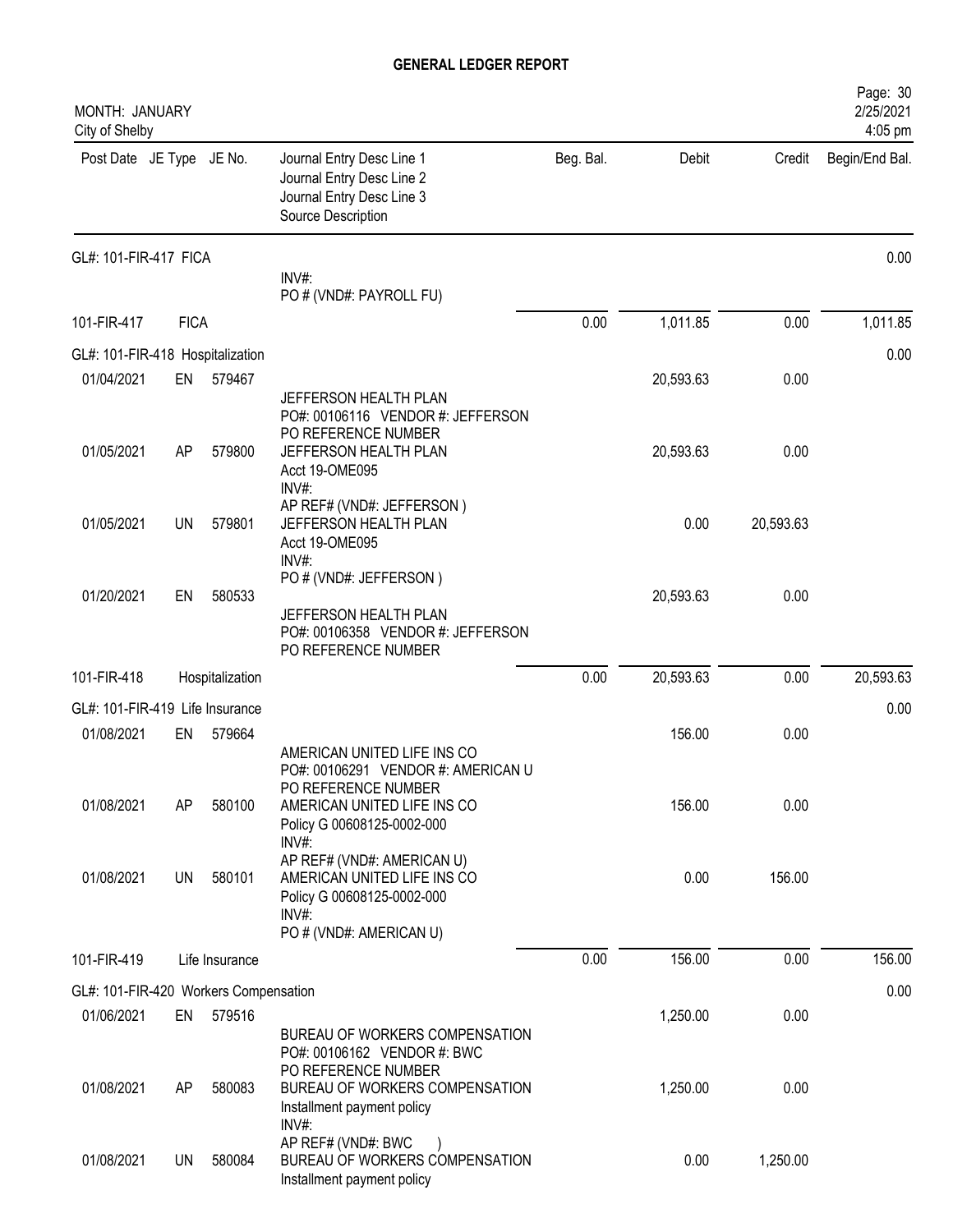**GENERAL LEDGER REPORT**

MONTH: JANUARY
City of Shelby

2/25/2021
4:05 pm

| Post Date | JE Type | JE No. | Journal Entry Desc Line 1 / Journal Entry Desc Line 2 / Journal Entry Desc Line 3 / Source Description | Beg. Bal. | Debit | Credit | Begin/End Bal. |
|---|---|---|---|---|---|---|---|
| GL#: 101-FIR-417 FICA | | | | | | | 0.00 |
| | | | INV#: PO # (VND#: PAYROLL FU) | | | | |
| 101-FIR-417 | FICA | | | 0.00 | 1,011.85 | 0.00 | 1,011.85 |
| GL#: 101-FIR-418 Hospitalization | | | | | | | 0.00 |
| 01/04/2021 | EN | 579467 | JEFFERSON HEALTH PLAN PO#: 00106116 VENDOR #: JEFFERSON PO REFERENCE NUMBER | | 20,593.63 | 0.00 | |
| 01/05/2021 | AP | 579800 | JEFFERSON HEALTH PLAN Acct 19-OME095 INV#: AP REF# (VND#: JEFFERSON ) | | 20,593.63 | 0.00 | |
| 01/05/2021 | UN | 579801 | JEFFERSON HEALTH PLAN Acct 19-OME095 INV#: PO # (VND#: JEFFERSON ) | | 0.00 | 20,593.63 | |
| 01/20/2021 | EN | 580533 | JEFFERSON HEALTH PLAN PO#: 00106358 VENDOR #: JEFFERSON PO REFERENCE NUMBER | | 20,593.63 | 0.00 | |
| 101-FIR-418 | Hospitalization | | | 0.00 | 20,593.63 | 0.00 | 20,593.63 |
| GL#: 101-FIR-419 Life Insurance | | | | | | | 0.00 |
| 01/08/2021 | EN | 579664 | AMERICAN UNITED LIFE INS CO PO#: 00106291 VENDOR #: AMERICAN U PO REFERENCE NUMBER | | 156.00 | 0.00 | |
| 01/08/2021 | AP | 580100 | AMERICAN UNITED LIFE INS CO Policy G 00608125-0002-000 INV#: AP REF# (VND#: AMERICAN U) | | 156.00 | 0.00 | |
| 01/08/2021 | UN | 580101 | AMERICAN UNITED LIFE INS CO Policy G 00608125-0002-000 INV#: PO # (VND#: AMERICAN U) | | 0.00 | 156.00 | |
| 101-FIR-419 | Life Insurance | | | 0.00 | 156.00 | 0.00 | 156.00 |
| GL#: 101-FIR-420 Workers Compensation | | | | | | | 0.00 |
| 01/06/2021 | EN | 579516 | BUREAU OF WORKERS COMPENSATION PO#: 00106162 VENDOR #: BWC PO REFERENCE NUMBER | | 1,250.00 | 0.00 | |
| 01/08/2021 | AP | 580083 | BUREAU OF WORKERS COMPENSATION Installment payment policy INV#: AP REF# (VND#: BWC ) | | 1,250.00 | 0.00 | |
| 01/08/2021 | UN | 580084 | BUREAU OF WORKERS COMPENSATION Installment payment policy | | 0.00 | 1,250.00 | |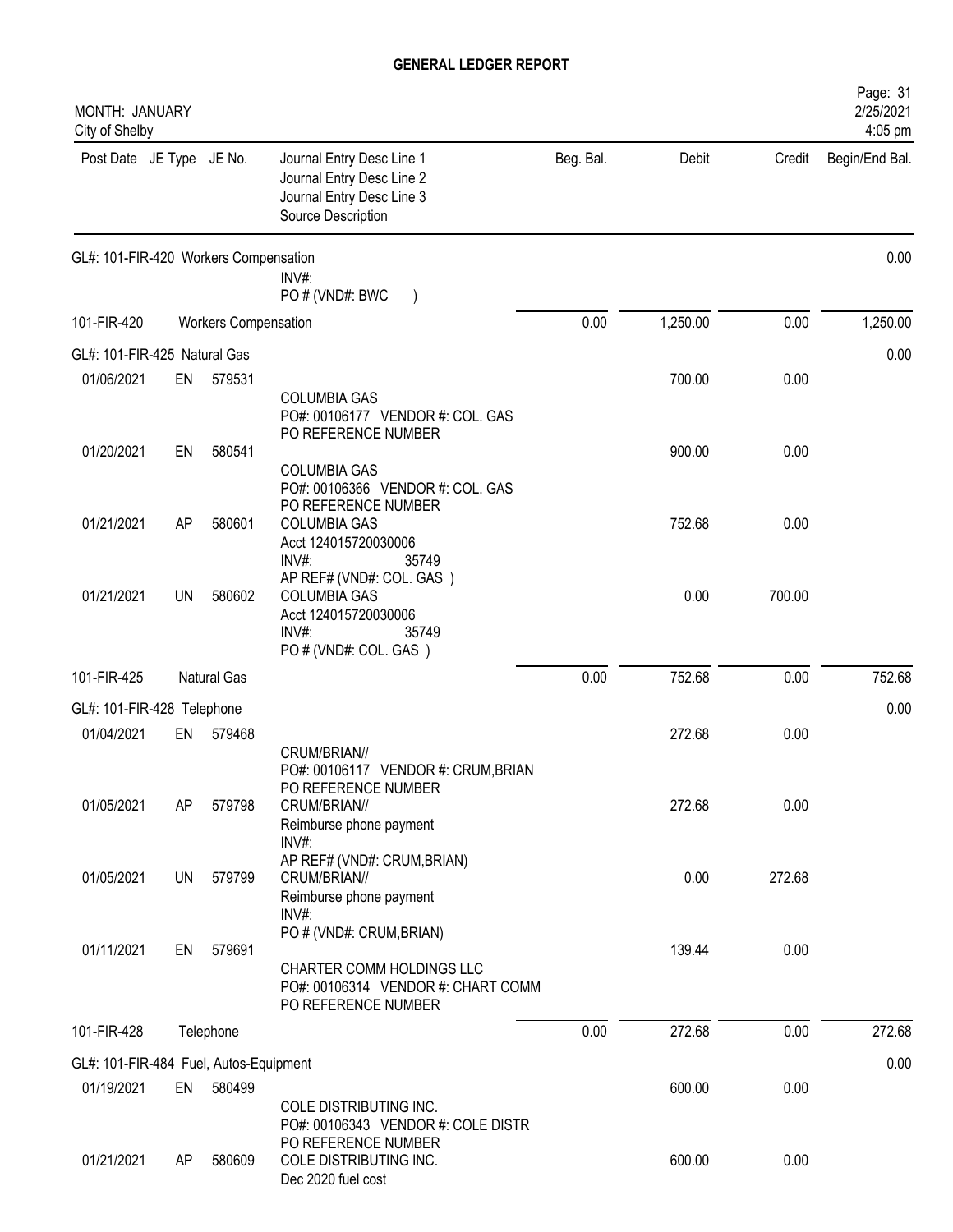# GENERAL LEDGER REPORT

MONTH: JANUARY
City of Shelby

2/25/2021
4:05 pm

| Post Date | JE Type | JE No. | Journal Entry Desc Line 1<br>Journal Entry Desc Line 2<br>Journal Entry Desc Line 3<br>Source Description | Beg. Bal. | Debit | Credit | Begin/End Bal. |
|---|---|---|---|---|---|---|---|
| GL#: 101-FIR-420 Workers Compensation | | | | | | | 0.00 |
| | | | INV#:<br>PO # (VND#: BWC ) | | | | |
| 101-FIR-420 | | Workers Compensation | | 0.00 | 1,250.00 | 0.00 | 1,250.00 |
| GL#: 101-FIR-425 Natural Gas | | | | | | | 0.00 |
| 01/06/2021 | EN | 579531 | COLUMBIA GAS<br>PO#: 00106177 VENDOR #: COL. GAS<br>PO REFERENCE NUMBER | | 700.00 | 0.00 | |
| 01/20/2021 | EN | 580541 | COLUMBIA GAS<br>PO#: 00106366 VENDOR #: COL. GAS<br>PO REFERENCE NUMBER | | 900.00 | 0.00 | |
| 01/21/2021 | AP | 580601 | COLUMBIA GAS<br>Acct 124015720030006<br>INV#: 35749<br>AP REF# (VND#: COL. GAS ) | | 752.68 | 0.00 | |
| 01/21/2021 | UN | 580602 | COLUMBIA GAS<br>Acct 124015720030006<br>INV#: 35749<br>PO # (VND#: COL. GAS ) | | 0.00 | 700.00 | |
| 101-FIR-425 | | Natural Gas | | 0.00 | 752.68 | 0.00 | 752.68 |
| GL#: 101-FIR-428 Telephone | | | | | | | 0.00 |
| 01/04/2021 | EN | 579468 | CRUM/BRIAN//<br>PO#: 00106117 VENDOR #: CRUM,BRIAN<br>PO REFERENCE NUMBER | | 272.68 | 0.00 | |
| 01/05/2021 | AP | 579798 | CRUM/BRIAN//<br>Reimburse phone payment<br>INV#:<br>AP REF# (VND#: CRUM,BRIAN) | | 272.68 | 0.00 | |
| 01/05/2021 | UN | 579799 | CRUM/BRIAN//<br>Reimburse phone payment<br>INV#:<br>PO # (VND#: CRUM,BRIAN) | | 0.00 | 272.68 | |
| 01/11/2021 | EN | 579691 | CHARTER COMM HOLDINGS LLC<br>PO#: 00106314 VENDOR #: CHART COMM<br>PO REFERENCE NUMBER | | 139.44 | 0.00 | |
| 101-FIR-428 | | Telephone | | 0.00 | 272.68 | 0.00 | 272.68 |
| GL#: 101-FIR-484 Fuel, Autos-Equipment | | | | | | | 0.00 |
| 01/19/2021 | EN | 580499 | COLE DISTRIBUTING INC.<br>PO#: 00106343 VENDOR #: COLE DISTR<br>PO REFERENCE NUMBER | | 600.00 | 0.00 | |
| 01/21/2021 | AP | 580609 | COLE DISTRIBUTING INC.<br>Dec 2020 fuel cost | | 600.00 | 0.00 | |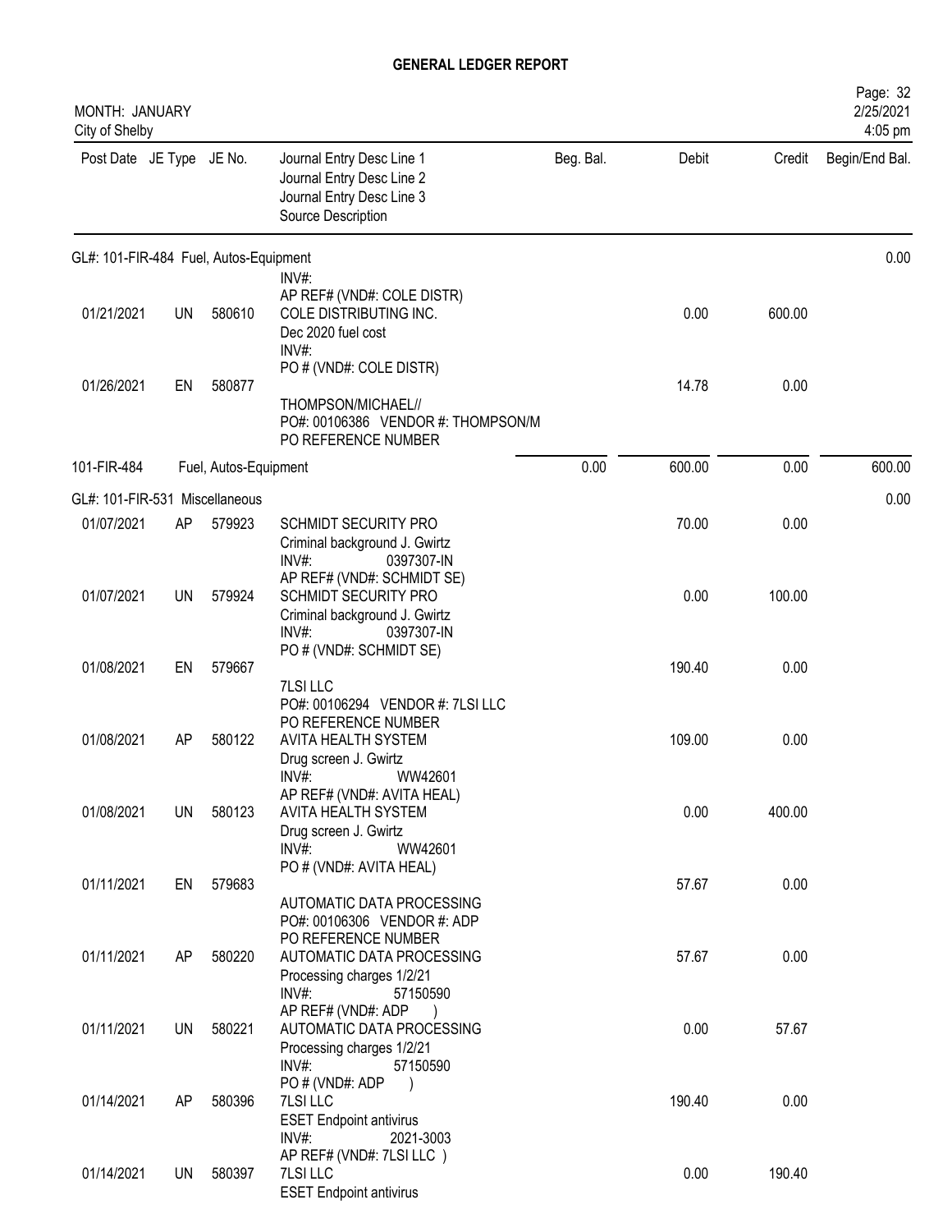# GENERAL LEDGER REPORT

MONTH: JANUARY
City of Shelby

2/25/2021
4:05 pm

| Post Date | JE Type | JE No. | Journal Entry Desc Line 1 / Journal Entry Desc Line 2 / Journal Entry Desc Line 3 / Source Description | Beg. Bal. | Debit | Credit | Begin/End Bal. |
|---|---|---|---|---|---|---|---|
| GL#: 101-FIR-484 Fuel, Autos-Equipment | | | | | | | 0.00 |
| | | | INV#: AP REF# (VND#: COLE DISTR) | | | | |
| 01/21/2021 | UN | 580610 | COLE DISTRIBUTING INC. Dec 2020 fuel cost INV#: PO # (VND#: COLE DISTR) | | 0.00 | 600.00 | |
| 01/26/2021 | EN | 580877 | THOMPSON/MICHAEL// PO#: 00106386 VENDOR #: THOMPSON/M PO REFERENCE NUMBER | | 14.78 | 0.00 | |
| 101-FIR-484 | | Fuel, Autos-Equipment | | 0.00 | 600.00 | 0.00 | 600.00 |
| GL#: 101-FIR-531 Miscellaneous | | | | | | | 0.00 |
| 01/07/2021 | AP | 579923 | SCHMIDT SECURITY PRO Criminal background J. Gwirtz INV#: 0397307-IN AP REF# (VND#: SCHMIDT SE) | | 70.00 | 0.00 | |
| 01/07/2021 | UN | 579924 | SCHMIDT SECURITY PRO Criminal background J. Gwirtz INV#: 0397307-IN PO # (VND#: SCHMIDT SE) | | 0.00 | 100.00 | |
| 01/08/2021 | EN | 579667 | 7LSI LLC PO#: 00106294 VENDOR #: 7LSI LLC PO REFERENCE NUMBER | | 190.40 | 0.00 | |
| 01/08/2021 | AP | 580122 | AVITA HEALTH SYSTEM Drug screen J. Gwirtz INV#: WW42601 AP REF# (VND#: AVITA HEAL) | | 109.00 | 0.00 | |
| 01/08/2021 | UN | 580123 | AVITA HEALTH SYSTEM Drug screen J. Gwirtz INV#: WW42601 PO # (VND#: AVITA HEAL) | | 0.00 | 400.00 | |
| 01/11/2021 | EN | 579683 | AUTOMATIC DATA PROCESSING PO#: 00106306 VENDOR #: ADP PO REFERENCE NUMBER | | 57.67 | 0.00 | |
| 01/11/2021 | AP | 580220 | AUTOMATIC DATA PROCESSING Processing charges 1/2/21 INV#: 57150590 AP REF# (VND#: ADP ) | | 57.67 | 0.00 | |
| 01/11/2021 | UN | 580221 | AUTOMATIC DATA PROCESSING Processing charges 1/2/21 INV#: 57150590 PO # (VND#: ADP ) | | 0.00 | 57.67 | |
| 01/14/2021 | AP | 580396 | 7LSI LLC ESET Endpoint antivirus INV#: 2021-3003 AP REF# (VND#: 7LSI LLC ) | | 190.40 | 0.00 | |
| 01/14/2021 | UN | 580397 | 7LSI LLC ESET Endpoint antivirus | | 0.00 | 190.40 | |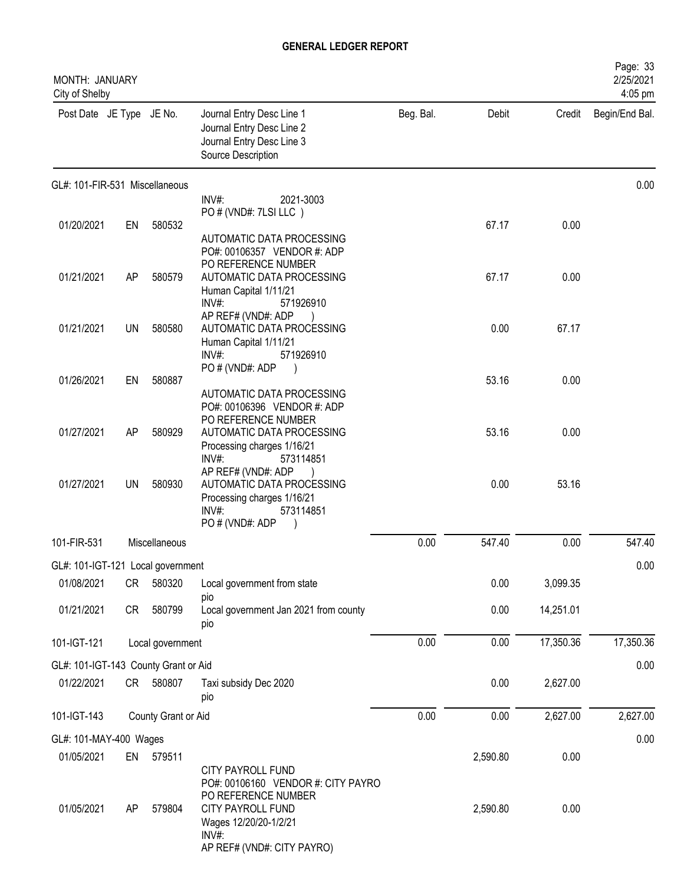**GENERAL LEDGER REPORT**

MONTH: JANUARY
City of Shelby

2/25/2021
4:05 pm

| Post Date | JE Type | JE No. | Journal Entry Desc Line 1 / Journal Entry Desc Line 2 / Journal Entry Desc Line 3 / Source Description | Beg. Bal. | Debit | Credit | Begin/End Bal. |
|---|---|---|---|---|---|---|---|
| GL#: 101-FIR-531 Miscellaneous | | | | | | | 0.00 |
| | | | INV#: 2021-3003<br>PO # (VND#: 7LSI LLC ) | | | | |
| 01/20/2021 | EN | 580532 | AUTOMATIC DATA PROCESSING<br>PO#: 00106357 VENDOR #: ADP<br>PO REFERENCE NUMBER | | 67.17 | 0.00 | |
| 01/21/2021 | AP | 580579 | AUTOMATIC DATA PROCESSING<br>Human Capital 1/11/21<br>INV#: 571926910<br>AP REF# (VND#: ADP ) | | 67.17 | 0.00 | |
| 01/21/2021 | UN | 580580 | AUTOMATIC DATA PROCESSING<br>Human Capital 1/11/21<br>INV#: 571926910<br>PO # (VND#: ADP ) | | 0.00 | 67.17 | |
| 01/26/2021 | EN | 580887 | AUTOMATIC DATA PROCESSING<br>PO#: 00106396 VENDOR #: ADP<br>PO REFERENCE NUMBER | | 53.16 | 0.00 | |
| 01/27/2021 | AP | 580929 | AUTOMATIC DATA PROCESSING<br>Processing charges 1/16/21<br>INV#: 573114851<br>AP REF# (VND#: ADP ) | | 53.16 | 0.00 | |
| 01/27/2021 | UN | 580930 | AUTOMATIC DATA PROCESSING<br>Processing charges 1/16/21<br>INV#: 573114851<br>PO # (VND#: ADP ) | | 0.00 | 53.16 | |
| 101-FIR-531 | | Miscellaneous | | 0.00 | 547.40 | 0.00 | 547.40 |
| GL#: 101-IGT-121 Local government | | | | | | | 0.00 |
| 01/08/2021 | CR | 580320 | Local government from state<br>pio | | 0.00 | 3,099.35 | |
| 01/21/2021 | CR | 580799 | Local government Jan 2021 from county<br>pio | | 0.00 | 14,251.01 | |
| 101-IGT-121 | | Local government | | 0.00 | 0.00 | 17,350.36 | 17,350.36 |
| GL#: 101-IGT-143 County Grant or Aid | | | | | | | 0.00 |
| 01/22/2021 | CR | 580807 | Taxi subsidy Dec 2020<br>pio | | 0.00 | 2,627.00 | |
| 101-IGT-143 | | County Grant or Aid | | 0.00 | 0.00 | 2,627.00 | 2,627.00 |
| GL#: 101-MAY-400 Wages | | | | | | | 0.00 |
| 01/05/2021 | EN | 579511 | CITY PAYROLL FUND<br>PO#: 00106160 VENDOR #: CITY PAYRO<br>PO REFERENCE NUMBER | | 2,590.80 | 0.00 | |
| 01/05/2021 | AP | 579804 | CITY PAYROLL FUND<br>Wages 12/20/20-1/2/21<br>INV#:<br>AP REF# (VND#: CITY PAYRO) | | 2,590.80 | 0.00 | |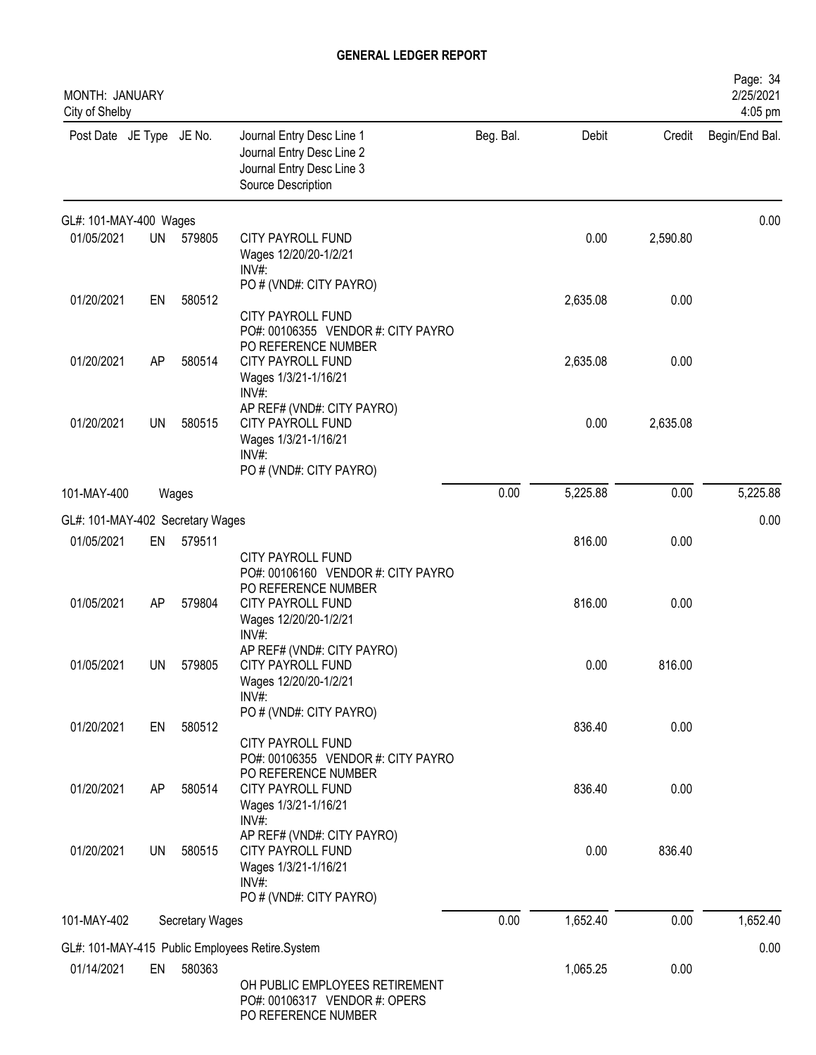# GENERAL LEDGER REPORT

MONTH: JANUARY
City of Shelby

| Post Date | JE Type | JE No. | Journal Entry Desc Line 1 / Journal Entry Desc Line 2 / Journal Entry Desc Line 3 / Source Description | Beg. Bal. | Debit | Credit | Begin/End Bal. |
|---|---|---|---|---|---|---|---|
| GL#: 101-MAY-400 Wages | | | | | | | 0.00 |
| 01/05/2021 | UN | 579805 | CITY PAYROLL FUND<br>Wages 12/20/20-1/2/21<br>INV#:<br>PO # (VND#: CITY PAYRO) | | 0.00 | 2,590.80 | |
| 01/20/2021 | EN | 580512 | CITY PAYROLL FUND<br>PO#: 00106355 VENDOR #: CITY PAYRO<br>PO REFERENCE NUMBER | | 2,635.08 | 0.00 | |
| 01/20/2021 | AP | 580514 | CITY PAYROLL FUND<br>Wages 1/3/21-1/16/21<br>INV#:<br>AP REF# (VND#: CITY PAYRO) | | 2,635.08 | 0.00 | |
| 01/20/2021 | UN | 580515 | CITY PAYROLL FUND<br>Wages 1/3/21-1/16/21<br>INV#:<br>PO # (VND#: CITY PAYRO) | | 0.00 | 2,635.08 | |
| 101-MAY-400 | | Wages | | 0.00 | 5,225.88 | 0.00 | 5,225.88 |
| GL#: 101-MAY-402 Secretary Wages | | | | | | | 0.00 |
| 01/05/2021 | EN | 579511 | CITY PAYROLL FUND<br>PO#: 00106160 VENDOR #: CITY PAYRO<br>PO REFERENCE NUMBER | | 816.00 | 0.00 | |
| 01/05/2021 | AP | 579804 | CITY PAYROLL FUND<br>Wages 12/20/20-1/2/21<br>INV#:<br>AP REF# (VND#: CITY PAYRO) | | 816.00 | 0.00 | |
| 01/05/2021 | UN | 579805 | CITY PAYROLL FUND<br>Wages 12/20/20-1/2/21<br>INV#:<br>PO # (VND#: CITY PAYRO) | | 0.00 | 816.00 | |
| 01/20/2021 | EN | 580512 | CITY PAYROLL FUND<br>PO#: 00106355 VENDOR #: CITY PAYRO<br>PO REFERENCE NUMBER | | 836.40 | 0.00 | |
| 01/20/2021 | AP | 580514 | CITY PAYROLL FUND<br>Wages 1/3/21-1/16/21<br>INV#:<br>AP REF# (VND#: CITY PAYRO) | | 836.40 | 0.00 | |
| 01/20/2021 | UN | 580515 | CITY PAYROLL FUND<br>Wages 1/3/21-1/16/21<br>INV#:<br>PO # (VND#: CITY PAYRO) | | 0.00 | 836.40 | |
| 101-MAY-402 | | Secretary Wages | | 0.00 | 1,652.40 | 0.00 | 1,652.40 |
| GL#: 101-MAY-415 Public Employees Retire.System | | | | | | | 0.00 |
| 01/14/2021 | EN | 580363 | OH PUBLIC EMPLOYEES RETIREMENT<br>PO#: 00106317 VENDOR #: OPERS<br>PO REFERENCE NUMBER | | 1,065.25 | 0.00 | |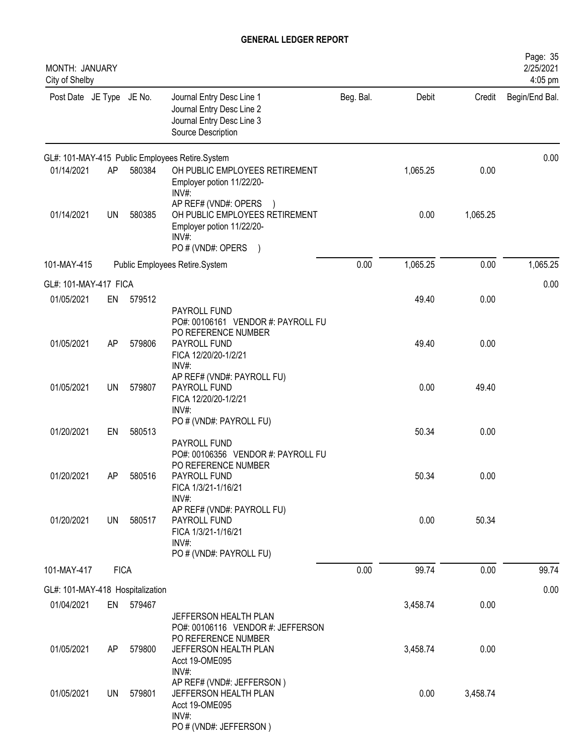## GENERAL LEDGER REPORT

MONTH: JANUARY
City of Shelby

Page: 35
2/25/2021
4:05 pm

| Post Date | JE Type | JE No. | Journal Entry Desc Line 1<br>Journal Entry Desc Line 2<br>Journal Entry Desc Line 3<br>Source Description | Beg. Bal. | Debit | Credit | Begin/End Bal. |
|---|---|---|---|---|---|---|---|
| GL#: 101-MAY-415 Public Employees Retire.System | | | | | | | 0.00 |
| 01/14/2021 | AP | 580384 | OH PUBLIC EMPLOYEES RETIREMENT<br>Employer potion 11/22/20-<br>INV#:<br>AP REF# (VND#: OPERS ) | | 1,065.25 | 0.00 | |
| 01/14/2021 | UN | 580385 | OH PUBLIC EMPLOYEES RETIREMENT<br>Employer potion 11/22/20-<br>INV#:<br>PO # (VND#: OPERS ) | | 0.00 | 1,065.25 | |
| 101-MAY-415 | | | Public Employees Retire.System | 0.00 | 1,065.25 | 0.00 | 1,065.25 |
| GL#: 101-MAY-417 FICA | | | | | | | 0.00 |
| 01/05/2021 | EN | 579512 | PAYROLL FUND<br>PO#: 00106161 VENDOR #: PAYROLL FU<br>PO REFERENCE NUMBER | | 49.40 | 0.00 | |
| 01/05/2021 | AP | 579806 | PAYROLL FUND<br>FICA 12/20/20-1/2/21<br>INV#:<br>AP REF# (VND#: PAYROLL FU) | | 49.40 | 0.00 | |
| 01/05/2021 | UN | 579807 | PAYROLL FUND<br>FICA 12/20/20-1/2/21<br>INV#:<br>PO # (VND#: PAYROLL FU) | | 0.00 | 49.40 | |
| 01/20/2021 | EN | 580513 | PAYROLL FUND<br>PO#: 00106356 VENDOR #: PAYROLL FU<br>PO REFERENCE NUMBER | | 50.34 | 0.00 | |
| 01/20/2021 | AP | 580516 | PAYROLL FUND<br>FICA 1/3/21-1/16/21<br>INV#:<br>AP REF# (VND#: PAYROLL FU) | | 50.34 | 0.00 | |
| 01/20/2021 | UN | 580517 | PAYROLL FUND<br>FICA 1/3/21-1/16/21<br>INV#:<br>PO # (VND#: PAYROLL FU) | | 0.00 | 50.34 | |
| 101-MAY-417 | FICA | | | 0.00 | 99.74 | 0.00 | 99.74 |
| GL#: 101-MAY-418 Hospitalization | | | | | | | 0.00 |
| 01/04/2021 | EN | 579467 | JEFFERSON HEALTH PLAN<br>PO#: 00106116 VENDOR #: JEFFERSON<br>PO REFERENCE NUMBER | | 3,458.74 | 0.00 | |
| 01/05/2021 | AP | 579800 | JEFFERSON HEALTH PLAN<br>Acct 19-OME095<br>INV#:<br>AP REF# (VND#: JEFFERSON ) | | 3,458.74 | 0.00 | |
| 01/05/2021 | UN | 579801 | JEFFERSON HEALTH PLAN<br>Acct 19-OME095<br>INV#:<br>PO # (VND#: JEFFERSON ) | | 0.00 | 3,458.74 | |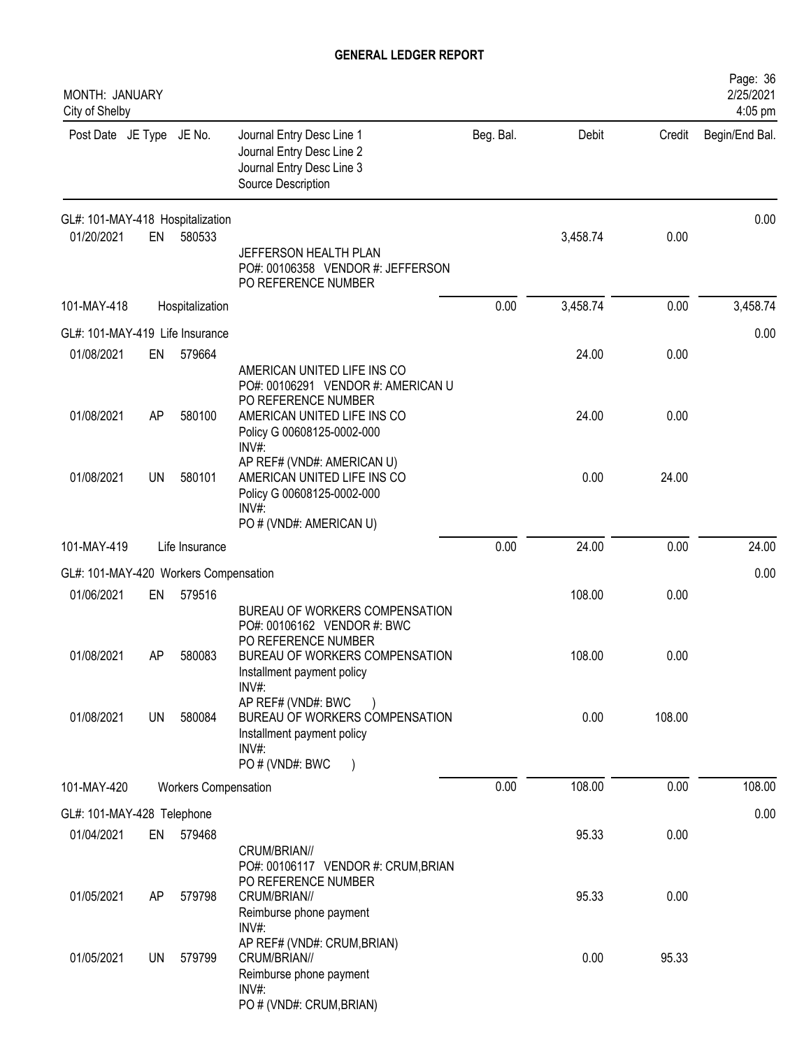# GENERAL LEDGER REPORT

MONTH: JANUARY
City of Shelby

| Post Date | JE Type | JE No. | Journal Entry Desc Line 1 / Journal Entry Desc Line 2 / Journal Entry Desc Line 3 / Source Description | Beg. Bal. | Debit | Credit | Begin/End Bal. |
|---|---|---|---|---|---|---|---|
| GL#: 101-MAY-418 Hospitalization | | | | | | | 0.00 |
| 01/20/2021 | EN | 580533 | JEFFERSON HEALTH PLAN<br>PO#: 00106358 VENDOR #: JEFFERSON<br>PO REFERENCE NUMBER | | 3,458.74 | 0.00 | |
| 101-MAY-418 | | Hospitalization | | 0.00 | 3,458.74 | 0.00 | 3,458.74 |
| GL#: 101-MAY-419 Life Insurance | | | | | | | 0.00 |
| 01/08/2021 | EN | 579664 | AMERICAN UNITED LIFE INS CO<br>PO#: 00106291 VENDOR #: AMERICAN U<br>PO REFERENCE NUMBER | | 24.00 | 0.00 | |
| 01/08/2021 | AP | 580100 | AMERICAN UNITED LIFE INS CO<br>Policy G 00608125-0002-000<br>INV#:<br>AP REF# (VND#: AMERICAN U) | | 24.00 | 0.00 | |
| 01/08/2021 | UN | 580101 | AMERICAN UNITED LIFE INS CO<br>Policy G 00608125-0002-000<br>INV#:<br>PO # (VND#: AMERICAN U) | | 0.00 | 24.00 | |
| 101-MAY-419 | | Life Insurance | | 0.00 | 24.00 | 0.00 | 24.00 |
| GL#: 101-MAY-420 Workers Compensation | | | | | | | 0.00 |
| 01/06/2021 | EN | 579516 | BUREAU OF WORKERS COMPENSATION<br>PO#: 00106162 VENDOR #: BWC<br>PO REFERENCE NUMBER | | 108.00 | 0.00 | |
| 01/08/2021 | AP | 580083 | BUREAU OF WORKERS COMPENSATION<br>Installment payment policy<br>INV#:<br>AP REF# (VND#: BWC ) | | 108.00 | 0.00 | |
| 01/08/2021 | UN | 580084 | BUREAU OF WORKERS COMPENSATION<br>Installment payment policy<br>INV#:<br>PO # (VND#: BWC ) | | 0.00 | 108.00 | |
| 101-MAY-420 | | Workers Compensation | | 0.00 | 108.00 | 0.00 | 108.00 |
| GL#: 101-MAY-428 Telephone | | | | | | | 0.00 |
| 01/04/2021 | EN | 579468 | CRUM/BRIAN//<br>PO#: 00106117 VENDOR #: CRUM,BRIAN<br>PO REFERENCE NUMBER | | 95.33 | 0.00 | |
| 01/05/2021 | AP | 579798 | CRUM/BRIAN//<br>Reimburse phone payment<br>INV#:<br>AP REF# (VND#: CRUM,BRIAN) | | 95.33 | 0.00 | |
| 01/05/2021 | UN | 579799 | CRUM/BRIAN//<br>Reimburse phone payment<br>INV#:<br>PO # (VND#: CRUM,BRIAN) | | 0.00 | 95.33 | |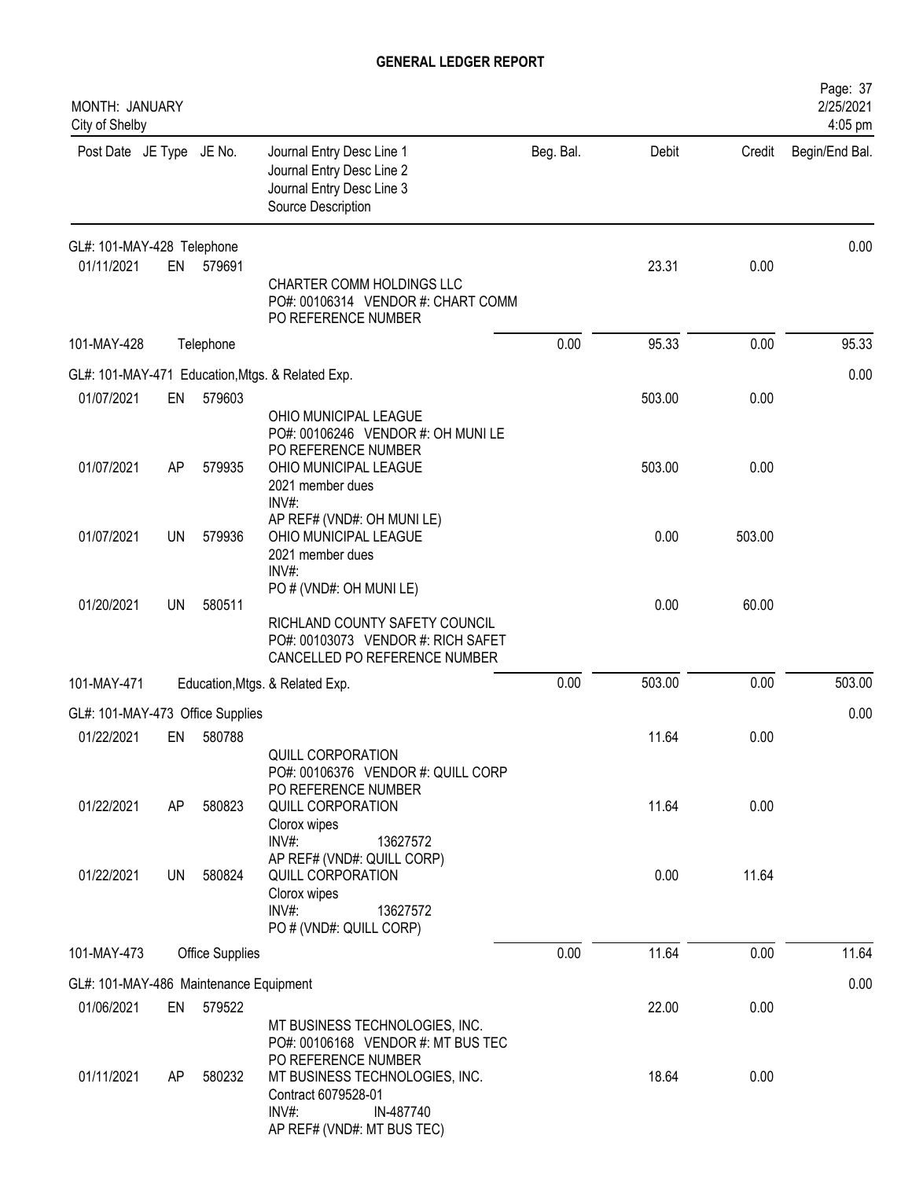# GENERAL LEDGER REPORT

MONTH: JANUARY
City of Shelby

| Post Date | JE Type | JE No. | Journal Entry Desc Line 1 / Journal Entry Desc Line 2 / Journal Entry Desc Line 3 / Source Description | Beg. Bal. | Debit | Credit | Begin/End Bal. |
|---|---|---|---|---|---|---|---|
| GL#: 101-MAY-428 Telephone | | | | | | | 0.00 |
| 01/11/2021 | EN | 579691 | CHARTER COMM HOLDINGS LLC<br>PO#: 00106314 VENDOR #: CHART COMM<br>PO REFERENCE NUMBER | | 23.31 | 0.00 | |
| 101-MAY-428 | | Telephone | | 0.00 | 95.33 | 0.00 | 95.33 |
| GL#: 101-MAY-471 Education,Mtgs. & Related Exp. | | | | | | | 0.00 |
| 01/07/2021 | EN | 579603 | OHIO MUNICIPAL LEAGUE<br>PO#: 00106246 VENDOR #: OH MUNI LE<br>PO REFERENCE NUMBER | | 503.00 | 0.00 | |
| 01/07/2021 | AP | 579935 | OHIO MUNICIPAL LEAGUE<br>2021 member dues<br>INV#:<br>AP REF# (VND#: OH MUNI LE) | | 503.00 | 0.00 | |
| 01/07/2021 | UN | 579936 | OHIO MUNICIPAL LEAGUE<br>2021 member dues<br>INV#:<br>PO # (VND#: OH MUNI LE) | | 0.00 | 503.00 | |
| 01/20/2021 | UN | 580511 | RICHLAND COUNTY SAFETY COUNCIL<br>PO#: 00103073 VENDOR #: RICH SAFET<br>CANCELLED PO REFERENCE NUMBER | | 0.00 | 60.00 | |
| 101-MAY-471 | | Education,Mtgs. & Related Exp. | | 0.00 | 503.00 | 0.00 | 503.00 |
| GL#: 101-MAY-473 Office Supplies | | | | | | | 0.00 |
| 01/22/2021 | EN | 580788 | QUILL CORPORATION<br>PO#: 00106376 VENDOR #: QUILL CORP<br>PO REFERENCE NUMBER | | 11.64 | 0.00 | |
| 01/22/2021 | AP | 580823 | QUILL CORPORATION<br>Clorox wipes<br>INV#: 13627572<br>AP REF# (VND#: QUILL CORP) | | 11.64 | 0.00 | |
| 01/22/2021 | UN | 580824 | QUILL CORPORATION<br>Clorox wipes<br>INV#: 13627572<br>PO # (VND#: QUILL CORP) | | 0.00 | 11.64 | |
| 101-MAY-473 | | Office Supplies | | 0.00 | 11.64 | 0.00 | 11.64 |
| GL#: 101-MAY-486 Maintenance Equipment | | | | | | | 0.00 |
| 01/06/2021 | EN | 579522 | MT BUSINESS TECHNOLOGIES, INC.<br>PO#: 00106168 VENDOR #: MT BUS TEC<br>PO REFERENCE NUMBER | | 22.00 | 0.00 | |
| 01/11/2021 | AP | 580232 | MT BUSINESS TECHNOLOGIES, INC.<br>Contract 6079528-01<br>INV#: IN-487740<br>AP REF# (VND#: MT BUS TEC) | | 18.64 | 0.00 | |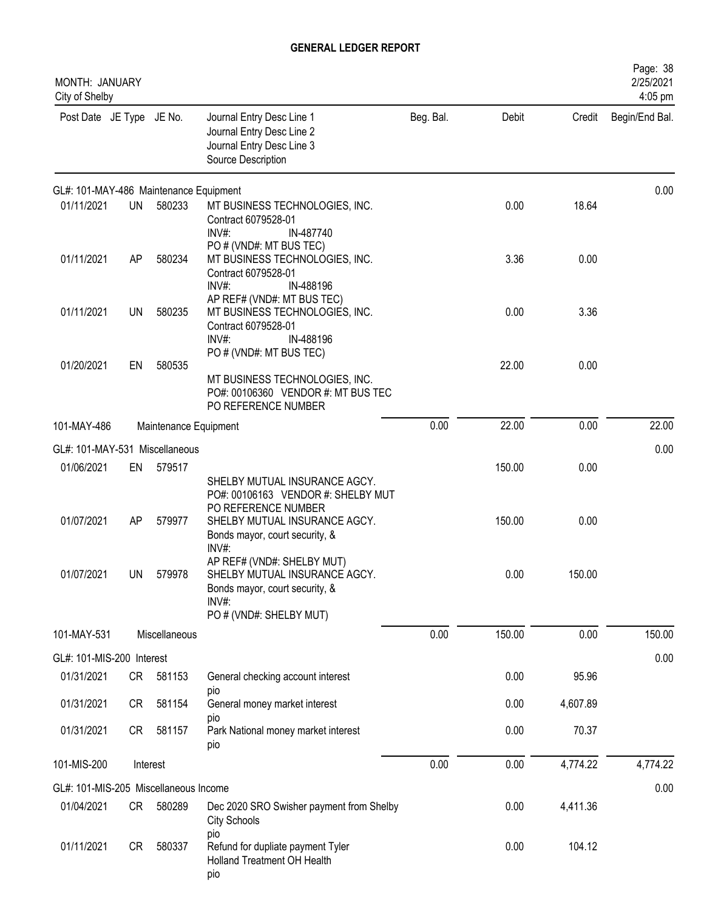# GENERAL LEDGER REPORT

MONTH: JANUARY
City of Shelby

| Post Date | JE Type | JE No. | Journal Entry Desc Line 1 / Journal Entry Desc Line 2 / Journal Entry Desc Line 3 / Source Description | Beg. Bal. | Debit | Credit | Begin/End Bal. |
|---|---|---|---|---|---|---|---|
| GL#: 101-MAY-486 Maintenance Equipment | | | | | | | 0.00 |
| 01/11/2021 | UN | 580233 | MT BUSINESS TECHNOLOGIES, INC. Contract 6079528-01 INV#: IN-487740 PO # (VND#: MT BUS TEC) | | 0.00 | 18.64 | |
| 01/11/2021 | AP | 580234 | MT BUSINESS TECHNOLOGIES, INC. Contract 6079528-01 INV#: IN-488196 AP REF# (VND#: MT BUS TEC) | | 3.36 | 0.00 | |
| 01/11/2021 | UN | 580235 | MT BUSINESS TECHNOLOGIES, INC. Contract 6079528-01 INV#: IN-488196 PO # (VND#: MT BUS TEC) | | 0.00 | 3.36 | |
| 01/20/2021 | EN | 580535 | MT BUSINESS TECHNOLOGIES, INC. PO#: 00106360 VENDOR #: MT BUS TEC PO REFERENCE NUMBER | | 22.00 | 0.00 | |
| 101-MAY-486 | | | Maintenance Equipment | 0.00 | 22.00 | 0.00 | 22.00 |
| GL#: 101-MAY-531 Miscellaneous | | | | | | | 0.00 |
| 01/06/2021 | EN | 579517 | SHELBY MUTUAL INSURANCE AGCY. PO#: 00106163 VENDOR #: SHELBY MUT PO REFERENCE NUMBER | | 150.00 | 0.00 | |
| 01/07/2021 | AP | 579977 | SHELBY MUTUAL INSURANCE AGCY. Bonds mayor, court security, & INV#: AP REF# (VND#: SHELBY MUT) | | 150.00 | 0.00 | |
| 01/07/2021 | UN | 579978 | SHELBY MUTUAL INSURANCE AGCY. Bonds mayor, court security, & INV#: PO # (VND#: SHELBY MUT) | | 0.00 | 150.00 | |
| 101-MAY-531 | | | Miscellaneous | 0.00 | 150.00 | 0.00 | 150.00 |
| GL#: 101-MIS-200 Interest | | | | | | | 0.00 |
| 01/31/2021 | CR | 581153 | General checking account interest pio | | 0.00 | 95.96 | |
| 01/31/2021 | CR | 581154 | General money market interest pio | | 0.00 | 4,607.89 | |
| 01/31/2021 | CR | 581157 | Park National money market interest pio | | 0.00 | 70.37 | |
| 101-MIS-200 | | | Interest | 0.00 | 0.00 | 4,774.22 | 4,774.22 |
| GL#: 101-MIS-205 Miscellaneous Income | | | | | | | 0.00 |
| 01/04/2021 | CR | 580289 | Dec 2020 SRO Swisher payment from Shelby City Schools pio | | 0.00 | 4,411.36 | |
| 01/11/2021 | CR | 580337 | Refund for dupliate payment Tyler Holland Treatment OH Health pio | | 0.00 | 104.12 | |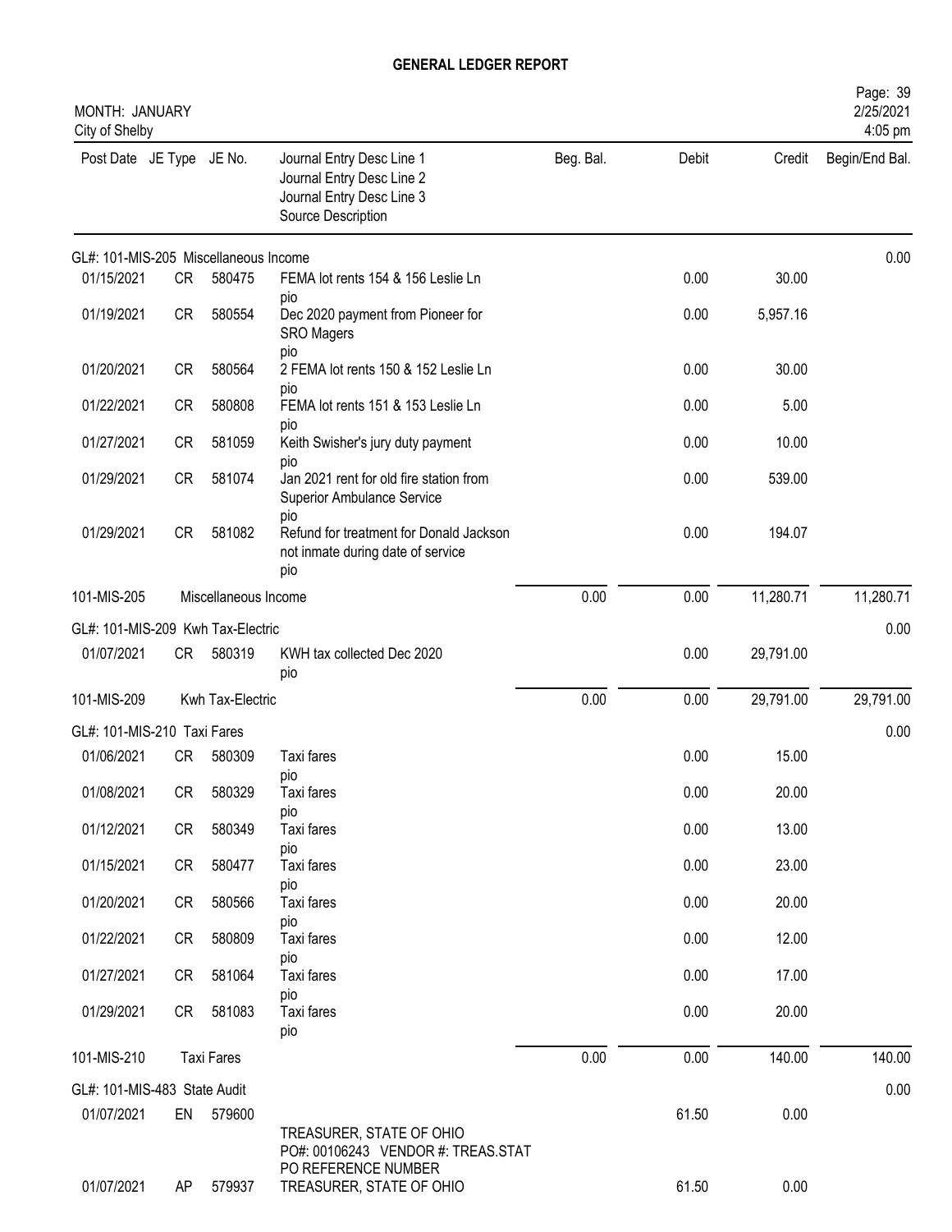# GENERAL LEDGER REPORT

MONTH: JANUARY
City of Shelby

| Post Date | JE Type | JE No. | Journal Entry Desc Line 1 / Journal Entry Desc Line 2 / Journal Entry Desc Line 3 / Source Description | Beg. Bal. | Debit | Credit | Begin/End Bal. |
|---|---|---|---|---|---|---|---|
| GL#: 101-MIS-205 Miscellaneous Income | | | | | | | 0.00 |
| 01/15/2021 | CR | 580475 | FEMA lot rents 154 & 156 Leslie Ln pio | | 0.00 | 30.00 | |
| 01/19/2021 | CR | 580554 | Dec 2020 payment from Pioneer for SRO Magers pio | | 0.00 | 5,957.16 | |
| 01/20/2021 | CR | 580564 | 2 FEMA lot rents 150 & 152 Leslie Ln pio | | 0.00 | 30.00 | |
| 01/22/2021 | CR | 580808 | FEMA lot rents 151 & 153 Leslie Ln pio | | 0.00 | 5.00 | |
| 01/27/2021 | CR | 581059 | Keith Swisher's jury duty payment pio | | 0.00 | 10.00 | |
| 01/29/2021 | CR | 581074 | Jan 2021 rent for old fire station from Superior Ambulance Service pio | | 0.00 | 539.00 | |
| 01/29/2021 | CR | 581082 | Refund for treatment for Donald Jackson not inmate during date of service pio | | 0.00 | 194.07 | |
| 101-MIS-205 | | Miscellaneous Income | | 0.00 | 0.00 | 11,280.71 | 11,280.71 |
| GL#: 101-MIS-209 Kwh Tax-Electric | | | | | | | 0.00 |
| 01/07/2021 | CR | 580319 | KWH tax collected Dec 2020 pio | | 0.00 | 29,791.00 | |
| 101-MIS-209 | | Kwh Tax-Electric | | 0.00 | 0.00 | 29,791.00 | 29,791.00 |
| GL#: 101-MIS-210 Taxi Fares | | | | | | | 0.00 |
| 01/06/2021 | CR | 580309 | Taxi fares pio | | 0.00 | 15.00 | |
| 01/08/2021 | CR | 580329 | Taxi fares pio | | 0.00 | 20.00 | |
| 01/12/2021 | CR | 580349 | Taxi fares pio | | 0.00 | 13.00 | |
| 01/15/2021 | CR | 580477 | Taxi fares pio | | 0.00 | 23.00 | |
| 01/20/2021 | CR | 580566 | Taxi fares pio | | 0.00 | 20.00 | |
| 01/22/2021 | CR | 580809 | Taxi fares pio | | 0.00 | 12.00 | |
| 01/27/2021 | CR | 581064 | Taxi fares pio | | 0.00 | 17.00 | |
| 01/29/2021 | CR | 581083 | Taxi fares pio | | 0.00 | 20.00 | |
| 101-MIS-210 | | Taxi Fares | | 0.00 | 0.00 | 140.00 | 140.00 |
| GL#: 101-MIS-483 State Audit | | | | | | | 0.00 |
| 01/07/2021 | EN | 579600 | TREASURER, STATE OF OHIO PO#: 00106243 VENDOR #: TREAS.STAT PO REFERENCE NUMBER | | 61.50 | 0.00 | |
| 01/07/2021 | AP | 579937 | TREASURER, STATE OF OHIO | | 61.50 | 0.00 | |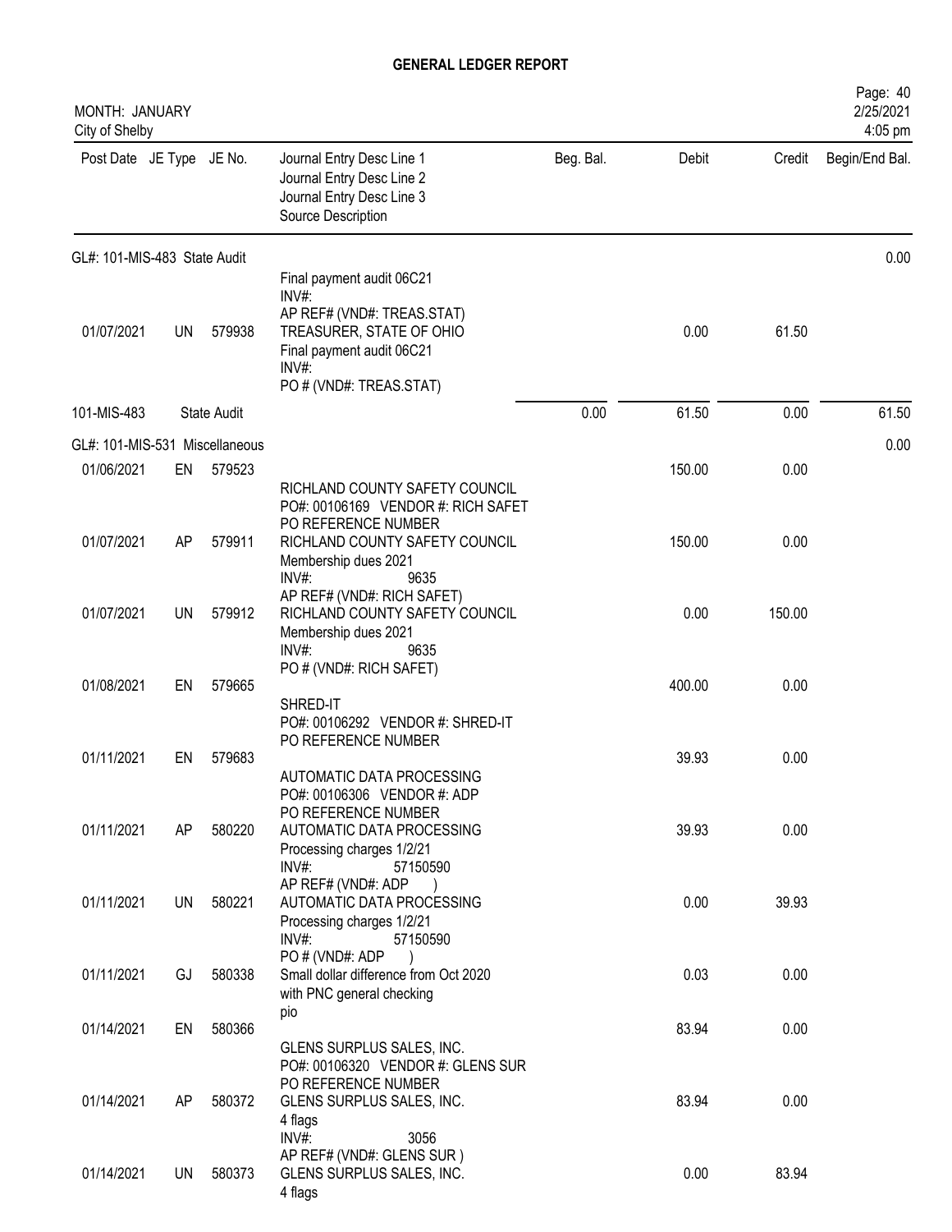# GENERAL LEDGER REPORT

MONTH: JANUARY
City of Shelby

2/25/2021
4:05 pm

| Post Date | JE Type | JE No. | Journal Entry Desc Line 1<br>Journal Entry Desc Line 2<br>Journal Entry Desc Line 3<br>Source Description | Beg. Bal. | Debit | Credit | Begin/End Bal. |
|---|---|---|---|---|---|---|---|
| GL#: 101-MIS-483 State Audit | | | | | | | 0.00 |
| 01/07/2021 | UN | 579938 | Final payment audit 06C21<br>INV#:<br>AP REF# (VND#: TREAS.STAT)<br>TREASURER, STATE OF OHIO<br>Final payment audit 06C21<br>INV#:<br>PO # (VND#: TREAS.STAT) | | 0.00 | 61.50 | |
| 101-MIS-483 | | State Audit | | 0.00 | 61.50 | 0.00 | 61.50 |
| GL#: 101-MIS-531 Miscellaneous | | | | | | | 0.00 |
| 01/06/2021 | EN | 579523 | RICHLAND COUNTY SAFETY COUNCIL<br>PO#: 00106169 VENDOR #: RICH SAFET<br>PO REFERENCE NUMBER | | 150.00 | 0.00 | |
| 01/07/2021 | AP | 579911 | RICHLAND COUNTY SAFETY COUNCIL<br>Membership dues 2021<br>INV#: 9635<br>AP REF# (VND#: RICH SAFET) | | 150.00 | 0.00 | |
| 01/07/2021 | UN | 579912 | RICHLAND COUNTY SAFETY COUNCIL<br>Membership dues 2021<br>INV#: 9635<br>PO # (VND#: RICH SAFET) | | 0.00 | 150.00 | |
| 01/08/2021 | EN | 579665 | SHRED-IT<br>PO#: 00106292 VENDOR #: SHRED-IT<br>PO REFERENCE NUMBER | | 400.00 | 0.00 | |
| 01/11/2021 | EN | 579683 | AUTOMATIC DATA PROCESSING<br>PO#: 00106306 VENDOR #: ADP<br>PO REFERENCE NUMBER | | 39.93 | 0.00 | |
| 01/11/2021 | AP | 580220 | AUTOMATIC DATA PROCESSING<br>Processing charges 1/2/21<br>INV#: 57150590<br>AP REF# (VND#: ADP ) | | 39.93 | 0.00 | |
| 01/11/2021 | UN | 580221 | AUTOMATIC DATA PROCESSING<br>Processing charges 1/2/21<br>INV#: 57150590<br>PO # (VND#: ADP ) | | 0.00 | 39.93 | |
| 01/11/2021 | GJ | 580338 | Small dollar difference from Oct 2020<br>with PNC general checking<br>pio | | 0.03 | 0.00 | |
| 01/14/2021 | EN | 580366 | GLENS SURPLUS SALES, INC.<br>PO#: 00106320 VENDOR #: GLENS SUR<br>PO REFERENCE NUMBER | | 83.94 | 0.00 | |
| 01/14/2021 | AP | 580372 | GLENS SURPLUS SALES, INC.<br>4 flags<br>INV#: 3056<br>AP REF# (VND#: GLENS SUR ) | | 83.94 | 0.00 | |
| 01/14/2021 | UN | 580373 | GLENS SURPLUS SALES, INC.<br>4 flags | | 0.00 | 83.94 | |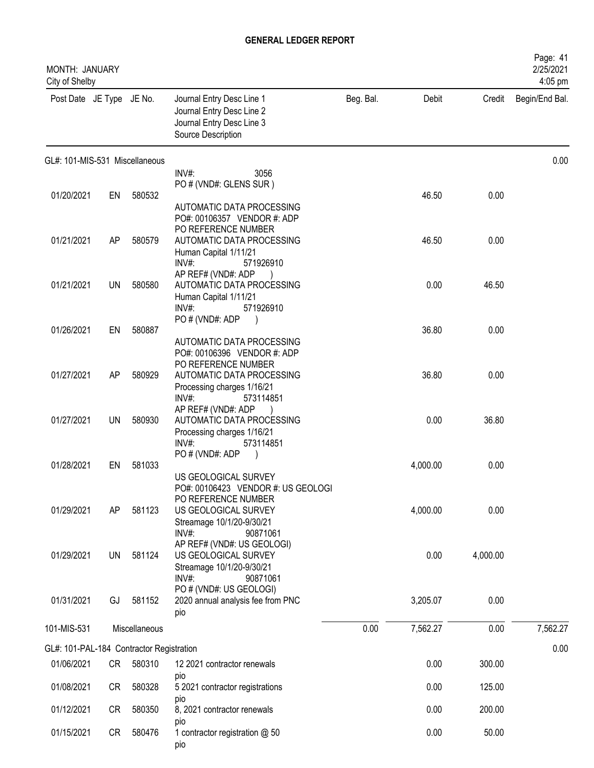**GENERAL LEDGER REPORT**

MONTH: JANUARY
City of Shelby

2/25/2021
4:05 pm

| Post Date | JE Type | JE No. | Journal Entry Desc Line 1 / Journal Entry Desc Line 2 / Journal Entry Desc Line 3 / Source Description | Beg. Bal. | Debit | Credit | Begin/End Bal. |
|---|---|---|---|---|---|---|---|
| GL#: 101-MIS-531 Miscellaneous | | | | | | | 0.00 |
| | | | INV#: 3056 PO # (VND#: GLENS SUR ) | | | | |
| 01/20/2021 | EN | 580532 | AUTOMATIC DATA PROCESSING PO#: 00106357 VENDOR #: ADP PO REFERENCE NUMBER | | 46.50 | 0.00 | |
| 01/21/2021 | AP | 580579 | AUTOMATIC DATA PROCESSING Human Capital 1/11/21 INV#: 571926910 AP REF# (VND#: ADP ) | | 46.50 | 0.00 | |
| 01/21/2021 | UN | 580580 | AUTOMATIC DATA PROCESSING Human Capital 1/11/21 INV#: 571926910 PO # (VND#: ADP ) | | 0.00 | 46.50 | |
| 01/26/2021 | EN | 580887 | AUTOMATIC DATA PROCESSING PO#: 00106396 VENDOR #: ADP PO REFERENCE NUMBER | | 36.80 | 0.00 | |
| 01/27/2021 | AP | 580929 | AUTOMATIC DATA PROCESSING Processing charges 1/16/21 INV#: 573114851 AP REF# (VND#: ADP ) | | 36.80 | 0.00 | |
| 01/27/2021 | UN | 580930 | AUTOMATIC DATA PROCESSING Processing charges 1/16/21 INV#: 573114851 PO # (VND#: ADP ) | | 0.00 | 36.80 | |
| 01/28/2021 | EN | 581033 | US GEOLOGICAL SURVEY PO#: 00106423 VENDOR #: US GEOLOGI PO REFERENCE NUMBER | | 4,000.00 | 0.00 | |
| 01/29/2021 | AP | 581123 | US GEOLOGICAL SURVEY Streamage 10/1/20-9/30/21 INV#: 90871061 AP REF# (VND#: US GEOLOGI) | | 4,000.00 | 0.00 | |
| 01/29/2021 | UN | 581124 | US GEOLOGICAL SURVEY Streamage 10/1/20-9/30/21 INV#: 90871061 PO # (VND#: US GEOLOGI) | | 0.00 | 4,000.00 | |
| 01/31/2021 | GJ | 581152 | 2020 annual analysis fee from PNC pio | | 3,205.07 | 0.00 | |
| 101-MIS-531 | | Miscellaneous | | 0.00 | 7,562.27 | 0.00 | 7,562.27 |
| GL#: 101-PAL-184 Contractor Registration | | | | | | | 0.00 |
| 01/06/2021 | CR | 580310 | 12 2021 contractor renewals pio | | 0.00 | 300.00 | |
| 01/08/2021 | CR | 580328 | 5 2021 contractor registrations pio | | 0.00 | 125.00 | |
| 01/12/2021 | CR | 580350 | 8, 2021 contractor renewals pio | | 0.00 | 200.00 | |
| 01/15/2021 | CR | 580476 | 1 contractor registration @ 50 pio | | 0.00 | 50.00 | |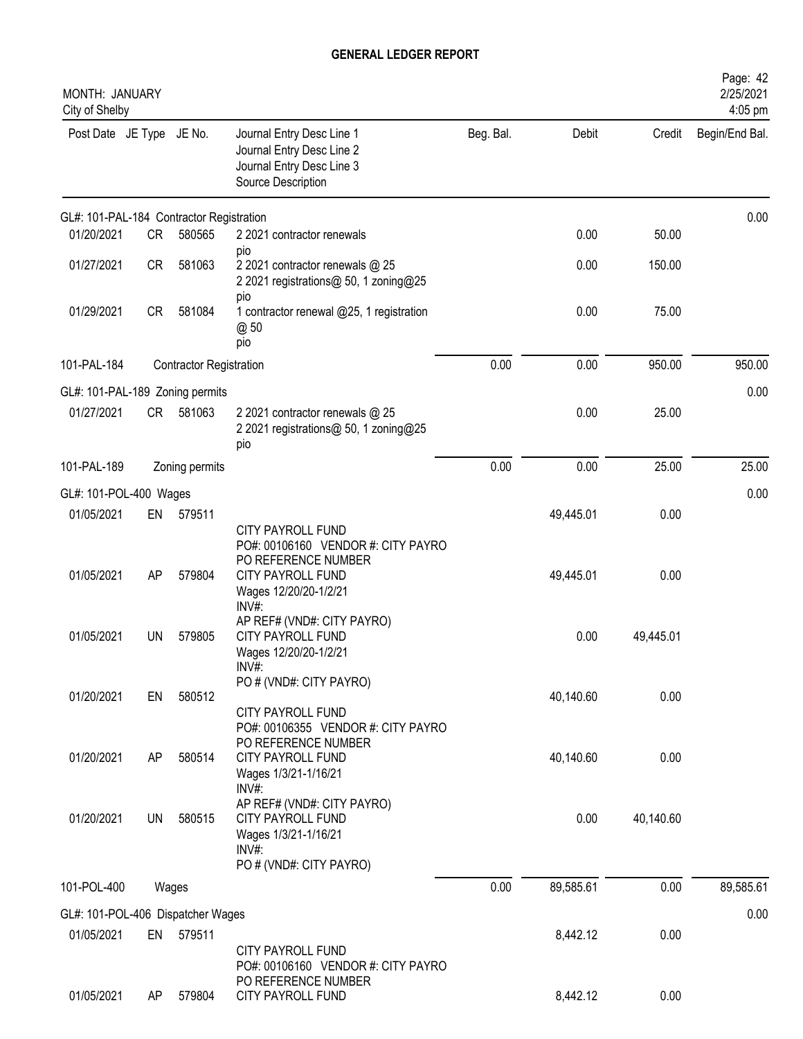# GENERAL LEDGER REPORT

MONTH: JANUARY
City of Shelby

2/25/2021
4:05 pm

| Post Date | JE Type | JE No. | Journal Entry Desc Line 1 / Journal Entry Desc Line 2 / Journal Entry Desc Line 3 / Source Description | Beg. Bal. | Debit | Credit | Begin/End Bal. |
|---|---|---|---|---|---|---|---|
| GL#: 101-PAL-184 Contractor Registration | | | | | | | 0.00 |
| 01/20/2021 | CR | 580565 | 2 2021 contractor renewals<br>pio | | 0.00 | 50.00 | |
| 01/27/2021 | CR | 581063 | 2 2021 contractor renewals @ 25<br>2 2021 registrations@ 50, 1 zoning@25<br>pio | | 0.00 | 150.00 | |
| 01/29/2021 | CR | 581084 | 1 contractor renewal @25, 1 registration @ 50<br>pio | | 0.00 | 75.00 | |
| 101-PAL-184 | | Contractor Registration | | 0.00 | 0.00 | 950.00 | 950.00 |
| GL#: 101-PAL-189 Zoning permits | | | | | | | 0.00 |
| 01/27/2021 | CR | 581063 | 2 2021 contractor renewals @ 25<br>2 2021 registrations@ 50, 1 zoning@25<br>pio | | 0.00 | 25.00 | |
| 101-PAL-189 | | Zoning permits | | 0.00 | 0.00 | 25.00 | 25.00 |
| GL#: 101-POL-400 Wages | | | | | | | 0.00 |
| 01/05/2021 | EN | 579511 | CITY PAYROLL FUND<br>PO#: 00106160 VENDOR #: CITY PAYRO<br>PO REFERENCE NUMBER | | 49,445.01 | 0.00 | |
| 01/05/2021 | AP | 579804 | CITY PAYROLL FUND<br>Wages 12/20/20-1/2/21<br>INV#:<br>AP REF# (VND#: CITY PAYRO) | | 49,445.01 | 0.00 | |
| 01/05/2021 | UN | 579805 | CITY PAYROLL FUND<br>Wages 12/20/20-1/2/21<br>INV#:<br>PO # (VND#: CITY PAYRO) | | 0.00 | 49,445.01 | |
| 01/20/2021 | EN | 580512 | CITY PAYROLL FUND<br>PO#: 00106355 VENDOR #: CITY PAYRO<br>PO REFERENCE NUMBER | | 40,140.60 | 0.00 | |
| 01/20/2021 | AP | 580514 | CITY PAYROLL FUND<br>Wages 1/3/21-1/16/21<br>INV#:<br>AP REF# (VND#: CITY PAYRO) | | 40,140.60 | 0.00 | |
| 01/20/2021 | UN | 580515 | CITY PAYROLL FUND<br>Wages 1/3/21-1/16/21<br>INV#:<br>PO # (VND#: CITY PAYRO) | | 0.00 | 40,140.60 | |
| 101-POL-400 | | Wages | | 0.00 | 89,585.61 | 0.00 | 89,585.61 |
| GL#: 101-POL-406 Dispatcher Wages | | | | | | | 0.00 |
| 01/05/2021 | EN | 579511 | CITY PAYROLL FUND<br>PO#: 00106160 VENDOR #: CITY PAYRO<br>PO REFERENCE NUMBER | | 8,442.12 | 0.00 | |
| 01/05/2021 | AP | 579804 | CITY PAYROLL FUND | | 8,442.12 | 0.00 | |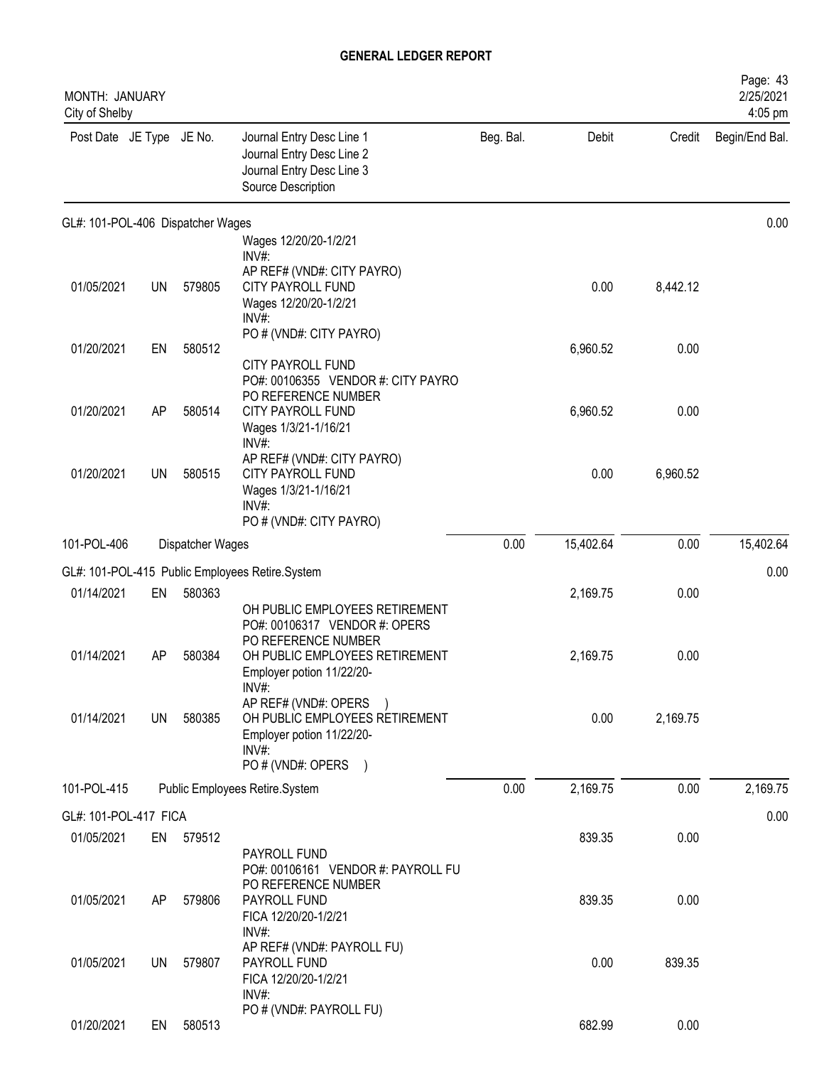# GENERAL LEDGER REPORT

MONTH: JANUARY
City of Shelby

2/25/2021
4:05 pm

| Post Date | JE Type | JE No. | Journal Entry Desc Line 1 / Journal Entry Desc Line 2 / Journal Entry Desc Line 3 / Source Description | Beg. Bal. | Debit | Credit | Begin/End Bal. |
|---|---|---|---|---|---|---|---|
| GL#: 101-POL-406 Dispatcher Wages | | | | | | | 0.00 |
| | | | Wages 12/20/20-1/2/21<br>INV#:<br>AP REF# (VND#: CITY PAYRO) | | | | |
| 01/05/2021 | UN | 579805 | CITY PAYROLL FUND<br>Wages 12/20/20-1/2/21<br>INV#:<br>PO # (VND#: CITY PAYRO) | | 0.00 | 8,442.12 | |
| 01/20/2021 | EN | 580512 | CITY PAYROLL FUND<br>PO#: 00106355 VENDOR #: CITY PAYRO<br>PO REFERENCE NUMBER | | 6,960.52 | 0.00 | |
| 01/20/2021 | AP | 580514 | CITY PAYROLL FUND<br>Wages 1/3/21-1/16/21<br>INV#:<br>AP REF# (VND#: CITY PAYRO) | | 6,960.52 | 0.00 | |
| 01/20/2021 | UN | 580515 | CITY PAYROLL FUND<br>Wages 1/3/21-1/16/21<br>INV#:<br>PO # (VND#: CITY PAYRO) | | 0.00 | 6,960.52 | |
| 101-POL-406 | | Dispatcher Wages | | 0.00 | 15,402.64 | 0.00 | 15,402.64 |
| GL#: 101-POL-415 Public Employees Retire.System | | | | | | | 0.00 |
| 01/14/2021 | EN | 580363 | OH PUBLIC EMPLOYEES RETIREMENT<br>PO#: 00106317 VENDOR #: OPERS<br>PO REFERENCE NUMBER | | 2,169.75 | 0.00 | |
| 01/14/2021 | AP | 580384 | OH PUBLIC EMPLOYEES RETIREMENT<br>Employer potion 11/22/20-<br>INV#:<br>AP REF# (VND#: OPERS ) | | 2,169.75 | 0.00 | |
| 01/14/2021 | UN | 580385 | OH PUBLIC EMPLOYEES RETIREMENT<br>Employer potion 11/22/20-<br>INV#:<br>PO # (VND#: OPERS ) | | 0.00 | 2,169.75 | |
| 101-POL-415 | | Public Employees Retire.System | | 0.00 | 2,169.75 | 0.00 | 2,169.75 |
| GL#: 101-POL-417 FICA | | | | | | | 0.00 |
| 01/05/2021 | EN | 579512 | PAYROLL FUND<br>PO#: 00106161 VENDOR #: PAYROLL FU<br>PO REFERENCE NUMBER | | 839.35 | 0.00 | |
| 01/05/2021 | AP | 579806 | PAYROLL FUND<br>FICA 12/20/20-1/2/21<br>INV#:<br>AP REF# (VND#: PAYROLL FU) | | 839.35 | 0.00 | |
| 01/05/2021 | UN | 579807 | PAYROLL FUND<br>FICA 12/20/20-1/2/21<br>INV#:<br>PO # (VND#: PAYROLL FU) | | 0.00 | 839.35 | |
| 01/20/2021 | EN | 580513 | | | 682.99 | 0.00 | |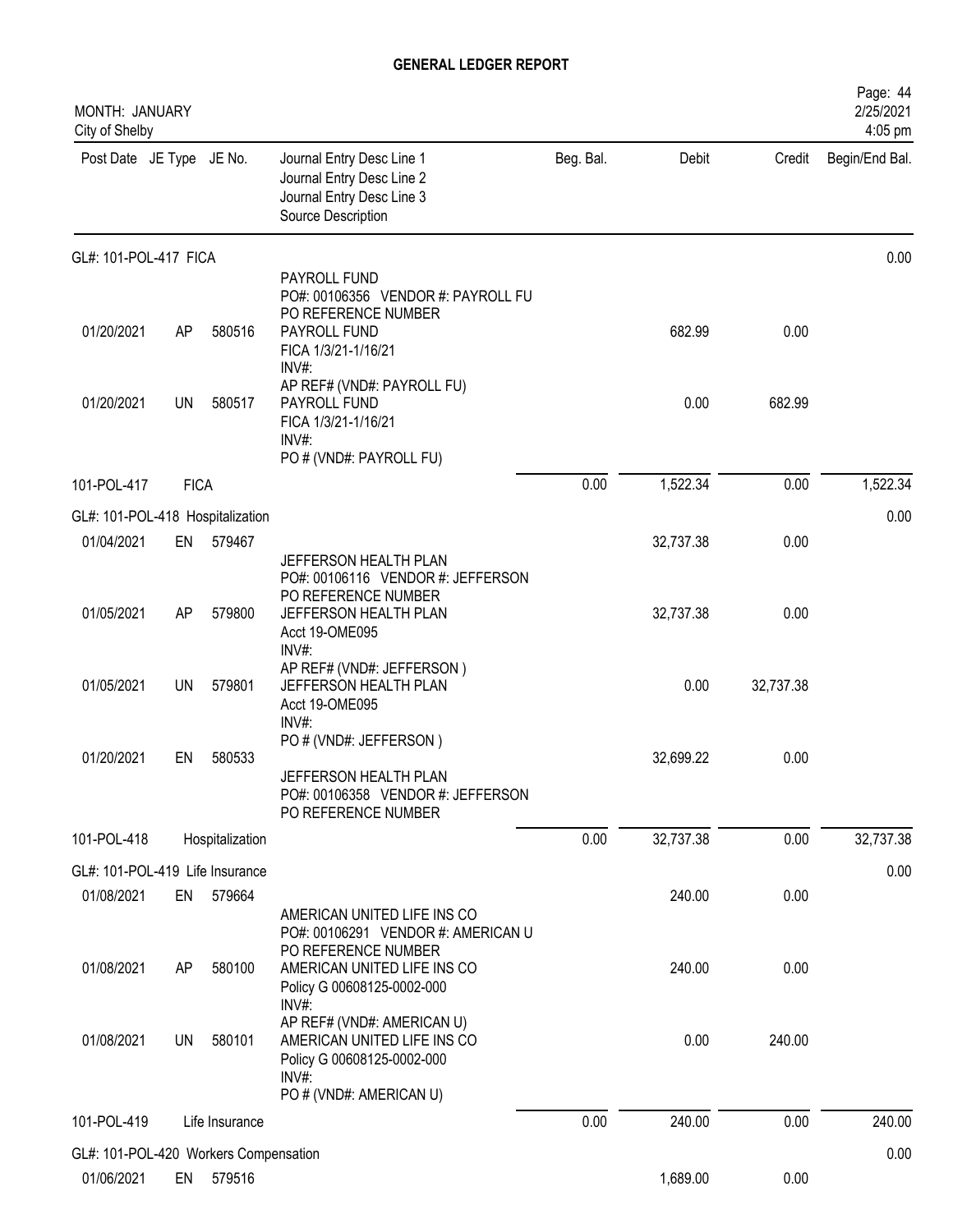## GENERAL LEDGER REPORT

MONTH: JANUARY
City of Shelby

| Post Date | JE Type | JE No. | Journal Entry Desc Line 1 / Journal Entry Desc Line 2 / Journal Entry Desc Line 3 / Source Description | Beg. Bal. | Debit | Credit | Begin/End Bal. |
|---|---|---|---|---|---|---|---|
| **GL#: 101-POL-417 FICA** | | | | | | | 0.00 |
| 01/20/2021 | AP | 580516 | PAYROLL FUND<br>PO#: 00106356 VENDOR #: PAYROLL FU<br>PO REFERENCE NUMBER<br>PAYROLL FUND<br>FICA 1/3/21-1/16/21<br>INV#: | | 682.99 | 0.00 | |
| 01/20/2021 | UN | 580517 | AP REF# (VND#: PAYROLL FU)<br>PAYROLL FUND<br>FICA 1/3/21-1/16/21<br>INV#:<br>PO # (VND#: PAYROLL FU) | | 0.00 | 682.99 | |
| 101-POL-417 | FICA | | | 0.00 | 1,522.34 | 0.00 | 1,522.34 |
| **GL#: 101-POL-418 Hospitalization** | | | | | | | 0.00 |
| 01/04/2021 | EN | 579467 | | | 32,737.38 | 0.00 | |
| 01/05/2021 | AP | 579800 | JEFFERSON HEALTH PLAN<br>PO#: 00106116 VENDOR #: JEFFERSON<br>PO REFERENCE NUMBER<br>JEFFERSON HEALTH PLAN<br>Acct 19-OME095<br>INV#: | | 32,737.38 | 0.00 | |
| 01/05/2021 | UN | 579801 | AP REF# (VND#: JEFFERSON )<br>JEFFERSON HEALTH PLAN<br>Acct 19-OME095<br>INV#:<br>PO # (VND#: JEFFERSON ) | | 0.00 | 32,737.38 | |
| 01/20/2021 | EN | 580533 | JEFFERSON HEALTH PLAN<br>PO#: 00106358 VENDOR #: JEFFERSON<br>PO REFERENCE NUMBER | | 32,699.22 | 0.00 | |
| 101-POL-418 | Hospitalization | | | 0.00 | 32,737.38 | 0.00 | 32,737.38 |
| **GL#: 101-POL-419 Life Insurance** | | | | | | | 0.00 |
| 01/08/2021 | EN | 579664 | | | 240.00 | 0.00 | |
| 01/08/2021 | AP | 580100 | AMERICAN UNITED LIFE INS CO<br>PO#: 00106291 VENDOR #: AMERICAN U<br>PO REFERENCE NUMBER<br>AMERICAN UNITED LIFE INS CO<br>Policy G 00608125-0002-000<br>INV#: | | 240.00 | 0.00 | |
| 01/08/2021 | UN | 580101 | AP REF# (VND#: AMERICAN U)<br>AMERICAN UNITED LIFE INS CO<br>Policy G 00608125-0002-000<br>INV#:<br>PO # (VND#: AMERICAN U) | | 0.00 | 240.00 | |
| 101-POL-419 | Life Insurance | | | 0.00 | 240.00 | 0.00 | 240.00 |
| **GL#: 101-POL-420 Workers Compensation** | | | | | | | 0.00 |
| 01/06/2021 | EN | 579516 | | | 1,689.00 | 0.00 | |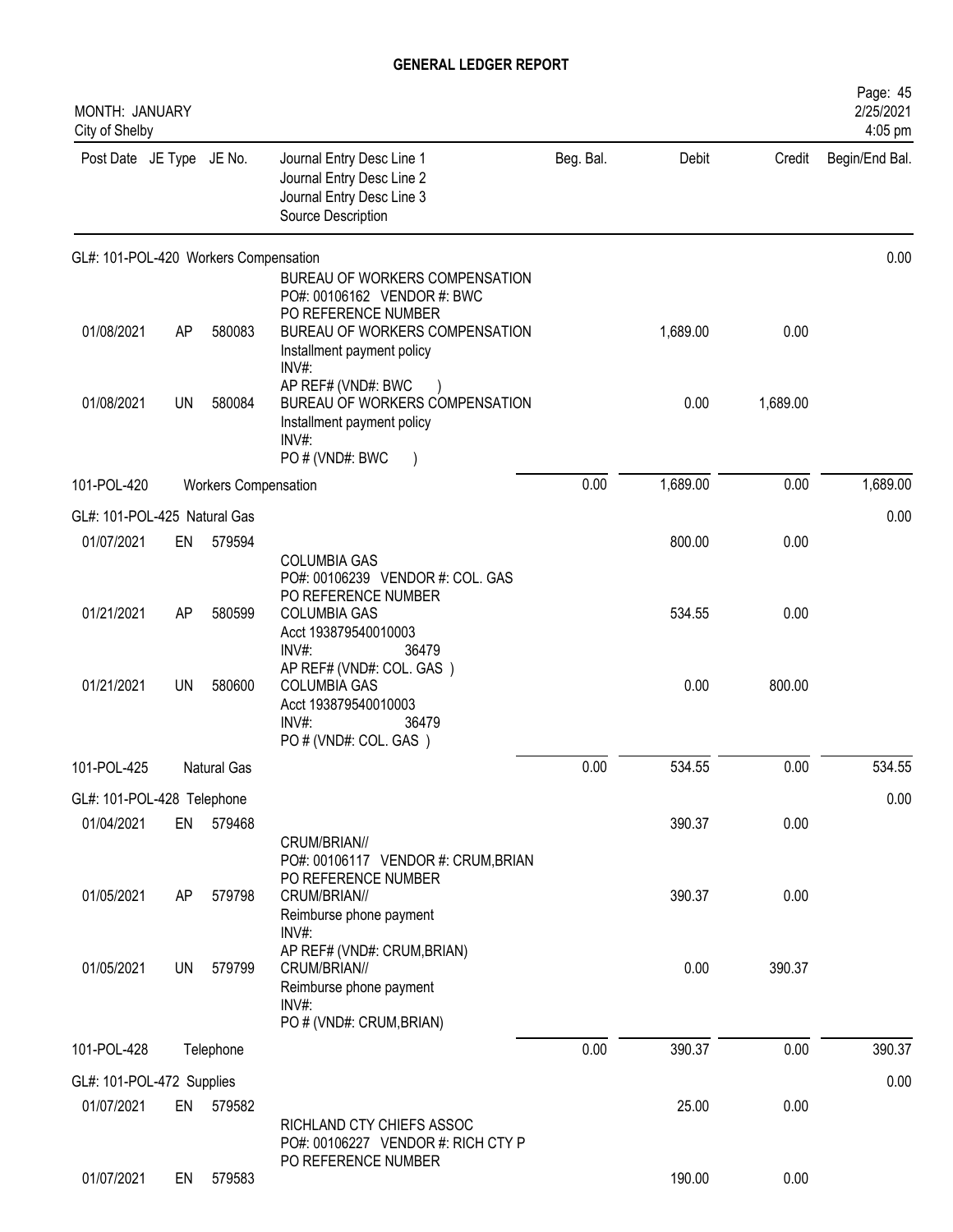# GENERAL LEDGER REPORT

MONTH: JANUARY
City of Shelby

2/25/2021
4:05 pm

| Post Date | JE Type | JE No. | Journal Entry Desc Line 1 / Journal Entry Desc Line 2 / Journal Entry Desc Line 3 / Source Description | Beg. Bal. | Debit | Credit | Begin/End Bal. |
|---|---|---|---|---|---|---|---|
| GL#: 101-POL-420 Workers Compensation | | | | | | | 0.00 |
| | | | BUREAU OF WORKERS COMPENSATION PO#: 00106162 VENDOR #: BWC PO REFERENCE NUMBER | | | | |
| 01/08/2021 | AP | 580083 | BUREAU OF WORKERS COMPENSATION Installment payment policy INV#: AP REF# (VND#: BWC ) | | 1,689.00 | 0.00 | |
| 01/08/2021 | UN | 580084 | BUREAU OF WORKERS COMPENSATION Installment payment policy INV#: PO # (VND#: BWC ) | | 0.00 | 1,689.00 | |
| 101-POL-420 | | Workers Compensation | | 0.00 | 1,689.00 | 0.00 | 1,689.00 |
| GL#: 101-POL-425 Natural Gas | | | | | | | 0.00 |
| 01/07/2021 | EN | 579594 | COLUMBIA GAS PO#: 00106239 VENDOR #: COL. GAS PO REFERENCE NUMBER | | 800.00 | 0.00 | |
| 01/21/2021 | AP | 580599 | COLUMBIA GAS Acct 193879540010003 INV#: 36479 AP REF# (VND#: COL. GAS ) | | 534.55 | 0.00 | |
| 01/21/2021 | UN | 580600 | COLUMBIA GAS Acct 193879540010003 INV#: 36479 PO # (VND#: COL. GAS ) | | 0.00 | 800.00 | |
| 101-POL-425 | | Natural Gas | | 0.00 | 534.55 | 0.00 | 534.55 |
| GL#: 101-POL-428 Telephone | | | | | | | 0.00 |
| 01/04/2021 | EN | 579468 | CRUM/BRIAN// PO#: 00106117 VENDOR #: CRUM,BRIAN PO REFERENCE NUMBER | | 390.37 | 0.00 | |
| 01/05/2021 | AP | 579798 | CRUM/BRIAN// Reimburse phone payment INV#: AP REF# (VND#: CRUM,BRIAN) | | 390.37 | 0.00 | |
| 01/05/2021 | UN | 579799 | CRUM/BRIAN// Reimburse phone payment INV#: PO # (VND#: CRUM,BRIAN) | | 0.00 | 390.37 | |
| 101-POL-428 | | Telephone | | 0.00 | 390.37 | 0.00 | 390.37 |
| GL#: 101-POL-472 Supplies | | | | | | | 0.00 |
| 01/07/2021 | EN | 579582 | RICHLAND CTY CHIEFS ASSOC PO#: 00106227 VENDOR #: RICH CTY P PO REFERENCE NUMBER | | 25.00 | 0.00 | |
| 01/07/2021 | EN | 579583 | | | 190.00 | 0.00 | |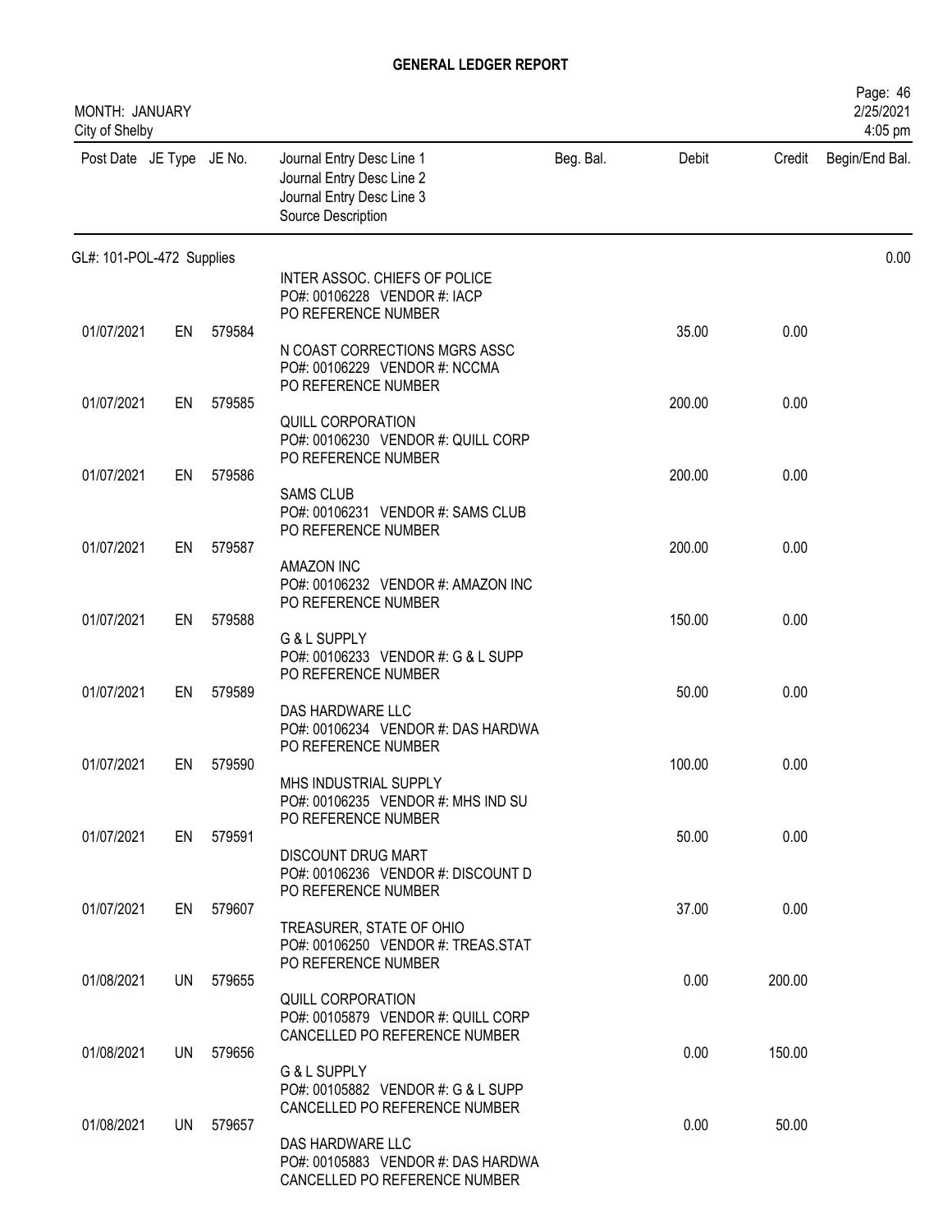# GENERAL LEDGER REPORT

MONTH: JANUARY
City of Shelby

| Post Date | JE Type | JE No. | Journal Entry Desc Line 1 / Journal Entry Desc Line 2 / Journal Entry Desc Line 3 / Source Description | Beg. Bal. | Debit | Credit | Begin/End Bal. |
|---|---|---|---|---|---|---|---|
| GL#: 101-POL-472 Supplies | | | | | | | 0.00 |
| | | | INTER ASSOC. CHIEFS OF POLICE<br>PO#: 00106228 VENDOR #: IACP<br>PO REFERENCE NUMBER | | | | |
| 01/07/2021 | EN | 579584 | | | 35.00 | 0.00 | |
| | | | N COAST CORRECTIONS MGRS ASSC<br>PO#: 00106229 VENDOR #: NCCMA<br>PO REFERENCE NUMBER | | | | |
| 01/07/2021 | EN | 579585 | | | 200.00 | 0.00 | |
| | | | QUILL CORPORATION<br>PO#: 00106230 VENDOR #: QUILL CORP<br>PO REFERENCE NUMBER | | | | |
| 01/07/2021 | EN | 579586 | | | 200.00 | 0.00 | |
| | | | SAMS CLUB<br>PO#: 00106231 VENDOR #: SAMS CLUB<br>PO REFERENCE NUMBER | | | | |
| 01/07/2021 | EN | 579587 | | | 200.00 | 0.00 | |
| | | | AMAZON INC<br>PO#: 00106232 VENDOR #: AMAZON INC<br>PO REFERENCE NUMBER | | | | |
| 01/07/2021 | EN | 579588 | | | 150.00 | 0.00 | |
| | | | G & L SUPPLY<br>PO#: 00106233 VENDOR #: G & L SUPP<br>PO REFERENCE NUMBER | | | | |
| 01/07/2021 | EN | 579589 | | | 50.00 | 0.00 | |
| | | | DAS HARDWARE LLC<br>PO#: 00106234 VENDOR #: DAS HARDWA<br>PO REFERENCE NUMBER | | | | |
| 01/07/2021 | EN | 579590 | | | 100.00 | 0.00 | |
| | | | MHS INDUSTRIAL SUPPLY<br>PO#: 00106235 VENDOR #: MHS IND SU<br>PO REFERENCE NUMBER | | | | |
| 01/07/2021 | EN | 579591 | | | 50.00 | 0.00 | |
| | | | DISCOUNT DRUG MART<br>PO#: 00106236 VENDOR #: DISCOUNT D<br>PO REFERENCE NUMBER | | | | |
| 01/07/2021 | EN | 579607 | | | 37.00 | 0.00 | |
| | | | TREASURER, STATE OF OHIO<br>PO#: 00106250 VENDOR #: TREAS.STAT<br>PO REFERENCE NUMBER | | | | |
| 01/08/2021 | UN | 579655 | | | 0.00 | 200.00 | |
| | | | QUILL CORPORATION<br>PO#: 00105879 VENDOR #: QUILL CORP<br>CANCELLED PO REFERENCE NUMBER | | | | |
| 01/08/2021 | UN | 579656 | | | 0.00 | 150.00 | |
| | | | G & L SUPPLY<br>PO#: 00105882 VENDOR #: G & L SUPP<br>CANCELLED PO REFERENCE NUMBER | | | | |
| 01/08/2021 | UN | 579657 | | | 0.00 | 50.00 | |
| | | | DAS HARDWARE LLC<br>PO#: 00105883 VENDOR #: DAS HARDWA<br>CANCELLED PO REFERENCE NUMBER | | | | |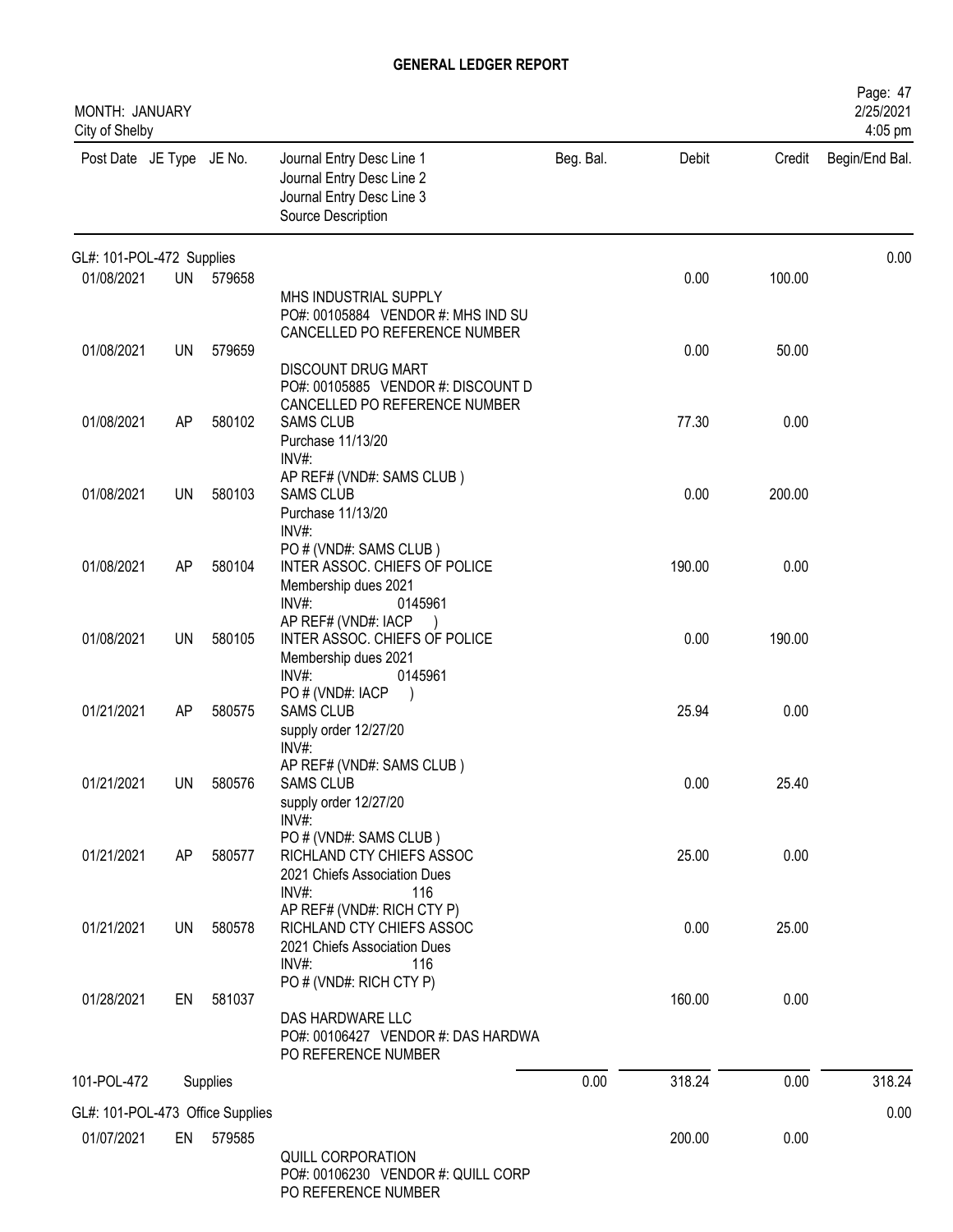**GENERAL LEDGER REPORT**

MONTH: JANUARY
City of Shelby

2/25/2021
4:05 pm

| Post Date | JE Type | JE No. | Journal Entry Desc Line 1<br>Journal Entry Desc Line 2<br>Journal Entry Desc Line 3<br>Source Description | Beg. Bal. | Debit | Credit | Begin/End Bal. |
|---|---|---|---|---|---|---|---|
| **GL#: 101-POL-472 Supplies** | | | | | | | 0.00 |
| 01/08/2021 | UN | 579658 | MHS INDUSTRIAL SUPPLY<br>PO#: 00105884 VENDOR #: MHS IND SU<br>CANCELLED PO REFERENCE NUMBER | | 0.00 | 100.00 | |
| 01/08/2021 | UN | 579659 | DISCOUNT DRUG MART<br>PO#: 00105885 VENDOR #: DISCOUNT D<br>CANCELLED PO REFERENCE NUMBER | | 0.00 | 50.00 | |
| 01/08/2021 | AP | 580102 | SAMS CLUB<br>Purchase 11/13/20<br>INV#:<br>AP REF# (VND#: SAMS CLUB ) | | 77.30 | 0.00 | |
| 01/08/2021 | UN | 580103 | SAMS CLUB<br>Purchase 11/13/20<br>INV#:<br>PO # (VND#: SAMS CLUB ) | | 0.00 | 200.00 | |
| 01/08/2021 | AP | 580104 | INTER ASSOC. CHIEFS OF POLICE<br>Membership dues 2021<br>INV#: 0145961<br>AP REF# (VND#: IACP ) | | 190.00 | 0.00 | |
| 01/08/2021 | UN | 580105 | INTER ASSOC. CHIEFS OF POLICE<br>Membership dues 2021<br>INV#: 0145961<br>PO # (VND#: IACP ) | | 0.00 | 190.00 | |
| 01/21/2021 | AP | 580575 | SAMS CLUB<br>supply order 12/27/20<br>INV#:<br>AP REF# (VND#: SAMS CLUB ) | | 25.94 | 0.00 | |
| 01/21/2021 | UN | 580576 | SAMS CLUB<br>supply order 12/27/20<br>INV#:<br>PO # (VND#: SAMS CLUB ) | | 0.00 | 25.40 | |
| 01/21/2021 | AP | 580577 | RICHLAND CTY CHIEFS ASSOC<br>2021 Chiefs Association Dues<br>INV#: 116<br>AP REF# (VND#: RICH CTY P) | | 25.00 | 0.00 | |
| 01/21/2021 | UN | 580578 | RICHLAND CTY CHIEFS ASSOC<br>2021 Chiefs Association Dues<br>INV#: 116<br>PO # (VND#: RICH CTY P) | | 0.00 | 25.00 | |
| 01/28/2021 | EN | 581037 | DAS HARDWARE LLC<br>PO#: 00106427 VENDOR #: DAS HARDWA<br>PO REFERENCE NUMBER | | 160.00 | 0.00 | |
| **101-POL-472** | | **Supplies** | | 0.00 | 318.24 | 0.00 | 318.24 |
| **GL#: 101-POL-473 Office Supplies** | | | | | | | 0.00 |
| 01/07/2021 | EN | 579585 | QUILL CORPORATION<br>PO#: 00106230 VENDOR #: QUILL CORP<br>PO REFERENCE NUMBER | | 200.00 | 0.00 | |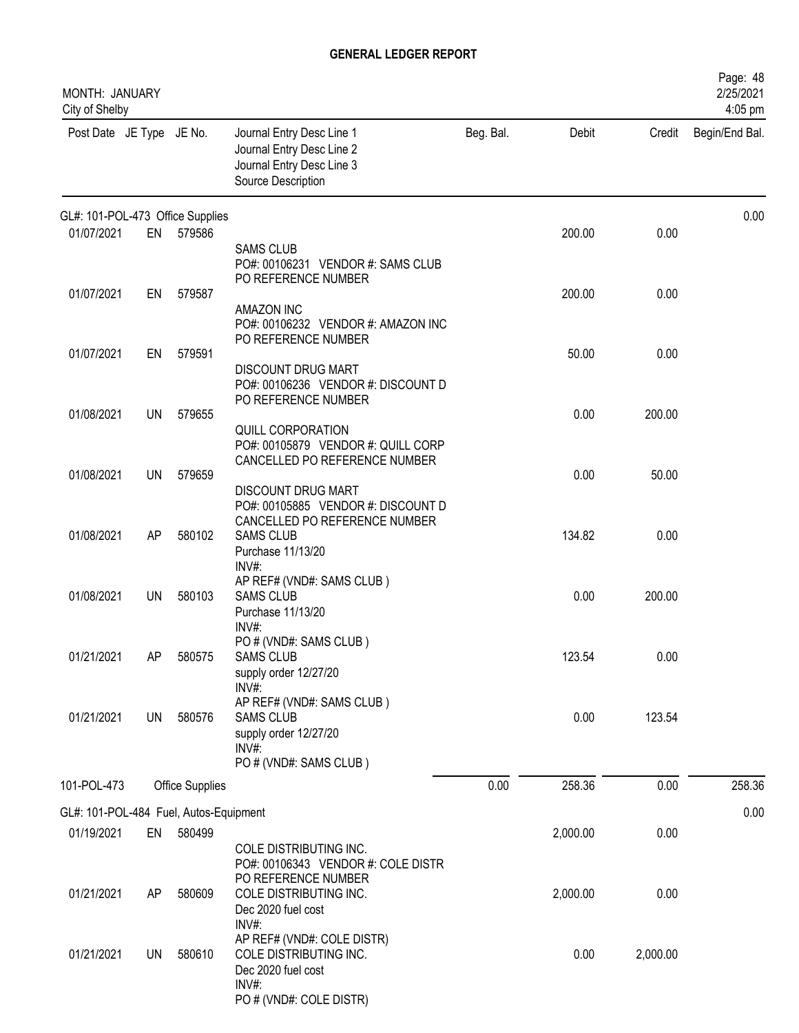# GENERAL LEDGER REPORT

MONTH: JANUARY
City of Shelby

Page: 48
2/25/2021
4:05 pm

| Post Date | JE Type | JE No. | Journal Entry Desc Line 1<br>Journal Entry Desc Line 2<br>Journal Entry Desc Line 3<br>Source Description | Beg. Bal. | Debit | Credit | Begin/End Bal. |
|---|---|---|---|---|---|---|---|
| **GL#: 101-POL-473 Office Supplies** | | | | | | | 0.00 |
| 01/07/2021 | EN | 579586 | SAMS CLUB<br>PO#: 00106231 VENDOR #: SAMS CLUB<br>PO REFERENCE NUMBER | | 200.00 | 0.00 | |
| 01/07/2021 | EN | 579587 | AMAZON INC<br>PO#: 00106232 VENDOR #: AMAZON INC<br>PO REFERENCE NUMBER | | 200.00 | 0.00 | |
| 01/07/2021 | EN | 579591 | DISCOUNT DRUG MART<br>PO#: 00106236 VENDOR #: DISCOUNT D<br>PO REFERENCE NUMBER | | 50.00 | 0.00 | |
| 01/08/2021 | UN | 579655 | QUILL CORPORATION<br>PO#: 00105879 VENDOR #: QUILL CORP<br>CANCELLED PO REFERENCE NUMBER | | 0.00 | 200.00 | |
| 01/08/2021 | UN | 579659 | DISCOUNT DRUG MART<br>PO#: 00105885 VENDOR #: DISCOUNT D<br>CANCELLED PO REFERENCE NUMBER | | 0.00 | 50.00 | |
| 01/08/2021 | AP | 580102 | SAMS CLUB<br>Purchase 11/13/20<br>INV#:<br>AP REF# (VND#: SAMS CLUB ) | | 134.82 | 0.00 | |
| 01/08/2021 | UN | 580103 | SAMS CLUB<br>Purchase 11/13/20<br>INV#:<br>PO # (VND#: SAMS CLUB ) | | 0.00 | 200.00 | |
| 01/21/2021 | AP | 580575 | SAMS CLUB<br>supply order 12/27/20<br>INV#:<br>AP REF# (VND#: SAMS CLUB ) | | 123.54 | 0.00 | |
| 01/21/2021 | UN | 580576 | SAMS CLUB<br>supply order 12/27/20<br>INV#:<br>PO # (VND#: SAMS CLUB ) | | 0.00 | 123.54 | |
| **101-POL-473** | | **Office Supplies** | | 0.00 | 258.36 | 0.00 | 258.36 |
| **GL#: 101-POL-484 Fuel, Autos-Equipment** | | | | | | | 0.00 |
| 01/19/2021 | EN | 580499 | COLE DISTRIBUTING INC.<br>PO#: 00106343 VENDOR #: COLE DISTR<br>PO REFERENCE NUMBER | | 2,000.00 | 0.00 | |
| 01/21/2021 | AP | 580609 | COLE DISTRIBUTING INC.<br>Dec 2020 fuel cost<br>INV#:<br>AP REF# (VND#: COLE DISTR) | | 2,000.00 | 0.00 | |
| 01/21/2021 | UN | 580610 | COLE DISTRIBUTING INC.<br>Dec 2020 fuel cost<br>INV#:<br>PO # (VND#: COLE DISTR) | | 0.00 | 2,000.00 | |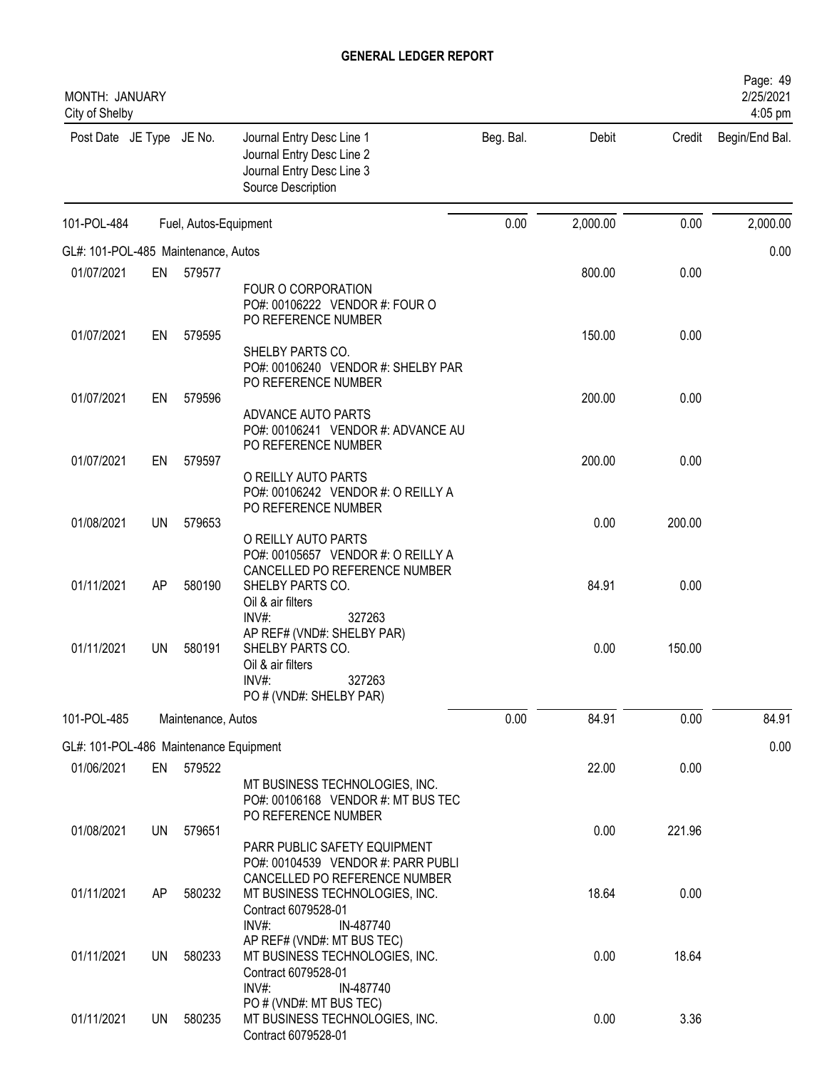# GENERAL LEDGER REPORT

MONTH: JANUARY
City of Shelby

2/25/2021
4:05 pm

| Post Date | JE Type | JE No. | Journal Entry Desc Line 1 / Journal Entry Desc Line 2 / Journal Entry Desc Line 3 / Source Description | Beg. Bal. | Debit | Credit | Begin/End Bal. |
|---|---|---|---|---|---|---|---|
| 101-POL-484 | | | Fuel, Autos-Equipment | 0.00 | 2,000.00 | 0.00 | 2,000.00 |
| GL#: 101-POL-485 Maintenance, Autos | | | | | | | 0.00 |
| 01/07/2021 | EN | 579577 | FOUR O CORPORATION<br>PO#: 00106222 VENDOR #: FOUR O<br>PO REFERENCE NUMBER | | 800.00 | 0.00 | |
| 01/07/2021 | EN | 579595 | SHELBY PARTS CO.<br>PO#: 00106240 VENDOR #: SHELBY PAR<br>PO REFERENCE NUMBER | | 150.00 | 0.00 | |
| 01/07/2021 | EN | 579596 | ADVANCE AUTO PARTS<br>PO#: 00106241 VENDOR #: ADVANCE AU<br>PO REFERENCE NUMBER | | 200.00 | 0.00 | |
| 01/07/2021 | EN | 579597 | O REILLY AUTO PARTS<br>PO#: 00106242 VENDOR #: O REILLY A<br>PO REFERENCE NUMBER | | 200.00 | 0.00 | |
| 01/08/2021 | UN | 579653 | O REILLY AUTO PARTS<br>PO#: 00105657 VENDOR #: O REILLY A<br>CANCELLED PO REFERENCE NUMBER | | 0.00 | 200.00 | |
| 01/11/2021 | AP | 580190 | SHELBY PARTS CO.<br>Oil & air filters<br>INV#: 327263<br>AP REF# (VND#: SHELBY PAR) | | 84.91 | 0.00 | |
| 01/11/2021 | UN | 580191 | SHELBY PARTS CO.<br>Oil & air filters<br>INV#: 327263<br>PO # (VND#: SHELBY PAR) | | 0.00 | 150.00 | |
| 101-POL-485 | | | Maintenance, Autos | 0.00 | 84.91 | 0.00 | 84.91 |
| GL#: 101-POL-486 Maintenance Equipment | | | | | | | 0.00 |
| 01/06/2021 | EN | 579522 | MT BUSINESS TECHNOLOGIES, INC.<br>PO#: 00106168 VENDOR #: MT BUS TEC<br>PO REFERENCE NUMBER | | 22.00 | 0.00 | |
| 01/08/2021 | UN | 579651 | PARR PUBLIC SAFETY EQUIPMENT<br>PO#: 00104539 VENDOR #: PARR PUBLI<br>CANCELLED PO REFERENCE NUMBER | | 0.00 | 221.96 | |
| 01/11/2021 | AP | 580232 | MT BUSINESS TECHNOLOGIES, INC.<br>Contract 6079528-01<br>INV#: IN-487740<br>AP REF# (VND#: MT BUS TEC) | | 18.64 | 0.00 | |
| 01/11/2021 | UN | 580233 | MT BUSINESS TECHNOLOGIES, INC.<br>Contract 6079528-01<br>INV#: IN-487740<br>PO # (VND#: MT BUS TEC) | | 0.00 | 18.64 | |
| 01/11/2021 | UN | 580235 | MT BUSINESS TECHNOLOGIES, INC.<br>Contract 6079528-01 | | 0.00 | 3.36 | |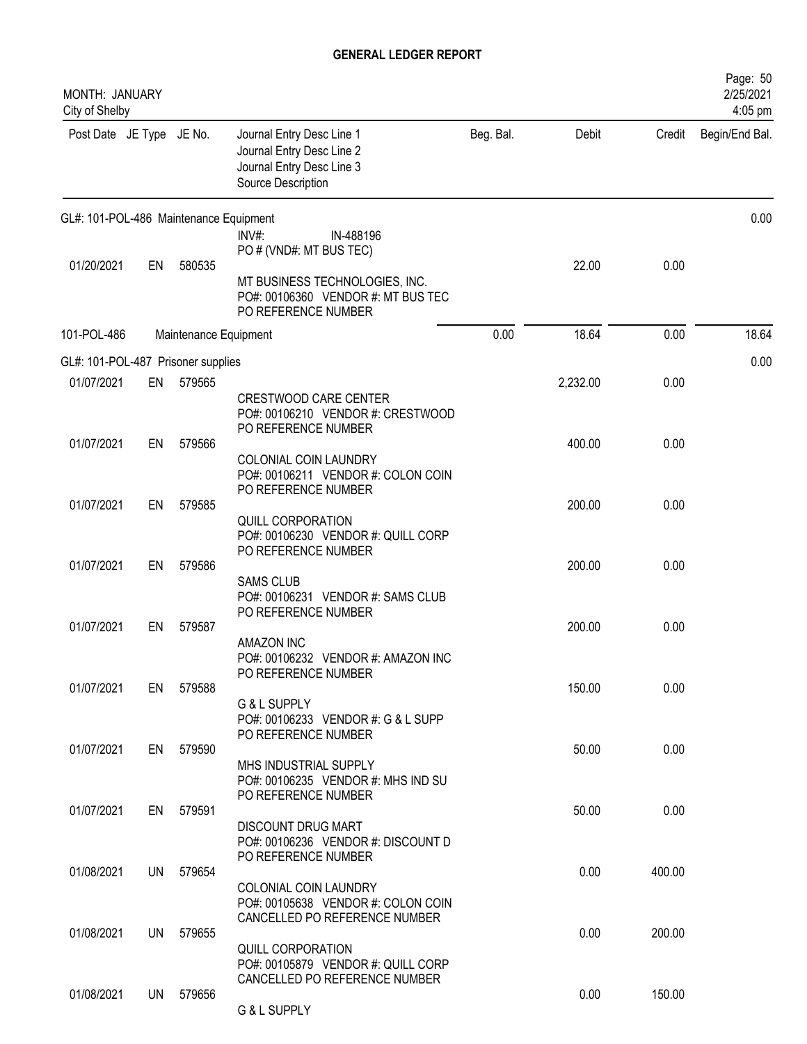# GENERAL LEDGER REPORT

MONTH: JANUARY
City of Shelby

2/25/2021
4:05 pm

| Post Date | JE Type | JE No. | Journal Entry Desc Line 1 / Journal Entry Desc Line 2 / Journal Entry Desc Line 3 / Source Description | Beg. Bal. | Debit | Credit | Begin/End Bal. |
|---|---|---|---|---|---|---|---|
| GL#: 101-POL-486 Maintenance Equipment | | | | | | | 0.00 |
| | | | INV#: IN-488196 PO # (VND#: MT BUS TEC) | | | | |
| 01/20/2021 | EN | 580535 | MT BUSINESS TECHNOLOGIES, INC. PO#: 00106360 VENDOR #: MT BUS TEC PO REFERENCE NUMBER | | 22.00 | 0.00 | |
| 101-POL-486 | | | Maintenance Equipment | 0.00 | 18.64 | 0.00 | 18.64 |
| GL#: 101-POL-487 Prisoner supplies | | | | | | | 0.00 |
| 01/07/2021 | EN | 579565 | CRESTWOOD CARE CENTER PO#: 00106210 VENDOR #: CRESTWOOD PO REFERENCE NUMBER | | 2,232.00 | 0.00 | |
| 01/07/2021 | EN | 579566 | COLONIAL COIN LAUNDRY PO#: 00106211 VENDOR #: COLON COIN PO REFERENCE NUMBER | | 400.00 | 0.00 | |
| 01/07/2021 | EN | 579585 | QUILL CORPORATION PO#: 00106230 VENDOR #: QUILL CORP PO REFERENCE NUMBER | | 200.00 | 0.00 | |
| 01/07/2021 | EN | 579586 | SAMS CLUB PO#: 00106231 VENDOR #: SAMS CLUB PO REFERENCE NUMBER | | 200.00 | 0.00 | |
| 01/07/2021 | EN | 579587 | AMAZON INC PO#: 00106232 VENDOR #: AMAZON INC PO REFERENCE NUMBER | | 200.00 | 0.00 | |
| 01/07/2021 | EN | 579588 | G & L SUPPLY PO#: 00106233 VENDOR #: G & L SUPP PO REFERENCE NUMBER | | 150.00 | 0.00 | |
| 01/07/2021 | EN | 579590 | MHS INDUSTRIAL SUPPLY PO#: 00106235 VENDOR #: MHS IND SU PO REFERENCE NUMBER | | 50.00 | 0.00 | |
| 01/07/2021 | EN | 579591 | DISCOUNT DRUG MART PO#: 00106236 VENDOR #: DISCOUNT D PO REFERENCE NUMBER | | 50.00 | 0.00 | |
| 01/08/2021 | UN | 579654 | COLONIAL COIN LAUNDRY PO#: 00105638 VENDOR #: COLON COIN CANCELLED PO REFERENCE NUMBER | | 0.00 | 400.00 | |
| 01/08/2021 | UN | 579655 | QUILL CORPORATION PO#: 00105879 VENDOR #: QUILL CORP CANCELLED PO REFERENCE NUMBER | | 0.00 | 200.00 | |
| 01/08/2021 | UN | 579656 | G & L SUPPLY | | 0.00 | 150.00 | |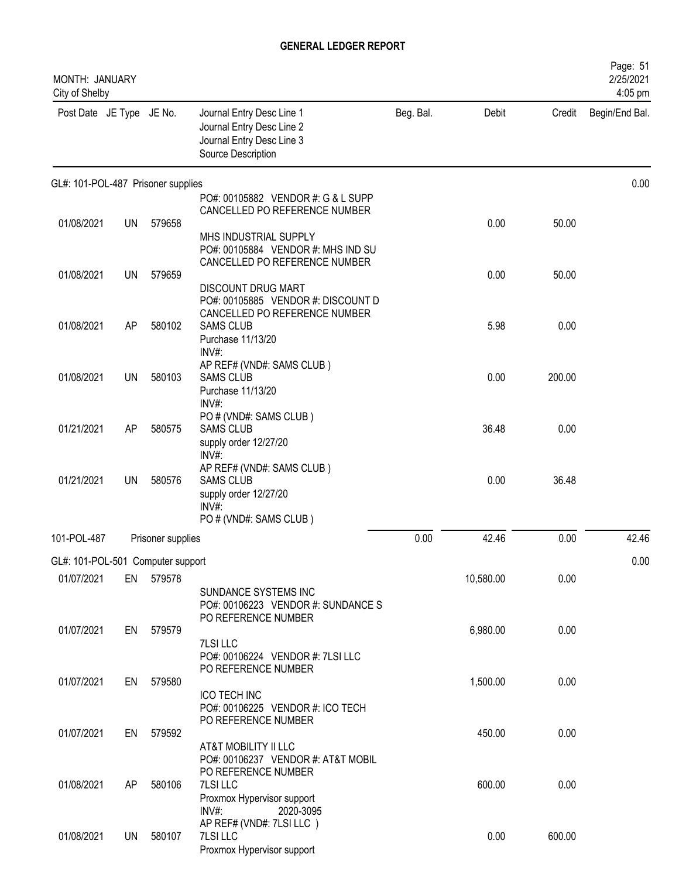# GENERAL LEDGER REPORT

MONTH: JANUARY
City of Shelby

| Post Date | JE Type | JE No. | Journal Entry Desc Line 1 / Journal Entry Desc Line 2 / Journal Entry Desc Line 3 / Source Description | Beg. Bal. | Debit | Credit | Begin/End Bal. |
|---|---|---|---|---|---|---|---|
| **GL#: 101-POL-487 Prisoner supplies** | | | | | | | 0.00 |
| | | | PO#: 00105882 VENDOR #: G & L SUPP<br>CANCELLED PO REFERENCE NUMBER | | | | |
| 01/08/2021 | UN | 579658 | MHS INDUSTRIAL SUPPLY<br>PO#: 00105884 VENDOR #: MHS IND SU<br>CANCELLED PO REFERENCE NUMBER | | 0.00 | 50.00 | |
| 01/08/2021 | UN | 579659 | DISCOUNT DRUG MART<br>PO#: 00105885 VENDOR #: DISCOUNT D<br>CANCELLED PO REFERENCE NUMBER | | 0.00 | 50.00 | |
| 01/08/2021 | AP | 580102 | SAMS CLUB<br>Purchase 11/13/20<br>INV#:<br>AP REF# (VND#: SAMS CLUB ) | | 5.98 | 0.00 | |
| 01/08/2021 | UN | 580103 | SAMS CLUB<br>Purchase 11/13/20<br>INV#:<br>PO # (VND#: SAMS CLUB ) | | 0.00 | 200.00 | |
| 01/21/2021 | AP | 580575 | SAMS CLUB<br>supply order 12/27/20<br>INV#:<br>AP REF# (VND#: SAMS CLUB ) | | 36.48 | 0.00 | |
| 01/21/2021 | UN | 580576 | SAMS CLUB<br>supply order 12/27/20<br>INV#:<br>PO # (VND#: SAMS CLUB ) | | 0.00 | 36.48 | |
| **101-POL-487** | | | **Prisoner supplies** | 0.00 | 42.46 | 0.00 | 42.46 |
| **GL#: 101-POL-501 Computer support** | | | | | | | 0.00 |
| 01/07/2021 | EN | 579578 | SUNDANCE SYSTEMS INC<br>PO#: 00106223 VENDOR #: SUNDANCE S<br>PO REFERENCE NUMBER | | 10,580.00 | 0.00 | |
| 01/07/2021 | EN | 579579 | 7LSI LLC<br>PO#: 00106224 VENDOR #: 7LSI LLC<br>PO REFERENCE NUMBER | | 6,980.00 | 0.00 | |
| 01/07/2021 | EN | 579580 | ICO TECH INC<br>PO#: 00106225 VENDOR #: ICO TECH<br>PO REFERENCE NUMBER | | 1,500.00 | 0.00 | |
| 01/07/2021 | EN | 579592 | AT&T MOBILITY II LLC<br>PO#: 00106237 VENDOR #: AT&T MOBIL<br>PO REFERENCE NUMBER | | 450.00 | 0.00 | |
| 01/08/2021 | AP | 580106 | 7LSI LLC<br>Proxmox Hypervisor support<br>INV#: 2020-3095<br>AP REF# (VND#: 7LSI LLC ) | | 600.00 | 0.00 | |
| 01/08/2021 | UN | 580107 | 7LSI LLC<br>Proxmox Hypervisor support | | 0.00 | 600.00 | |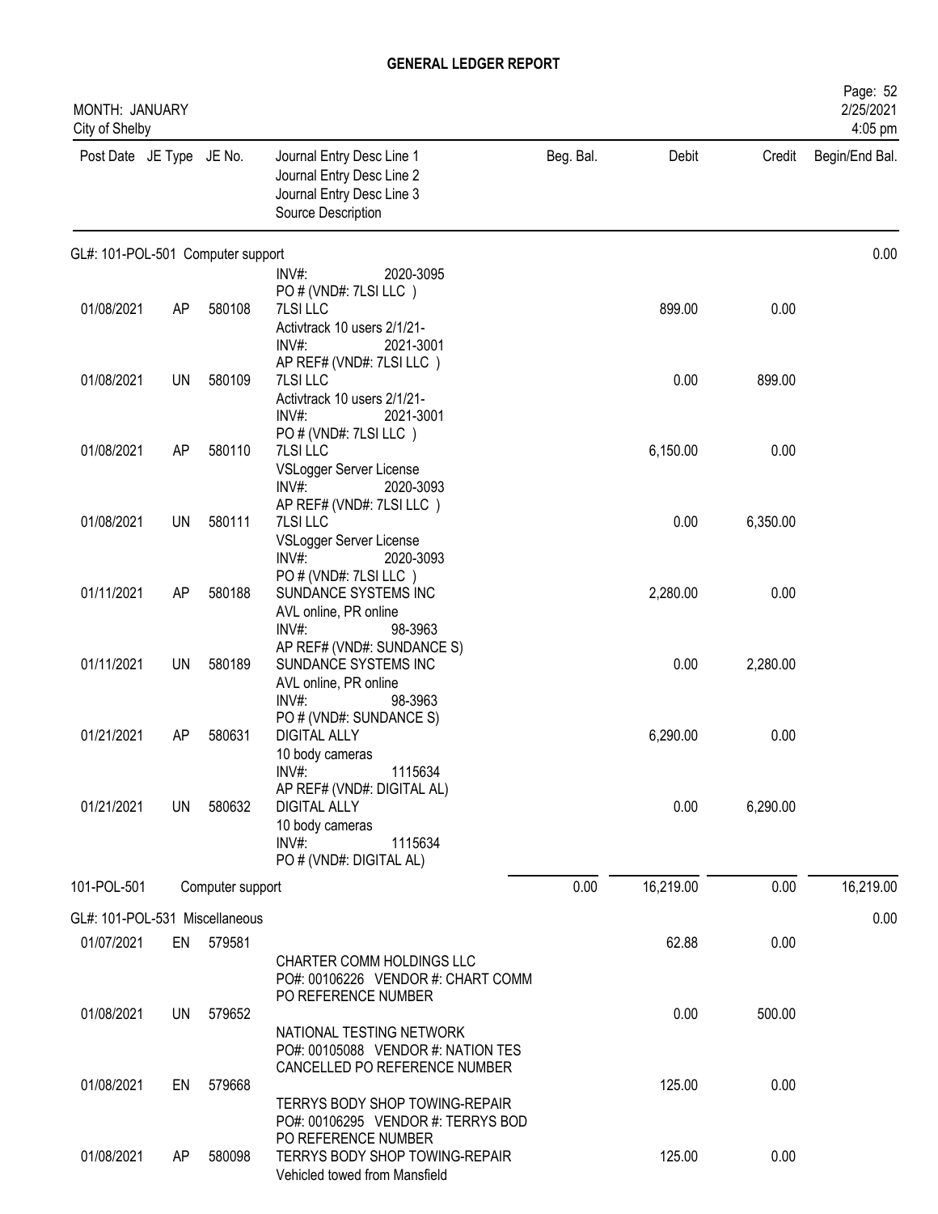# GENERAL LEDGER REPORT

MONTH: JANUARY
City of Shelby

| Post Date | JE Type | JE No. | Journal Entry Desc Line 1 / Journal Entry Desc Line 2 / Journal Entry Desc Line 3 / Source Description | Beg. Bal. | Debit | Credit | Begin/End Bal. |
|---|---|---|---|---|---|---|---|
| **GL#: 101-POL-501 Computer support** | | | | | | | 0.00 |
| | | | INV#: 2020-3095 PO # (VND#: 7LSI LLC ) | | | | |
| 01/08/2021 | AP | 580108 | 7LSI LLC Activtrack 10 users 2/1/21- INV#: 2021-3001 AP REF# (VND#: 7LSI LLC ) | | 899.00 | 0.00 | |
| 01/08/2021 | UN | 580109 | 7LSI LLC Activtrack 10 users 2/1/21- INV#: 2021-3001 PO # (VND#: 7LSI LLC ) | | 0.00 | 899.00 | |
| 01/08/2021 | AP | 580110 | 7LSI LLC VSLogger Server License INV#: 2020-3093 AP REF# (VND#: 7LSI LLC ) | | 6,150.00 | 0.00 | |
| 01/08/2021 | UN | 580111 | 7LSI LLC VSLogger Server License INV#: 2020-3093 PO # (VND#: 7LSI LLC ) | | 0.00 | 6,350.00 | |
| 01/11/2021 | AP | 580188 | SUNDANCE SYSTEMS INC AVL online, PR online INV#: 98-3963 AP REF# (VND#: SUNDANCE S) | | 2,280.00 | 0.00 | |
| 01/11/2021 | UN | 580189 | SUNDANCE SYSTEMS INC AVL online, PR online INV#: 98-3963 PO # (VND#: SUNDANCE S) | | 0.00 | 2,280.00 | |
| 01/21/2021 | AP | 580631 | DIGITAL ALLY 10 body cameras INV#: 1115634 AP REF# (VND#: DIGITAL AL) | | 6,290.00 | 0.00 | |
| 01/21/2021 | UN | 580632 | DIGITAL ALLY 10 body cameras INV#: 1115634 PO # (VND#: DIGITAL AL) | | 0.00 | 6,290.00 | |
| **101-POL-501** | | | **Computer support** | 0.00 | 16,219.00 | 0.00 | 16,219.00 |
| **GL#: 101-POL-531 Miscellaneous** | | | | | | | 0.00 |
| 01/07/2021 | EN | 579581 | CHARTER COMM HOLDINGS LLC PO#: 00106226 VENDOR #: CHART COMM PO REFERENCE NUMBER | | 62.88 | 0.00 | |
| 01/08/2021 | UN | 579652 | NATIONAL TESTING NETWORK PO#: 00105088 VENDOR #: NATION TES CANCELLED PO REFERENCE NUMBER | | 0.00 | 500.00 | |
| 01/08/2021 | EN | 579668 | TERRYS BODY SHOP TOWING-REPAIR PO#: 00106295 VENDOR #: TERRYS BOD PO REFERENCE NUMBER | | 125.00 | 0.00 | |
| 01/08/2021 | AP | 580098 | TERRYS BODY SHOP TOWING-REPAIR Vehicled towed from Mansfield | | 125.00 | 0.00 | |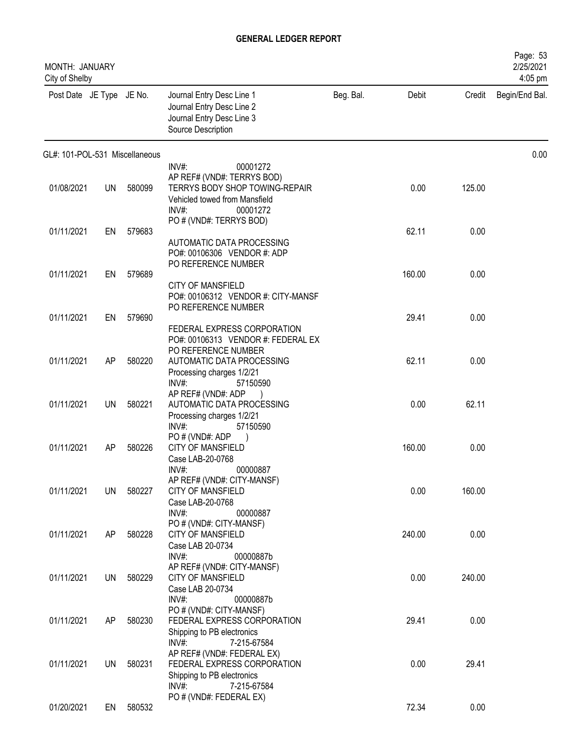# GENERAL LEDGER REPORT

MONTH: JANUARY
City of Shelby

| Post Date | JE Type | JE No. | Journal Entry Desc Line 1<br>Journal Entry Desc Line 2<br>Journal Entry Desc Line 3<br>Source Description | Beg. Bal. | Debit | Credit | Begin/End Bal. |
|---|---|---|---|---|---|---|---|
| GL#: 101-POL-531 Miscellaneous | | | | | | | 0.00 |
| | | | INV#: 00001272<br>AP REF# (VND#: TERRYS BOD) | | | | |
| 01/08/2021 | UN | 580099 | TERRYS BODY SHOP TOWING-REPAIR<br>Vehicled towed from Mansfield<br>INV#: 00001272<br>PO # (VND#: TERRYS BOD) | | 0.00 | 125.00 | |
| 01/11/2021 | EN | 579683 | AUTOMATIC DATA PROCESSING<br>PO#: 00106306 VENDOR #: ADP<br>PO REFERENCE NUMBER | | 62.11 | 0.00 | |
| 01/11/2021 | EN | 579689 | CITY OF MANSFIELD<br>PO#: 00106312 VENDOR #: CITY-MANSF<br>PO REFERENCE NUMBER | | 160.00 | 0.00 | |
| 01/11/2021 | EN | 579690 | FEDERAL EXPRESS CORPORATION<br>PO#: 00106313 VENDOR #: FEDERAL EX<br>PO REFERENCE NUMBER | | 29.41 | 0.00 | |
| 01/11/2021 | AP | 580220 | AUTOMATIC DATA PROCESSING<br>Processing charges 1/2/21<br>INV#: 57150590<br>AP REF# (VND#: ADP ) | | 62.11 | 0.00 | |
| 01/11/2021 | UN | 580221 | AUTOMATIC DATA PROCESSING<br>Processing charges 1/2/21<br>INV#: 57150590<br>PO # (VND#: ADP ) | | 0.00 | 62.11 | |
| 01/11/2021 | AP | 580226 | CITY OF MANSFIELD<br>Case LAB-20-0768<br>INV#: 00000887<br>AP REF# (VND#: CITY-MANSF) | | 160.00 | 0.00 | |
| 01/11/2021 | UN | 580227 | CITY OF MANSFIELD<br>Case LAB-20-0768<br>INV#: 00000887<br>PO # (VND#: CITY-MANSF) | | 0.00 | 160.00 | |
| 01/11/2021 | AP | 580228 | CITY OF MANSFIELD<br>Case LAB 20-0734<br>INV#: 00000887b<br>AP REF# (VND#: CITY-MANSF) | | 240.00 | 0.00 | |
| 01/11/2021 | UN | 580229 | CITY OF MANSFIELD<br>Case LAB 20-0734<br>INV#: 00000887b<br>PO # (VND#: CITY-MANSF) | | 0.00 | 240.00 | |
| 01/11/2021 | AP | 580230 | FEDERAL EXPRESS CORPORATION<br>Shipping to PB electronics<br>INV#: 7-215-67584<br>AP REF# (VND#: FEDERAL EX) | | 29.41 | 0.00 | |
| 01/11/2021 | UN | 580231 | FEDERAL EXPRESS CORPORATION<br>Shipping to PB electronics<br>INV#: 7-215-67584<br>PO # (VND#: FEDERAL EX) | | 0.00 | 29.41 | |
| 01/20/2021 | EN | 580532 | | | 72.34 | 0.00 | |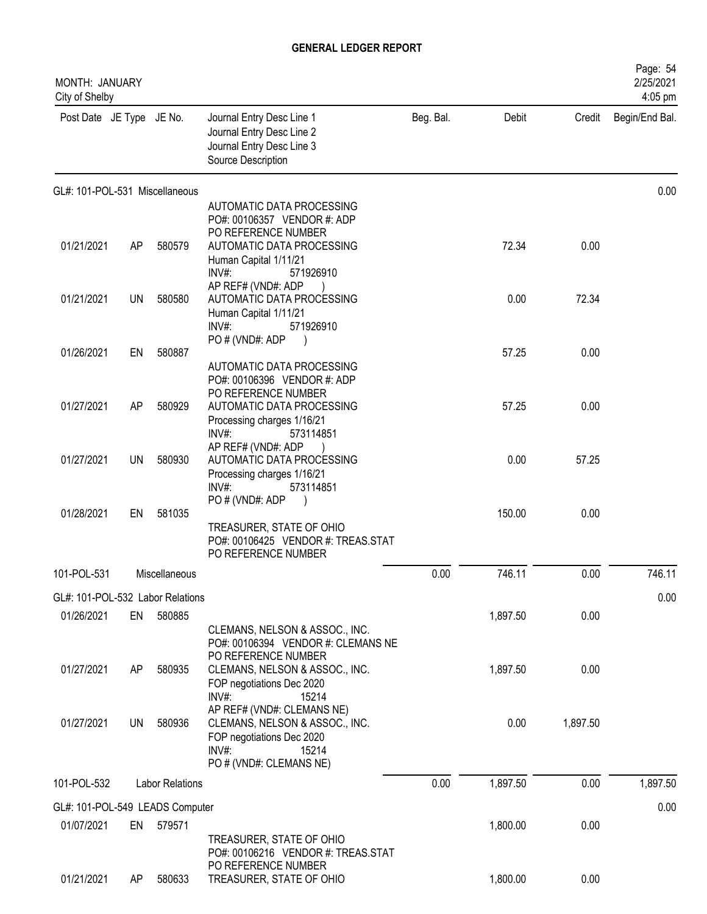# GENERAL LEDGER REPORT

MONTH: JANUARY
City of Shelby

2/25/2021
4:05 pm

| Post Date | JE Type | JE No. | Journal Entry Desc Line 1 / Journal Entry Desc Line 2 / Journal Entry Desc Line 3 / Source Description | Beg. Bal. | Debit | Credit | Begin/End Bal. |
|---|---|---|---|---|---|---|---|
| **GL#: 101-POL-531 Miscellaneous** | | | | | | | 0.00 |
| | | | AUTOMATIC DATA PROCESSING PO#: 00106357 VENDOR #: ADP PO REFERENCE NUMBER | | | | |
| 01/21/2021 | AP | 580579 | AUTOMATIC DATA PROCESSING Human Capital 1/11/21 INV#: 571926910 AP REF# (VND#: ADP ) | | 72.34 | 0.00 | |
| 01/21/2021 | UN | 580580 | AUTOMATIC DATA PROCESSING Human Capital 1/11/21 INV#: 571926910 PO # (VND#: ADP ) | | 0.00 | 72.34 | |
| 01/26/2021 | EN | 580887 | AUTOMATIC DATA PROCESSING PO#: 00106396 VENDOR #: ADP PO REFERENCE NUMBER | | 57.25 | 0.00 | |
| 01/27/2021 | AP | 580929 | AUTOMATIC DATA PROCESSING Processing charges 1/16/21 INV#: 573114851 AP REF# (VND#: ADP ) | | 57.25 | 0.00 | |
| 01/27/2021 | UN | 580930 | AUTOMATIC DATA PROCESSING Processing charges 1/16/21 INV#: 573114851 PO # (VND#: ADP ) | | 0.00 | 57.25 | |
| 01/28/2021 | EN | 581035 | TREASURER, STATE OF OHIO PO#: 00106425 VENDOR #: TREAS.STAT PO REFERENCE NUMBER | | 150.00 | 0.00 | |
| **101-POL-531** | | **Miscellaneous** | | 0.00 | 746.11 | 0.00 | 746.11 |
| **GL#: 101-POL-532 Labor Relations** | | | | | | | 0.00 |
| 01/26/2021 | EN | 580885 | CLEMANS, NELSON & ASSOC., INC. PO#: 00106394 VENDOR #: CLEMANS NE PO REFERENCE NUMBER | | 1,897.50 | 0.00 | |
| 01/27/2021 | AP | 580935 | CLEMANS, NELSON & ASSOC., INC. FOP negotiations Dec 2020 INV#: 15214 AP REF# (VND#: CLEMANS NE) | | 1,897.50 | 0.00 | |
| 01/27/2021 | UN | 580936 | CLEMANS, NELSON & ASSOC., INC. FOP negotiations Dec 2020 INV#: 15214 PO # (VND#: CLEMANS NE) | | 0.00 | 1,897.50 | |
| **101-POL-532** | | **Labor Relations** | | 0.00 | 1,897.50 | 0.00 | 1,897.50 |
| **GL#: 101-POL-549 LEADS Computer** | | | | | | | 0.00 |
| 01/07/2021 | EN | 579571 | TREASURER, STATE OF OHIO PO#: 00106216 VENDOR #: TREAS.STAT PO REFERENCE NUMBER | | 1,800.00 | 0.00 | |
| 01/21/2021 | AP | 580633 | TREASURER, STATE OF OHIO | | 1,800.00 | 0.00 | |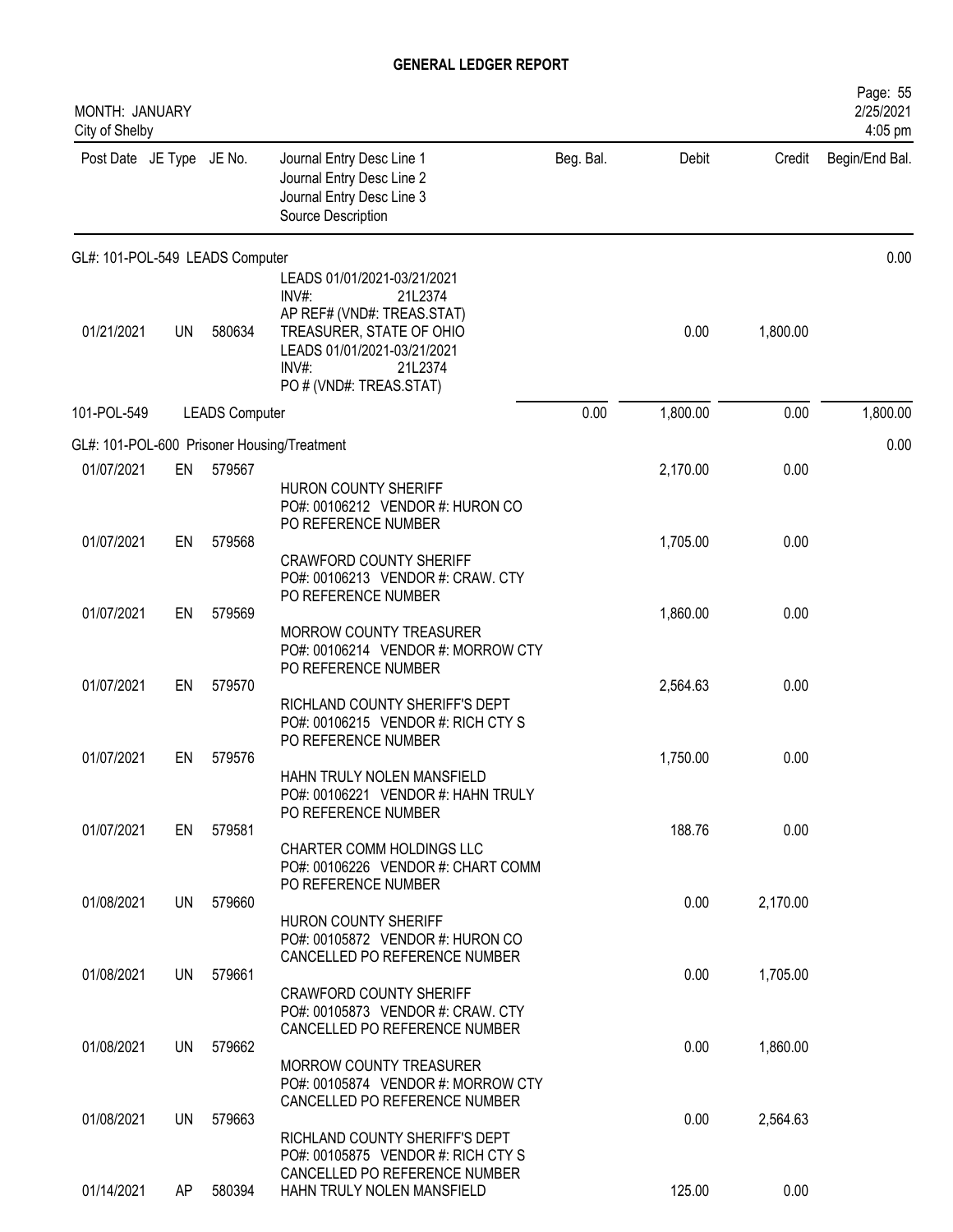# GENERAL LEDGER REPORT

MONTH: JANUARY
City of Shelby

| Post Date | JE Type | JE No. | Journal Entry Desc Line 1 / Journal Entry Desc Line 2 / Journal Entry Desc Line 3 / Source Description | Beg. Bal. | Debit | Credit | Begin/End Bal. |
|---|---|---|---|---|---|---|---|
| GL#: 101-POL-549 LEADS Computer | | | | | | | 0.00 |
| 01/21/2021 | UN | 580634 | LEADS 01/01/2021-03/21/2021 INV#: 21L2374 AP REF# (VND#: TREAS.STAT) TREASURER, STATE OF OHIO LEADS 01/01/2021-03/21/2021 INV#: 21L2374 PO # (VND#: TREAS.STAT) | | 0.00 | 1,800.00 | |
| 101-POL-549 | | | LEADS Computer | 0.00 | 1,800.00 | 0.00 | 1,800.00 |
| GL#: 101-POL-600 Prisoner Housing/Treatment | | | | | | | 0.00 |
| 01/07/2021 | EN | 579567 | HURON COUNTY SHERIFF PO#: 00106212 VENDOR #: HURON CO PO REFERENCE NUMBER | | 2,170.00 | 0.00 | |
| 01/07/2021 | EN | 579568 | CRAWFORD COUNTY SHERIFF PO#: 00106213 VENDOR #: CRAW. CTY PO REFERENCE NUMBER | | 1,705.00 | 0.00 | |
| 01/07/2021 | EN | 579569 | MORROW COUNTY TREASURER PO#: 00106214 VENDOR #: MORROW CTY PO REFERENCE NUMBER | | 1,860.00 | 0.00 | |
| 01/07/2021 | EN | 579570 | RICHLAND COUNTY SHERIFF'S DEPT PO#: 00106215 VENDOR #: RICH CTY S PO REFERENCE NUMBER | | 2,564.63 | 0.00 | |
| 01/07/2021 | EN | 579576 | HAHN TRULY NOLEN MANSFIELD PO#: 00106221 VENDOR #: HAHN TRULY PO REFERENCE NUMBER | | 1,750.00 | 0.00 | |
| 01/07/2021 | EN | 579581 | CHARTER COMM HOLDINGS LLC PO#: 00106226 VENDOR #: CHART COMM PO REFERENCE NUMBER | | 188.76 | 0.00 | |
| 01/08/2021 | UN | 579660 | HURON COUNTY SHERIFF PO#: 00105872 VENDOR #: HURON CO CANCELLED PO REFERENCE NUMBER | | 0.00 | 2,170.00 | |
| 01/08/2021 | UN | 579661 | CRAWFORD COUNTY SHERIFF PO#: 00105873 VENDOR #: CRAW. CTY CANCELLED PO REFERENCE NUMBER | | 0.00 | 1,705.00 | |
| 01/08/2021 | UN | 579662 | MORROW COUNTY TREASURER PO#: 00105874 VENDOR #: MORROW CTY CANCELLED PO REFERENCE NUMBER | | 0.00 | 1,860.00 | |
| 01/08/2021 | UN | 579663 | RICHLAND COUNTY SHERIFF'S DEPT PO#: 00105875 VENDOR #: RICH CTY S CANCELLED PO REFERENCE NUMBER | | 0.00 | 2,564.63 | |
| 01/14/2021 | AP | 580394 | HAHN TRULY NOLEN MANSFIELD | | 125.00 | 0.00 | |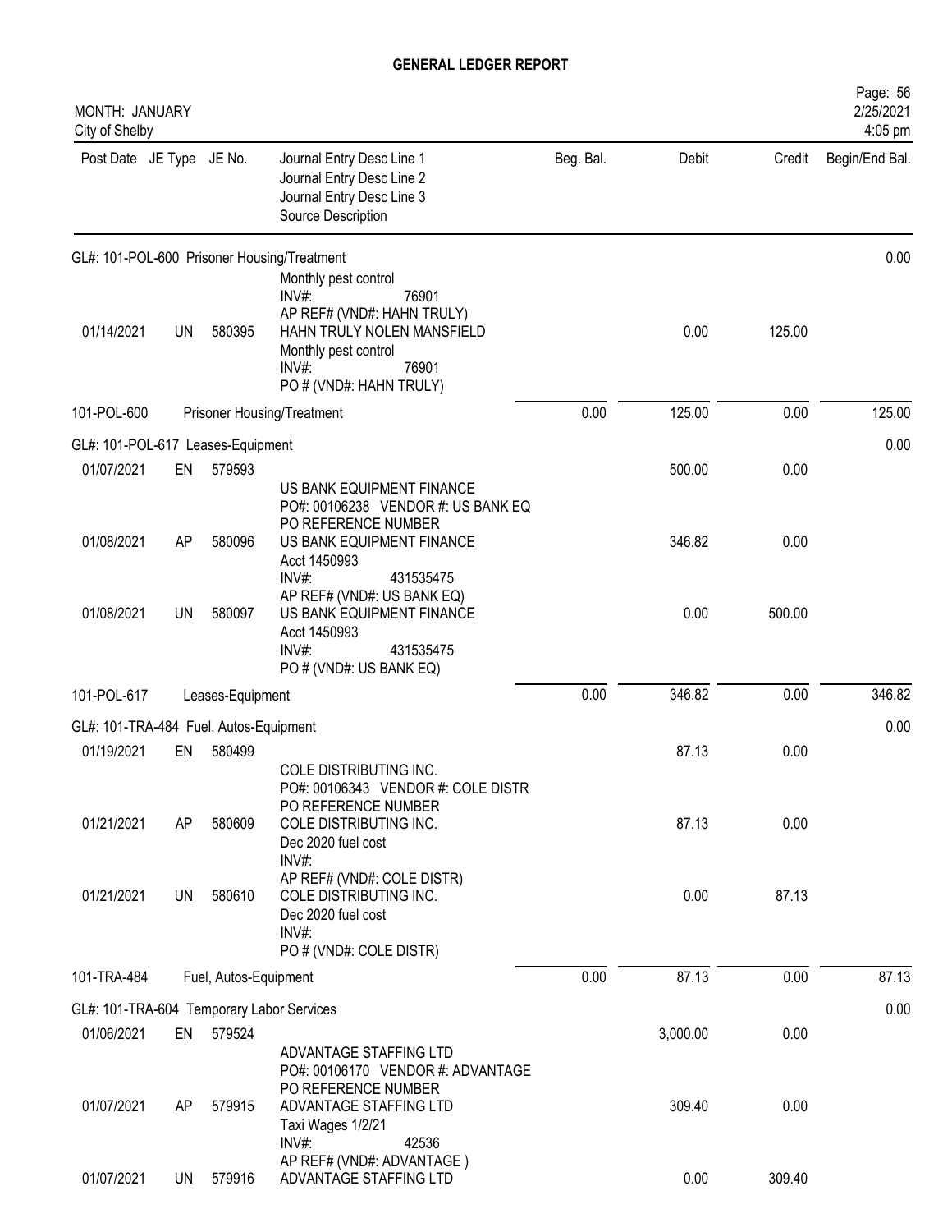# GENERAL LEDGER REPORT

MONTH: JANUARY
City of Shelby

2/25/2021
4:05 pm

| Post Date | JE Type | JE No. | Journal Entry Desc Line 1 / Journal Entry Desc Line 2 / Journal Entry Desc Line 3 / Source Description | Beg. Bal. | Debit | Credit | Begin/End Bal. |
|---|---|---|---|---|---|---|---|
| GL#: 101-POL-600 Prisoner Housing/Treatment | | | | | | | 0.00 |
| | | | Monthly pest control INV#: 76901 AP REF# (VND#: HAHN TRULY) | | | | |
| 01/14/2021 | UN | 580395 | HAHN TRULY NOLEN MANSFIELD Monthly pest control INV#: 76901 PO # (VND#: HAHN TRULY) | | 0.00 | 125.00 | |
| 101-POL-600 | | | Prisoner Housing/Treatment | 0.00 | 125.00 | 0.00 | 125.00 |
| GL#: 101-POL-617 Leases-Equipment | | | | | | | 0.00 |
| 01/07/2021 | EN | 579593 | US BANK EQUIPMENT FINANCE PO#: 00106238 VENDOR #: US BANK EQ PO REFERENCE NUMBER | | 500.00 | 0.00 | |
| 01/08/2021 | AP | 580096 | US BANK EQUIPMENT FINANCE Acct 1450993 INV#: 431535475 AP REF# (VND#: US BANK EQ) | | 346.82 | 0.00 | |
| 01/08/2021 | UN | 580097 | US BANK EQUIPMENT FINANCE Acct 1450993 INV#: 431535475 PO # (VND#: US BANK EQ) | | 0.00 | 500.00 | |
| 101-POL-617 | | | Leases-Equipment | 0.00 | 346.82 | 0.00 | 346.82 |
| GL#: 101-TRA-484 Fuel, Autos-Equipment | | | | | | | 0.00 |
| 01/19/2021 | EN | 580499 | COLE DISTRIBUTING INC. PO#: 00106343 VENDOR #: COLE DISTR PO REFERENCE NUMBER | | 87.13 | 0.00 | |
| 01/21/2021 | AP | 580609 | COLE DISTRIBUTING INC. Dec 2020 fuel cost INV#: AP REF# (VND#: COLE DISTR) | | 87.13 | 0.00 | |
| 01/21/2021 | UN | 580610 | COLE DISTRIBUTING INC. Dec 2020 fuel cost INV#: PO # (VND#: COLE DISTR) | | 0.00 | 87.13 | |
| 101-TRA-484 | | | Fuel, Autos-Equipment | 0.00 | 87.13 | 0.00 | 87.13 |
| GL#: 101-TRA-604 Temporary Labor Services | | | | | | | 0.00 |
| 01/06/2021 | EN | 579524 | ADVANTAGE STAFFING LTD PO#: 00106170 VENDOR #: ADVANTAGE PO REFERENCE NUMBER | | 3,000.00 | 0.00 | |
| 01/07/2021 | AP | 579915 | ADVANTAGE STAFFING LTD Taxi Wages 1/2/21 INV#: 42536 AP REF# (VND#: ADVANTAGE ) | | 309.40 | 0.00 | |
| 01/07/2021 | UN | 579916 | ADVANTAGE STAFFING LTD | | 0.00 | 309.40 | |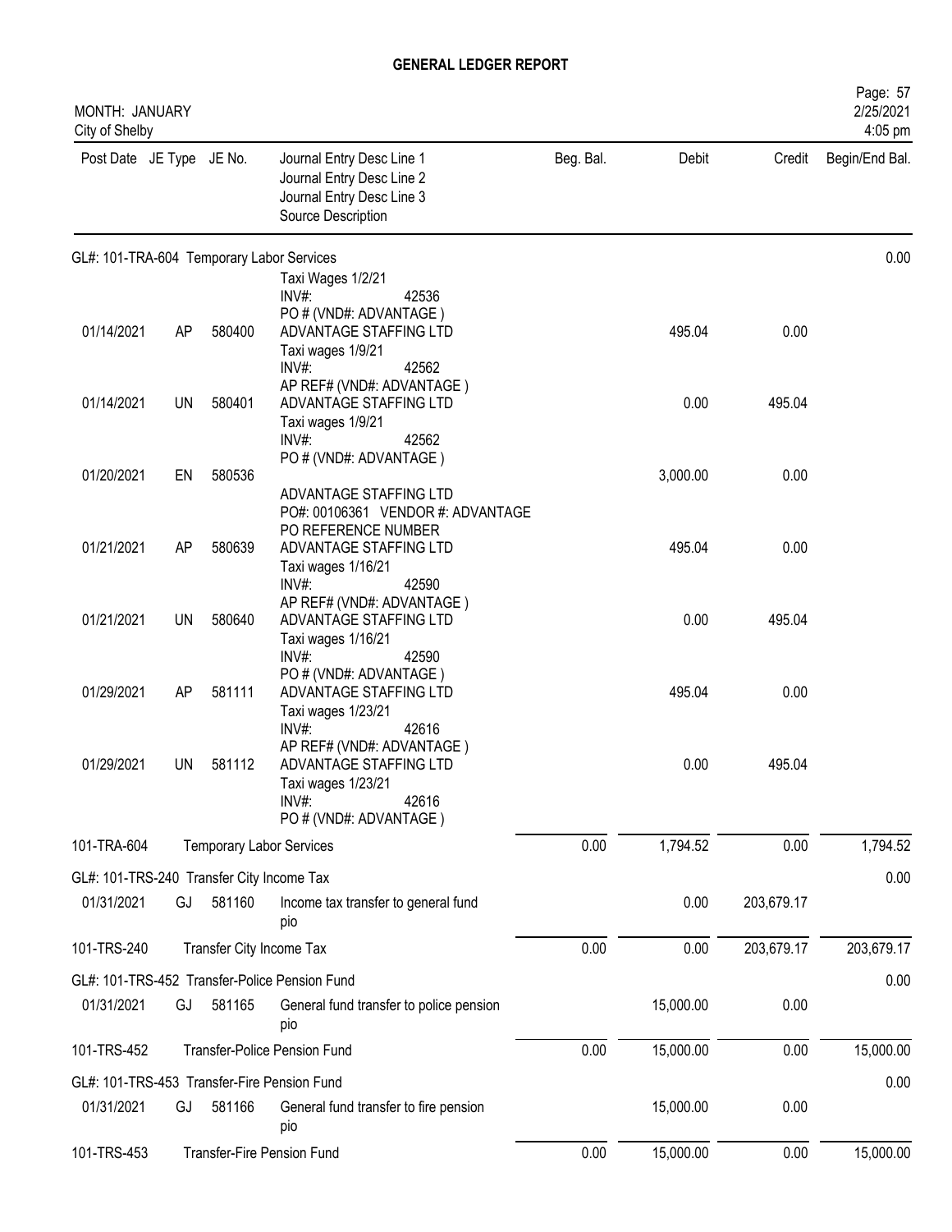## GENERAL LEDGER REPORT

MONTH: JANUARY
City of Shelby

| Post Date | JE Type | JE No. | Journal Entry Desc Line 1 / Journal Entry Desc Line 2 / Journal Entry Desc Line 3 / Source Description | Beg. Bal. | Debit | Credit | Begin/End Bal. |
|---|---|---|---|---|---|---|---|
| GL#: 101-TRA-604 Temporary Labor Services | | | | | | | 0.00 |
| | | | Taxi Wages 1/2/21 INV#: 42536 PO # (VND#: ADVANTAGE ) | | | | |
| 01/14/2021 | AP | 580400 | ADVANTAGE STAFFING LTD Taxi wages 1/9/21 INV#: 42562 AP REF# (VND#: ADVANTAGE ) | | 495.04 | 0.00 | |
| 01/14/2021 | UN | 580401 | ADVANTAGE STAFFING LTD Taxi wages 1/9/21 INV#: 42562 PO # (VND#: ADVANTAGE ) | | 0.00 | 495.04 | |
| 01/20/2021 | EN | 580536 | ADVANTAGE STAFFING LTD PO#: 00106361 VENDOR #: ADVANTAGE PO REFERENCE NUMBER | | 3,000.00 | 0.00 | |
| 01/21/2021 | AP | 580639 | ADVANTAGE STAFFING LTD Taxi wages 1/16/21 INV#: 42590 AP REF# (VND#: ADVANTAGE ) | | 495.04 | 0.00 | |
| 01/21/2021 | UN | 580640 | ADVANTAGE STAFFING LTD Taxi wages 1/16/21 INV#: 42590 PO # (VND#: ADVANTAGE ) | | 0.00 | 495.04 | |
| 01/29/2021 | AP | 581111 | ADVANTAGE STAFFING LTD Taxi wages 1/23/21 INV#: 42616 AP REF# (VND#: ADVANTAGE ) | | 495.04 | 0.00 | |
| 01/29/2021 | UN | 581112 | ADVANTAGE STAFFING LTD Taxi wages 1/23/21 INV#: 42616 PO # (VND#: ADVANTAGE ) | | 0.00 | 495.04 | |
| 101-TRA-604 | | | Temporary Labor Services | 0.00 | 1,794.52 | 0.00 | 1,794.52 |
| GL#: 101-TRS-240 Transfer City Income Tax | | | | | | | 0.00 |
| 01/31/2021 | GJ | 581160 | Income tax transfer to general fund pio | | 0.00 | 203,679.17 | |
| 101-TRS-240 | | | Transfer City Income Tax | 0.00 | 0.00 | 203,679.17 | 203,679.17 |
| GL#: 101-TRS-452 Transfer-Police Pension Fund | | | | | | | 0.00 |
| 01/31/2021 | GJ | 581165 | General fund transfer to police pension pio | | 15,000.00 | 0.00 | |
| 101-TRS-452 | | | Transfer-Police Pension Fund | 0.00 | 15,000.00 | 0.00 | 15,000.00 |
| GL#: 101-TRS-453 Transfer-Fire Pension Fund | | | | | | | 0.00 |
| 01/31/2021 | GJ | 581166 | General fund transfer to fire pension pio | | 15,000.00 | 0.00 | |
| 101-TRS-453 | | | Transfer-Fire Pension Fund | 0.00 | 15,000.00 | 0.00 | 15,000.00 |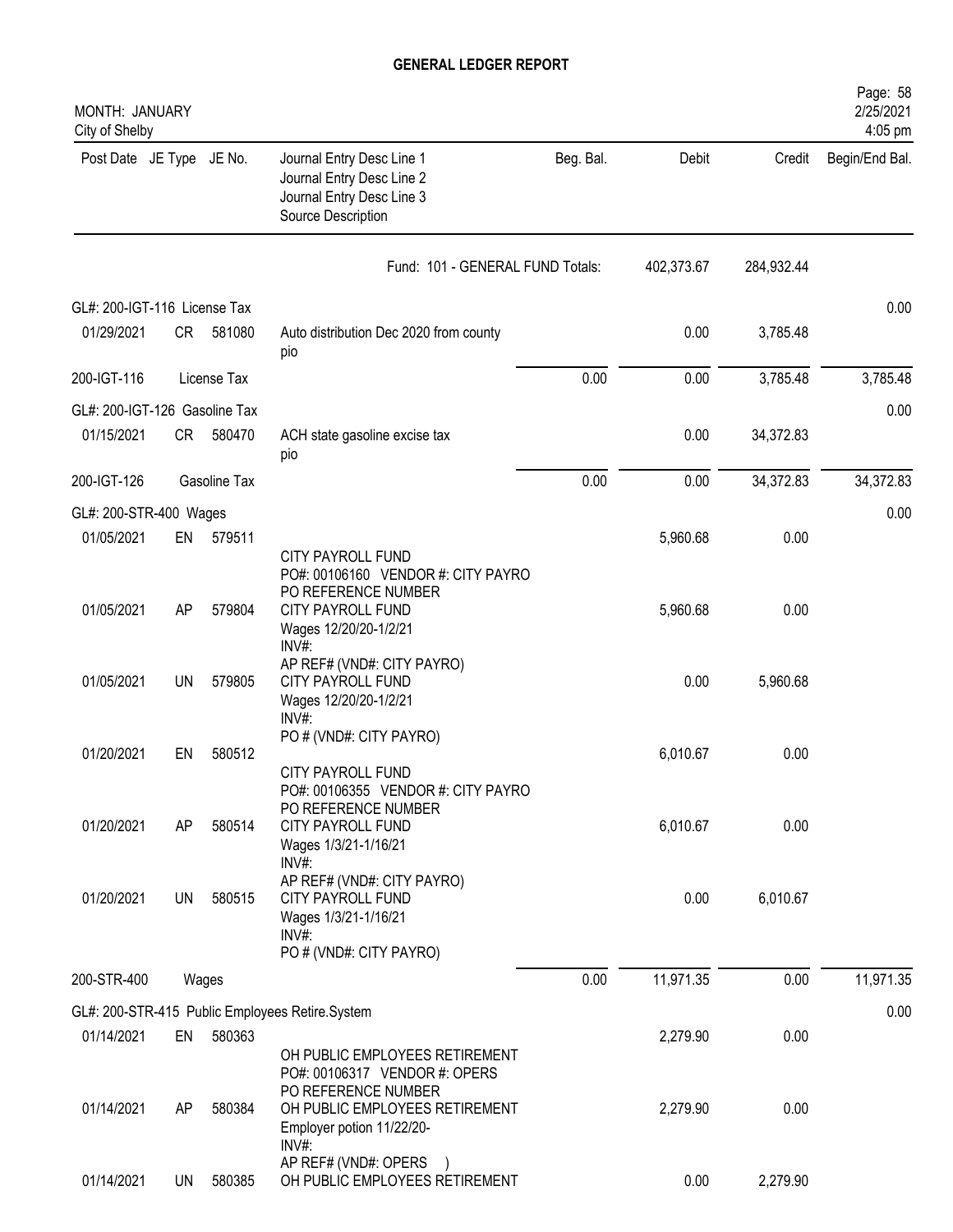# GENERAL LEDGER REPORT

MONTH: JANUARY
City of Shelby

| Post Date | JE Type | JE No. | Journal Entry Desc Line 1 / Journal Entry Desc Line 2 / Journal Entry Desc Line 3 / Source Description | Beg. Bal. | Debit | Credit | Begin/End Bal. |
|---|---|---|---|---|---|---|---|
| | | | Fund: 101 - GENERAL FUND Totals: | | 402,373.67 | 284,932.44 | |
| GL#: 200-IGT-116 License Tax | | | | | | | 0.00 |
| 01/29/2021 | CR | 581080 | Auto distribution Dec 2020 from county pio | | 0.00 | 3,785.48 | |
| 200-IGT-116 | | License Tax | | 0.00 | 0.00 | 3,785.48 | 3,785.48 |
| GL#: 200-IGT-126 Gasoline Tax | | | | | | | 0.00 |
| 01/15/2021 | CR | 580470 | ACH state gasoline excise tax pio | | 0.00 | 34,372.83 | |
| 200-IGT-126 | | Gasoline Tax | | 0.00 | 0.00 | 34,372.83 | 34,372.83 |
| GL#: 200-STR-400 Wages | | | | | | | 0.00 |
| 01/05/2021 | EN | 579511 | CITY PAYROLL FUND PO#: 00106160 VENDOR #: CITY PAYRO PO REFERENCE NUMBER | | 5,960.68 | 0.00 | |
| 01/05/2021 | AP | 579804 | CITY PAYROLL FUND Wages 12/20/20-1/2/21 INV#: AP REF# (VND#: CITY PAYRO) | | 5,960.68 | 0.00 | |
| 01/05/2021 | UN | 579805 | CITY PAYROLL FUND Wages 12/20/20-1/2/21 INV#: PO # (VND#: CITY PAYRO) | | 0.00 | 5,960.68 | |
| 01/20/2021 | EN | 580512 | CITY PAYROLL FUND PO#: 00106355 VENDOR #: CITY PAYRO PO REFERENCE NUMBER | | 6,010.67 | 0.00 | |
| 01/20/2021 | AP | 580514 | CITY PAYROLL FUND Wages 1/3/21-1/16/21 INV#: AP REF# (VND#: CITY PAYRO) | | 6,010.67 | 0.00 | |
| 01/20/2021 | UN | 580515 | CITY PAYROLL FUND Wages 1/3/21-1/16/21 INV#: PO # (VND#: CITY PAYRO) | | 0.00 | 6,010.67 | |
| 200-STR-400 | | Wages | | 0.00 | 11,971.35 | 0.00 | 11,971.35 |
| GL#: 200-STR-415 Public Employees Retire.System | | | | | | | 0.00 |
| 01/14/2021 | EN | 580363 | OH PUBLIC EMPLOYEES RETIREMENT PO#: 00106317 VENDOR #: OPERS PO REFERENCE NUMBER | | 2,279.90 | 0.00 | |
| 01/14/2021 | AP | 580384 | OH PUBLIC EMPLOYEES RETIREMENT Employer potion 11/22/20- INV#: AP REF# (VND#: OPERS ) | | 2,279.90 | 0.00 | |
| 01/14/2021 | UN | 580385 | OH PUBLIC EMPLOYEES RETIREMENT | | 0.00 | 2,279.90 | |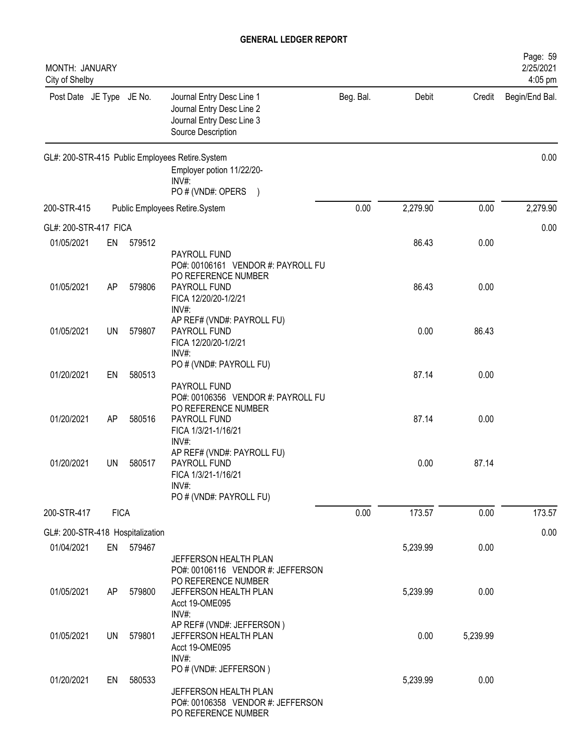# GENERAL LEDGER REPORT

MONTH: JANUARY
City of Shelby

| Post Date | JE Type | JE No. | Journal Entry Desc Line 1 / Journal Entry Desc Line 2 / Journal Entry Desc Line 3 / Source Description | Beg. Bal. | Debit | Credit | Begin/End Bal. |
|---|---|---|---|---|---|---|---|
| GL#: 200-STR-415 Public Employees Retire.System | | | | | | | 0.00 |
| | | | Employer potion 11/22/20- INV#: PO # (VND#: OPERS ) | | | | |
| 200-STR-415 | | | Public Employees Retire.System | 0.00 | 2,279.90 | 0.00 | 2,279.90 |
| GL#: 200-STR-417 FICA | | | | | | | 0.00 |
| 01/05/2021 | EN | 579512 | PAYROLL FUND PO#: 00106161 VENDOR #: PAYROLL FU PO REFERENCE NUMBER | | 86.43 | 0.00 | |
| 01/05/2021 | AP | 579806 | PAYROLL FUND FICA 12/20/20-1/2/21 INV#: AP REF# (VND#: PAYROLL FU) | | 86.43 | 0.00 | |
| 01/05/2021 | UN | 579807 | PAYROLL FUND FICA 12/20/20-1/2/21 INV#: PO # (VND#: PAYROLL FU) | | 0.00 | 86.43 | |
| 01/20/2021 | EN | 580513 | PAYROLL FUND PO#: 00106356 VENDOR #: PAYROLL FU PO REFERENCE NUMBER | | 87.14 | 0.00 | |
| 01/20/2021 | AP | 580516 | PAYROLL FUND FICA 1/3/21-1/16/21 INV#: AP REF# (VND#: PAYROLL FU) | | 87.14 | 0.00 | |
| 01/20/2021 | UN | 580517 | PAYROLL FUND FICA 1/3/21-1/16/21 INV#: PO # (VND#: PAYROLL FU) | | 0.00 | 87.14 | |
| 200-STR-417 | FICA | | | 0.00 | 173.57 | 0.00 | 173.57 |
| GL#: 200-STR-418 Hospitalization | | | | | | | 0.00 |
| 01/04/2021 | EN | 579467 | JEFFERSON HEALTH PLAN PO#: 00106116 VENDOR #: JEFFERSON PO REFERENCE NUMBER | | 5,239.99 | 0.00 | |
| 01/05/2021 | AP | 579800 | JEFFERSON HEALTH PLAN Acct 19-OME095 INV#: AP REF# (VND#: JEFFERSON ) | | 5,239.99 | 0.00 | |
| 01/05/2021 | UN | 579801 | JEFFERSON HEALTH PLAN Acct 19-OME095 INV#: PO # (VND#: JEFFERSON ) | | 0.00 | 5,239.99 | |
| 01/20/2021 | EN | 580533 | JEFFERSON HEALTH PLAN PO#: 00106358 VENDOR #: JEFFERSON PO REFERENCE NUMBER | | 5,239.99 | 0.00 | |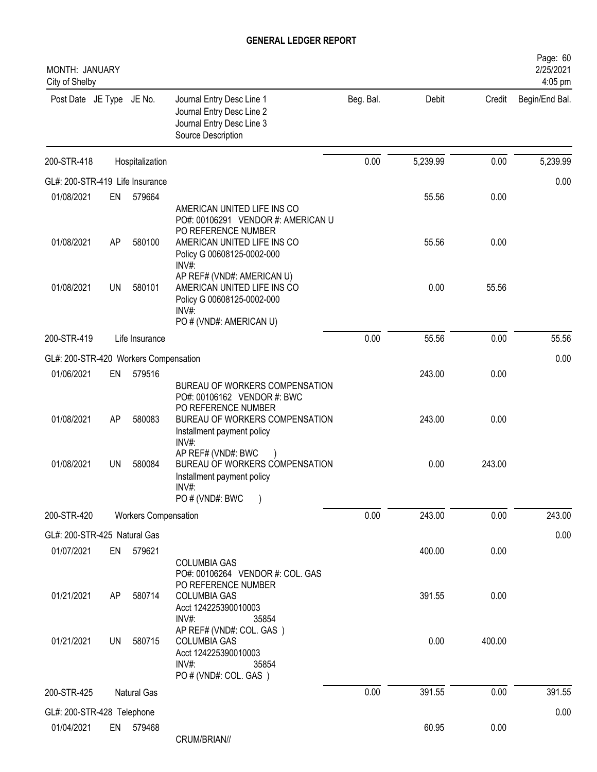# GENERAL LEDGER REPORT

MONTH: JANUARY
City of Shelby

| Post Date | JE Type | JE No. | Journal Entry Desc Line 1 / Journal Entry Desc Line 2 / Journal Entry Desc Line 3 / Source Description | Beg. Bal. | Debit | Credit | Begin/End Bal. |
|---|---|---|---|---|---|---|---|
| 200-STR-418 | | Hospitalization | | 0.00 | 5,239.99 | 0.00 | 5,239.99 |
| GL#: 200-STR-419 Life Insurance | | | | | | | 0.00 |
| 01/08/2021 | EN | 579664 | AMERICAN UNITED LIFE INS CO<br>PO#: 00106291 VENDOR #: AMERICAN U<br>PO REFERENCE NUMBER | | 55.56 | 0.00 | |
| 01/08/2021 | AP | 580100 | AMERICAN UNITED LIFE INS CO<br>Policy G 00608125-0002-000<br>INV#:<br>AP REF# (VND#: AMERICAN U) | | 55.56 | 0.00 | |
| 01/08/2021 | UN | 580101 | AMERICAN UNITED LIFE INS CO<br>Policy G 00608125-0002-000<br>INV#:<br>PO # (VND#: AMERICAN U) | | 0.00 | 55.56 | |
| 200-STR-419 | | Life Insurance | | 0.00 | 55.56 | 0.00 | 55.56 |
| GL#: 200-STR-420 Workers Compensation | | | | | | | 0.00 |
| 01/06/2021 | EN | 579516 | BUREAU OF WORKERS COMPENSATION<br>PO#: 00106162 VENDOR #: BWC<br>PO REFERENCE NUMBER | | 243.00 | 0.00 | |
| 01/08/2021 | AP | 580083 | BUREAU OF WORKERS COMPENSATION<br>Installment payment policy<br>INV#:<br>AP REF# (VND#: BWC ) | | 243.00 | 0.00 | |
| 01/08/2021 | UN | 580084 | BUREAU OF WORKERS COMPENSATION<br>Installment payment policy<br>INV#:<br>PO # (VND#: BWC ) | | 0.00 | 243.00 | |
| 200-STR-420 | | Workers Compensation | | 0.00 | 243.00 | 0.00 | 243.00 |
| GL#: 200-STR-425 Natural Gas | | | | | | | 0.00 |
| 01/07/2021 | EN | 579621 | COLUMBIA GAS<br>PO#: 00106264 VENDOR #: COL. GAS<br>PO REFERENCE NUMBER | | 400.00 | 0.00 | |
| 01/21/2021 | AP | 580714 | COLUMBIA GAS<br>Acct 124225390010003<br>INV#: 35854<br>AP REF# (VND#: COL. GAS ) | | 391.55 | 0.00 | |
| 01/21/2021 | UN | 580715 | COLUMBIA GAS<br>Acct 124225390010003<br>INV#: 35854<br>PO # (VND#: COL. GAS ) | | 0.00 | 400.00 | |
| 200-STR-425 | | Natural Gas | | 0.00 | 391.55 | 0.00 | 391.55 |
| GL#: 200-STR-428 Telephone | | | | | | | 0.00 |
| 01/04/2021 | EN | 579468 | CRUM/BRIAN// | | 60.95 | 0.00 | |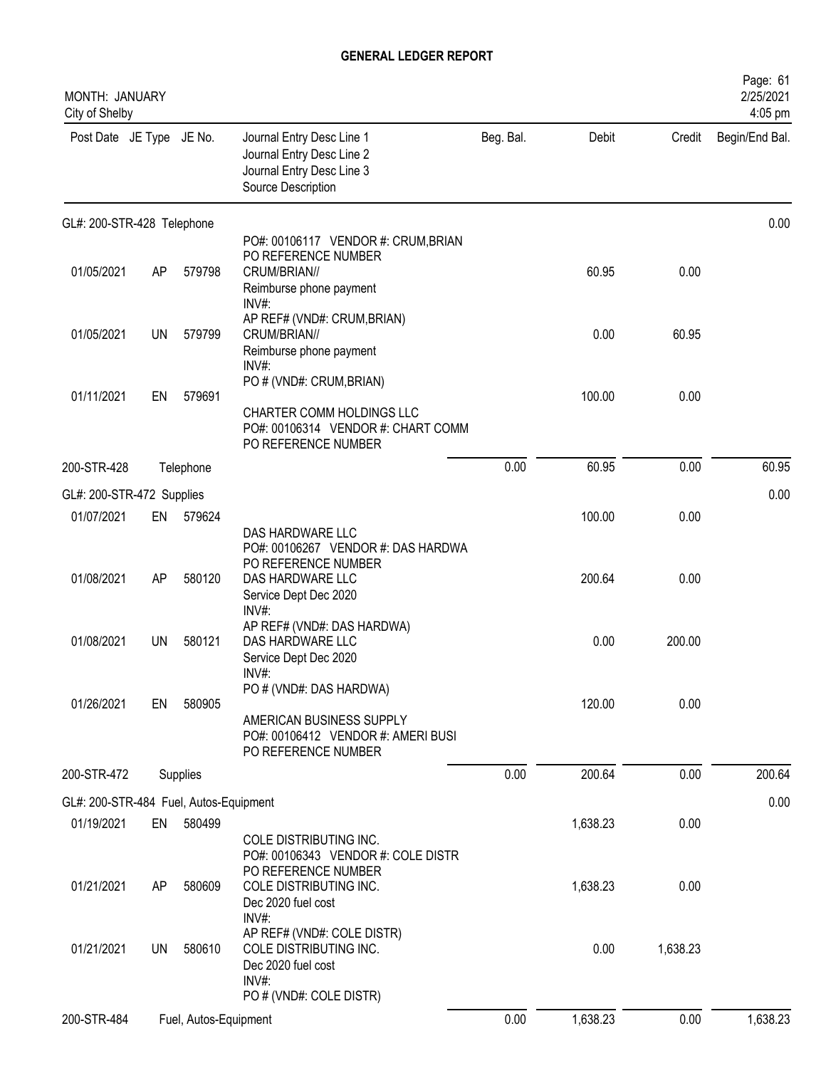# GENERAL LEDGER REPORT

MONTH: JANUARY
City of Shelby

| Post Date | JE Type | JE No. | Journal Entry Desc Line 1 / Journal Entry Desc Line 2 / Journal Entry Desc Line 3 / Source Description | Beg. Bal. | Debit | Credit | Begin/End Bal. |
|---|---|---|---|---|---|---|---|
| **GL#: 200-STR-428 Telephone** | | | | | | | 0.00 |
| 01/05/2021 | AP | 579798 | PO#: 00106117 VENDOR #: CRUM,BRIAN<br>PO REFERENCE NUMBER<br>CRUM/BRIAN//<br>Reimburse phone payment<br>INV#: | | 60.95 | 0.00 | |
| 01/05/2021 | UN | 579799 | AP REF# (VND#: CRUM,BRIAN)<br>CRUM/BRIAN//<br>Reimburse phone payment<br>INV#: | | 0.00 | 60.95 | |
| 01/11/2021 | EN | 579691 | PO # (VND#: CRUM,BRIAN)<br>CHARTER COMM HOLDINGS LLC<br>PO#: 00106314 VENDOR #: CHART COMM<br>PO REFERENCE NUMBER | | 100.00 | 0.00 | |
| 200-STR-428 | | Telephone | | 0.00 | 60.95 | 0.00 | 60.95 |
| **GL#: 200-STR-472 Supplies** | | | | | | | 0.00 |
| 01/07/2021 | EN | 579624 | DAS HARDWARE LLC<br>PO#: 00106267 VENDOR #: DAS HARDWA<br>PO REFERENCE NUMBER | | 100.00 | 0.00 | |
| 01/08/2021 | AP | 580120 | DAS HARDWARE LLC<br>Service Dept Dec 2020<br>INV#: | | 200.64 | 0.00 | |
| 01/08/2021 | UN | 580121 | AP REF# (VND#: DAS HARDWA)<br>DAS HARDWARE LLC<br>Service Dept Dec 2020<br>INV#: | | 0.00 | 200.00 | |
| 01/26/2021 | EN | 580905 | PO # (VND#: DAS HARDWA)<br>AMERICAN BUSINESS SUPPLY<br>PO#: 00106412 VENDOR #: AMERI BUSI<br>PO REFERENCE NUMBER | | 120.00 | 0.00 | |
| 200-STR-472 | | Supplies | | 0.00 | 200.64 | 0.00 | 200.64 |
| **GL#: 200-STR-484 Fuel, Autos-Equipment** | | | | | | | 0.00 |
| 01/19/2021 | EN | 580499 | COLE DISTRIBUTING INC.<br>PO#: 00106343 VENDOR #: COLE DISTR<br>PO REFERENCE NUMBER | | 1,638.23 | 0.00 | |
| 01/21/2021 | AP | 580609 | COLE DISTRIBUTING INC.<br>Dec 2020 fuel cost<br>INV#: | | 1,638.23 | 0.00 | |
| 01/21/2021 | UN | 580610 | AP REF# (VND#: COLE DISTR)<br>COLE DISTRIBUTING INC.<br>Dec 2020 fuel cost<br>INV#:<br>PO # (VND#: COLE DISTR) | | 0.00 | 1,638.23 | |
| 200-STR-484 | | Fuel, Autos-Equipment | | 0.00 | 1,638.23 | 0.00 | 1,638.23 |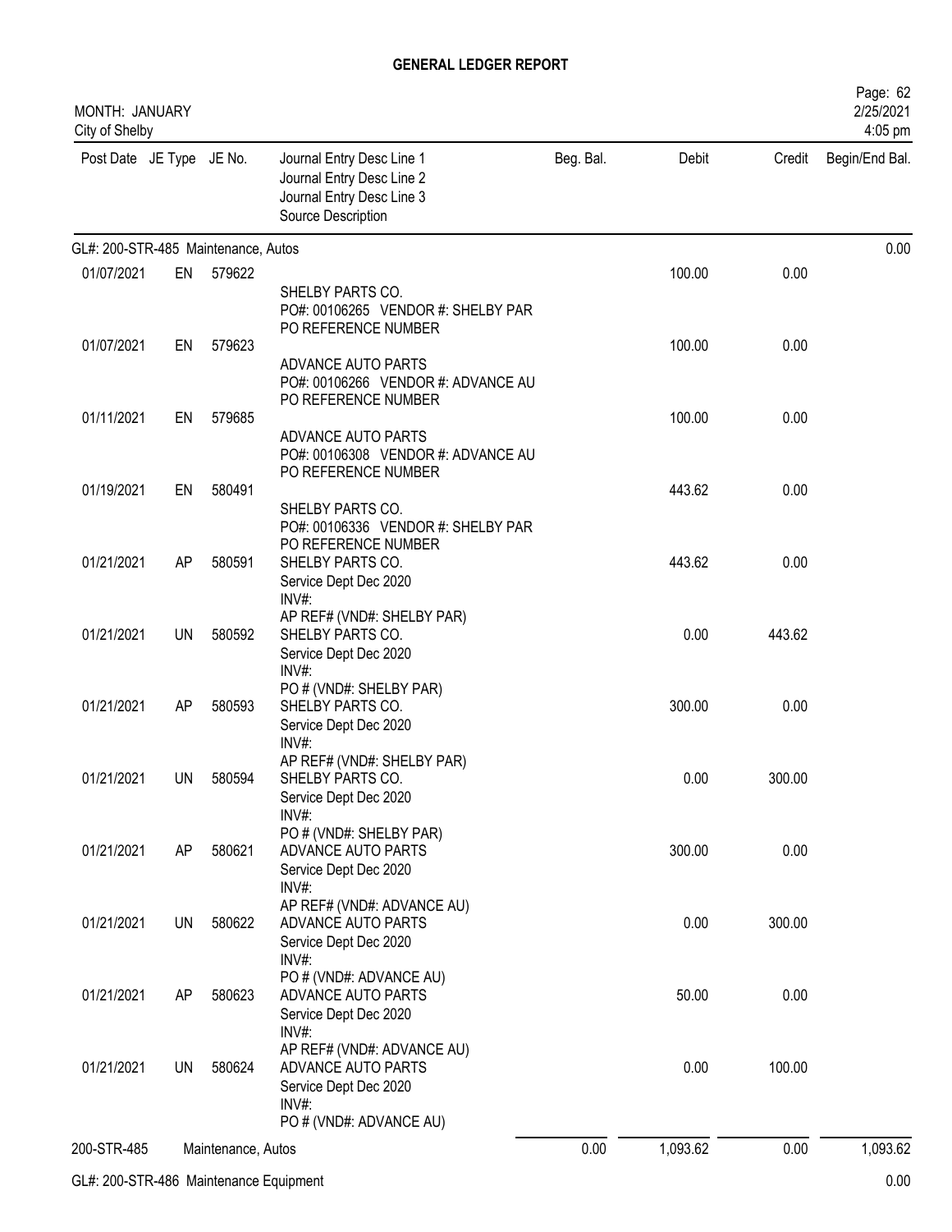# GENERAL LEDGER REPORT

MONTH: JANUARY
City of Shelby

Page: 62
2/25/2021
4:05 pm

| Post Date | JE Type | JE No. | Journal Entry Desc Line 1<br>Journal Entry Desc Line 2<br>Journal Entry Desc Line 3<br>Source Description | Beg. Bal. | Debit | Credit | Begin/End Bal. |
|---|---|---|---|---|---|---|---|
| **GL#: 200-STR-485 Maintenance, Autos** | | | | | | | 0.00 |
| 01/07/2021 | EN | 579622 | SHELBY PARTS CO.<br>PO#: 00106265 VENDOR #: SHELBY PAR<br>PO REFERENCE NUMBER | | 100.00 | 0.00 | |
| 01/07/2021 | EN | 579623 | ADVANCE AUTO PARTS<br>PO#: 00106266 VENDOR #: ADVANCE AU<br>PO REFERENCE NUMBER | | 100.00 | 0.00 | |
| 01/11/2021 | EN | 579685 | ADVANCE AUTO PARTS<br>PO#: 00106308 VENDOR #: ADVANCE AU<br>PO REFERENCE NUMBER | | 100.00 | 0.00 | |
| 01/19/2021 | EN | 580491 | SHELBY PARTS CO.<br>PO#: 00106336 VENDOR #: SHELBY PAR<br>PO REFERENCE NUMBER | | 443.62 | 0.00 | |
| 01/21/2021 | AP | 580591 | SHELBY PARTS CO.<br>Service Dept Dec 2020<br>INV#:<br>AP REF# (VND#: SHELBY PAR) | | 443.62 | 0.00 | |
| 01/21/2021 | UN | 580592 | SHELBY PARTS CO.<br>Service Dept Dec 2020<br>INV#:<br>PO # (VND#: SHELBY PAR) | | 0.00 | 443.62 | |
| 01/21/2021 | AP | 580593 | SHELBY PARTS CO.<br>Service Dept Dec 2020<br>INV#:<br>AP REF# (VND#: SHELBY PAR) | | 300.00 | 0.00 | |
| 01/21/2021 | UN | 580594 | SHELBY PARTS CO.<br>Service Dept Dec 2020<br>INV#:<br>PO # (VND#: SHELBY PAR) | | 0.00 | 300.00 | |
| 01/21/2021 | AP | 580621 | ADVANCE AUTO PARTS<br>Service Dept Dec 2020<br>INV#:<br>AP REF# (VND#: ADVANCE AU) | | 300.00 | 0.00 | |
| 01/21/2021 | UN | 580622 | ADVANCE AUTO PARTS<br>Service Dept Dec 2020<br>INV#:<br>PO # (VND#: ADVANCE AU) | | 0.00 | 300.00 | |
| 01/21/2021 | AP | 580623 | ADVANCE AUTO PARTS<br>Service Dept Dec 2020<br>INV#:<br>AP REF# (VND#: ADVANCE AU) | | 50.00 | 0.00 | |
| 01/21/2021 | UN | 580624 | ADVANCE AUTO PARTS<br>Service Dept Dec 2020<br>INV#:<br>PO # (VND#: ADVANCE AU) | | 0.00 | 100.00 | |
| 200-STR-485 | Maintenance, Autos | | | 0.00 | 1,093.62 | 0.00 | 1,093.62 |
| **GL#: 200-STR-486 Maintenance Equipment** | | | | | | | 0.00 |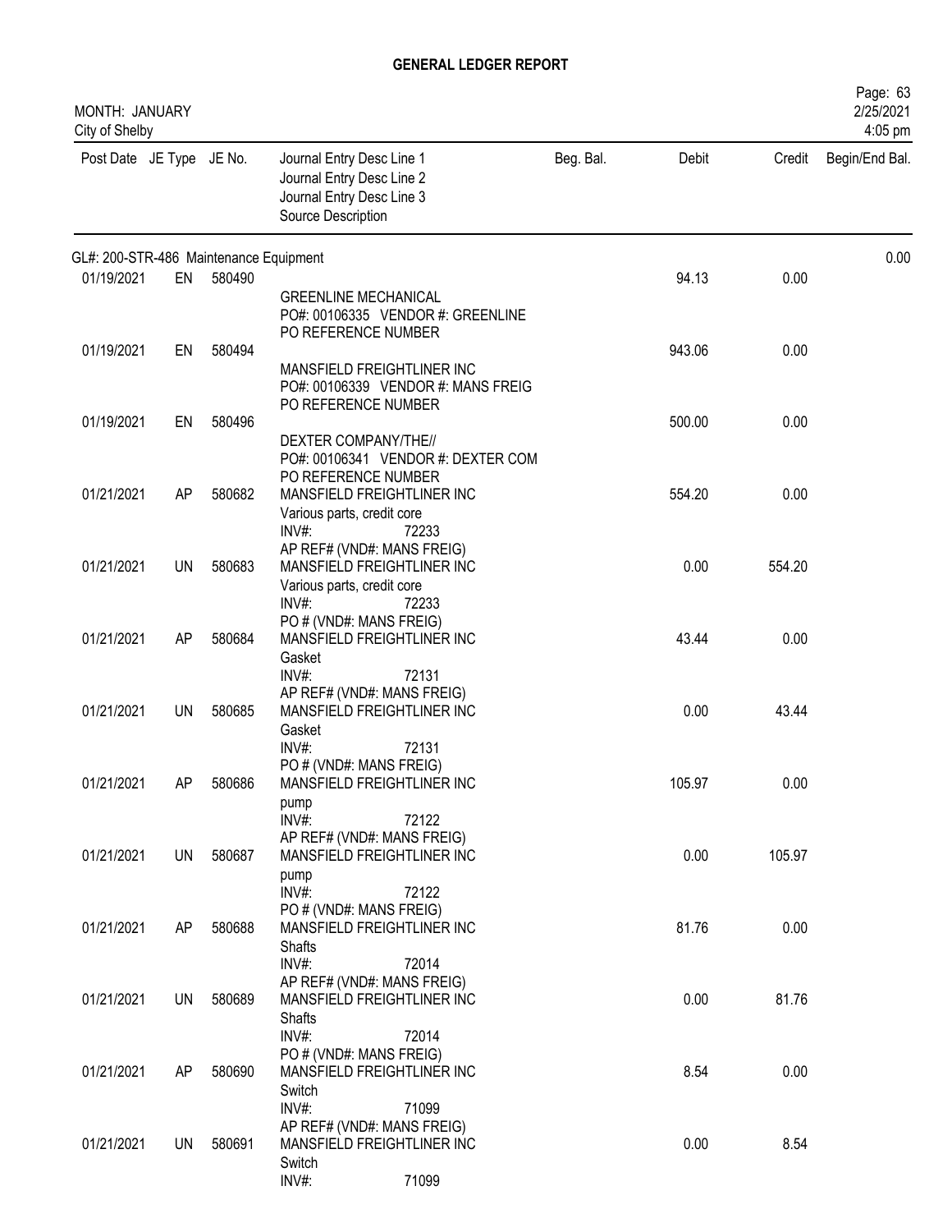# GENERAL LEDGER REPORT

MONTH: JANUARY
City of Shelby

2/25/2021
4:05 pm

| Post Date | JE Type | JE No. | Journal Entry Desc Line 1<br>Journal Entry Desc Line 2<br>Journal Entry Desc Line 3<br>Source Description | Beg. Bal. | Debit | Credit | Begin/End Bal. |
|---|---|---|---|---|---|---|---|
| GL#: 200-STR-486 Maintenance Equipment | | | | | | | 0.00 |
| 01/19/2021 | EN | 580490 | GREENLINE MECHANICAL<br>PO#: 00106335 VENDOR #: GREENLINE<br>PO REFERENCE NUMBER | | 94.13 | 0.00 | |
| 01/19/2021 | EN | 580494 | MANSFIELD FREIGHTLINER INC<br>PO#: 00106339 VENDOR #: MANS FREIG<br>PO REFERENCE NUMBER | | 943.06 | 0.00 | |
| 01/19/2021 | EN | 580496 | DEXTER COMPANY/THE//<br>PO#: 00106341 VENDOR #: DEXTER COM<br>PO REFERENCE NUMBER | | 500.00 | 0.00 | |
| 01/21/2021 | AP | 580682 | MANSFIELD FREIGHTLINER INC<br>Various parts, credit core<br>INV#: 72233<br>AP REF# (VND#: MANS FREIG) | | 554.20 | 0.00 | |
| 01/21/2021 | UN | 580683 | MANSFIELD FREIGHTLINER INC<br>Various parts, credit core<br>INV#: 72233<br>PO # (VND#: MANS FREIG) | | 0.00 | 554.20 | |
| 01/21/2021 | AP | 580684 | MANSFIELD FREIGHTLINER INC<br>Gasket<br>INV#: 72131<br>AP REF# (VND#: MANS FREIG) | | 43.44 | 0.00 | |
| 01/21/2021 | UN | 580685 | MANSFIELD FREIGHTLINER INC<br>Gasket<br>INV#: 72131<br>PO # (VND#: MANS FREIG) | | 0.00 | 43.44 | |
| 01/21/2021 | AP | 580686 | MANSFIELD FREIGHTLINER INC<br>pump<br>INV#: 72122<br>AP REF# (VND#: MANS FREIG) | | 105.97 | 0.00 | |
| 01/21/2021 | UN | 580687 | MANSFIELD FREIGHTLINER INC<br>pump<br>INV#: 72122<br>PO # (VND#: MANS FREIG) | | 0.00 | 105.97 | |
| 01/21/2021 | AP | 580688 | MANSFIELD FREIGHTLINER INC<br>Shafts<br>INV#: 72014<br>AP REF# (VND#: MANS FREIG) | | 81.76 | 0.00 | |
| 01/21/2021 | UN | 580689 | MANSFIELD FREIGHTLINER INC<br>Shafts<br>INV#: 72014<br>PO # (VND#: MANS FREIG) | | 0.00 | 81.76 | |
| 01/21/2021 | AP | 580690 | MANSFIELD FREIGHTLINER INC<br>Switch<br>INV#: 71099<br>AP REF# (VND#: MANS FREIG) | | 8.54 | 0.00 | |
| 01/21/2021 | UN | 580691 | MANSFIELD FREIGHTLINER INC<br>Switch<br>INV#: 71099 | | 0.00 | 8.54 | |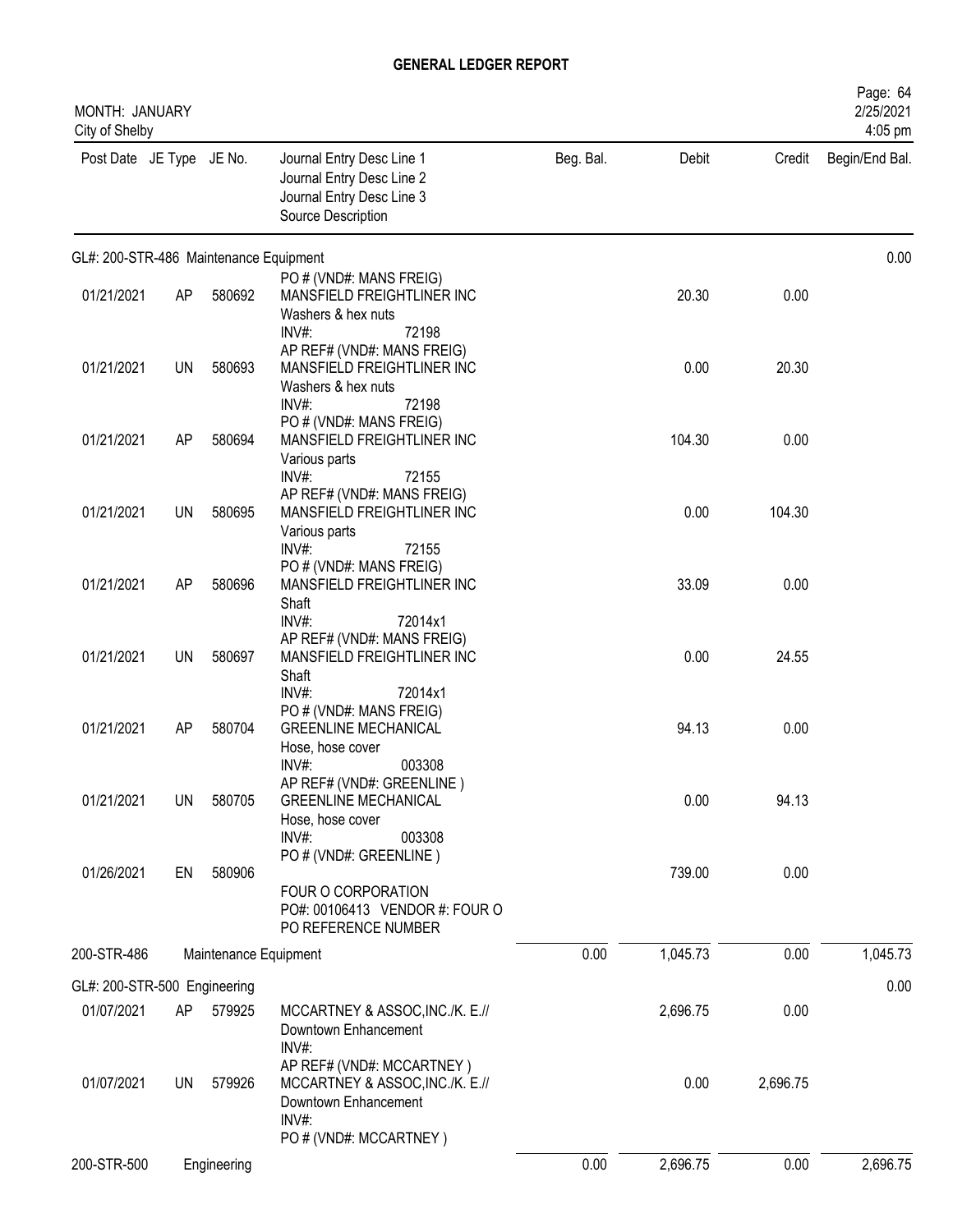# GENERAL LEDGER REPORT

MONTH: JANUARY
City of Shelby

| Post Date | JE Type | JE No. | Journal Entry Desc Line 1 / Journal Entry Desc Line 2 / Journal Entry Desc Line 3 / Source Description | Beg. Bal. | Debit | Credit | Begin/End Bal. |
|---|---|---|---|---|---|---|---|
| GL#: 200-STR-486 Maintenance Equipment | | | | | | | 0.00 |
| 01/21/2021 | AP | 580692 | MANSFIELD FREIGHTLINER INC<br>Washers & hex nuts<br>INV#: 72198<br>PO # (VND#: MANS FREIG) | | 20.30 | 0.00 | |
| 01/21/2021 | UN | 580693 | AP REF# (VND#: MANS FREIG)<br>MANSFIELD FREIGHTLINER INC<br>Washers & hex nuts<br>INV#: 72198<br>PO # (VND#: MANS FREIG) | | 0.00 | 20.30 | |
| 01/21/2021 | AP | 580694 | MANSFIELD FREIGHTLINER INC<br>Various parts<br>INV#: 72155 | | 104.30 | 0.00 | |
| 01/21/2021 | UN | 580695 | AP REF# (VND#: MANS FREIG)<br>MANSFIELD FREIGHTLINER INC<br>Various parts<br>INV#: 72155<br>PO # (VND#: MANS FREIG) | | 0.00 | 104.30 | |
| 01/21/2021 | AP | 580696 | MANSFIELD FREIGHTLINER INC<br>Shaft<br>INV#: 72014x1 | | 33.09 | 0.00 | |
| 01/21/2021 | UN | 580697 | AP REF# (VND#: MANS FREIG)<br>MANSFIELD FREIGHTLINER INC<br>Shaft<br>INV#: 72014x1<br>PO # (VND#: MANS FREIG) | | 0.00 | 24.55 | |
| 01/21/2021 | AP | 580704 | GREENLINE MECHANICAL<br>Hose, hose cover<br>INV#: 003308 | | 94.13 | 0.00 | |
| 01/21/2021 | UN | 580705 | AP REF# (VND#: GREENLINE )<br>GREENLINE MECHANICAL<br>Hose, hose cover<br>INV#: 003308<br>PO # (VND#: GREENLINE ) | | 0.00 | 94.13 | |
| 01/26/2021 | EN | 580906 | FOUR O CORPORATION<br>PO#: 00106413 VENDOR #: FOUR O<br>PO REFERENCE NUMBER | | 739.00 | 0.00 | |
| 200-STR-486 | | | Maintenance Equipment | 0.00 | 1,045.73 | 0.00 | 1,045.73 |
| GL#: 200-STR-500 Engineering | | | | | | | 0.00 |
| 01/07/2021 | AP | 579925 | MCCARTNEY & ASSOC,INC./K. E.//<br>Downtown Enhancement<br>INV#: | | 2,696.75 | 0.00 | |
| 01/07/2021 | UN | 579926 | AP REF# (VND#: MCCARTNEY )<br>MCCARTNEY & ASSOC,INC./K. E.//<br>Downtown Enhancement<br>INV#:<br>PO # (VND#: MCCARTNEY ) | | 0.00 | 2,696.75 | |
| 200-STR-500 | | | Engineering | 0.00 | 2,696.75 | 0.00 | 2,696.75 |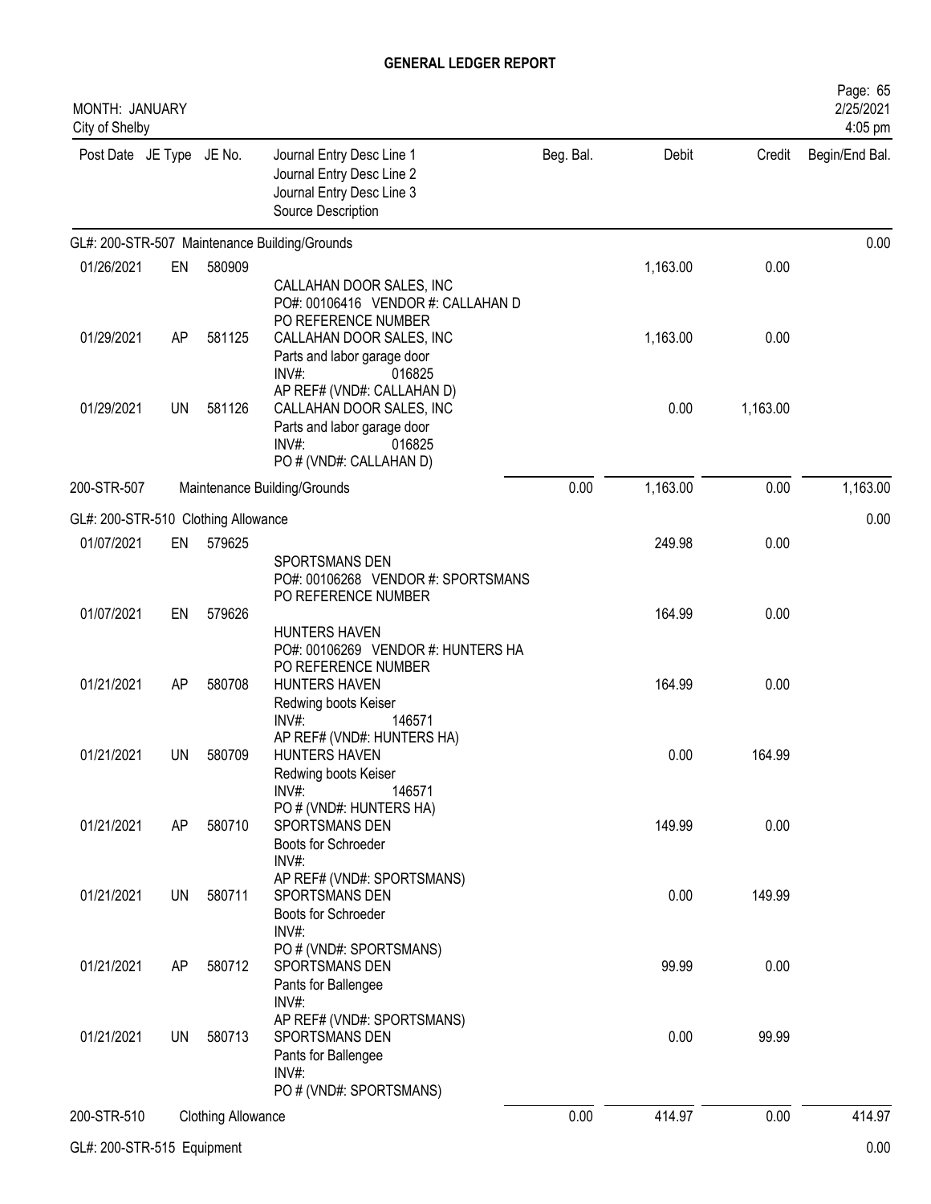# GENERAL LEDGER REPORT

MONTH: JANUARY
City of Shelby

2/25/2021
4:05 pm

| Post Date | JE Type | JE No. | Journal Entry Desc Line 1 / Journal Entry Desc Line 2 / Journal Entry Desc Line 3 / Source Description | Beg. Bal. | Debit | Credit | Begin/End Bal. |
|---|---|---|---|---|---|---|---|
| **GL#: 200-STR-507 Maintenance Building/Grounds** | | | | | | | 0.00 |
| 01/26/2021 | EN | 580909 | CALLAHAN DOOR SALES, INC<br>PO#: 00106416 VENDOR #: CALLAHAN D<br>PO REFERENCE NUMBER | | 1,163.00 | 0.00 | |
| 01/29/2021 | AP | 581125 | CALLAHAN DOOR SALES, INC<br>Parts and labor garage door<br>INV#: 016825<br>AP REF# (VND#: CALLAHAN D) | | 1,163.00 | 0.00 | |
| 01/29/2021 | UN | 581126 | CALLAHAN DOOR SALES, INC<br>Parts and labor garage door<br>INV#: 016825<br>PO # (VND#: CALLAHAN D) | | 0.00 | 1,163.00 | |
| 200-STR-507 | | | Maintenance Building/Grounds | 0.00 | 1,163.00 | 0.00 | 1,163.00 |
| **GL#: 200-STR-510 Clothing Allowance** | | | | | | | 0.00 |
| 01/07/2021 | EN | 579625 | SPORTSMANS DEN<br>PO#: 00106268 VENDOR #: SPORTSMANS<br>PO REFERENCE NUMBER | | 249.98 | 0.00 | |
| 01/07/2021 | EN | 579626 | HUNTERS HAVEN<br>PO#: 00106269 VENDOR #: HUNTERS HA<br>PO REFERENCE NUMBER | | 164.99 | 0.00 | |
| 01/21/2021 | AP | 580708 | HUNTERS HAVEN<br>Redwing boots Keiser<br>INV#: 146571<br>AP REF# (VND#: HUNTERS HA) | | 164.99 | 0.00 | |
| 01/21/2021 | UN | 580709 | HUNTERS HAVEN<br>Redwing boots Keiser<br>INV#: 146571<br>PO # (VND#: HUNTERS HA) | | 0.00 | 164.99 | |
| 01/21/2021 | AP | 580710 | SPORTSMANS DEN<br>Boots for Schroeder<br>INV#:<br>AP REF# (VND#: SPORTSMANS) | | 149.99 | 0.00 | |
| 01/21/2021 | UN | 580711 | SPORTSMANS DEN<br>Boots for Schroeder<br>INV#:<br>PO # (VND#: SPORTSMANS) | | 0.00 | 149.99 | |
| 01/21/2021 | AP | 580712 | SPORTSMANS DEN<br>Pants for Ballengee<br>INV#:<br>AP REF# (VND#: SPORTSMANS) | | 99.99 | 0.00 | |
| 01/21/2021 | UN | 580713 | SPORTSMANS DEN<br>Pants for Ballengee<br>INV#:<br>PO # (VND#: SPORTSMANS) | | 0.00 | 99.99 | |
| 200-STR-510 | | | Clothing Allowance | 0.00 | 414.97 | 0.00 | 414.97 |
| **GL#: 200-STR-515 Equipment** | | | | | | | 0.00 |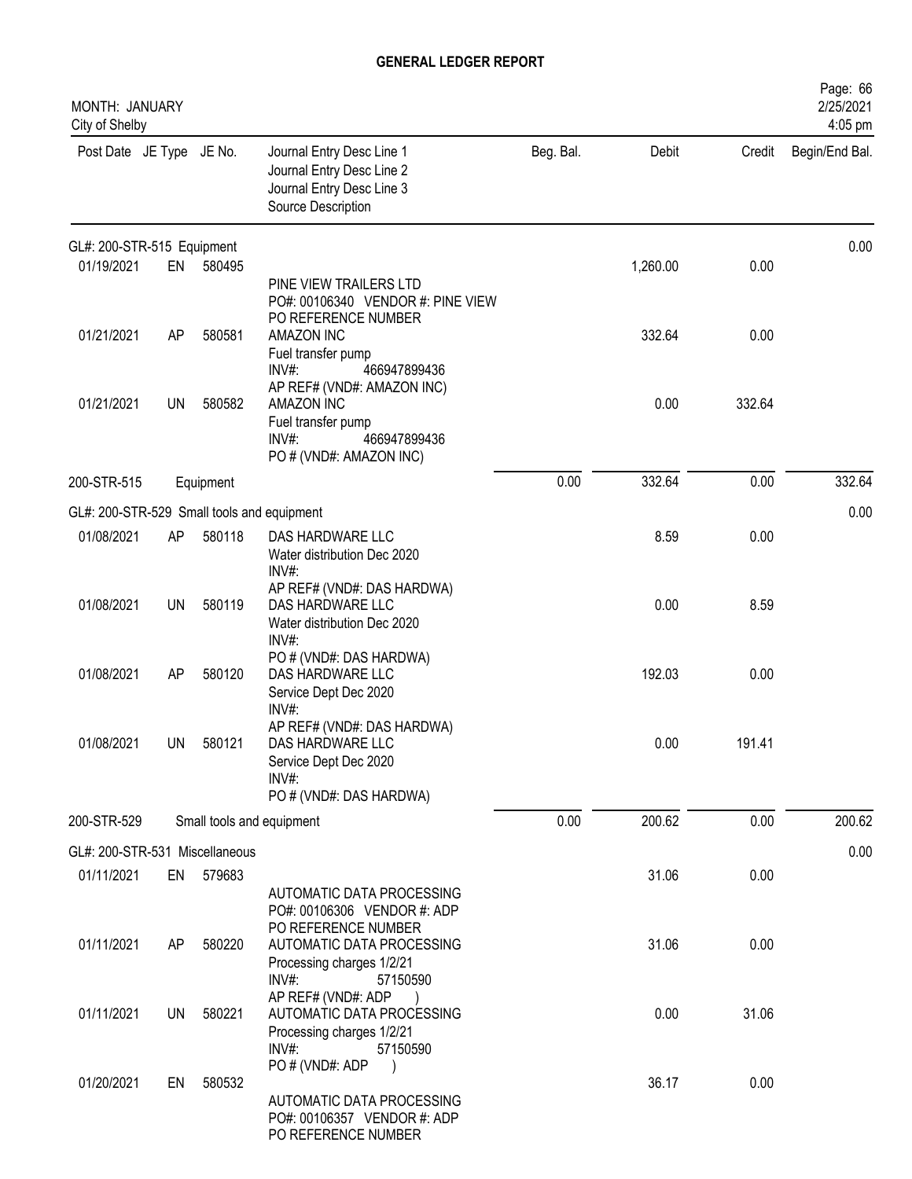# GENERAL LEDGER REPORT

MONTH: JANUARY
City of Shelby

Page: 66
2/25/2021
4:05 pm

| Post Date | JE Type | JE No. | Journal Entry Desc Line 1 / Journal Entry Desc Line 2 / Journal Entry Desc Line 3 / Source Description | Beg. Bal. | Debit | Credit | Begin/End Bal. |
|---|---|---|---|---|---|---|---|
| GL#: 200-STR-515 Equipment | | | | | | | 0.00 |
| 01/19/2021 | EN | 580495 | PINE VIEW TRAILERS LTD<br>PO#: 00106340 VENDOR #: PINE VIEW<br>PO REFERENCE NUMBER | | 1,260.00 | 0.00 | |
| 01/21/2021 | AP | 580581 | AMAZON INC<br>Fuel transfer pump<br>INV#: 466947899436<br>AP REF# (VND#: AMAZON INC) | | 332.64 | 0.00 | |
| 01/21/2021 | UN | 580582 | AMAZON INC<br>Fuel transfer pump<br>INV#: 466947899436<br>PO # (VND#: AMAZON INC) | | 0.00 | 332.64 | |
| 200-STR-515 | | Equipment | | 0.00 | 332.64 | 0.00 | 332.64 |
| GL#: 200-STR-529 Small tools and equipment | | | | | | | 0.00 |
| 01/08/2021 | AP | 580118 | DAS HARDWARE LLC<br>Water distribution Dec 2020<br>INV#:<br>AP REF# (VND#: DAS HARDWA) | | 8.59 | 0.00 | |
| 01/08/2021 | UN | 580119 | DAS HARDWARE LLC<br>Water distribution Dec 2020<br>INV#:<br>PO # (VND#: DAS HARDWA) | | 0.00 | 8.59 | |
| 01/08/2021 | AP | 580120 | DAS HARDWARE LLC<br>Service Dept Dec 2020<br>INV#:<br>AP REF# (VND#: DAS HARDWA) | | 192.03 | 0.00 | |
| 01/08/2021 | UN | 580121 | DAS HARDWARE LLC<br>Service Dept Dec 2020<br>INV#:<br>PO # (VND#: DAS HARDWA) | | 0.00 | 191.41 | |
| 200-STR-529 | | Small tools and equipment | | 0.00 | 200.62 | 0.00 | 200.62 |
| GL#: 200-STR-531 Miscellaneous | | | | | | | 0.00 |
| 01/11/2021 | EN | 579683 | AUTOMATIC DATA PROCESSING<br>PO#: 00106306 VENDOR #: ADP<br>PO REFERENCE NUMBER | | 31.06 | 0.00 | |
| 01/11/2021 | AP | 580220 | AUTOMATIC DATA PROCESSING<br>Processing charges 1/2/21<br>INV#: 57150590<br>AP REF# (VND#: ADP ) | | 31.06 | 0.00 | |
| 01/11/2021 | UN | 580221 | AUTOMATIC DATA PROCESSING<br>Processing charges 1/2/21<br>INV#: 57150590<br>PO # (VND#: ADP ) | | 0.00 | 31.06 | |
| 01/20/2021 | EN | 580532 | AUTOMATIC DATA PROCESSING<br>PO#: 00106357 VENDOR #: ADP<br>PO REFERENCE NUMBER | | 36.17 | 0.00 | |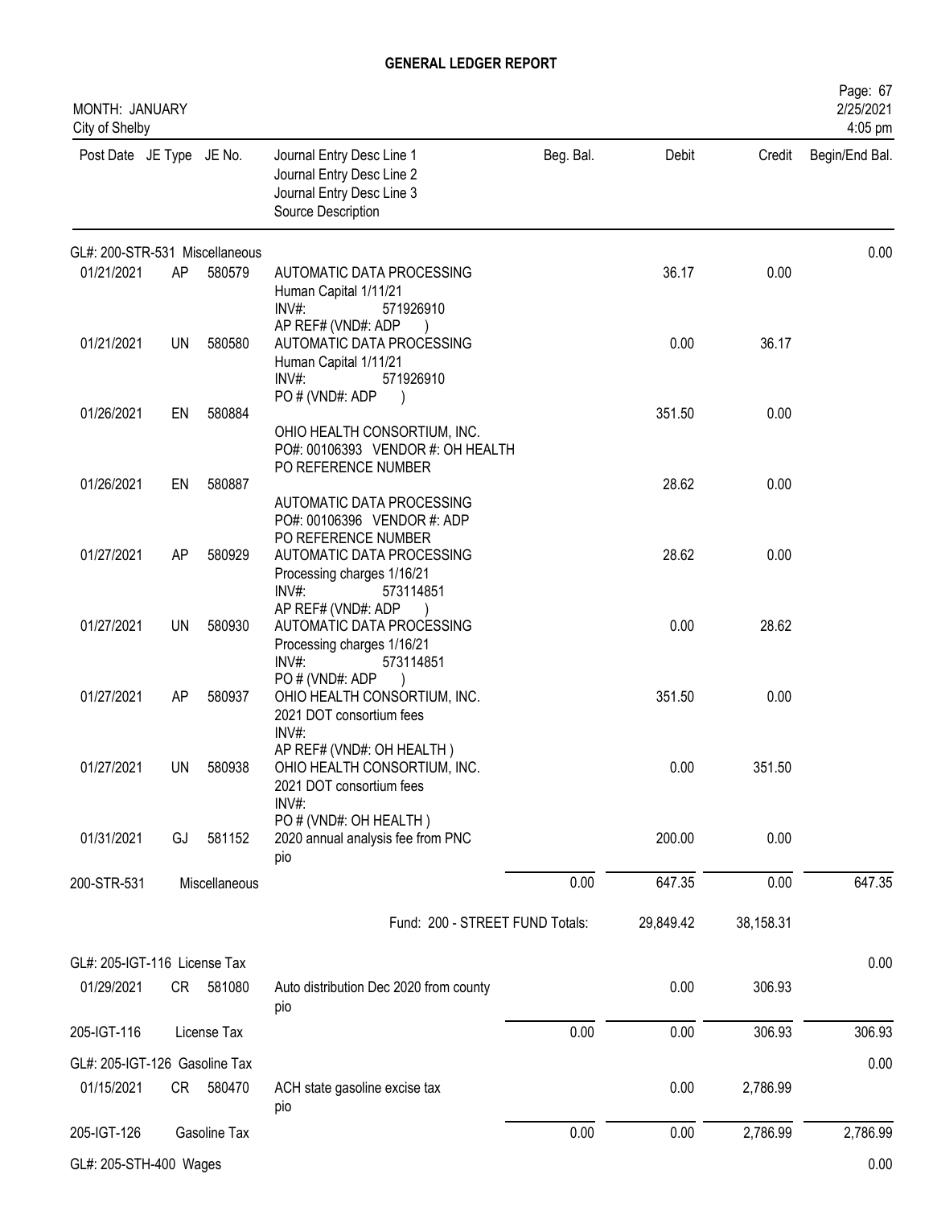# GENERAL LEDGER REPORT

MONTH: JANUARY
City of Shelby

| Post Date | JE Type | JE No. | Journal Entry Desc Line 1 / Journal Entry Desc Line 2 / Journal Entry Desc Line 3 / Source Description | Beg. Bal. | Debit | Credit | Begin/End Bal. |
|---|---|---|---|---|---|---|---|
| **GL#: 200-STR-531 Miscellaneous** | | | | | | | 0.00 |
| 01/21/2021 | AP | 580579 | AUTOMATIC DATA PROCESSING<br>Human Capital 1/11/21<br>INV#: 571926910<br>AP REF# (VND#: ADP ) | | 36.17 | 0.00 | |
| 01/21/2021 | UN | 580580 | AUTOMATIC DATA PROCESSING<br>Human Capital 1/11/21<br>INV#: 571926910<br>PO # (VND#: ADP ) | | 0.00 | 36.17 | |
| 01/26/2021 | EN | 580884 | OHIO HEALTH CONSORTIUM, INC.<br>PO#: 00106393 VENDOR #: OH HEALTH<br>PO REFERENCE NUMBER | | 351.50 | 0.00 | |
| 01/26/2021 | EN | 580887 | AUTOMATIC DATA PROCESSING<br>PO#: 00106396 VENDOR #: ADP<br>PO REFERENCE NUMBER | | 28.62 | 0.00 | |
| 01/27/2021 | AP | 580929 | AUTOMATIC DATA PROCESSING<br>Processing charges 1/16/21<br>INV#: 573114851<br>AP REF# (VND#: ADP ) | | 28.62 | 0.00 | |
| 01/27/2021 | UN | 580930 | AUTOMATIC DATA PROCESSING<br>Processing charges 1/16/21<br>INV#: 573114851<br>PO # (VND#: ADP ) | | 0.00 | 28.62 | |
| 01/27/2021 | AP | 580937 | OHIO HEALTH CONSORTIUM, INC.<br>2021 DOT consortium fees<br>INV#:<br>AP REF# (VND#: OH HEALTH ) | | 351.50 | 0.00 | |
| 01/27/2021 | UN | 580938 | OHIO HEALTH CONSORTIUM, INC.<br>2021 DOT consortium fees<br>INV#:<br>PO # (VND#: OH HEALTH ) | | 0.00 | 351.50 | |
| 01/31/2021 | GJ | 581152 | 2020 annual analysis fee from PNC<br>pio | | 200.00 | 0.00 | |
| 200-STR-531 | | Miscellaneous | | 0.00 | 647.35 | 0.00 | 647.35 |
| | | | Fund: 200 - STREET FUND Totals: | | 29,849.42 | 38,158.31 | |
| **GL#: 205-IGT-116 License Tax** | | | | | | | 0.00 |
| 01/29/2021 | CR | 581080 | Auto distribution Dec 2020 from county<br>pio | | 0.00 | 306.93 | |
| 205-IGT-116 | | License Tax | | 0.00 | 0.00 | 306.93 | 306.93 |
| **GL#: 205-IGT-126 Gasoline Tax** | | | | | | | 0.00 |
| 01/15/2021 | CR | 580470 | ACH state gasoline excise tax<br>pio | | 0.00 | 2,786.99 | |
| 205-IGT-126 | | Gasoline Tax | | 0.00 | 0.00 | 2,786.99 | 2,786.99 |
| **GL#: 205-STH-400 Wages** | | | | | | | 0.00 |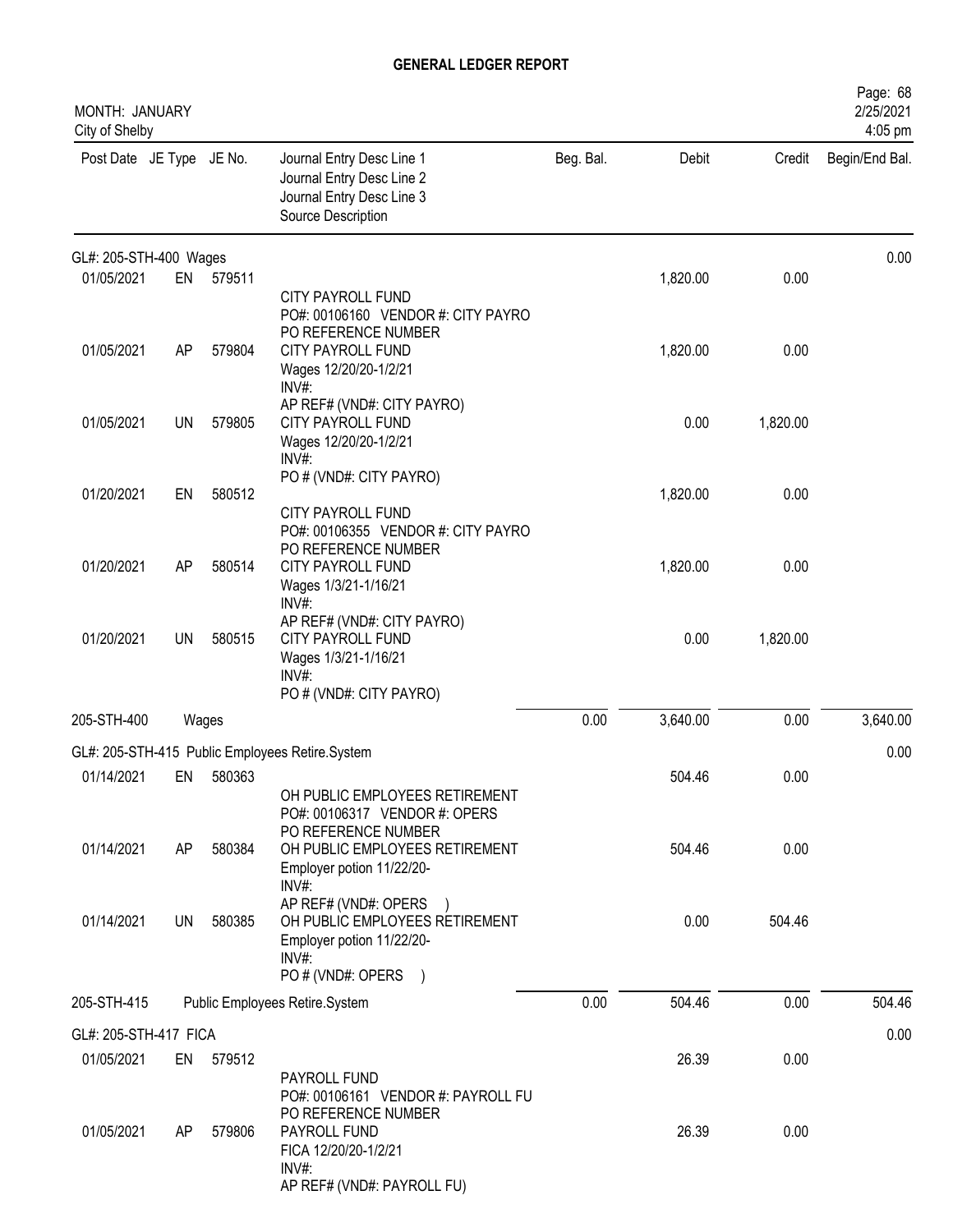# GENERAL LEDGER REPORT

MONTH: JANUARY
City of Shelby

2/25/2021
4:05 pm

| Post Date | JE Type | JE No. | Journal Entry Desc Line 1<br>Journal Entry Desc Line 2<br>Journal Entry Desc Line 3<br>Source Description | Beg. Bal. | Debit | Credit | Begin/End Bal. |
|---|---|---|---|---|---|---|---|
| **GL#: 205-STH-400 Wages** | | | | | | | 0.00 |
| 01/05/2021 | EN | 579511 | CITY PAYROLL FUND<br>PO#: 00106160 VENDOR #: CITY PAYRO<br>PO REFERENCE NUMBER | | 1,820.00 | 0.00 | |
| 01/05/2021 | AP | 579804 | CITY PAYROLL FUND<br>Wages 12/20/20-1/2/21<br>INV#:<br>AP REF# (VND#: CITY PAYRO) | | 1,820.00 | 0.00 | |
| 01/05/2021 | UN | 579805 | CITY PAYROLL FUND<br>Wages 12/20/20-1/2/21<br>INV#:<br>PO # (VND#: CITY PAYRO) | | 0.00 | 1,820.00 | |
| 01/20/2021 | EN | 580512 | CITY PAYROLL FUND<br>PO#: 00106355 VENDOR #: CITY PAYRO<br>PO REFERENCE NUMBER | | 1,820.00 | 0.00 | |
| 01/20/2021 | AP | 580514 | CITY PAYROLL FUND<br>Wages 1/3/21-1/16/21<br>INV#:<br>AP REF# (VND#: CITY PAYRO) | | 1,820.00 | 0.00 | |
| 01/20/2021 | UN | 580515 | CITY PAYROLL FUND<br>Wages 1/3/21-1/16/21<br>INV#:<br>PO # (VND#: CITY PAYRO) | | 0.00 | 1,820.00 | |
| **205-STH-400** | | **Wages** | | 0.00 | 3,640.00 | 0.00 | 3,640.00 |
| **GL#: 205-STH-415 Public Employees Retire.System** | | | | | | | 0.00 |
| 01/14/2021 | EN | 580363 | OH PUBLIC EMPLOYEES RETIREMENT<br>PO#: 00106317 VENDOR #: OPERS<br>PO REFERENCE NUMBER | | 504.46 | 0.00 | |
| 01/14/2021 | AP | 580384 | OH PUBLIC EMPLOYEES RETIREMENT<br>Employer potion 11/22/20-<br>INV#:<br>AP REF# (VND#: OPERS ) | | 504.46 | 0.00 | |
| 01/14/2021 | UN | 580385 | OH PUBLIC EMPLOYEES RETIREMENT<br>Employer potion 11/22/20-<br>INV#:<br>PO # (VND#: OPERS ) | | 0.00 | 504.46 | |
| **205-STH-415** | | **Public Employees Retire.System** | | 0.00 | 504.46 | 0.00 | 504.46 |
| **GL#: 205-STH-417 FICA** | | | | | | | 0.00 |
| 01/05/2021 | EN | 579512 | PAYROLL FUND<br>PO#: 00106161 VENDOR #: PAYROLL FU<br>PO REFERENCE NUMBER | | 26.39 | 0.00 | |
| 01/05/2021 | AP | 579806 | PAYROLL FUND<br>FICA 12/20/20-1/2/21<br>INV#:<br>AP REF# (VND#: PAYROLL FU) | | 26.39 | 0.00 | |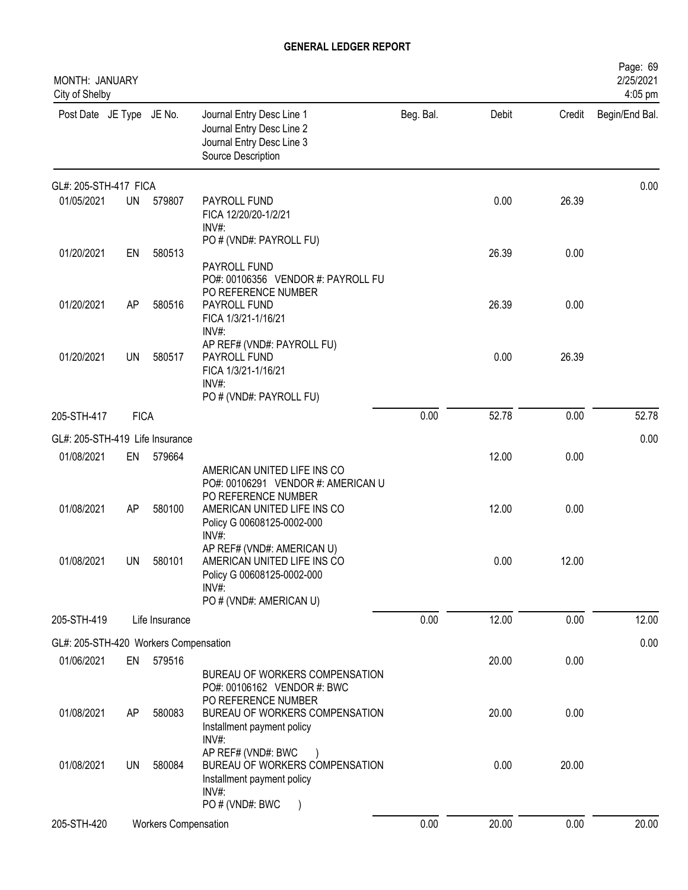# GENERAL LEDGER REPORT

MONTH: JANUARY
City of Shelby

2/25/2021
4:05 pm

| Post Date | JE Type | JE No. | Journal Entry Desc Line 1<br>Journal Entry Desc Line 2<br>Journal Entry Desc Line 3<br>Source Description | Beg. Bal. | Debit | Credit | Begin/End Bal. |
|---|---|---|---|---|---|---|---|
| GL#: 205-STH-417 FICA | | | | | | | 0.00 |
| 01/05/2021 | UN | 579807 | PAYROLL FUND<br>FICA 12/20/20-1/2/21<br>INV#:<br>PO # (VND#: PAYROLL FU) | | 0.00 | 26.39 | |
| 01/20/2021 | EN | 580513 | PAYROLL FUND<br>PO#: 00106356 VENDOR #: PAYROLL FU<br>PO REFERENCE NUMBER | | 26.39 | 0.00 | |
| 01/20/2021 | AP | 580516 | PAYROLL FUND<br>FICA 1/3/21-1/16/21<br>INV#:<br>AP REF# (VND#: PAYROLL FU) | | 26.39 | 0.00 | |
| 01/20/2021 | UN | 580517 | PAYROLL FUND<br>FICA 1/3/21-1/16/21<br>INV#:<br>PO # (VND#: PAYROLL FU) | | 0.00 | 26.39 | |
| 205-STH-417 | FICA | | | 0.00 | 52.78 | 0.00 | 52.78 |
| GL#: 205-STH-419 Life Insurance | | | | | | | 0.00 |
| 01/08/2021 | EN | 579664 | AMERICAN UNITED LIFE INS CO<br>PO#: 00106291 VENDOR #: AMERICAN U<br>PO REFERENCE NUMBER | | 12.00 | 0.00 | |
| 01/08/2021 | AP | 580100 | AMERICAN UNITED LIFE INS CO<br>Policy G 00608125-0002-000<br>INV#:<br>AP REF# (VND#: AMERICAN U) | | 12.00 | 0.00 | |
| 01/08/2021 | UN | 580101 | AMERICAN UNITED LIFE INS CO<br>Policy G 00608125-0002-000<br>INV#:<br>PO # (VND#: AMERICAN U) | | 0.00 | 12.00 | |
| 205-STH-419 | Life Insurance | | | 0.00 | 12.00 | 0.00 | 12.00 |
| GL#: 205-STH-420 Workers Compensation | | | | | | | 0.00 |
| 01/06/2021 | EN | 579516 | BUREAU OF WORKERS COMPENSATION<br>PO#: 00106162 VENDOR #: BWC<br>PO REFERENCE NUMBER | | 20.00 | 0.00 | |
| 01/08/2021 | AP | 580083 | BUREAU OF WORKERS COMPENSATION<br>Installment payment policy<br>INV#:<br>AP REF# (VND#: BWC ) | | 20.00 | 0.00 | |
| 01/08/2021 | UN | 580084 | BUREAU OF WORKERS COMPENSATION<br>Installment payment policy<br>INV#:<br>PO # (VND#: BWC ) | | 0.00 | 20.00 | |
| 205-STH-420 | Workers Compensation | | | 0.00 | 20.00 | 0.00 | 20.00 |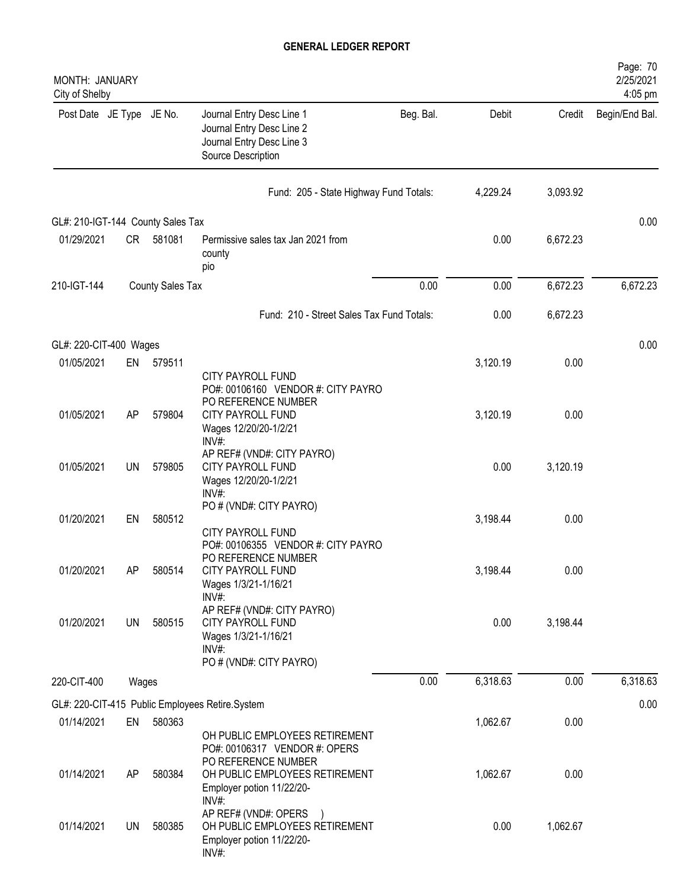## GENERAL LEDGER REPORT

MONTH: JANUARY
City of Shelby

2/25/2021
4:05 pm

| Post Date | JE Type | JE No. | Journal Entry Desc Line 1 / Journal Entry Desc Line 2 / Journal Entry Desc Line 3 / Source Description | Beg. Bal. | Debit | Credit | Begin/End Bal. |
|---|---|---|---|---|---|---|---|
| | | | Fund: 205 - State Highway Fund Totals: | | 4,229.24 | 3,093.92 | |
| GL#: 210-IGT-144 County Sales Tax | | | | | | | 0.00 |
| 01/29/2021 | CR | 581081 | Permissive sales tax Jan 2021 from county pio | | 0.00 | 6,672.23 | |
| 210-IGT-144 | | County Sales Tax | | 0.00 | 0.00 | 6,672.23 | 6,672.23 |
| | | | Fund: 210 - Street Sales Tax Fund Totals: | | 0.00 | 6,672.23 | |
| GL#: 220-CIT-400 Wages | | | | | | | 0.00 |
| 01/05/2021 | EN | 579511 | CITY PAYROLL FUND PO#: 00106160 VENDOR #: CITY PAYRO PO REFERENCE NUMBER | | 3,120.19 | 0.00 | |
| 01/05/2021 | AP | 579804 | CITY PAYROLL FUND Wages 12/20/20-1/2/21 INV#: AP REF# (VND#: CITY PAYRO) | | 3,120.19 | 0.00 | |
| 01/05/2021 | UN | 579805 | CITY PAYROLL FUND Wages 12/20/20-1/2/21 INV#: PO # (VND#: CITY PAYRO) | | 0.00 | 3,120.19 | |
| 01/20/2021 | EN | 580512 | CITY PAYROLL FUND PO#: 00106355 VENDOR #: CITY PAYRO PO REFERENCE NUMBER | | 3,198.44 | 0.00 | |
| 01/20/2021 | AP | 580514 | CITY PAYROLL FUND Wages 1/3/21-1/16/21 INV#: AP REF# (VND#: CITY PAYRO) | | 3,198.44 | 0.00 | |
| 01/20/2021 | UN | 580515 | CITY PAYROLL FUND Wages 1/3/21-1/16/21 INV#: PO # (VND#: CITY PAYRO) | | 0.00 | 3,198.44 | |
| 220-CIT-400 | | Wages | | 0.00 | 6,318.63 | 0.00 | 6,318.63 |
| GL#: 220-CIT-415 Public Employees Retire.System | | | | | | | 0.00 |
| 01/14/2021 | EN | 580363 | OH PUBLIC EMPLOYEES RETIREMENT PO#: 00106317 VENDOR #: OPERS PO REFERENCE NUMBER | | 1,062.67 | 0.00 | |
| 01/14/2021 | AP | 580384 | OH PUBLIC EMPLOYEES RETIREMENT Employer potion 11/22/20- INV#: AP REF# (VND#: OPERS ) | | 1,062.67 | 0.00 | |
| 01/14/2021 | UN | 580385 | OH PUBLIC EMPLOYEES RETIREMENT Employer potion 11/22/20- INV#: | | 0.00 | 1,062.67 | |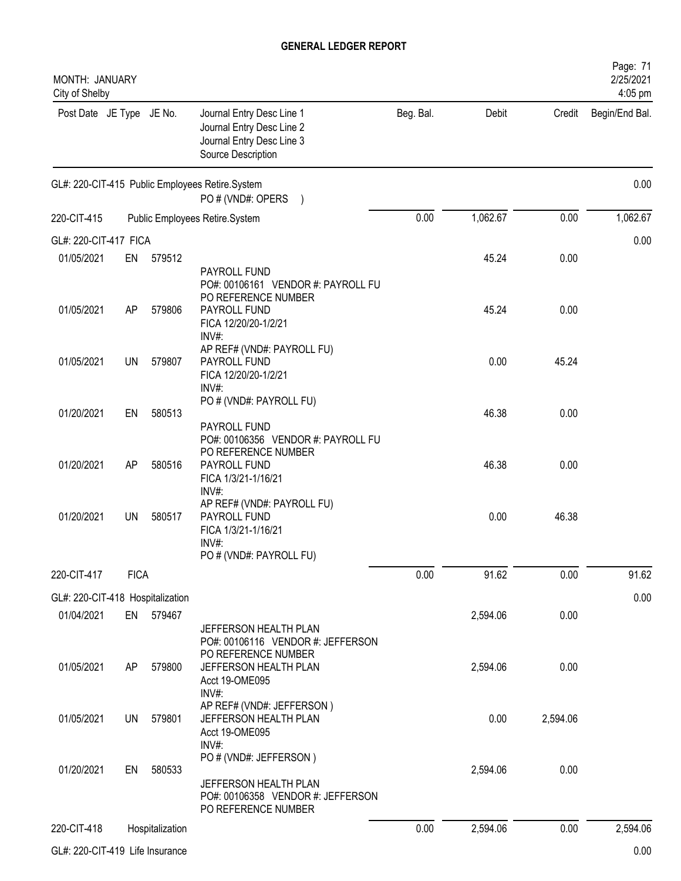# GENERAL LEDGER REPORT

MONTH: JANUARY
City of Shelby

2/25/2021
4:05 pm

| Post Date | JE Type | JE No. | Journal Entry Desc Line 1 / Journal Entry Desc Line 2 / Journal Entry Desc Line 3 / Source Description | Beg. Bal. | Debit | Credit | Begin/End Bal. |
|---|---|---|---|---|---|---|---|
| GL#: 220-CIT-415 Public Employees Retire.System | | | | | | | 0.00 |
| | | | PO # (VND#: OPERS ) | | | | |
| 220-CIT-415 | | | Public Employees Retire.System | 0.00 | 1,062.67 | 0.00 | 1,062.67 |
| GL#: 220-CIT-417 FICA | | | | | | | 0.00 |
| 01/05/2021 | EN | 579512 | PAYROLL FUND<br>PO#: 00106161 VENDOR #: PAYROLL FU<br>PO REFERENCE NUMBER | | 45.24 | 0.00 | |
| 01/05/2021 | AP | 579806 | PAYROLL FUND<br>FICA 12/20/20-1/2/21<br>INV#:<br>AP REF# (VND#: PAYROLL FU) | | 45.24 | 0.00 | |
| 01/05/2021 | UN | 579807 | PAYROLL FUND<br>FICA 12/20/20-1/2/21<br>INV#:<br>PO # (VND#: PAYROLL FU) | | 0.00 | 45.24 | |
| 01/20/2021 | EN | 580513 | PAYROLL FUND<br>PO#: 00106356 VENDOR #: PAYROLL FU<br>PO REFERENCE NUMBER | | 46.38 | 0.00 | |
| 01/20/2021 | AP | 580516 | PAYROLL FUND<br>FICA 1/3/21-1/16/21<br>INV#:<br>AP REF# (VND#: PAYROLL FU) | | 46.38 | 0.00 | |
| 01/20/2021 | UN | 580517 | PAYROLL FUND<br>FICA 1/3/21-1/16/21<br>INV#:<br>PO # (VND#: PAYROLL FU) | | 0.00 | 46.38 | |
| 220-CIT-417 | FICA | | | 0.00 | 91.62 | 0.00 | 91.62 |
| GL#: 220-CIT-418 Hospitalization | | | | | | | 0.00 |
| 01/04/2021 | EN | 579467 | JEFFERSON HEALTH PLAN<br>PO#: 00106116 VENDOR #: JEFFERSON<br>PO REFERENCE NUMBER | | 2,594.06 | 0.00 | |
| 01/05/2021 | AP | 579800 | JEFFERSON HEALTH PLAN<br>Acct 19-OME095<br>INV#:<br>AP REF# (VND#: JEFFERSON ) | | 2,594.06 | 0.00 | |
| 01/05/2021 | UN | 579801 | JEFFERSON HEALTH PLAN<br>Acct 19-OME095<br>INV#:<br>PO # (VND#: JEFFERSON ) | | 0.00 | 2,594.06 | |
| 01/20/2021 | EN | 580533 | JEFFERSON HEALTH PLAN<br>PO#: 00106358 VENDOR #: JEFFERSON<br>PO REFERENCE NUMBER | | 2,594.06 | 0.00 | |
| 220-CIT-418 | Hospitalization | | | 0.00 | 2,594.06 | 0.00 | 2,594.06 |
| GL#: 220-CIT-419 Life Insurance | | | | | | | 0.00 |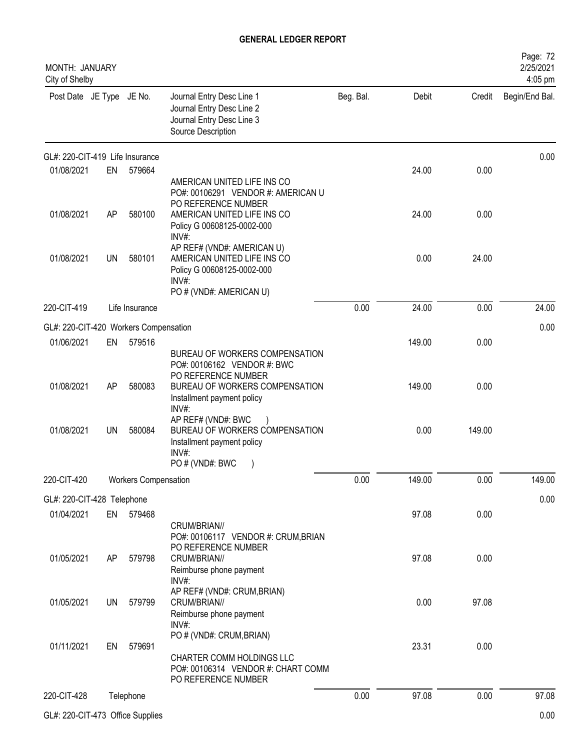# GENERAL LEDGER REPORT

MONTH: JANUARY
City of Shelby

Page: 72
2/25/2021
4:05 pm

| Post Date | JE Type | JE No. | Journal Entry Desc Line 1 / Journal Entry Desc Line 2 / Journal Entry Desc Line 3 / Source Description | Beg. Bal. | Debit | Credit | Begin/End Bal. |
|---|---|---|---|---|---|---|---|
| GL#: 220-CIT-419 Life Insurance | | | | | | | 0.00 |
| 01/08/2021 | EN | 579664 | AMERICAN UNITED LIFE INS CO<br>PO#: 00106291 VENDOR #: AMERICAN U<br>PO REFERENCE NUMBER | | 24.00 | 0.00 | |
| 01/08/2021 | AP | 580100 | AMERICAN UNITED LIFE INS CO<br>Policy G 00608125-0002-000<br>INV#:<br>AP REF# (VND#: AMERICAN U) | | 24.00 | 0.00 | |
| 01/08/2021 | UN | 580101 | AMERICAN UNITED LIFE INS CO<br>Policy G 00608125-0002-000<br>INV#:<br>PO # (VND#: AMERICAN U) | | 0.00 | 24.00 | |
| 220-CIT-419 | | Life Insurance | | 0.00 | 24.00 | 0.00 | 24.00 |
| GL#: 220-CIT-420 Workers Compensation | | | | | | | 0.00 |
| 01/06/2021 | EN | 579516 | BUREAU OF WORKERS COMPENSATION<br>PO#: 00106162 VENDOR #: BWC<br>PO REFERENCE NUMBER | | 149.00 | 0.00 | |
| 01/08/2021 | AP | 580083 | BUREAU OF WORKERS COMPENSATION<br>Installment payment policy<br>INV#:<br>AP REF# (VND#: BWC ) | | 149.00 | 0.00 | |
| 01/08/2021 | UN | 580084 | BUREAU OF WORKERS COMPENSATION<br>Installment payment policy<br>INV#:<br>PO # (VND#: BWC ) | | 0.00 | 149.00 | |
| 220-CIT-420 | | Workers Compensation | | 0.00 | 149.00 | 0.00 | 149.00 |
| GL#: 220-CIT-428 Telephone | | | | | | | 0.00 |
| 01/04/2021 | EN | 579468 | CRUM/BRIAN//<br>PO#: 00106117 VENDOR #: CRUM,BRIAN<br>PO REFERENCE NUMBER | | 97.08 | 0.00 | |
| 01/05/2021 | AP | 579798 | CRUM/BRIAN//<br>Reimburse phone payment<br>INV#:<br>AP REF# (VND#: CRUM,BRIAN) | | 97.08 | 0.00 | |
| 01/05/2021 | UN | 579799 | CRUM/BRIAN//<br>Reimburse phone payment<br>INV#:<br>PO # (VND#: CRUM,BRIAN) | | 0.00 | 97.08 | |
| 01/11/2021 | EN | 579691 | CHARTER COMM HOLDINGS LLC<br>PO#: 00106314 VENDOR #: CHART COMM<br>PO REFERENCE NUMBER | | 23.31 | 0.00 | |
| 220-CIT-428 | | Telephone | | 0.00 | 97.08 | 0.00 | 97.08 |
| GL#: 220-CIT-473 Office Supplies | | | | | | | 0.00 |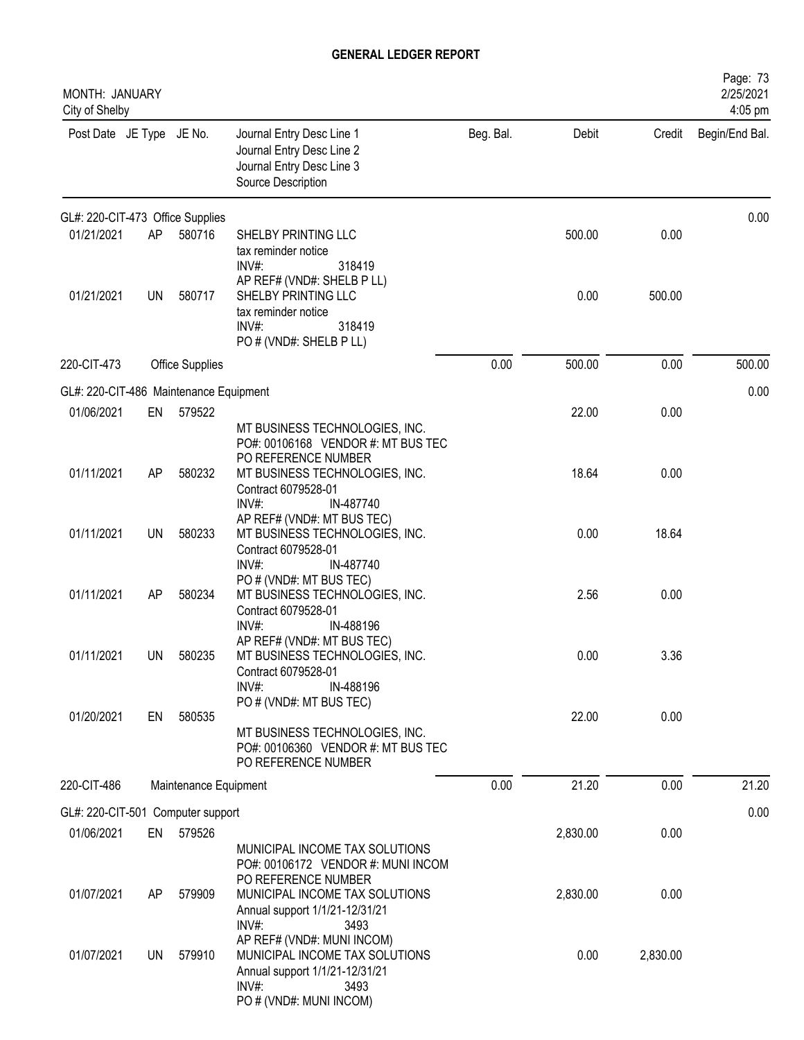# GENERAL LEDGER REPORT

MONTH: JANUARY
City of Shelby

| Post Date | JE Type | JE No. | Journal Entry Desc Line 1 / Journal Entry Desc Line 2 / Journal Entry Desc Line 3 / Source Description | Beg. Bal. | Debit | Credit | Begin/End Bal. |
|---|---|---|---|---|---|---|---|
| **GL#: 220-CIT-473 Office Supplies** | | | | | | | 0.00 |
| 01/21/2021 | AP | 580716 | SHELBY PRINTING LLC<br>tax reminder notice<br>INV#: 318419<br>AP REF# (VND#: SHELB P LL) | | 500.00 | 0.00 | |
| 01/21/2021 | UN | 580717 | SHELBY PRINTING LLC<br>tax reminder notice<br>INV#: 318419<br>PO # (VND#: SHELB P LL) | | 0.00 | 500.00 | |
| **220-CIT-473** | | | **Office Supplies** | 0.00 | 500.00 | 0.00 | 500.00 |
| **GL#: 220-CIT-486 Maintenance Equipment** | | | | | | | 0.00 |
| 01/06/2021 | EN | 579522 | MT BUSINESS TECHNOLOGIES, INC.<br>PO#: 00106168 VENDOR #: MT BUS TEC<br>PO REFERENCE NUMBER | | 22.00 | 0.00 | |
| 01/11/2021 | AP | 580232 | MT BUSINESS TECHNOLOGIES, INC.<br>Contract 6079528-01<br>INV#: IN-487740<br>AP REF# (VND#: MT BUS TEC) | | 18.64 | 0.00 | |
| 01/11/2021 | UN | 580233 | MT BUSINESS TECHNOLOGIES, INC.<br>Contract 6079528-01<br>INV#: IN-487740<br>PO # (VND#: MT BUS TEC) | | 0.00 | 18.64 | |
| 01/11/2021 | AP | 580234 | MT BUSINESS TECHNOLOGIES, INC.<br>Contract 6079528-01<br>INV#: IN-488196<br>AP REF# (VND#: MT BUS TEC) | | 2.56 | 0.00 | |
| 01/11/2021 | UN | 580235 | MT BUSINESS TECHNOLOGIES, INC.<br>Contract 6079528-01<br>INV#: IN-488196<br>PO # (VND#: MT BUS TEC) | | 0.00 | 3.36 | |
| 01/20/2021 | EN | 580535 | MT BUSINESS TECHNOLOGIES, INC.<br>PO#: 00106360 VENDOR #: MT BUS TEC<br>PO REFERENCE NUMBER | | 22.00 | 0.00 | |
| **220-CIT-486** | | | **Maintenance Equipment** | 0.00 | 21.20 | 0.00 | 21.20 |
| **GL#: 220-CIT-501 Computer support** | | | | | | | 0.00 |
| 01/06/2021 | EN | 579526 | MUNICIPAL INCOME TAX SOLUTIONS<br>PO#: 00106172 VENDOR #: MUNI INCOM<br>PO REFERENCE NUMBER | | 2,830.00 | 0.00 | |
| 01/07/2021 | AP | 579909 | MUNICIPAL INCOME TAX SOLUTIONS<br>Annual support 1/1/21-12/31/21<br>INV#: 3493<br>AP REF# (VND#: MUNI INCOM) | | 2,830.00 | 0.00 | |
| 01/07/2021 | UN | 579910 | MUNICIPAL INCOME TAX SOLUTIONS<br>Annual support 1/1/21-12/31/21<br>INV#: 3493<br>PO # (VND#: MUNI INCOM) | | 0.00 | 2,830.00 | |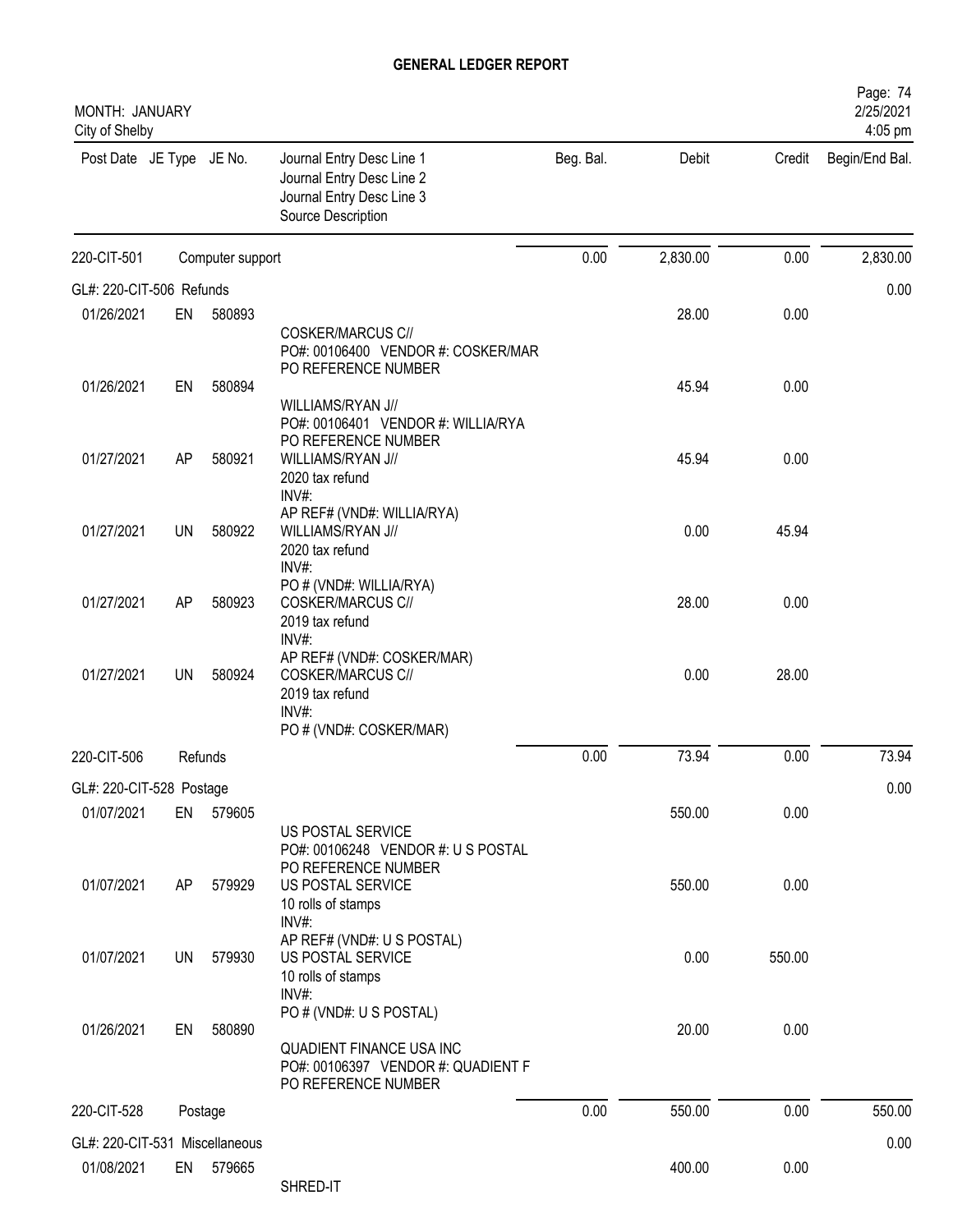# GENERAL LEDGER REPORT

MONTH: JANUARY
City of Shelby

2/25/2021
4:05 pm

| Post Date | JE Type | JE No. | Journal Entry Desc Line 1<br>Journal Entry Desc Line 2<br>Journal Entry Desc Line 3<br>Source Description | Beg. Bal. | Debit | Credit | Begin/End Bal. |
|---|---|---|---|---|---|---|---|
| 220-CIT-501 | | Computer support | | 0.00 | 2,830.00 | 0.00 | 2,830.00 |
| GL#: 220-CIT-506 Refunds | | | | | | | 0.00 |
| 01/26/2021 | EN | 580893 | COSKER/MARCUS C//<br>PO#: 00106400 VENDOR #: COSKER/MAR<br>PO REFERENCE NUMBER | | 28.00 | 0.00 | |
| 01/26/2021 | EN | 580894 | WILLIAMS/RYAN J//<br>PO#: 00106401 VENDOR #: WILLIA/RYA<br>PO REFERENCE NUMBER | | 45.94 | 0.00 | |
| 01/27/2021 | AP | 580921 | WILLIAMS/RYAN J//<br>2020 tax refund<br>INV#:<br>AP REF# (VND#: WILLIA/RYA) | | 45.94 | 0.00 | |
| 01/27/2021 | UN | 580922 | WILLIAMS/RYAN J//<br>2020 tax refund<br>INV#:<br>PO # (VND#: WILLIA/RYA) | | 0.00 | 45.94 | |
| 01/27/2021 | AP | 580923 | COSKER/MARCUS C//<br>2019 tax refund<br>INV#:<br>AP REF# (VND#: COSKER/MAR) | | 28.00 | 0.00 | |
| 01/27/2021 | UN | 580924 | COSKER/MARCUS C//<br>2019 tax refund<br>INV#:<br>PO # (VND#: COSKER/MAR) | | 0.00 | 28.00 | |
| 220-CIT-506 | | Refunds | | 0.00 | 73.94 | 0.00 | 73.94 |
| GL#: 220-CIT-528 Postage | | | | | | | 0.00 |
| 01/07/2021 | EN | 579605 | US POSTAL SERVICE<br>PO#: 00106248 VENDOR #: U S POSTAL<br>PO REFERENCE NUMBER | | 550.00 | 0.00 | |
| 01/07/2021 | AP | 579929 | US POSTAL SERVICE<br>10 rolls of stamps<br>INV#:<br>AP REF# (VND#: U S POSTAL) | | 550.00 | 0.00 | |
| 01/07/2021 | UN | 579930 | US POSTAL SERVICE<br>10 rolls of stamps<br>INV#:<br>PO # (VND#: U S POSTAL) | | 0.00 | 550.00 | |
| 01/26/2021 | EN | 580890 | QUADIENT FINANCE USA INC<br>PO#: 00106397 VENDOR #: QUADIENT F<br>PO REFERENCE NUMBER | | 20.00 | 0.00 | |
| 220-CIT-528 | | Postage | | 0.00 | 550.00 | 0.00 | 550.00 |
| GL#: 220-CIT-531 Miscellaneous | | | | | | | 0.00 |
| 01/08/2021 | EN | 579665 | SHRED-IT | | 400.00 | 0.00 | |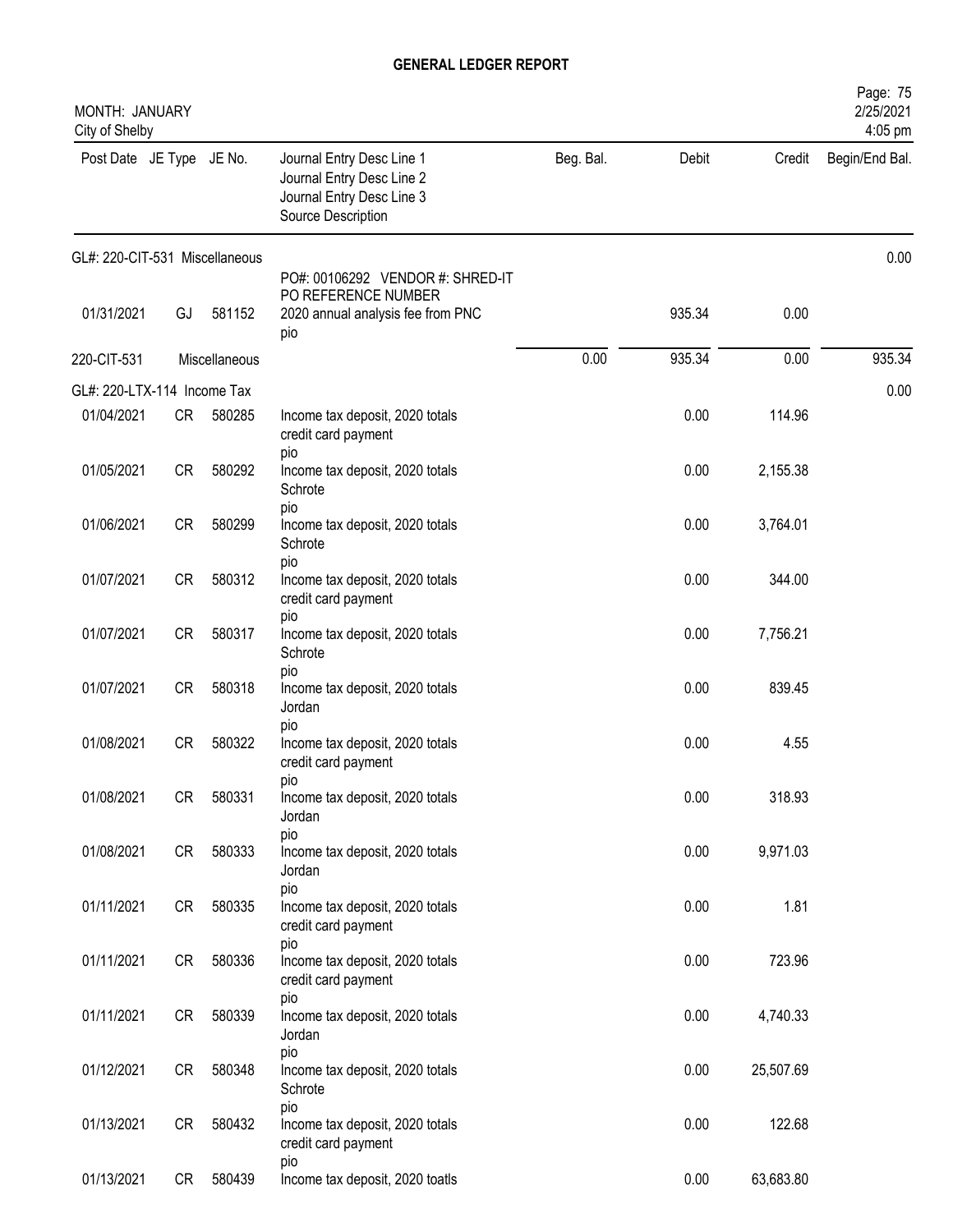# GENERAL LEDGER REPORT

MONTH: JANUARY
City of Shelby

2/25/2021
4:05 pm

| Post Date | JE Type | JE No. | Journal Entry Desc Line 1 / Journal Entry Desc Line 2 / Journal Entry Desc Line 3 / Source Description | Beg. Bal. | Debit | Credit | Begin/End Bal. |
|---|---|---|---|---|---|---|---|
| GL#: 220-CIT-531 Miscellaneous | | | | | | | 0.00 |
| 01/31/2021 | GJ | 581152 | PO#: 00106292 VENDOR #: SHRED-IT PO REFERENCE NUMBER 2020 annual analysis fee from PNC pio | | 935.34 | 0.00 | |
| 220-CIT-531 | | Miscellaneous | | 0.00 | 935.34 | 0.00 | 935.34 |
| GL#: 220-LTX-114 Income Tax | | | | | | | 0.00 |
| 01/04/2021 | CR | 580285 | Income tax deposit, 2020 totals credit card payment pio | | 0.00 | 114.96 | |
| 01/05/2021 | CR | 580292 | Income tax deposit, 2020 totals Schrote pio | | 0.00 | 2,155.38 | |
| 01/06/2021 | CR | 580299 | Income tax deposit, 2020 totals Schrote pio | | 0.00 | 3,764.01 | |
| 01/07/2021 | CR | 580312 | Income tax deposit, 2020 totals credit card payment pio | | 0.00 | 344.00 | |
| 01/07/2021 | CR | 580317 | Income tax deposit, 2020 totals Schrote pio | | 0.00 | 7,756.21 | |
| 01/07/2021 | CR | 580318 | Income tax deposit, 2020 totals Jordan pio | | 0.00 | 839.45 | |
| 01/08/2021 | CR | 580322 | Income tax deposit, 2020 totals credit card payment pio | | 0.00 | 4.55 | |
| 01/08/2021 | CR | 580331 | Income tax deposit, 2020 totals Jordan pio | | 0.00 | 318.93 | |
| 01/08/2021 | CR | 580333 | Income tax deposit, 2020 totals Jordan pio | | 0.00 | 9,971.03 | |
| 01/11/2021 | CR | 580335 | Income tax deposit, 2020 totals credit card payment pio | | 0.00 | 1.81 | |
| 01/11/2021 | CR | 580336 | Income tax deposit, 2020 totals credit card payment pio | | 0.00 | 723.96 | |
| 01/11/2021 | CR | 580339 | Income tax deposit, 2020 totals Jordan pio | | 0.00 | 4,740.33 | |
| 01/12/2021 | CR | 580348 | Income tax deposit, 2020 totals Schrote pio | | 0.00 | 25,507.69 | |
| 01/13/2021 | CR | 580432 | Income tax deposit, 2020 totals credit card payment pio | | 0.00 | 122.68 | |
| 01/13/2021 | CR | 580439 | Income tax deposit, 2020 toatls | | 0.00 | 63,683.80 | |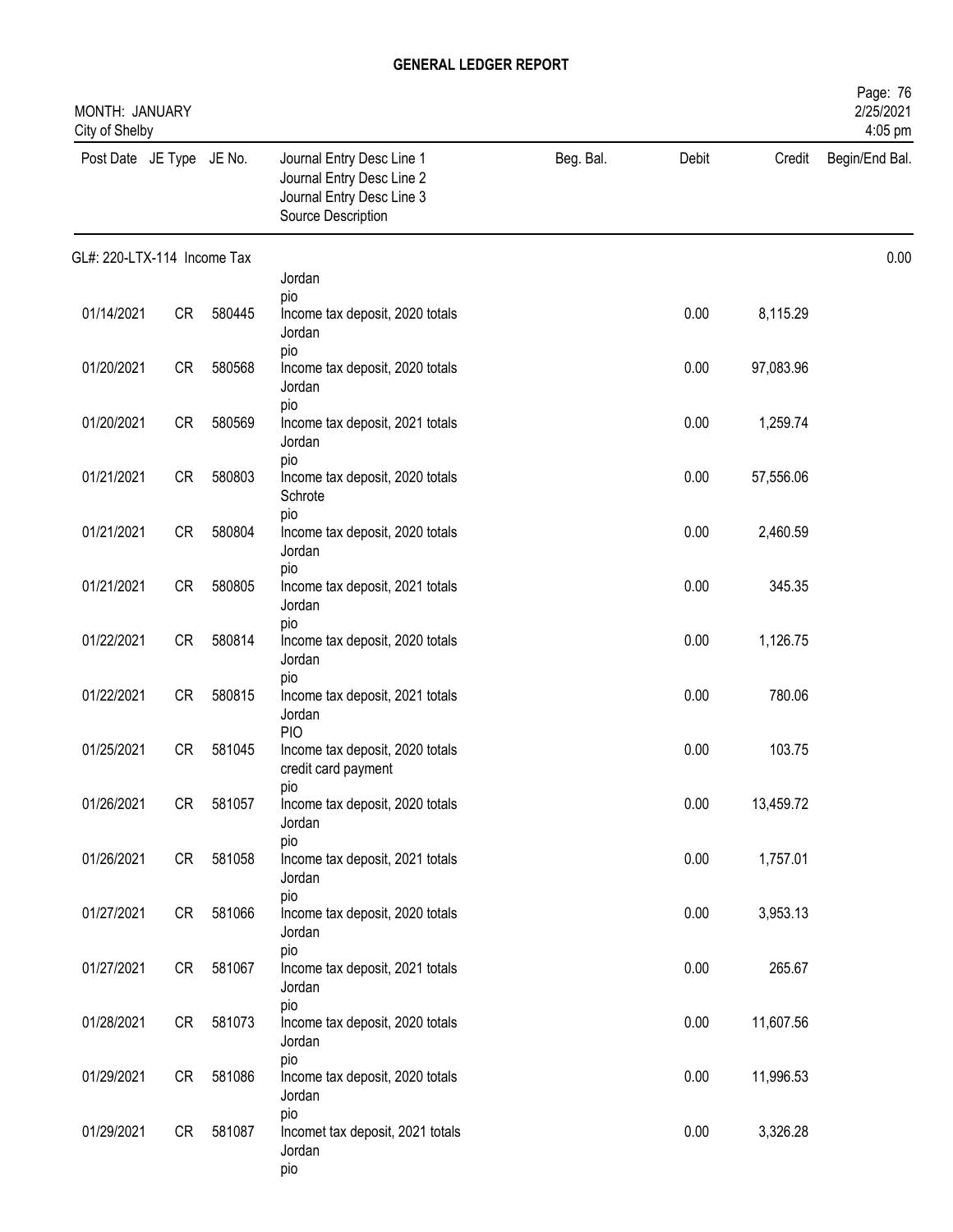# GENERAL LEDGER REPORT

MONTH: JANUARY
City of Shelby

Page: 76
2/25/2021
4:05 pm

| Post Date | JE Type | JE No. | Journal Entry Desc Line 1 / Journal Entry Desc Line 2 / Journal Entry Desc Line 3 / Source Description | Beg. Bal. | Debit | Credit | Begin/End Bal. |
|---|---|---|---|---|---|---|---|
| GL#: 220-LTX-114 Income Tax | | | | | | | 0.00 |
| | | | Jordan pio | | | | |
| 01/14/2021 | CR | 580445 | Income tax deposit, 2020 totals Jordan pio | | 0.00 | 8,115.29 | |
| 01/20/2021 | CR | 580568 | Income tax deposit, 2020 totals Jordan pio | | 0.00 | 97,083.96 | |
| 01/20/2021 | CR | 580569 | Income tax deposit, 2021 totals Jordan pio | | 0.00 | 1,259.74 | |
| 01/21/2021 | CR | 580803 | Income tax deposit, 2020 totals Schrote pio | | 0.00 | 57,556.06 | |
| 01/21/2021 | CR | 580804 | Income tax deposit, 2020 totals Jordan pio | | 0.00 | 2,460.59 | |
| 01/21/2021 | CR | 580805 | Income tax deposit, 2021 totals Jordan pio | | 0.00 | 345.35 | |
| 01/22/2021 | CR | 580814 | Income tax deposit, 2020 totals Jordan pio | | 0.00 | 1,126.75 | |
| 01/22/2021 | CR | 580815 | Income tax deposit, 2021 totals Jordan PIO | | 0.00 | 780.06 | |
| 01/25/2021 | CR | 581045 | Income tax deposit, 2020 totals credit card payment pio | | 0.00 | 103.75 | |
| 01/26/2021 | CR | 581057 | Income tax deposit, 2020 totals Jordan pio | | 0.00 | 13,459.72 | |
| 01/26/2021 | CR | 581058 | Income tax deposit, 2021 totals Jordan pio | | 0.00 | 1,757.01 | |
| 01/27/2021 | CR | 581066 | Income tax deposit, 2020 totals Jordan pio | | 0.00 | 3,953.13 | |
| 01/27/2021 | CR | 581067 | Income tax deposit, 2021 totals Jordan pio | | 0.00 | 265.67 | |
| 01/28/2021 | CR | 581073 | Income tax deposit, 2020 totals Jordan pio | | 0.00 | 11,607.56 | |
| 01/29/2021 | CR | 581086 | Income tax deposit, 2020 totals Jordan pio | | 0.00 | 11,996.53 | |
| 01/29/2021 | CR | 581087 | Incomet tax deposit, 2021 totals Jordan pio | | 0.00 | 3,326.28 | |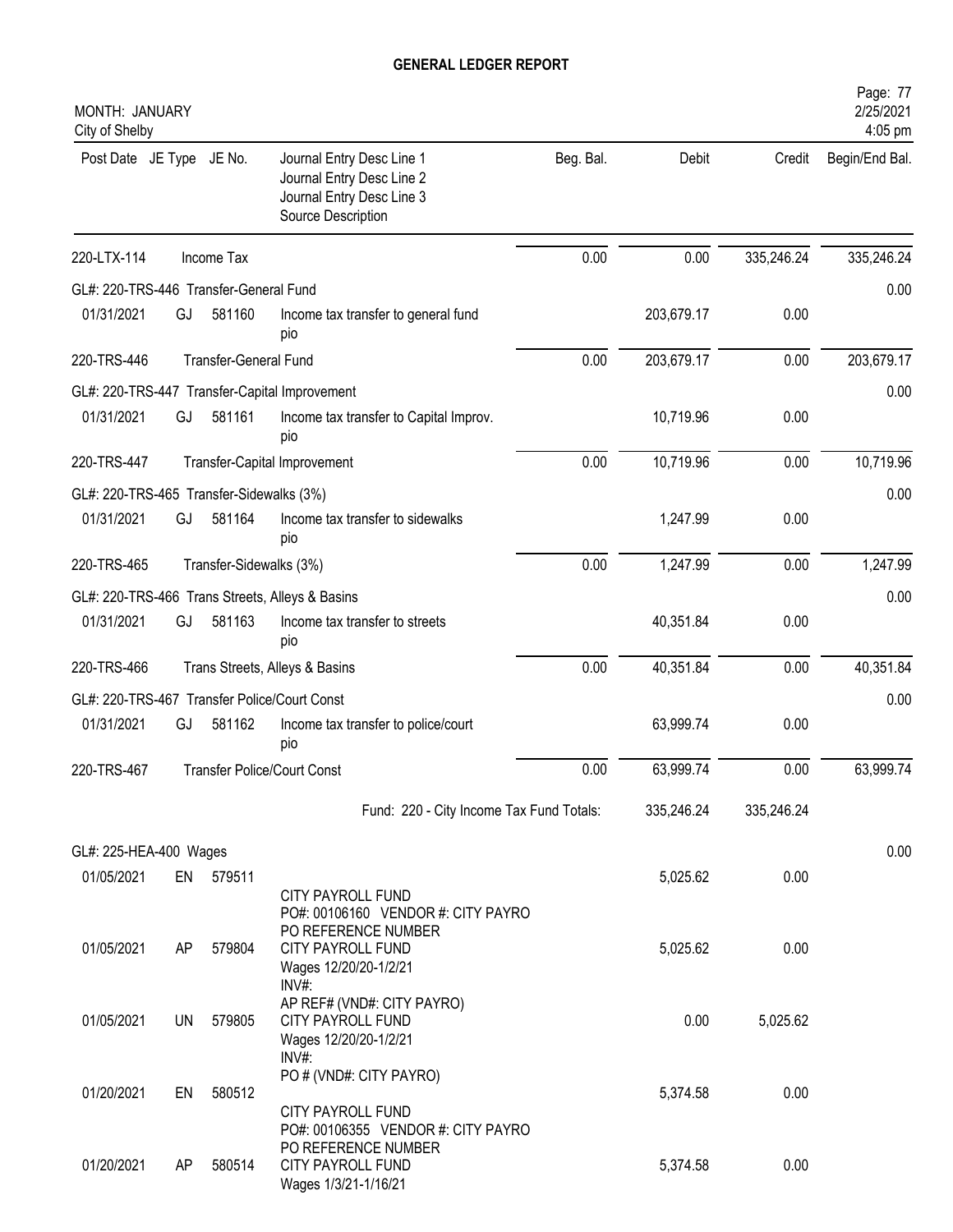# GENERAL LEDGER REPORT

MONTH: JANUARY
City of Shelby

| Post Date | JE Type | JE No. | Journal Entry Desc Line 1 / Journal Entry Desc Line 2 / Journal Entry Desc Line 3 / Source Description | Beg. Bal. | Debit | Credit | Begin/End Bal. |
|---|---|---|---|---|---|---|---|
| 220-LTX-114 | | | Income Tax | 0.00 | 0.00 | 335,246.24 | 335,246.24 |
| GL#: 220-TRS-446 Transfer-General Fund | | | | | | | 0.00 |
| 01/31/2021 | GJ | 581160 | Income tax transfer to general fund<br>pio | | 203,679.17 | 0.00 | |
| 220-TRS-446 | | | Transfer-General Fund | 0.00 | 203,679.17 | 0.00 | 203,679.17 |
| GL#: 220-TRS-447 Transfer-Capital Improvement | | | | | | | 0.00 |
| 01/31/2021 | GJ | 581161 | Income tax transfer to Capital Improv.<br>pio | | 10,719.96 | 0.00 | |
| 220-TRS-447 | | | Transfer-Capital Improvement | 0.00 | 10,719.96 | 0.00 | 10,719.96 |
| GL#: 220-TRS-465 Transfer-Sidewalks (3%) | | | | | | | 0.00 |
| 01/31/2021 | GJ | 581164 | Income tax transfer to sidewalks<br>pio | | 1,247.99 | 0.00 | |
| 220-TRS-465 | | | Transfer-Sidewalks (3%) | 0.00 | 1,247.99 | 0.00 | 1,247.99 |
| GL#: 220-TRS-466 Trans Streets, Alleys & Basins | | | | | | | 0.00 |
| 01/31/2021 | GJ | 581163 | Income tax transfer to streets<br>pio | | 40,351.84 | 0.00 | |
| 220-TRS-466 | | | Trans Streets, Alleys & Basins | 0.00 | 40,351.84 | 0.00 | 40,351.84 |
| GL#: 220-TRS-467 Transfer Police/Court Const | | | | | | | 0.00 |
| 01/31/2021 | GJ | 581162 | Income tax transfer to police/court<br>pio | | 63,999.74 | 0.00 | |
| 220-TRS-467 | | | Transfer Police/Court Const | 0.00 | 63,999.74 | 0.00 | 63,999.74 |
| | | | Fund: 220 - City Income Tax Fund Totals: | | 335,246.24 | 335,246.24 | |
| GL#: 225-HEA-400 Wages | | | | | | | 0.00 |
| 01/05/2021 | EN | 579511 | CITY PAYROLL FUND<br>PO#: 00106160 VENDOR #: CITY PAYRO<br>PO REFERENCE NUMBER | | 5,025.62 | 0.00 | |
| 01/05/2021 | AP | 579804 | CITY PAYROLL FUND<br>Wages 12/20/20-1/2/21<br>INV#:<br>AP REF# (VND#: CITY PAYRO) | | 5,025.62 | 0.00 | |
| 01/05/2021 | UN | 579805 | CITY PAYROLL FUND<br>Wages 12/20/20-1/2/21<br>INV#:<br>PO # (VND#: CITY PAYRO) | | 0.00 | 5,025.62 | |
| 01/20/2021 | EN | 580512 | CITY PAYROLL FUND<br>PO#: 00106355 VENDOR #: CITY PAYRO<br>PO REFERENCE NUMBER | | 5,374.58 | 0.00 | |
| 01/20/2021 | AP | 580514 | CITY PAYROLL FUND<br>Wages 1/3/21-1/16/21 | | 5,374.58 | 0.00 | |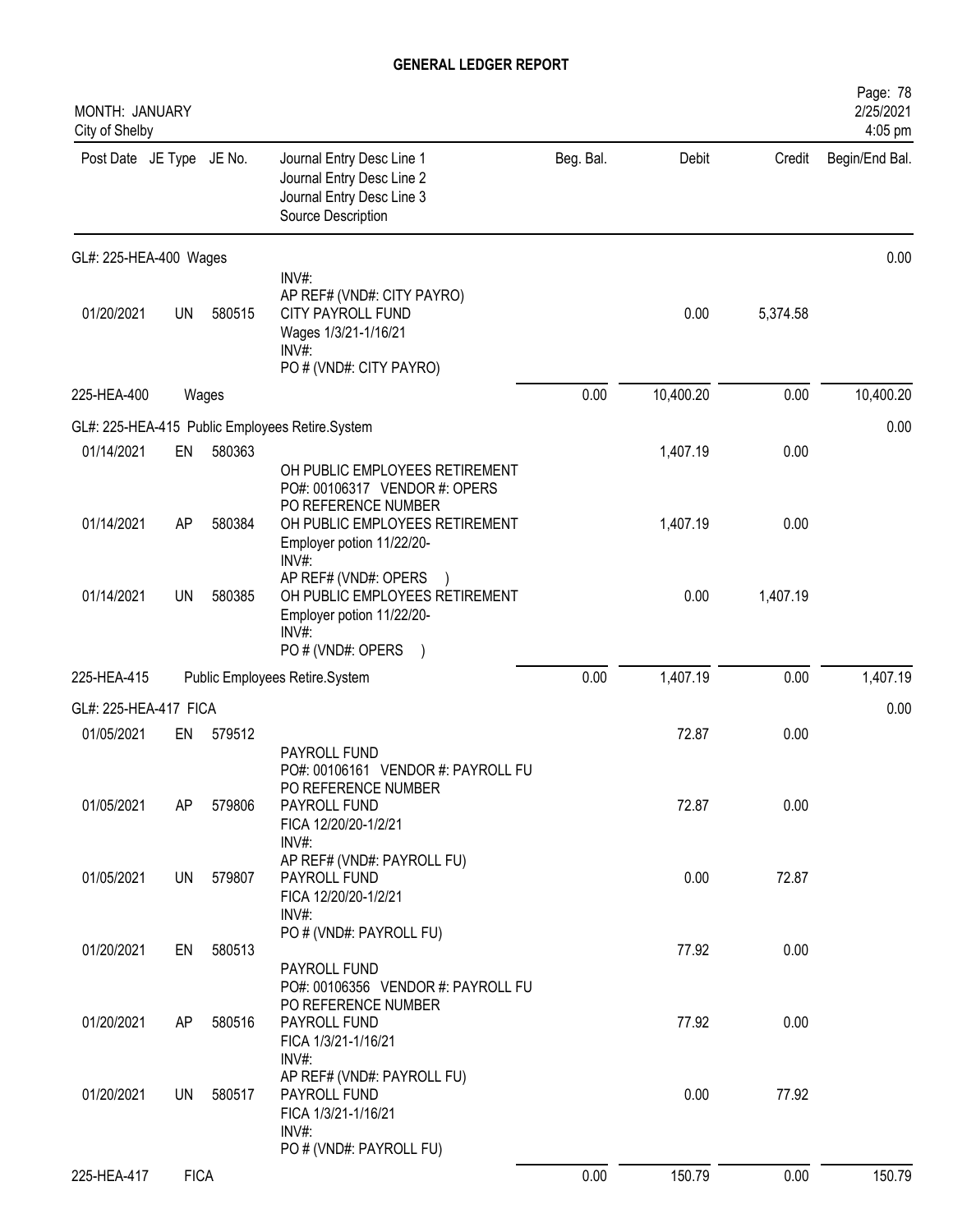# GENERAL LEDGER REPORT

MONTH: JANUARY
City of Shelby

Page: 78
2/25/2021
4:05 pm

| Post Date | JE Type | JE No. | Journal Entry Desc Line 1 / Journal Entry Desc Line 2 / Journal Entry Desc Line 3 / Source Description | Beg. Bal. | Debit | Credit | Begin/End Bal. |
|---|---|---|---|---|---|---|---|
| GL#: 225-HEA-400 Wages | | | | | | | 0.00 |
| | | | INV#: AP REF# (VND#: CITY PAYRO) | | | | |
| 01/20/2021 | UN | 580515 | CITY PAYROLL FUND Wages 1/3/21-1/16/21 INV#: PO # (VND#: CITY PAYRO) | | 0.00 | 5,374.58 | |
| 225-HEA-400 | Wages | | | 0.00 | 10,400.20 | 0.00 | 10,400.20 |
| GL#: 225-HEA-415 Public Employees Retire.System | | | | | | | 0.00 |
| 01/14/2021 | EN | 580363 | OH PUBLIC EMPLOYEES RETIREMENT PO#: 00106317 VENDOR #: OPERS PO REFERENCE NUMBER | | 1,407.19 | 0.00 | |
| 01/14/2021 | AP | 580384 | OH PUBLIC EMPLOYEES RETIREMENT Employer potion 11/22/20- INV#: AP REF# (VND#: OPERS ) | | 1,407.19 | 0.00 | |
| 01/14/2021 | UN | 580385 | OH PUBLIC EMPLOYEES RETIREMENT Employer potion 11/22/20- INV#: PO # (VND#: OPERS ) | | 0.00 | 1,407.19 | |
| 225-HEA-415 | Public Employees Retire.System | | | 0.00 | 1,407.19 | 0.00 | 1,407.19 |
| GL#: 225-HEA-417 FICA | | | | | | | 0.00 |
| 01/05/2021 | EN | 579512 | PAYROLL FUND PO#: 00106161 VENDOR #: PAYROLL FU PO REFERENCE NUMBER | | 72.87 | 0.00 | |
| 01/05/2021 | AP | 579806 | PAYROLL FUND FICA 12/20/20-1/2/21 INV#: AP REF# (VND#: PAYROLL FU) | | 72.87 | 0.00 | |
| 01/05/2021 | UN | 579807 | PAYROLL FUND FICA 12/20/20-1/2/21 INV#: PO # (VND#: PAYROLL FU) | | 0.00 | 72.87 | |
| 01/20/2021 | EN | 580513 | PAYROLL FUND PO#: 00106356 VENDOR #: PAYROLL FU PO REFERENCE NUMBER | | 77.92 | 0.00 | |
| 01/20/2021 | AP | 580516 | PAYROLL FUND FICA 1/3/21-1/16/21 INV#: AP REF# (VND#: PAYROLL FU) | | 77.92 | 0.00 | |
| 01/20/2021 | UN | 580517 | PAYROLL FUND FICA 1/3/21-1/16/21 INV#: PO # (VND#: PAYROLL FU) | | 0.00 | 77.92 | |
| 225-HEA-417 | FICA | | | 0.00 | 150.79 | 0.00 | 150.79 |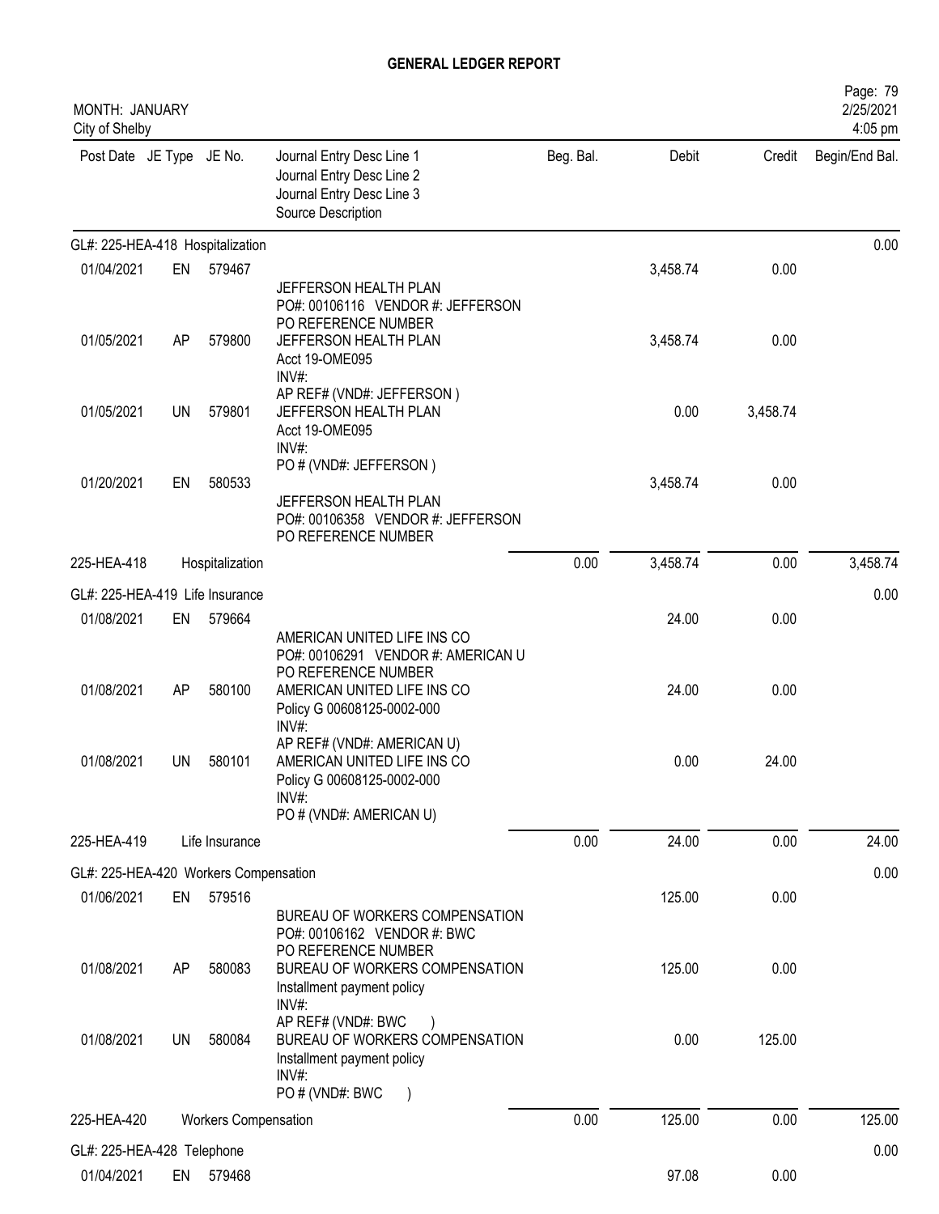# GENERAL LEDGER REPORT

MONTH: JANUARY
City of Shelby

2/25/2021
4:05 pm

| Post Date | JE Type | JE No. | Journal Entry Desc Line 1 / Journal Entry Desc Line 2 / Journal Entry Desc Line 3 / Source Description | Beg. Bal. | Debit | Credit | Begin/End Bal. |
|---|---|---|---|---|---|---|---|
| **GL#: 225-HEA-418 Hospitalization** | | | | | | | 0.00 |
| 01/04/2021 | EN | 579467 | JEFFERSON HEALTH PLAN<br>PO#: 00106116 VENDOR #: JEFFERSON<br>PO REFERENCE NUMBER | | 3,458.74 | 0.00 | |
| 01/05/2021 | AP | 579800 | JEFFERSON HEALTH PLAN<br>Acct 19-OME095<br>INV#:<br>AP REF# (VND#: JEFFERSON ) | | 3,458.74 | 0.00 | |
| 01/05/2021 | UN | 579801 | JEFFERSON HEALTH PLAN<br>Acct 19-OME095<br>INV#:<br>PO # (VND#: JEFFERSON ) | | 0.00 | 3,458.74 | |
| 01/20/2021 | EN | 580533 | JEFFERSON HEALTH PLAN<br>PO#: 00106358 VENDOR #: JEFFERSON<br>PO REFERENCE NUMBER | | 3,458.74 | 0.00 | |
| 225-HEA-418 | | Hospitalization | | 0.00 | 3,458.74 | 0.00 | 3,458.74 |
| **GL#: 225-HEA-419 Life Insurance** | | | | | | | 0.00 |
| 01/08/2021 | EN | 579664 | AMERICAN UNITED LIFE INS CO<br>PO#: 00106291 VENDOR #: AMERICAN U<br>PO REFERENCE NUMBER | | 24.00 | 0.00 | |
| 01/08/2021 | AP | 580100 | AMERICAN UNITED LIFE INS CO<br>Policy G 00608125-0002-000<br>INV#:<br>AP REF# (VND#: AMERICAN U) | | 24.00 | 0.00 | |
| 01/08/2021 | UN | 580101 | AMERICAN UNITED LIFE INS CO<br>Policy G 00608125-0002-000<br>INV#:<br>PO # (VND#: AMERICAN U) | | 0.00 | 24.00 | |
| 225-HEA-419 | | Life Insurance | | 0.00 | 24.00 | 0.00 | 24.00 |
| **GL#: 225-HEA-420 Workers Compensation** | | | | | | | 0.00 |
| 01/06/2021 | EN | 579516 | BUREAU OF WORKERS COMPENSATION<br>PO#: 00106162 VENDOR #: BWC<br>PO REFERENCE NUMBER | | 125.00 | 0.00 | |
| 01/08/2021 | AP | 580083 | BUREAU OF WORKERS COMPENSATION<br>Installment payment policy<br>INV#:<br>AP REF# (VND#: BWC ) | | 125.00 | 0.00 | |
| 01/08/2021 | UN | 580084 | BUREAU OF WORKERS COMPENSATION<br>Installment payment policy<br>INV#:<br>PO # (VND#: BWC ) | | 0.00 | 125.00 | |
| 225-HEA-420 | | Workers Compensation | | 0.00 | 125.00 | 0.00 | 125.00 |
| **GL#: 225-HEA-428 Telephone** | | | | | | | 0.00 |
| 01/04/2021 | EN | 579468 | | | 97.08 | 0.00 | |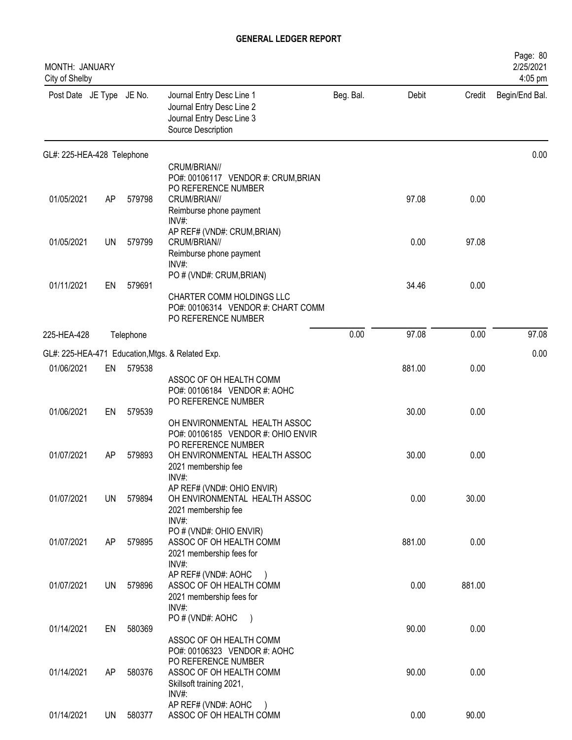# GENERAL LEDGER REPORT

MONTH: JANUARY
City of Shelby

Page: 80
2/25/2021
4:05 pm

| Post Date | JE Type | JE No. | Journal Entry Desc Line 1 / Journal Entry Desc Line 2 / Journal Entry Desc Line 3 / Source Description | Beg. Bal. | Debit | Credit | Begin/End Bal. |
|---|---|---|---|---|---|---|---|
| **GL#: 225-HEA-428 Telephone** | | | | | | | 0.00 |
| | | | CRUM/BRIAN// PO#: 00106117 VENDOR #: CRUM,BRIAN PO REFERENCE NUMBER | | | | |
| 01/05/2021 | AP | 579798 | CRUM/BRIAN// Reimburse phone payment INV#: AP REF# (VND#: CRUM,BRIAN) | | 97.08 | 0.00 | |
| 01/05/2021 | UN | 579799 | CRUM/BRIAN// Reimburse phone payment INV#: PO # (VND#: CRUM,BRIAN) | | 0.00 | 97.08 | |
| 01/11/2021 | EN | 579691 | CHARTER COMM HOLDINGS LLC PO#: 00106314 VENDOR #: CHART COMM PO REFERENCE NUMBER | | 34.46 | 0.00 | |
| 225-HEA-428 | | Telephone | | 0.00 | 97.08 | 0.00 | 97.08 |
| **GL#: 225-HEA-471 Education,Mtgs. & Related Exp.** | | | | | | | 0.00 |
| 01/06/2021 | EN | 579538 | ASSOC OF OH HEALTH COMM PO#: 00106184 VENDOR #: AOHC PO REFERENCE NUMBER | | 881.00 | 0.00 | |
| 01/06/2021 | EN | 579539 | OH ENVIRONMENTAL HEALTH ASSOC PO#: 00106185 VENDOR #: OHIO ENVIR PO REFERENCE NUMBER | | 30.00 | 0.00 | |
| 01/07/2021 | AP | 579893 | OH ENVIRONMENTAL HEALTH ASSOC 2021 membership fee INV#: AP REF# (VND#: OHIO ENVIR) | | 30.00 | 0.00 | |
| 01/07/2021 | UN | 579894 | OH ENVIRONMENTAL HEALTH ASSOC 2021 membership fee INV#: PO # (VND#: OHIO ENVIR) | | 0.00 | 30.00 | |
| 01/07/2021 | AP | 579895 | ASSOC OF OH HEALTH COMM 2021 membership fees for INV#: AP REF# (VND#: AOHC ) | | 881.00 | 0.00 | |
| 01/07/2021 | UN | 579896 | ASSOC OF OH HEALTH COMM 2021 membership fees for INV#: PO # (VND#: AOHC ) | | 0.00 | 881.00 | |
| 01/14/2021 | EN | 580369 | ASSOC OF OH HEALTH COMM PO#: 00106323 VENDOR #: AOHC PO REFERENCE NUMBER | | 90.00 | 0.00 | |
| 01/14/2021 | AP | 580376 | ASSOC OF OH HEALTH COMM Skillsoft training 2021, INV#: AP REF# (VND#: AOHC ) | | 90.00 | 0.00 | |
| 01/14/2021 | UN | 580377 | ASSOC OF OH HEALTH COMM | | 0.00 | 90.00 | |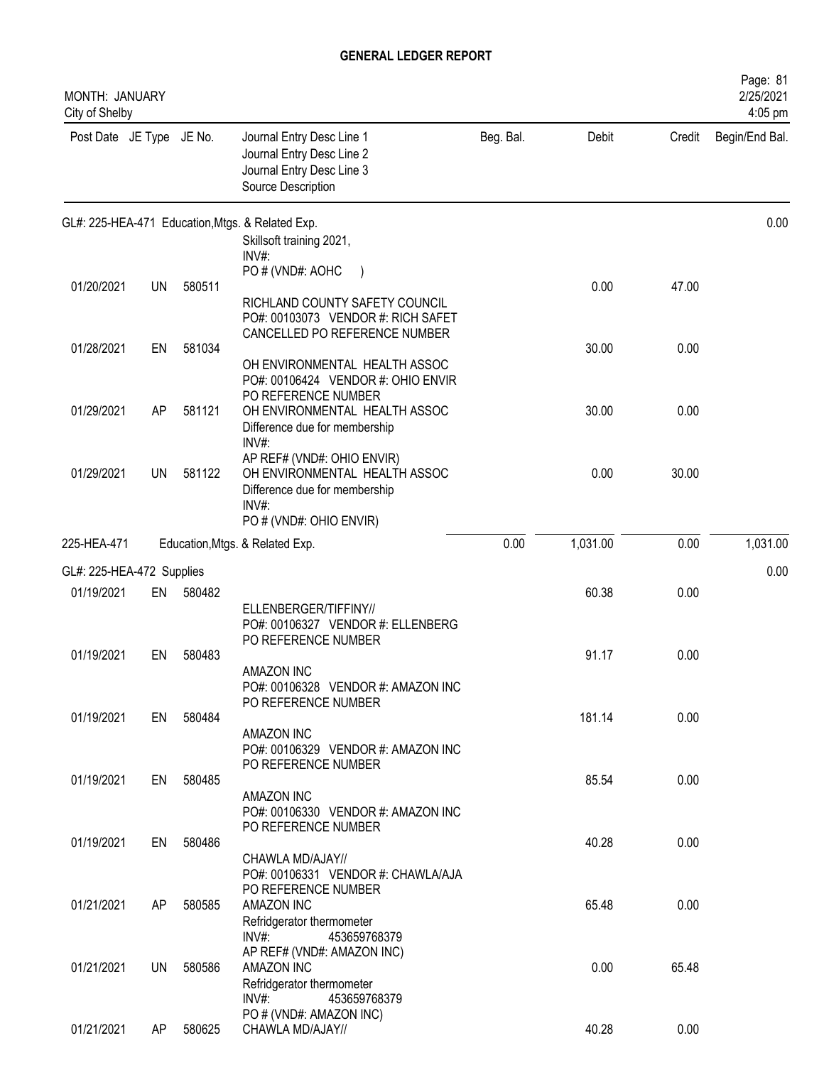# GENERAL LEDGER REPORT

MONTH: JANUARY
City of Shelby

2/25/2021
4:05 pm

| Post Date | JE Type | JE No. | Journal Entry Desc Line 1 / Journal Entry Desc Line 2 / Journal Entry Desc Line 3 / Source Description | Beg. Bal. | Debit | Credit | Begin/End Bal. |
|---|---|---|---|---|---|---|---|
| GL#: 225-HEA-471 Education,Mtgs. & Related Exp. | | | | | | | 0.00 |
| | | | Skillsoft training 2021, INV#: PO # (VND#: AOHC ) | | | | |
| 01/20/2021 | UN | 580511 | RICHLAND COUNTY SAFETY COUNCIL PO#: 00103073 VENDOR #: RICH SAFET CANCELLED PO REFERENCE NUMBER | | 0.00 | 47.00 | |
| 01/28/2021 | EN | 581034 | OH ENVIRONMENTAL HEALTH ASSOC PO#: 00106424 VENDOR #: OHIO ENVIR PO REFERENCE NUMBER | | 30.00 | 0.00 | |
| 01/29/2021 | AP | 581121 | OH ENVIRONMENTAL HEALTH ASSOC Difference due for membership INV#: AP REF# (VND#: OHIO ENVIR) | | 30.00 | 0.00 | |
| 01/29/2021 | UN | 581122 | OH ENVIRONMENTAL HEALTH ASSOC Difference due for membership INV#: PO # (VND#: OHIO ENVIR) | | 0.00 | 30.00 | |
| 225-HEA-471 | | | Education,Mtgs. & Related Exp. | 0.00 | 1,031.00 | 0.00 | 1,031.00 |
| GL#: 225-HEA-472 Supplies | | | | | | | 0.00 |
| 01/19/2021 | EN | 580482 | ELLENBERGER/TIFFINY// PO#: 00106327 VENDOR #: ELLENBERG PO REFERENCE NUMBER | | 60.38 | 0.00 | |
| 01/19/2021 | EN | 580483 | AMAZON INC PO#: 00106328 VENDOR #: AMAZON INC PO REFERENCE NUMBER | | 91.17 | 0.00 | |
| 01/19/2021 | EN | 580484 | AMAZON INC PO#: 00106329 VENDOR #: AMAZON INC PO REFERENCE NUMBER | | 181.14 | 0.00 | |
| 01/19/2021 | EN | 580485 | AMAZON INC PO#: 00106330 VENDOR #: AMAZON INC PO REFERENCE NUMBER | | 85.54 | 0.00 | |
| 01/19/2021 | EN | 580486 | CHAWLA MD/AJAY// PO#: 00106331 VENDOR #: CHAWLA/AJA PO REFERENCE NUMBER | | 40.28 | 0.00 | |
| 01/21/2021 | AP | 580585 | AMAZON INC Refridgerator thermometer INV#: 453659768379 AP REF# (VND#: AMAZON INC) | | 65.48 | 0.00 | |
| 01/21/2021 | UN | 580586 | AMAZON INC Refridgerator thermometer INV#: 453659768379 PO # (VND#: AMAZON INC) | | 0.00 | 65.48 | |
| 01/21/2021 | AP | 580625 | CHAWLA MD/AJAY// | | 40.28 | 0.00 | |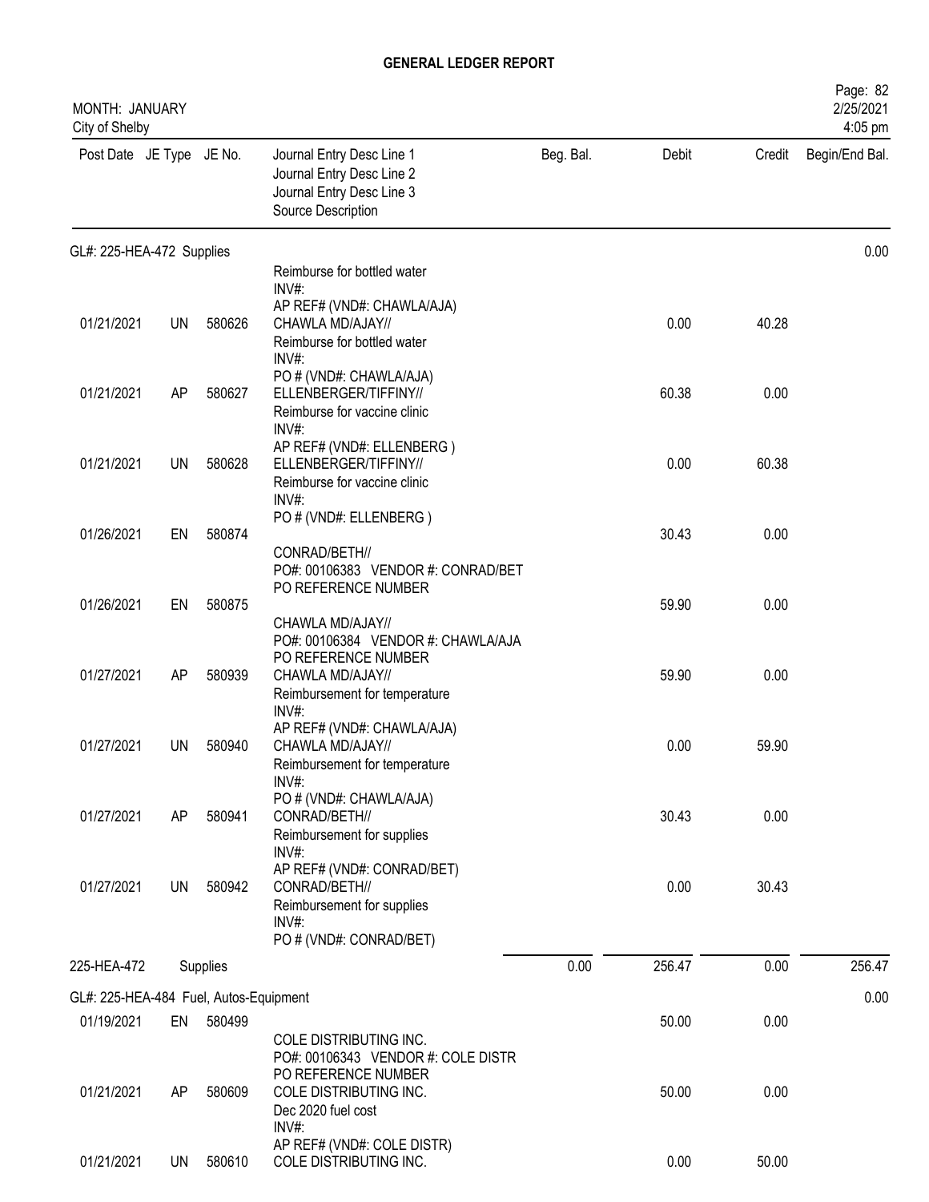# GENERAL LEDGER REPORT

MONTH: JANUARY
City of Shelby

2/25/2021
4:05 pm

| Post Date | JE Type | JE No. | Journal Entry Desc Line 1<br>Journal Entry Desc Line 2<br>Journal Entry Desc Line 3<br>Source Description | Beg. Bal. | Debit | Credit | Begin/End Bal. |
|---|---|---|---|---|---|---|---|
| **GL#: 225-HEA-472 Supplies** | | | | | | | 0.00 |
| | | | Reimburse for bottled water<br>INV#:<br>AP REF# (VND#: CHAWLA/AJA) | | | | |
| 01/21/2021 | UN | 580626 | CHAWLA MD/AJAY//<br>Reimburse for bottled water<br>INV#:<br>PO # (VND#: CHAWLA/AJA) | | 0.00 | 40.28 | |
| 01/21/2021 | AP | 580627 | ELLENBERGER/TIFFINY//<br>Reimburse for vaccine clinic<br>INV#:<br>AP REF# (VND#: ELLENBERG ) | | 60.38 | 0.00 | |
| 01/21/2021 | UN | 580628 | ELLENBERGER/TIFFINY//<br>Reimburse for vaccine clinic<br>INV#:<br>PO # (VND#: ELLENBERG ) | | 0.00 | 60.38 | |
| 01/26/2021 | EN | 580874 | CONRAD/BETH//<br>PO#: 00106383 VENDOR #: CONRAD/BET<br>PO REFERENCE NUMBER | | 30.43 | 0.00 | |
| 01/26/2021 | EN | 580875 | CHAWLA MD/AJAY//<br>PO#: 00106384 VENDOR #: CHAWLA/AJA<br>PO REFERENCE NUMBER | | 59.90 | 0.00 | |
| 01/27/2021 | AP | 580939 | CHAWLA MD/AJAY//<br>Reimbursement for temperature<br>INV#:<br>AP REF# (VND#: CHAWLA/AJA) | | 59.90 | 0.00 | |
| 01/27/2021 | UN | 580940 | CHAWLA MD/AJAY//<br>Reimbursement for temperature<br>INV#:<br>PO # (VND#: CHAWLA/AJA) | | 0.00 | 59.90 | |
| 01/27/2021 | AP | 580941 | CONRAD/BETH//<br>Reimbursement for supplies<br>INV#:<br>AP REF# (VND#: CONRAD/BET) | | 30.43 | 0.00 | |
| 01/27/2021 | UN | 580942 | CONRAD/BETH//<br>Reimbursement for supplies<br>INV#:<br>PO # (VND#: CONRAD/BET) | | 0.00 | 30.43 | |
| **225-HEA-472** | | **Supplies** | | 0.00 | 256.47 | 0.00 | 256.47 |
| **GL#: 225-HEA-484 Fuel, Autos-Equipment** | | | | | | | 0.00 |
| 01/19/2021 | EN | 580499 | COLE DISTRIBUTING INC.<br>PO#: 00106343 VENDOR #: COLE DISTR<br>PO REFERENCE NUMBER | | 50.00 | 0.00 | |
| 01/21/2021 | AP | 580609 | COLE DISTRIBUTING INC.<br>Dec 2020 fuel cost<br>INV#:<br>AP REF# (VND#: COLE DISTR) | | 50.00 | 0.00 | |
| 01/21/2021 | UN | 580610 | COLE DISTRIBUTING INC. | | 0.00 | 50.00 | |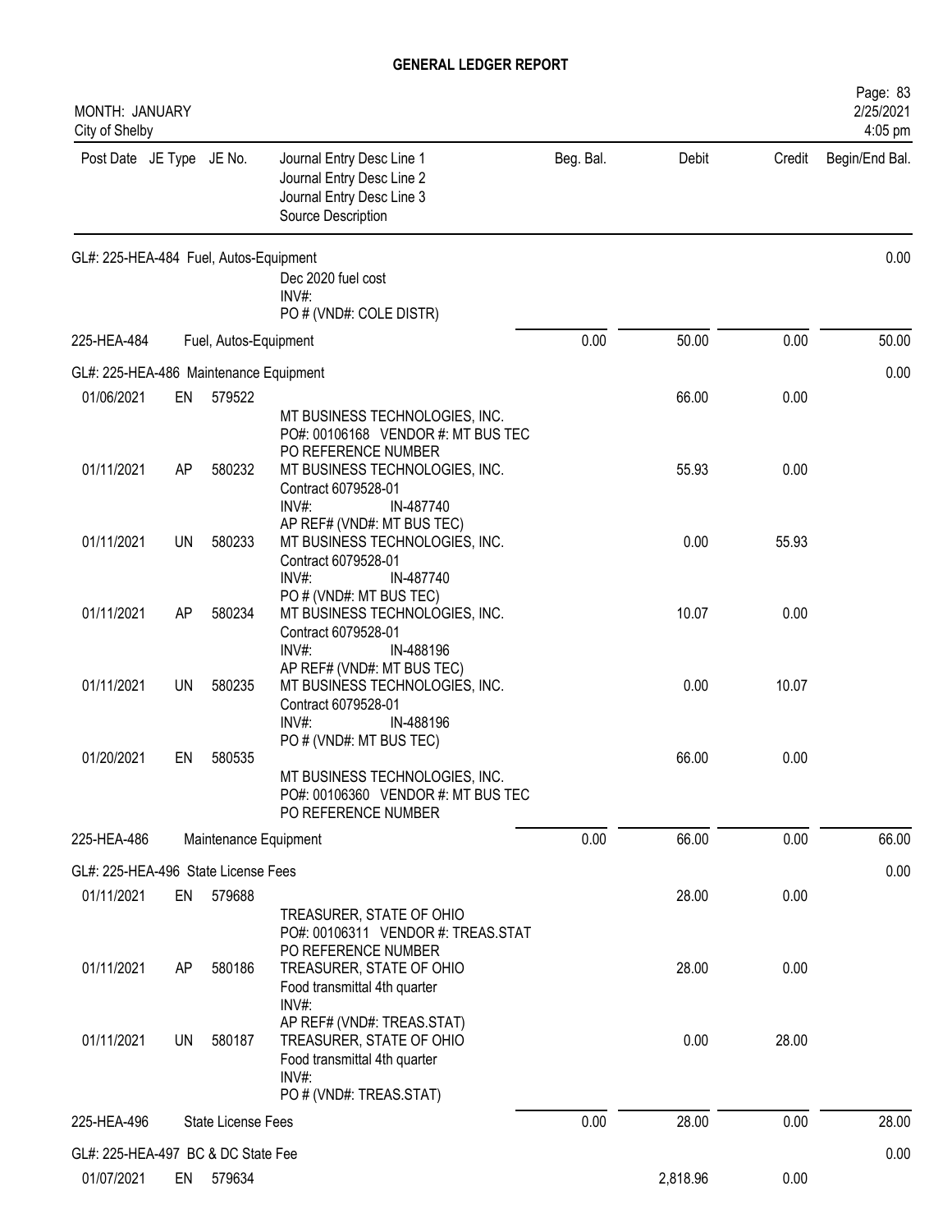**GENERAL LEDGER REPORT**

MONTH: JANUARY
City of Shelby

2/25/2021
4:05 pm

| Post Date | JE Type | JE No. | Journal Entry Desc Line 1 / Journal Entry Desc Line 2 / Journal Entry Desc Line 3 / Source Description | Beg. Bal. | Debit | Credit | Begin/End Bal. |
|---|---|---|---|---|---|---|---|
| GL#: 225-HEA-484 Fuel, Autos-Equipment | | | | | | | 0.00 |
| | | | Dec 2020 fuel cost<br>INV#:<br>PO # (VND#: COLE DISTR) | | | | |
| 225-HEA-484 | | | Fuel, Autos-Equipment | 0.00 | 50.00 | 0.00 | 50.00 |
| GL#: 225-HEA-486 Maintenance Equipment | | | | | | | 0.00 |
| 01/06/2021 | EN | 579522 | MT BUSINESS TECHNOLOGIES, INC.<br>PO#: 00106168 VENDOR #: MT BUS TEC<br>PO REFERENCE NUMBER | | 66.00 | 0.00 | |
| 01/11/2021 | AP | 580232 | MT BUSINESS TECHNOLOGIES, INC.<br>Contract 6079528-01<br>INV#: IN-487740<br>AP REF# (VND#: MT BUS TEC) | | 55.93 | 0.00 | |
| 01/11/2021 | UN | 580233 | MT BUSINESS TECHNOLOGIES, INC.<br>Contract 6079528-01<br>INV#: IN-487740<br>PO # (VND#: MT BUS TEC) | | 0.00 | 55.93 | |
| 01/11/2021 | AP | 580234 | MT BUSINESS TECHNOLOGIES, INC.<br>Contract 6079528-01<br>INV#: IN-488196<br>AP REF# (VND#: MT BUS TEC) | | 10.07 | 0.00 | |
| 01/11/2021 | UN | 580235 | MT BUSINESS TECHNOLOGIES, INC.<br>Contract 6079528-01<br>INV#: IN-488196<br>PO # (VND#: MT BUS TEC) | | 0.00 | 10.07 | |
| 01/20/2021 | EN | 580535 | MT BUSINESS TECHNOLOGIES, INC.<br>PO#: 00106360 VENDOR #: MT BUS TEC<br>PO REFERENCE NUMBER | | 66.00 | 0.00 | |
| 225-HEA-486 | | | Maintenance Equipment | 0.00 | 66.00 | 0.00 | 66.00 |
| GL#: 225-HEA-496 State License Fees | | | | | | | 0.00 |
| 01/11/2021 | EN | 579688 | TREASURER, STATE OF OHIO<br>PO#: 00106311 VENDOR #: TREAS.STAT<br>PO REFERENCE NUMBER | | 28.00 | 0.00 | |
| 01/11/2021 | AP | 580186 | TREASURER, STATE OF OHIO<br>Food transmittal 4th quarter<br>INV#:<br>AP REF# (VND#: TREAS.STAT) | | 28.00 | 0.00 | |
| 01/11/2021 | UN | 580187 | TREASURER, STATE OF OHIO<br>Food transmittal 4th quarter<br>INV#:<br>PO # (VND#: TREAS.STAT) | | 0.00 | 28.00 | |
| 225-HEA-496 | | | State License Fees | 0.00 | 28.00 | 0.00 | 28.00 |
| GL#: 225-HEA-497 BC & DC State Fee | | | | | | | 0.00 |
| 01/07/2021 | EN | 579634 | | | 2,818.96 | 0.00 | |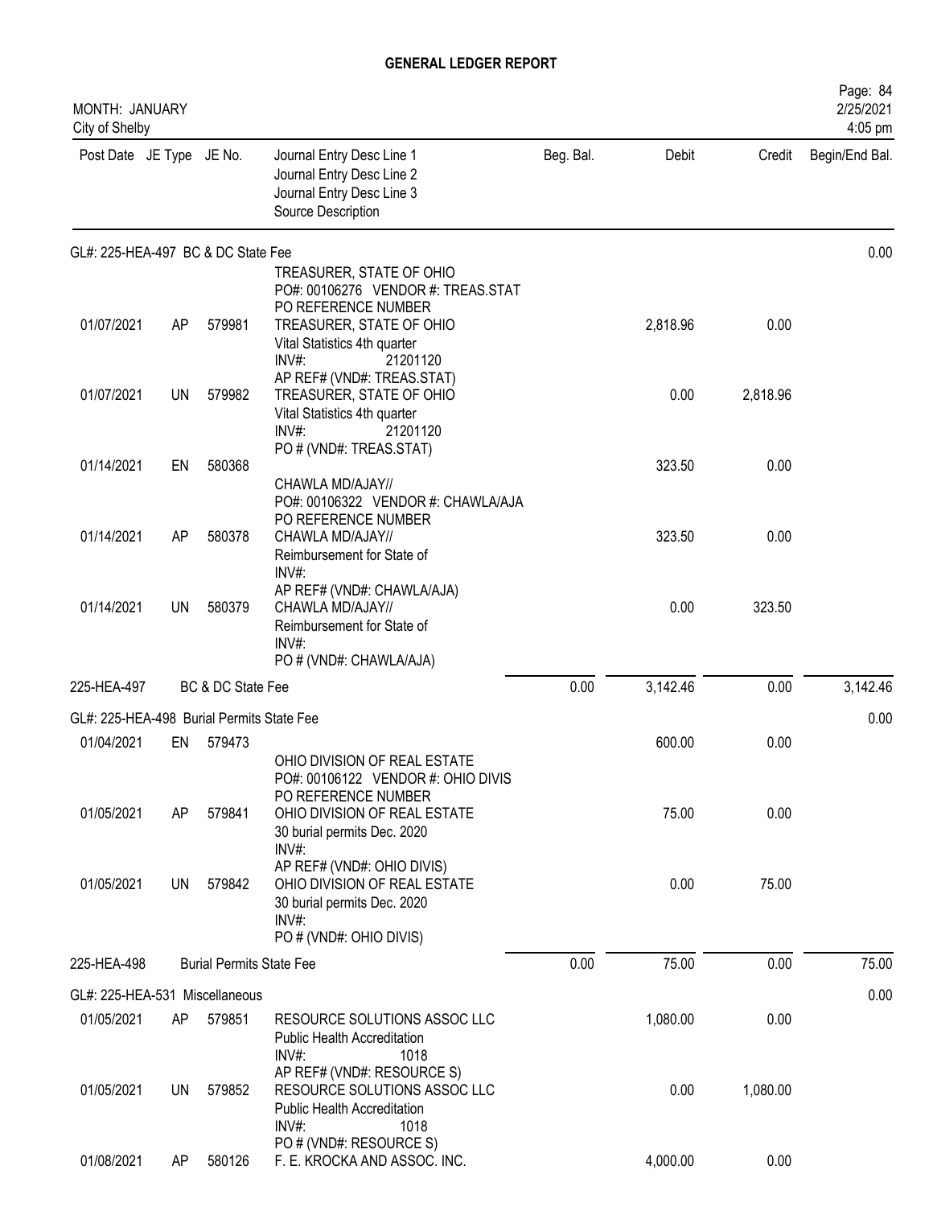# GENERAL LEDGER REPORT

MONTH: JANUARY
City of Shelby

2/25/2021
4:05 pm

| Post Date | JE Type | JE No. | Journal Entry Desc Line 1<br>Journal Entry Desc Line 2<br>Journal Entry Desc Line 3<br>Source Description | Beg. Bal. | Debit | Credit | Begin/End Bal. |
|---|---|---|---|---|---|---|---|
| **GL#: 225-HEA-497 BC & DC State Fee** | | | | | | | 0.00 |
| 01/07/2021 | AP | 579981 | TREASURER, STATE OF OHIO<br>PO#: 00106276 VENDOR #: TREAS.STAT<br>PO REFERENCE NUMBER<br>TREASURER, STATE OF OHIO<br>Vital Statistics 4th quarter<br>INV#: 21201120<br>AP REF# (VND#: TREAS.STAT) | | 2,818.96 | 0.00 | |
| 01/07/2021 | UN | 579982 | TREASURER, STATE OF OHIO<br>Vital Statistics 4th quarter<br>INV#: 21201120<br>PO # (VND#: TREAS.STAT) | | 0.00 | 2,818.96 | |
| 01/14/2021 | EN | 580368 | | | 323.50 | 0.00 | |
| 01/14/2021 | AP | 580378 | CHAWLA MD/AJAY//<br>PO#: 00106322 VENDOR #: CHAWLA/AJA<br>PO REFERENCE NUMBER<br>CHAWLA MD/AJAY//<br>Reimbursement for State of<br>INV#:<br>AP REF# (VND#: CHAWLA/AJA) | | 323.50 | 0.00 | |
| 01/14/2021 | UN | 580379 | CHAWLA MD/AJAY//<br>Reimbursement for State of<br>INV#:<br>PO # (VND#: CHAWLA/AJA) | | 0.00 | 323.50 | |
| **225-HEA-497** | | | **BC & DC State Fee** | 0.00 | 3,142.46 | 0.00 | 3,142.46 |
| **GL#: 225-HEA-498 Burial Permits State Fee** | | | | | | | 0.00 |
| 01/04/2021 | EN | 579473 | | | 600.00 | 0.00 | |
| 01/05/2021 | AP | 579841 | OHIO DIVISION OF REAL ESTATE<br>PO#: 00106122 VENDOR #: OHIO DIVIS<br>PO REFERENCE NUMBER<br>OHIO DIVISION OF REAL ESTATE<br>30 burial permits Dec. 2020<br>INV#:<br>AP REF# (VND#: OHIO DIVIS) | | 75.00 | 0.00 | |
| 01/05/2021 | UN | 579842 | OHIO DIVISION OF REAL ESTATE<br>30 burial permits Dec. 2020<br>INV#:<br>PO # (VND#: OHIO DIVIS) | | 0.00 | 75.00 | |
| **225-HEA-498** | | | **Burial Permits State Fee** | 0.00 | 75.00 | 0.00 | 75.00 |
| **GL#: 225-HEA-531 Miscellaneous** | | | | | | | 0.00 |
| 01/05/2021 | AP | 579851 | RESOURCE SOLUTIONS ASSOC LLC<br>Public Health Accreditation<br>INV#: 1018<br>AP REF# (VND#: RESOURCE S) | | 1,080.00 | 0.00 | |
| 01/05/2021 | UN | 579852 | RESOURCE SOLUTIONS ASSOC LLC<br>Public Health Accreditation<br>INV#: 1018<br>PO # (VND#: RESOURCE S) | | 0.00 | 1,080.00 | |
| 01/08/2021 | AP | 580126 | F. E. KROCKA AND ASSOC. INC. | | 4,000.00 | 0.00 | |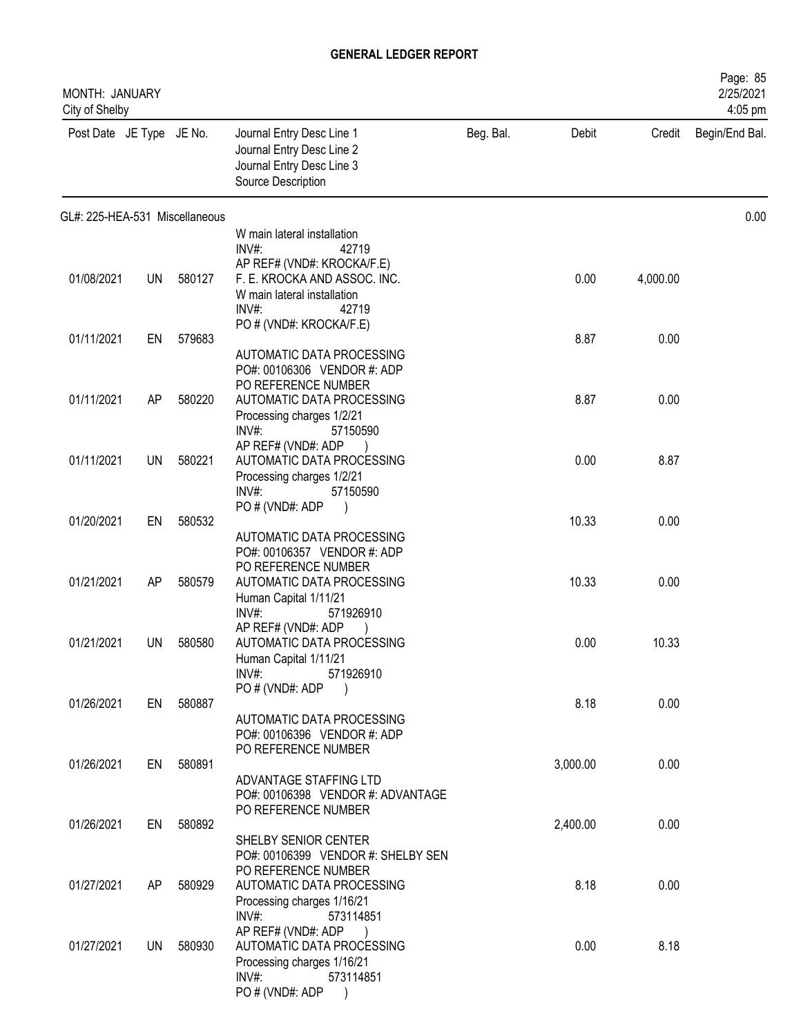# GENERAL LEDGER REPORT

MONTH: JANUARY
City of Shelby

Page: 85
2/25/2021
4:05 pm

| Post Date | JE Type | JE No. | Journal Entry Desc Line 1<br>Journal Entry Desc Line 2<br>Journal Entry Desc Line 3<br>Source Description | Beg. Bal. | Debit | Credit | Begin/End Bal. |
|---|---|---|---|---|---|---|---|
| GL#: 225-HEA-531 Miscellaneous | | | | | | | 0.00 |
| | | | W main lateral installation<br>INV#: 42719<br>AP REF# (VND#: KROCKA/F.E) | | | | |
| 01/08/2021 | UN | 580127 | F. E. KROCKA AND ASSOC. INC.<br>W main lateral installation<br>INV#: 42719<br>PO # (VND#: KROCKA/F.E) | | 0.00 | 4,000.00 | |
| 01/11/2021 | EN | 579683 | AUTOMATIC DATA PROCESSING<br>PO#: 00106306 VENDOR #: ADP<br>PO REFERENCE NUMBER | | 8.87 | 0.00 | |
| 01/11/2021 | AP | 580220 | AUTOMATIC DATA PROCESSING<br>Processing charges 1/2/21<br>INV#: 57150590<br>AP REF# (VND#: ADP ) | | 8.87 | 0.00 | |
| 01/11/2021 | UN | 580221 | AUTOMATIC DATA PROCESSING<br>Processing charges 1/2/21<br>INV#: 57150590<br>PO # (VND#: ADP ) | | 0.00 | 8.87 | |
| 01/20/2021 | EN | 580532 | AUTOMATIC DATA PROCESSING<br>PO#: 00106357 VENDOR #: ADP<br>PO REFERENCE NUMBER | | 10.33 | 0.00 | |
| 01/21/2021 | AP | 580579 | AUTOMATIC DATA PROCESSING<br>Human Capital 1/11/21<br>INV#: 571926910<br>AP REF# (VND#: ADP ) | | 10.33 | 0.00 | |
| 01/21/2021 | UN | 580580 | AUTOMATIC DATA PROCESSING<br>Human Capital 1/11/21<br>INV#: 571926910<br>PO # (VND#: ADP ) | | 0.00 | 10.33 | |
| 01/26/2021 | EN | 580887 | AUTOMATIC DATA PROCESSING<br>PO#: 00106396 VENDOR #: ADP<br>PO REFERENCE NUMBER | | 8.18 | 0.00 | |
| 01/26/2021 | EN | 580891 | ADVANTAGE STAFFING LTD<br>PO#: 00106398 VENDOR #: ADVANTAGE<br>PO REFERENCE NUMBER | | 3,000.00 | 0.00 | |
| 01/26/2021 | EN | 580892 | SHELBY SENIOR CENTER<br>PO#: 00106399 VENDOR #: SHELBY SEN<br>PO REFERENCE NUMBER | | 2,400.00 | 0.00 | |
| 01/27/2021 | AP | 580929 | AUTOMATIC DATA PROCESSING<br>Processing charges 1/16/21<br>INV#: 573114851<br>AP REF# (VND#: ADP ) | | 8.18 | 0.00 | |
| 01/27/2021 | UN | 580930 | AUTOMATIC DATA PROCESSING<br>Processing charges 1/16/21<br>INV#: 573114851<br>PO # (VND#: ADP ) | | 0.00 | 8.18 | |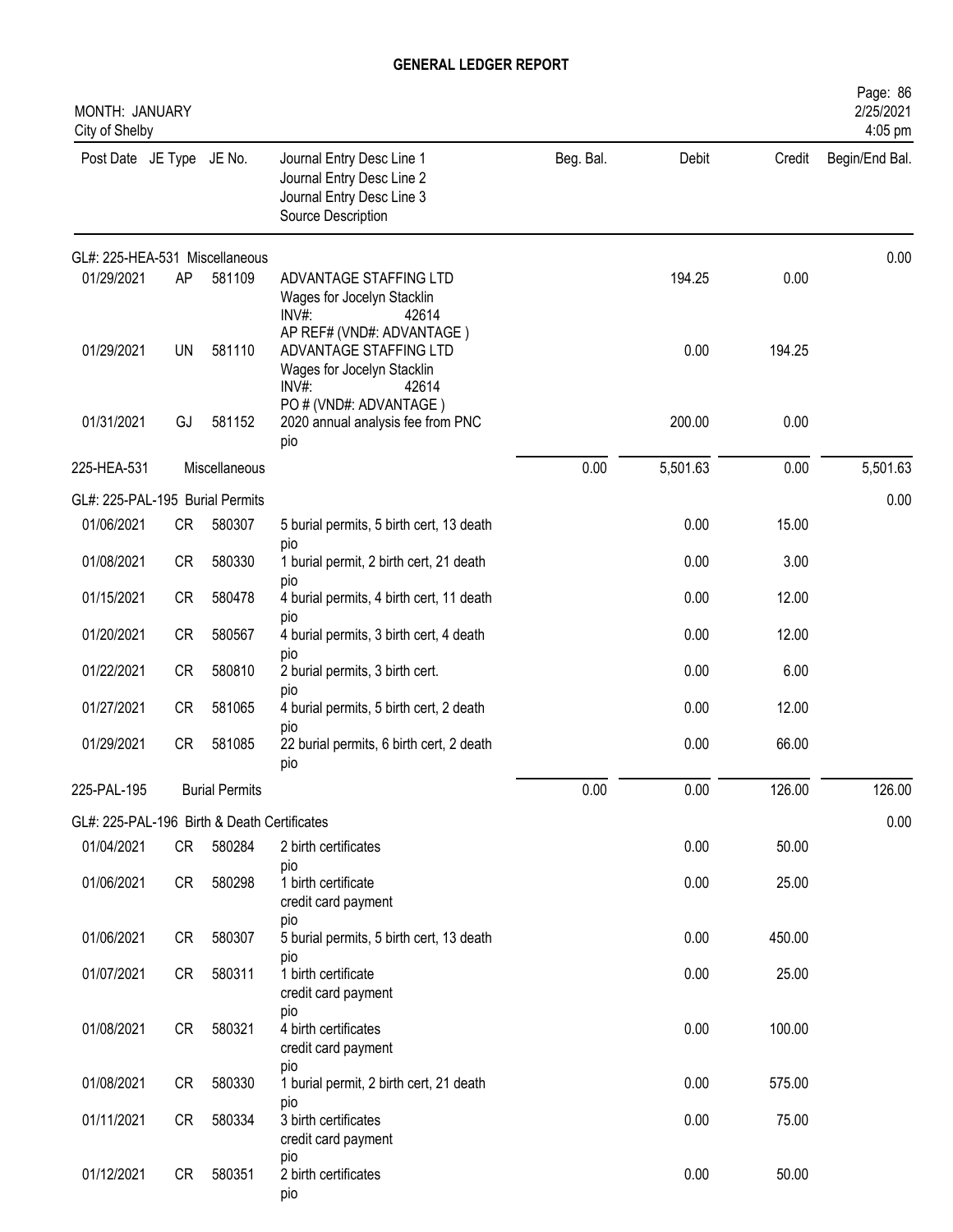# GENERAL LEDGER REPORT

MONTH: JANUARY
City of Shelby

2/25/2021
4:05 pm

| Post Date | JE Type | JE No. | Journal Entry Desc Line 1 / Journal Entry Desc Line 2 / Journal Entry Desc Line 3 / Source Description | Beg. Bal. | Debit | Credit | Begin/End Bal. |
|---|---|---|---|---|---|---|---|
| GL#: 225-HEA-531 Miscellaneous | | | | | | | 0.00 |
| 01/29/2021 | AP | 581109 | ADVANTAGE STAFFING LTD<br>Wages for Jocelyn Stacklin<br>INV#: 42614<br>AP REF# (VND#: ADVANTAGE ) | | 194.25 | 0.00 | |
| 01/29/2021 | UN | 581110 | ADVANTAGE STAFFING LTD<br>Wages for Jocelyn Stacklin<br>INV#: 42614<br>PO # (VND#: ADVANTAGE ) | | 0.00 | 194.25 | |
| 01/31/2021 | GJ | 581152 | 2020 annual analysis fee from PNC<br>pio | | 200.00 | 0.00 | |
| 225-HEA-531 | | Miscellaneous | | 0.00 | 5,501.63 | 0.00 | 5,501.63 |
| GL#: 225-PAL-195 Burial Permits | | | | | | | 0.00 |
| 01/06/2021 | CR | 580307 | 5 burial permits, 5 birth cert, 13 death<br>pio | | 0.00 | 15.00 | |
| 01/08/2021 | CR | 580330 | 1 burial permit, 2 birth cert, 21 death<br>pio | | 0.00 | 3.00 | |
| 01/15/2021 | CR | 580478 | 4 burial permits, 4 birth cert, 11 death<br>pio | | 0.00 | 12.00 | |
| 01/20/2021 | CR | 580567 | 4 burial permits, 3 birth cert, 4 death<br>pio | | 0.00 | 12.00 | |
| 01/22/2021 | CR | 580810 | 2 burial permits, 3 birth cert.<br>pio | | 0.00 | 6.00 | |
| 01/27/2021 | CR | 581065 | 4 burial permits, 5 birth cert, 2 death<br>pio | | 0.00 | 12.00 | |
| 01/29/2021 | CR | 581085 | 22 burial permits, 6 birth cert, 2 death<br>pio | | 0.00 | 66.00 | |
| 225-PAL-195 | | Burial Permits | | 0.00 | 0.00 | 126.00 | 126.00 |
| GL#: 225-PAL-196 Birth & Death Certificates | | | | | | | 0.00 |
| 01/04/2021 | CR | 580284 | 2 birth certificates<br>pio | | 0.00 | 50.00 | |
| 01/06/2021 | CR | 580298 | 1 birth certificate<br>credit card payment<br>pio | | 0.00 | 25.00 | |
| 01/06/2021 | CR | 580307 | 5 burial permits, 5 birth cert, 13 death<br>pio | | 0.00 | 450.00 | |
| 01/07/2021 | CR | 580311 | 1 birth certificate<br>credit card payment<br>pio | | 0.00 | 25.00 | |
| 01/08/2021 | CR | 580321 | 4 birth certificates<br>credit card payment<br>pio | | 0.00 | 100.00 | |
| 01/08/2021 | CR | 580330 | 1 burial permit, 2 birth cert, 21 death<br>pio | | 0.00 | 575.00 | |
| 01/11/2021 | CR | 580334 | 3 birth certificates<br>credit card payment<br>pio | | 0.00 | 75.00 | |
| 01/12/2021 | CR | 580351 | 2 birth certificates<br>pio | | 0.00 | 50.00 | |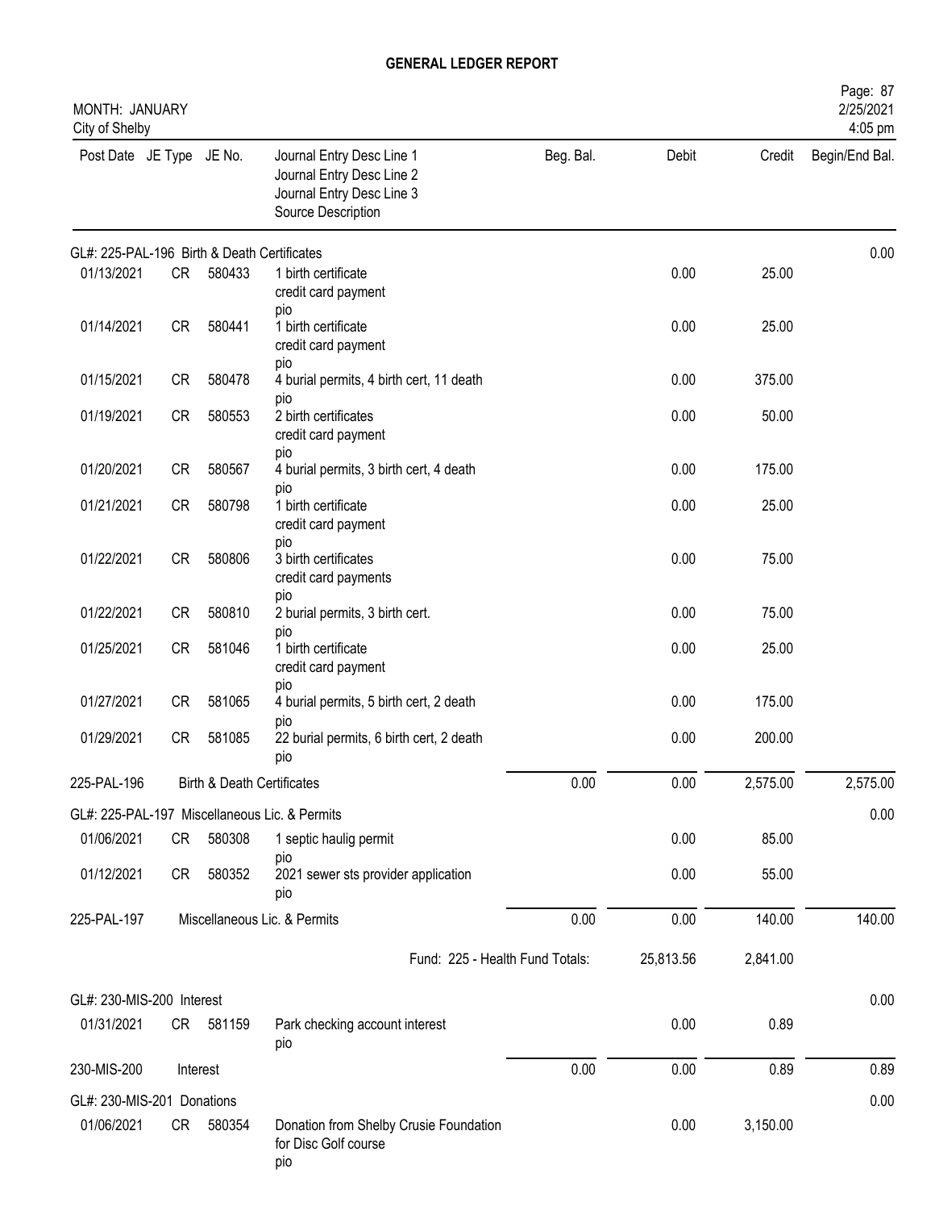# GENERAL LEDGER REPORT

MONTH: JANUARY
City of Shelby

2/25/2021
4:05 pm

| Post Date | JE Type | JE No. | Journal Entry Desc Line 1 / Journal Entry Desc Line 2 / Journal Entry Desc Line 3 / Source Description | Beg. Bal. | Debit | Credit | Begin/End Bal. |
|---|---|---|---|---|---|---|---|
| GL#: 225-PAL-196 Birth & Death Certificates | | | | | | | 0.00 |
| 01/13/2021 | CR | 580433 | 1 birth certificate<br>credit card payment<br>pio | | 0.00 | 25.00 | |
| 01/14/2021 | CR | 580441 | 1 birth certificate<br>credit card payment<br>pio | | 0.00 | 25.00 | |
| 01/15/2021 | CR | 580478 | 4 burial permits, 4 birth cert, 11 death<br>pio | | 0.00 | 375.00 | |
| 01/19/2021 | CR | 580553 | 2 birth certificates<br>credit card payment<br>pio | | 0.00 | 50.00 | |
| 01/20/2021 | CR | 580567 | 4 burial permits, 3 birth cert, 4 death<br>pio | | 0.00 | 175.00 | |
| 01/21/2021 | CR | 580798 | 1 birth certificate<br>credit card payment<br>pio | | 0.00 | 25.00 | |
| 01/22/2021 | CR | 580806 | 3 birth certificates<br>credit card payments<br>pio | | 0.00 | 75.00 | |
| 01/22/2021 | CR | 580810 | 2 burial permits, 3 birth cert.<br>pio | | 0.00 | 75.00 | |
| 01/25/2021 | CR | 581046 | 1 birth certificate<br>credit card payment<br>pio | | 0.00 | 25.00 | |
| 01/27/2021 | CR | 581065 | 4 burial permits, 5 birth cert, 2 death<br>pio | | 0.00 | 175.00 | |
| 01/29/2021 | CR | 581085 | 22 burial permits, 6 birth cert, 2 death<br>pio | | 0.00 | 200.00 | |
| 225-PAL-196 | | | Birth & Death Certificates | 0.00 | 0.00 | 2,575.00 | 2,575.00 |
| GL#: 225-PAL-197 Miscellaneous Lic. & Permits | | | | | | | 0.00 |
| 01/06/2021 | CR | 580308 | 1 septic haulig permit<br>pio | | 0.00 | 85.00 | |
| 01/12/2021 | CR | 580352 | 2021 sewer sts provider application<br>pio | | 0.00 | 55.00 | |
| 225-PAL-197 | | | Miscellaneous Lic. & Permits | 0.00 | 0.00 | 140.00 | 140.00 |
| | | | | Fund: 225 - Health Fund Totals: | 25,813.56 | 2,841.00 | |
| GL#: 230-MIS-200 Interest | | | | | | | 0.00 |
| 01/31/2021 | CR | 581159 | Park checking account interest<br>pio | | 0.00 | 0.89 | |
| 230-MIS-200 | | | Interest | 0.00 | 0.00 | 0.89 | 0.89 |
| GL#: 230-MIS-201 Donations | | | | | | | 0.00 |
| 01/06/2021 | CR | 580354 | Donation from Shelby Crusie Foundation<br>for Disc Golf course<br>pio | | 0.00 | 3,150.00 | |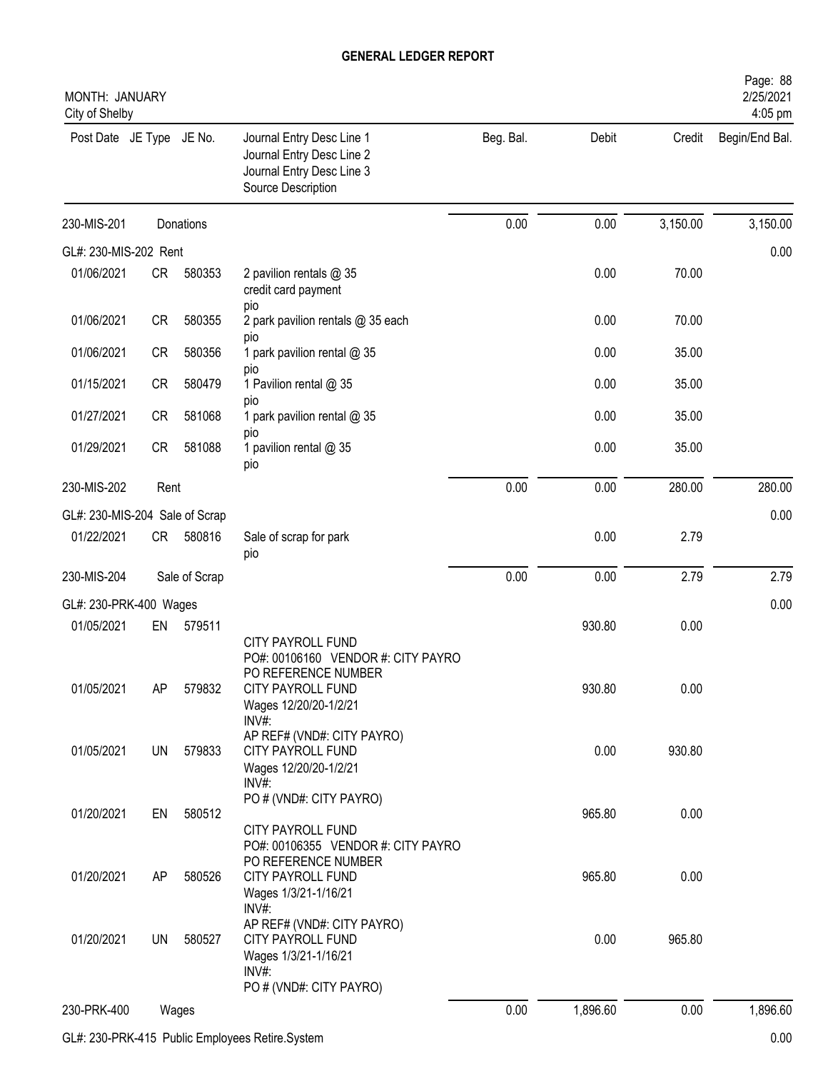# GENERAL LEDGER REPORT

MONTH: JANUARY
City of Shelby

2/25/2021
4:05 pm

| Post Date | JE Type | JE No. | Journal Entry Desc Line 1 / Journal Entry Desc Line 2 / Journal Entry Desc Line 3 / Source Description | Beg. Bal. | Debit | Credit | Begin/End Bal. |
|---|---|---|---|---|---|---|---|
| 230-MIS-201 | | Donations | | 0.00 | 0.00 | 3,150.00 | 3,150.00 |
| GL#: 230-MIS-202 Rent | | | | | | | 0.00 |
| 01/06/2021 | CR | 580353 | 2 pavilion rentals @ 35 credit card payment pio | | 0.00 | 70.00 | |
| 01/06/2021 | CR | 580355 | 2 park pavilion rentals @ 35 each pio | | 0.00 | 70.00 | |
| 01/06/2021 | CR | 580356 | 1 park pavilion rental @ 35 pio | | 0.00 | 35.00 | |
| 01/15/2021 | CR | 580479 | 1 Pavilion rental @ 35 pio | | 0.00 | 35.00 | |
| 01/27/2021 | CR | 581068 | 1 park pavilion rental @ 35 pio | | 0.00 | 35.00 | |
| 01/29/2021 | CR | 581088 | 1 pavilion rental @ 35 pio | | 0.00 | 35.00 | |
| 230-MIS-202 | | Rent | | 0.00 | 0.00 | 280.00 | 280.00 |
| GL#: 230-MIS-204 Sale of Scrap | | | | | | | 0.00 |
| 01/22/2021 | CR | 580816 | Sale of scrap for park pio | | 0.00 | 2.79 | |
| 230-MIS-204 | | Sale of Scrap | | 0.00 | 0.00 | 2.79 | 2.79 |
| GL#: 230-PRK-400 Wages | | | | | | | 0.00 |
| 01/05/2021 | EN | 579511 | CITY PAYROLL FUND PO#: 00106160 VENDOR #: CITY PAYRO PO REFERENCE NUMBER | | 930.80 | 0.00 | |
| 01/05/2021 | AP | 579832 | CITY PAYROLL FUND Wages 12/20/20-1/2/21 INV#: AP REF# (VND#: CITY PAYRO) | | 930.80 | 0.00 | |
| 01/05/2021 | UN | 579833 | CITY PAYROLL FUND Wages 12/20/20-1/2/21 INV#: PO # (VND#: CITY PAYRO) | | 0.00 | 930.80 | |
| 01/20/2021 | EN | 580512 | CITY PAYROLL FUND PO#: 00106355 VENDOR #: CITY PAYRO PO REFERENCE NUMBER | | 965.80 | 0.00 | |
| 01/20/2021 | AP | 580526 | CITY PAYROLL FUND Wages 1/3/21-1/16/21 INV#: AP REF# (VND#: CITY PAYRO) | | 965.80 | 0.00 | |
| 01/20/2021 | UN | 580527 | CITY PAYROLL FUND Wages 1/3/21-1/16/21 INV#: PO # (VND#: CITY PAYRO) | | 0.00 | 965.80 | |
| 230-PRK-400 | | Wages | | 0.00 | 1,896.60 | 0.00 | 1,896.60 |
| GL#: 230-PRK-415 Public Employees Retire.System | | | | | | | 0.00 |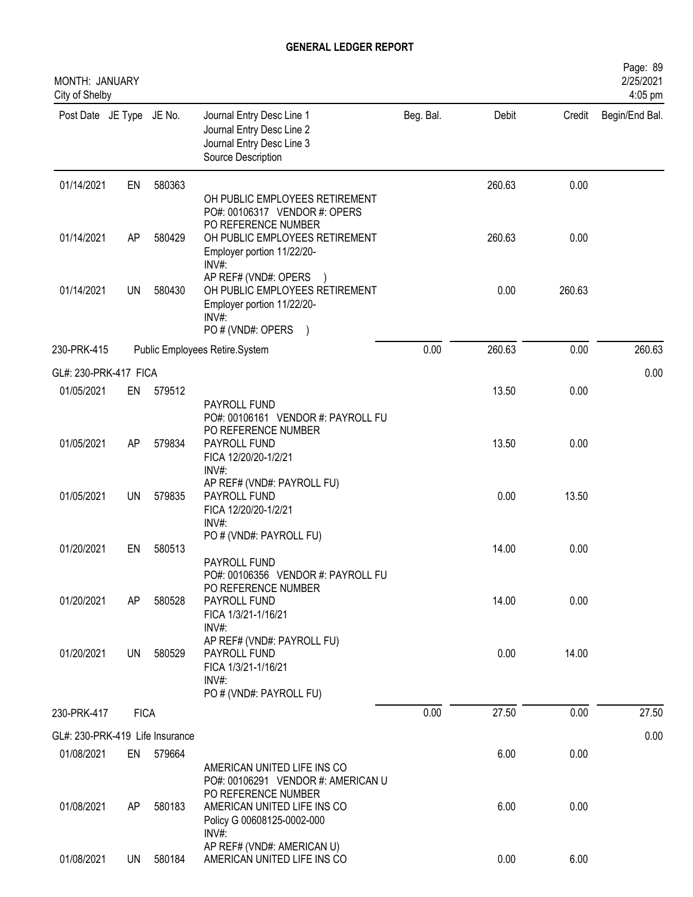# GENERAL LEDGER REPORT

MONTH: JANUARY
City of Shelby

| Post Date | JE Type | JE No. | Journal Entry Desc Line 1<br>Journal Entry Desc Line 2<br>Journal Entry Desc Line 3<br>Source Description | Beg. Bal. | Debit | Credit | Begin/End Bal. |
|---|---|---|---|---|---|---|---|
| 01/14/2021 | EN | 580363 | OH PUBLIC EMPLOYEES RETIREMENT<br>PO#: 00106317 VENDOR #: OPERS<br>PO REFERENCE NUMBER | | 260.63 | 0.00 | |
| 01/14/2021 | AP | 580429 | OH PUBLIC EMPLOYEES RETIREMENT<br>Employer portion 11/22/20-<br>INV#:<br>AP REF# (VND#: OPERS ) | | 260.63 | 0.00 | |
| 01/14/2021 | UN | 580430 | OH PUBLIC EMPLOYEES RETIREMENT<br>Employer portion 11/22/20-<br>INV#:<br>PO # (VND#: OPERS ) | | 0.00 | 260.63 | |
| 230-PRK-415 | | | Public Employees Retire.System | 0.00 | 260.63 | 0.00 | 260.63 |
| GL#: 230-PRK-417 FICA | | | | | | | 0.00 |
| 01/05/2021 | EN | 579512 | PAYROLL FUND<br>PO#: 00106161 VENDOR #: PAYROLL FU<br>PO REFERENCE NUMBER | | 13.50 | 0.00 | |
| 01/05/2021 | AP | 579834 | PAYROLL FUND<br>FICA 12/20/20-1/2/21<br>INV#:<br>AP REF# (VND#: PAYROLL FU) | | 13.50 | 0.00 | |
| 01/05/2021 | UN | 579835 | PAYROLL FUND<br>FICA 12/20/20-1/2/21<br>INV#:<br>PO # (VND#: PAYROLL FU) | | 0.00 | 13.50 | |
| 01/20/2021 | EN | 580513 | PAYROLL FUND<br>PO#: 00106356 VENDOR #: PAYROLL FU<br>PO REFERENCE NUMBER | | 14.00 | 0.00 | |
| 01/20/2021 | AP | 580528 | PAYROLL FUND<br>FICA 1/3/21-1/16/21<br>INV#:<br>AP REF# (VND#: PAYROLL FU) | | 14.00 | 0.00 | |
| 01/20/2021 | UN | 580529 | PAYROLL FUND<br>FICA 1/3/21-1/16/21<br>INV#:<br>PO # (VND#: PAYROLL FU) | | 0.00 | 14.00 | |
| 230-PRK-417 | FICA | | | 0.00 | 27.50 | 0.00 | 27.50 |
| GL#: 230-PRK-419 Life Insurance | | | | | | | 0.00 |
| 01/08/2021 | EN | 579664 | AMERICAN UNITED LIFE INS CO<br>PO#: 00106291 VENDOR #: AMERICAN U<br>PO REFERENCE NUMBER | | 6.00 | 0.00 | |
| 01/08/2021 | AP | 580183 | AMERICAN UNITED LIFE INS CO<br>Policy G 00608125-0002-000<br>INV#:<br>AP REF# (VND#: AMERICAN U) | | 6.00 | 0.00 | |
| 01/08/2021 | UN | 580184 | AMERICAN UNITED LIFE INS CO | | 0.00 | 6.00 | |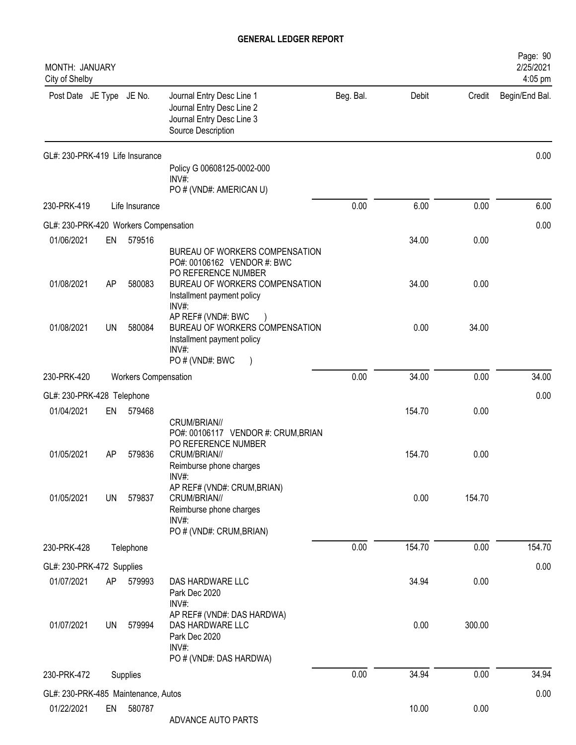## GENERAL LEDGER REPORT

MONTH: JANUARY
City of Shelby

2/25/2021
4:05 pm

| Post Date | JE Type | JE No. | Journal Entry Desc Line 1 / Journal Entry Desc Line 2 / Journal Entry Desc Line 3 / Source Description | Beg. Bal. | Debit | Credit | Begin/End Bal. |
|---|---|---|---|---|---|---|---|
| GL#: 230-PRK-419 Life Insurance | | | | | | | 0.00 |
| | | | Policy G 00608125-0002-000<br>INV#:<br>PO # (VND#: AMERICAN U) | | | | |
| 230-PRK-419 | | Life Insurance | | 0.00 | 6.00 | 0.00 | 6.00 |
| GL#: 230-PRK-420 Workers Compensation | | | | | | | 0.00 |
| 01/06/2021 | EN | 579516 | BUREAU OF WORKERS COMPENSATION<br>PO#: 00106162 VENDOR #: BWC<br>PO REFERENCE NUMBER | | 34.00 | 0.00 | |
| 01/08/2021 | AP | 580083 | BUREAU OF WORKERS COMPENSATION<br>Installment payment policy<br>INV#:<br>AP REF# (VND#: BWC ) | | 34.00 | 0.00 | |
| 01/08/2021 | UN | 580084 | BUREAU OF WORKERS COMPENSATION<br>Installment payment policy<br>INV#:<br>PO # (VND#: BWC ) | | 0.00 | 34.00 | |
| 230-PRK-420 | | Workers Compensation | | 0.00 | 34.00 | 0.00 | 34.00 |
| GL#: 230-PRK-428 Telephone | | | | | | | 0.00 |
| 01/04/2021 | EN | 579468 | CRUM/BRIAN//<br>PO#: 00106117 VENDOR #: CRUM,BRIAN<br>PO REFERENCE NUMBER | | 154.70 | 0.00 | |
| 01/05/2021 | AP | 579836 | CRUM/BRIAN//<br>Reimburse phone charges<br>INV#:<br>AP REF# (VND#: CRUM,BRIAN) | | 154.70 | 0.00 | |
| 01/05/2021 | UN | 579837 | CRUM/BRIAN//<br>Reimburse phone charges<br>INV#:<br>PO # (VND#: CRUM,BRIAN) | | 0.00 | 154.70 | |
| 230-PRK-428 | | Telephone | | 0.00 | 154.70 | 0.00 | 154.70 |
| GL#: 230-PRK-472 Supplies | | | | | | | 0.00 |
| 01/07/2021 | AP | 579993 | DAS HARDWARE LLC<br>Park Dec 2020<br>INV#:<br>AP REF# (VND#: DAS HARDWA) | | 34.94 | 0.00 | |
| 01/07/2021 | UN | 579994 | DAS HARDWARE LLC<br>Park Dec 2020<br>INV#:<br>PO # (VND#: DAS HARDWA) | | 0.00 | 300.00 | |
| 230-PRK-472 | | Supplies | | 0.00 | 34.94 | 0.00 | 34.94 |
| GL#: 230-PRK-485 Maintenance, Autos | | | | | | | 0.00 |
| 01/22/2021 | EN | 580787 | ADVANCE AUTO PARTS | | 10.00 | 0.00 | |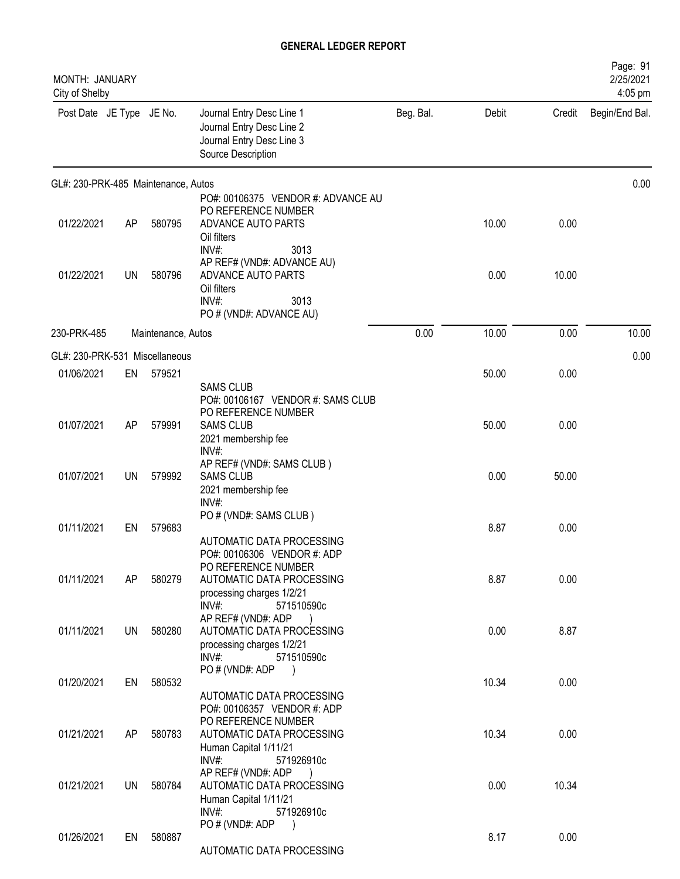# GENERAL LEDGER REPORT

MONTH: JANUARY
City of Shelby

2/25/2021
4:05 pm

| Post Date | JE Type | JE No. | Journal Entry Desc Line 1 / Journal Entry Desc Line 2 / Journal Entry Desc Line 3 / Source Description | Beg. Bal. | Debit | Credit | Begin/End Bal. |
|---|---|---|---|---|---|---|---|
| GL#: 230-PRK-485 Maintenance, Autos | | | | | | | 0.00 |
| 01/22/2021 | AP | 580795 | PO#: 00106375 VENDOR #: ADVANCE AU PO REFERENCE NUMBER ADVANCE AUTO PARTS Oil filters INV#: 3013 AP REF# (VND#: ADVANCE AU) | | 10.00 | 0.00 | |
| 01/22/2021 | UN | 580796 | ADVANCE AUTO PARTS Oil filters INV#: 3013 PO # (VND#: ADVANCE AU) | | 0.00 | 10.00 | |
| 230-PRK-485 | | | Maintenance, Autos | 0.00 | 10.00 | 0.00 | 10.00 |
| GL#: 230-PRK-531 Miscellaneous | | | | | | | 0.00 |
| 01/06/2021 | EN | 579521 | SAMS CLUB PO#: 00106167 VENDOR #: SAMS CLUB PO REFERENCE NUMBER | | 50.00 | 0.00 | |
| 01/07/2021 | AP | 579991 | SAMS CLUB 2021 membership fee INV#: AP REF# (VND#: SAMS CLUB ) | | 50.00 | 0.00 | |
| 01/07/2021 | UN | 579992 | SAMS CLUB 2021 membership fee INV#: PO # (VND#: SAMS CLUB ) | | 0.00 | 50.00 | |
| 01/11/2021 | EN | 579683 | AUTOMATIC DATA PROCESSING PO#: 00106306 VENDOR #: ADP PO REFERENCE NUMBER | | 8.87 | 0.00 | |
| 01/11/2021 | AP | 580279 | AUTOMATIC DATA PROCESSING processing charges 1/2/21 INV#: 571510590c AP REF# (VND#: ADP ) | | 8.87 | 0.00 | |
| 01/11/2021 | UN | 580280 | AUTOMATIC DATA PROCESSING processing charges 1/2/21 INV#: 571510590c PO # (VND#: ADP ) | | 0.00 | 8.87 | |
| 01/20/2021 | EN | 580532 | AUTOMATIC DATA PROCESSING PO#: 00106357 VENDOR #: ADP PO REFERENCE NUMBER | | 10.34 | 0.00 | |
| 01/21/2021 | AP | 580783 | AUTOMATIC DATA PROCESSING Human Capital 1/11/21 INV#: 571926910c AP REF# (VND#: ADP ) | | 10.34 | 0.00 | |
| 01/21/2021 | UN | 580784 | AUTOMATIC DATA PROCESSING Human Capital 1/11/21 INV#: 571926910c PO # (VND#: ADP ) | | 0.00 | 10.34 | |
| 01/26/2021 | EN | 580887 | AUTOMATIC DATA PROCESSING | | 8.17 | 0.00 | |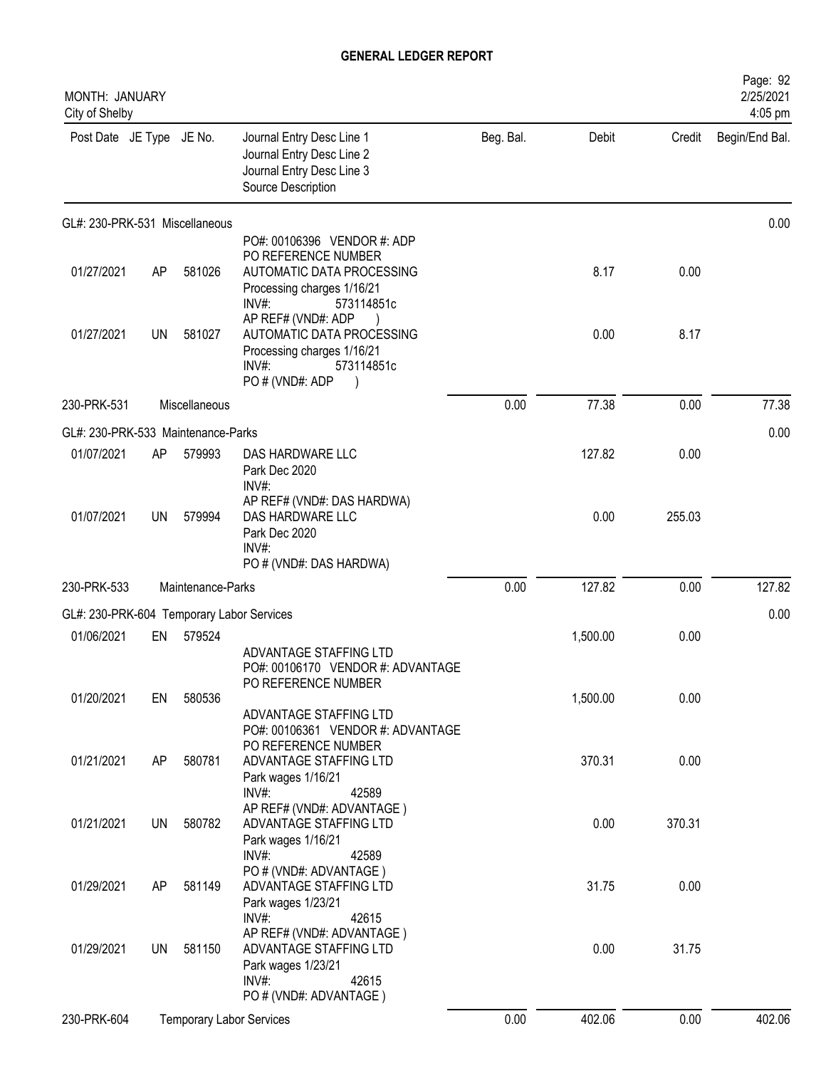# GENERAL LEDGER REPORT

MONTH: JANUARY
City of Shelby

Page: 92
2/25/2021
4:05 pm

| Post Date | JE Type | JE No. | Journal Entry Desc Line 1 / Journal Entry Desc Line 2 / Journal Entry Desc Line 3 / Source Description | Beg. Bal. | Debit | Credit | Begin/End Bal. |
|---|---|---|---|---|---|---|---|
| **GL#: 230-PRK-531 Miscellaneous** | | | | | | | 0.00 |
| | | | PO#: 00106396 VENDOR #: ADP PO REFERENCE NUMBER | | | | |
| 01/27/2021 | AP | 581026 | AUTOMATIC DATA PROCESSING Processing charges 1/16/21 INV#: 573114851c AP REF# (VND#: ADP ) | | 8.17 | 0.00 | |
| 01/27/2021 | UN | 581027 | AUTOMATIC DATA PROCESSING Processing charges 1/16/21 INV#: 573114851c PO # (VND#: ADP ) | | 0.00 | 8.17 | |
| 230-PRK-531 | | Miscellaneous | | 0.00 | 77.38 | 0.00 | 77.38 |
| **GL#: 230-PRK-533 Maintenance-Parks** | | | | | | | 0.00 |
| 01/07/2021 | AP | 579993 | DAS HARDWARE LLC Park Dec 2020 INV#: AP REF# (VND#: DAS HARDWA) | | 127.82 | 0.00 | |
| 01/07/2021 | UN | 579994 | DAS HARDWARE LLC Park Dec 2020 INV#: PO # (VND#: DAS HARDWA) | | 0.00 | 255.03 | |
| 230-PRK-533 | | Maintenance-Parks | | 0.00 | 127.82 | 0.00 | 127.82 |
| **GL#: 230-PRK-604 Temporary Labor Services** | | | | | | | 0.00 |
| 01/06/2021 | EN | 579524 | ADVANTAGE STAFFING LTD PO#: 00106170 VENDOR #: ADVANTAGE PO REFERENCE NUMBER | | 1,500.00 | 0.00 | |
| 01/20/2021 | EN | 580536 | ADVANTAGE STAFFING LTD PO#: 00106361 VENDOR #: ADVANTAGE PO REFERENCE NUMBER | | 1,500.00 | 0.00 | |
| 01/21/2021 | AP | 580781 | ADVANTAGE STAFFING LTD Park wages 1/16/21 INV#: 42589 AP REF# (VND#: ADVANTAGE ) | | 370.31 | 0.00 | |
| 01/21/2021 | UN | 580782 | ADVANTAGE STAFFING LTD Park wages 1/16/21 INV#: 42589 PO # (VND#: ADVANTAGE ) | | 0.00 | 370.31 | |
| 01/29/2021 | AP | 581149 | ADVANTAGE STAFFING LTD Park wages 1/23/21 INV#: 42615 AP REF# (VND#: ADVANTAGE ) | | 31.75 | 0.00 | |
| 01/29/2021 | UN | 581150 | ADVANTAGE STAFFING LTD Park wages 1/23/21 INV#: 42615 PO # (VND#: ADVANTAGE ) | | 0.00 | 31.75 | |
| 230-PRK-604 | | Temporary Labor Services | | 0.00 | 402.06 | 0.00 | 402.06 |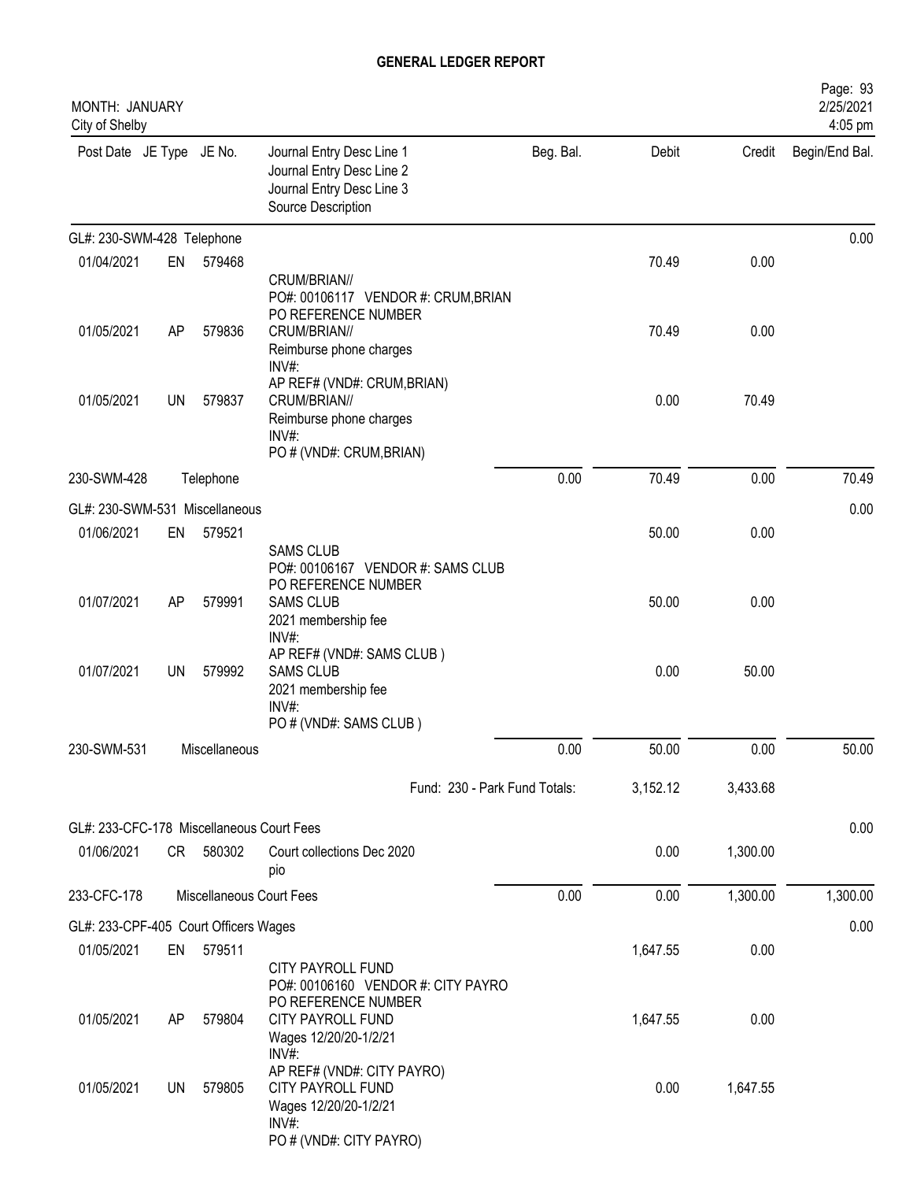## GENERAL LEDGER REPORT

MONTH: JANUARY
City of Shelby

| Post Date | JE Type | JE No. | Journal Entry Desc Line 1 / Journal Entry Desc Line 2 / Journal Entry Desc Line 3 / Source Description | Beg. Bal. | Debit | Credit | Begin/End Bal. |
|---|---|---|---|---|---|---|---|
| GL#: 230-SWM-428 Telephone | | | | | | | 0.00 |
| 01/04/2021 | EN | 579468 | CRUM/BRIAN// PO#: 00106117 VENDOR #: CRUM,BRIAN PO REFERENCE NUMBER | | 70.49 | 0.00 | |
| 01/05/2021 | AP | 579836 | CRUM/BRIAN// Reimburse phone charges INV#: AP REF# (VND#: CRUM,BRIAN) | | 70.49 | 0.00 | |
| 01/05/2021 | UN | 579837 | CRUM/BRIAN// Reimburse phone charges INV#: PO # (VND#: CRUM,BRIAN) | | 0.00 | 70.49 | |
| 230-SWM-428 | | Telephone | | 0.00 | 70.49 | 0.00 | 70.49 |
| GL#: 230-SWM-531 Miscellaneous | | | | | | | 0.00 |
| 01/06/2021 | EN | 579521 | SAMS CLUB PO#: 00106167 VENDOR #: SAMS CLUB PO REFERENCE NUMBER | | 50.00 | 0.00 | |
| 01/07/2021 | AP | 579991 | SAMS CLUB 2021 membership fee INV#: AP REF# (VND#: SAMS CLUB ) | | 50.00 | 0.00 | |
| 01/07/2021 | UN | 579992 | SAMS CLUB 2021 membership fee INV#: PO # (VND#: SAMS CLUB ) | | 0.00 | 50.00 | |
| 230-SWM-531 | | Miscellaneous | | 0.00 | 50.00 | 0.00 | 50.00 |
| | | | Fund: 230 - Park Fund Totals: | | 3,152.12 | 3,433.68 | |
| GL#: 233-CFC-178 Miscellaneous Court Fees | | | | | | | 0.00 |
| 01/06/2021 | CR | 580302 | Court collections Dec 2020 pio | | 0.00 | 1,300.00 | |
| 233-CFC-178 | | Miscellaneous Court Fees | | 0.00 | 0.00 | 1,300.00 | 1,300.00 |
| GL#: 233-CPF-405 Court Officers Wages | | | | | | | 0.00 |
| 01/05/2021 | EN | 579511 | CITY PAYROLL FUND PO#: 00106160 VENDOR #: CITY PAYRO PO REFERENCE NUMBER | | 1,647.55 | 0.00 | |
| 01/05/2021 | AP | 579804 | CITY PAYROLL FUND Wages 12/20/20-1/2/21 INV#: AP REF# (VND#: CITY PAYRO) | | 1,647.55 | 0.00 | |
| 01/05/2021 | UN | 579805 | CITY PAYROLL FUND Wages 12/20/20-1/2/21 INV#: PO # (VND#: CITY PAYRO) | | 0.00 | 1,647.55 | |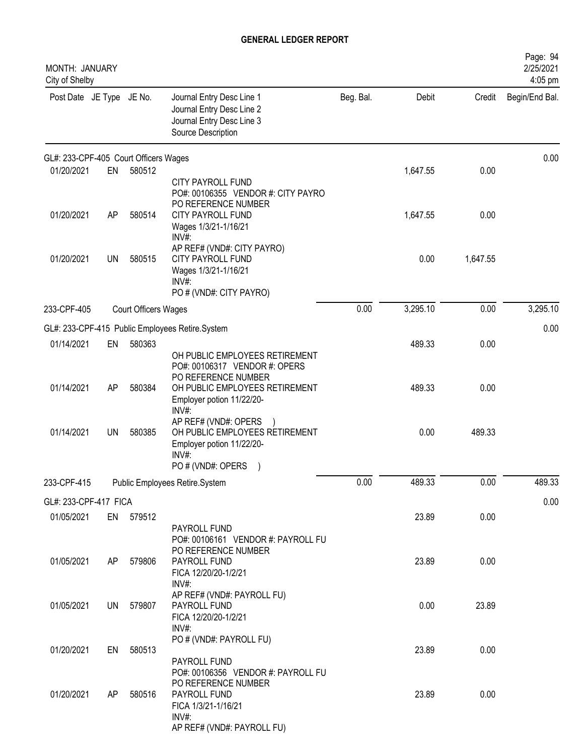# GENERAL LEDGER REPORT

MONTH: JANUARY
City of Shelby

2/25/2021
4:05 pm

| Post Date | JE Type | JE No. | Journal Entry Desc Line 1<br>Journal Entry Desc Line 2<br>Journal Entry Desc Line 3<br>Source Description | Beg. Bal. | Debit | Credit | Begin/End Bal. |
|---|---|---|---|---|---|---|---|
| GL#: 233-CPF-405 Court Officers Wages | | | | | | | 0.00 |
| 01/20/2021 | EN | 580512 | CITY PAYROLL FUND<br>PO#: 00106355 VENDOR #: CITY PAYRO<br>PO REFERENCE NUMBER | | 1,647.55 | 0.00 | |
| 01/20/2021 | AP | 580514 | CITY PAYROLL FUND<br>Wages 1/3/21-1/16/21<br>INV#:<br>AP REF# (VND#: CITY PAYRO) | | 1,647.55 | 0.00 | |
| 01/20/2021 | UN | 580515 | CITY PAYROLL FUND<br>Wages 1/3/21-1/16/21<br>INV#:<br>PO # (VND#: CITY PAYRO) | | 0.00 | 1,647.55 | |
| 233-CPF-405 | | | Court Officers Wages | 0.00 | 3,295.10 | 0.00 | 3,295.10 |
| GL#: 233-CPF-415 Public Employees Retire.System | | | | | | | 0.00 |
| 01/14/2021 | EN | 580363 | OH PUBLIC EMPLOYEES RETIREMENT<br>PO#: 00106317 VENDOR #: OPERS<br>PO REFERENCE NUMBER | | 489.33 | 0.00 | |
| 01/14/2021 | AP | 580384 | OH PUBLIC EMPLOYEES RETIREMENT<br>Employer potion 11/22/20-<br>INV#:<br>AP REF# (VND#: OPERS ) | | 489.33 | 0.00 | |
| 01/14/2021 | UN | 580385 | OH PUBLIC EMPLOYEES RETIREMENT<br>Employer potion 11/22/20-<br>INV#:<br>PO # (VND#: OPERS ) | | 0.00 | 489.33 | |
| 233-CPF-415 | | | Public Employees Retire.System | 0.00 | 489.33 | 0.00 | 489.33 |
| GL#: 233-CPF-417 FICA | | | | | | | 0.00 |
| 01/05/2021 | EN | 579512 | PAYROLL FUND<br>PO#: 00106161 VENDOR #: PAYROLL FU<br>PO REFERENCE NUMBER | | 23.89 | 0.00 | |
| 01/05/2021 | AP | 579806 | PAYROLL FUND<br>FICA 12/20/20-1/2/21<br>INV#:<br>AP REF# (VND#: PAYROLL FU) | | 23.89 | 0.00 | |
| 01/05/2021 | UN | 579807 | PAYROLL FUND<br>FICA 12/20/20-1/2/21<br>INV#:<br>PO # (VND#: PAYROLL FU) | | 0.00 | 23.89 | |
| 01/20/2021 | EN | 580513 | PAYROLL FUND<br>PO#: 00106356 VENDOR #: PAYROLL FU<br>PO REFERENCE NUMBER | | 23.89 | 0.00 | |
| 01/20/2021 | AP | 580516 | PAYROLL FUND<br>FICA 1/3/21-1/16/21<br>INV#:<br>AP REF# (VND#: PAYROLL FU) | | 23.89 | 0.00 | |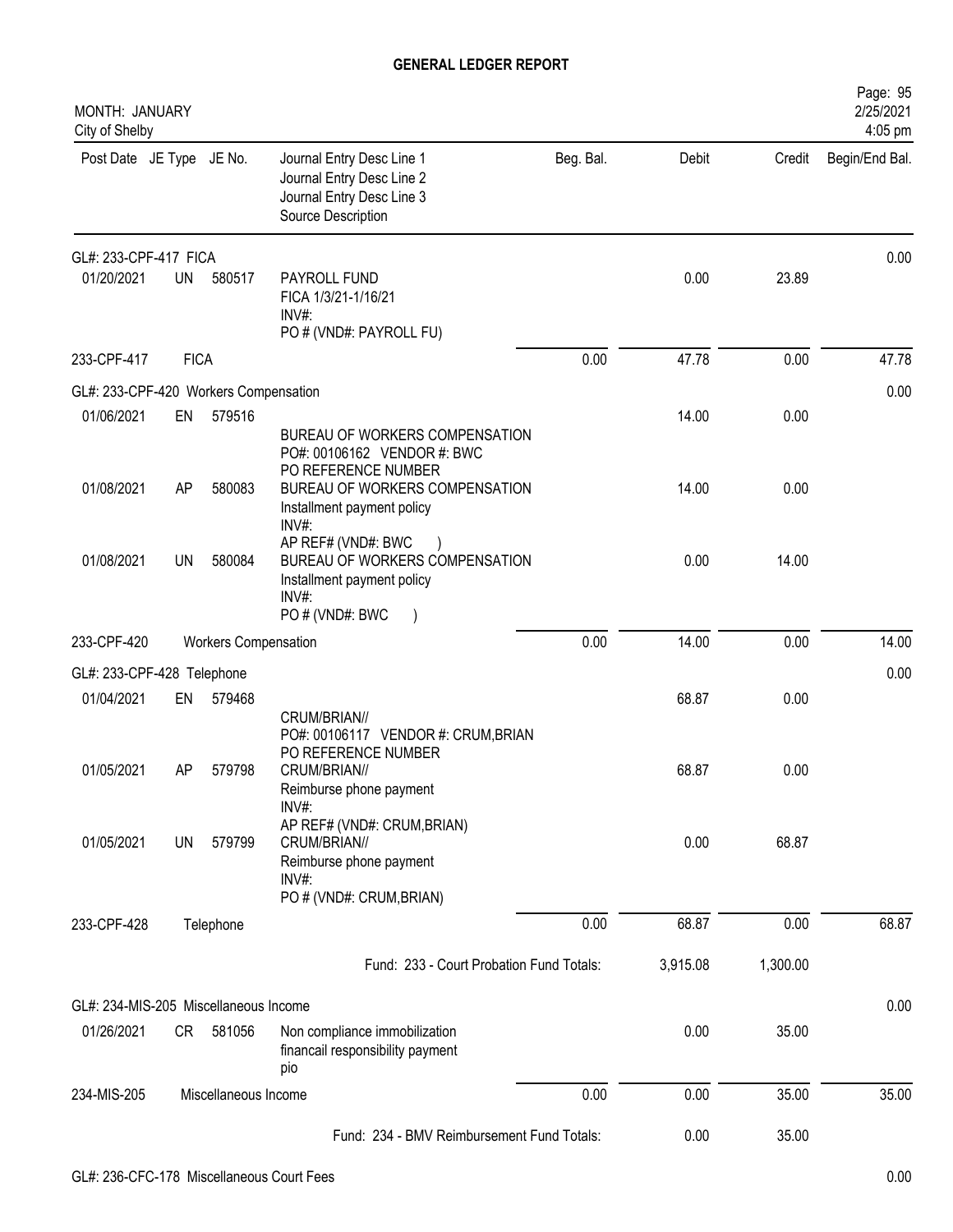# GENERAL LEDGER REPORT

MONTH: JANUARY
City of Shelby

Page: 95
2/25/2021
4:05 pm

| Post Date | JE Type | JE No. | Journal Entry Desc Line 1 / Journal Entry Desc Line 2 / Journal Entry Desc Line 3 / Source Description | Beg. Bal. | Debit | Credit | Begin/End Bal. |
|---|---|---|---|---|---|---|---|
| GL#: 233-CPF-417 FICA | | | | | | | 0.00 |
| 01/20/2021 | UN | 580517 | PAYROLL FUND<br>FICA 1/3/21-1/16/21<br>INV#:<br>PO # (VND#: PAYROLL FU) | | 0.00 | 23.89 | |
| 233-CPF-417 | FICA | | | 0.00 | 47.78 | 0.00 | 47.78 |
| GL#: 233-CPF-420 Workers Compensation | | | | | | | 0.00 |
| 01/06/2021 | EN | 579516 | BUREAU OF WORKERS COMPENSATION<br>PO#: 00106162 VENDOR #: BWC<br>PO REFERENCE NUMBER | | 14.00 | 0.00 | |
| 01/08/2021 | AP | 580083 | BUREAU OF WORKERS COMPENSATION<br>Installment payment policy<br>INV#:<br>AP REF# (VND#: BWC ) | | 14.00 | 0.00 | |
| 01/08/2021 | UN | 580084 | BUREAU OF WORKERS COMPENSATION<br>Installment payment policy<br>INV#:<br>PO # (VND#: BWC ) | | 0.00 | 14.00 | |
| 233-CPF-420 | Workers Compensation | | | 0.00 | 14.00 | 0.00 | 14.00 |
| GL#: 233-CPF-428 Telephone | | | | | | | 0.00 |
| 01/04/2021 | EN | 579468 | CRUM/BRIAN//<br>PO#: 00106117 VENDOR #: CRUM,BRIAN<br>PO REFERENCE NUMBER | | 68.87 | 0.00 | |
| 01/05/2021 | AP | 579798 | CRUM/BRIAN//<br>Reimburse phone payment<br>INV#:<br>AP REF# (VND#: CRUM,BRIAN) | | 68.87 | 0.00 | |
| 01/05/2021 | UN | 579799 | CRUM/BRIAN//<br>Reimburse phone payment<br>INV#:<br>PO # (VND#: CRUM,BRIAN) | | 0.00 | 68.87 | |
| 233-CPF-428 | Telephone | | | 0.00 | 68.87 | 0.00 | 68.87 |
| | | | Fund: 233 - Court Probation Fund Totals: | | 3,915.08 | 1,300.00 | |
| GL#: 234-MIS-205 Miscellaneous Income | | | | | | | 0.00 |
| 01/26/2021 | CR | 581056 | Non compliance immobilization<br>financail responsibility payment<br>pio | | 0.00 | 35.00 | |
| 234-MIS-205 | Miscellaneous Income | | | 0.00 | 0.00 | 35.00 | 35.00 |
| | | | Fund: 234 - BMV Reimbursement Fund Totals: | | 0.00 | 35.00 | |
| GL#: 236-CFC-178 Miscellaneous Court Fees | | | | | | | 0.00 |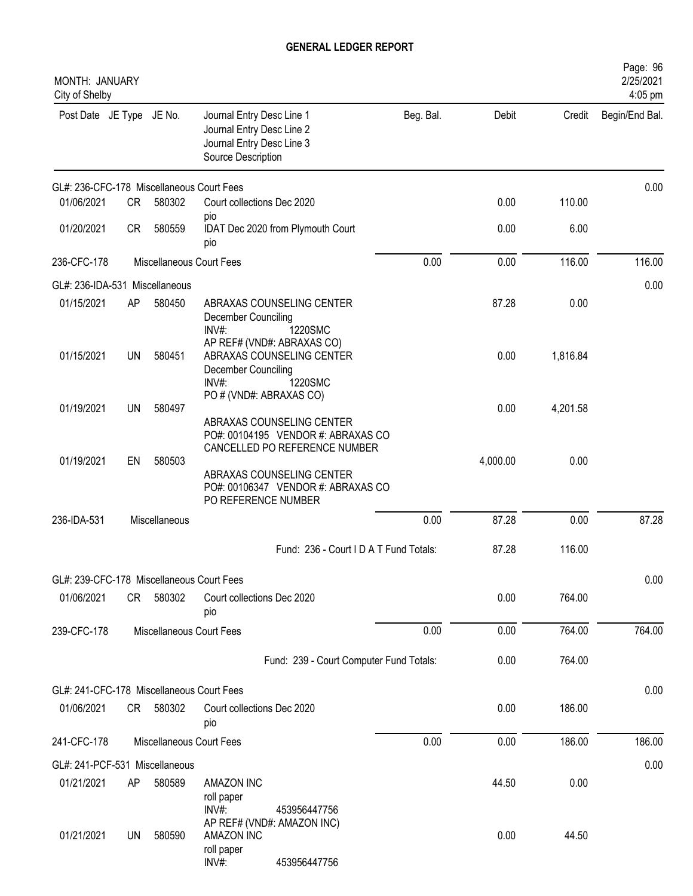# GENERAL LEDGER REPORT

MONTH: JANUARY
City of Shelby

| Post Date | JE Type | JE No. | Journal Entry Desc Line 1<br>Journal Entry Desc Line 2<br>Journal Entry Desc Line 3<br>Source Description | Beg. Bal. | Debit | Credit | Begin/End Bal. |
|---|---|---|---|---|---|---|---|
| GL#: 236-CFC-178 Miscellaneous Court Fees | | | | | | | 0.00 |
| 01/06/2021 | CR | 580302 | Court collections Dec 2020<br>pio | | 0.00 | 110.00 | |
| 01/20/2021 | CR | 580559 | IDAT Dec 2020 from Plymouth Court<br>pio | | 0.00 | 6.00 | |
| 236-CFC-178 | | | Miscellaneous Court Fees | 0.00 | 0.00 | 116.00 | 116.00 |
| GL#: 236-IDA-531 Miscellaneous | | | | | | | 0.00 |
| 01/15/2021 | AP | 580450 | ABRAXAS COUNSELING CENTER<br>December Counciling<br>INV#: 1220SMC<br>AP REF# (VND#: ABRAXAS CO) | | 87.28 | 0.00 | |
| 01/15/2021 | UN | 580451 | ABRAXAS COUNSELING CENTER<br>December Counciling<br>INV#: 1220SMC<br>PO # (VND#: ABRAXAS CO) | | 0.00 | 1,816.84 | |
| 01/19/2021 | UN | 580497 | ABRAXAS COUNSELING CENTER<br>PO#: 00104195 VENDOR #: ABRAXAS CO<br>CANCELLED PO REFERENCE NUMBER | | 0.00 | 4,201.58 | |
| 01/19/2021 | EN | 580503 | ABRAXAS COUNSELING CENTER<br>PO#: 00106347 VENDOR #: ABRAXAS CO<br>PO REFERENCE NUMBER | | 4,000.00 | 0.00 | |
| 236-IDA-531 | | | Miscellaneous | 0.00 | 87.28 | 0.00 | 87.28 |
| | | | Fund: 236 - Court I D A T Fund Totals: | | 87.28 | 116.00 | |
| GL#: 239-CFC-178 Miscellaneous Court Fees | | | | | | | 0.00 |
| 01/06/2021 | CR | 580302 | Court collections Dec 2020<br>pio | | 0.00 | 764.00 | |
| 239-CFC-178 | | | Miscellaneous Court Fees | 0.00 | 0.00 | 764.00 | 764.00 |
| | | | Fund: 239 - Court Computer Fund Totals: | | 0.00 | 764.00 | |
| GL#: 241-CFC-178 Miscellaneous Court Fees | | | | | | | 0.00 |
| 01/06/2021 | CR | 580302 | Court collections Dec 2020<br>pio | | 0.00 | 186.00 | |
| 241-CFC-178 | | | Miscellaneous Court Fees | 0.00 | 0.00 | 186.00 | 186.00 |
| GL#: 241-PCF-531 Miscellaneous | | | | | | | 0.00 |
| 01/21/2021 | AP | 580589 | AMAZON INC<br>roll paper<br>INV#: 453956447756<br>AP REF# (VND#: AMAZON INC) | | 44.50 | 0.00 | |
| 01/21/2021 | UN | 580590 | AMAZON INC<br>roll paper<br>INV#: 453956447756 | | 0.00 | 44.50 | |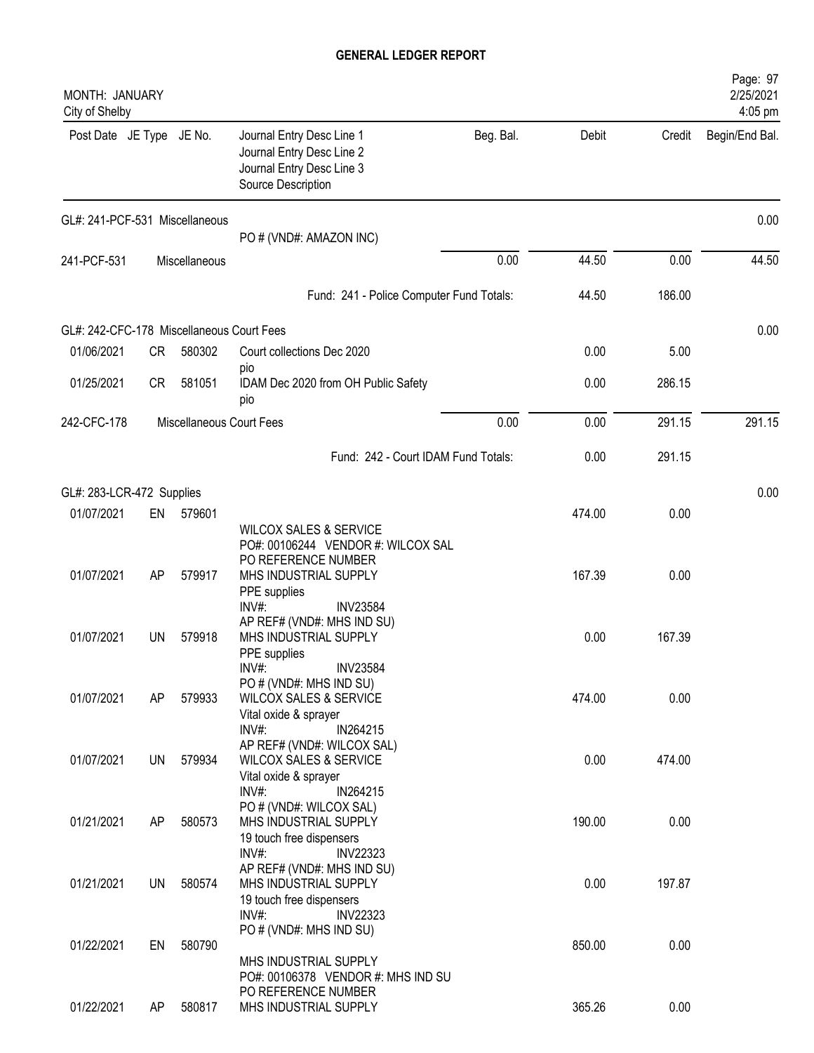# GENERAL LEDGER REPORT

MONTH: JANUARY
City of Shelby

2/25/2021
4:05 pm

| Post Date | JE Type | JE No. | Journal Entry Desc Line 1 / Journal Entry Desc Line 2 / Journal Entry Desc Line 3 / Source Description | Beg. Bal. | Debit | Credit | Begin/End Bal. |
|---|---|---|---|---|---|---|---|
| GL#: 241-PCF-531 Miscellaneous | | | | | | | 0.00 |
| | | | PO # (VND#: AMAZON INC) | | | | |
| 241-PCF-531 | | Miscellaneous | | 0.00 | 44.50 | 0.00 | 44.50 |
| | | | Fund: 241 - Police Computer Fund Totals: | | 44.50 | 186.00 | |
| GL#: 242-CFC-178 Miscellaneous Court Fees | | | | | | | 0.00 |
| 01/06/2021 | CR | 580302 | Court collections Dec 2020 pio | | 0.00 | 5.00 | |
| 01/25/2021 | CR | 581051 | IDAM Dec 2020 from OH Public Safety pio | | 0.00 | 286.15 | |
| 242-CFC-178 | | Miscellaneous Court Fees | | 0.00 | 0.00 | 291.15 | 291.15 |
| | | | Fund: 242 - Court IDAM Fund Totals: | | 0.00 | 291.15 | |
| GL#: 283-LCR-472 Supplies | | | | | | | 0.00 |
| 01/07/2021 | EN | 579601 | WILCOX SALES & SERVICE PO#: 00106244 VENDOR #: WILCOX SAL PO REFERENCE NUMBER | | 474.00 | 0.00 | |
| 01/07/2021 | AP | 579917 | MHS INDUSTRIAL SUPPLY PPE supplies INV#: INV23584 AP REF# (VND#: MHS IND SU) | | 167.39 | 0.00 | |
| 01/07/2021 | UN | 579918 | MHS INDUSTRIAL SUPPLY PPE supplies INV#: INV23584 PO # (VND#: MHS IND SU) | | 0.00 | 167.39 | |
| 01/07/2021 | AP | 579933 | WILCOX SALES & SERVICE Vital oxide & sprayer INV#: IN264215 AP REF# (VND#: WILCOX SAL) | | 474.00 | 0.00 | |
| 01/07/2021 | UN | 579934 | WILCOX SALES & SERVICE Vital oxide & sprayer INV#: IN264215 PO # (VND#: WILCOX SAL) | | 0.00 | 474.00 | |
| 01/21/2021 | AP | 580573 | MHS INDUSTRIAL SUPPLY 19 touch free dispensers INV#: INV22323 AP REF# (VND#: MHS IND SU) | | 190.00 | 0.00 | |
| 01/21/2021 | UN | 580574 | MHS INDUSTRIAL SUPPLY 19 touch free dispensers INV#: INV22323 PO # (VND#: MHS IND SU) | | 0.00 | 197.87 | |
| 01/22/2021 | EN | 580790 | MHS INDUSTRIAL SUPPLY PO#: 00106378 VENDOR #: MHS IND SU PO REFERENCE NUMBER | | 850.00 | 0.00 | |
| 01/22/2021 | AP | 580817 | MHS INDUSTRIAL SUPPLY | | 365.26 | 0.00 | |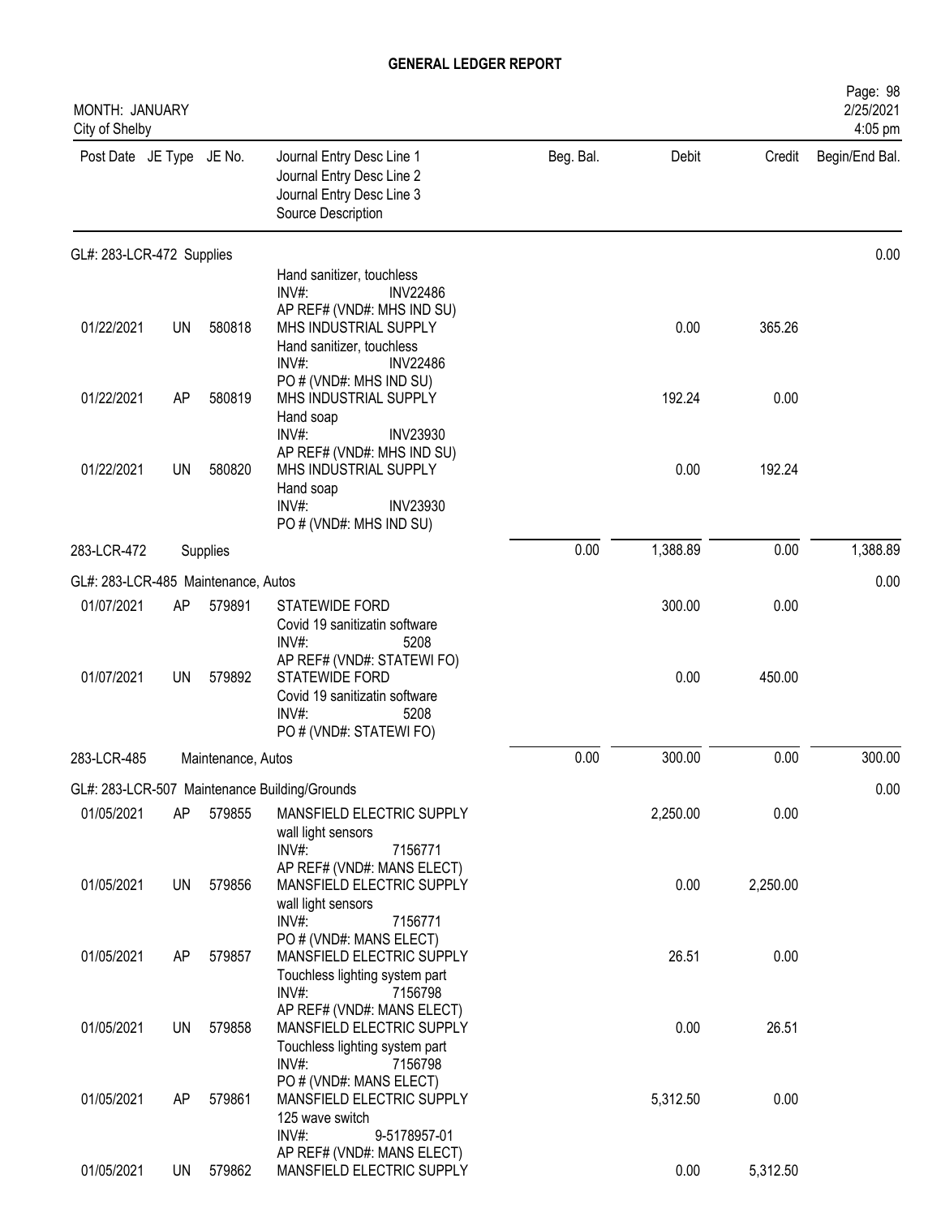# GENERAL LEDGER REPORT

MONTH: JANUARY
City of Shelby

| Post Date | JE Type | JE No. | Journal Entry Desc Line 1 / Journal Entry Desc Line 2 / Journal Entry Desc Line 3 / Source Description | Beg. Bal. | Debit | Credit | Begin/End Bal. |
|---|---|---|---|---|---|---|---|
| **GL#: 283-LCR-472 Supplies** | | | | | | | 0.00 |
| | | | Hand sanitizer, touchless INV#: INV22486 AP REF# (VND#: MHS IND SU) | | | | |
| 01/22/2021 | UN | 580818 | MHS INDUSTRIAL SUPPLY Hand sanitizer, touchless INV#: INV22486 PO # (VND#: MHS IND SU) | | 0.00 | 365.26 | |
| 01/22/2021 | AP | 580819 | MHS INDUSTRIAL SUPPLY Hand soap INV#: INV23930 AP REF# (VND#: MHS IND SU) | | 192.24 | 0.00 | |
| 01/22/2021 | UN | 580820 | MHS INDUSTRIAL SUPPLY Hand soap INV#: INV23930 PO # (VND#: MHS IND SU) | | 0.00 | 192.24 | |
| 283-LCR-472 | | Supplies | | 0.00 | 1,388.89 | 0.00 | 1,388.89 |
| **GL#: 283-LCR-485 Maintenance, Autos** | | | | | | | 0.00 |
| 01/07/2021 | AP | 579891 | STATEWIDE FORD Covid 19 sanitizatin software INV#: 5208 AP REF# (VND#: STATEWI FO) | | 300.00 | 0.00 | |
| 01/07/2021 | UN | 579892 | STATEWIDE FORD Covid 19 sanitizatin software INV#: 5208 PO # (VND#: STATEWI FO) | | 0.00 | 450.00 | |
| 283-LCR-485 | | Maintenance, Autos | | 0.00 | 300.00 | 0.00 | 300.00 |
| **GL#: 283-LCR-507 Maintenance Building/Grounds** | | | | | | | 0.00 |
| 01/05/2021 | AP | 579855 | MANSFIELD ELECTRIC SUPPLY wall light sensors INV#: 7156771 AP REF# (VND#: MANS ELECT) | | 2,250.00 | 0.00 | |
| 01/05/2021 | UN | 579856 | MANSFIELD ELECTRIC SUPPLY wall light sensors INV#: 7156771 PO # (VND#: MANS ELECT) | | 0.00 | 2,250.00 | |
| 01/05/2021 | AP | 579857 | MANSFIELD ELECTRIC SUPPLY Touchless lighting system part INV#: 7156798 AP REF# (VND#: MANS ELECT) | | 26.51 | 0.00 | |
| 01/05/2021 | UN | 579858 | MANSFIELD ELECTRIC SUPPLY Touchless lighting system part INV#: 7156798 PO # (VND#: MANS ELECT) | | 0.00 | 26.51 | |
| 01/05/2021 | AP | 579861 | MANSFIELD ELECTRIC SUPPLY 125 wave switch INV#: 9-5178957-01 AP REF# (VND#: MANS ELECT) | | 5,312.50 | 0.00 | |
| 01/05/2021 | UN | 579862 | MANSFIELD ELECTRIC SUPPLY | | 0.00 | 5,312.50 | |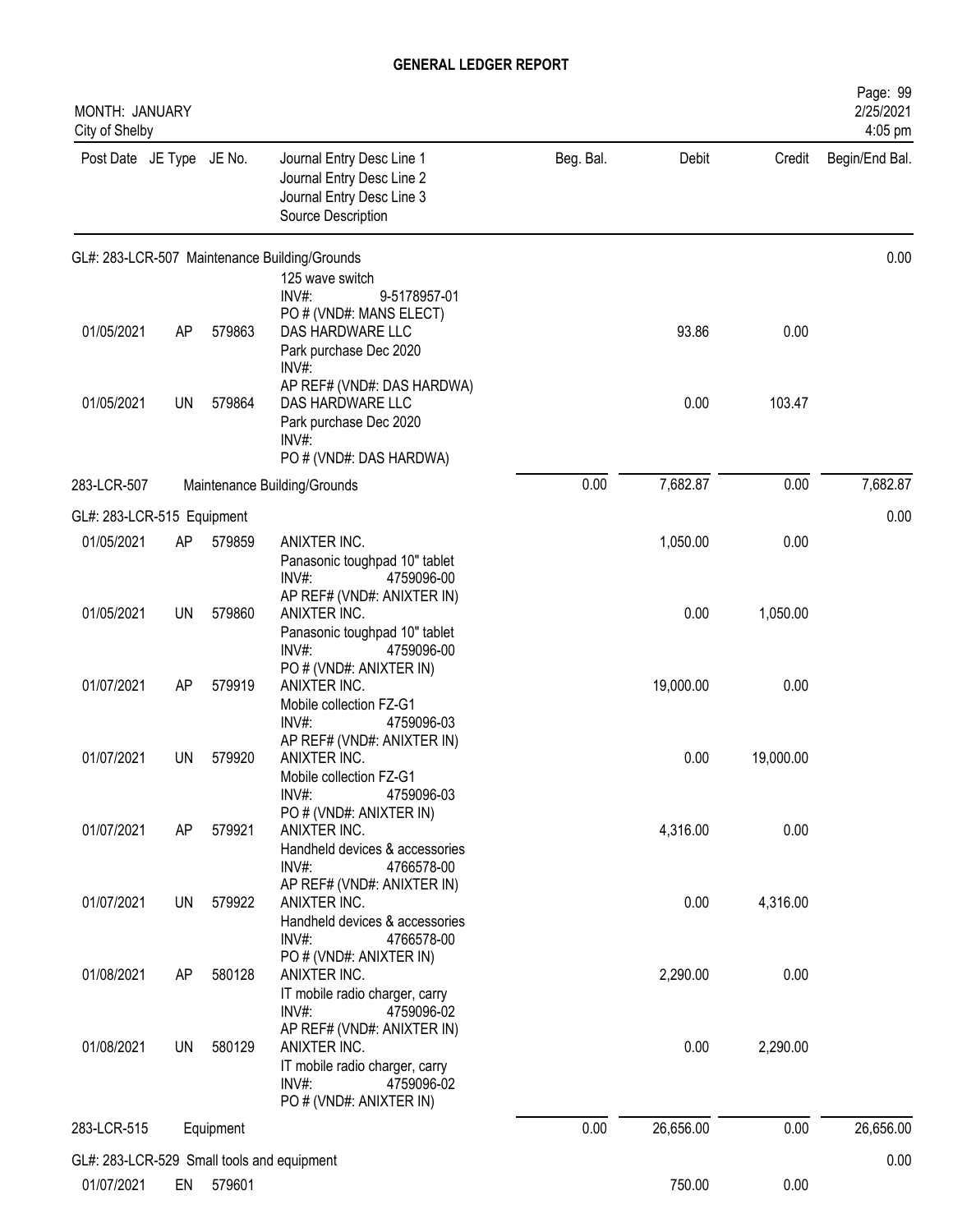# GENERAL LEDGER REPORT

MONTH: JANUARY
City of Shelby

| Post Date | JE Type | JE No. | Journal Entry Desc Line 1<br>Journal Entry Desc Line 2<br>Journal Entry Desc Line 3<br>Source Description | Beg. Bal. | Debit | Credit | Begin/End Bal. |
|---|---|---|---|---|---|---|---|
| GL#: 283-LCR-507 Maintenance Building/Grounds | | | | | | | 0.00 |
| | | | 125 wave switch<br>INV#: 9-5178957-01<br>PO # (VND#: MANS ELECT) | | | | |
| 01/05/2021 | AP | 579863 | DAS HARDWARE LLC<br>Park purchase Dec 2020<br>INV#:<br>AP REF# (VND#: DAS HARDWA) | | 93.86 | 0.00 | |
| 01/05/2021 | UN | 579864 | DAS HARDWARE LLC<br>Park purchase Dec 2020<br>INV#:<br>PO # (VND#: DAS HARDWA) | | 0.00 | 103.47 | |
| 283-LCR-507 | | | Maintenance Building/Grounds | 0.00 | 7,682.87 | 0.00 | 7,682.87 |
| GL#: 283-LCR-515 Equipment | | | | | | | 0.00 |
| 01/05/2021 | AP | 579859 | ANIXTER INC.<br>Panasonic toughpad 10" tablet<br>INV#: 4759096-00<br>AP REF# (VND#: ANIXTER IN) | | 1,050.00 | 0.00 | |
| 01/05/2021 | UN | 579860 | ANIXTER INC.<br>Panasonic toughpad 10" tablet<br>INV#: 4759096-00<br>PO # (VND#: ANIXTER IN) | | 0.00 | 1,050.00 | |
| 01/07/2021 | AP | 579919 | ANIXTER INC.<br>Mobile collection FZ-G1<br>INV#: 4759096-03<br>AP REF# (VND#: ANIXTER IN) | | 19,000.00 | 0.00 | |
| 01/07/2021 | UN | 579920 | ANIXTER INC.<br>Mobile collection FZ-G1<br>INV#: 4759096-03<br>PO # (VND#: ANIXTER IN) | | 0.00 | 19,000.00 | |
| 01/07/2021 | AP | 579921 | ANIXTER INC.<br>Handheld devices & accessories<br>INV#: 4766578-00<br>AP REF# (VND#: ANIXTER IN) | | 4,316.00 | 0.00 | |
| 01/07/2021 | UN | 579922 | ANIXTER INC.<br>Handheld devices & accessories<br>INV#: 4766578-00<br>PO # (VND#: ANIXTER IN) | | 0.00 | 4,316.00 | |
| 01/08/2021 | AP | 580128 | ANIXTER INC.<br>IT mobile radio charger, carry<br>INV#: 4759096-02<br>AP REF# (VND#: ANIXTER IN) | | 2,290.00 | 0.00 | |
| 01/08/2021 | UN | 580129 | ANIXTER INC.<br>IT mobile radio charger, carry<br>INV#: 4759096-02<br>PO # (VND#: ANIXTER IN) | | 0.00 | 2,290.00 | |
| 283-LCR-515 | | | Equipment | 0.00 | 26,656.00 | 0.00 | 26,656.00 |
| GL#: 283-LCR-529 Small tools and equipment | | | | | | | 0.00 |
| 01/07/2021 | EN | 579601 | | | 750.00 | 0.00 | |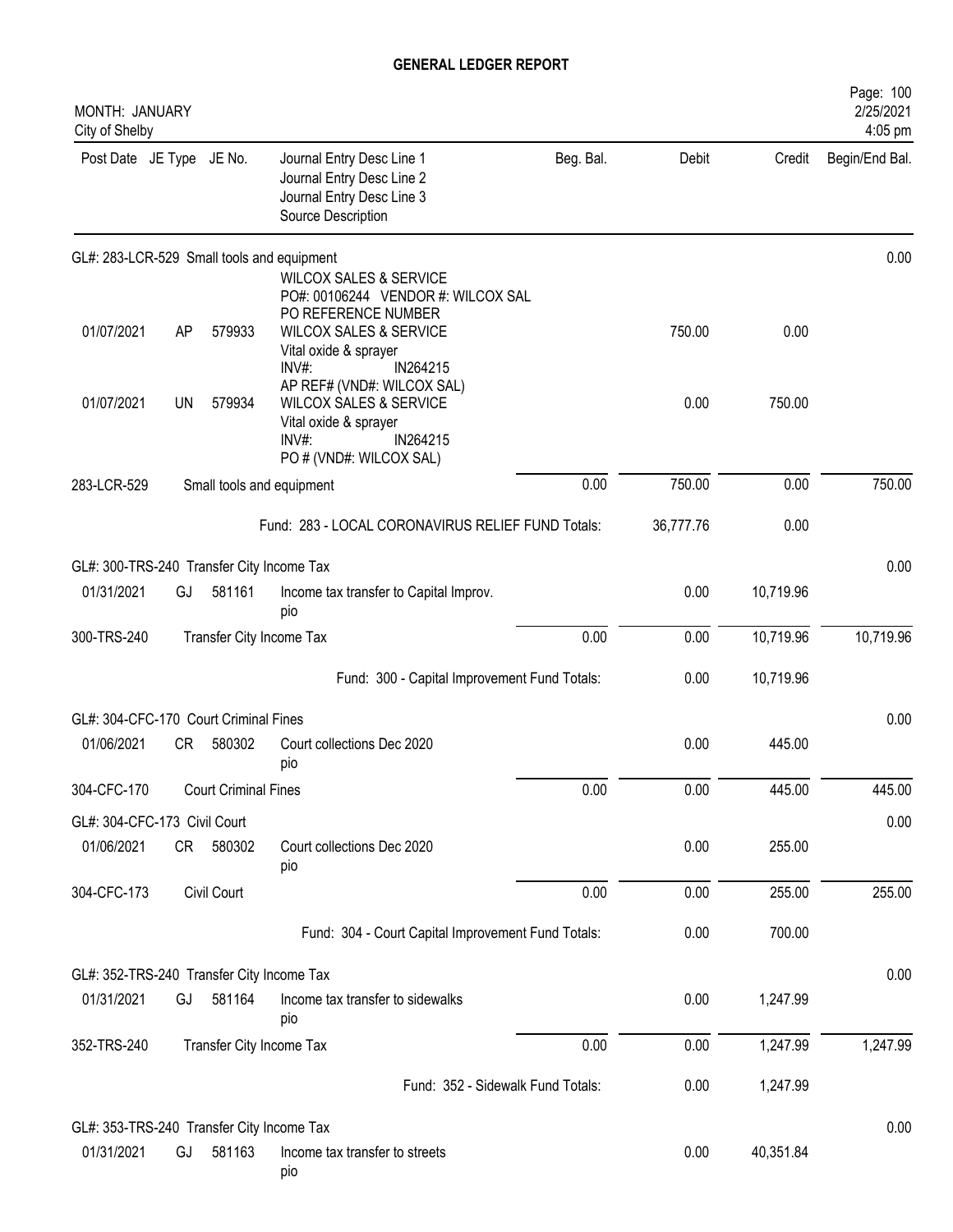# GENERAL LEDGER REPORT

MONTH: JANUARY
City of Shelby

| Post Date | JE Type | JE No. | Journal Entry Desc Line 1 / Journal Entry Desc Line 2 / Journal Entry Desc Line 3 / Source Description | Beg. Bal. | Debit | Credit | Begin/End Bal. |
|---|---|---|---|---|---|---|---|
| GL#: 283-LCR-529 Small tools and equipment | | | | | | | 0.00 |
| 01/07/2021 | AP | 579933 | WILCOX SALES & SERVICE PO#: 00106244 VENDOR #: WILCOX SAL PO REFERENCE NUMBER WILCOX SALES & SERVICE Vital oxide & sprayer INV#: IN264215 | | 750.00 | 0.00 | |
| 01/07/2021 | UN | 579934 | AP REF# (VND#: WILCOX SAL) WILCOX SALES & SERVICE Vital oxide & sprayer INV#: IN264215 PO # (VND#: WILCOX SAL) | | 0.00 | 750.00 | |
| 283-LCR-529 | | | Small tools and equipment | 0.00 | 750.00 | 0.00 | 750.00 |
| | | | Fund: 283 - LOCAL CORONAVIRUS RELIEF FUND Totals: | | 36,777.76 | 0.00 | |
| GL#: 300-TRS-240 Transfer City Income Tax | | | | | | | 0.00 |
| 01/31/2021 | GJ | 581161 | Income tax transfer to Capital Improv. pio | | 0.00 | 10,719.96 | |
| 300-TRS-240 | | | Transfer City Income Tax | 0.00 | 0.00 | 10,719.96 | 10,719.96 |
| | | | Fund: 300 - Capital Improvement Fund Totals: | | 0.00 | 10,719.96 | |
| GL#: 304-CFC-170 Court Criminal Fines | | | | | | | 0.00 |
| 01/06/2021 | CR | 580302 | Court collections Dec 2020 pio | | 0.00 | 445.00 | |
| 304-CFC-170 | | | Court Criminal Fines | 0.00 | 0.00 | 445.00 | 445.00 |
| GL#: 304-CFC-173 Civil Court | | | | | | | 0.00 |
| 01/06/2021 | CR | 580302 | Court collections Dec 2020 pio | | 0.00 | 255.00 | |
| 304-CFC-173 | | | Civil Court | 0.00 | 0.00 | 255.00 | 255.00 |
| | | | Fund: 304 - Court Capital Improvement Fund Totals: | | 0.00 | 700.00 | |
| GL#: 352-TRS-240 Transfer City Income Tax | | | | | | | 0.00 |
| 01/31/2021 | GJ | 581164 | Income tax transfer to sidewalks pio | | 0.00 | 1,247.99 | |
| 352-TRS-240 | | | Transfer City Income Tax | 0.00 | 0.00 | 1,247.99 | 1,247.99 |
| | | | Fund: 352 - Sidewalk Fund Totals: | | 0.00 | 1,247.99 | |
| GL#: 353-TRS-240 Transfer City Income Tax | | | | | | | 0.00 |
| 01/31/2021 | GJ | 581163 | Income tax transfer to streets pio | | 0.00 | 40,351.84 | |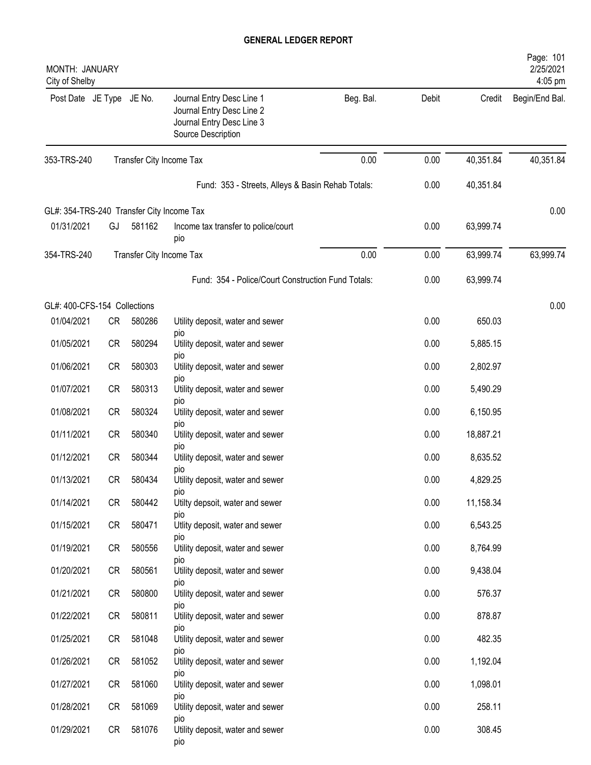# GENERAL LEDGER REPORT

MONTH: JANUARY
City of Shelby

Page: 101
2/25/2021
4:05 pm

| Post Date | JE Type | JE No. | Journal Entry Desc Line 1 / Journal Entry Desc Line 2 / Journal Entry Desc Line 3 / Source Description | Beg. Bal. | Debit | Credit | Begin/End Bal. |
|---|---|---|---|---|---|---|---|
| 353-TRS-240 | | | Transfer City Income Tax | 0.00 | 0.00 | 40,351.84 | 40,351.84 |
| | | | Fund: 353 - Streets, Alleys & Basin Rehab Totals: | | 0.00 | 40,351.84 | |
| GL#: 354-TRS-240 Transfer City Income Tax | | | | | | | 0.00 |
| 01/31/2021 | GJ | 581162 | Income tax transfer to police/court pio | | 0.00 | 63,999.74 | |
| 354-TRS-240 | | | Transfer City Income Tax | 0.00 | 0.00 | 63,999.74 | 63,999.74 |
| | | | Fund: 354 - Police/Court Construction Fund Totals: | | 0.00 | 63,999.74 | |
| GL#: 400-CFS-154 Collections | | | | | | | 0.00 |
| 01/04/2021 | CR | 580286 | Utility deposit, water and sewer pio | | 0.00 | 650.03 | |
| 01/05/2021 | CR | 580294 | Utility deposit, water and sewer pio | | 0.00 | 5,885.15 | |
| 01/06/2021 | CR | 580303 | Utility deposit, water and sewer pio | | 0.00 | 2,802.97 | |
| 01/07/2021 | CR | 580313 | Utility deposit, water and sewer pio | | 0.00 | 5,490.29 | |
| 01/08/2021 | CR | 580324 | Utility deposit, water and sewer pio | | 0.00 | 6,150.95 | |
| 01/11/2021 | CR | 580340 | Utility deposit, water and sewer pio | | 0.00 | 18,887.21 | |
| 01/12/2021 | CR | 580344 | Utility deposit, water and sewer pio | | 0.00 | 8,635.52 | |
| 01/13/2021 | CR | 580434 | Utility deposit, water and sewer pio | | 0.00 | 4,829.25 | |
| 01/14/2021 | CR | 580442 | Utilty depsoit, water and sewer pio | | 0.00 | 11,158.34 | |
| 01/15/2021 | CR | 580471 | Utlity deposit, water and sewer pio | | 0.00 | 6,543.25 | |
| 01/19/2021 | CR | 580556 | Utility deposit, water and sewer pio | | 0.00 | 8,764.99 | |
| 01/20/2021 | CR | 580561 | Utility deposit, water and sewer pio | | 0.00 | 9,438.04 | |
| 01/21/2021 | CR | 580800 | Utility deposit, water and sewer pio | | 0.00 | 576.37 | |
| 01/22/2021 | CR | 580811 | Utility deposit, water and sewer pio | | 0.00 | 878.87 | |
| 01/25/2021 | CR | 581048 | Utility deposit, water and sewer pio | | 0.00 | 482.35 | |
| 01/26/2021 | CR | 581052 | Utility deposit, water and sewer pio | | 0.00 | 1,192.04 | |
| 01/27/2021 | CR | 581060 | Utility deposit, water and sewer pio | | 0.00 | 1,098.01 | |
| 01/28/2021 | CR | 581069 | Utility deposit, water and sewer pio | | 0.00 | 258.11 | |
| 01/29/2021 | CR | 581076 | Utility deposit, water and sewer pio | | 0.00 | 308.45 | |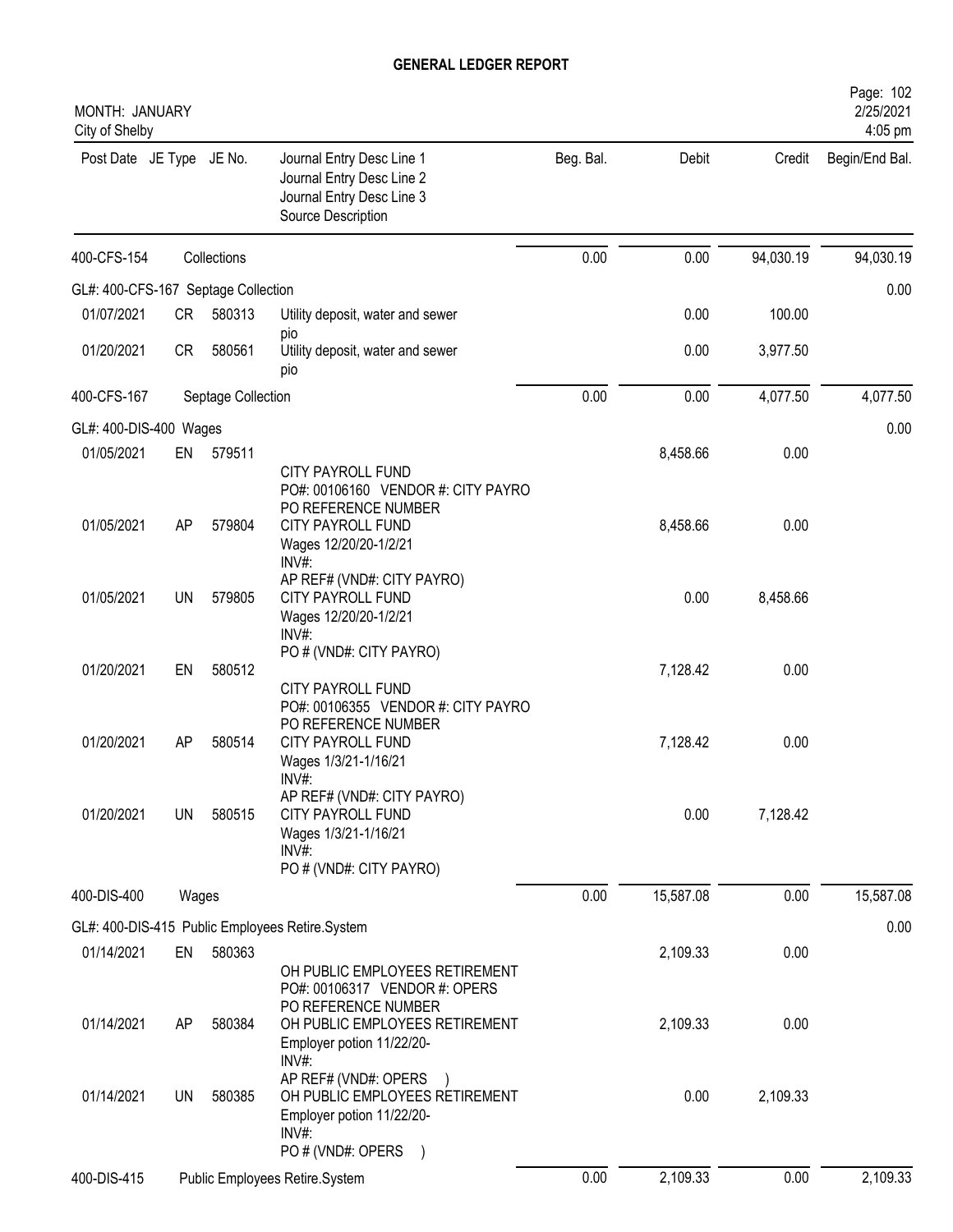# GENERAL LEDGER REPORT

MONTH: JANUARY
City of Shelby

2/25/2021
4:05 pm

| Post Date | JE Type | JE No. | Journal Entry Desc Line 1 / Journal Entry Desc Line 2 / Journal Entry Desc Line 3 / Source Description | Beg. Bal. | Debit | Credit | Begin/End Bal. |
|---|---|---|---|---|---|---|---|
| 400-CFS-154 | | Collections | | 0.00 | 0.00 | 94,030.19 | 94,030.19 |
| GL#: 400-CFS-167 Septage Collection | | | | | | | 0.00 |
| 01/07/2021 | CR | 580313 | Utility deposit, water and sewer pio | | 0.00 | 100.00 | |
| 01/20/2021 | CR | 580561 | Utility deposit, water and sewer pio | | 0.00 | 3,977.50 | |
| 400-CFS-167 | | Septage Collection | | 0.00 | 0.00 | 4,077.50 | 4,077.50 |
| GL#: 400-DIS-400 Wages | | | | | | | 0.00 |
| 01/05/2021 | EN | 579511 | CITY PAYROLL FUND PO#: 00106160 VENDOR #: CITY PAYRO PO REFERENCE NUMBER | | 8,458.66 | 0.00 | |
| 01/05/2021 | AP | 579804 | CITY PAYROLL FUND Wages 12/20/20-1/2/21 INV#: AP REF# (VND#: CITY PAYRO) | | 8,458.66 | 0.00 | |
| 01/05/2021 | UN | 579805 | CITY PAYROLL FUND Wages 12/20/20-1/2/21 INV#: PO # (VND#: CITY PAYRO) | | 0.00 | 8,458.66 | |
| 01/20/2021 | EN | 580512 | CITY PAYROLL FUND PO#: 00106355 VENDOR #: CITY PAYRO PO REFERENCE NUMBER | | 7,128.42 | 0.00 | |
| 01/20/2021 | AP | 580514 | CITY PAYROLL FUND Wages 1/3/21-1/16/21 INV#: AP REF# (VND#: CITY PAYRO) | | 7,128.42 | 0.00 | |
| 01/20/2021 | UN | 580515 | CITY PAYROLL FUND Wages 1/3/21-1/16/21 INV#: PO # (VND#: CITY PAYRO) | | 0.00 | 7,128.42 | |
| 400-DIS-400 | | Wages | | 0.00 | 15,587.08 | 0.00 | 15,587.08 |
| GL#: 400-DIS-415 Public Employees Retire.System | | | | | | | 0.00 |
| 01/14/2021 | EN | 580363 | OH PUBLIC EMPLOYEES RETIREMENT PO#: 00106317 VENDOR #: OPERS PO REFERENCE NUMBER | | 2,109.33 | 0.00 | |
| 01/14/2021 | AP | 580384 | OH PUBLIC EMPLOYEES RETIREMENT Employer potion 11/22/20- INV#: AP REF# (VND#: OPERS ) | | 2,109.33 | 0.00 | |
| 01/14/2021 | UN | 580385 | OH PUBLIC EMPLOYEES RETIREMENT Employer potion 11/22/20- INV#: PO # (VND#: OPERS ) | | 0.00 | 2,109.33 | |
| 400-DIS-415 | | Public Employees Retire.System | | 0.00 | 2,109.33 | 0.00 | 2,109.33 |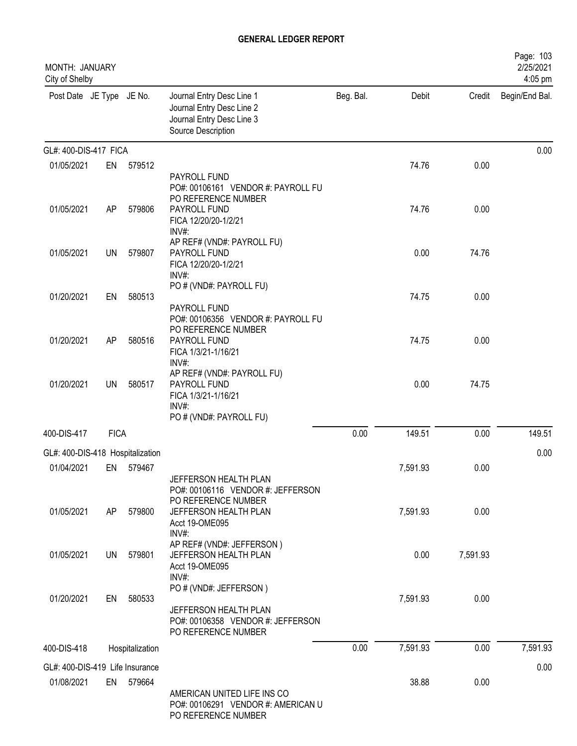# GENERAL LEDGER REPORT

MONTH: JANUARY
City of Shelby

Page: 103
2/25/2021
4:05 pm

| Post Date | JE Type | JE No. | Journal Entry Desc Line 1 / Journal Entry Desc Line 2 / Journal Entry Desc Line 3 / Source Description | Beg. Bal. | Debit | Credit | Begin/End Bal. |
|---|---|---|---|---|---|---|---|
| GL#: 400-DIS-417 FICA | | | | | | | 0.00 |
| 01/05/2021 | EN | 579512 | PAYROLL FUND<br>PO#: 00106161 VENDOR #: PAYROLL FU<br>PO REFERENCE NUMBER | | 74.76 | 0.00 | |
| 01/05/2021 | AP | 579806 | PAYROLL FUND<br>FICA 12/20/20-1/2/21<br>INV#:<br>AP REF# (VND#: PAYROLL FU) | | 74.76 | 0.00 | |
| 01/05/2021 | UN | 579807 | PAYROLL FUND<br>FICA 12/20/20-1/2/21<br>INV#:<br>PO # (VND#: PAYROLL FU) | | 0.00 | 74.76 | |
| 01/20/2021 | EN | 580513 | PAYROLL FUND<br>PO#: 00106356 VENDOR #: PAYROLL FU<br>PO REFERENCE NUMBER | | 74.75 | 0.00 | |
| 01/20/2021 | AP | 580516 | PAYROLL FUND<br>FICA 1/3/21-1/16/21<br>INV#:<br>AP REF# (VND#: PAYROLL FU) | | 74.75 | 0.00 | |
| 01/20/2021 | UN | 580517 | PAYROLL FUND<br>FICA 1/3/21-1/16/21<br>INV#:<br>PO # (VND#: PAYROLL FU) | | 0.00 | 74.75 | |
| 400-DIS-417 | FICA | | | 0.00 | 149.51 | 0.00 | 149.51 |
| GL#: 400-DIS-418 Hospitalization | | | | | | | 0.00 |
| 01/04/2021 | EN | 579467 | JEFFERSON HEALTH PLAN<br>PO#: 00106116 VENDOR #: JEFFERSON<br>PO REFERENCE NUMBER | | 7,591.93 | 0.00 | |
| 01/05/2021 | AP | 579800 | JEFFERSON HEALTH PLAN<br>Acct 19-OME095<br>INV#:<br>AP REF# (VND#: JEFFERSON ) | | 7,591.93 | 0.00 | |
| 01/05/2021 | UN | 579801 | JEFFERSON HEALTH PLAN<br>Acct 19-OME095<br>INV#:<br>PO # (VND#: JEFFERSON ) | | 0.00 | 7,591.93 | |
| 01/20/2021 | EN | 580533 | JEFFERSON HEALTH PLAN<br>PO#: 00106358 VENDOR #: JEFFERSON<br>PO REFERENCE NUMBER | | 7,591.93 | 0.00 | |
| 400-DIS-418 | Hospitalization | | | 0.00 | 7,591.93 | 0.00 | 7,591.93 |
| GL#: 400-DIS-419 Life Insurance | | | | | | | 0.00 |
| 01/08/2021 | EN | 579664 | AMERICAN UNITED LIFE INS CO<br>PO#: 00106291 VENDOR #: AMERICAN U<br>PO REFERENCE NUMBER | | 38.88 | 0.00 | |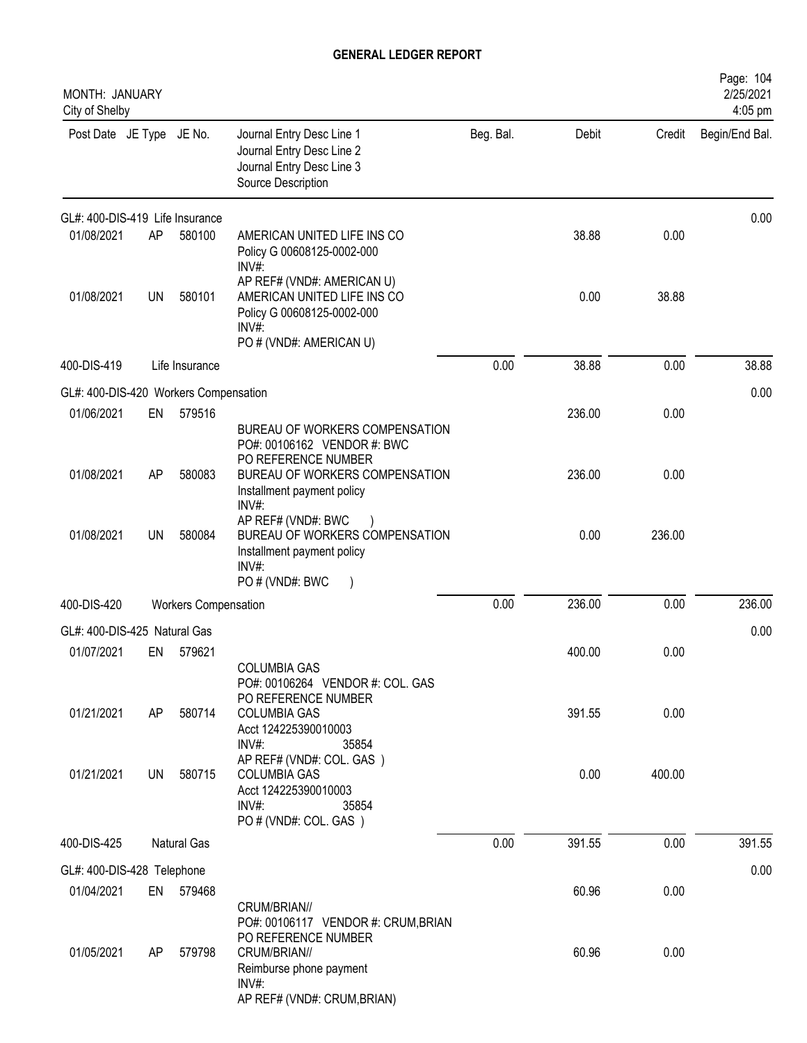# GENERAL LEDGER REPORT

MONTH: JANUARY
City of Shelby

| Post Date | JE Type | JE No. | Journal Entry Desc Line 1<br>Journal Entry Desc Line 2<br>Journal Entry Desc Line 3<br>Source Description | Beg. Bal. | Debit | Credit | Begin/End Bal. |
|---|---|---|---|---|---|---|---|
| **GL#: 400-DIS-419 Life Insurance** | | | | | | | 0.00 |
| 01/08/2021 | AP | 580100 | AMERICAN UNITED LIFE INS CO<br>Policy G 00608125-0002-000<br>INV#:<br>AP REF# (VND#: AMERICAN U) | | 38.88 | 0.00 | |
| 01/08/2021 | UN | 580101 | AMERICAN UNITED LIFE INS CO<br>Policy G 00608125-0002-000<br>INV#:<br>PO # (VND#: AMERICAN U) | | 0.00 | 38.88 | |
| 400-DIS-419 | | Life Insurance | | 0.00 | 38.88 | 0.00 | 38.88 |
| **GL#: 400-DIS-420 Workers Compensation** | | | | | | | 0.00 |
| 01/06/2021 | EN | 579516 | BUREAU OF WORKERS COMPENSATION<br>PO#: 00106162 VENDOR #: BWC<br>PO REFERENCE NUMBER | | 236.00 | 0.00 | |
| 01/08/2021 | AP | 580083 | BUREAU OF WORKERS COMPENSATION<br>Installment payment policy<br>INV#:<br>AP REF# (VND#: BWC ) | | 236.00 | 0.00 | |
| 01/08/2021 | UN | 580084 | BUREAU OF WORKERS COMPENSATION<br>Installment payment policy<br>INV#:<br>PO # (VND#: BWC ) | | 0.00 | 236.00 | |
| 400-DIS-420 | | Workers Compensation | | 0.00 | 236.00 | 0.00 | 236.00 |
| **GL#: 400-DIS-425 Natural Gas** | | | | | | | 0.00 |
| 01/07/2021 | EN | 579621 | COLUMBIA GAS<br>PO#: 00106264 VENDOR #: COL. GAS<br>PO REFERENCE NUMBER | | 400.00 | 0.00 | |
| 01/21/2021 | AP | 580714 | COLUMBIA GAS<br>Acct 124225390010003<br>INV#: 35854<br>AP REF# (VND#: COL. GAS ) | | 391.55 | 0.00 | |
| 01/21/2021 | UN | 580715 | COLUMBIA GAS<br>Acct 124225390010003<br>INV#: 35854<br>PO # (VND#: COL. GAS ) | | 0.00 | 400.00 | |
| 400-DIS-425 | | Natural Gas | | 0.00 | 391.55 | 0.00 | 391.55 |
| **GL#: 400-DIS-428 Telephone** | | | | | | | 0.00 |
| 01/04/2021 | EN | 579468 | CRUM/BRIAN//<br>PO#: 00106117 VENDOR #: CRUM,BRIAN<br>PO REFERENCE NUMBER | | 60.96 | 0.00 | |
| 01/05/2021 | AP | 579798 | CRUM/BRIAN//<br>Reimburse phone payment<br>INV#:<br>AP REF# (VND#: CRUM,BRIAN) | | 60.96 | 0.00 | |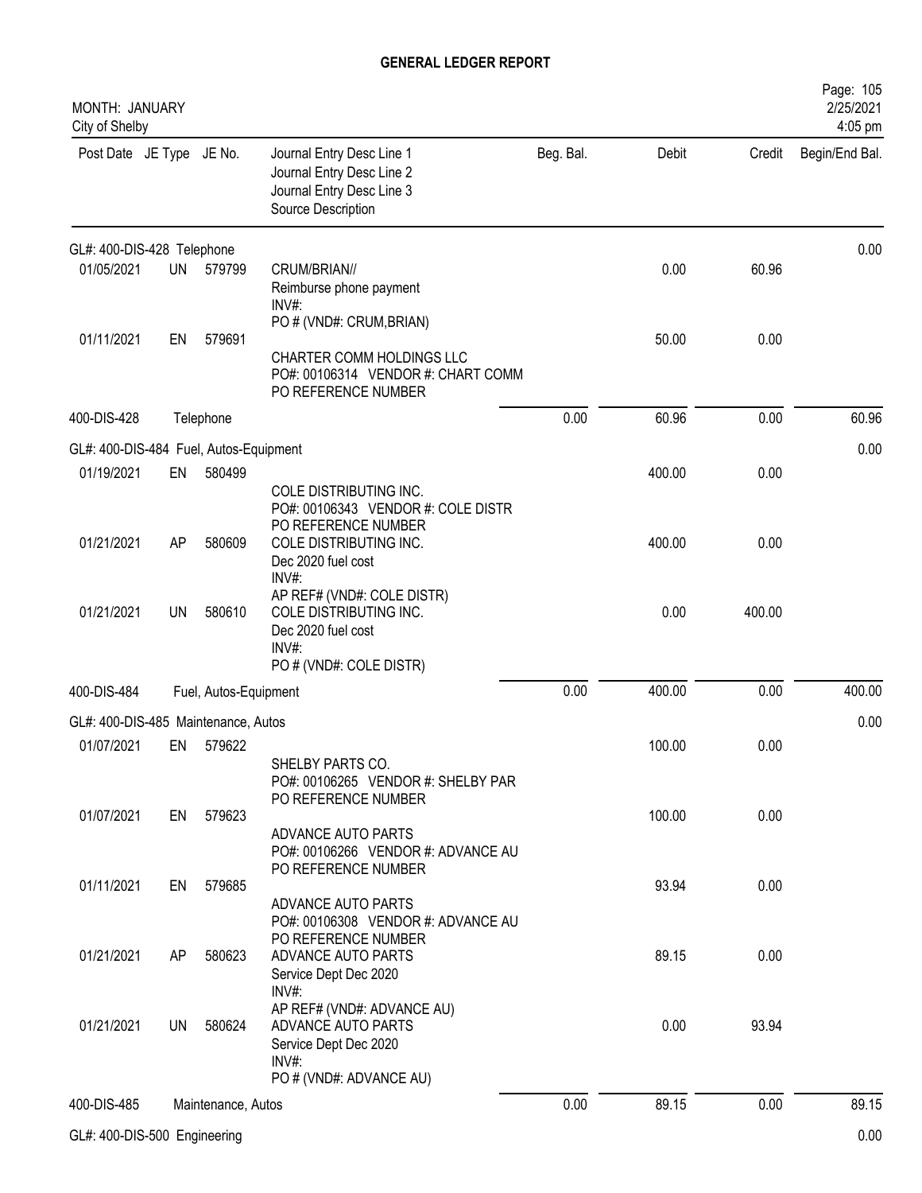# GENERAL LEDGER REPORT

MONTH: JANUARY
City of Shelby

2/25/2021
4:05 pm

| Post Date | JE Type | JE No. | Journal Entry Desc Line 1 / Journal Entry Desc Line 2 / Journal Entry Desc Line 3 / Source Description | Beg. Bal. | Debit | Credit | Begin/End Bal. |
|---|---|---|---|---|---|---|---|
| **GL#: 400-DIS-428 Telephone** | | | | | | | 0.00 |
| 01/05/2021 | UN | 579799 | CRUM/BRIAN// Reimburse phone payment INV#: PO # (VND#: CRUM,BRIAN) | | 0.00 | 60.96 | |
| 01/11/2021 | EN | 579691 | CHARTER COMM HOLDINGS LLC PO#: 00106314 VENDOR #: CHART COMM PO REFERENCE NUMBER | | 50.00 | 0.00 | |
| **400-DIS-428** | | | **Telephone** | 0.00 | 60.96 | 0.00 | 60.96 |
| **GL#: 400-DIS-484 Fuel, Autos-Equipment** | | | | | | | 0.00 |
| 01/19/2021 | EN | 580499 | COLE DISTRIBUTING INC. PO#: 00106343 VENDOR #: COLE DISTR PO REFERENCE NUMBER | | 400.00 | 0.00 | |
| 01/21/2021 | AP | 580609 | COLE DISTRIBUTING INC. Dec 2020 fuel cost INV#: AP REF# (VND#: COLE DISTR) | | 400.00 | 0.00 | |
| 01/21/2021 | UN | 580610 | COLE DISTRIBUTING INC. Dec 2020 fuel cost INV#: PO # (VND#: COLE DISTR) | | 0.00 | 400.00 | |
| **400-DIS-484** | | | **Fuel, Autos-Equipment** | 0.00 | 400.00 | 0.00 | 400.00 |
| **GL#: 400-DIS-485 Maintenance, Autos** | | | | | | | 0.00 |
| 01/07/2021 | EN | 579622 | SHELBY PARTS CO. PO#: 00106265 VENDOR #: SHELBY PAR PO REFERENCE NUMBER | | 100.00 | 0.00 | |
| 01/07/2021 | EN | 579623 | ADVANCE AUTO PARTS PO#: 00106266 VENDOR #: ADVANCE AU PO REFERENCE NUMBER | | 100.00 | 0.00 | |
| 01/11/2021 | EN | 579685 | ADVANCE AUTO PARTS PO#: 00106308 VENDOR #: ADVANCE AU PO REFERENCE NUMBER | | 93.94 | 0.00 | |
| 01/21/2021 | AP | 580623 | ADVANCE AUTO PARTS Service Dept Dec 2020 INV#: AP REF# (VND#: ADVANCE AU) | | 89.15 | 0.00 | |
| 01/21/2021 | UN | 580624 | ADVANCE AUTO PARTS Service Dept Dec 2020 INV#: PO # (VND#: ADVANCE AU) | | 0.00 | 93.94 | |
| **400-DIS-485** | | | **Maintenance, Autos** | 0.00 | 89.15 | 0.00 | 89.15 |
| **GL#: 400-DIS-500 Engineering** | | | | | | | 0.00 |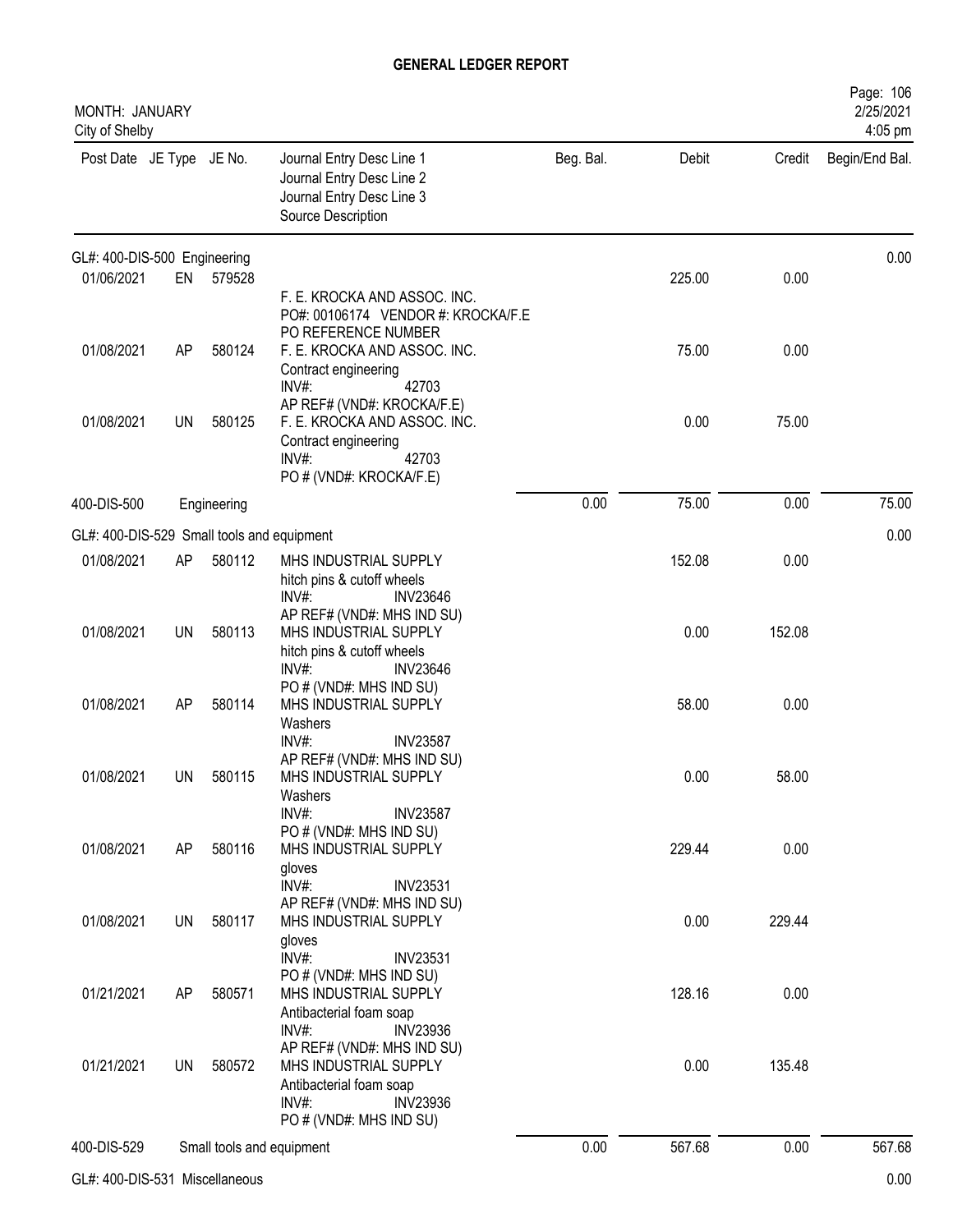# GENERAL LEDGER REPORT

MONTH: JANUARY
City of Shelby

| Post Date | JE Type | JE No. | Journal Entry Desc Line 1 / Journal Entry Desc Line 2 / Journal Entry Desc Line 3 / Source Description | Beg. Bal. | Debit | Credit | Begin/End Bal. |
|---|---|---|---|---|---|---|---|
| GL#: 400-DIS-500 Engineering | | | | | | | 0.00 |
| 01/06/2021 | EN | 579528 | F. E. KROCKA AND ASSOC. INC.<br>PO#: 00106174 VENDOR #: KROCKA/F.E<br>PO REFERENCE NUMBER | | 225.00 | 0.00 | |
| 01/08/2021 | AP | 580124 | F. E. KROCKA AND ASSOC. INC.<br>Contract engineering<br>INV#: 42703<br>AP REF# (VND#: KROCKA/F.E) | | 75.00 | 0.00 | |
| 01/08/2021 | UN | 580125 | F. E. KROCKA AND ASSOC. INC.<br>Contract engineering<br>INV#: 42703<br>PO # (VND#: KROCKA/F.E) | | 0.00 | 75.00 | |
| 400-DIS-500 | | Engineering | | 0.00 | 75.00 | 0.00 | 75.00 |
| GL#: 400-DIS-529 Small tools and equipment | | | | | | | 0.00 |
| 01/08/2021 | AP | 580112 | MHS INDUSTRIAL SUPPLY<br>hitch pins & cutoff wheels<br>INV#: INV23646<br>AP REF# (VND#: MHS IND SU) | | 152.08 | 0.00 | |
| 01/08/2021 | UN | 580113 | MHS INDUSTRIAL SUPPLY<br>hitch pins & cutoff wheels<br>INV#: INV23646<br>PO # (VND#: MHS IND SU) | | 0.00 | 152.08 | |
| 01/08/2021 | AP | 580114 | MHS INDUSTRIAL SUPPLY<br>Washers<br>INV#: INV23587<br>AP REF# (VND#: MHS IND SU) | | 58.00 | 0.00 | |
| 01/08/2021 | UN | 580115 | MHS INDUSTRIAL SUPPLY<br>Washers<br>INV#: INV23587<br>PO # (VND#: MHS IND SU) | | 0.00 | 58.00 | |
| 01/08/2021 | AP | 580116 | MHS INDUSTRIAL SUPPLY<br>gloves<br>INV#: INV23531<br>AP REF# (VND#: MHS IND SU) | | 229.44 | 0.00 | |
| 01/08/2021 | UN | 580117 | MHS INDUSTRIAL SUPPLY<br>gloves<br>INV#: INV23531<br>PO # (VND#: MHS IND SU) | | 0.00 | 229.44 | |
| 01/21/2021 | AP | 580571 | MHS INDUSTRIAL SUPPLY<br>Antibacterial foam soap<br>INV#: INV23936<br>AP REF# (VND#: MHS IND SU) | | 128.16 | 0.00 | |
| 01/21/2021 | UN | 580572 | MHS INDUSTRIAL SUPPLY<br>Antibacterial foam soap<br>INV#: INV23936<br>PO # (VND#: MHS IND SU) | | 0.00 | 135.48 | |
| 400-DIS-529 | | Small tools and equipment | | 0.00 | 567.68 | 0.00 | 567.68 |
| GL#: 400-DIS-531 Miscellaneous | | | | | | | 0.00 |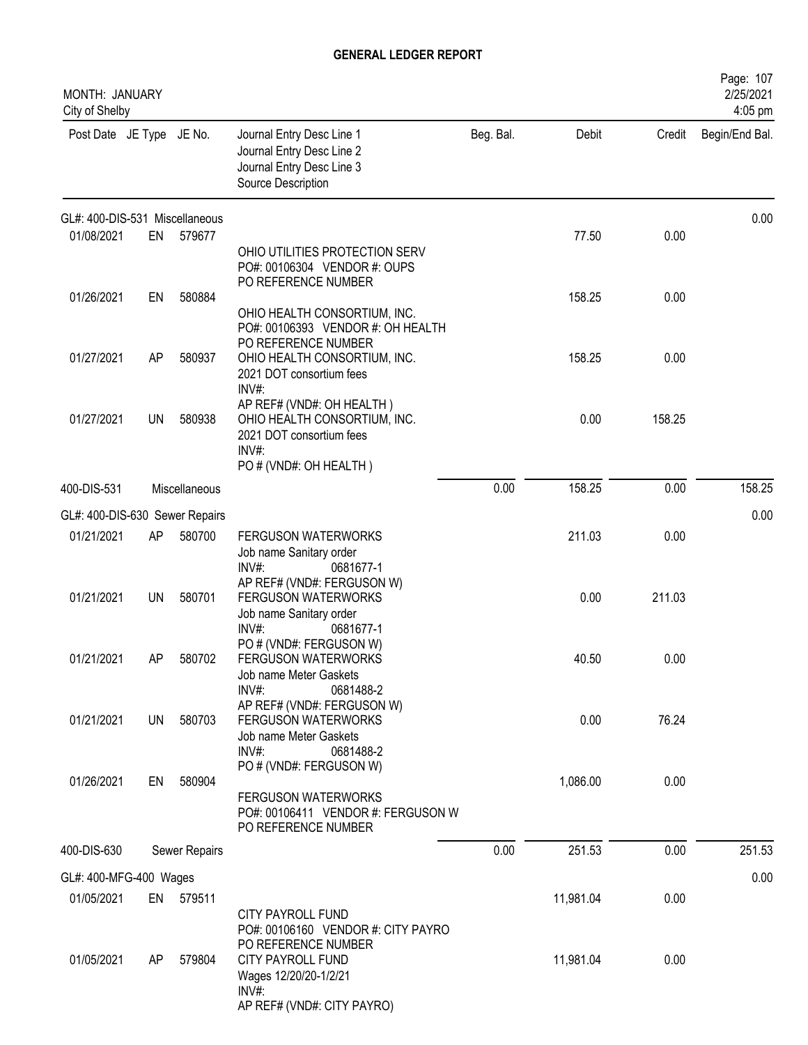# GENERAL LEDGER REPORT

MONTH: JANUARY
City of Shelby

2/25/2021
4:05 pm

| Post Date | JE Type | JE No. | Journal Entry Desc Line 1 / Journal Entry Desc Line 2 / Journal Entry Desc Line 3 / Source Description | Beg. Bal. | Debit | Credit | Begin/End Bal. |
|---|---|---|---|---|---|---|---|
| GL#: 400-DIS-531 Miscellaneous | | | | | | | 0.00 |
| 01/08/2021 | EN | 579677 | OHIO UTILITIES PROTECTION SERV<br>PO#: 00106304 VENDOR #: OUPS<br>PO REFERENCE NUMBER | | 77.50 | 0.00 | |
| 01/26/2021 | EN | 580884 | OHIO HEALTH CONSORTIUM, INC.<br>PO#: 00106393 VENDOR #: OH HEALTH<br>PO REFERENCE NUMBER | | 158.25 | 0.00 | |
| 01/27/2021 | AP | 580937 | OHIO HEALTH CONSORTIUM, INC.<br>2021 DOT consortium fees<br>INV#:<br>AP REF# (VND#: OH HEALTH ) | | 158.25 | 0.00 | |
| 01/27/2021 | UN | 580938 | OHIO HEALTH CONSORTIUM, INC.<br>2021 DOT consortium fees<br>INV#:<br>PO # (VND#: OH HEALTH ) | | 0.00 | 158.25 | |
| 400-DIS-531 | | Miscellaneous | | 0.00 | 158.25 | 0.00 | 158.25 |
| GL#: 400-DIS-630 Sewer Repairs | | | | | | | 0.00 |
| 01/21/2021 | AP | 580700 | FERGUSON WATERWORKS<br>Job name Sanitary order<br>INV#: 0681677-1<br>AP REF# (VND#: FERGUSON W) | | 211.03 | 0.00 | |
| 01/21/2021 | UN | 580701 | FERGUSON WATERWORKS<br>Job name Sanitary order<br>INV#: 0681677-1<br>PO # (VND#: FERGUSON W) | | 0.00 | 211.03 | |
| 01/21/2021 | AP | 580702 | FERGUSON WATERWORKS<br>Job name Meter Gaskets<br>INV#: 0681488-2<br>AP REF# (VND#: FERGUSON W) | | 40.50 | 0.00 | |
| 01/21/2021 | UN | 580703 | FERGUSON WATERWORKS<br>Job name Meter Gaskets<br>INV#: 0681488-2<br>PO # (VND#: FERGUSON W) | | 0.00 | 76.24 | |
| 01/26/2021 | EN | 580904 | FERGUSON WATERWORKS<br>PO#: 00106411 VENDOR #: FERGUSON W<br>PO REFERENCE NUMBER | | 1,086.00 | 0.00 | |
| 400-DIS-630 | | Sewer Repairs | | 0.00 | 251.53 | 0.00 | 251.53 |
| GL#: 400-MFG-400 Wages | | | | | | | 0.00 |
| 01/05/2021 | EN | 579511 | CITY PAYROLL FUND<br>PO#: 00106160 VENDOR #: CITY PAYRO<br>PO REFERENCE NUMBER | | 11,981.04 | 0.00 | |
| 01/05/2021 | AP | 579804 | CITY PAYROLL FUND<br>Wages 12/20/20-1/2/21<br>INV#:<br>AP REF# (VND#: CITY PAYRO) | | 11,981.04 | 0.00 | |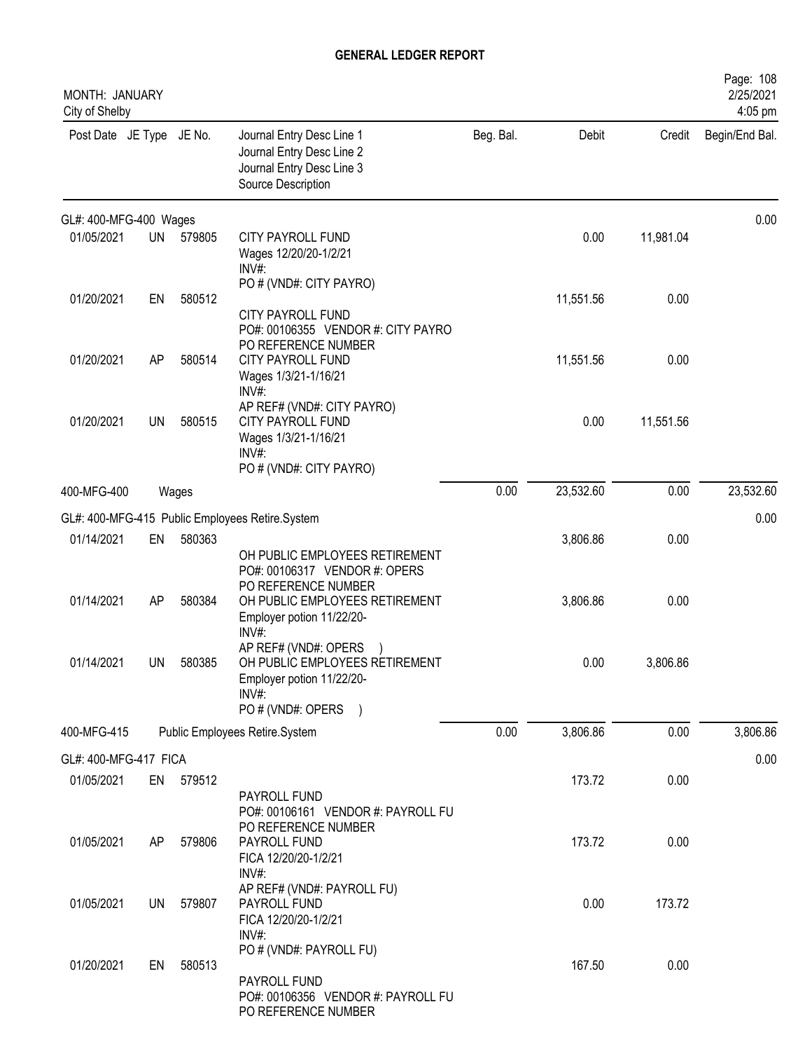# GENERAL LEDGER REPORT

MONTH: JANUARY
City of Shelby

| Post Date | JE Type | JE No. | Journal Entry Desc Line 1<br>Journal Entry Desc Line 2<br>Journal Entry Desc Line 3<br>Source Description | Beg. Bal. | Debit | Credit | Begin/End Bal. |
|---|---|---|---|---|---|---|---|
| **GL#: 400-MFG-400 Wages** | | | | | | | 0.00 |
| 01/05/2021 | UN | 579805 | CITY PAYROLL FUND<br>Wages 12/20/20-1/2/21<br>INV#:<br>PO # (VND#: CITY PAYRO) | | 0.00 | 11,981.04 | |
| 01/20/2021 | EN | 580512 | CITY PAYROLL FUND<br>PO#: 00106355 VENDOR #: CITY PAYRO<br>PO REFERENCE NUMBER | | 11,551.56 | 0.00 | |
| 01/20/2021 | AP | 580514 | CITY PAYROLL FUND<br>Wages 1/3/21-1/16/21<br>INV#:<br>AP REF# (VND#: CITY PAYRO) | | 11,551.56 | 0.00 | |
| 01/20/2021 | UN | 580515 | CITY PAYROLL FUND<br>Wages 1/3/21-1/16/21<br>INV#:<br>PO # (VND#: CITY PAYRO) | | 0.00 | 11,551.56 | |
| 400-MFG-400 | | Wages | | 0.00 | 23,532.60 | 0.00 | 23,532.60 |
| **GL#: 400-MFG-415 Public Employees Retire.System** | | | | | | | 0.00 |
| 01/14/2021 | EN | 580363 | OH PUBLIC EMPLOYEES RETIREMENT<br>PO#: 00106317 VENDOR #: OPERS<br>PO REFERENCE NUMBER | | 3,806.86 | 0.00 | |
| 01/14/2021 | AP | 580384 | OH PUBLIC EMPLOYEES RETIREMENT<br>Employer potion 11/22/20-<br>INV#:<br>AP REF# (VND#: OPERS ) | | 3,806.86 | 0.00 | |
| 01/14/2021 | UN | 580385 | OH PUBLIC EMPLOYEES RETIREMENT<br>Employer potion 11/22/20-<br>INV#:<br>PO # (VND#: OPERS ) | | 0.00 | 3,806.86 | |
| 400-MFG-415 | | Public Employees Retire.System | | 0.00 | 3,806.86 | 0.00 | 3,806.86 |
| **GL#: 400-MFG-417 FICA** | | | | | | | 0.00 |
| 01/05/2021 | EN | 579512 | PAYROLL FUND<br>PO#: 00106161 VENDOR #: PAYROLL FU<br>PO REFERENCE NUMBER | | 173.72 | 0.00 | |
| 01/05/2021 | AP | 579806 | PAYROLL FUND<br>FICA 12/20/20-1/2/21<br>INV#:<br>AP REF# (VND#: PAYROLL FU) | | 173.72 | 0.00 | |
| 01/05/2021 | UN | 579807 | PAYROLL FUND<br>FICA 12/20/20-1/2/21<br>INV#:<br>PO # (VND#: PAYROLL FU) | | 0.00 | 173.72 | |
| 01/20/2021 | EN | 580513 | PAYROLL FUND<br>PO#: 00106356 VENDOR #: PAYROLL FU<br>PO REFERENCE NUMBER | | 167.50 | 0.00 | |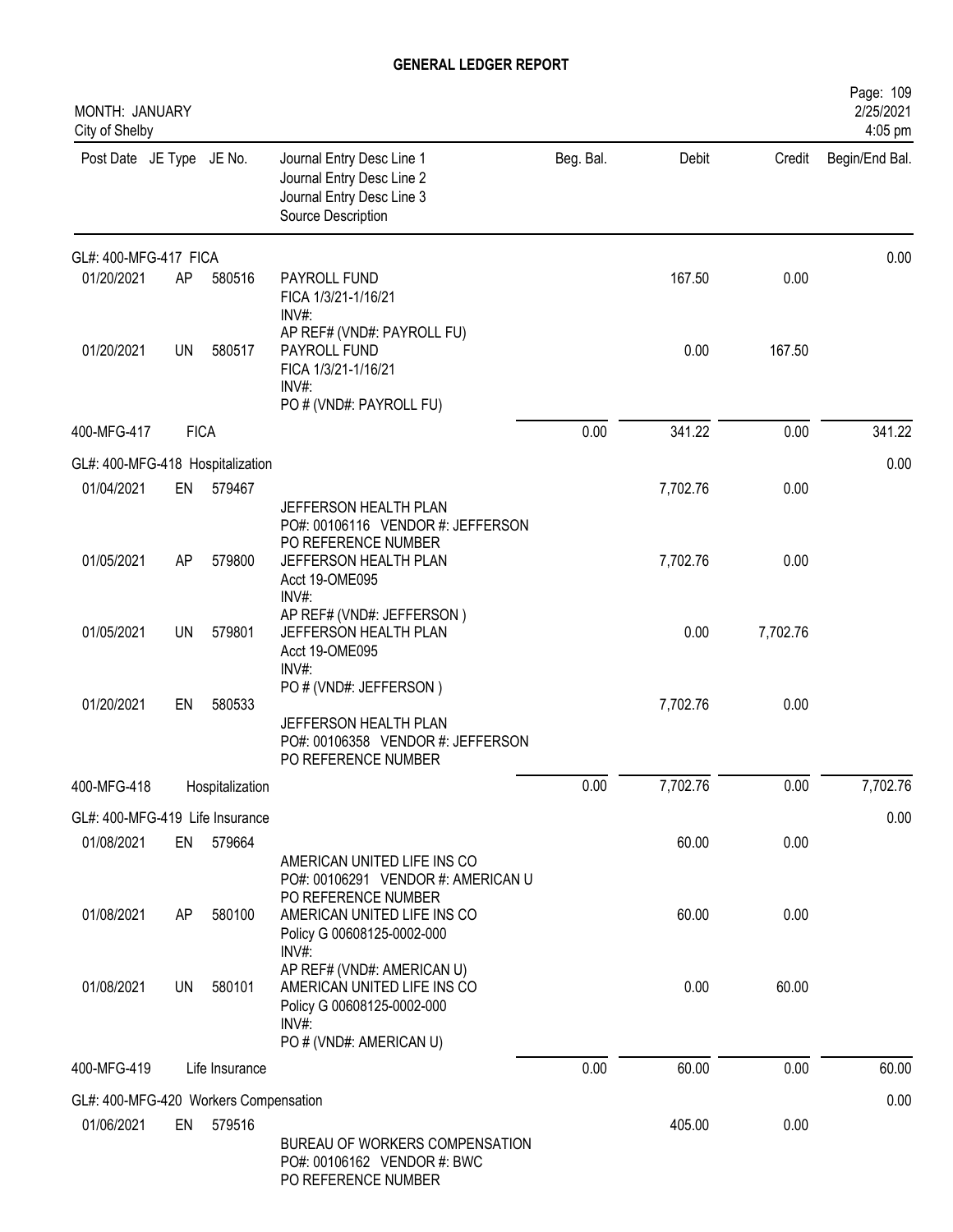# GENERAL LEDGER REPORT

MONTH: JANUARY
City of Shelby

2/25/2021
4:05 pm

| Post Date | JE Type | JE No. | Journal Entry Desc Line 1 / Journal Entry Desc Line 2 / Journal Entry Desc Line 3 / Source Description | Beg. Bal. | Debit | Credit | Begin/End Bal. |
|---|---|---|---|---|---|---|---|
| **GL#: 400-MFG-417 FICA** | | | | | | | 0.00 |
| 01/20/2021 | AP | 580516 | PAYROLL FUND<br>FICA 1/3/21-1/16/21<br>INV#:<br>AP REF# (VND#: PAYROLL FU) | | 167.50 | 0.00 | |
| 01/20/2021 | UN | 580517 | PAYROLL FUND<br>FICA 1/3/21-1/16/21<br>INV#:<br>PO # (VND#: PAYROLL FU) | | 0.00 | 167.50 | |
| 400-MFG-417 | FICA | | | 0.00 | 341.22 | 0.00 | 341.22 |
| **GL#: 400-MFG-418 Hospitalization** | | | | | | | 0.00 |
| 01/04/2021 | EN | 579467 | JEFFERSON HEALTH PLAN<br>PO#: 00106116 VENDOR #: JEFFERSON<br>PO REFERENCE NUMBER | | 7,702.76 | 0.00 | |
| 01/05/2021 | AP | 579800 | JEFFERSON HEALTH PLAN<br>Acct 19-OME095<br>INV#:<br>AP REF# (VND#: JEFFERSON ) | | 7,702.76 | 0.00 | |
| 01/05/2021 | UN | 579801 | JEFFERSON HEALTH PLAN<br>Acct 19-OME095<br>INV#:<br>PO # (VND#: JEFFERSON ) | | 0.00 | 7,702.76 | |
| 01/20/2021 | EN | 580533 | JEFFERSON HEALTH PLAN<br>PO#: 00106358 VENDOR #: JEFFERSON<br>PO REFERENCE NUMBER | | 7,702.76 | 0.00 | |
| 400-MFG-418 | Hospitalization | | | 0.00 | 7,702.76 | 0.00 | 7,702.76 |
| **GL#: 400-MFG-419 Life Insurance** | | | | | | | 0.00 |
| 01/08/2021 | EN | 579664 | AMERICAN UNITED LIFE INS CO<br>PO#: 00106291 VENDOR #: AMERICAN U<br>PO REFERENCE NUMBER | | 60.00 | 0.00 | |
| 01/08/2021 | AP | 580100 | AMERICAN UNITED LIFE INS CO<br>Policy G 00608125-0002-000<br>INV#:<br>AP REF# (VND#: AMERICAN U) | | 60.00 | 0.00 | |
| 01/08/2021 | UN | 580101 | AMERICAN UNITED LIFE INS CO<br>Policy G 00608125-0002-000<br>INV#:<br>PO # (VND#: AMERICAN U) | | 0.00 | 60.00 | |
| 400-MFG-419 | Life Insurance | | | 0.00 | 60.00 | 0.00 | 60.00 |
| **GL#: 400-MFG-420 Workers Compensation** | | | | | | | 0.00 |
| 01/06/2021 | EN | 579516 | BUREAU OF WORKERS COMPENSATION<br>PO#: 00106162 VENDOR #: BWC<br>PO REFERENCE NUMBER | | 405.00 | 0.00 | |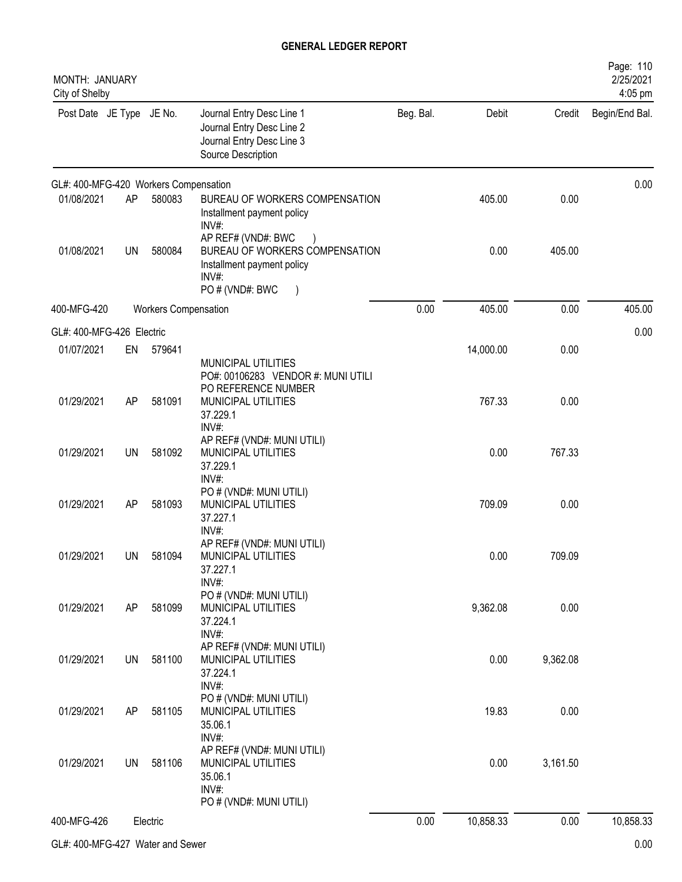# GENERAL LEDGER REPORT

MONTH: JANUARY
City of Shelby

Page: 110
2/25/2021
4:05 pm

| Post Date | JE Type | JE No. | Journal Entry Desc Line 1 / Journal Entry Desc Line 2 / Journal Entry Desc Line 3 / Source Description | Beg. Bal. | Debit | Credit | Begin/End Bal. |
|---|---|---|---|---|---|---|---|
| GL#: 400-MFG-420 Workers Compensation | | | | | | | 0.00 |
| 01/08/2021 | AP | 580083 | BUREAU OF WORKERS COMPENSATION<br>Installment payment policy<br>INV#:<br>AP REF# (VND#: BWC ) | | 405.00 | 0.00 | |
| 01/08/2021 | UN | 580084 | BUREAU OF WORKERS COMPENSATION<br>Installment payment policy<br>INV#:<br>PO # (VND#: BWC ) | | 0.00 | 405.00 | |
| 400-MFG-420 | Workers Compensation | | | 0.00 | 405.00 | 0.00 | 405.00 |
| GL#: 400-MFG-426 Electric | | | | | | | 0.00 |
| 01/07/2021 | EN | 579641 | MUNICIPAL UTILITIES<br>PO#: 00106283 VENDOR #: MUNI UTILI<br>PO REFERENCE NUMBER | | 14,000.00 | 0.00 | |
| 01/29/2021 | AP | 581091 | MUNICIPAL UTILITIES<br>37.229.1<br>INV#:<br>AP REF# (VND#: MUNI UTILI) | | 767.33 | 0.00 | |
| 01/29/2021 | UN | 581092 | MUNICIPAL UTILITIES<br>37.229.1<br>INV#:<br>PO # (VND#: MUNI UTILI) | | 0.00 | 767.33 | |
| 01/29/2021 | AP | 581093 | MUNICIPAL UTILITIES<br>37.227.1<br>INV#:<br>AP REF# (VND#: MUNI UTILI) | | 709.09 | 0.00 | |
| 01/29/2021 | UN | 581094 | MUNICIPAL UTILITIES<br>37.227.1<br>INV#:<br>PO # (VND#: MUNI UTILI) | | 0.00 | 709.09 | |
| 01/29/2021 | AP | 581099 | MUNICIPAL UTILITIES<br>37.224.1<br>INV#:<br>AP REF# (VND#: MUNI UTILI) | | 9,362.08 | 0.00 | |
| 01/29/2021 | UN | 581100 | MUNICIPAL UTILITIES<br>37.224.1<br>INV#:<br>PO # (VND#: MUNI UTILI) | | 0.00 | 9,362.08 | |
| 01/29/2021 | AP | 581105 | MUNICIPAL UTILITIES<br>35.06.1<br>INV#:<br>AP REF# (VND#: MUNI UTILI) | | 19.83 | 0.00 | |
| 01/29/2021 | UN | 581106 | MUNICIPAL UTILITIES<br>35.06.1<br>INV#:<br>PO # (VND#: MUNI UTILI) | | 0.00 | 3,161.50 | |
| 400-MFG-426 | Electric | | | 0.00 | 10,858.33 | 0.00 | 10,858.33 |
| GL#: 400-MFG-427 Water and Sewer | | | | | | | 0.00 |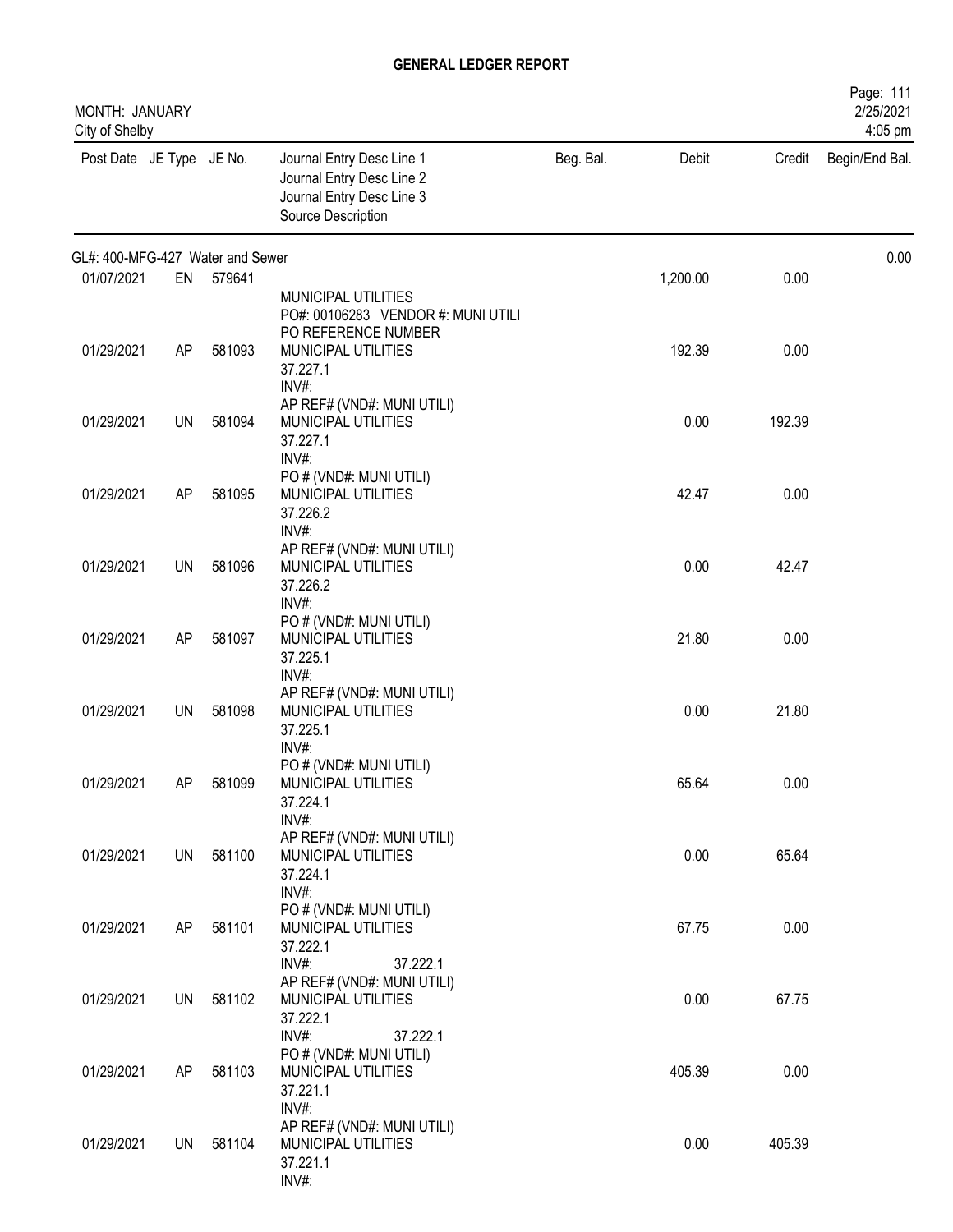# GENERAL LEDGER REPORT

MONTH: JANUARY
City of Shelby

2/25/2021
4:05 pm

| Post Date | JE Type | JE No. | Journal Entry Desc Line 1<br>Journal Entry Desc Line 2<br>Journal Entry Desc Line 3<br>Source Description | Beg. Bal. | Debit | Credit | Begin/End Bal. |
|---|---|---|---|---|---|---|---|
| GL#: 400-MFG-427 Water and Sewer | | | | | | | 0.00 |
| 01/07/2021 | EN | 579641 | MUNICIPAL UTILITIES<br>PO#: 00106283 VENDOR #: MUNI UTILI<br>PO REFERENCE NUMBER | | 1,200.00 | 0.00 | |
| 01/29/2021 | AP | 581093 | MUNICIPAL UTILITIES<br>37.227.1<br>INV#:<br>AP REF# (VND#: MUNI UTILI) | | 192.39 | 0.00 | |
| 01/29/2021 | UN | 581094 | MUNICIPAL UTILITIES<br>37.227.1<br>INV#:<br>PO # (VND#: MUNI UTILI) | | 0.00 | 192.39 | |
| 01/29/2021 | AP | 581095 | MUNICIPAL UTILITIES<br>37.226.2<br>INV#:<br>AP REF# (VND#: MUNI UTILI) | | 42.47 | 0.00 | |
| 01/29/2021 | UN | 581096 | MUNICIPAL UTILITIES<br>37.226.2<br>INV#:<br>PO # (VND#: MUNI UTILI) | | 0.00 | 42.47 | |
| 01/29/2021 | AP | 581097 | MUNICIPAL UTILITIES<br>37.225.1<br>INV#:<br>AP REF# (VND#: MUNI UTILI) | | 21.80 | 0.00 | |
| 01/29/2021 | UN | 581098 | MUNICIPAL UTILITIES<br>37.225.1<br>INV#:<br>PO # (VND#: MUNI UTILI) | | 0.00 | 21.80 | |
| 01/29/2021 | AP | 581099 | MUNICIPAL UTILITIES<br>37.224.1<br>INV#:<br>AP REF# (VND#: MUNI UTILI) | | 65.64 | 0.00 | |
| 01/29/2021 | UN | 581100 | MUNICIPAL UTILITIES<br>37.224.1<br>INV#:<br>PO # (VND#: MUNI UTILI) | | 0.00 | 65.64 | |
| 01/29/2021 | AP | 581101 | MUNICIPAL UTILITIES<br>37.222.1<br>INV#: 37.222.1<br>AP REF# (VND#: MUNI UTILI) | | 67.75 | 0.00 | |
| 01/29/2021 | UN | 581102 | MUNICIPAL UTILITIES<br>37.222.1<br>INV#: 37.222.1<br>PO # (VND#: MUNI UTILI) | | 0.00 | 67.75 | |
| 01/29/2021 | AP | 581103 | MUNICIPAL UTILITIES<br>37.221.1<br>INV#:<br>AP REF# (VND#: MUNI UTILI) | | 405.39 | 0.00 | |
| 01/29/2021 | UN | 581104 | MUNICIPAL UTILITIES<br>37.221.1<br>INV#: | | 0.00 | 405.39 | |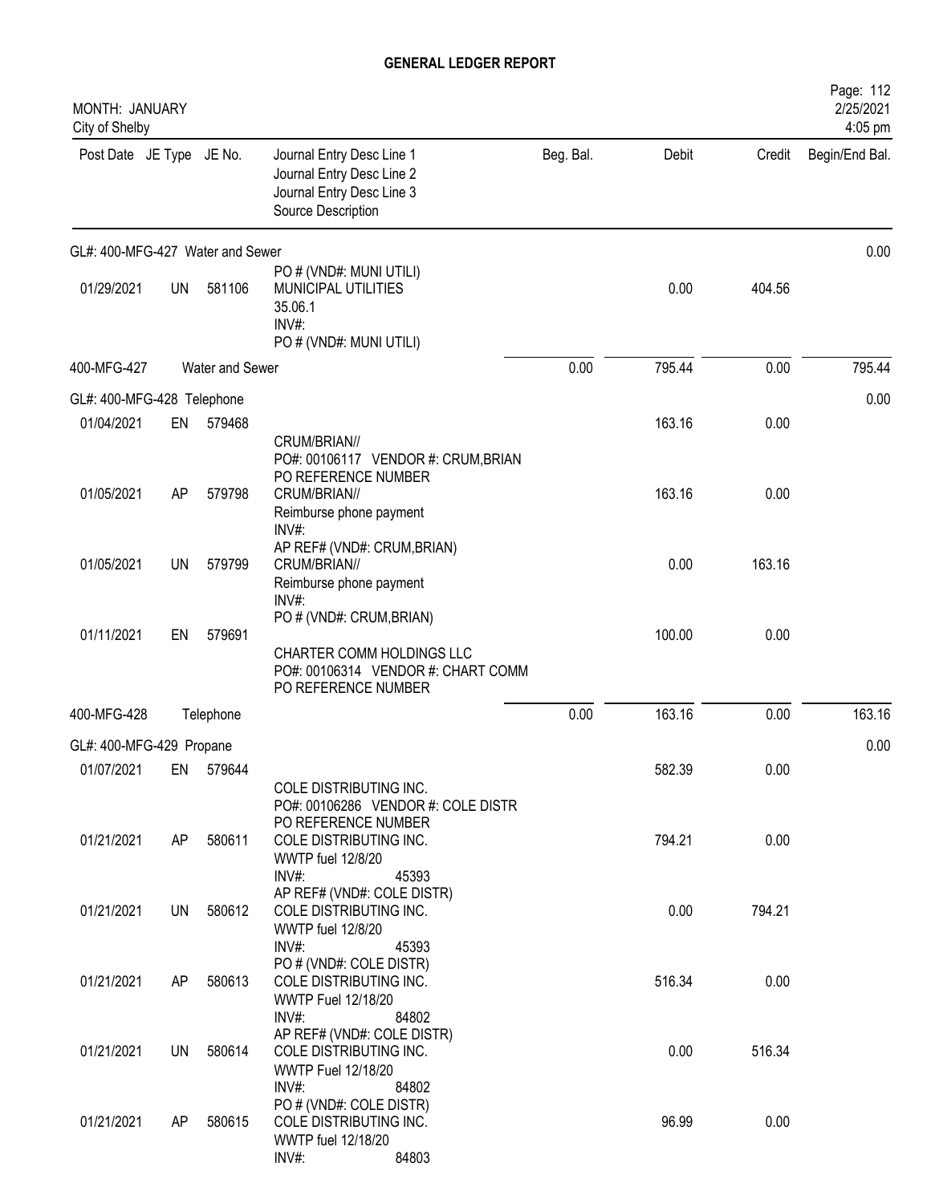# GENERAL LEDGER REPORT

MONTH: JANUARY
City of Shelby

| Post Date | JE Type | JE No. | Journal Entry Desc Line 1 / Journal Entry Desc Line 2 / Journal Entry Desc Line 3 / Source Description | Beg. Bal. | Debit | Credit | Begin/End Bal. |
|---|---|---|---|---|---|---|---|
| **GL#: 400-MFG-427 Water and Sewer** | | | | | | | 0.00 |
| | | | PO # (VND#: MUNI UTILI) | | | | |
| 01/29/2021 | UN | 581106 | MUNICIPAL UTILITIES<br>35.06.1<br>INV#:<br>PO # (VND#: MUNI UTILI) | | 0.00 | 404.56 | |
| 400-MFG-427 | | Water and Sewer | | 0.00 | 795.44 | 0.00 | 795.44 |
| **GL#: 400-MFG-428 Telephone** | | | | | | | 0.00 |
| 01/04/2021 | EN | 579468 | CRUM/BRIAN//<br>PO#: 00106117 VENDOR #: CRUM,BRIAN<br>PO REFERENCE NUMBER | | 163.16 | 0.00 | |
| 01/05/2021 | AP | 579798 | CRUM/BRIAN//<br>Reimburse phone payment<br>INV#:<br>AP REF# (VND#: CRUM,BRIAN) | | 163.16 | 0.00 | |
| 01/05/2021 | UN | 579799 | CRUM/BRIAN//<br>Reimburse phone payment<br>INV#:<br>PO # (VND#: CRUM,BRIAN) | | 0.00 | 163.16 | |
| 01/11/2021 | EN | 579691 | CHARTER COMM HOLDINGS LLC<br>PO#: 00106314 VENDOR #: CHART COMM<br>PO REFERENCE NUMBER | | 100.00 | 0.00 | |
| 400-MFG-428 | | Telephone | | 0.00 | 163.16 | 0.00 | 163.16 |
| **GL#: 400-MFG-429 Propane** | | | | | | | 0.00 |
| 01/07/2021 | EN | 579644 | COLE DISTRIBUTING INC.<br>PO#: 00106286 VENDOR #: COLE DISTR<br>PO REFERENCE NUMBER | | 582.39 | 0.00 | |
| 01/21/2021 | AP | 580611 | COLE DISTRIBUTING INC.<br>WWTP fuel 12/8/20<br>INV#: 45393<br>AP REF# (VND#: COLE DISTR) | | 794.21 | 0.00 | |
| 01/21/2021 | UN | 580612 | COLE DISTRIBUTING INC.<br>WWTP fuel 12/8/20<br>INV#: 45393<br>PO # (VND#: COLE DISTR) | | 0.00 | 794.21 | |
| 01/21/2021 | AP | 580613 | COLE DISTRIBUTING INC.<br>WWTP Fuel 12/18/20<br>INV#: 84802<br>AP REF# (VND#: COLE DISTR) | | 516.34 | 0.00 | |
| 01/21/2021 | UN | 580614 | COLE DISTRIBUTING INC.<br>WWTP Fuel 12/18/20<br>INV#: 84802<br>PO # (VND#: COLE DISTR) | | 0.00 | 516.34 | |
| 01/21/2021 | AP | 580615 | COLE DISTRIBUTING INC.<br>WWTP fuel 12/18/20<br>INV#: 84803 | | 96.99 | 0.00 | |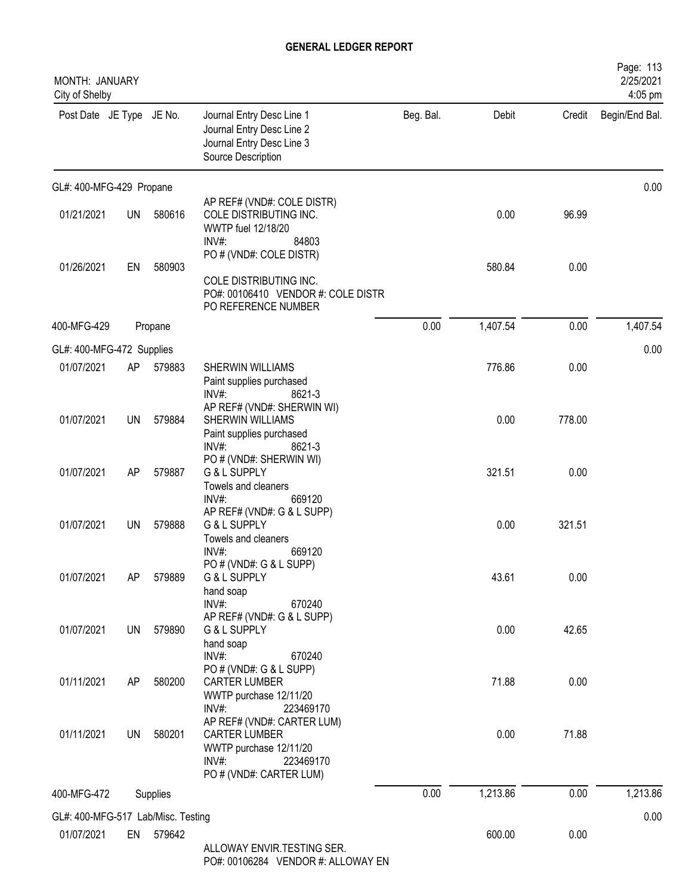# GENERAL LEDGER REPORT

MONTH: JANUARY
City of Shelby

| Post Date | JE Type | JE No. | Journal Entry Desc Line 1 / Journal Entry Desc Line 2 / Journal Entry Desc Line 3 / Source Description | Beg. Bal. | Debit | Credit | Begin/End Bal. |
|---|---|---|---|---|---|---|---|
| GL#: 400-MFG-429 Propane | | | | | | | 0.00 |
| | | | AP REF# (VND#: COLE DISTR) | | | | |
| 01/21/2021 | UN | 580616 | COLE DISTRIBUTING INC. WWTP fuel 12/18/20 INV#: 84803 PO # (VND#: COLE DISTR) | | 0.00 | 96.99 | |
| 01/26/2021 | EN | 580903 | COLE DISTRIBUTING INC. PO#: 00106410 VENDOR #: COLE DISTR PO REFERENCE NUMBER | | 580.84 | 0.00 | |
| 400-MFG-429 | | Propane | | 0.00 | 1,407.54 | 0.00 | 1,407.54 |
| GL#: 400-MFG-472 Supplies | | | | | | | 0.00 |
| 01/07/2021 | AP | 579883 | SHERWIN WILLIAMS Paint supplies purchased INV#: 8621-3 AP REF# (VND#: SHERWIN WI) | | 776.86 | 0.00 | |
| 01/07/2021 | UN | 579884 | SHERWIN WILLIAMS Paint supplies purchased INV#: 8621-3 PO # (VND#: SHERWIN WI) | | 0.00 | 778.00 | |
| 01/07/2021 | AP | 579887 | G & L SUPPLY Towels and cleaners INV#: 669120 AP REF# (VND#: G & L SUPP) | | 321.51 | 0.00 | |
| 01/07/2021 | UN | 579888 | G & L SUPPLY Towels and cleaners INV#: 669120 PO # (VND#: G & L SUPP) | | 0.00 | 321.51 | |
| 01/07/2021 | AP | 579889 | G & L SUPPLY hand soap INV#: 670240 AP REF# (VND#: G & L SUPP) | | 43.61 | 0.00 | |
| 01/07/2021 | UN | 579890 | G & L SUPPLY hand soap INV#: 670240 PO # (VND#: G & L SUPP) | | 0.00 | 42.65 | |
| 01/11/2021 | AP | 580200 | CARTER LUMBER WWTP purchase 12/11/20 INV#: 223469170 AP REF# (VND#: CARTER LUM) | | 71.88 | 0.00 | |
| 01/11/2021 | UN | 580201 | CARTER LUMBER WWTP purchase 12/11/20 INV#: 223469170 PO # (VND#: CARTER LUM) | | 0.00 | 71.88 | |
| 400-MFG-472 | | Supplies | | 0.00 | 1,213.86 | 0.00 | 1,213.86 |
| GL#: 400-MFG-517 Lab/Misc. Testing | | | | | | | 0.00 |
| 01/07/2021 | EN | 579642 | ALLOWAY ENVIR.TESTING SER. PO#: 00106284 VENDOR #: ALLOWAY EN | | 600.00 | 0.00 | |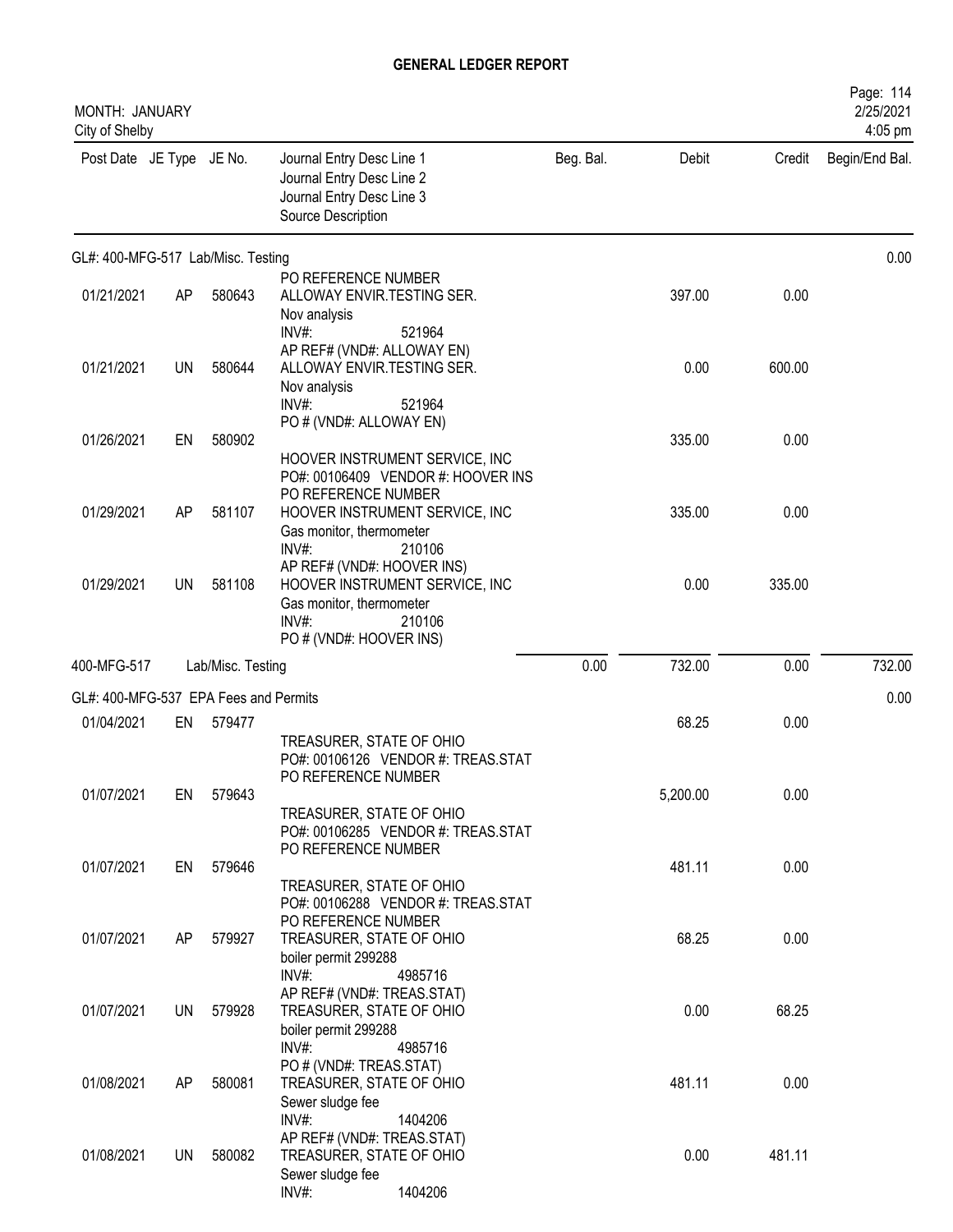**GENERAL LEDGER REPORT**

MONTH: JANUARY
City of Shelby

Page: 114
2/25/2021
4:05 pm

| Post Date | JE Type | JE No. | Journal Entry Desc Line 1 / Journal Entry Desc Line 2 / Journal Entry Desc Line 3 / Source Description | Beg. Bal. | Debit | Credit | Begin/End Bal. |
|---|---|---|---|---|---|---|---|
| GL#: 400-MFG-517 Lab/Misc. Testing | | | | | | | 0.00 |
| | | | PO REFERENCE NUMBER | | | | |
| 01/21/2021 | AP | 580643 | ALLOWAY ENVIR.TESTING SER.<br>Nov analysis<br>INV#: 521964<br>AP REF# (VND#: ALLOWAY EN) | | 397.00 | 0.00 | |
| 01/21/2021 | UN | 580644 | ALLOWAY ENVIR.TESTING SER.<br>Nov analysis<br>INV#: 521964<br>PO # (VND#: ALLOWAY EN) | | 0.00 | 600.00 | |
| 01/26/2021 | EN | 580902 | HOOVER INSTRUMENT SERVICE, INC<br>PO#: 00106409 VENDOR #: HOOVER INS<br>PO REFERENCE NUMBER | | 335.00 | 0.00 | |
| 01/29/2021 | AP | 581107 | HOOVER INSTRUMENT SERVICE, INC<br>Gas monitor, thermometer<br>INV#: 210106<br>AP REF# (VND#: HOOVER INS) | | 335.00 | 0.00 | |
| 01/29/2021 | UN | 581108 | HOOVER INSTRUMENT SERVICE, INC<br>Gas monitor, thermometer<br>INV#: 210106<br>PO # (VND#: HOOVER INS) | | 0.00 | 335.00 | |
| 400-MFG-517 | | Lab/Misc. Testing | | 0.00 | 732.00 | 0.00 | 732.00 |
| GL#: 400-MFG-537 EPA Fees and Permits | | | | | | | 0.00 |
| 01/04/2021 | EN | 579477 | TREASURER, STATE OF OHIO<br>PO#: 00106126 VENDOR #: TREAS.STAT<br>PO REFERENCE NUMBER | | 68.25 | 0.00 | |
| 01/07/2021 | EN | 579643 | TREASURER, STATE OF OHIO<br>PO#: 00106285 VENDOR #: TREAS.STAT<br>PO REFERENCE NUMBER | | 5,200.00 | 0.00 | |
| 01/07/2021 | EN | 579646 | TREASURER, STATE OF OHIO<br>PO#: 00106288 VENDOR #: TREAS.STAT<br>PO REFERENCE NUMBER | | 481.11 | 0.00 | |
| 01/07/2021 | AP | 579927 | TREASURER, STATE OF OHIO<br>boiler permit 299288<br>INV#: 4985716<br>AP REF# (VND#: TREAS.STAT) | | 68.25 | 0.00 | |
| 01/07/2021 | UN | 579928 | TREASURER, STATE OF OHIO<br>boiler permit 299288<br>INV#: 4985716<br>PO # (VND#: TREAS.STAT) | | 0.00 | 68.25 | |
| 01/08/2021 | AP | 580081 | TREASURER, STATE OF OHIO<br>Sewer sludge fee<br>INV#: 1404206<br>AP REF# (VND#: TREAS.STAT) | | 481.11 | 0.00 | |
| 01/08/2021 | UN | 580082 | TREASURER, STATE OF OHIO<br>Sewer sludge fee<br>INV#: 1404206 | | 0.00 | 481.11 | |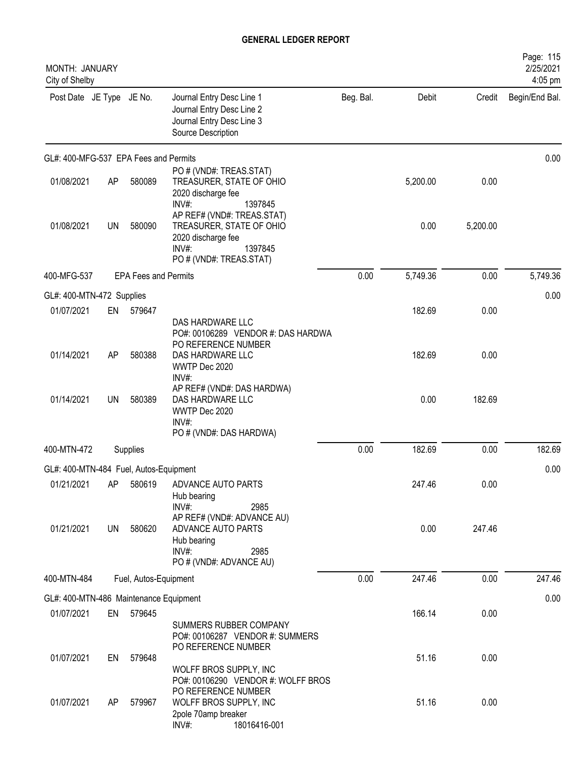# GENERAL LEDGER REPORT

MONTH: JANUARY
City of Shelby

2/25/2021
4:05 pm

| Post Date | JE Type | JE No. | Journal Entry Desc Line 1<br>Journal Entry Desc Line 2<br>Journal Entry Desc Line 3<br>Source Description | Beg. Bal. | Debit | Credit | Begin/End Bal. |
|---|---|---|---|---|---|---|---|
| GL#: 400-MFG-537 EPA Fees and Permits | | | | | | | 0.00 |
| 01/08/2021 | AP | 580089 | PO # (VND#: TREAS.STAT)<br>TREASURER, STATE OF OHIO<br>2020 discharge fee<br>INV#: 1397845 | | 5,200.00 | 0.00 | |
| 01/08/2021 | UN | 580090 | AP REF# (VND#: TREAS.STAT)<br>TREASURER, STATE OF OHIO<br>2020 discharge fee<br>INV#: 1397845<br>PO # (VND#: TREAS.STAT) | | 0.00 | 5,200.00 | |
| 400-MFG-537 | | EPA Fees and Permits | | 0.00 | 5,749.36 | 0.00 | 5,749.36 |
| GL#: 400-MTN-472 Supplies | | | | | | | 0.00 |
| 01/07/2021 | EN | 579647 | DAS HARDWARE LLC<br>PO#: 00106289 VENDOR #: DAS HARDWA<br>PO REFERENCE NUMBER | | 182.69 | 0.00 | |
| 01/14/2021 | AP | 580388 | DAS HARDWARE LLC<br>WWTP Dec 2020<br>INV#: | | 182.69 | 0.00 | |
| 01/14/2021 | UN | 580389 | AP REF# (VND#: DAS HARDWA)<br>DAS HARDWARE LLC<br>WWTP Dec 2020<br>INV#:<br>PO # (VND#: DAS HARDWA) | | 0.00 | 182.69 | |
| 400-MTN-472 | | Supplies | | 0.00 | 182.69 | 0.00 | 182.69 |
| GL#: 400-MTN-484 Fuel, Autos-Equipment | | | | | | | 0.00 |
| 01/21/2021 | AP | 580619 | ADVANCE AUTO PARTS<br>Hub bearing<br>INV#: 2985 | | 247.46 | 0.00 | |
| 01/21/2021 | UN | 580620 | AP REF# (VND#: ADVANCE AU)<br>ADVANCE AUTO PARTS<br>Hub bearing<br>INV#: 2985<br>PO # (VND#: ADVANCE AU) | | 0.00 | 247.46 | |
| 400-MTN-484 | | Fuel, Autos-Equipment | | 0.00 | 247.46 | 0.00 | 247.46 |
| GL#: 400-MTN-486 Maintenance Equipment | | | | | | | 0.00 |
| 01/07/2021 | EN | 579645 | SUMMERS RUBBER COMPANY<br>PO#: 00106287 VENDOR #: SUMMERS<br>PO REFERENCE NUMBER | | 166.14 | 0.00 | |
| 01/07/2021 | EN | 579648 | WOLFF BROS SUPPLY, INC<br>PO#: 00106290 VENDOR #: WOLFF BROS<br>PO REFERENCE NUMBER | | 51.16 | 0.00 | |
| 01/07/2021 | AP | 579967 | WOLFF BROS SUPPLY, INC<br>2pole 70amp breaker<br>INV#: 18016416-001 | | 51.16 | 0.00 | |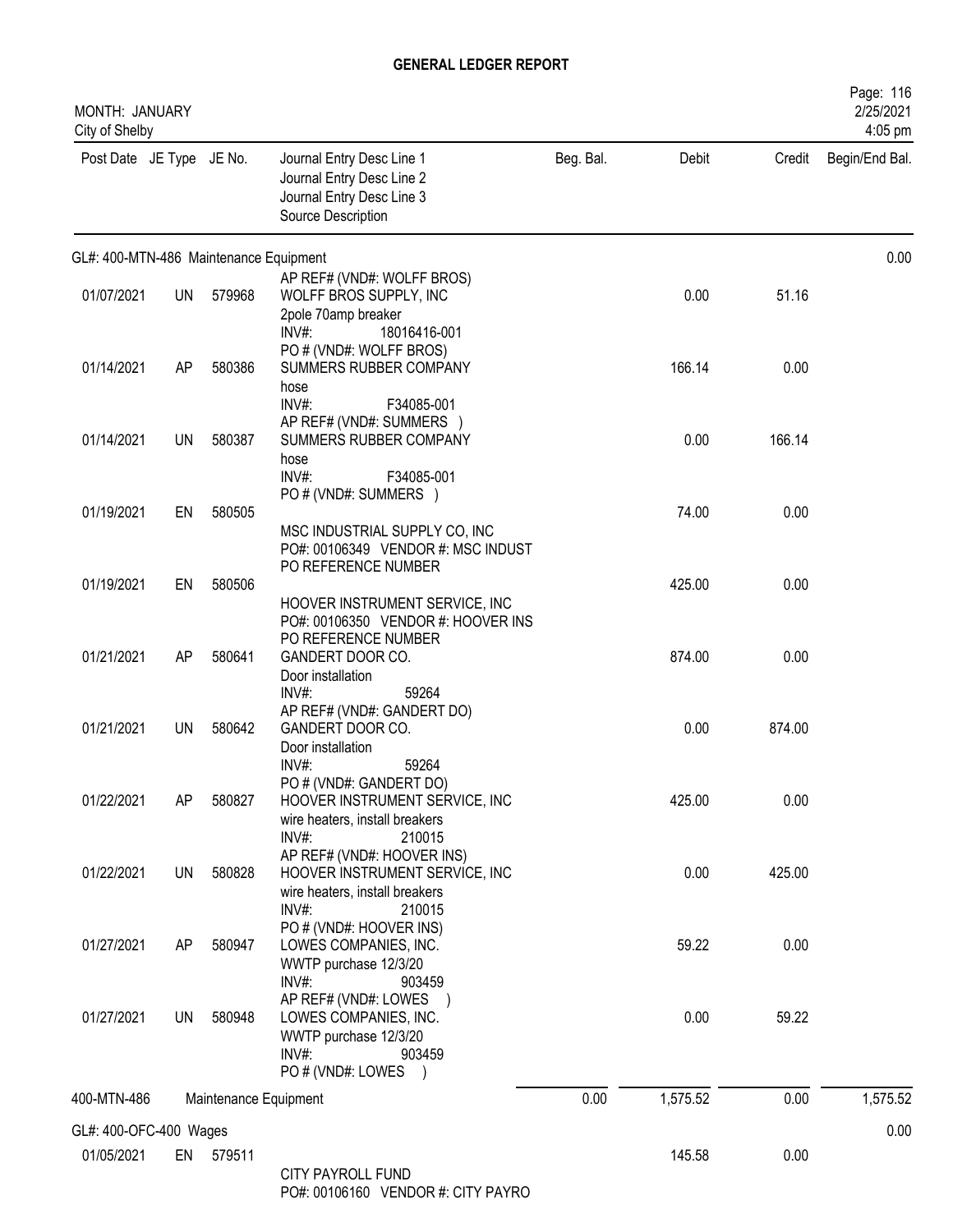# GENERAL LEDGER REPORT

MONTH: JANUARY
City of Shelby

| Post Date | JE Type | JE No. | Journal Entry Desc Line 1<br>Journal Entry Desc Line 2<br>Journal Entry Desc Line 3<br>Source Description | Beg. Bal. | Debit | Credit | Begin/End Bal. |
|---|---|---|---|---|---|---|---|
| **GL#: 400-MTN-486 Maintenance Equipment** | | | | | | | 0.00 |
| 01/07/2021 | UN | 579968 | AP REF# (VND#: WOLFF BROS)<br>WOLFF BROS SUPPLY, INC<br>2pole 70amp breaker<br>INV#: 18016416-001 | | 0.00 | 51.16 | |
| 01/14/2021 | AP | 580386 | PO # (VND#: WOLFF BROS)<br>SUMMERS RUBBER COMPANY<br>hose<br>INV#: F34085-001 | | 166.14 | 0.00 | |
| 01/14/2021 | UN | 580387 | AP REF# (VND#: SUMMERS )<br>SUMMERS RUBBER COMPANY<br>hose<br>INV#: F34085-001 | | 0.00 | 166.14 | |
| 01/19/2021 | EN | 580505 | PO # (VND#: SUMMERS )<br>MSC INDUSTRIAL SUPPLY CO, INC<br>PO#: 00106349 VENDOR #: MSC INDUST | | 74.00 | 0.00 | |
| 01/19/2021 | EN | 580506 | PO REFERENCE NUMBER<br>HOOVER INSTRUMENT SERVICE, INC<br>PO#: 00106350 VENDOR #: HOOVER INS | | 425.00 | 0.00 | |
| 01/21/2021 | AP | 580641 | PO REFERENCE NUMBER<br>GANDERT DOOR CO.<br>Door installation<br>INV#: 59264 | | 874.00 | 0.00 | |
| 01/21/2021 | UN | 580642 | AP REF# (VND#: GANDERT DO)<br>GANDERT DOOR CO.<br>Door installation<br>INV#: 59264 | | 0.00 | 874.00 | |
| 01/22/2021 | AP | 580827 | PO # (VND#: GANDERT DO)<br>HOOVER INSTRUMENT SERVICE, INC<br>wire heaters, install breakers<br>INV#: 210015 | | 425.00 | 0.00 | |
| 01/22/2021 | UN | 580828 | AP REF# (VND#: HOOVER INS)<br>HOOVER INSTRUMENT SERVICE, INC<br>wire heaters, install breakers<br>INV#: 210015 | | 0.00 | 425.00 | |
| 01/27/2021 | AP | 580947 | PO # (VND#: HOOVER INS)<br>LOWES COMPANIES, INC.<br>WWTP purchase 12/3/20<br>INV#: 903459 | | 59.22 | 0.00 | |
| 01/27/2021 | UN | 580948 | AP REF# (VND#: LOWES )<br>LOWES COMPANIES, INC.<br>WWTP purchase 12/3/20<br>INV#: 903459<br>PO # (VND#: LOWES ) | | 0.00 | 59.22 | |
| **400-MTN-486** | | | **Maintenance Equipment** | 0.00 | 1,575.52 | 0.00 | 1,575.52 |
| **GL#: 400-OFC-400 Wages** | | | | | | | 0.00 |
| 01/05/2021 | EN | 579511 | CITY PAYROLL FUND<br>PO#: 00106160 VENDOR #: CITY PAYRO | | 145.58 | 0.00 | |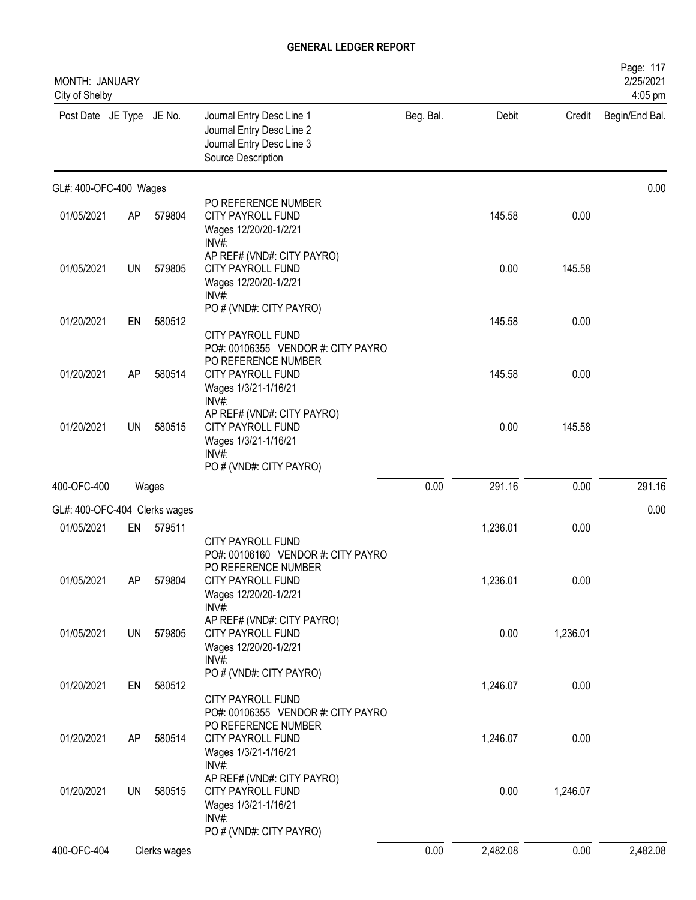# GENERAL LEDGER REPORT

MONTH: JANUARY
City of Shelby

| Post Date | JE Type | JE No. | Journal Entry Desc Line 1 / Journal Entry Desc Line 2 / Journal Entry Desc Line 3 / Source Description | Beg. Bal. | Debit | Credit | Begin/End Bal. |
|---|---|---|---|---|---|---|---|
| **GL#: 400-OFC-400 Wages** | | | | | | | 0.00 |
| 01/05/2021 | AP | 579804 | PO REFERENCE NUMBER<br>CITY PAYROLL FUND<br>Wages 12/20/20-1/2/21<br>INV#: | | 145.58 | 0.00 | |
| 01/05/2021 | UN | 579805 | AP REF# (VND#: CITY PAYRO)<br>CITY PAYROLL FUND<br>Wages 12/20/20-1/2/21<br>INV#: | | 0.00 | 145.58 | |
| 01/20/2021 | EN | 580512 | PO # (VND#: CITY PAYRO)<br>CITY PAYROLL FUND<br>PO#: 00106355 VENDOR #: CITY PAYRO | | 145.58 | 0.00 | |
| 01/20/2021 | AP | 580514 | PO REFERENCE NUMBER<br>CITY PAYROLL FUND<br>Wages 1/3/21-1/16/21<br>INV#: | | 145.58 | 0.00 | |
| 01/20/2021 | UN | 580515 | AP REF# (VND#: CITY PAYRO)<br>CITY PAYROLL FUND<br>Wages 1/3/21-1/16/21<br>INV#:<br>PO # (VND#: CITY PAYRO) | | 0.00 | 145.58 | |
| **400-OFC-400** | | | **Wages** | 0.00 | 291.16 | 0.00 | 291.16 |
| **GL#: 400-OFC-404 Clerks wages** | | | | | | | 0.00 |
| 01/05/2021 | EN | 579511 | CITY PAYROLL FUND<br>PO#: 00106160 VENDOR #: CITY PAYRO | | 1,236.01 | 0.00 | |
| 01/05/2021 | AP | 579804 | PO REFERENCE NUMBER<br>CITY PAYROLL FUND<br>Wages 12/20/20-1/2/21<br>INV#: | | 1,236.01 | 0.00 | |
| 01/05/2021 | UN | 579805 | AP REF# (VND#: CITY PAYRO)<br>CITY PAYROLL FUND<br>Wages 12/20/20-1/2/21<br>INV#: | | 0.00 | 1,236.01 | |
| 01/20/2021 | EN | 580512 | PO # (VND#: CITY PAYRO)<br>CITY PAYROLL FUND<br>PO#: 00106355 VENDOR #: CITY PAYRO | | 1,246.07 | 0.00 | |
| 01/20/2021 | AP | 580514 | PO REFERENCE NUMBER<br>CITY PAYROLL FUND<br>Wages 1/3/21-1/16/21<br>INV#: | | 1,246.07 | 0.00 | |
| 01/20/2021 | UN | 580515 | AP REF# (VND#: CITY PAYRO)<br>CITY PAYROLL FUND<br>Wages 1/3/21-1/16/21<br>INV#:<br>PO # (VND#: CITY PAYRO) | | 0.00 | 1,246.07 | |
| **400-OFC-404** | | | **Clerks wages** | 0.00 | 2,482.08 | 0.00 | 2,482.08 |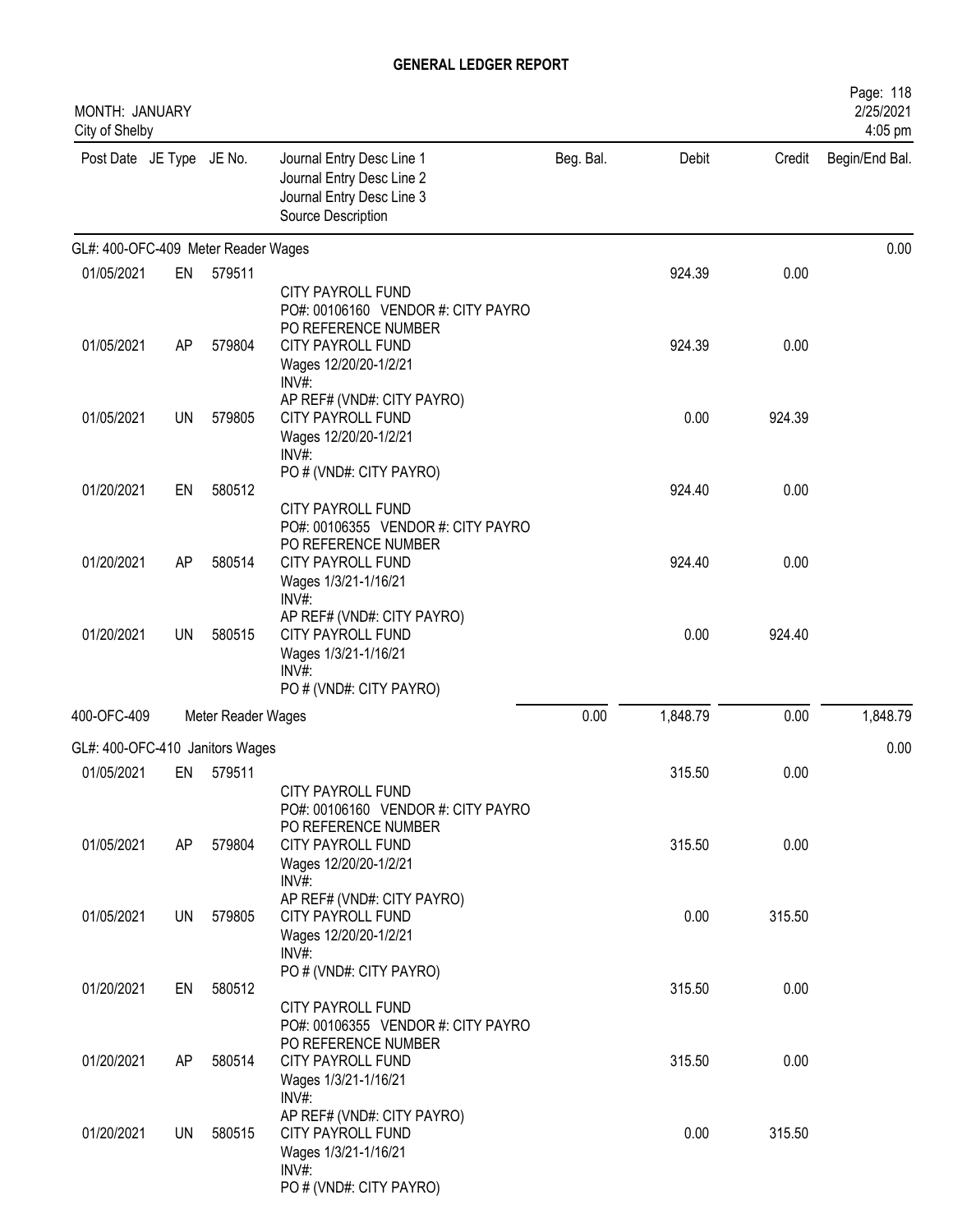# GENERAL LEDGER REPORT

MONTH: JANUARY
City of Shelby

2/25/2021
4:05 pm

| Post Date | JE Type | JE No. | Journal Entry Desc Line 1<br>Journal Entry Desc Line 2<br>Journal Entry Desc Line 3<br>Source Description | Beg. Bal. | Debit | Credit | Begin/End Bal. |
|---|---|---|---|---|---|---|---|
| **GL#: 400-OFC-409 Meter Reader Wages** | | | | | | | 0.00 |
| 01/05/2021 | EN | 579511 | CITY PAYROLL FUND<br>PO#: 00106160 VENDOR #: CITY PAYRO<br>PO REFERENCE NUMBER | | 924.39 | 0.00 | |
| 01/05/2021 | AP | 579804 | CITY PAYROLL FUND<br>Wages 12/20/20-1/2/21<br>INV#:<br>AP REF# (VND#: CITY PAYRO) | | 924.39 | 0.00 | |
| 01/05/2021 | UN | 579805 | CITY PAYROLL FUND<br>Wages 12/20/20-1/2/21<br>INV#:<br>PO # (VND#: CITY PAYRO) | | 0.00 | 924.39 | |
| 01/20/2021 | EN | 580512 | CITY PAYROLL FUND<br>PO#: 00106355 VENDOR #: CITY PAYRO<br>PO REFERENCE NUMBER | | 924.40 | 0.00 | |
| 01/20/2021 | AP | 580514 | CITY PAYROLL FUND<br>Wages 1/3/21-1/16/21<br>INV#:<br>AP REF# (VND#: CITY PAYRO) | | 924.40 | 0.00 | |
| 01/20/2021 | UN | 580515 | CITY PAYROLL FUND<br>Wages 1/3/21-1/16/21<br>INV#:<br>PO # (VND#: CITY PAYRO) | | 0.00 | 924.40 | |
| 400-OFC-409 | | | Meter Reader Wages | 0.00 | 1,848.79 | 0.00 | 1,848.79 |
| **GL#: 400-OFC-410 Janitors Wages** | | | | | | | 0.00 |
| 01/05/2021 | EN | 579511 | CITY PAYROLL FUND<br>PO#: 00106160 VENDOR #: CITY PAYRO<br>PO REFERENCE NUMBER | | 315.50 | 0.00 | |
| 01/05/2021 | AP | 579804 | CITY PAYROLL FUND<br>Wages 12/20/20-1/2/21<br>INV#:<br>AP REF# (VND#: CITY PAYRO) | | 315.50 | 0.00 | |
| 01/05/2021 | UN | 579805 | CITY PAYROLL FUND<br>Wages 12/20/20-1/2/21<br>INV#:<br>PO # (VND#: CITY PAYRO) | | 0.00 | 315.50 | |
| 01/20/2021 | EN | 580512 | CITY PAYROLL FUND<br>PO#: 00106355 VENDOR #: CITY PAYRO<br>PO REFERENCE NUMBER | | 315.50 | 0.00 | |
| 01/20/2021 | AP | 580514 | CITY PAYROLL FUND<br>Wages 1/3/21-1/16/21<br>INV#:<br>AP REF# (VND#: CITY PAYRO) | | 315.50 | 0.00 | |
| 01/20/2021 | UN | 580515 | CITY PAYROLL FUND<br>Wages 1/3/21-1/16/21<br>INV#:<br>PO # (VND#: CITY PAYRO) | | 0.00 | 315.50 | |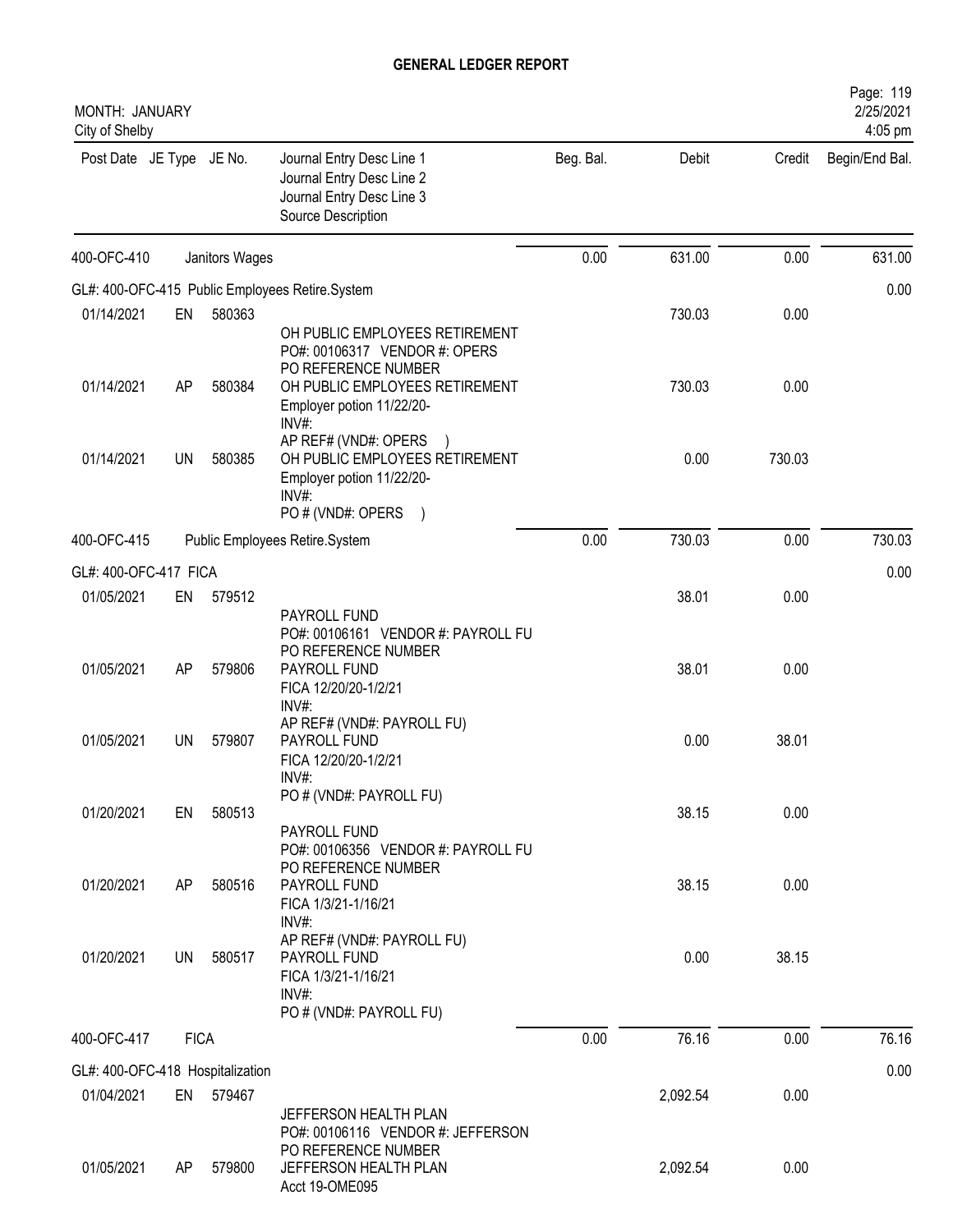# GENERAL LEDGER REPORT

MONTH: JANUARY
City of Shelby

2/25/2021
4:05 pm

| Post Date | JE Type | JE No. | Journal Entry Desc Line 1 / Journal Entry Desc Line 2 / Journal Entry Desc Line 3 / Source Description | Beg. Bal. | Debit | Credit | Begin/End Bal. |
|---|---|---|---|---|---|---|---|
| 400-OFC-410 | | Janitors Wages | | 0.00 | 631.00 | 0.00 | 631.00 |
| GL#: 400-OFC-415 Public Employees Retire.System | | | | | | | 0.00 |
| 01/14/2021 | EN | 580363 | OH PUBLIC EMPLOYEES RETIREMENT<br>PO#: 00106317 VENDOR #: OPERS<br>PO REFERENCE NUMBER | | 730.03 | 0.00 | |
| 01/14/2021 | AP | 580384 | OH PUBLIC EMPLOYEES RETIREMENT<br>Employer potion 11/22/20-<br>INV#:<br>AP REF# (VND#: OPERS ) | | 730.03 | 0.00 | |
| 01/14/2021 | UN | 580385 | OH PUBLIC EMPLOYEES RETIREMENT<br>Employer potion 11/22/20-<br>INV#:<br>PO # (VND#: OPERS ) | | 0.00 | 730.03 | |
| 400-OFC-415 | | Public Employees Retire.System | | 0.00 | 730.03 | 0.00 | 730.03 |
| GL#: 400-OFC-417 FICA | | | | | | | 0.00 |
| 01/05/2021 | EN | 579512 | PAYROLL FUND<br>PO#: 00106161 VENDOR #: PAYROLL FU<br>PO REFERENCE NUMBER | | 38.01 | 0.00 | |
| 01/05/2021 | AP | 579806 | PAYROLL FUND<br>FICA 12/20/20-1/2/21<br>INV#:<br>AP REF# (VND#: PAYROLL FU) | | 38.01 | 0.00 | |
| 01/05/2021 | UN | 579807 | PAYROLL FUND<br>FICA 12/20/20-1/2/21<br>INV#:<br>PO # (VND#: PAYROLL FU) | | 0.00 | 38.01 | |
| 01/20/2021 | EN | 580513 | PAYROLL FUND<br>PO#: 00106356 VENDOR #: PAYROLL FU<br>PO REFERENCE NUMBER | | 38.15 | 0.00 | |
| 01/20/2021 | AP | 580516 | PAYROLL FUND<br>FICA 1/3/21-1/16/21<br>INV#:<br>AP REF# (VND#: PAYROLL FU) | | 38.15 | 0.00 | |
| 01/20/2021 | UN | 580517 | PAYROLL FUND<br>FICA 1/3/21-1/16/21<br>INV#:<br>PO # (VND#: PAYROLL FU) | | 0.00 | 38.15 | |
| 400-OFC-417 | FICA | | | 0.00 | 76.16 | 0.00 | 76.16 |
| GL#: 400-OFC-418 Hospitalization | | | | | | | 0.00 |
| 01/04/2021 | EN | 579467 | JEFFERSON HEALTH PLAN<br>PO#: 00106116 VENDOR #: JEFFERSON<br>PO REFERENCE NUMBER | | 2,092.54 | 0.00 | |
| 01/05/2021 | AP | 579800 | JEFFERSON HEALTH PLAN<br>Acct 19-OME095 | | 2,092.54 | 0.00 | |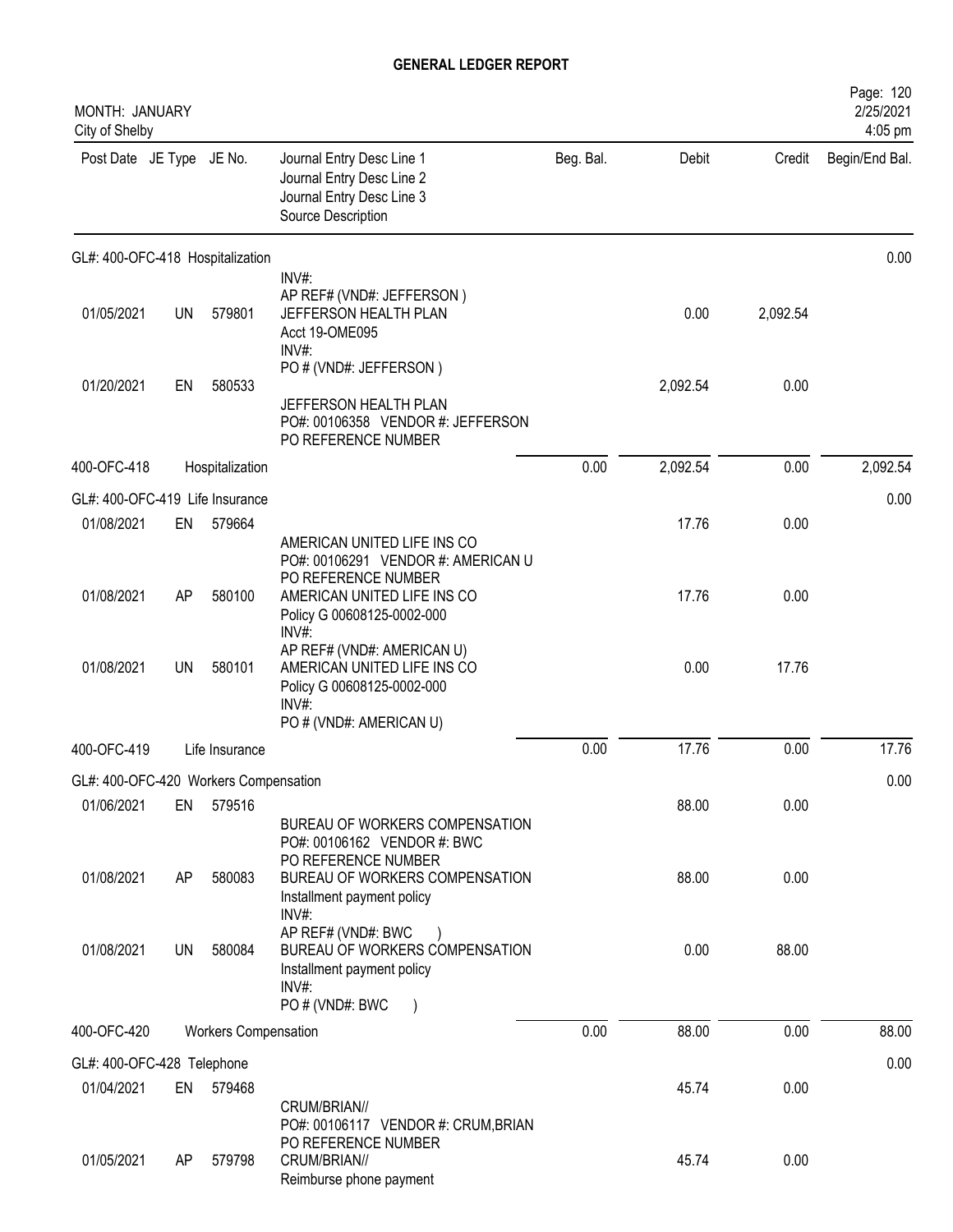# GENERAL LEDGER REPORT

MONTH: JANUARY
City of Shelby

Page: 120
2/25/2021
4:05 pm

| Post Date | JE Type | JE No. | Journal Entry Desc Line 1 / Journal Entry Desc Line 2 / Journal Entry Desc Line 3 / Source Description | Beg. Bal. | Debit | Credit | Begin/End Bal. |
|---|---|---|---|---|---|---|---|
| GL#: 400-OFC-418 Hospitalization | | | | | | | 0.00 |
| 01/05/2021 | UN | 579801 | INV#: AP REF# (VND#: JEFFERSON ) JEFFERSON HEALTH PLAN Acct 19-OME095 | | 0.00 | 2,092.54 | |
| 01/20/2021 | EN | 580533 | INV#: PO # (VND#: JEFFERSON ) JEFFERSON HEALTH PLAN PO#: 00106358 VENDOR #: JEFFERSON PO REFERENCE NUMBER | | 2,092.54 | 0.00 | |
| 400-OFC-418 | | Hospitalization | | 0.00 | 2,092.54 | 0.00 | 2,092.54 |
| GL#: 400-OFC-419 Life Insurance | | | | | | | 0.00 |
| 01/08/2021 | EN | 579664 | AMERICAN UNITED LIFE INS CO PO#: 00106291 VENDOR #: AMERICAN U PO REFERENCE NUMBER | | 17.76 | 0.00 | |
| 01/08/2021 | AP | 580100 | AMERICAN UNITED LIFE INS CO Policy G 00608125-0002-000 INV#: AP REF# (VND#: AMERICAN U) | | 17.76 | 0.00 | |
| 01/08/2021 | UN | 580101 | AMERICAN UNITED LIFE INS CO Policy G 00608125-0002-000 INV#: PO # (VND#: AMERICAN U) | | 0.00 | 17.76 | |
| 400-OFC-419 | | Life Insurance | | 0.00 | 17.76 | 0.00 | 17.76 |
| GL#: 400-OFC-420 Workers Compensation | | | | | | | 0.00 |
| 01/06/2021 | EN | 579516 | BUREAU OF WORKERS COMPENSATION PO#: 00106162 VENDOR #: BWC PO REFERENCE NUMBER | | 88.00 | 0.00 | |
| 01/08/2021 | AP | 580083 | BUREAU OF WORKERS COMPENSATION Installment payment policy INV#: AP REF# (VND#: BWC ) | | 88.00 | 0.00 | |
| 01/08/2021 | UN | 580084 | BUREAU OF WORKERS COMPENSATION Installment payment policy INV#: PO # (VND#: BWC ) | | 0.00 | 88.00 | |
| 400-OFC-420 | | Workers Compensation | | 0.00 | 88.00 | 0.00 | 88.00 |
| GL#: 400-OFC-428 Telephone | | | | | | | 0.00 |
| 01/04/2021 | EN | 579468 | CRUM/BRIAN// PO#: 00106117 VENDOR #: CRUM,BRIAN PO REFERENCE NUMBER | | 45.74 | 0.00 | |
| 01/05/2021 | AP | 579798 | CRUM/BRIAN// Reimburse phone payment | | 45.74 | 0.00 | |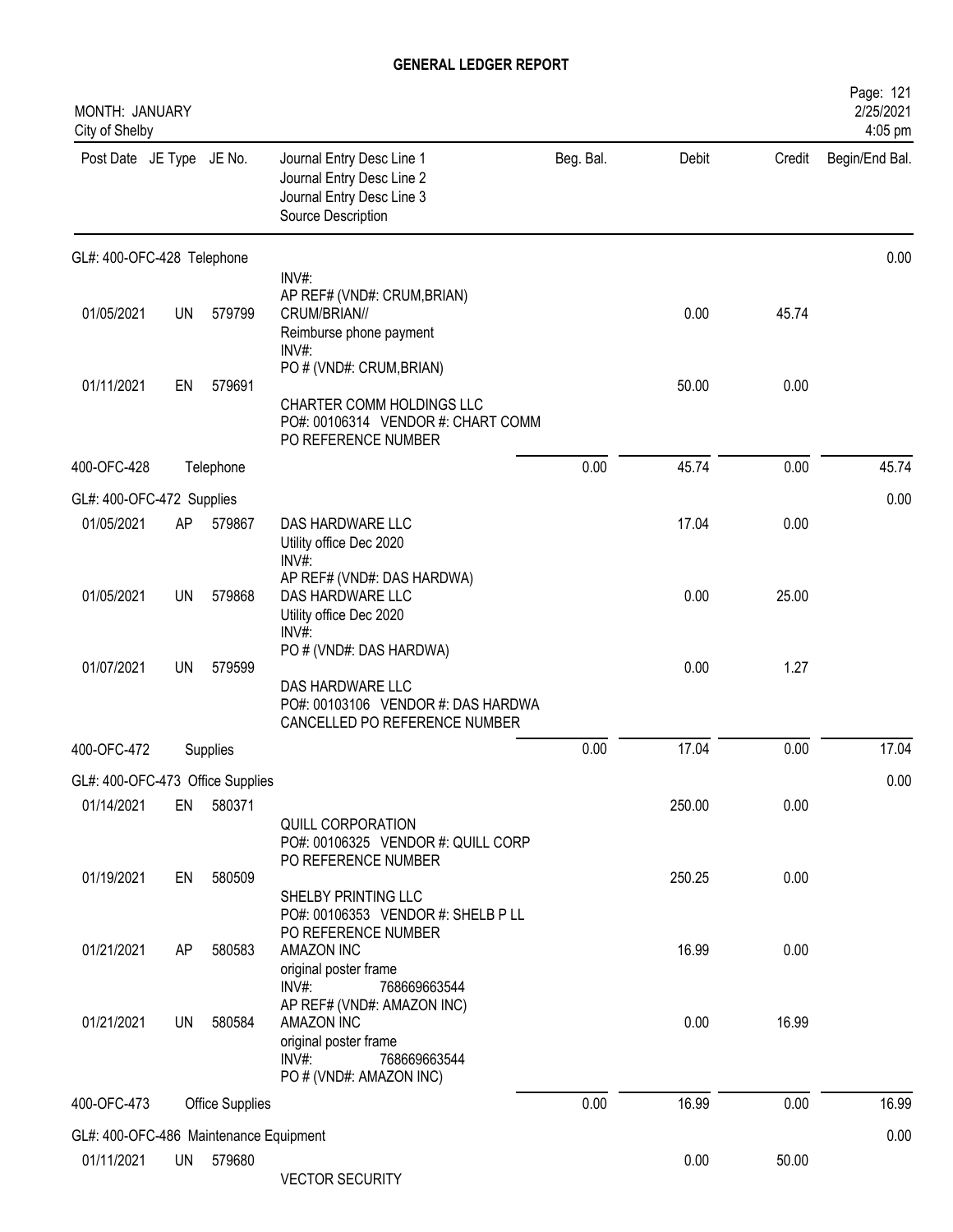# GENERAL LEDGER REPORT

MONTH: JANUARY
City of Shelby

2/25/2021
4:05 pm

| Post Date | JE Type | JE No. | Journal Entry Desc Line 1 / Journal Entry Desc Line 2 / Journal Entry Desc Line 3 / Source Description | Beg. Bal. | Debit | Credit | Begin/End Bal. |
|---|---|---|---|---|---|---|---|
| **GL#: 400-OFC-428 Telephone** | | | | | | | 0.00 |
| 01/05/2021 | UN | 579799 | INV#: AP REF# (VND#: CRUM,BRIAN) CRUM/BRIAN// Reimburse phone payment | | 0.00 | 45.74 | |
| 01/11/2021 | EN | 579691 | INV#: PO # (VND#: CRUM,BRIAN) CHARTER COMM HOLDINGS LLC PO#: 00106314 VENDOR #: CHART COMM PO REFERENCE NUMBER | | 50.00 | 0.00 | |
| 400-OFC-428 | | Telephone | | 0.00 | 45.74 | 0.00 | 45.74 |
| **GL#: 400-OFC-472 Supplies** | | | | | | | 0.00 |
| 01/05/2021 | AP | 579867 | DAS HARDWARE LLC Utility office Dec 2020 | | 17.04 | 0.00 | |
| 01/05/2021 | UN | 579868 | INV#: AP REF# (VND#: DAS HARDWA) DAS HARDWARE LLC Utility office Dec 2020 | | 0.00 | 25.00 | |
| 01/07/2021 | UN | 579599 | INV#: PO # (VND#: DAS HARDWA) DAS HARDWARE LLC PO#: 00103106 VENDOR #: DAS HARDWA CANCELLED PO REFERENCE NUMBER | | 0.00 | 1.27 | |
| 400-OFC-472 | | Supplies | | 0.00 | 17.04 | 0.00 | 17.04 |
| **GL#: 400-OFC-473 Office Supplies** | | | | | | | 0.00 |
| 01/14/2021 | EN | 580371 | QUILL CORPORATION PO#: 00106325 VENDOR #: QUILL CORP PO REFERENCE NUMBER | | 250.00 | 0.00 | |
| 01/19/2021 | EN | 580509 | SHELBY PRINTING LLC PO#: 00106353 VENDOR #: SHELB P LL PO REFERENCE NUMBER | | 250.25 | 0.00 | |
| 01/21/2021 | AP | 580583 | AMAZON INC original poster frame INV#: 768669663544 | | 16.99 | 0.00 | |
| 01/21/2021 | UN | 580584 | AP REF# (VND#: AMAZON INC) AMAZON INC original poster frame INV#: 768669663544 PO # (VND#: AMAZON INC) | | 0.00 | 16.99 | |
| 400-OFC-473 | | Office Supplies | | 0.00 | 16.99 | 0.00 | 16.99 |
| **GL#: 400-OFC-486 Maintenance Equipment** | | | | | | | 0.00 |
| 01/11/2021 | UN | 579680 | VECTOR SECURITY | | 0.00 | 50.00 | |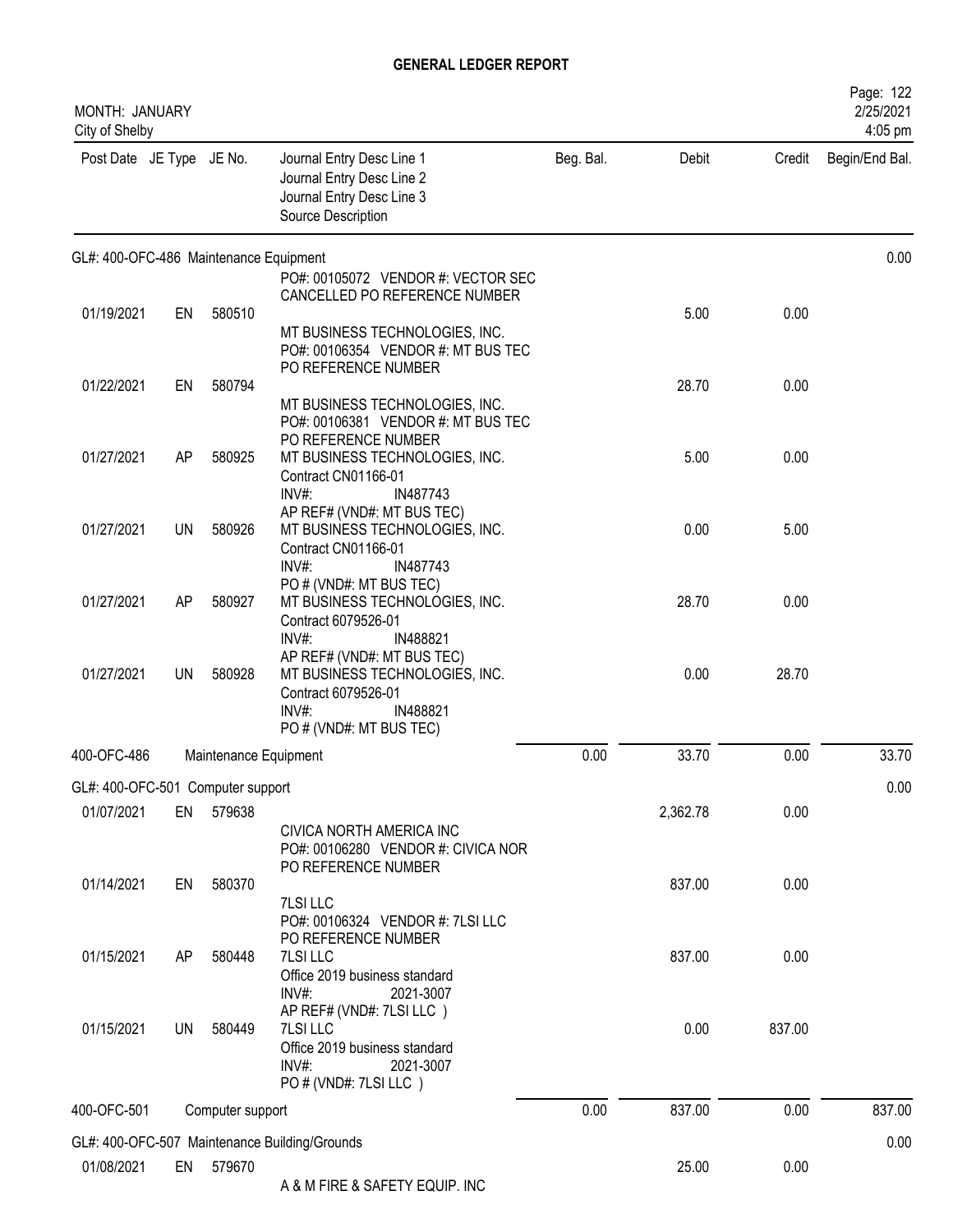# GENERAL LEDGER REPORT

MONTH: JANUARY
City of Shelby

| Post Date | JE Type | JE No. | Journal Entry Desc Line 1 / Journal Entry Desc Line 2 / Journal Entry Desc Line 3 / Source Description | Beg. Bal. | Debit | Credit | Begin/End Bal. |
|---|---|---|---|---|---|---|---|
| GL#: 400-OFC-486 Maintenance Equipment | | | | | | | 0.00 |
| | | | PO#: 00105072 VENDOR #: VECTOR SEC<br>CANCELLED PO REFERENCE NUMBER | | | | |
| 01/19/2021 | EN | 580510 | MT BUSINESS TECHNOLOGIES, INC.<br>PO#: 00106354 VENDOR #: MT BUS TEC<br>PO REFERENCE NUMBER | | 5.00 | 0.00 | |
| 01/22/2021 | EN | 580794 | MT BUSINESS TECHNOLOGIES, INC.<br>PO#: 00106381 VENDOR #: MT BUS TEC<br>PO REFERENCE NUMBER | | 28.70 | 0.00 | |
| 01/27/2021 | AP | 580925 | MT BUSINESS TECHNOLOGIES, INC.<br>Contract CN01166-01<br>INV#: IN487743<br>AP REF# (VND#: MT BUS TEC) | | 5.00 | 0.00 | |
| 01/27/2021 | UN | 580926 | MT BUSINESS TECHNOLOGIES, INC.<br>Contract CN01166-01<br>INV#: IN487743<br>PO # (VND#: MT BUS TEC) | | 0.00 | 5.00 | |
| 01/27/2021 | AP | 580927 | MT BUSINESS TECHNOLOGIES, INC.<br>Contract 6079526-01<br>INV#: IN488821<br>AP REF# (VND#: MT BUS TEC) | | 28.70 | 0.00 | |
| 01/27/2021 | UN | 580928 | MT BUSINESS TECHNOLOGIES, INC.<br>Contract 6079526-01<br>INV#: IN488821<br>PO # (VND#: MT BUS TEC) | | 0.00 | 28.70 | |
| 400-OFC-486 | | | Maintenance Equipment | 0.00 | 33.70 | 0.00 | 33.70 |
| GL#: 400-OFC-501 Computer support | | | | | | | 0.00 |
| 01/07/2021 | EN | 579638 | CIVICA NORTH AMERICA INC<br>PO#: 00106280 VENDOR #: CIVICA NOR<br>PO REFERENCE NUMBER | | 2,362.78 | 0.00 | |
| 01/14/2021 | EN | 580370 | 7LSI LLC<br>PO#: 00106324 VENDOR #: 7LSI LLC<br>PO REFERENCE NUMBER | | 837.00 | 0.00 | |
| 01/15/2021 | AP | 580448 | 7LSI LLC<br>Office 2019 business standard<br>INV#: 2021-3007<br>AP REF# (VND#: 7LSI LLC ) | | 837.00 | 0.00 | |
| 01/15/2021 | UN | 580449 | 7LSI LLC<br>Office 2019 business standard<br>INV#: 2021-3007<br>PO # (VND#: 7LSI LLC ) | | 0.00 | 837.00 | |
| 400-OFC-501 | | | Computer support | 0.00 | 837.00 | 0.00 | 837.00 |
| GL#: 400-OFC-507 Maintenance Building/Grounds | | | | | | | 0.00 |
| 01/08/2021 | EN | 579670 | A & M FIRE & SAFETY EQUIP. INC | | 25.00 | 0.00 | |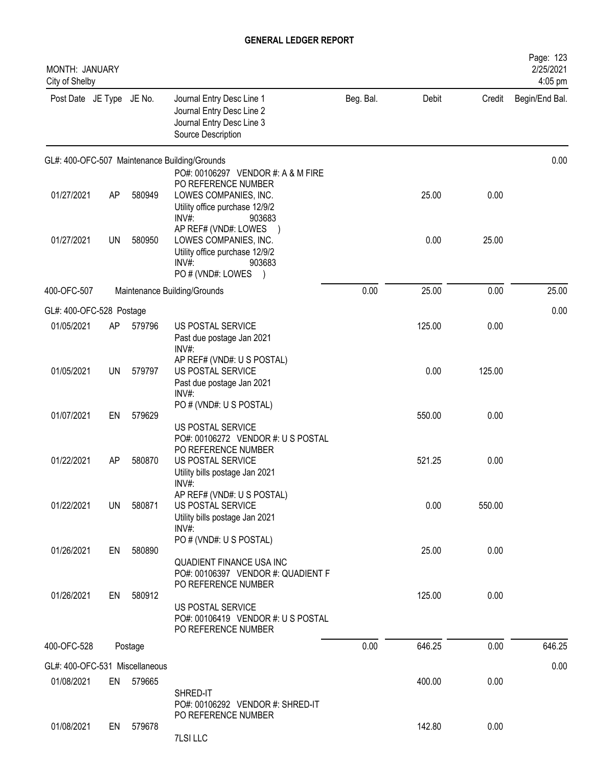# GENERAL LEDGER REPORT

MONTH: JANUARY
City of Shelby

| Post Date | JE Type | JE No. | Journal Entry Desc Line 1 / Journal Entry Desc Line 2 / Journal Entry Desc Line 3 / Source Description | Beg. Bal. | Debit | Credit | Begin/End Bal. |
|---|---|---|---|---|---|---|---|
| GL#: 400-OFC-507 Maintenance Building/Grounds | | | | | | | 0.00 |
| | | | PO#: 00106297 VENDOR #: A & M FIRE PO REFERENCE NUMBER | | | | |
| 01/27/2021 | AP | 580949 | LOWES COMPANIES, INC. Utility office purchase 12/9/2 INV#: 903683 AP REF# (VND#: LOWES ) | | 25.00 | 0.00 | |
| 01/27/2021 | UN | 580950 | LOWES COMPANIES, INC. Utility office purchase 12/9/2 INV#: 903683 PO # (VND#: LOWES ) | | 0.00 | 25.00 | |
| 400-OFC-507 | | | Maintenance Building/Grounds | 0.00 | 25.00 | 0.00 | 25.00 |
| GL#: 400-OFC-528 Postage | | | | | | | 0.00 |
| 01/05/2021 | AP | 579796 | US POSTAL SERVICE Past due postage Jan 2021 INV#: AP REF# (VND#: U S POSTAL) | | 125.00 | 0.00 | |
| 01/05/2021 | UN | 579797 | US POSTAL SERVICE Past due postage Jan 2021 INV#: PO # (VND#: U S POSTAL) | | 0.00 | 125.00 | |
| 01/07/2021 | EN | 579629 | US POSTAL SERVICE PO#: 00106272 VENDOR #: U S POSTAL PO REFERENCE NUMBER | | 550.00 | 0.00 | |
| 01/22/2021 | AP | 580870 | US POSTAL SERVICE Utility bills postage Jan 2021 INV#: AP REF# (VND#: U S POSTAL) | | 521.25 | 0.00 | |
| 01/22/2021 | UN | 580871 | US POSTAL SERVICE Utility bills postage Jan 2021 INV#: PO # (VND#: U S POSTAL) | | 0.00 | 550.00 | |
| 01/26/2021 | EN | 580890 | QUADIENT FINANCE USA INC PO#: 00106397 VENDOR #: QUADIENT F PO REFERENCE NUMBER | | 25.00 | 0.00 | |
| 01/26/2021 | EN | 580912 | US POSTAL SERVICE PO#: 00106419 VENDOR #: U S POSTAL PO REFERENCE NUMBER | | 125.00 | 0.00 | |
| 400-OFC-528 | | | Postage | 0.00 | 646.25 | 0.00 | 646.25 |
| GL#: 400-OFC-531 Miscellaneous | | | | | | | 0.00 |
| 01/08/2021 | EN | 579665 | SHRED-IT PO#: 00106292 VENDOR #: SHRED-IT PO REFERENCE NUMBER | | 400.00 | 0.00 | |
| 01/08/2021 | EN | 579678 | 7LSI LLC | | 142.80 | 0.00 | |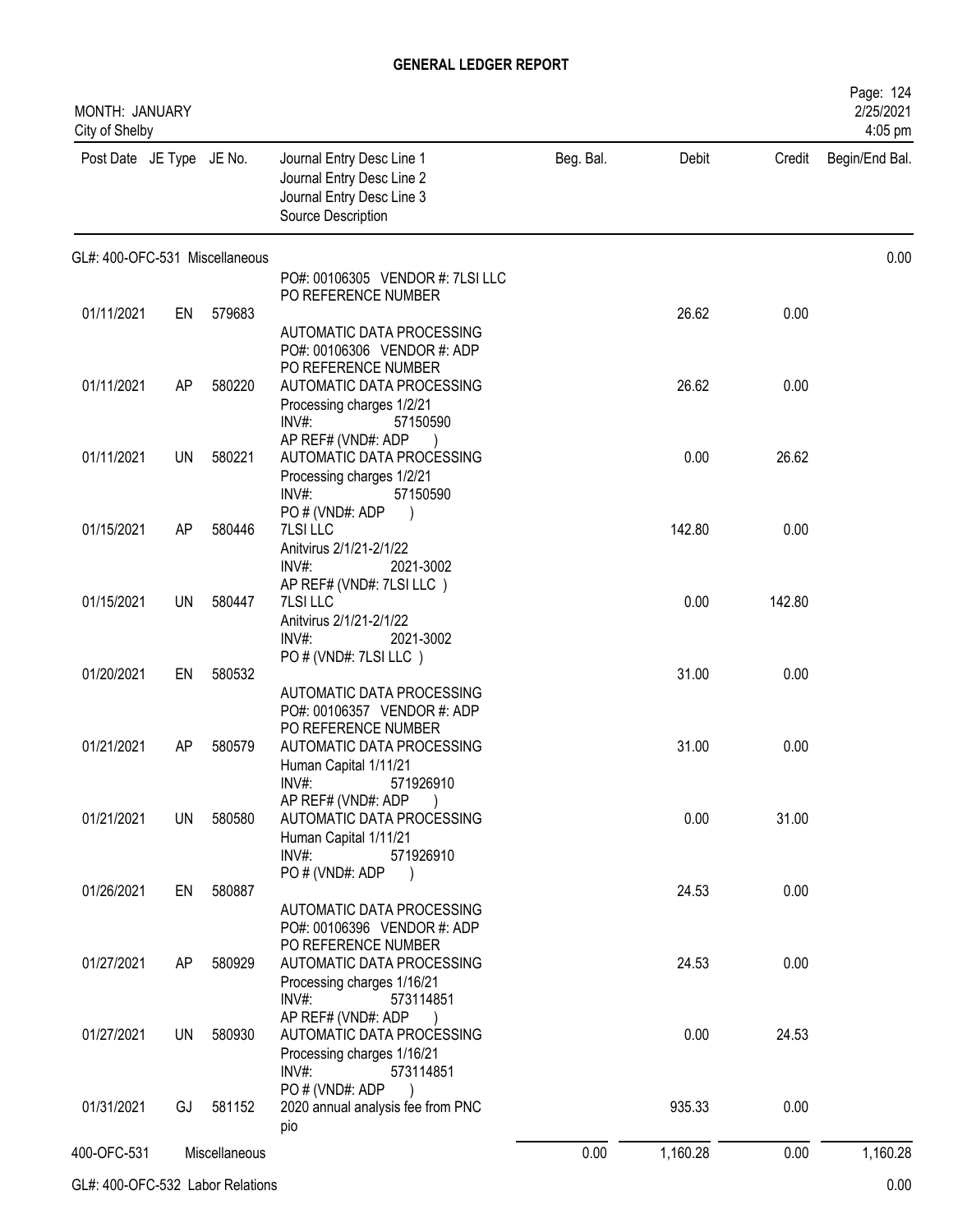# GENERAL LEDGER REPORT

MONTH: JANUARY
City of Shelby

2/25/2021
4:05 pm

| Post Date | JE Type | JE No. | Journal Entry Desc Line 1 / Journal Entry Desc Line 2 / Journal Entry Desc Line 3 / Source Description | Beg. Bal. | Debit | Credit | Begin/End Bal. |
|---|---|---|---|---|---|---|---|
| GL#: 400-OFC-531 Miscellaneous | | | | | | | 0.00 |
| | | | PO#: 00106305 VENDOR #: 7LSI LLC PO REFERENCE NUMBER | | | | |
| 01/11/2021 | EN | 579683 | AUTOMATIC DATA PROCESSING PO#: 00106306 VENDOR #: ADP PO REFERENCE NUMBER | | 26.62 | 0.00 | |
| 01/11/2021 | AP | 580220 | AUTOMATIC DATA PROCESSING Processing charges 1/2/21 INV#: 57150590 AP REF# (VND#: ADP ) | | 26.62 | 0.00 | |
| 01/11/2021 | UN | 580221 | AUTOMATIC DATA PROCESSING Processing charges 1/2/21 INV#: 57150590 PO # (VND#: ADP ) | | 0.00 | 26.62 | |
| 01/15/2021 | AP | 580446 | 7LSI LLC Anitvirus 2/1/21-2/1/22 INV#: 2021-3002 AP REF# (VND#: 7LSI LLC ) | | 142.80 | 0.00 | |
| 01/15/2021 | UN | 580447 | 7LSI LLC Anitvirus 2/1/21-2/1/22 INV#: 2021-3002 PO # (VND#: 7LSI LLC ) | | 0.00 | 142.80 | |
| 01/20/2021 | EN | 580532 | AUTOMATIC DATA PROCESSING PO#: 00106357 VENDOR #: ADP PO REFERENCE NUMBER | | 31.00 | 0.00 | |
| 01/21/2021 | AP | 580579 | AUTOMATIC DATA PROCESSING Human Capital 1/11/21 INV#: 571926910 AP REF# (VND#: ADP ) | | 31.00 | 0.00 | |
| 01/21/2021 | UN | 580580 | AUTOMATIC DATA PROCESSING Human Capital 1/11/21 INV#: 571926910 PO # (VND#: ADP ) | | 0.00 | 31.00 | |
| 01/26/2021 | EN | 580887 | AUTOMATIC DATA PROCESSING PO#: 00106396 VENDOR #: ADP PO REFERENCE NUMBER | | 24.53 | 0.00 | |
| 01/27/2021 | AP | 580929 | AUTOMATIC DATA PROCESSING Processing charges 1/16/21 INV#: 573114851 AP REF# (VND#: ADP ) | | 24.53 | 0.00 | |
| 01/27/2021 | UN | 580930 | AUTOMATIC DATA PROCESSING Processing charges 1/16/21 INV#: 573114851 PO # (VND#: ADP ) | | 0.00 | 24.53 | |
| 01/31/2021 | GJ | 581152 | 2020 annual analysis fee from PNC pio | | 935.33 | 0.00 | |
| 400-OFC-531 | | Miscellaneous | | 0.00 | 1,160.28 | 0.00 | 1,160.28 |
| GL#: 400-OFC-532 Labor Relations | | | | | | | 0.00 |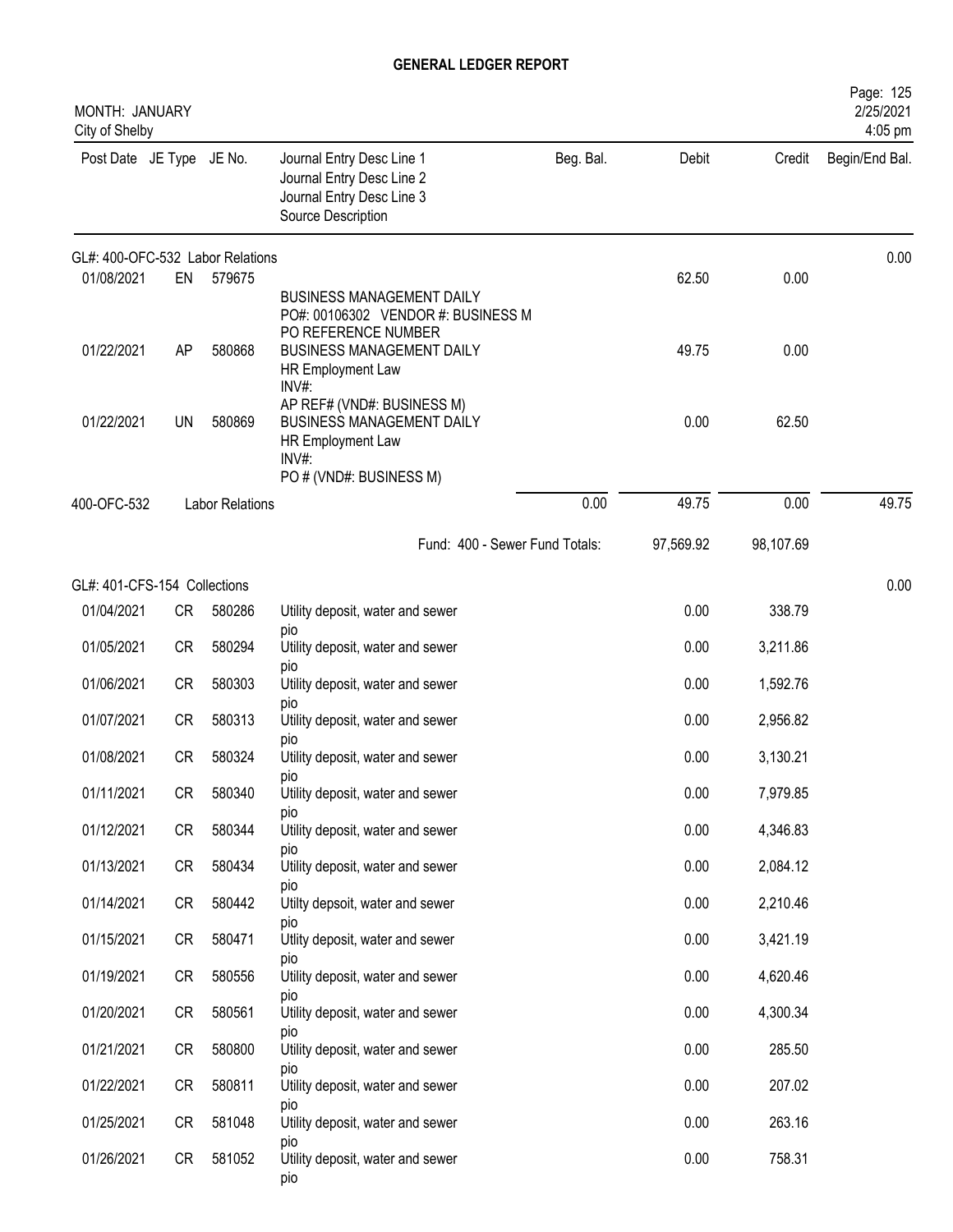# GENERAL LEDGER REPORT

MONTH: JANUARY
City of Shelby

2/25/2021
4:05 pm

| Post Date | JE Type | JE No. | Journal Entry Desc Line 1 / Journal Entry Desc Line 2 / Journal Entry Desc Line 3 / Source Description | Beg. Bal. | Debit | Credit | Begin/End Bal. |
|---|---|---|---|---|---|---|---|
| **GL#: 400-OFC-532 Labor Relations** | | | | | | | 0.00 |
| 01/08/2021 | EN | 579675 | BUSINESS MANAGEMENT DAILY<br>PO#: 00106302 VENDOR #: BUSINESS M<br>PO REFERENCE NUMBER | | 62.50 | 0.00 | |
| 01/22/2021 | AP | 580868 | BUSINESS MANAGEMENT DAILY<br>HR Employment Law<br>INV#:<br>AP REF# (VND#: BUSINESS M) | | 49.75 | 0.00 | |
| 01/22/2021 | UN | 580869 | BUSINESS MANAGEMENT DAILY<br>HR Employment Law<br>INV#:<br>PO # (VND#: BUSINESS M) | | 0.00 | 62.50 | |
| 400-OFC-532 | | Labor Relations | | 0.00 | 49.75 | 0.00 | 49.75 |
| | | | Fund: 400 - Sewer Fund Totals: | | 97,569.92 | 98,107.69 | |
| **GL#: 401-CFS-154 Collections** | | | | | | | 0.00 |
| 01/04/2021 | CR | 580286 | Utility deposit, water and sewer<br>pio | | 0.00 | 338.79 | |
| 01/05/2021 | CR | 580294 | Utility deposit, water and sewer<br>pio | | 0.00 | 3,211.86 | |
| 01/06/2021 | CR | 580303 | Utility deposit, water and sewer<br>pio | | 0.00 | 1,592.76 | |
| 01/07/2021 | CR | 580313 | Utility deposit, water and sewer<br>pio | | 0.00 | 2,956.82 | |
| 01/08/2021 | CR | 580324 | Utility deposit, water and sewer<br>pio | | 0.00 | 3,130.21 | |
| 01/11/2021 | CR | 580340 | Utility deposit, water and sewer<br>pio | | 0.00 | 7,979.85 | |
| 01/12/2021 | CR | 580344 | Utility deposit, water and sewer<br>pio | | 0.00 | 4,346.83 | |
| 01/13/2021 | CR | 580434 | Utility deposit, water and sewer<br>pio | | 0.00 | 2,084.12 | |
| 01/14/2021 | CR | 580442 | Utilty depsoit, water and sewer<br>pio | | 0.00 | 2,210.46 | |
| 01/15/2021 | CR | 580471 | Utlity deposit, water and sewer<br>pio | | 0.00 | 3,421.19 | |
| 01/19/2021 | CR | 580556 | Utility deposit, water and sewer<br>pio | | 0.00 | 4,620.46 | |
| 01/20/2021 | CR | 580561 | Utility deposit, water and sewer<br>pio | | 0.00 | 4,300.34 | |
| 01/21/2021 | CR | 580800 | Utility deposit, water and sewer<br>pio | | 0.00 | 285.50 | |
| 01/22/2021 | CR | 580811 | Utility deposit, water and sewer<br>pio | | 0.00 | 207.02 | |
| 01/25/2021 | CR | 581048 | Utility deposit, water and sewer<br>pio | | 0.00 | 263.16 | |
| 01/26/2021 | CR | 581052 | Utility deposit, water and sewer<br>pio | | 0.00 | 758.31 | |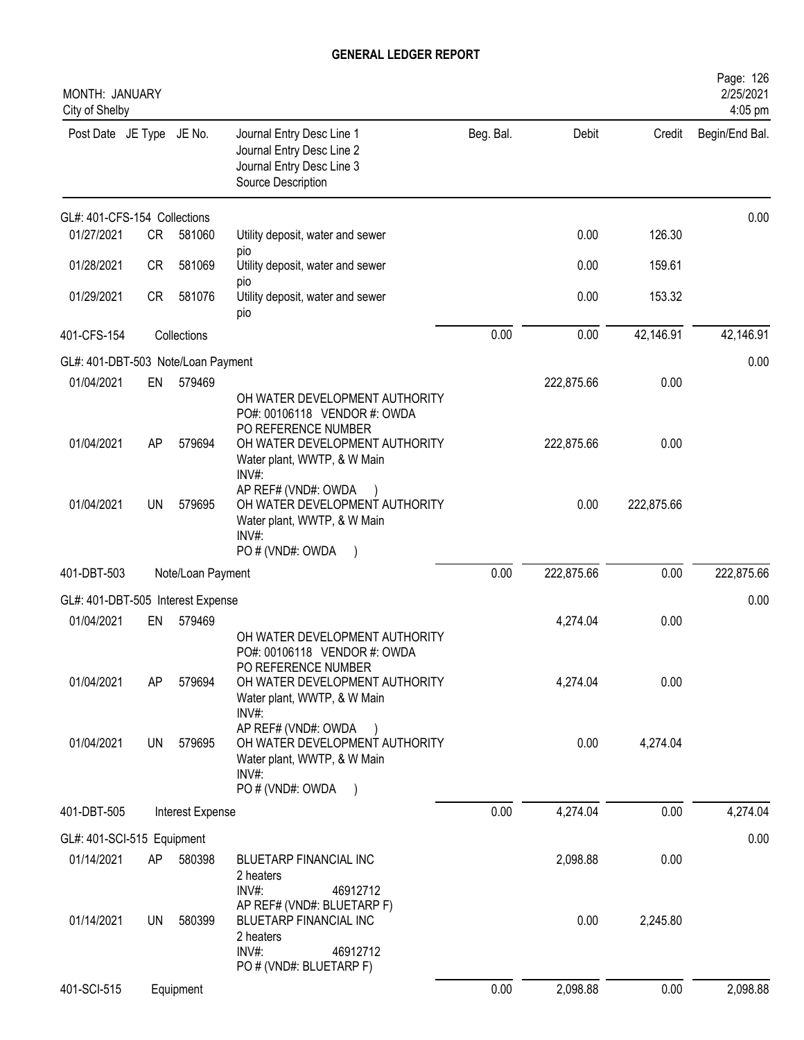# GENERAL LEDGER REPORT

MONTH: JANUARY
City of Shelby

2/25/2021
4:05 pm

| Post Date | JE Type | JE No. | Journal Entry Desc Line 1<br>Journal Entry Desc Line 2<br>Journal Entry Desc Line 3<br>Source Description | Beg. Bal. | Debit | Credit | Begin/End Bal. |
|---|---|---|---|---|---|---|---|
| GL#: 401-CFS-154 Collections | | | | | | | 0.00 |
| 01/27/2021 | CR | 581060 | Utility deposit, water and sewer<br>pio | | 0.00 | 126.30 | |
| 01/28/2021 | CR | 581069 | Utility deposit, water and sewer<br>pio | | 0.00 | 159.61 | |
| 01/29/2021 | CR | 581076 | Utility deposit, water and sewer<br>pio | | 0.00 | 153.32 | |
| 401-CFS-154 | | Collections | | 0.00 | 0.00 | 42,146.91 | 42,146.91 |
| GL#: 401-DBT-503 Note/Loan Payment | | | | | | | 0.00 |
| 01/04/2021 | EN | 579469 | OH WATER DEVELOPMENT AUTHORITY<br>PO#: 00106118 VENDOR #: OWDA<br>PO REFERENCE NUMBER | | 222,875.66 | 0.00 | |
| 01/04/2021 | AP | 579694 | OH WATER DEVELOPMENT AUTHORITY<br>Water plant, WWTP, & W Main<br>INV#:<br>AP REF# (VND#: OWDA ) | | 222,875.66 | 0.00 | |
| 01/04/2021 | UN | 579695 | OH WATER DEVELOPMENT AUTHORITY<br>Water plant, WWTP, & W Main<br>INV#:<br>PO # (VND#: OWDA ) | | 0.00 | 222,875.66 | |
| 401-DBT-503 | | Note/Loan Payment | | 0.00 | 222,875.66 | 0.00 | 222,875.66 |
| GL#: 401-DBT-505 Interest Expense | | | | | | | 0.00 |
| 01/04/2021 | EN | 579469 | OH WATER DEVELOPMENT AUTHORITY<br>PO#: 00106118 VENDOR #: OWDA<br>PO REFERENCE NUMBER | | 4,274.04 | 0.00 | |
| 01/04/2021 | AP | 579694 | OH WATER DEVELOPMENT AUTHORITY<br>Water plant, WWTP, & W Main<br>INV#:<br>AP REF# (VND#: OWDA ) | | 4,274.04 | 0.00 | |
| 01/04/2021 | UN | 579695 | OH WATER DEVELOPMENT AUTHORITY<br>Water plant, WWTP, & W Main<br>INV#:<br>PO # (VND#: OWDA ) | | 0.00 | 4,274.04 | |
| 401-DBT-505 | | Interest Expense | | 0.00 | 4,274.04 | 0.00 | 4,274.04 |
| GL#: 401-SCI-515 Equipment | | | | | | | 0.00 |
| 01/14/2021 | AP | 580398 | BLUETARP FINANCIAL INC<br>2 heaters<br>INV#: 46912712<br>AP REF# (VND#: BLUETARP F) | | 2,098.88 | 0.00 | |
| 01/14/2021 | UN | 580399 | BLUETARP FINANCIAL INC<br>2 heaters<br>INV#: 46912712<br>PO # (VND#: BLUETARP F) | | 0.00 | 2,245.80 | |
| 401-SCI-515 | | Equipment | | 0.00 | 2,098.88 | 0.00 | 2,098.88 |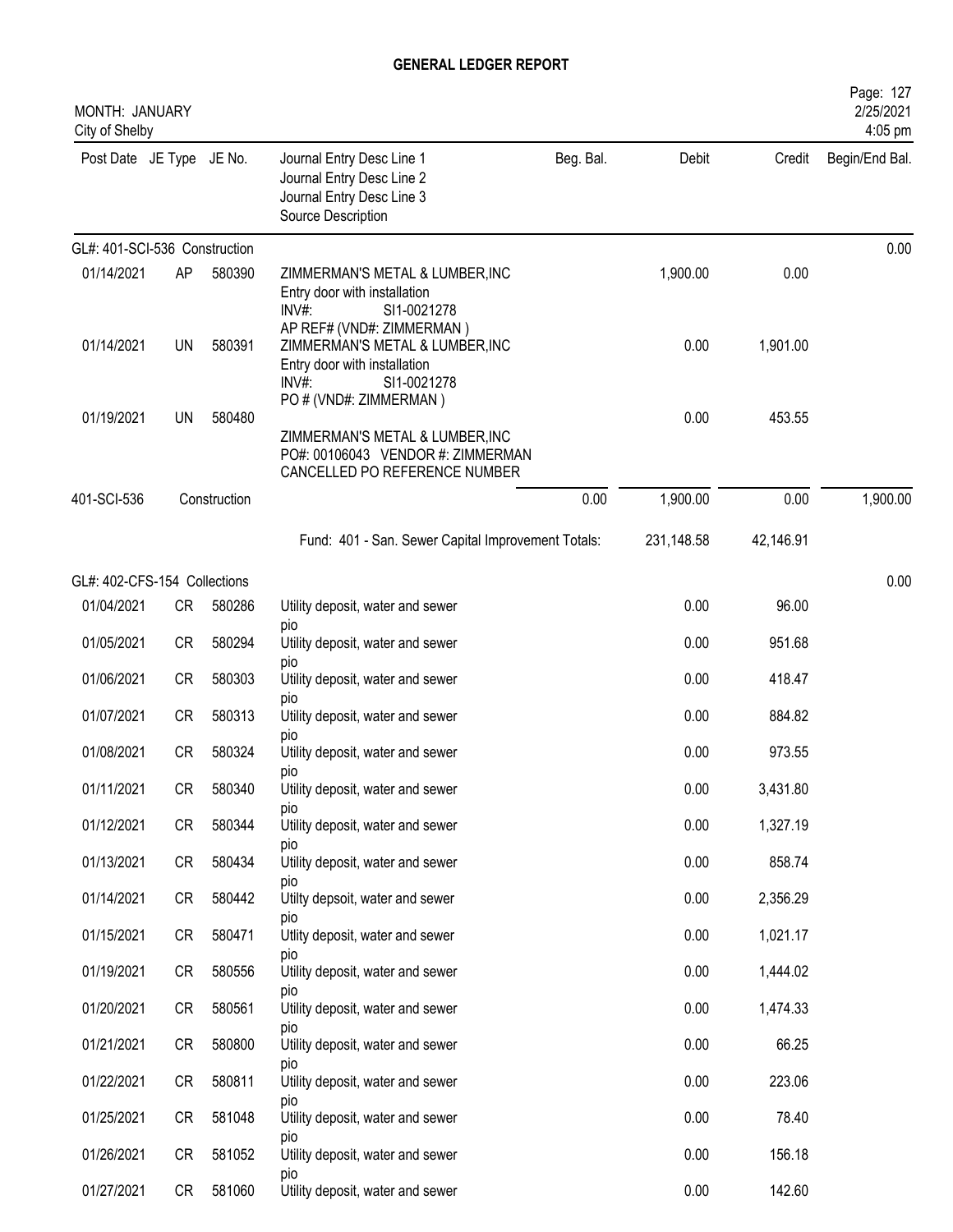# GENERAL LEDGER REPORT

MONTH: JANUARY
City of Shelby

| Post Date | JE Type | JE No. | Journal Entry Desc Line 1 / Journal Entry Desc Line 2 / Journal Entry Desc Line 3 / Source Description | Beg. Bal. | Debit | Credit | Begin/End Bal. |
|---|---|---|---|---|---|---|---|
| **GL#: 401-SCI-536 Construction** | | | | | | | 0.00 |
| 01/14/2021 | AP | 580390 | ZIMMERMAN'S METAL & LUMBER,INC<br>Entry door with installation<br>INV#: SI1-0021278<br>AP REF# (VND#: ZIMMERMAN ) | | 1,900.00 | 0.00 | |
| 01/14/2021 | UN | 580391 | ZIMMERMAN'S METAL & LUMBER,INC<br>Entry door with installation<br>INV#: SI1-0021278<br>PO # (VND#: ZIMMERMAN ) | | 0.00 | 1,901.00 | |
| 01/19/2021 | UN | 580480 | ZIMMERMAN'S METAL & LUMBER,INC<br>PO#: 00106043 VENDOR #: ZIMMERMAN<br>CANCELLED PO REFERENCE NUMBER | | 0.00 | 453.55 | |
| 401-SCI-536 | | Construction | | 0.00 | 1,900.00 | 0.00 | 1,900.00 |
| | | | Fund: 401 - San. Sewer Capital Improvement Totals: | | 231,148.58 | 42,146.91 | |
| **GL#: 402-CFS-154 Collections** | | | | | | | 0.00 |
| 01/04/2021 | CR | 580286 | Utility deposit, water and sewer<br>pio | | 0.00 | 96.00 | |
| 01/05/2021 | CR | 580294 | Utility deposit, water and sewer<br>pio | | 0.00 | 951.68 | |
| 01/06/2021 | CR | 580303 | Utility deposit, water and sewer<br>pio | | 0.00 | 418.47 | |
| 01/07/2021 | CR | 580313 | Utility deposit, water and sewer<br>pio | | 0.00 | 884.82 | |
| 01/08/2021 | CR | 580324 | Utility deposit, water and sewer<br>pio | | 0.00 | 973.55 | |
| 01/11/2021 | CR | 580340 | Utility deposit, water and sewer<br>pio | | 0.00 | 3,431.80 | |
| 01/12/2021 | CR | 580344 | Utility deposit, water and sewer<br>pio | | 0.00 | 1,327.19 | |
| 01/13/2021 | CR | 580434 | Utility deposit, water and sewer<br>pio | | 0.00 | 858.74 | |
| 01/14/2021 | CR | 580442 | Utilty depsoit, water and sewer<br>pio | | 0.00 | 2,356.29 | |
| 01/15/2021 | CR | 580471 | Utlity deposit, water and sewer<br>pio | | 0.00 | 1,021.17 | |
| 01/19/2021 | CR | 580556 | Utility deposit, water and sewer<br>pio | | 0.00 | 1,444.02 | |
| 01/20/2021 | CR | 580561 | Utility deposit, water and sewer<br>pio | | 0.00 | 1,474.33 | |
| 01/21/2021 | CR | 580800 | Utility deposit, water and sewer<br>pio | | 0.00 | 66.25 | |
| 01/22/2021 | CR | 580811 | Utility deposit, water and sewer<br>pio | | 0.00 | 223.06 | |
| 01/25/2021 | CR | 581048 | Utility deposit, water and sewer<br>pio | | 0.00 | 78.40 | |
| 01/26/2021 | CR | 581052 | Utility deposit, water and sewer<br>pio | | 0.00 | 156.18 | |
| 01/27/2021 | CR | 581060 | Utility deposit, water and sewer | | 0.00 | 142.60 | |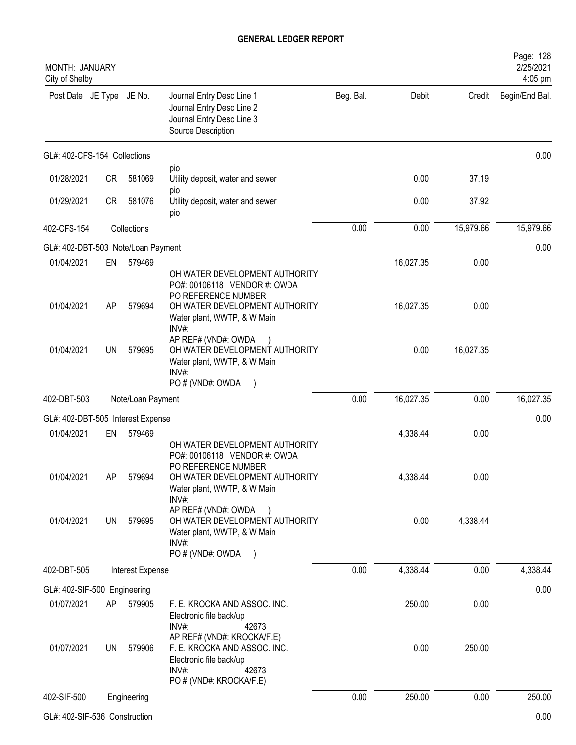**GENERAL LEDGER REPORT**

MONTH: JANUARY
City of Shelby

2/25/2021
4:05 pm

| Post Date | JE Type | JE No. | Journal Entry Desc Line 1 / Journal Entry Desc Line 2 / Journal Entry Desc Line 3 / Source Description | Beg. Bal. | Debit | Credit | Begin/End Bal. |
|---|---|---|---|---|---|---|---|
| GL#: 402-CFS-154 Collections | | | | | | | 0.00 |
| | | | pio | | | | |
| 01/28/2021 | CR | 581069 | Utility deposit, water and sewer pio | | 0.00 | 37.19 | |
| 01/29/2021 | CR | 581076 | Utility deposit, water and sewer pio | | 0.00 | 37.92 | |
| 402-CFS-154 | | Collections | | 0.00 | 0.00 | 15,979.66 | 15,979.66 |
| GL#: 402-DBT-503 Note/Loan Payment | | | | | | | 0.00 |
| 01/04/2021 | EN | 579469 | OH WATER DEVELOPMENT AUTHORITY PO#: 00106118 VENDOR #: OWDA PO REFERENCE NUMBER | | 16,027.35 | 0.00 | |
| 01/04/2021 | AP | 579694 | OH WATER DEVELOPMENT AUTHORITY Water plant, WWTP, & W Main INV#: AP REF# (VND#: OWDA ) | | 16,027.35 | 0.00 | |
| 01/04/2021 | UN | 579695 | OH WATER DEVELOPMENT AUTHORITY Water plant, WWTP, & W Main INV#: PO # (VND#: OWDA ) | | 0.00 | 16,027.35 | |
| 402-DBT-503 | | Note/Loan Payment | | 0.00 | 16,027.35 | 0.00 | 16,027.35 |
| GL#: 402-DBT-505 Interest Expense | | | | | | | 0.00 |
| 01/04/2021 | EN | 579469 | OH WATER DEVELOPMENT AUTHORITY PO#: 00106118 VENDOR #: OWDA PO REFERENCE NUMBER | | 4,338.44 | 0.00 | |
| 01/04/2021 | AP | 579694 | OH WATER DEVELOPMENT AUTHORITY Water plant, WWTP, & W Main INV#: AP REF# (VND#: OWDA ) | | 4,338.44 | 0.00 | |
| 01/04/2021 | UN | 579695 | OH WATER DEVELOPMENT AUTHORITY Water plant, WWTP, & W Main INV#: PO # (VND#: OWDA ) | | 0.00 | 4,338.44 | |
| 402-DBT-505 | | Interest Expense | | 0.00 | 4,338.44 | 0.00 | 4,338.44 |
| GL#: 402-SIF-500 Engineering | | | | | | | 0.00 |
| 01/07/2021 | AP | 579905 | F. E. KROCKA AND ASSOC. INC. Electronic file back/up INV#: 42673 AP REF# (VND#: KROCKA/F.E) | | 250.00 | 0.00 | |
| 01/07/2021 | UN | 579906 | F. E. KROCKA AND ASSOC. INC. Electronic file back/up INV#: 42673 PO # (VND#: KROCKA/F.E) | | 0.00 | 250.00 | |
| 402-SIF-500 | | Engineering | | 0.00 | 250.00 | 0.00 | 250.00 |
| GL#: 402-SIF-536 Construction | | | | | | | 0.00 |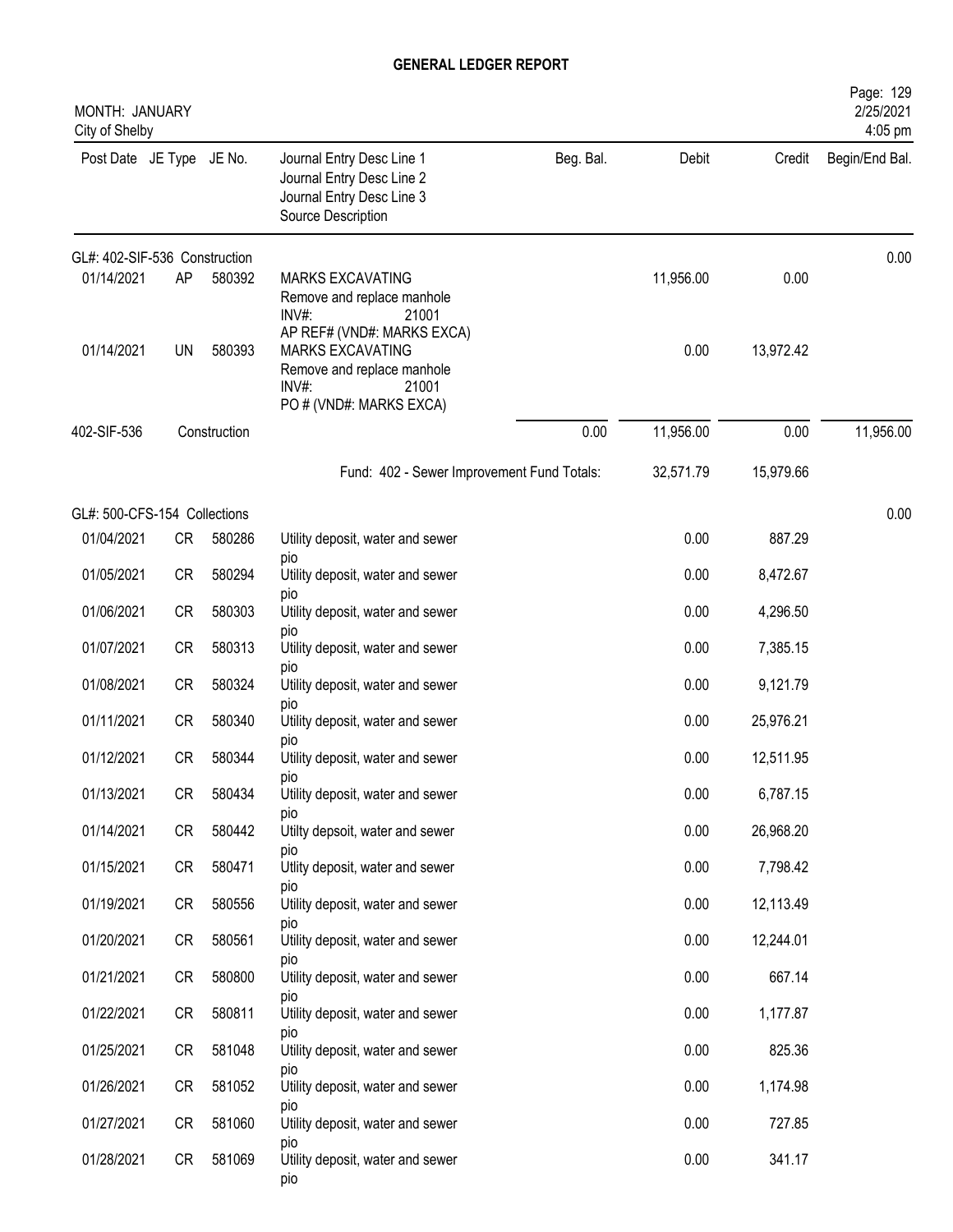# GENERAL LEDGER REPORT

MONTH: JANUARY
City of Shelby

| Post Date | JE Type | JE No. | Journal Entry Desc Line 1 / Journal Entry Desc Line 2 / Journal Entry Desc Line 3 / Source Description | Beg. Bal. | Debit | Credit | Begin/End Bal. |
|---|---|---|---|---|---|---|---|
| GL#: 402-SIF-536 Construction | | | | | | | 0.00 |
| 01/14/2021 | AP | 580392 | MARKS EXCAVATING<br>Remove and replace manhole<br>INV#: 21001<br>AP REF# (VND#: MARKS EXCA) | | 11,956.00 | 0.00 | |
| 01/14/2021 | UN | 580393 | MARKS EXCAVATING<br>Remove and replace manhole<br>INV#: 21001<br>PO # (VND#: MARKS EXCA) | | 0.00 | 13,972.42 | |
| 402-SIF-536 | | Construction | | 0.00 | 11,956.00 | 0.00 | 11,956.00 |
| | | | Fund: 402 - Sewer Improvement Fund Totals: | | 32,571.79 | 15,979.66 | |
| GL#: 500-CFS-154 Collections | | | | | | | 0.00 |
| 01/04/2021 | CR | 580286 | Utility deposit, water and sewer<br>pio | | 0.00 | 887.29 | |
| 01/05/2021 | CR | 580294 | Utility deposit, water and sewer<br>pio | | 0.00 | 8,472.67 | |
| 01/06/2021 | CR | 580303 | Utility deposit, water and sewer<br>pio | | 0.00 | 4,296.50 | |
| 01/07/2021 | CR | 580313 | Utility deposit, water and sewer<br>pio | | 0.00 | 7,385.15 | |
| 01/08/2021 | CR | 580324 | Utility deposit, water and sewer<br>pio | | 0.00 | 9,121.79 | |
| 01/11/2021 | CR | 580340 | Utility deposit, water and sewer<br>pio | | 0.00 | 25,976.21 | |
| 01/12/2021 | CR | 580344 | Utility deposit, water and sewer<br>pio | | 0.00 | 12,511.95 | |
| 01/13/2021 | CR | 580434 | Utility deposit, water and sewer<br>pio | | 0.00 | 6,787.15 | |
| 01/14/2021 | CR | 580442 | Utilty depsoit, water and sewer<br>pio | | 0.00 | 26,968.20 | |
| 01/15/2021 | CR | 580471 | Utlity deposit, water and sewer<br>pio | | 0.00 | 7,798.42 | |
| 01/19/2021 | CR | 580556 | Utility deposit, water and sewer<br>pio | | 0.00 | 12,113.49 | |
| 01/20/2021 | CR | 580561 | Utility deposit, water and sewer<br>pio | | 0.00 | 12,244.01 | |
| 01/21/2021 | CR | 580800 | Utility deposit, water and sewer<br>pio | | 0.00 | 667.14 | |
| 01/22/2021 | CR | 580811 | Utility deposit, water and sewer<br>pio | | 0.00 | 1,177.87 | |
| 01/25/2021 | CR | 581048 | Utility deposit, water and sewer<br>pio | | 0.00 | 825.36 | |
| 01/26/2021 | CR | 581052 | Utility deposit, water and sewer<br>pio | | 0.00 | 1,174.98 | |
| 01/27/2021 | CR | 581060 | Utility deposit, water and sewer<br>pio | | 0.00 | 727.85 | |
| 01/28/2021 | CR | 581069 | Utility deposit, water and sewer<br>pio | | 0.00 | 341.17 | |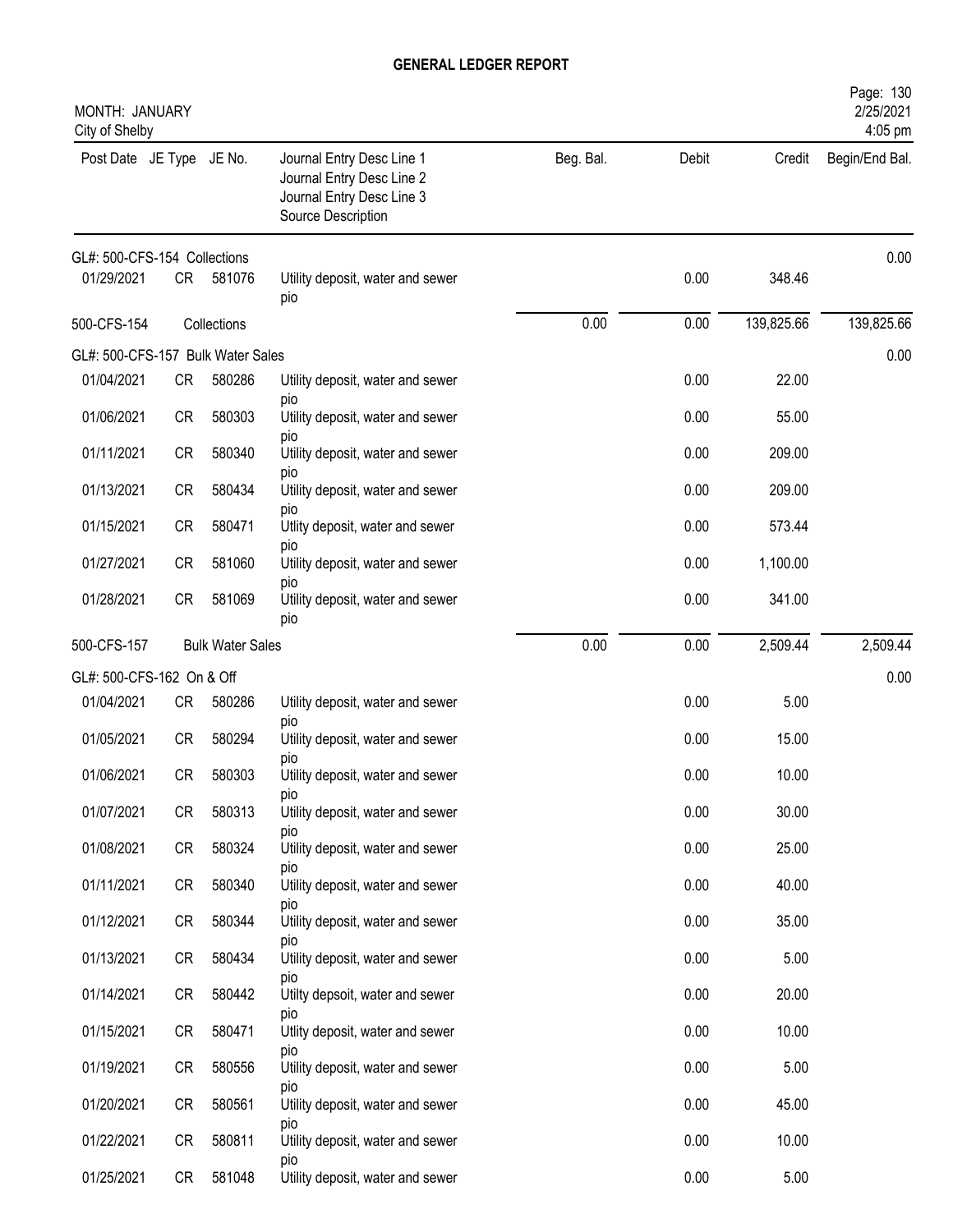# GENERAL LEDGER REPORT

MONTH: JANUARY
City of Shelby

| Post Date | JE Type | JE No. | Journal Entry Desc Line 1 / Journal Entry Desc Line 2 / Journal Entry Desc Line 3 / Source Description | Beg. Bal. | Debit | Credit | Begin/End Bal. |
|---|---|---|---|---|---|---|---|
| GL#: 500-CFS-154 Collections | | | | | | | 0.00 |
| 01/29/2021 | CR | 581076 | Utility deposit, water and sewer pio | | 0.00 | 348.46 | |
| 500-CFS-154 | | Collections | | 0.00 | 0.00 | 139,825.66 | 139,825.66 |
| GL#: 500-CFS-157 Bulk Water Sales | | | | | | | 0.00 |
| 01/04/2021 | CR | 580286 | Utility deposit, water and sewer pio | | 0.00 | 22.00 | |
| 01/06/2021 | CR | 580303 | Utility deposit, water and sewer pio | | 0.00 | 55.00 | |
| 01/11/2021 | CR | 580340 | Utility deposit, water and sewer pio | | 0.00 | 209.00 | |
| 01/13/2021 | CR | 580434 | Utility deposit, water and sewer pio | | 0.00 | 209.00 | |
| 01/15/2021 | CR | 580471 | Utlity deposit, water and sewer pio | | 0.00 | 573.44 | |
| 01/27/2021 | CR | 581060 | Utility deposit, water and sewer pio | | 0.00 | 1,100.00 | |
| 01/28/2021 | CR | 581069 | Utility deposit, water and sewer pio | | 0.00 | 341.00 | |
| 500-CFS-157 | | Bulk Water Sales | | 0.00 | 0.00 | 2,509.44 | 2,509.44 |
| GL#: 500-CFS-162 On & Off | | | | | | | 0.00 |
| 01/04/2021 | CR | 580286 | Utility deposit, water and sewer pio | | 0.00 | 5.00 | |
| 01/05/2021 | CR | 580294 | Utility deposit, water and sewer pio | | 0.00 | 15.00 | |
| 01/06/2021 | CR | 580303 | Utility deposit, water and sewer pio | | 0.00 | 10.00 | |
| 01/07/2021 | CR | 580313 | Utility deposit, water and sewer pio | | 0.00 | 30.00 | |
| 01/08/2021 | CR | 580324 | Utility deposit, water and sewer pio | | 0.00 | 25.00 | |
| 01/11/2021 | CR | 580340 | Utility deposit, water and sewer pio | | 0.00 | 40.00 | |
| 01/12/2021 | CR | 580344 | Utility deposit, water and sewer pio | | 0.00 | 35.00 | |
| 01/13/2021 | CR | 580434 | Utility deposit, water and sewer pio | | 0.00 | 5.00 | |
| 01/14/2021 | CR | 580442 | Utilty depsoit, water and sewer pio | | 0.00 | 20.00 | |
| 01/15/2021 | CR | 580471 | Utlity deposit, water and sewer pio | | 0.00 | 10.00 | |
| 01/19/2021 | CR | 580556 | Utility deposit, water and sewer pio | | 0.00 | 5.00 | |
| 01/20/2021 | CR | 580561 | Utility deposit, water and sewer pio | | 0.00 | 45.00 | |
| 01/22/2021 | CR | 580811 | Utility deposit, water and sewer pio | | 0.00 | 10.00 | |
| 01/25/2021 | CR | 581048 | Utility deposit, water and sewer | | 0.00 | 5.00 | |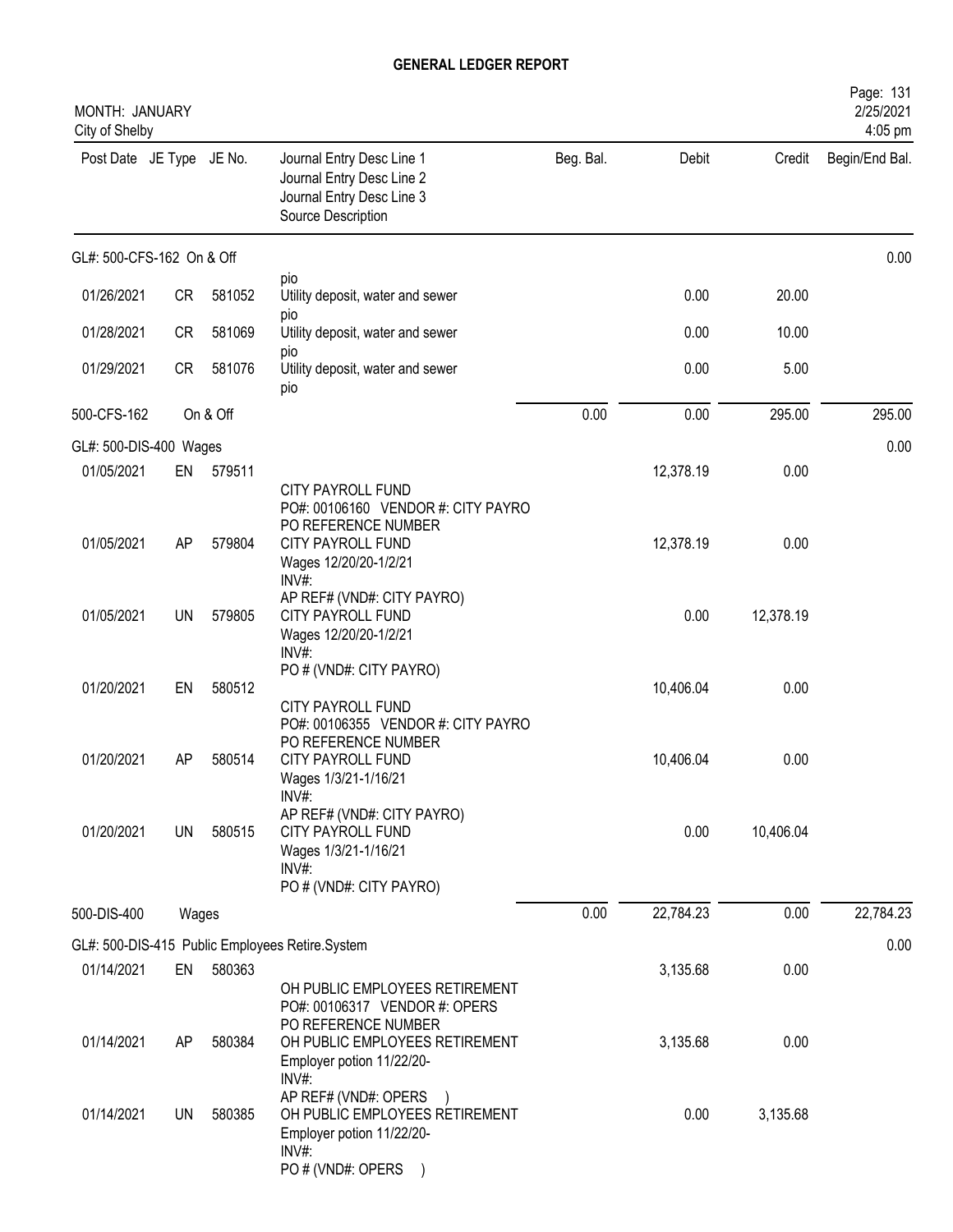# GENERAL LEDGER REPORT

MONTH: JANUARY
City of Shelby

2/25/2021
4:05 pm

| Post Date | JE Type | JE No. | Journal Entry Desc Line 1<br>Journal Entry Desc Line 2<br>Journal Entry Desc Line 3<br>Source Description | Beg. Bal. | Debit | Credit | Begin/End Bal. |
|---|---|---|---|---|---|---|---|
| GL#: 500-CFS-162 On & Off | | | | | | | 0.00 |
| | | | pio | | | | |
| 01/26/2021 | CR | 581052 | Utility deposit, water and sewer<br>pio | | 0.00 | 20.00 | |
| 01/28/2021 | CR | 581069 | Utility deposit, water and sewer<br>pio | | 0.00 | 10.00 | |
| 01/29/2021 | CR | 581076 | Utility deposit, water and sewer<br>pio | | 0.00 | 5.00 | |
| 500-CFS-162 | | On & Off | | 0.00 | 0.00 | 295.00 | 295.00 |
| GL#: 500-DIS-400 Wages | | | | | | | 0.00 |
| 01/05/2021 | EN | 579511 | CITY PAYROLL FUND<br>PO#: 00106160 VENDOR #: CITY PAYRO<br>PO REFERENCE NUMBER | | 12,378.19 | 0.00 | |
| 01/05/2021 | AP | 579804 | CITY PAYROLL FUND<br>Wages 12/20/20-1/2/21<br>INV#:<br>AP REF# (VND#: CITY PAYRO) | | 12,378.19 | 0.00 | |
| 01/05/2021 | UN | 579805 | CITY PAYROLL FUND<br>Wages 12/20/20-1/2/21<br>INV#:<br>PO # (VND#: CITY PAYRO) | | 0.00 | 12,378.19 | |
| 01/20/2021 | EN | 580512 | CITY PAYROLL FUND<br>PO#: 00106355 VENDOR #: CITY PAYRO<br>PO REFERENCE NUMBER | | 10,406.04 | 0.00 | |
| 01/20/2021 | AP | 580514 | CITY PAYROLL FUND<br>Wages 1/3/21-1/16/21<br>INV#:<br>AP REF# (VND#: CITY PAYRO) | | 10,406.04 | 0.00 | |
| 01/20/2021 | UN | 580515 | CITY PAYROLL FUND<br>Wages 1/3/21-1/16/21<br>INV#:<br>PO # (VND#: CITY PAYRO) | | 0.00 | 10,406.04 | |
| 500-DIS-400 | | Wages | | 0.00 | 22,784.23 | 0.00 | 22,784.23 |
| GL#: 500-DIS-415 Public Employees Retire.System | | | | | | | 0.00 |
| 01/14/2021 | EN | 580363 | OH PUBLIC EMPLOYEES RETIREMENT<br>PO#: 00106317 VENDOR #: OPERS<br>PO REFERENCE NUMBER | | 3,135.68 | 0.00 | |
| 01/14/2021 | AP | 580384 | OH PUBLIC EMPLOYEES RETIREMENT<br>Employer potion 11/22/20-<br>INV#:<br>AP REF# (VND#: OPERS ) | | 3,135.68 | 0.00 | |
| 01/14/2021 | UN | 580385 | OH PUBLIC EMPLOYEES RETIREMENT<br>Employer potion 11/22/20-<br>INV#:<br>PO # (VND#: OPERS ) | | 0.00 | 3,135.68 | |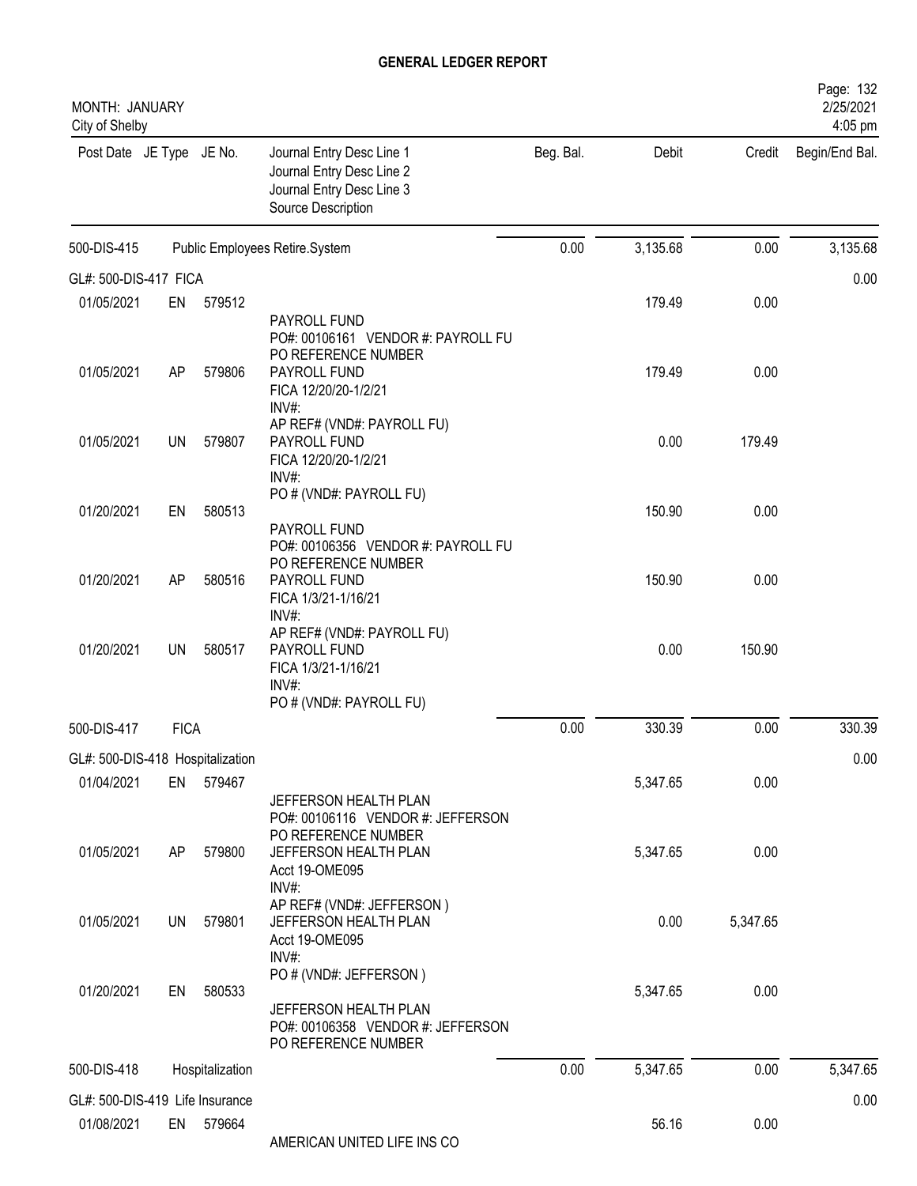# GENERAL LEDGER REPORT

MONTH: JANUARY
City of Shelby

2/25/2021
4:05 pm

| Post Date | JE Type | JE No. | Journal Entry Desc Line 1<br>Journal Entry Desc Line 2<br>Journal Entry Desc Line 3<br>Source Description | Beg. Bal. | Debit | Credit | Begin/End Bal. |
|---|---|---|---|---|---|---|---|
| 500-DIS-415 | | | Public Employees Retire.System | 0.00 | 3,135.68 | 0.00 | 3,135.68 |
| GL#: 500-DIS-417 FICA | | | | | | | 0.00 |
| 01/05/2021 | EN | 579512 | PAYROLL FUND<br>PO#: 00106161 VENDOR #: PAYROLL FU<br>PO REFERENCE NUMBER | | 179.49 | 0.00 | |
| 01/05/2021 | AP | 579806 | PAYROLL FUND<br>FICA 12/20/20-1/2/21<br>INV#:<br>AP REF# (VND#: PAYROLL FU) | | 179.49 | 0.00 | |
| 01/05/2021 | UN | 579807 | PAYROLL FUND<br>FICA 12/20/20-1/2/21<br>INV#:<br>PO # (VND#: PAYROLL FU) | | 0.00 | 179.49 | |
| 01/20/2021 | EN | 580513 | PAYROLL FUND<br>PO#: 00106356 VENDOR #: PAYROLL FU<br>PO REFERENCE NUMBER | | 150.90 | 0.00 | |
| 01/20/2021 | AP | 580516 | PAYROLL FUND<br>FICA 1/3/21-1/16/21<br>INV#:<br>AP REF# (VND#: PAYROLL FU) | | 150.90 | 0.00 | |
| 01/20/2021 | UN | 580517 | PAYROLL FUND<br>FICA 1/3/21-1/16/21<br>INV#:<br>PO # (VND#: PAYROLL FU) | | 0.00 | 150.90 | |
| 500-DIS-417 | FICA | | | 0.00 | 330.39 | 0.00 | 330.39 |
| GL#: 500-DIS-418 Hospitalization | | | | | | | 0.00 |
| 01/04/2021 | EN | 579467 | JEFFERSON HEALTH PLAN<br>PO#: 00106116 VENDOR #: JEFFERSON<br>PO REFERENCE NUMBER | | 5,347.65 | 0.00 | |
| 01/05/2021 | AP | 579800 | JEFFERSON HEALTH PLAN<br>Acct 19-OME095<br>INV#:<br>AP REF# (VND#: JEFFERSON ) | | 5,347.65 | 0.00 | |
| 01/05/2021 | UN | 579801 | JEFFERSON HEALTH PLAN<br>Acct 19-OME095<br>INV#:<br>PO # (VND#: JEFFERSON ) | | 0.00 | 5,347.65 | |
| 01/20/2021 | EN | 580533 | JEFFERSON HEALTH PLAN<br>PO#: 00106358 VENDOR #: JEFFERSON<br>PO REFERENCE NUMBER | | 5,347.65 | 0.00 | |
| 500-DIS-418 | Hospitalization | | | 0.00 | 5,347.65 | 0.00 | 5,347.65 |
| GL#: 500-DIS-419 Life Insurance | | | | | | | 0.00 |
| 01/08/2021 | EN | 579664 | AMERICAN UNITED LIFE INS CO | | 56.16 | 0.00 | |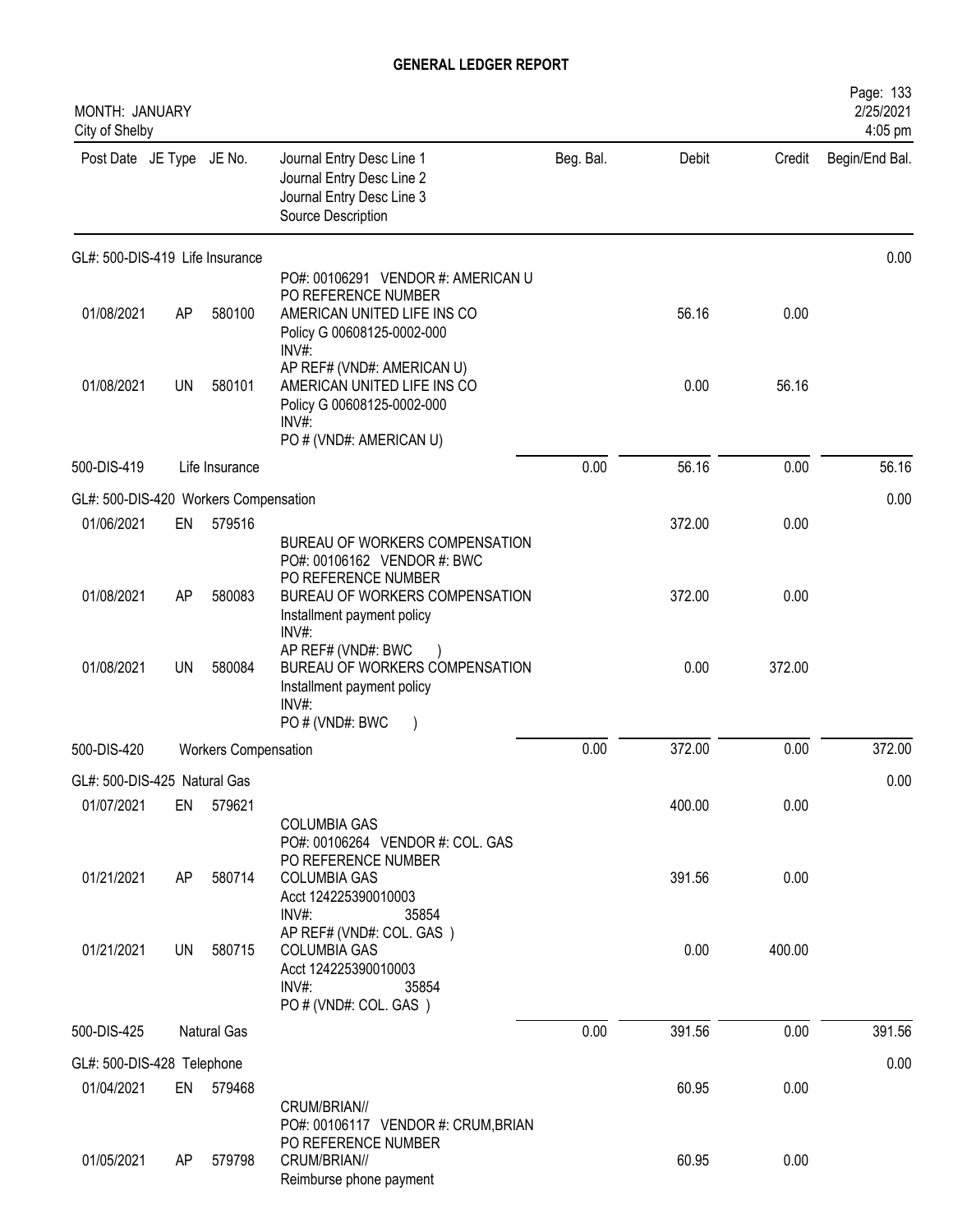# GENERAL LEDGER REPORT

MONTH: JANUARY
City of Shelby

Page: 133
2/25/2021
4:05 pm

| Post Date | JE Type | JE No. | Journal Entry Desc Line 1 / Journal Entry Desc Line 2 / Journal Entry Desc Line 3 / Source Description | Beg. Bal. | Debit | Credit | Begin/End Bal. |
|---|---|---|---|---|---|---|---|
| GL#: 500-DIS-419 Life Insurance | | | | | | | 0.00 |
| | | | PO#: 00106291 VENDOR #: AMERICAN U PO REFERENCE NUMBER | | | | |
| 01/08/2021 | AP | 580100 | AMERICAN UNITED LIFE INS CO Policy G 00608125-0002-000 INV#: AP REF# (VND#: AMERICAN U) | | 56.16 | 0.00 | |
| 01/08/2021 | UN | 580101 | AMERICAN UNITED LIFE INS CO Policy G 00608125-0002-000 INV#: PO # (VND#: AMERICAN U) | | 0.00 | 56.16 | |
| 500-DIS-419 | | Life Insurance | | 0.00 | 56.16 | 0.00 | 56.16 |
| GL#: 500-DIS-420 Workers Compensation | | | | | | | 0.00 |
| 01/06/2021 | EN | 579516 | BUREAU OF WORKERS COMPENSATION PO#: 00106162 VENDOR #: BWC PO REFERENCE NUMBER | | 372.00 | 0.00 | |
| 01/08/2021 | AP | 580083 | BUREAU OF WORKERS COMPENSATION Installment payment policy INV#: AP REF# (VND#: BWC ) | | 372.00 | 0.00 | |
| 01/08/2021 | UN | 580084 | BUREAU OF WORKERS COMPENSATION Installment payment policy INV#: PO # (VND#: BWC ) | | 0.00 | 372.00 | |
| 500-DIS-420 | | Workers Compensation | | 0.00 | 372.00 | 0.00 | 372.00 |
| GL#: 500-DIS-425 Natural Gas | | | | | | | 0.00 |
| 01/07/2021 | EN | 579621 | COLUMBIA GAS PO#: 00106264 VENDOR #: COL. GAS PO REFERENCE NUMBER | | 400.00 | 0.00 | |
| 01/21/2021 | AP | 580714 | COLUMBIA GAS Acct 124225390010003 INV#: 35854 AP REF# (VND#: COL. GAS ) | | 391.56 | 0.00 | |
| 01/21/2021 | UN | 580715 | COLUMBIA GAS Acct 124225390010003 INV#: 35854 PO # (VND#: COL. GAS ) | | 0.00 | 400.00 | |
| 500-DIS-425 | | Natural Gas | | 0.00 | 391.56 | 0.00 | 391.56 |
| GL#: 500-DIS-428 Telephone | | | | | | | 0.00 |
| 01/04/2021 | EN | 579468 | CRUM/BRIAN// PO#: 00106117 VENDOR #: CRUM,BRIAN PO REFERENCE NUMBER | | 60.95 | 0.00 | |
| 01/05/2021 | AP | 579798 | CRUM/BRIAN// Reimburse phone payment | | 60.95 | 0.00 | |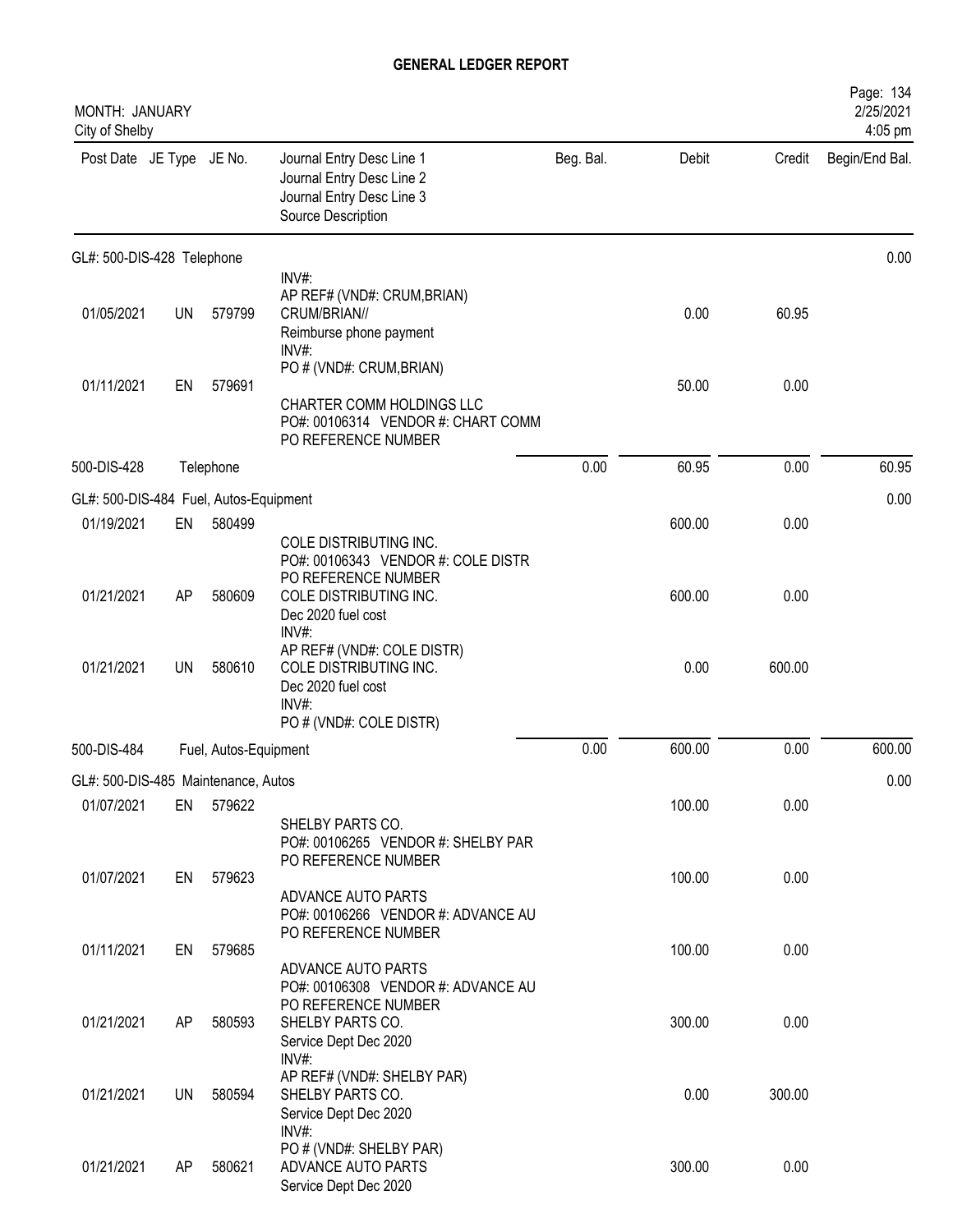# GENERAL LEDGER REPORT

MONTH: JANUARY
City of Shelby

| Post Date | JE Type | JE No. | Journal Entry Desc Line 1 / Journal Entry Desc Line 2 / Journal Entry Desc Line 3 / Source Description | Beg. Bal. | Debit | Credit | Begin/End Bal. |
|---|---|---|---|---|---|---|---|
| **GL#: 500-DIS-428 Telephone** | | | | | | | 0.00 |
| 01/05/2021 | UN | 579799 | INV#: AP REF# (VND#: CRUM,BRIAN) CRUM/BRIAN// Reimburse phone payment | | 0.00 | 60.95 | |
| 01/11/2021 | EN | 579691 | INV#: PO # (VND#: CRUM,BRIAN) CHARTER COMM HOLDINGS LLC PO#: 00106314 VENDOR #: CHART COMM PO REFERENCE NUMBER | | 50.00 | 0.00 | |
| 500-DIS-428 | | Telephone | | 0.00 | 60.95 | 0.00 | 60.95 |
| **GL#: 500-DIS-484 Fuel, Autos-Equipment** | | | | | | | 0.00 |
| 01/19/2021 | EN | 580499 | COLE DISTRIBUTING INC. PO#: 00106343 VENDOR #: COLE DISTR PO REFERENCE NUMBER | | 600.00 | 0.00 | |
| 01/21/2021 | AP | 580609 | COLE DISTRIBUTING INC. Dec 2020 fuel cost INV#: AP REF# (VND#: COLE DISTR) | | 600.00 | 0.00 | |
| 01/21/2021 | UN | 580610 | COLE DISTRIBUTING INC. Dec 2020 fuel cost INV#: PO # (VND#: COLE DISTR) | | 0.00 | 600.00 | |
| 500-DIS-484 | | Fuel, Autos-Equipment | | 0.00 | 600.00 | 0.00 | 600.00 |
| **GL#: 500-DIS-485 Maintenance, Autos** | | | | | | | 0.00 |
| 01/07/2021 | EN | 579622 | SHELBY PARTS CO. PO#: 00106265 VENDOR #: SHELBY PAR PO REFERENCE NUMBER | | 100.00 | 0.00 | |
| 01/07/2021 | EN | 579623 | ADVANCE AUTO PARTS PO#: 00106266 VENDOR #: ADVANCE AU PO REFERENCE NUMBER | | 100.00 | 0.00 | |
| 01/11/2021 | EN | 579685 | ADVANCE AUTO PARTS PO#: 00106308 VENDOR #: ADVANCE AU PO REFERENCE NUMBER | | 100.00 | 0.00 | |
| 01/21/2021 | AP | 580593 | SHELBY PARTS CO. Service Dept Dec 2020 INV#: AP REF# (VND#: SHELBY PAR) | | 300.00 | 0.00 | |
| 01/21/2021 | UN | 580594 | SHELBY PARTS CO. Service Dept Dec 2020 INV#: PO # (VND#: SHELBY PAR) | | 0.00 | 300.00 | |
| 01/21/2021 | AP | 580621 | ADVANCE AUTO PARTS Service Dept Dec 2020 | | 300.00 | 0.00 | |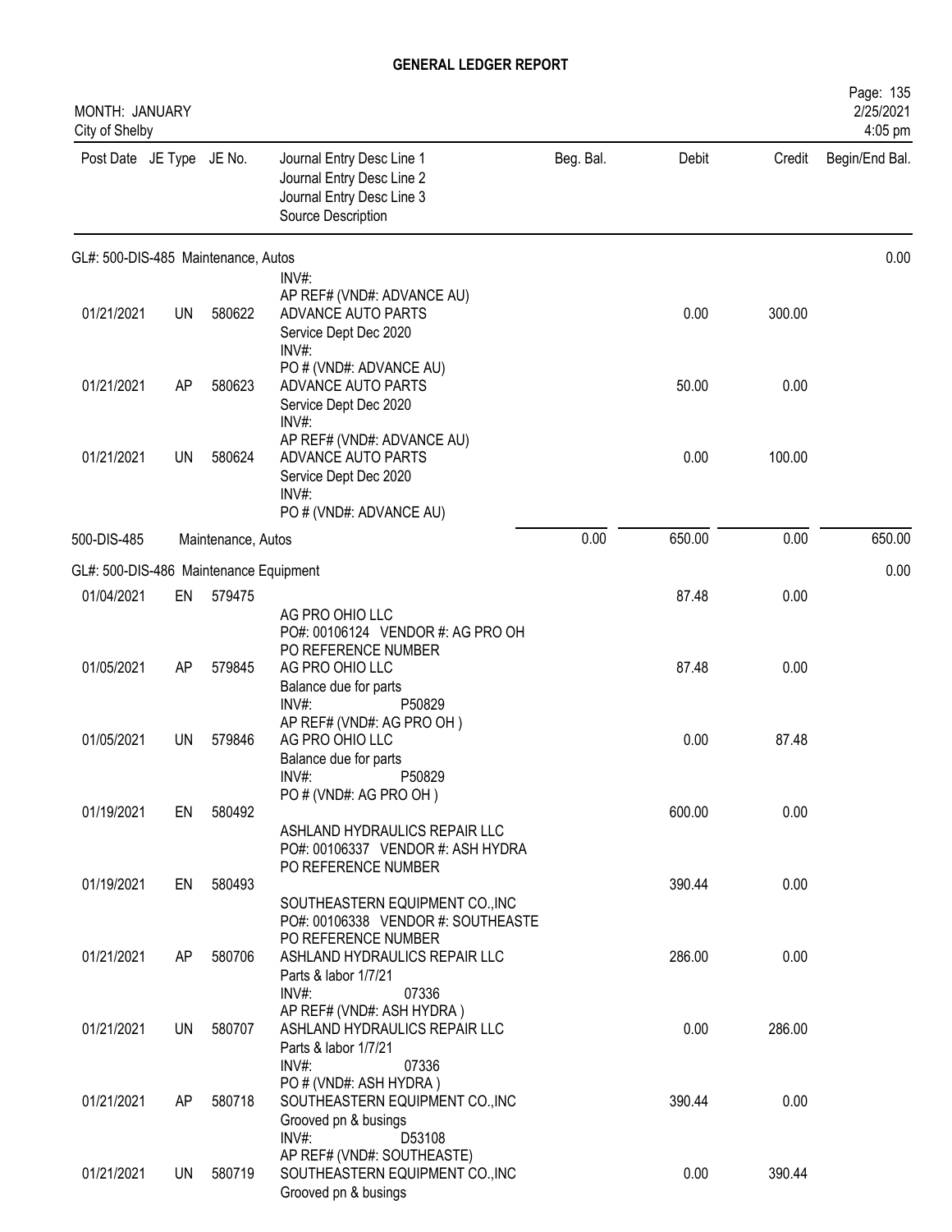# GENERAL LEDGER REPORT

MONTH: JANUARY
City of Shelby

| Post Date | JE Type | JE No. | Journal Entry Desc Line 1 / Journal Entry Desc Line 2 / Journal Entry Desc Line 3 / Source Description | Beg. Bal. | Debit | Credit | Begin/End Bal. |
|---|---|---|---|---|---|---|---|
| **GL#: 500-DIS-485 Maintenance, Autos** | | | | | | | 0.00 |
| | | | INV#: AP REF# (VND#: ADVANCE AU) | | | | |
| 01/21/2021 | UN | 580622 | ADVANCE AUTO PARTS / Service Dept Dec 2020 / INV#: / PO # (VND#: ADVANCE AU) | | 0.00 | 300.00 | |
| 01/21/2021 | AP | 580623 | ADVANCE AUTO PARTS / Service Dept Dec 2020 / INV#: / AP REF# (VND#: ADVANCE AU) | | 50.00 | 0.00 | |
| 01/21/2021 | UN | 580624 | ADVANCE AUTO PARTS / Service Dept Dec 2020 / INV#: / PO # (VND#: ADVANCE AU) | | 0.00 | 100.00 | |
| 500-DIS-485 | | | Maintenance, Autos | 0.00 | 650.00 | 0.00 | 650.00 |
| **GL#: 500-DIS-486 Maintenance Equipment** | | | | | | | 0.00 |
| 01/04/2021 | EN | 579475 | AG PRO OHIO LLC / PO#: 00106124 VENDOR #: AG PRO OH / PO REFERENCE NUMBER | | 87.48 | 0.00 | |
| 01/05/2021 | AP | 579845 | AG PRO OHIO LLC / Balance due for parts / INV#: P50829 / AP REF# (VND#: AG PRO OH ) | | 87.48 | 0.00 | |
| 01/05/2021 | UN | 579846 | AG PRO OHIO LLC / Balance due for parts / INV#: P50829 / PO # (VND#: AG PRO OH ) | | 0.00 | 87.48 | |
| 01/19/2021 | EN | 580492 | ASHLAND HYDRAULICS REPAIR LLC / PO#: 00106337 VENDOR #: ASH HYDRA / PO REFERENCE NUMBER | | 600.00 | 0.00 | |
| 01/19/2021 | EN | 580493 | SOUTHEASTERN EQUIPMENT CO.,INC / PO#: 00106338 VENDOR #: SOUTHEASTE / PO REFERENCE NUMBER | | 390.44 | 0.00 | |
| 01/21/2021 | AP | 580706 | ASHLAND HYDRAULICS REPAIR LLC / Parts & labor 1/7/21 / INV#: 07336 / AP REF# (VND#: ASH HYDRA ) | | 286.00 | 0.00 | |
| 01/21/2021 | UN | 580707 | ASHLAND HYDRAULICS REPAIR LLC / Parts & labor 1/7/21 / INV#: 07336 / PO # (VND#: ASH HYDRA ) | | 0.00 | 286.00 | |
| 01/21/2021 | AP | 580718 | SOUTHEASTERN EQUIPMENT CO.,INC / Grooved pn & busings / INV#: D53108 / AP REF# (VND#: SOUTHEASTE) | | 390.44 | 0.00 | |
| 01/21/2021 | UN | 580719 | SOUTHEASTERN EQUIPMENT CO.,INC / Grooved pn & busings | | 0.00 | 390.44 | |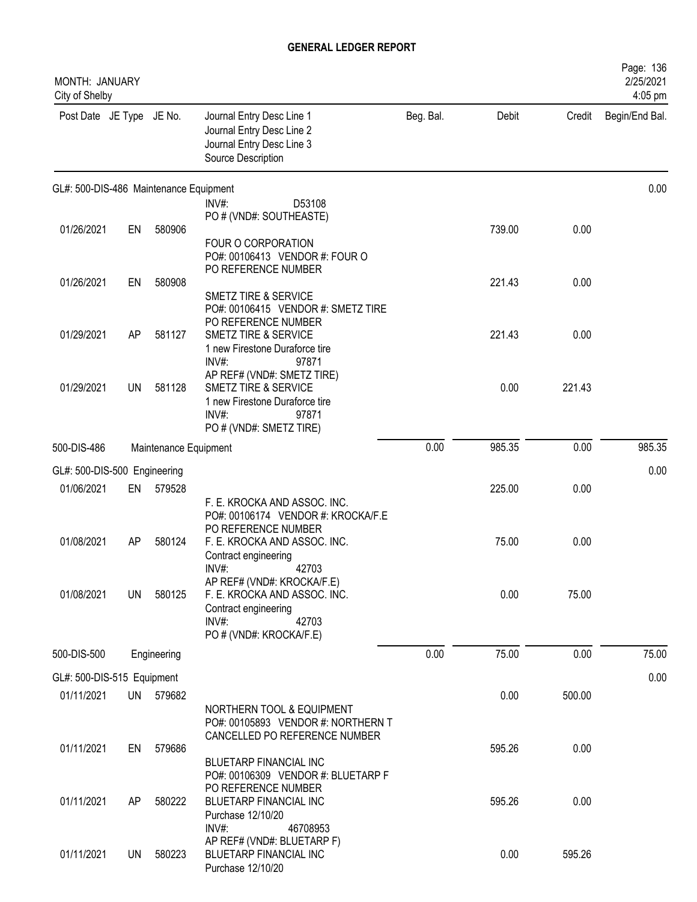# GENERAL LEDGER REPORT

MONTH: JANUARY
City of Shelby

2/25/2021
4:05 pm

| Post Date | JE Type | JE No. | Journal Entry Desc Line 1 / Journal Entry Desc Line 2 / Journal Entry Desc Line 3 / Source Description | Beg. Bal. | Debit | Credit | Begin/End Bal. |
|---|---|---|---|---|---|---|---|
| **GL#: 500-DIS-486 Maintenance Equipment** | | | | | | | 0.00 |
| | | | INV#: D53108<br>PO # (VND#: SOUTHEASTE) | | | | |
| 01/26/2021 | EN | 580906 | FOUR O CORPORATION<br>PO#: 00106413 VENDOR #: FOUR O<br>PO REFERENCE NUMBER | | 739.00 | 0.00 | |
| 01/26/2021 | EN | 580908 | SMETZ TIRE & SERVICE<br>PO#: 00106415 VENDOR #: SMETZ TIRE<br>PO REFERENCE NUMBER | | 221.43 | 0.00 | |
| 01/29/2021 | AP | 581127 | SMETZ TIRE & SERVICE<br>1 new Firestone Duraforce tire<br>INV#: 97871<br>AP REF# (VND#: SMETZ TIRE) | | 221.43 | 0.00 | |
| 01/29/2021 | UN | 581128 | SMETZ TIRE & SERVICE<br>1 new Firestone Duraforce tire<br>INV#: 97871<br>PO # (VND#: SMETZ TIRE) | | 0.00 | 221.43 | |
| **500-DIS-486** | | | **Maintenance Equipment** | 0.00 | 985.35 | 0.00 | 985.35 |
| **GL#: 500-DIS-500 Engineering** | | | | | | | 0.00 |
| 01/06/2021 | EN | 579528 | F. E. KROCKA AND ASSOC. INC.<br>PO#: 00106174 VENDOR #: KROCKA/F.E<br>PO REFERENCE NUMBER | | 225.00 | 0.00 | |
| 01/08/2021 | AP | 580124 | F. E. KROCKA AND ASSOC. INC.<br>Contract engineering<br>INV#: 42703<br>AP REF# (VND#: KROCKA/F.E) | | 75.00 | 0.00 | |
| 01/08/2021 | UN | 580125 | F. E. KROCKA AND ASSOC. INC.<br>Contract engineering<br>INV#: 42703<br>PO # (VND#: KROCKA/F.E) | | 0.00 | 75.00 | |
| **500-DIS-500** | | | **Engineering** | 0.00 | 75.00 | 0.00 | 75.00 |
| **GL#: 500-DIS-515 Equipment** | | | | | | | 0.00 |
| 01/11/2021 | UN | 579682 | NORTHERN TOOL & EQUIPMENT<br>PO#: 00105893 VENDOR #: NORTHERN T<br>CANCELLED PO REFERENCE NUMBER | | 0.00 | 500.00 | |
| 01/11/2021 | EN | 579686 | BLUETARP FINANCIAL INC<br>PO#: 00106309 VENDOR #: BLUETARP F<br>PO REFERENCE NUMBER | | 595.26 | 0.00 | |
| 01/11/2021 | AP | 580222 | BLUETARP FINANCIAL INC<br>Purchase 12/10/20<br>INV#: 46708953<br>AP REF# (VND#: BLUETARP F) | | 595.26 | 0.00 | |
| 01/11/2021 | UN | 580223 | BLUETARP FINANCIAL INC<br>Purchase 12/10/20 | | 0.00 | 595.26 | |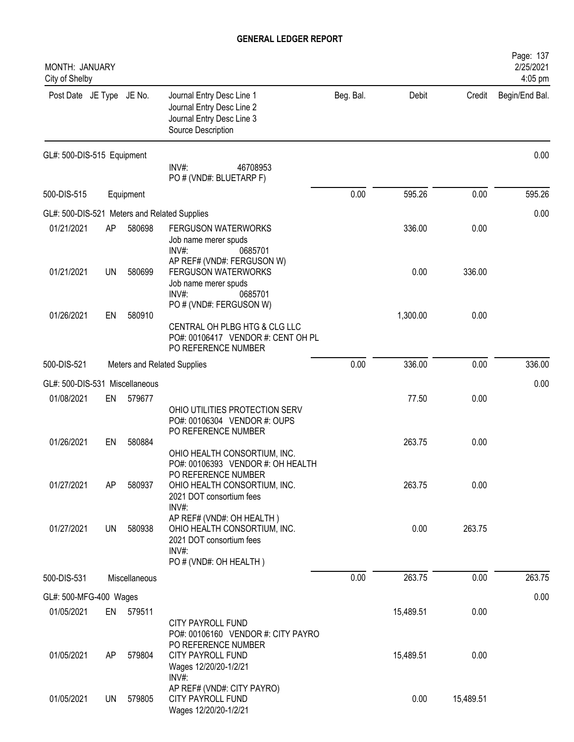# GENERAL LEDGER REPORT

MONTH: JANUARY
City of Shelby

Page: 137
2/25/2021
4:05 pm

| Post Date | JE Type | JE No. | Journal Entry Desc Line 1 / Journal Entry Desc Line 2 / Journal Entry Desc Line 3 / Source Description | Beg. Bal. | Debit | Credit | Begin/End Bal. |
|---|---|---|---|---|---|---|---|
| GL#: 500-DIS-515 Equipment | | | | | | | 0.00 |
| | | | INV#: 46708953<br>PO # (VND#: BLUETARP F) | | | | |
| 500-DIS-515 | | Equipment | | 0.00 | 595.26 | 0.00 | 595.26 |
| GL#: 500-DIS-521 Meters and Related Supplies | | | | | | | 0.00 |
| 01/21/2021 | AP | 580698 | FERGUSON WATERWORKS<br>Job name merer spuds<br>INV#: 0685701<br>AP REF# (VND#: FERGUSON W) | | 336.00 | 0.00 | |
| 01/21/2021 | UN | 580699 | FERGUSON WATERWORKS<br>Job name merer spuds<br>INV#: 0685701<br>PO # (VND#: FERGUSON W) | | 0.00 | 336.00 | |
| 01/26/2021 | EN | 580910 | CENTRAL OH PLBG HTG & CLG LLC<br>PO#: 00106417 VENDOR #: CENT OH PL<br>PO REFERENCE NUMBER | | 1,300.00 | 0.00 | |
| 500-DIS-521 | | Meters and Related Supplies | | 0.00 | 336.00 | 0.00 | 336.00 |
| GL#: 500-DIS-531 Miscellaneous | | | | | | | 0.00 |
| 01/08/2021 | EN | 579677 | OHIO UTILITIES PROTECTION SERV<br>PO#: 00106304 VENDOR #: OUPS<br>PO REFERENCE NUMBER | | 77.50 | 0.00 | |
| 01/26/2021 | EN | 580884 | OHIO HEALTH CONSORTIUM, INC.<br>PO#: 00106393 VENDOR #: OH HEALTH<br>PO REFERENCE NUMBER | | 263.75 | 0.00 | |
| 01/27/2021 | AP | 580937 | OHIO HEALTH CONSORTIUM, INC.<br>2021 DOT consortium fees<br>INV#:<br>AP REF# (VND#: OH HEALTH ) | | 263.75 | 0.00 | |
| 01/27/2021 | UN | 580938 | OHIO HEALTH CONSORTIUM, INC.<br>2021 DOT consortium fees<br>INV#:<br>PO # (VND#: OH HEALTH ) | | 0.00 | 263.75 | |
| 500-DIS-531 | | Miscellaneous | | 0.00 | 263.75 | 0.00 | 263.75 |
| GL#: 500-MFG-400 Wages | | | | | | | 0.00 |
| 01/05/2021 | EN | 579511 | CITY PAYROLL FUND<br>PO#: 00106160 VENDOR #: CITY PAYRO<br>PO REFERENCE NUMBER | | 15,489.51 | 0.00 | |
| 01/05/2021 | AP | 579804 | CITY PAYROLL FUND<br>Wages 12/20/20-1/2/21<br>INV#:<br>AP REF# (VND#: CITY PAYRO) | | 15,489.51 | 0.00 | |
| 01/05/2021 | UN | 579805 | CITY PAYROLL FUND<br>Wages 12/20/20-1/2/21 | | 0.00 | 15,489.51 | |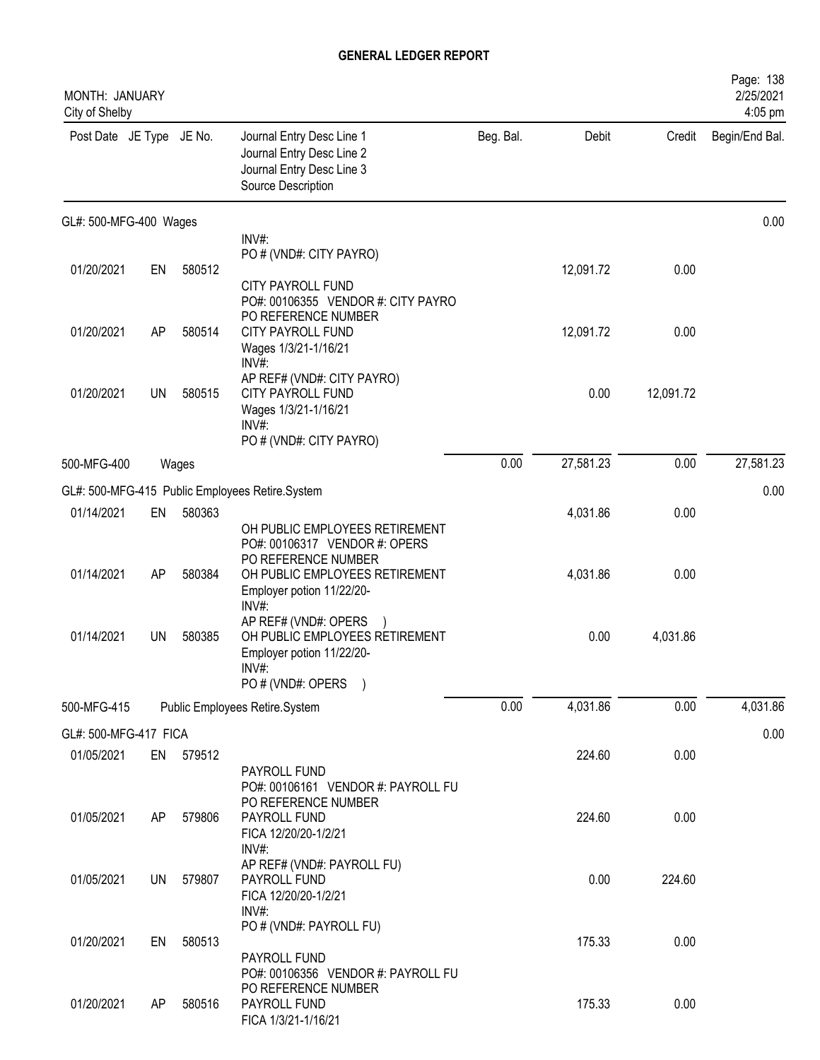# GENERAL LEDGER REPORT

MONTH: JANUARY
City of Shelby

Page: 138
2/25/2021
4:05 pm

| Post Date | JE Type | JE No. | Journal Entry Desc Line 1<br>Journal Entry Desc Line 2<br>Journal Entry Desc Line 3<br>Source Description | Beg. Bal. | Debit | Credit | Begin/End Bal. |
|---|---|---|---|---|---|---|---|
| **GL#: 500-MFG-400 Wages** | | | | | | | 0.00 |
| | | | INV#:<br>PO # (VND#: CITY PAYRO) | | | | |
| 01/20/2021 | EN | 580512 | CITY PAYROLL FUND<br>PO#: 00106355 VENDOR #: CITY PAYRO<br>PO REFERENCE NUMBER | | 12,091.72 | 0.00 | |
| 01/20/2021 | AP | 580514 | CITY PAYROLL FUND<br>Wages 1/3/21-1/16/21<br>INV#:<br>AP REF# (VND#: CITY PAYRO) | | 12,091.72 | 0.00 | |
| 01/20/2021 | UN | 580515 | CITY PAYROLL FUND<br>Wages 1/3/21-1/16/21<br>INV#:<br>PO # (VND#: CITY PAYRO) | | 0.00 | 12,091.72 | |
| 500-MFG-400 | | Wages | | 0.00 | 27,581.23 | 0.00 | 27,581.23 |
| **GL#: 500-MFG-415 Public Employees Retire.System** | | | | | | | 0.00 |
| 01/14/2021 | EN | 580363 | OH PUBLIC EMPLOYEES RETIREMENT<br>PO#: 00106317 VENDOR #: OPERS<br>PO REFERENCE NUMBER | | 4,031.86 | 0.00 | |
| 01/14/2021 | AP | 580384 | OH PUBLIC EMPLOYEES RETIREMENT<br>Employer potion 11/22/20-<br>INV#:<br>AP REF# (VND#: OPERS ) | | 4,031.86 | 0.00 | |
| 01/14/2021 | UN | 580385 | OH PUBLIC EMPLOYEES RETIREMENT<br>Employer potion 11/22/20-<br>INV#:<br>PO # (VND#: OPERS ) | | 0.00 | 4,031.86 | |
| 500-MFG-415 | | Public Employees Retire.System | | 0.00 | 4,031.86 | 0.00 | 4,031.86 |
| **GL#: 500-MFG-417 FICA** | | | | | | | 0.00 |
| 01/05/2021 | EN | 579512 | PAYROLL FUND<br>PO#: 00106161 VENDOR #: PAYROLL FU<br>PO REFERENCE NUMBER | | 224.60 | 0.00 | |
| 01/05/2021 | AP | 579806 | PAYROLL FUND<br>FICA 12/20/20-1/2/21<br>INV#:<br>AP REF# (VND#: PAYROLL FU) | | 224.60 | 0.00 | |
| 01/05/2021 | UN | 579807 | PAYROLL FUND<br>FICA 12/20/20-1/2/21<br>INV#:<br>PO # (VND#: PAYROLL FU) | | 0.00 | 224.60 | |
| 01/20/2021 | EN | 580513 | PAYROLL FUND<br>PO#: 00106356 VENDOR #: PAYROLL FU<br>PO REFERENCE NUMBER | | 175.33 | 0.00 | |
| 01/20/2021 | AP | 580516 | PAYROLL FUND<br>FICA 1/3/21-1/16/21 | | 175.33 | 0.00 | |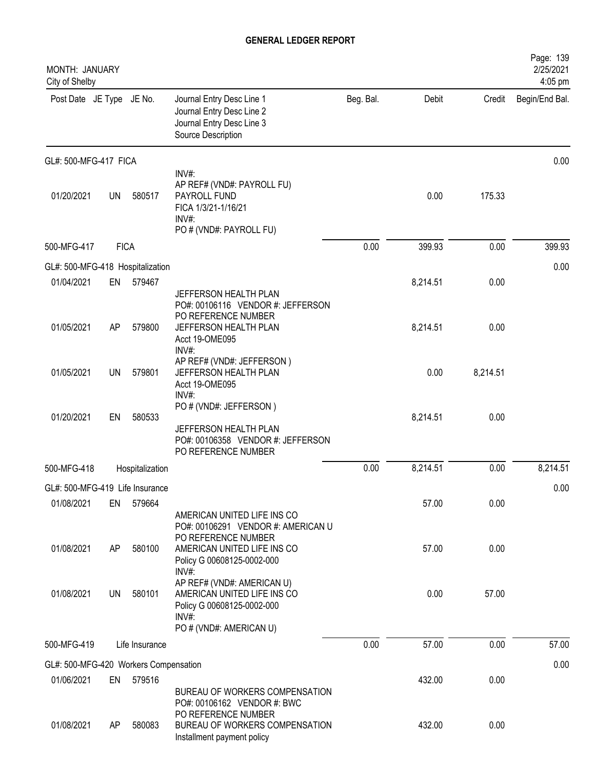# GENERAL LEDGER REPORT

MONTH: JANUARY
City of Shelby

2/25/2021
4:05 pm

| Post Date | JE Type | JE No. | Journal Entry Desc Line 1 / Journal Entry Desc Line 2 / Journal Entry Desc Line 3 / Source Description | Beg. Bal. | Debit | Credit | Begin/End Bal. |
|---|---|---|---|---|---|---|---|
| GL#: 500-MFG-417 FICA | | | | | | | 0.00 |
| 01/20/2021 | UN | 580517 | INV#: AP REF# (VND#: PAYROLL FU) PAYROLL FUND FICA 1/3/21-1/16/21 INV#: PO # (VND#: PAYROLL FU) | | 0.00 | 175.33 | |
| 500-MFG-417 | FICA | | | 0.00 | 399.93 | 0.00 | 399.93 |
| GL#: 500-MFG-418 Hospitalization | | | | | | | 0.00 |
| 01/04/2021 | EN | 579467 | JEFFERSON HEALTH PLAN PO#: 00106116 VENDOR #: JEFFERSON PO REFERENCE NUMBER | | 8,214.51 | 0.00 | |
| 01/05/2021 | AP | 579800 | JEFFERSON HEALTH PLAN Acct 19-OME095 INV#: AP REF# (VND#: JEFFERSON ) | | 8,214.51 | 0.00 | |
| 01/05/2021 | UN | 579801 | JEFFERSON HEALTH PLAN Acct 19-OME095 INV#: PO # (VND#: JEFFERSON ) | | 0.00 | 8,214.51 | |
| 01/20/2021 | EN | 580533 | JEFFERSON HEALTH PLAN PO#: 00106358 VENDOR #: JEFFERSON PO REFERENCE NUMBER | | 8,214.51 | 0.00 | |
| 500-MFG-418 | Hospitalization | | | 0.00 | 8,214.51 | 0.00 | 8,214.51 |
| GL#: 500-MFG-419 Life Insurance | | | | | | | 0.00 |
| 01/08/2021 | EN | 579664 | AMERICAN UNITED LIFE INS CO PO#: 00106291 VENDOR #: AMERICAN U PO REFERENCE NUMBER | | 57.00 | 0.00 | |
| 01/08/2021 | AP | 580100 | AMERICAN UNITED LIFE INS CO Policy G 00608125-0002-000 INV#: AP REF# (VND#: AMERICAN U) | | 57.00 | 0.00 | |
| 01/08/2021 | UN | 580101 | AMERICAN UNITED LIFE INS CO Policy G 00608125-0002-000 INV#: PO # (VND#: AMERICAN U) | | 0.00 | 57.00 | |
| 500-MFG-419 | Life Insurance | | | 0.00 | 57.00 | 0.00 | 57.00 |
| GL#: 500-MFG-420 Workers Compensation | | | | | | | 0.00 |
| 01/06/2021 | EN | 579516 | BUREAU OF WORKERS COMPENSATION PO#: 00106162 VENDOR #: BWC PO REFERENCE NUMBER | | 432.00 | 0.00 | |
| 01/08/2021 | AP | 580083 | BUREAU OF WORKERS COMPENSATION Installment payment policy | | 432.00 | 0.00 | |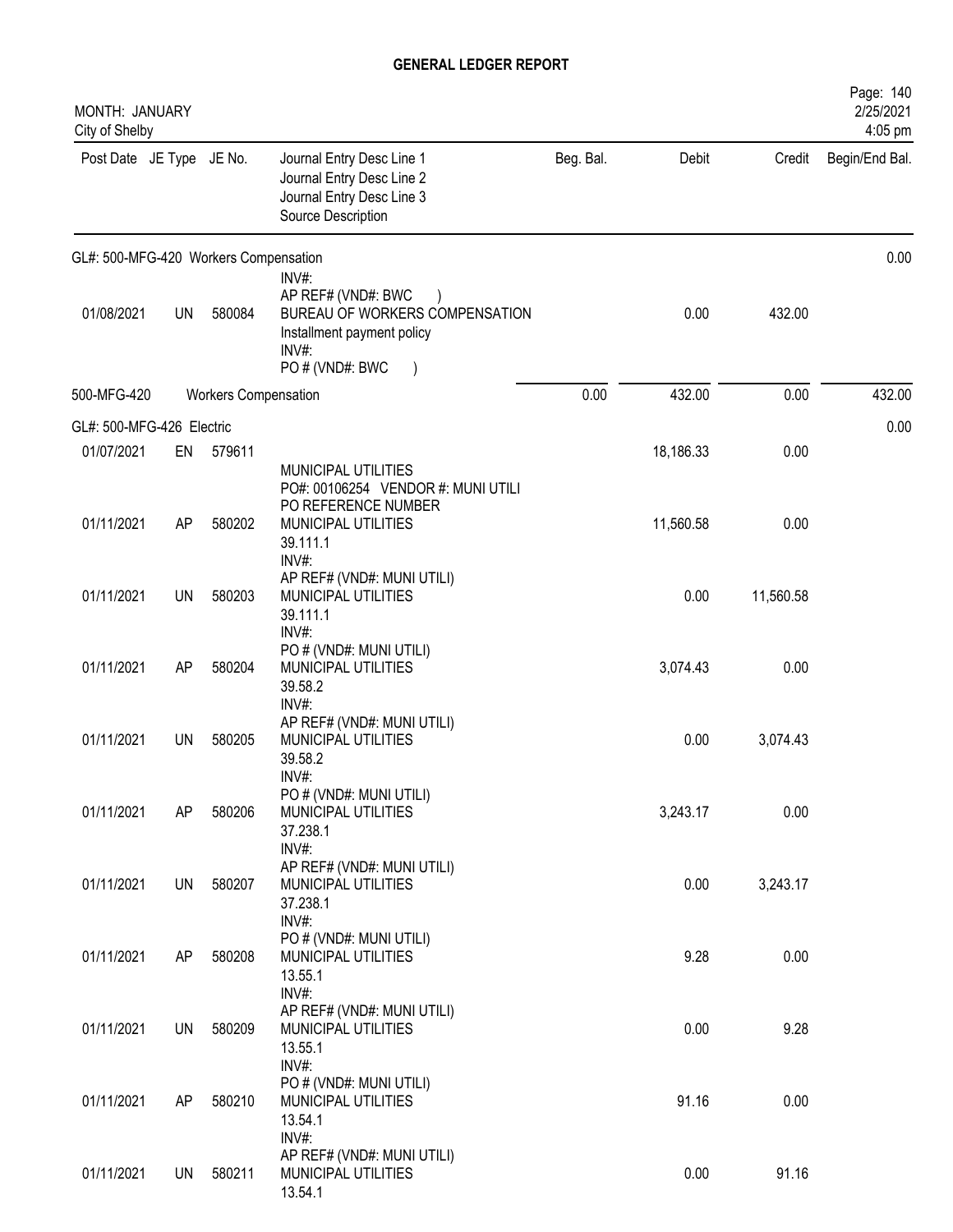# GENERAL LEDGER REPORT

MONTH: JANUARY
City of Shelby

| Post Date | JE Type | JE No. | Journal Entry Desc Line 1 / Journal Entry Desc Line 2 / Journal Entry Desc Line 3 / Source Description | Beg. Bal. | Debit | Credit | Begin/End Bal. |
|---|---|---|---|---|---|---|---|
| GL#: 500-MFG-420 Workers Compensation | | | | | | | 0.00 |
| | | | INV#: AP REF# (VND#: BWC ) | | | | |
| 01/08/2021 | UN | 580084 | BUREAU OF WORKERS COMPENSATION Installment payment policy INV#: PO # (VND#: BWC ) | | 0.00 | 432.00 | |
| 500-MFG-420 | Workers Compensation | | | 0.00 | 432.00 | 0.00 | 432.00 |
| GL#: 500-MFG-426 Electric | | | | | | | 0.00 |
| 01/07/2021 | EN | 579611 | MUNICIPAL UTILITIES PO#: 00106254 VENDOR #: MUNI UTILI PO REFERENCE NUMBER | | 18,186.33 | 0.00 | |
| 01/11/2021 | AP | 580202 | MUNICIPAL UTILITIES 39.111.1 INV#: AP REF# (VND#: MUNI UTILI) | | 11,560.58 | 0.00 | |
| 01/11/2021 | UN | 580203 | MUNICIPAL UTILITIES 39.111.1 INV#: PO # (VND#: MUNI UTILI) | | 0.00 | 11,560.58 | |
| 01/11/2021 | AP | 580204 | MUNICIPAL UTILITIES 39.58.2 INV#: AP REF# (VND#: MUNI UTILI) | | 3,074.43 | 0.00 | |
| 01/11/2021 | UN | 580205 | MUNICIPAL UTILITIES 39.58.2 INV#: PO # (VND#: MUNI UTILI) | | 0.00 | 3,074.43 | |
| 01/11/2021 | AP | 580206 | MUNICIPAL UTILITIES 37.238.1 INV#: AP REF# (VND#: MUNI UTILI) | | 3,243.17 | 0.00 | |
| 01/11/2021 | UN | 580207 | MUNICIPAL UTILITIES 37.238.1 INV#: PO # (VND#: MUNI UTILI) | | 0.00 | 3,243.17 | |
| 01/11/2021 | AP | 580208 | MUNICIPAL UTILITIES 13.55.1 INV#: AP REF# (VND#: MUNI UTILI) | | 9.28 | 0.00 | |
| 01/11/2021 | UN | 580209 | MUNICIPAL UTILITIES 13.55.1 INV#: PO # (VND#: MUNI UTILI) | | 0.00 | 9.28 | |
| 01/11/2021 | AP | 580210 | MUNICIPAL UTILITIES 13.54.1 INV#: AP REF# (VND#: MUNI UTILI) | | 91.16 | 0.00 | |
| 01/11/2021 | UN | 580211 | MUNICIPAL UTILITIES 13.54.1 | | 0.00 | 91.16 | |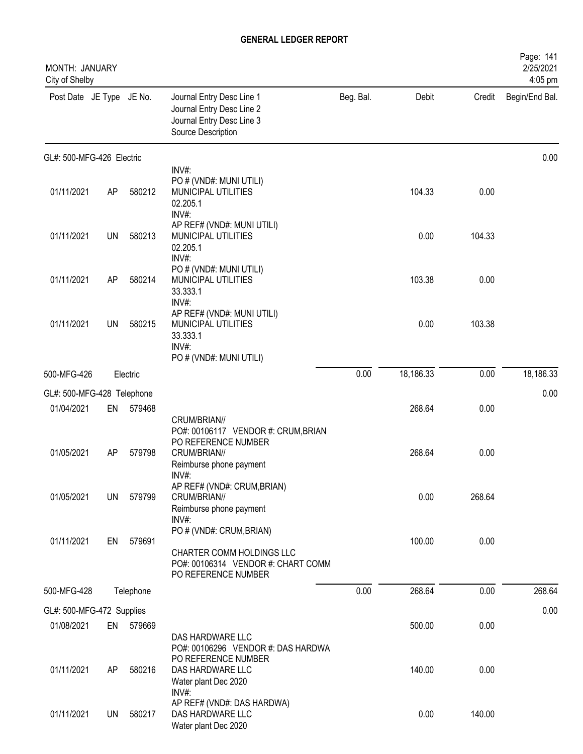# GENERAL LEDGER REPORT

MONTH: JANUARY
City of Shelby

| Post Date | JE Type | JE No. | Journal Entry Desc Line 1 / Journal Entry Desc Line 2 / Journal Entry Desc Line 3 / Source Description | Beg. Bal. | Debit | Credit | Begin/End Bal. |
|---|---|---|---|---|---|---|---|
| **GL#: 500-MFG-426 Electric** | | | | | | | 0.00 |
| | | | INV#: PO # (VND#: MUNI UTILI) | | | | |
| 01/11/2021 | AP | 580212 | MUNICIPAL UTILITIES 02.205.1 INV#: AP REF# (VND#: MUNI UTILI) | | 104.33 | 0.00 | |
| 01/11/2021 | UN | 580213 | MUNICIPAL UTILITIES 02.205.1 INV#: PO # (VND#: MUNI UTILI) | | 0.00 | 104.33 | |
| 01/11/2021 | AP | 580214 | MUNICIPAL UTILITIES 33.333.1 INV#: AP REF# (VND#: MUNI UTILI) | | 103.38 | 0.00 | |
| 01/11/2021 | UN | 580215 | MUNICIPAL UTILITIES 33.333.1 INV#: PO # (VND#: MUNI UTILI) | | 0.00 | 103.38 | |
| 500-MFG-426 | | Electric | | 0.00 | 18,186.33 | 0.00 | 18,186.33 |
| **GL#: 500-MFG-428 Telephone** | | | | | | | 0.00 |
| 01/04/2021 | EN | 579468 | CRUM/BRIAN// PO#: 00106117 VENDOR #: CRUM,BRIAN PO REFERENCE NUMBER | | 268.64 | 0.00 | |
| 01/05/2021 | AP | 579798 | CRUM/BRIAN// Reimburse phone payment INV#: AP REF# (VND#: CRUM,BRIAN) | | 268.64 | 0.00 | |
| 01/05/2021 | UN | 579799 | CRUM/BRIAN// Reimburse phone payment INV#: PO # (VND#: CRUM,BRIAN) | | 0.00 | 268.64 | |
| 01/11/2021 | EN | 579691 | CHARTER COMM HOLDINGS LLC PO#: 00106314 VENDOR #: CHART COMM PO REFERENCE NUMBER | | 100.00 | 0.00 | |
| 500-MFG-428 | | Telephone | | 0.00 | 268.64 | 0.00 | 268.64 |
| **GL#: 500-MFG-472 Supplies** | | | | | | | 0.00 |
| 01/08/2021 | EN | 579669 | DAS HARDWARE LLC PO#: 00106296 VENDOR #: DAS HARDWA PO REFERENCE NUMBER | | 500.00 | 0.00 | |
| 01/11/2021 | AP | 580216 | DAS HARDWARE LLC Water plant Dec 2020 INV#: AP REF# (VND#: DAS HARDWA) | | 140.00 | 0.00 | |
| 01/11/2021 | UN | 580217 | DAS HARDWARE LLC Water plant Dec 2020 | | 0.00 | 140.00 | |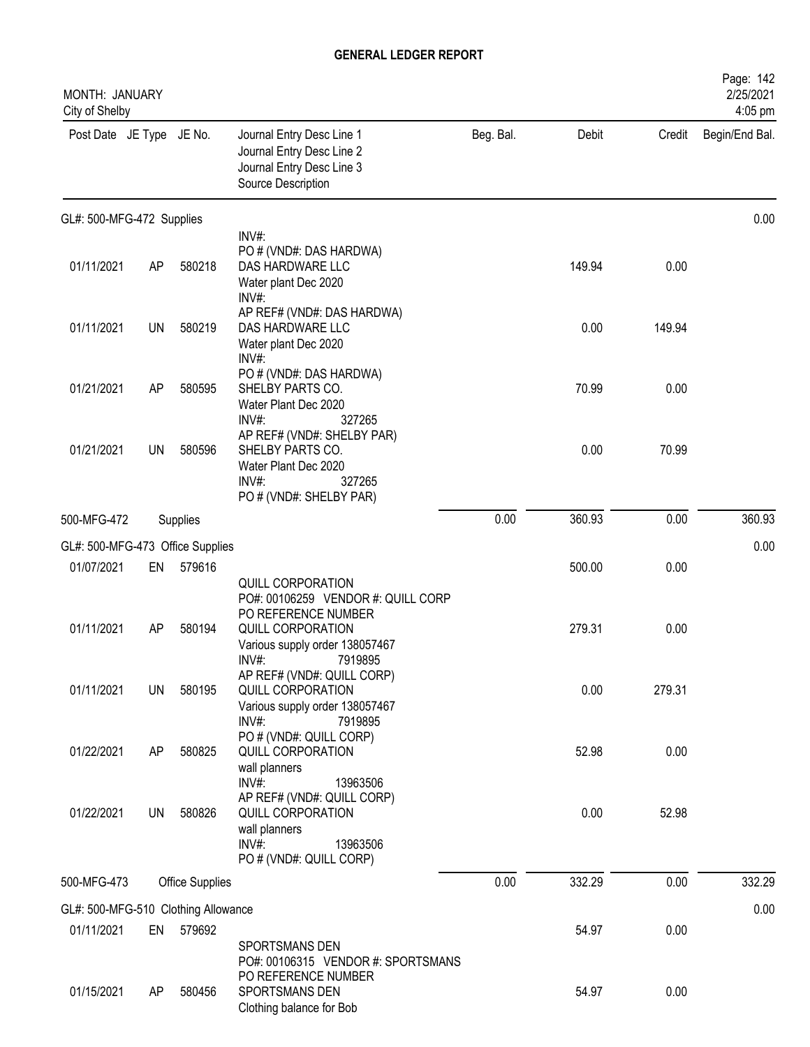# GENERAL LEDGER REPORT

MONTH: JANUARY
City of Shelby

2/25/2021
4:05 pm

| Post Date | JE Type | JE No. | Journal Entry Desc Line 1 / Journal Entry Desc Line 2 / Journal Entry Desc Line 3 / Source Description | Beg. Bal. | Debit | Credit | Begin/End Bal. |
|---|---|---|---|---|---|---|---|
| **GL#: 500-MFG-472 Supplies** | | | | | | | 0.00 |
| | | | INV#: PO # (VND#: DAS HARDWA) | | | | |
| 01/11/2021 | AP | 580218 | DAS HARDWARE LLC Water plant Dec 2020 INV#: AP REF# (VND#: DAS HARDWA) | | 149.94 | 0.00 | |
| 01/11/2021 | UN | 580219 | DAS HARDWARE LLC Water plant Dec 2020 INV#: PO # (VND#: DAS HARDWA) | | 0.00 | 149.94 | |
| 01/21/2021 | AP | 580595 | SHELBY PARTS CO. Water Plant Dec 2020 INV#: 327265 AP REF# (VND#: SHELBY PAR) | | 70.99 | 0.00 | |
| 01/21/2021 | UN | 580596 | SHELBY PARTS CO. Water Plant Dec 2020 INV#: 327265 PO # (VND#: SHELBY PAR) | | 0.00 | 70.99 | |
| 500-MFG-472 | | Supplies | | 0.00 | 360.93 | 0.00 | 360.93 |
| **GL#: 500-MFG-473 Office Supplies** | | | | | | | 0.00 |
| 01/07/2021 | EN | 579616 | QUILL CORPORATION PO#: 00106259 VENDOR #: QUILL CORP PO REFERENCE NUMBER | | 500.00 | 0.00 | |
| 01/11/2021 | AP | 580194 | QUILL CORPORATION Various supply order 138057467 INV#: 7919895 AP REF# (VND#: QUILL CORP) | | 279.31 | 0.00 | |
| 01/11/2021 | UN | 580195 | QUILL CORPORATION Various supply order 138057467 INV#: 7919895 PO # (VND#: QUILL CORP) | | 0.00 | 279.31 | |
| 01/22/2021 | AP | 580825 | QUILL CORPORATION wall planners INV#: 13963506 AP REF# (VND#: QUILL CORP) | | 52.98 | 0.00 | |
| 01/22/2021 | UN | 580826 | QUILL CORPORATION wall planners INV#: 13963506 PO # (VND#: QUILL CORP) | | 0.00 | 52.98 | |
| 500-MFG-473 | | Office Supplies | | 0.00 | 332.29 | 0.00 | 332.29 |
| **GL#: 500-MFG-510 Clothing Allowance** | | | | | | | 0.00 |
| 01/11/2021 | EN | 579692 | SPORTSMANS DEN PO#: 00106315 VENDOR #: SPORTSMANS PO REFERENCE NUMBER | | 54.97 | 0.00 | |
| 01/15/2021 | AP | 580456 | SPORTSMANS DEN Clothing balance for Bob | | 54.97 | 0.00 | |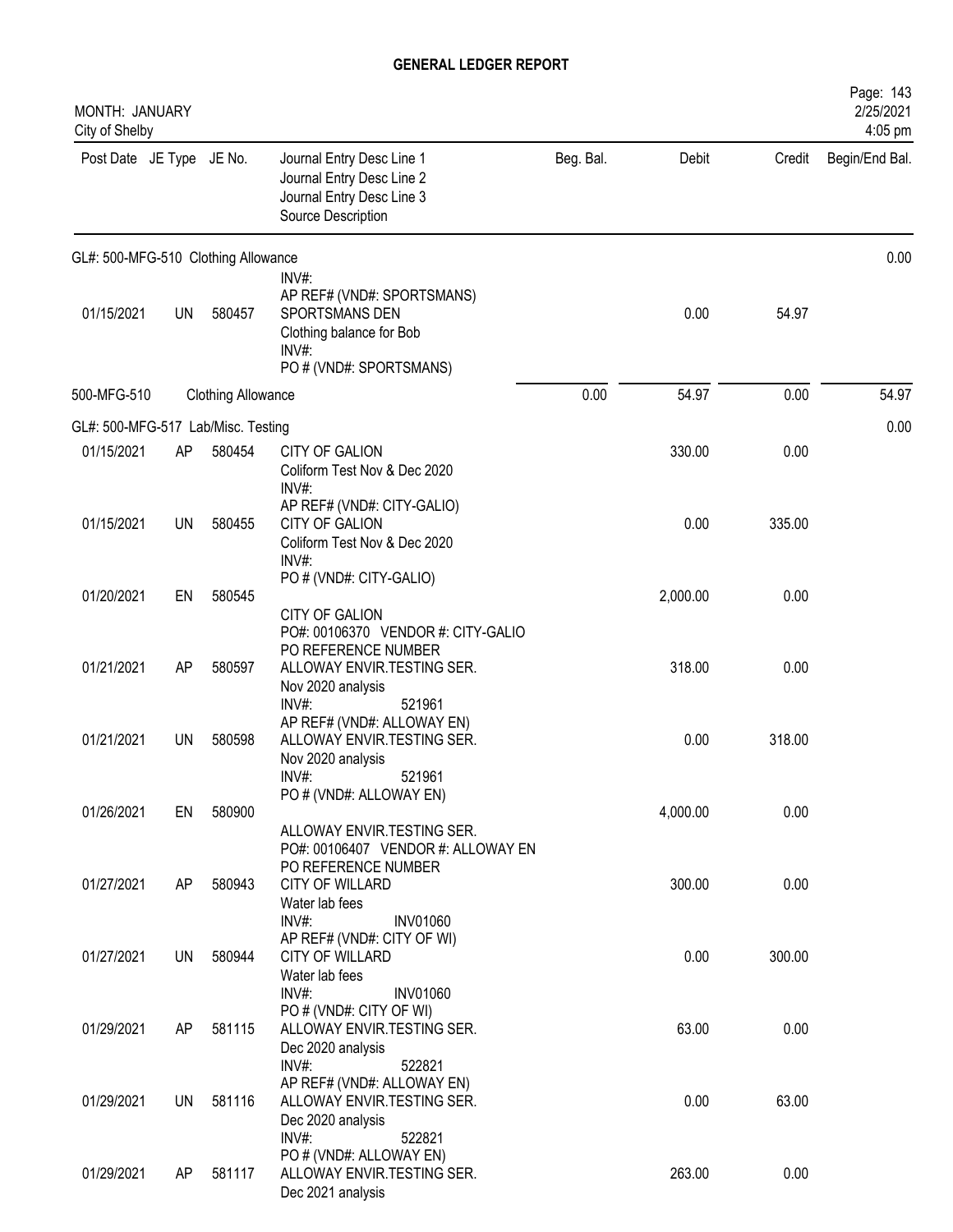## GENERAL LEDGER REPORT

MONTH: JANUARY
City of Shelby

| Post Date | JE Type | JE No. | Journal Entry Desc Line 1 / Journal Entry Desc Line 2 / Journal Entry Desc Line 3 / Source Description | Beg. Bal. | Debit | Credit | Begin/End Bal. |
|---|---|---|---|---|---|---|---|
| **GL#: 500-MFG-510 Clothing Allowance** | | | | | | | 0.00 |
| | | | INV#: AP REF# (VND#: SPORTSMANS) | | | | |
| 01/15/2021 | UN | 580457 | SPORTSMANS DEN Clothing balance for Bob INV#: PO # (VND#: SPORTSMANS) | | 0.00 | 54.97 | |
| 500-MFG-510 | | | Clothing Allowance | 0.00 | 54.97 | 0.00 | 54.97 |
| **GL#: 500-MFG-517 Lab/Misc. Testing** | | | | | | | 0.00 |
| 01/15/2021 | AP | 580454 | CITY OF GALION Coliform Test Nov & Dec 2020 INV#: AP REF# (VND#: CITY-GALIO) | | 330.00 | 0.00 | |
| 01/15/2021 | UN | 580455 | CITY OF GALION Coliform Test Nov & Dec 2020 INV#: PO # (VND#: CITY-GALIO) | | 0.00 | 335.00 | |
| 01/20/2021 | EN | 580545 | CITY OF GALION PO#: 00106370 VENDOR #: CITY-GALIO PO REFERENCE NUMBER | | 2,000.00 | 0.00 | |
| 01/21/2021 | AP | 580597 | ALLOWAY ENVIR.TESTING SER. Nov 2020 analysis INV#: 521961 AP REF# (VND#: ALLOWAY EN) | | 318.00 | 0.00 | |
| 01/21/2021 | UN | 580598 | ALLOWAY ENVIR.TESTING SER. Nov 2020 analysis INV#: 521961 PO # (VND#: ALLOWAY EN) | | 0.00 | 318.00 | |
| 01/26/2021 | EN | 580900 | ALLOWAY ENVIR.TESTING SER. PO#: 00106407 VENDOR #: ALLOWAY EN PO REFERENCE NUMBER | | 4,000.00 | 0.00 | |
| 01/27/2021 | AP | 580943 | CITY OF WILLARD Water lab fees INV#: INV01060 AP REF# (VND#: CITY OF WI) | | 300.00 | 0.00 | |
| 01/27/2021 | UN | 580944 | CITY OF WILLARD Water lab fees INV#: INV01060 PO # (VND#: CITY OF WI) | | 0.00 | 300.00 | |
| 01/29/2021 | AP | 581115 | ALLOWAY ENVIR.TESTING SER. Dec 2020 analysis INV#: 522821 AP REF# (VND#: ALLOWAY EN) | | 63.00 | 0.00 | |
| 01/29/2021 | UN | 581116 | ALLOWAY ENVIR.TESTING SER. Dec 2020 analysis INV#: 522821 PO # (VND#: ALLOWAY EN) | | 0.00 | 63.00 | |
| 01/29/2021 | AP | 581117 | ALLOWAY ENVIR.TESTING SER. Dec 2021 analysis | | 263.00 | 0.00 | |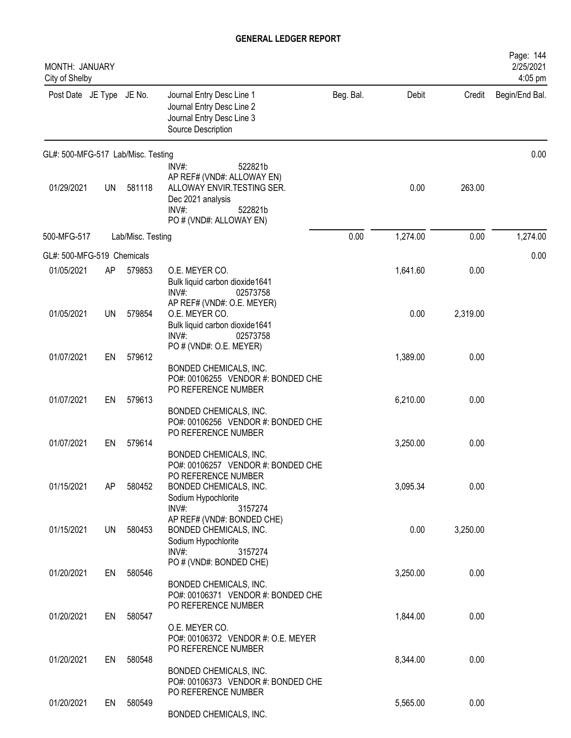# GENERAL LEDGER REPORT

MONTH: JANUARY
City of Shelby

2/25/2021
4:05 pm

| Post Date | JE Type | JE No. | Journal Entry Desc Line 1 / Journal Entry Desc Line 2 / Journal Entry Desc Line 3 / Source Description | Beg. Bal. | Debit | Credit | Begin/End Bal. |
|---|---|---|---|---|---|---|---|
| GL#: 500-MFG-517 Lab/Misc. Testing | | | | | | | 0.00 |
| | | | INV#: 522821b<br>AP REF# (VND#: ALLOWAY EN) | | | | |
| 01/29/2021 | UN | 581118 | ALLOWAY ENVIR.TESTING SER.<br>Dec 2021 analysis<br>INV#: 522821b<br>PO # (VND#: ALLOWAY EN) | | 0.00 | 263.00 | |
| 500-MFG-517 | Lab/Misc. Testing | | | 0.00 | 1,274.00 | 0.00 | 1,274.00 |
| GL#: 500-MFG-519 Chemicals | | | | | | | 0.00 |
| 01/05/2021 | AP | 579853 | O.E. MEYER CO.<br>Bulk liquid carbon dioxide1641<br>INV#: 02573758<br>AP REF# (VND#: O.E. MEYER) | | 1,641.60 | 0.00 | |
| 01/05/2021 | UN | 579854 | O.E. MEYER CO.<br>Bulk liquid carbon dioxide1641<br>INV#: 02573758<br>PO # (VND#: O.E. MEYER) | | 0.00 | 2,319.00 | |
| 01/07/2021 | EN | 579612 | BONDED CHEMICALS, INC.<br>PO#: 00106255 VENDOR #: BONDED CHE<br>PO REFERENCE NUMBER | | 1,389.00 | 0.00 | |
| 01/07/2021 | EN | 579613 | BONDED CHEMICALS, INC.<br>PO#: 00106256 VENDOR #: BONDED CHE<br>PO REFERENCE NUMBER | | 6,210.00 | 0.00 | |
| 01/07/2021 | EN | 579614 | BONDED CHEMICALS, INC.<br>PO#: 00106257 VENDOR #: BONDED CHE<br>PO REFERENCE NUMBER | | 3,250.00 | 0.00 | |
| 01/15/2021 | AP | 580452 | BONDED CHEMICALS, INC.<br>Sodium Hypochlorite<br>INV#: 3157274<br>AP REF# (VND#: BONDED CHE) | | 3,095.34 | 0.00 | |
| 01/15/2021 | UN | 580453 | BONDED CHEMICALS, INC.<br>Sodium Hypochlorite<br>INV#: 3157274<br>PO # (VND#: BONDED CHE) | | 0.00 | 3,250.00 | |
| 01/20/2021 | EN | 580546 | BONDED CHEMICALS, INC.<br>PO#: 00106371 VENDOR #: BONDED CHE<br>PO REFERENCE NUMBER | | 3,250.00 | 0.00 | |
| 01/20/2021 | EN | 580547 | O.E. MEYER CO.<br>PO#: 00106372 VENDOR #: O.E. MEYER<br>PO REFERENCE NUMBER | | 1,844.00 | 0.00 | |
| 01/20/2021 | EN | 580548 | BONDED CHEMICALS, INC.<br>PO#: 00106373 VENDOR #: BONDED CHE<br>PO REFERENCE NUMBER | | 8,344.00 | 0.00 | |
| 01/20/2021 | EN | 580549 | BONDED CHEMICALS, INC. | | 5,565.00 | 0.00 | |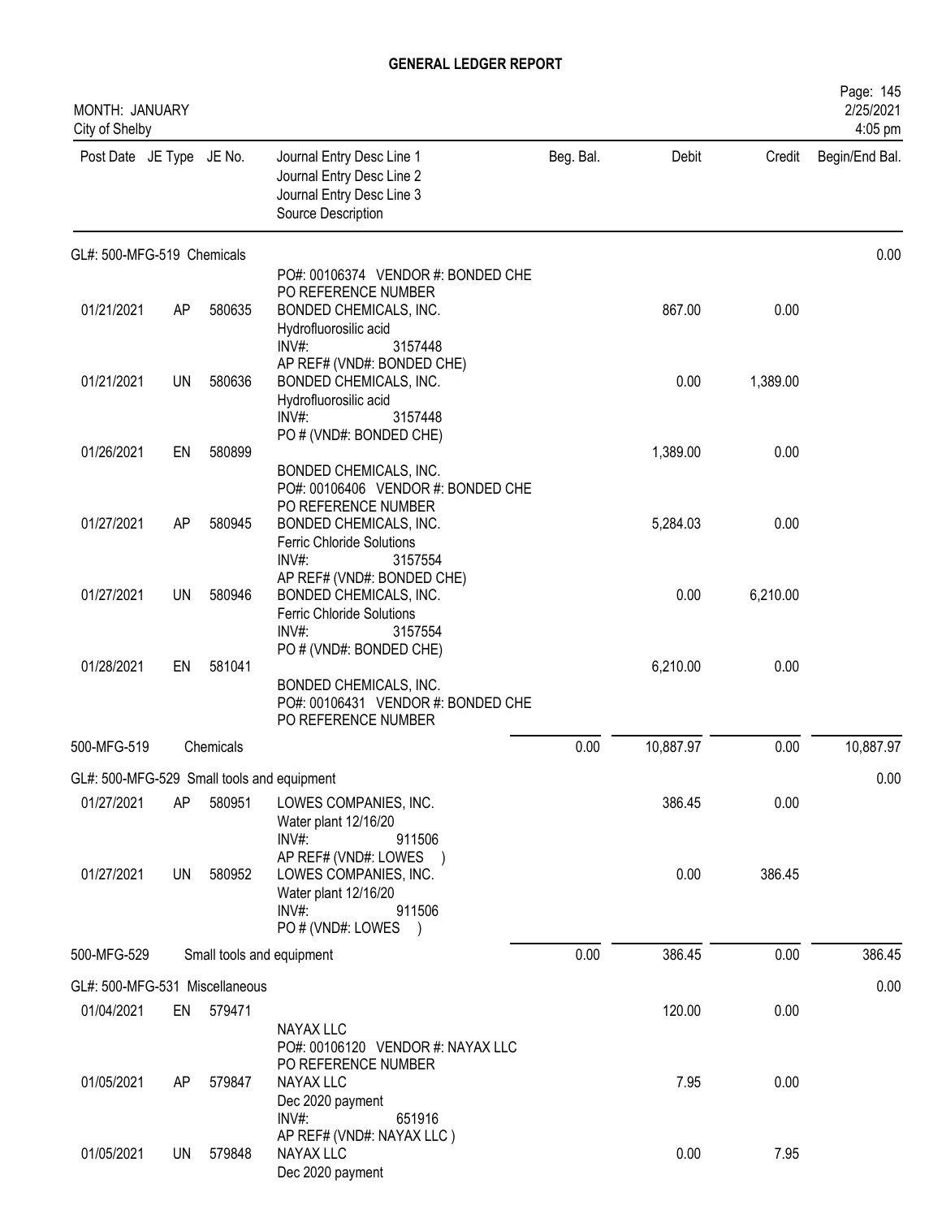# GENERAL LEDGER REPORT

MONTH: JANUARY
City of Shelby

| Post Date | JE Type | JE No. | Journal Entry Desc Line 1 / Journal Entry Desc Line 2 / Journal Entry Desc Line 3 / Source Description | Beg. Bal. | Debit | Credit | Begin/End Bal. |
|---|---|---|---|---|---|---|---|
| GL#: 500-MFG-519 Chemicals | | | | | | | 0.00 |
| | | | PO#: 00106374 VENDOR #: BONDED CHE PO REFERENCE NUMBER | | | | |
| 01/21/2021 | AP | 580635 | BONDED CHEMICALS, INC. Hydrofluorosilic acid INV#: 3157448 AP REF# (VND#: BONDED CHE) | | 867.00 | 0.00 | |
| 01/21/2021 | UN | 580636 | BONDED CHEMICALS, INC. Hydrofluorosilic acid INV#: 3157448 PO # (VND#: BONDED CHE) | | 0.00 | 1,389.00 | |
| 01/26/2021 | EN | 580899 | BONDED CHEMICALS, INC. PO#: 00106406 VENDOR #: BONDED CHE PO REFERENCE NUMBER | | 1,389.00 | 0.00 | |
| 01/27/2021 | AP | 580945 | BONDED CHEMICALS, INC. Ferric Chloride Solutions INV#: 3157554 AP REF# (VND#: BONDED CHE) | | 5,284.03 | 0.00 | |
| 01/27/2021 | UN | 580946 | BONDED CHEMICALS, INC. Ferric Chloride Solutions INV#: 3157554 PO # (VND#: BONDED CHE) | | 0.00 | 6,210.00 | |
| 01/28/2021 | EN | 581041 | BONDED CHEMICALS, INC. PO#: 00106431 VENDOR #: BONDED CHE PO REFERENCE NUMBER | | 6,210.00 | 0.00 | |
| 500-MFG-519 | | Chemicals | | 0.00 | 10,887.97 | 0.00 | 10,887.97 |
| GL#: 500-MFG-529 Small tools and equipment | | | | | | | 0.00 |
| 01/27/2021 | AP | 580951 | LOWES COMPANIES, INC. Water plant 12/16/20 INV#: 911506 AP REF# (VND#: LOWES ) | | 386.45 | 0.00 | |
| 01/27/2021 | UN | 580952 | LOWES COMPANIES, INC. Water plant 12/16/20 INV#: 911506 PO # (VND#: LOWES ) | | 0.00 | 386.45 | |
| 500-MFG-529 | | Small tools and equipment | | 0.00 | 386.45 | 0.00 | 386.45 |
| GL#: 500-MFG-531 Miscellaneous | | | | | | | 0.00 |
| 01/04/2021 | EN | 579471 | NAYAX LLC PO#: 00106120 VENDOR #: NAYAX LLC PO REFERENCE NUMBER | | 120.00 | 0.00 | |
| 01/05/2021 | AP | 579847 | NAYAX LLC Dec 2020 payment INV#: 651916 AP REF# (VND#: NAYAX LLC ) | | 7.95 | 0.00 | |
| 01/05/2021 | UN | 579848 | NAYAX LLC Dec 2020 payment | | 0.00 | 7.95 | |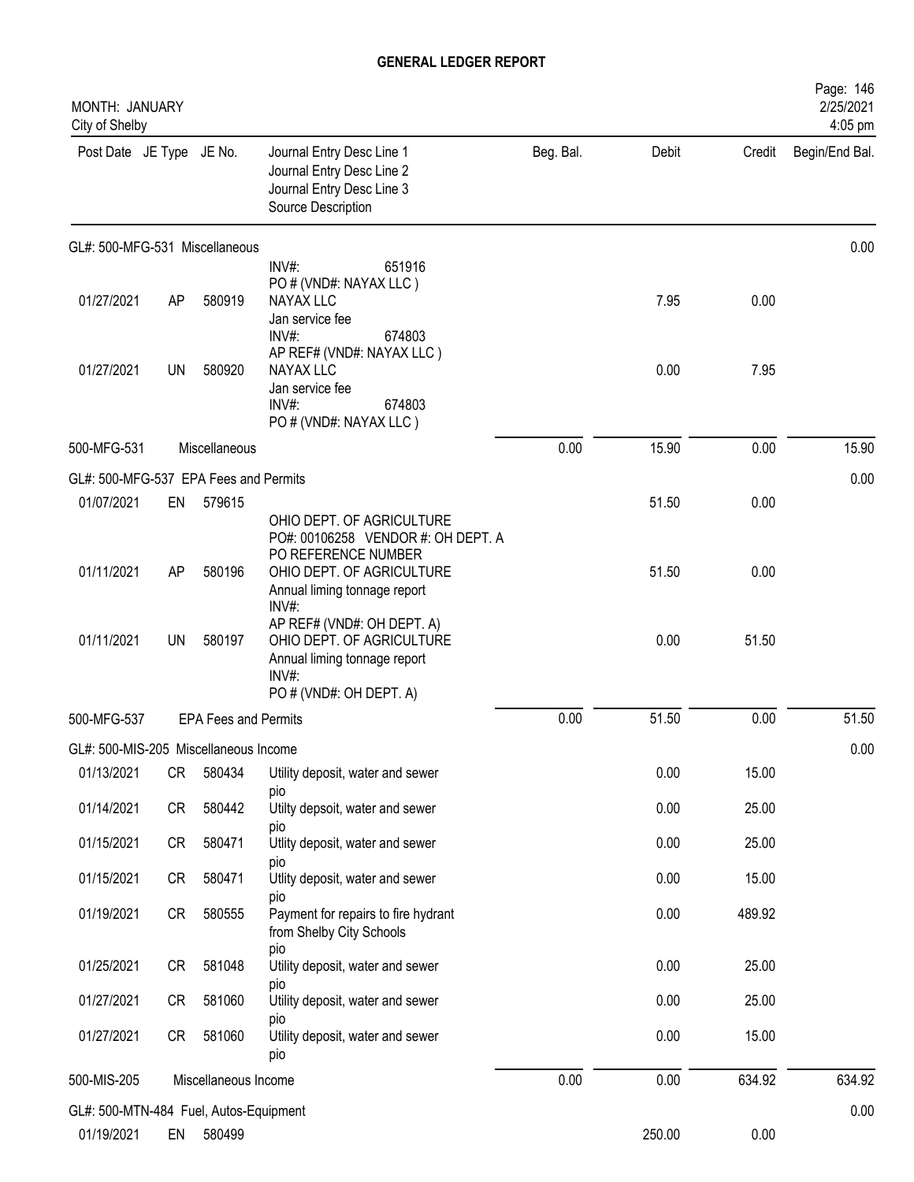# GENERAL LEDGER REPORT

MONTH: JANUARY
City of Shelby

| Post Date | JE Type | JE No. | Journal Entry Desc Line 1 / Journal Entry Desc Line 2 / Journal Entry Desc Line 3 / Source Description | Beg. Bal. | Debit | Credit | Begin/End Bal. |
|---|---|---|---|---|---|---|---|
| **GL#: 500-MFG-531 Miscellaneous** | | | | | | | 0.00 |
| | | | INV#: 651916 PO # (VND#: NAYAX LLC ) | | | | |
| 01/27/2021 | AP | 580919 | NAYAX LLC Jan service fee INV#: 674803 AP REF# (VND#: NAYAX LLC ) | | 7.95 | 0.00 | |
| 01/27/2021 | UN | 580920 | NAYAX LLC Jan service fee INV#: 674803 PO # (VND#: NAYAX LLC ) | | 0.00 | 7.95 | |
| 500-MFG-531 | | Miscellaneous | | 0.00 | 15.90 | 0.00 | 15.90 |
| **GL#: 500-MFG-537 EPA Fees and Permits** | | | | | | | 0.00 |
| 01/07/2021 | EN | 579615 | OHIO DEPT. OF AGRICULTURE PO#: 00106258 VENDOR #: OH DEPT. A PO REFERENCE NUMBER | | 51.50 | 0.00 | |
| 01/11/2021 | AP | 580196 | OHIO DEPT. OF AGRICULTURE Annual liming tonnage report INV#: AP REF# (VND#: OH DEPT. A) | | 51.50 | 0.00 | |
| 01/11/2021 | UN | 580197 | OHIO DEPT. OF AGRICULTURE Annual liming tonnage report INV#: PO # (VND#: OH DEPT. A) | | 0.00 | 51.50 | |
| 500-MFG-537 | | EPA Fees and Permits | | 0.00 | 51.50 | 0.00 | 51.50 |
| **GL#: 500-MIS-205 Miscellaneous Income** | | | | | | | 0.00 |
| 01/13/2021 | CR | 580434 | Utility deposit, water and sewer pio | | 0.00 | 15.00 | |
| 01/14/2021 | CR | 580442 | Utilty depsoit, water and sewer pio | | 0.00 | 25.00 | |
| 01/15/2021 | CR | 580471 | Utlity deposit, water and sewer pio | | 0.00 | 25.00 | |
| 01/15/2021 | CR | 580471 | Utlity deposit, water and sewer pio | | 0.00 | 15.00 | |
| 01/19/2021 | CR | 580555 | Payment for repairs to fire hydrant from Shelby City Schools pio | | 0.00 | 489.92 | |
| 01/25/2021 | CR | 581048 | Utility deposit, water and sewer pio | | 0.00 | 25.00 | |
| 01/27/2021 | CR | 581060 | Utility deposit, water and sewer pio | | 0.00 | 25.00 | |
| 01/27/2021 | CR | 581060 | Utility deposit, water and sewer pio | | 0.00 | 15.00 | |
| 500-MIS-205 | | Miscellaneous Income | | 0.00 | 0.00 | 634.92 | 634.92 |
| **GL#: 500-MTN-484 Fuel, Autos-Equipment** | | | | | | | 0.00 |
| 01/19/2021 | EN | 580499 | | | 250.00 | 0.00 | |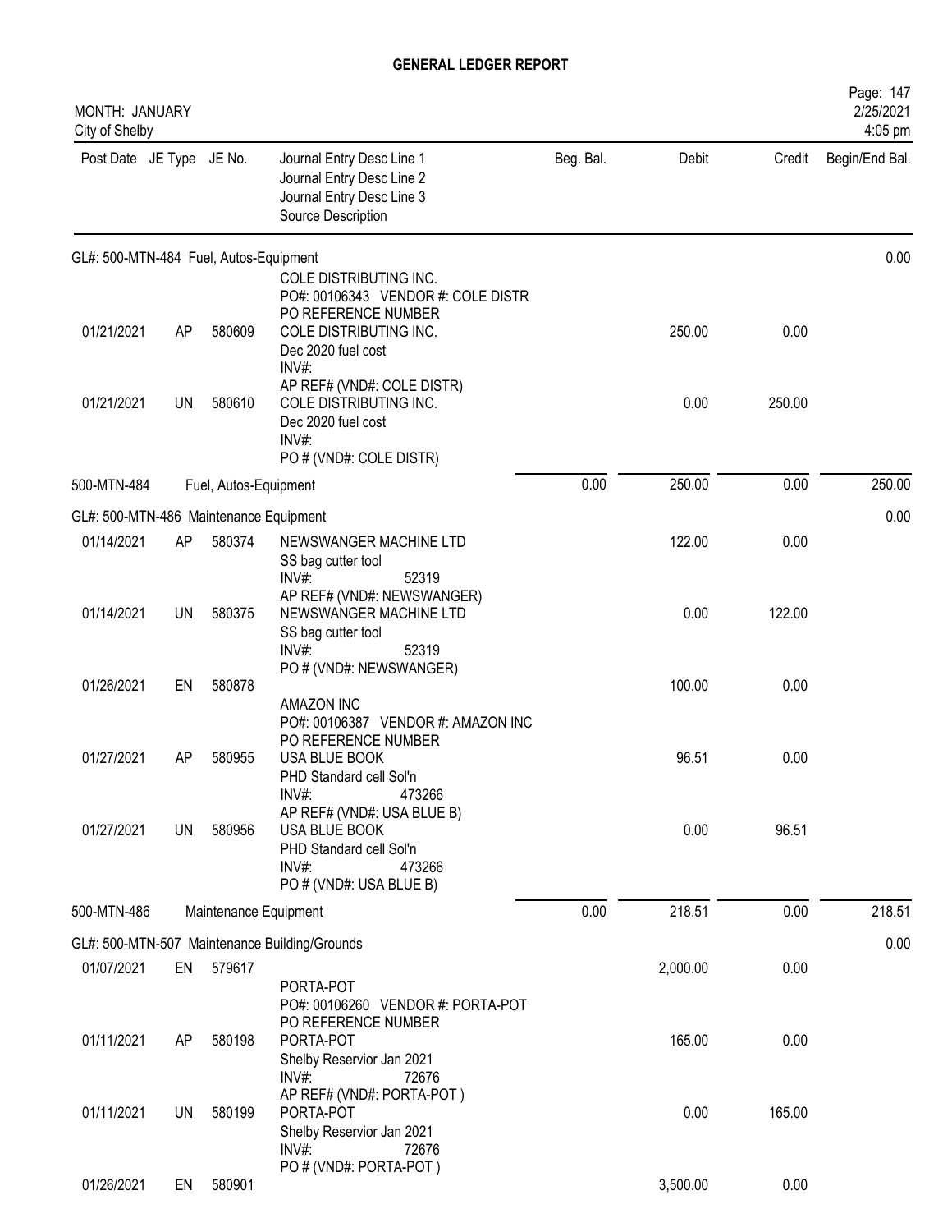# GENERAL LEDGER REPORT

MONTH: JANUARY
City of Shelby

2/25/2021
4:05 pm

| Post Date | JE Type | JE No. | Journal Entry Desc Line 1 / Journal Entry Desc Line 2 / Journal Entry Desc Line 3 / Source Description | Beg. Bal. | Debit | Credit | Begin/End Bal. |
|---|---|---|---|---|---|---|---|
| **GL#: 500-MTN-484 Fuel, Autos-Equipment** | | | | | | | 0.00 |
| | | | COLE DISTRIBUTING INC. PO#: 00106343 VENDOR #: COLE DISTR PO REFERENCE NUMBER | | | | |
| 01/21/2021 | AP | 580609 | COLE DISTRIBUTING INC. Dec 2020 fuel cost INV#: AP REF# (VND#: COLE DISTR) | | 250.00 | 0.00 | |
| 01/21/2021 | UN | 580610 | COLE DISTRIBUTING INC. Dec 2020 fuel cost INV#: PO # (VND#: COLE DISTR) | | 0.00 | 250.00 | |
| 500-MTN-484 | | | Fuel, Autos-Equipment | 0.00 | 250.00 | 0.00 | 250.00 |
| **GL#: 500-MTN-486 Maintenance Equipment** | | | | | | | 0.00 |
| 01/14/2021 | AP | 580374 | NEWSWANGER MACHINE LTD SS bag cutter tool INV#: 52319 AP REF# (VND#: NEWSWANGER) | | 122.00 | 0.00 | |
| 01/14/2021 | UN | 580375 | NEWSWANGER MACHINE LTD SS bag cutter tool INV#: 52319 PO # (VND#: NEWSWANGER) | | 0.00 | 122.00 | |
| 01/26/2021 | EN | 580878 | AMAZON INC PO#: 00106387 VENDOR #: AMAZON INC PO REFERENCE NUMBER | | 100.00 | 0.00 | |
| 01/27/2021 | AP | 580955 | USA BLUE BOOK PHD Standard cell Sol'n INV#: 473266 AP REF# (VND#: USA BLUE B) | | 96.51 | 0.00 | |
| 01/27/2021 | UN | 580956 | USA BLUE BOOK PHD Standard cell Sol'n INV#: 473266 PO # (VND#: USA BLUE B) | | 0.00 | 96.51 | |
| 500-MTN-486 | | | Maintenance Equipment | 0.00 | 218.51 | 0.00 | 218.51 |
| **GL#: 500-MTN-507 Maintenance Building/Grounds** | | | | | | | 0.00 |
| 01/07/2021 | EN | 579617 | PORTA-POT PO#: 00106260 VENDOR #: PORTA-POT PO REFERENCE NUMBER | | 2,000.00 | 0.00 | |
| 01/11/2021 | AP | 580198 | PORTA-POT Shelby Reservior Jan 2021 INV#: 72676 AP REF# (VND#: PORTA-POT ) | | 165.00 | 0.00 | |
| 01/11/2021 | UN | 580199 | PORTA-POT Shelby Reservior Jan 2021 INV#: 72676 PO # (VND#: PORTA-POT ) | | 0.00 | 165.00 | |
| 01/26/2021 | EN | 580901 | | | 3,500.00 | 0.00 | |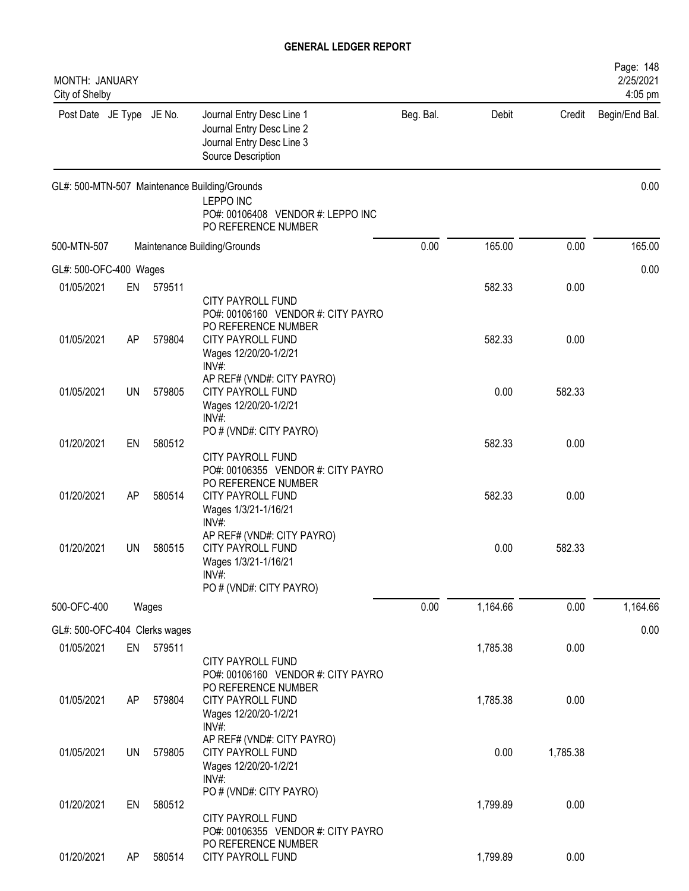# GENERAL LEDGER REPORT

MONTH: JANUARY
City of Shelby

| Post Date | JE Type | JE No. | Journal Entry Desc Line 1 / Journal Entry Desc Line 2 / Journal Entry Desc Line 3 / Source Description | Beg. Bal. | Debit | Credit | Begin/End Bal. |
|---|---|---|---|---|---|---|---|
| GL#: 500-MTN-507 Maintenance Building/Grounds | | | | | | | 0.00 |
| | | | LEPPO INC<br>PO#: 00106408 VENDOR #: LEPPO INC<br>PO REFERENCE NUMBER | | | | |
| 500-MTN-507 | | | Maintenance Building/Grounds | 0.00 | 165.00 | 0.00 | 165.00 |
| GL#: 500-OFC-400 Wages | | | | | | | 0.00 |
| 01/05/2021 | EN | 579511 | CITY PAYROLL FUND<br>PO#: 00106160 VENDOR #: CITY PAYRO<br>PO REFERENCE NUMBER | | 582.33 | 0.00 | |
| 01/05/2021 | AP | 579804 | CITY PAYROLL FUND<br>Wages 12/20/20-1/2/21<br>INV#:<br>AP REF# (VND#: CITY PAYRO) | | 582.33 | 0.00 | |
| 01/05/2021 | UN | 579805 | CITY PAYROLL FUND<br>Wages 12/20/20-1/2/21<br>INV#:<br>PO # (VND#: CITY PAYRO) | | 0.00 | 582.33 | |
| 01/20/2021 | EN | 580512 | CITY PAYROLL FUND<br>PO#: 00106355 VENDOR #: CITY PAYRO<br>PO REFERENCE NUMBER | | 582.33 | 0.00 | |
| 01/20/2021 | AP | 580514 | CITY PAYROLL FUND<br>Wages 1/3/21-1/16/21<br>INV#:<br>AP REF# (VND#: CITY PAYRO) | | 582.33 | 0.00 | |
| 01/20/2021 | UN | 580515 | CITY PAYROLL FUND<br>Wages 1/3/21-1/16/21<br>INV#:<br>PO # (VND#: CITY PAYRO) | | 0.00 | 582.33 | |
| 500-OFC-400 | | | Wages | 0.00 | 1,164.66 | 0.00 | 1,164.66 |
| GL#: 500-OFC-404 Clerks wages | | | | | | | 0.00 |
| 01/05/2021 | EN | 579511 | CITY PAYROLL FUND<br>PO#: 00106160 VENDOR #: CITY PAYRO<br>PO REFERENCE NUMBER | | 1,785.38 | 0.00 | |
| 01/05/2021 | AP | 579804 | CITY PAYROLL FUND<br>Wages 12/20/20-1/2/21<br>INV#:<br>AP REF# (VND#: CITY PAYRO) | | 1,785.38 | 0.00 | |
| 01/05/2021 | UN | 579805 | CITY PAYROLL FUND<br>Wages 12/20/20-1/2/21<br>INV#:<br>PO # (VND#: CITY PAYRO) | | 0.00 | 1,785.38 | |
| 01/20/2021 | EN | 580512 | CITY PAYROLL FUND<br>PO#: 00106355 VENDOR #: CITY PAYRO<br>PO REFERENCE NUMBER | | 1,799.89 | 0.00 | |
| 01/20/2021 | AP | 580514 | CITY PAYROLL FUND | | 1,799.89 | 0.00 | |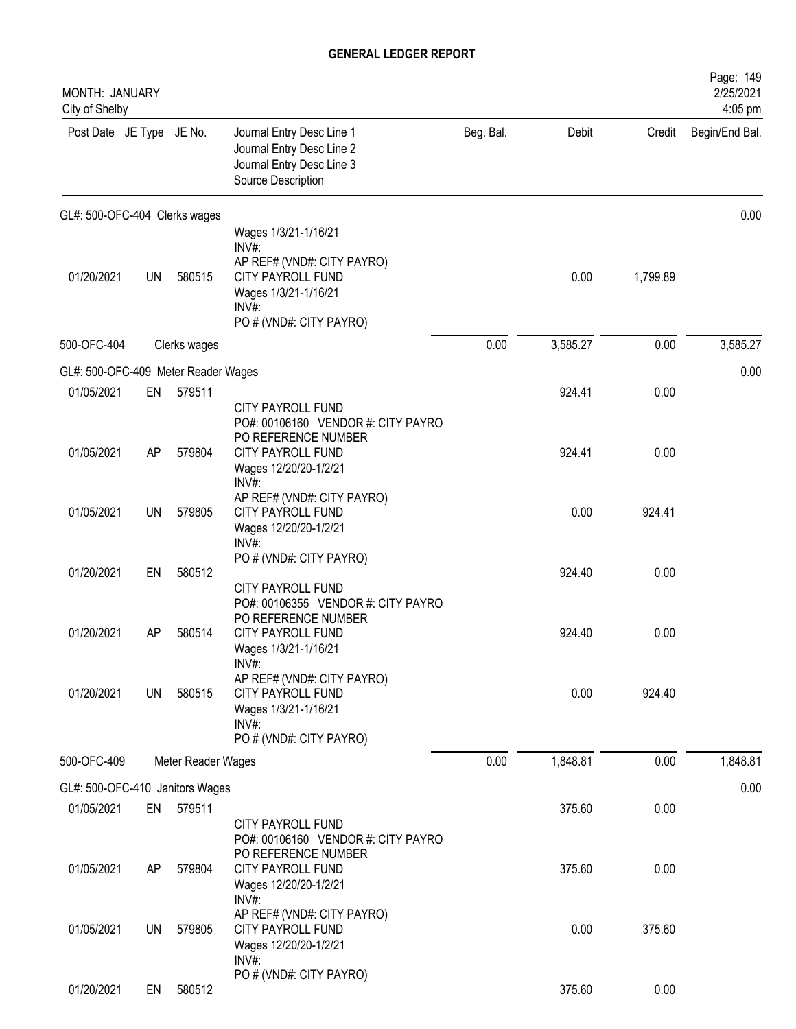# GENERAL LEDGER REPORT

MONTH: JANUARY
City of Shelby

Page: 149
2/25/2021
4:05 pm

| Post Date | JE Type | JE No. | Journal Entry Desc Line 1 / Journal Entry Desc Line 2 / Journal Entry Desc Line 3 / Source Description | Beg. Bal. | Debit | Credit | Begin/End Bal. |
|---|---|---|---|---|---|---|---|
| GL#: 500-OFC-404 Clerks wages | | | | | | | 0.00 |
| | | | Wages 1/3/21-1/16/21 INV#: AP REF# (VND#: CITY PAYRO) | | | | |
| 01/20/2021 | UN | 580515 | CITY PAYROLL FUND Wages 1/3/21-1/16/21 INV#: PO # (VND#: CITY PAYRO) | | 0.00 | 1,799.89 | |
| 500-OFC-404 | | Clerks wages | | 0.00 | 3,585.27 | 0.00 | 3,585.27 |
| GL#: 500-OFC-409 Meter Reader Wages | | | | | | | 0.00 |
| 01/05/2021 | EN | 579511 | CITY PAYROLL FUND PO#: 00106160 VENDOR #: CITY PAYRO PO REFERENCE NUMBER | | 924.41 | 0.00 | |
| 01/05/2021 | AP | 579804 | CITY PAYROLL FUND Wages 12/20/20-1/2/21 INV#: AP REF# (VND#: CITY PAYRO) | | 924.41 | 0.00 | |
| 01/05/2021 | UN | 579805 | CITY PAYROLL FUND Wages 12/20/20-1/2/21 INV#: PO # (VND#: CITY PAYRO) | | 0.00 | 924.41 | |
| 01/20/2021 | EN | 580512 | CITY PAYROLL FUND PO#: 00106355 VENDOR #: CITY PAYRO PO REFERENCE NUMBER | | 924.40 | 0.00 | |
| 01/20/2021 | AP | 580514 | CITY PAYROLL FUND Wages 1/3/21-1/16/21 INV#: AP REF# (VND#: CITY PAYRO) | | 924.40 | 0.00 | |
| 01/20/2021 | UN | 580515 | CITY PAYROLL FUND Wages 1/3/21-1/16/21 INV#: PO # (VND#: CITY PAYRO) | | 0.00 | 924.40 | |
| 500-OFC-409 | | Meter Reader Wages | | 0.00 | 1,848.81 | 0.00 | 1,848.81 |
| GL#: 500-OFC-410 Janitors Wages | | | | | | | 0.00 |
| 01/05/2021 | EN | 579511 | CITY PAYROLL FUND PO#: 00106160 VENDOR #: CITY PAYRO PO REFERENCE NUMBER | | 375.60 | 0.00 | |
| 01/05/2021 | AP | 579804 | CITY PAYROLL FUND Wages 12/20/20-1/2/21 INV#: AP REF# (VND#: CITY PAYRO) | | 375.60 | 0.00 | |
| 01/05/2021 | UN | 579805 | CITY PAYROLL FUND Wages 12/20/20-1/2/21 INV#: PO # (VND#: CITY PAYRO) | | 0.00 | 375.60 | |
| 01/20/2021 | EN | 580512 | | | 375.60 | 0.00 | |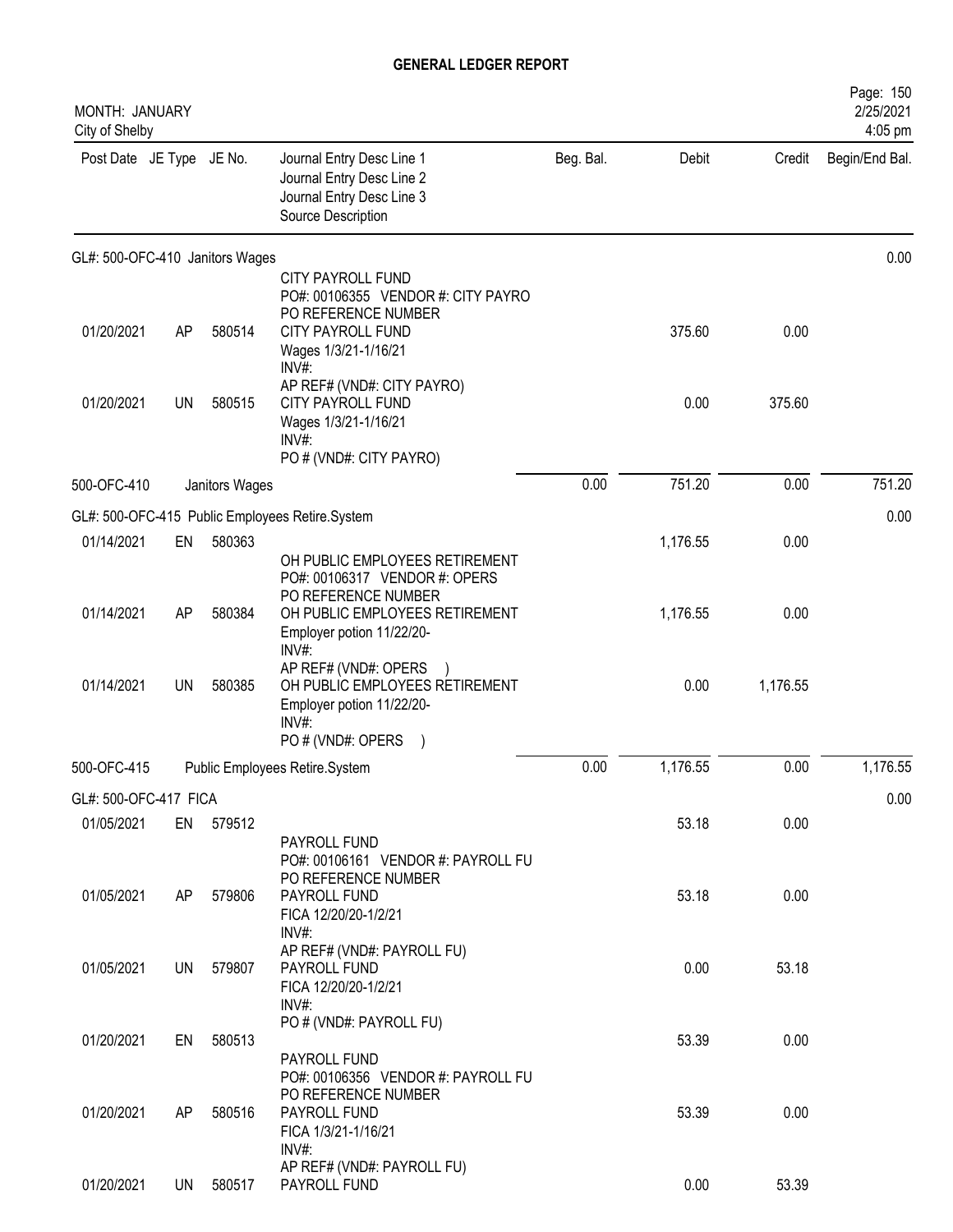# GENERAL LEDGER REPORT

MONTH: JANUARY
City of Shelby

| Post Date | JE Type | JE No. | Journal Entry Desc Line 1<br>Journal Entry Desc Line 2<br>Journal Entry Desc Line 3<br>Source Description | Beg. Bal. | Debit | Credit | Begin/End Bal. |
|---|---|---|---|---|---|---|---|
| **GL#: 500-OFC-410 Janitors Wages** | | | | | | | 0.00 |
| | | | CITY PAYROLL FUND<br>PO#: 00106355 VENDOR #: CITY PAYRO<br>PO REFERENCE NUMBER | | | | |
| 01/20/2021 | AP | 580514 | CITY PAYROLL FUND<br>Wages 1/3/21-1/16/21<br>INV#:<br>AP REF# (VND#: CITY PAYRO) | | 375.60 | 0.00 | |
| 01/20/2021 | UN | 580515 | CITY PAYROLL FUND<br>Wages 1/3/21-1/16/21<br>INV#:<br>PO # (VND#: CITY PAYRO) | | 0.00 | 375.60 | |
| 500-OFC-410 | | Janitors Wages | | 0.00 | 751.20 | 0.00 | 751.20 |
| **GL#: 500-OFC-415 Public Employees Retire.System** | | | | | | | 0.00 |
| 01/14/2021 | EN | 580363 | | | 1,176.55 | 0.00 | |
| | | | OH PUBLIC EMPLOYEES RETIREMENT<br>PO#: 00106317 VENDOR #: OPERS<br>PO REFERENCE NUMBER | | | | |
| 01/14/2021 | AP | 580384 | OH PUBLIC EMPLOYEES RETIREMENT<br>Employer potion 11/22/20-<br>INV#:<br>AP REF# (VND#: OPERS ) | | 1,176.55 | 0.00 | |
| 01/14/2021 | UN | 580385 | OH PUBLIC EMPLOYEES RETIREMENT<br>Employer potion 11/22/20-<br>INV#:<br>PO # (VND#: OPERS ) | | 0.00 | 1,176.55 | |
| 500-OFC-415 | | Public Employees Retire.System | | 0.00 | 1,176.55 | 0.00 | 1,176.55 |
| **GL#: 500-OFC-417 FICA** | | | | | | | 0.00 |
| 01/05/2021 | EN | 579512 | | | 53.18 | 0.00 | |
| | | | PAYROLL FUND<br>PO#: 00106161 VENDOR #: PAYROLL FU<br>PO REFERENCE NUMBER | | | | |
| 01/05/2021 | AP | 579806 | PAYROLL FUND<br>FICA 12/20/20-1/2/21<br>INV#:<br>AP REF# (VND#: PAYROLL FU) | | 53.18 | 0.00 | |
| 01/05/2021 | UN | 579807 | PAYROLL FUND<br>FICA 12/20/20-1/2/21<br>INV#:<br>PO # (VND#: PAYROLL FU) | | 0.00 | 53.18 | |
| 01/20/2021 | EN | 580513 | | | 53.39 | 0.00 | |
| | | | PAYROLL FUND<br>PO#: 00106356 VENDOR #: PAYROLL FU<br>PO REFERENCE NUMBER | | | | |
| 01/20/2021 | AP | 580516 | PAYROLL FUND<br>FICA 1/3/21-1/16/21<br>INV#:<br>AP REF# (VND#: PAYROLL FU) | | 53.39 | 0.00 | |
| 01/20/2021 | UN | 580517 | PAYROLL FUND | | 0.00 | 53.39 | |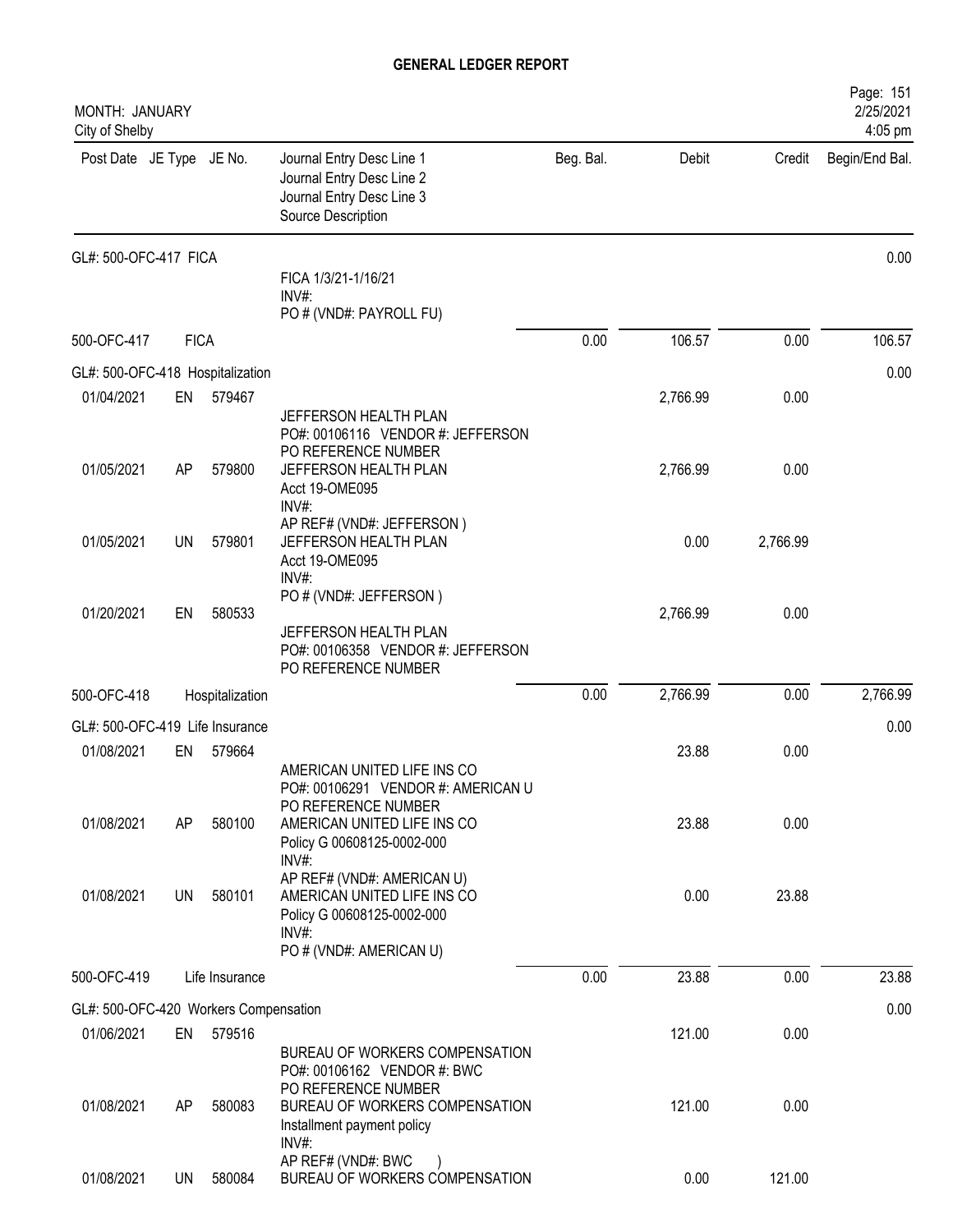# GENERAL LEDGER REPORT

MONTH: JANUARY
City of Shelby

| Post Date | JE Type | JE No. | Journal Entry Desc Line 1 / Journal Entry Desc Line 2 / Journal Entry Desc Line 3 / Source Description | Beg. Bal. | Debit | Credit | Begin/End Bal. |
|---|---|---|---|---|---|---|---|
| GL#: 500-OFC-417 FICA | | | | | | | 0.00 |
| | | | FICA 1/3/21-1/16/21 INV#: PO # (VND#: PAYROLL FU) | | | | |
| 500-OFC-417 | FICA | | | 0.00 | 106.57 | 0.00 | 106.57 |
| GL#: 500-OFC-418 Hospitalization | | | | | | | 0.00 |
| 01/04/2021 | EN | 579467 | JEFFERSON HEALTH PLAN PO#: 00106116 VENDOR #: JEFFERSON PO REFERENCE NUMBER | | 2,766.99 | 0.00 | |
| 01/05/2021 | AP | 579800 | JEFFERSON HEALTH PLAN Acct 19-OME095 INV#: AP REF# (VND#: JEFFERSON ) | | 2,766.99 | 0.00 | |
| 01/05/2021 | UN | 579801 | JEFFERSON HEALTH PLAN Acct 19-OME095 INV#: PO # (VND#: JEFFERSON ) | | 0.00 | 2,766.99 | |
| 01/20/2021 | EN | 580533 | JEFFERSON HEALTH PLAN PO#: 00106358 VENDOR #: JEFFERSON PO REFERENCE NUMBER | | 2,766.99 | 0.00 | |
| 500-OFC-418 | Hospitalization | | | 0.00 | 2,766.99 | 0.00 | 2,766.99 |
| GL#: 500-OFC-419 Life Insurance | | | | | | | 0.00 |
| 01/08/2021 | EN | 579664 | AMERICAN UNITED LIFE INS CO PO#: 00106291 VENDOR #: AMERICAN U PO REFERENCE NUMBER | | 23.88 | 0.00 | |
| 01/08/2021 | AP | 580100 | AMERICAN UNITED LIFE INS CO Policy G 00608125-0002-000 INV#: AP REF# (VND#: AMERICAN U) | | 23.88 | 0.00 | |
| 01/08/2021 | UN | 580101 | AMERICAN UNITED LIFE INS CO Policy G 00608125-0002-000 INV#: PO # (VND#: AMERICAN U) | | 0.00 | 23.88 | |
| 500-OFC-419 | Life Insurance | | | 0.00 | 23.88 | 0.00 | 23.88 |
| GL#: 500-OFC-420 Workers Compensation | | | | | | | 0.00 |
| 01/06/2021 | EN | 579516 | BUREAU OF WORKERS COMPENSATION PO#: 00106162 VENDOR #: BWC PO REFERENCE NUMBER | | 121.00 | 0.00 | |
| 01/08/2021 | AP | 580083 | BUREAU OF WORKERS COMPENSATION Installment payment policy INV#: AP REF# (VND#: BWC ) | | 121.00 | 0.00 | |
| 01/08/2021 | UN | 580084 | BUREAU OF WORKERS COMPENSATION | | 0.00 | 121.00 | |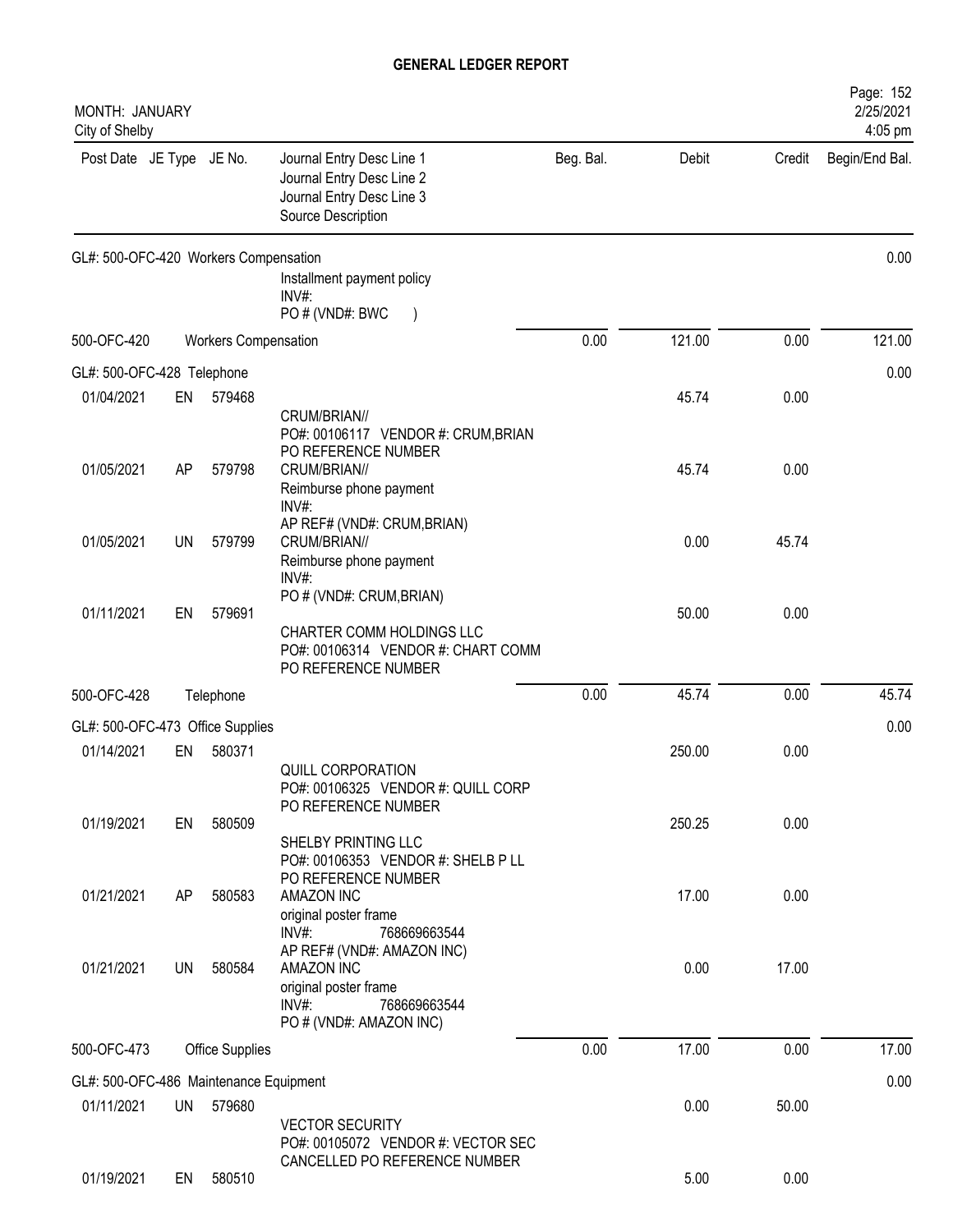# GENERAL LEDGER REPORT

MONTH: JANUARY
City of Shelby

2/25/2021
4:05 pm

| Post Date | JE Type | JE No. | Journal Entry Desc Line 1 / Journal Entry Desc Line 2 / Journal Entry Desc Line 3 / Source Description | Beg. Bal. | Debit | Credit | Begin/End Bal. |
|---|---|---|---|---|---|---|---|
| GL#: 500-OFC-420 Workers Compensation | | | | | | | 0.00 |
| | | | Installment payment policy<br>INV#:<br>PO # (VND#: BWC ) | | | | |
| 500-OFC-420 | Workers Compensation | | | 0.00 | 121.00 | 0.00 | 121.00 |
| GL#: 500-OFC-428 Telephone | | | | | | | 0.00 |
| 01/04/2021 | EN | 579468 | CRUM/BRIAN//<br>PO#: 00106117 VENDOR #: CRUM,BRIAN<br>PO REFERENCE NUMBER | | 45.74 | 0.00 | |
| 01/05/2021 | AP | 579798 | CRUM/BRIAN//<br>Reimburse phone payment<br>INV#:<br>AP REF# (VND#: CRUM,BRIAN) | | 45.74 | 0.00 | |
| 01/05/2021 | UN | 579799 | CRUM/BRIAN//<br>Reimburse phone payment<br>INV#:<br>PO # (VND#: CRUM,BRIAN) | | 0.00 | 45.74 | |
| 01/11/2021 | EN | 579691 | CHARTER COMM HOLDINGS LLC<br>PO#: 00106314 VENDOR #: CHART COMM<br>PO REFERENCE NUMBER | | 50.00 | 0.00 | |
| 500-OFC-428 | Telephone | | | 0.00 | 45.74 | 0.00 | 45.74 |
| GL#: 500-OFC-473 Office Supplies | | | | | | | 0.00 |
| 01/14/2021 | EN | 580371 | QUILL CORPORATION<br>PO#: 00106325 VENDOR #: QUILL CORP<br>PO REFERENCE NUMBER | | 250.00 | 0.00 | |
| 01/19/2021 | EN | 580509 | SHELBY PRINTING LLC<br>PO#: 00106353 VENDOR #: SHELB P LL<br>PO REFERENCE NUMBER | | 250.25 | 0.00 | |
| 01/21/2021 | AP | 580583 | AMAZON INC<br>original poster frame<br>INV#: 768669663544<br>AP REF# (VND#: AMAZON INC) | | 17.00 | 0.00 | |
| 01/21/2021 | UN | 580584 | AMAZON INC<br>original poster frame<br>INV#: 768669663544<br>PO # (VND#: AMAZON INC) | | 0.00 | 17.00 | |
| 500-OFC-473 | Office Supplies | | | 0.00 | 17.00 | 0.00 | 17.00 |
| GL#: 500-OFC-486 Maintenance Equipment | | | | | | | 0.00 |
| 01/11/2021 | UN | 579680 | VECTOR SECURITY<br>PO#: 00105072 VENDOR #: VECTOR SEC<br>CANCELLED PO REFERENCE NUMBER | | 0.00 | 50.00 | |
| 01/19/2021 | EN | 580510 | | | 5.00 | 0.00 | |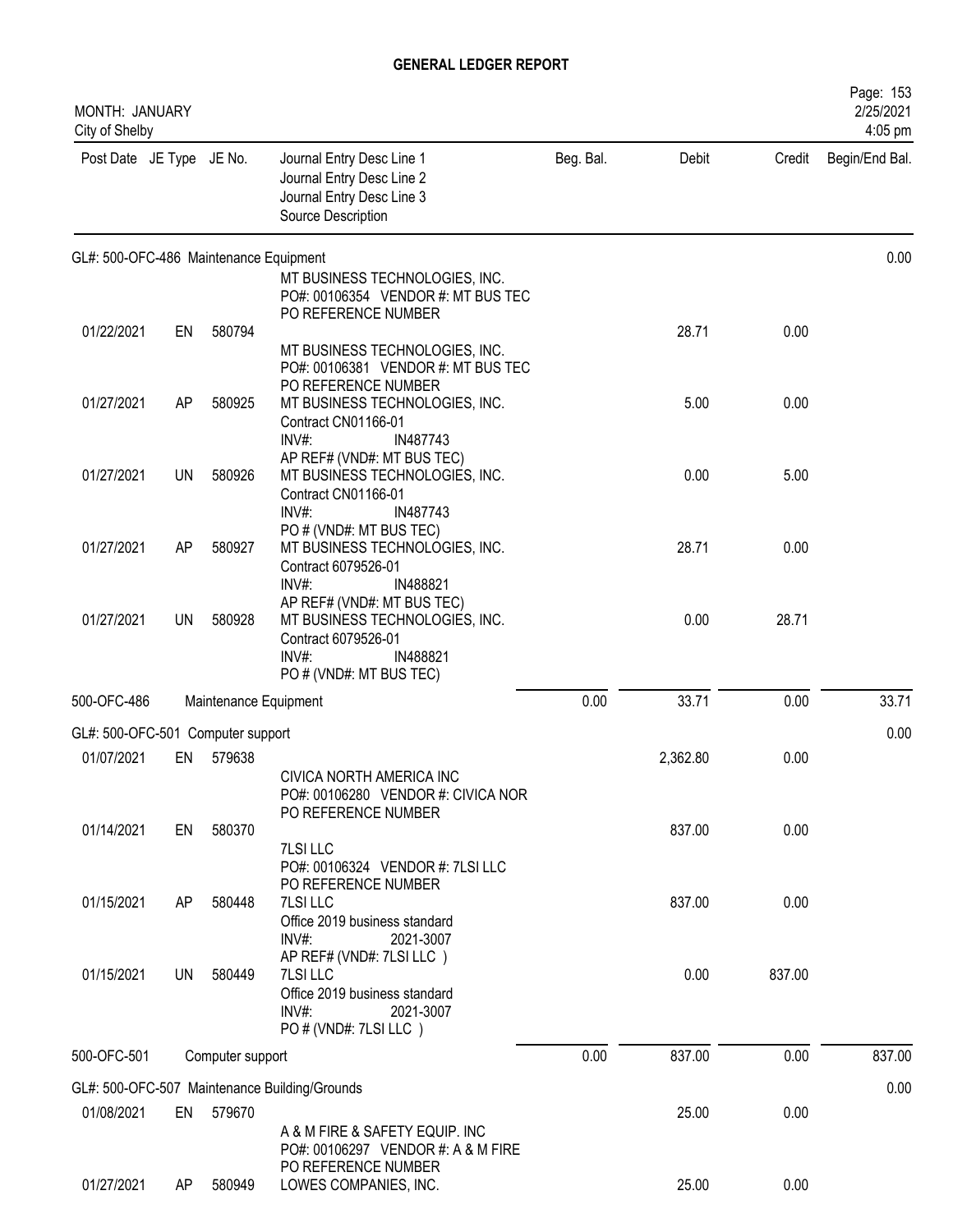# GENERAL LEDGER REPORT

MONTH: JANUARY
City of Shelby

| Post Date | JE Type | JE No. | Journal Entry Desc Line 1 / Journal Entry Desc Line 2 / Journal Entry Desc Line 3 / Source Description | Beg. Bal. | Debit | Credit | Begin/End Bal. |
|---|---|---|---|---|---|---|---|
| **GL#: 500-OFC-486 Maintenance Equipment** | | | | | | | 0.00 |
| | | | MT BUSINESS TECHNOLOGIES, INC. PO#: 00106354 VENDOR #: MT BUS TEC PO REFERENCE NUMBER | | | | |
| 01/22/2021 | EN | 580794 | | | 28.71 | 0.00 | |
| | | | MT BUSINESS TECHNOLOGIES, INC. PO#: 00106381 VENDOR #: MT BUS TEC PO REFERENCE NUMBER | | | | |
| 01/27/2021 | AP | 580925 | MT BUSINESS TECHNOLOGIES, INC. Contract CN01166-01 INV#: IN487743 AP REF# (VND#: MT BUS TEC) | | 5.00 | 0.00 | |
| 01/27/2021 | UN | 580926 | MT BUSINESS TECHNOLOGIES, INC. Contract CN01166-01 INV#: IN487743 PO # (VND#: MT BUS TEC) | | 0.00 | 5.00 | |
| 01/27/2021 | AP | 580927 | MT BUSINESS TECHNOLOGIES, INC. Contract 6079526-01 INV#: IN488821 AP REF# (VND#: MT BUS TEC) | | 28.71 | 0.00 | |
| 01/27/2021 | UN | 580928 | MT BUSINESS TECHNOLOGIES, INC. Contract 6079526-01 INV#: IN488821 PO # (VND#: MT BUS TEC) | | 0.00 | 28.71 | |
| 500-OFC-486 | | | Maintenance Equipment | 0.00 | 33.71 | 0.00 | 33.71 |
| **GL#: 500-OFC-501 Computer support** | | | | | | | 0.00 |
| 01/07/2021 | EN | 579638 | | | 2,362.80 | 0.00 | |
| | | | CIVICA NORTH AMERICA INC PO#: 00106280 VENDOR #: CIVICA NOR PO REFERENCE NUMBER | | | | |
| 01/14/2021 | EN | 580370 | | | 837.00 | 0.00 | |
| | | | 7LSI LLC PO#: 00106324 VENDOR #: 7LSI LLC PO REFERENCE NUMBER | | | | |
| 01/15/2021 | AP | 580448 | 7LSI LLC Office 2019 business standard INV#: 2021-3007 AP REF# (VND#: 7LSI LLC ) | | 837.00 | 0.00 | |
| 01/15/2021 | UN | 580449 | 7LSI LLC Office 2019 business standard INV#: 2021-3007 PO # (VND#: 7LSI LLC ) | | 0.00 | 837.00 | |
| 500-OFC-501 | | | Computer support | 0.00 | 837.00 | 0.00 | 837.00 |
| **GL#: 500-OFC-507 Maintenance Building/Grounds** | | | | | | | 0.00 |
| 01/08/2021 | EN | 579670 | | | 25.00 | 0.00 | |
| | | | A & M FIRE & SAFETY EQUIP. INC PO#: 00106297 VENDOR #: A & M FIRE PO REFERENCE NUMBER | | | | |
| 01/27/2021 | AP | 580949 | LOWES COMPANIES, INC. | | 25.00 | 0.00 | |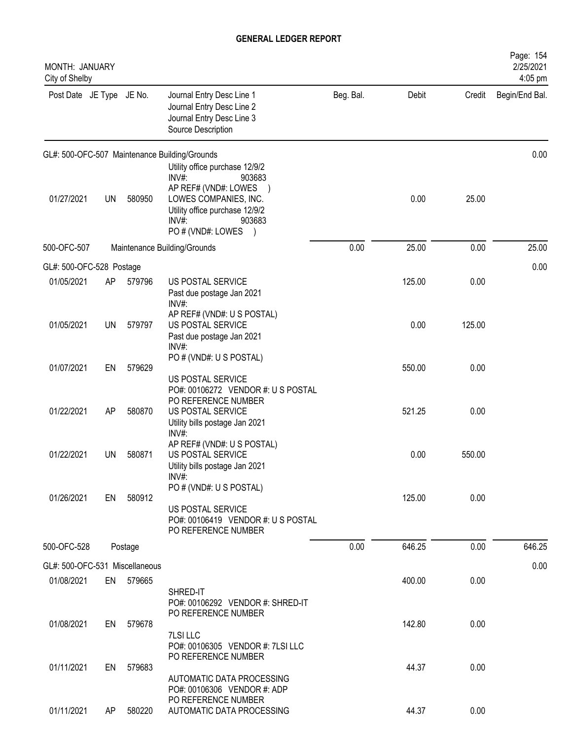# GENERAL LEDGER REPORT

MONTH: JANUARY
City of Shelby

2/25/2021
4:05 pm

| Post Date | JE Type | JE No. | Journal Entry Desc Line 1 / Journal Entry Desc Line 2 / Journal Entry Desc Line 3 / Source Description | Beg. Bal. | Debit | Credit | Begin/End Bal. |
|---|---|---|---|---|---|---|---|
| GL#: 500-OFC-507 Maintenance Building/Grounds | | | | | | | 0.00 |
| 01/27/2021 | UN | 580950 | Utility office purchase 12/9/2 INV#: 903683 AP REF# (VND#: LOWES ) LOWES COMPANIES, INC. Utility office purchase 12/9/2 INV#: 903683 PO # (VND#: LOWES ) | | 0.00 | 25.00 | |
| 500-OFC-507 | | | Maintenance Building/Grounds | 0.00 | 25.00 | 0.00 | 25.00 |
| GL#: 500-OFC-528 Postage | | | | | | | 0.00 |
| 01/05/2021 | AP | 579796 | US POSTAL SERVICE Past due postage Jan 2021 INV#: AP REF# (VND#: U S POSTAL) | | 125.00 | 0.00 | |
| 01/05/2021 | UN | 579797 | US POSTAL SERVICE Past due postage Jan 2021 INV#: PO # (VND#: U S POSTAL) | | 0.00 | 125.00 | |
| 01/07/2021 | EN | 579629 | US POSTAL SERVICE PO#: 00106272 VENDOR #: U S POSTAL PO REFERENCE NUMBER | | 550.00 | 0.00 | |
| 01/22/2021 | AP | 580870 | US POSTAL SERVICE Utility bills postage Jan 2021 INV#: AP REF# (VND#: U S POSTAL) | | 521.25 | 0.00 | |
| 01/22/2021 | UN | 580871 | US POSTAL SERVICE Utility bills postage Jan 2021 INV#: PO # (VND#: U S POSTAL) | | 0.00 | 550.00 | |
| 01/26/2021 | EN | 580912 | US POSTAL SERVICE PO#: 00106419 VENDOR #: U S POSTAL PO REFERENCE NUMBER | | 125.00 | 0.00 | |
| 500-OFC-528 | | | Postage | 0.00 | 646.25 | 0.00 | 646.25 |
| GL#: 500-OFC-531 Miscellaneous | | | | | | | 0.00 |
| 01/08/2021 | EN | 579665 | SHRED-IT PO#: 00106292 VENDOR #: SHRED-IT PO REFERENCE NUMBER | | 400.00 | 0.00 | |
| 01/08/2021 | EN | 579678 | 7LSI LLC PO#: 00106305 VENDOR #: 7LSI LLC PO REFERENCE NUMBER | | 142.80 | 0.00 | |
| 01/11/2021 | EN | 579683 | AUTOMATIC DATA PROCESSING PO#: 00106306 VENDOR #: ADP PO REFERENCE NUMBER | | 44.37 | 0.00 | |
| 01/11/2021 | AP | 580220 | AUTOMATIC DATA PROCESSING | | 44.37 | 0.00 | |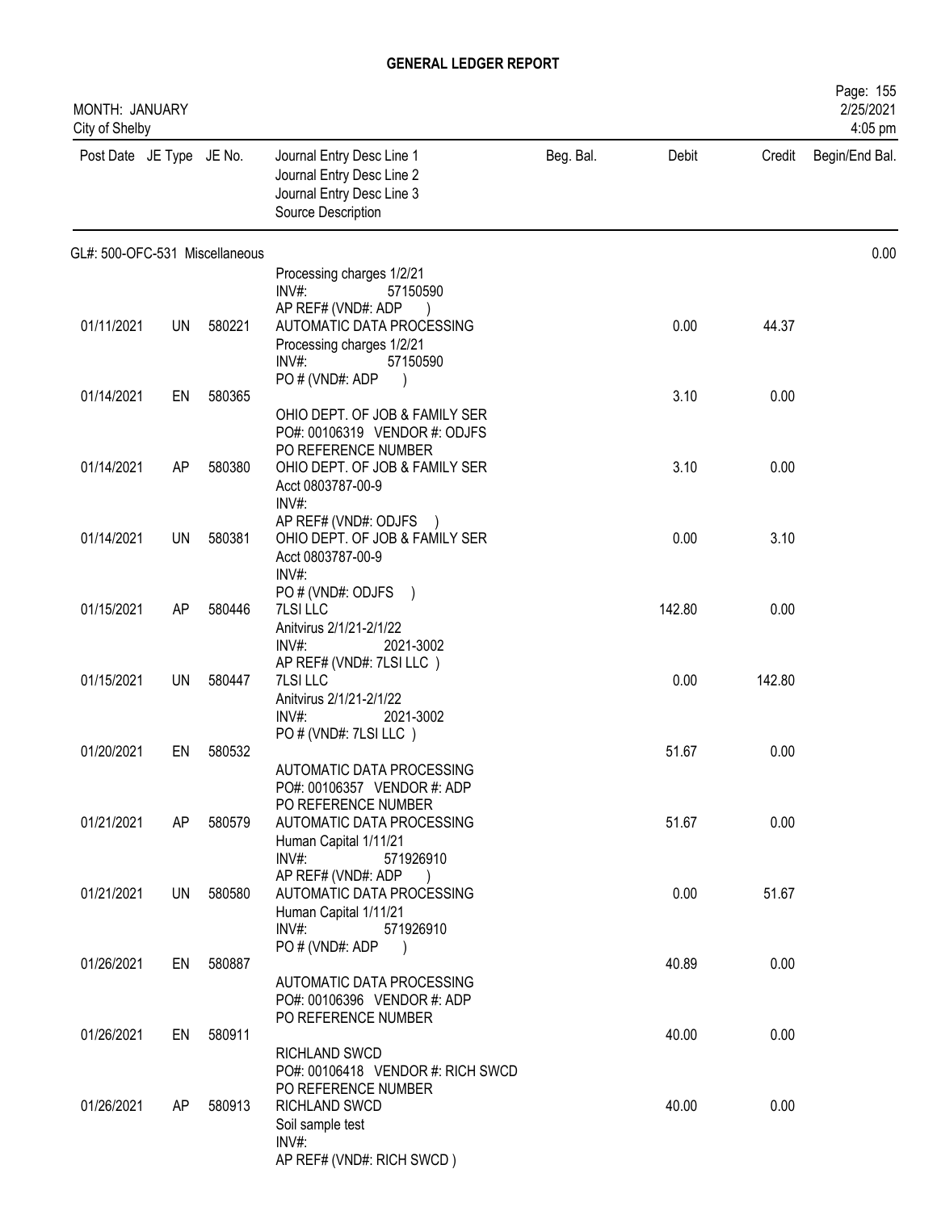# GENERAL LEDGER REPORT

MONTH: JANUARY
City of Shelby

| Post Date | JE Type | JE No. | Journal Entry Desc Line 1 / Journal Entry Desc Line 2 / Journal Entry Desc Line 3 / Source Description | Beg. Bal. | Debit | Credit | Begin/End Bal. |
|---|---|---|---|---|---|---|---|
| GL#: 500-OFC-531 Miscellaneous | | | | | | | 0.00 |
| | | | Processing charges 1/2/21 INV#: 57150590 AP REF# (VND#: ADP ) | | | | |
| 01/11/2021 | UN | 580221 | AUTOMATIC DATA PROCESSING Processing charges 1/2/21 INV#: 57150590 PO # (VND#: ADP ) | | 0.00 | 44.37 | |
| 01/14/2021 | EN | 580365 | OHIO DEPT. OF JOB & FAMILY SER PO#: 00106319 VENDOR #: ODJFS PO REFERENCE NUMBER | | 3.10 | 0.00 | |
| 01/14/2021 | AP | 580380 | OHIO DEPT. OF JOB & FAMILY SER Acct 0803787-00-9 INV#: AP REF# (VND#: ODJFS ) | | 3.10 | 0.00 | |
| 01/14/2021 | UN | 580381 | OHIO DEPT. OF JOB & FAMILY SER Acct 0803787-00-9 INV#: PO # (VND#: ODJFS ) | | 0.00 | 3.10 | |
| 01/15/2021 | AP | 580446 | 7LSI LLC Anitvirus 2/1/21-2/1/22 INV#: 2021-3002 AP REF# (VND#: 7LSI LLC ) | | 142.80 | 0.00 | |
| 01/15/2021 | UN | 580447 | 7LSI LLC Anitvirus 2/1/21-2/1/22 INV#: 2021-3002 PO # (VND#: 7LSI LLC ) | | 0.00 | 142.80 | |
| 01/20/2021 | EN | 580532 | AUTOMATIC DATA PROCESSING PO#: 00106357 VENDOR #: ADP PO REFERENCE NUMBER | | 51.67 | 0.00 | |
| 01/21/2021 | AP | 580579 | AUTOMATIC DATA PROCESSING Human Capital 1/11/21 INV#: 571926910 AP REF# (VND#: ADP ) | | 51.67 | 0.00 | |
| 01/21/2021 | UN | 580580 | AUTOMATIC DATA PROCESSING Human Capital 1/11/21 INV#: 571926910 PO # (VND#: ADP ) | | 0.00 | 51.67 | |
| 01/26/2021 | EN | 580887 | AUTOMATIC DATA PROCESSING PO#: 00106396 VENDOR #: ADP PO REFERENCE NUMBER | | 40.89 | 0.00 | |
| 01/26/2021 | EN | 580911 | RICHLAND SWCD PO#: 00106418 VENDOR #: RICH SWCD PO REFERENCE NUMBER | | 40.00 | 0.00 | |
| 01/26/2021 | AP | 580913 | RICHLAND SWCD Soil sample test INV#: AP REF# (VND#: RICH SWCD ) | | 40.00 | 0.00 | |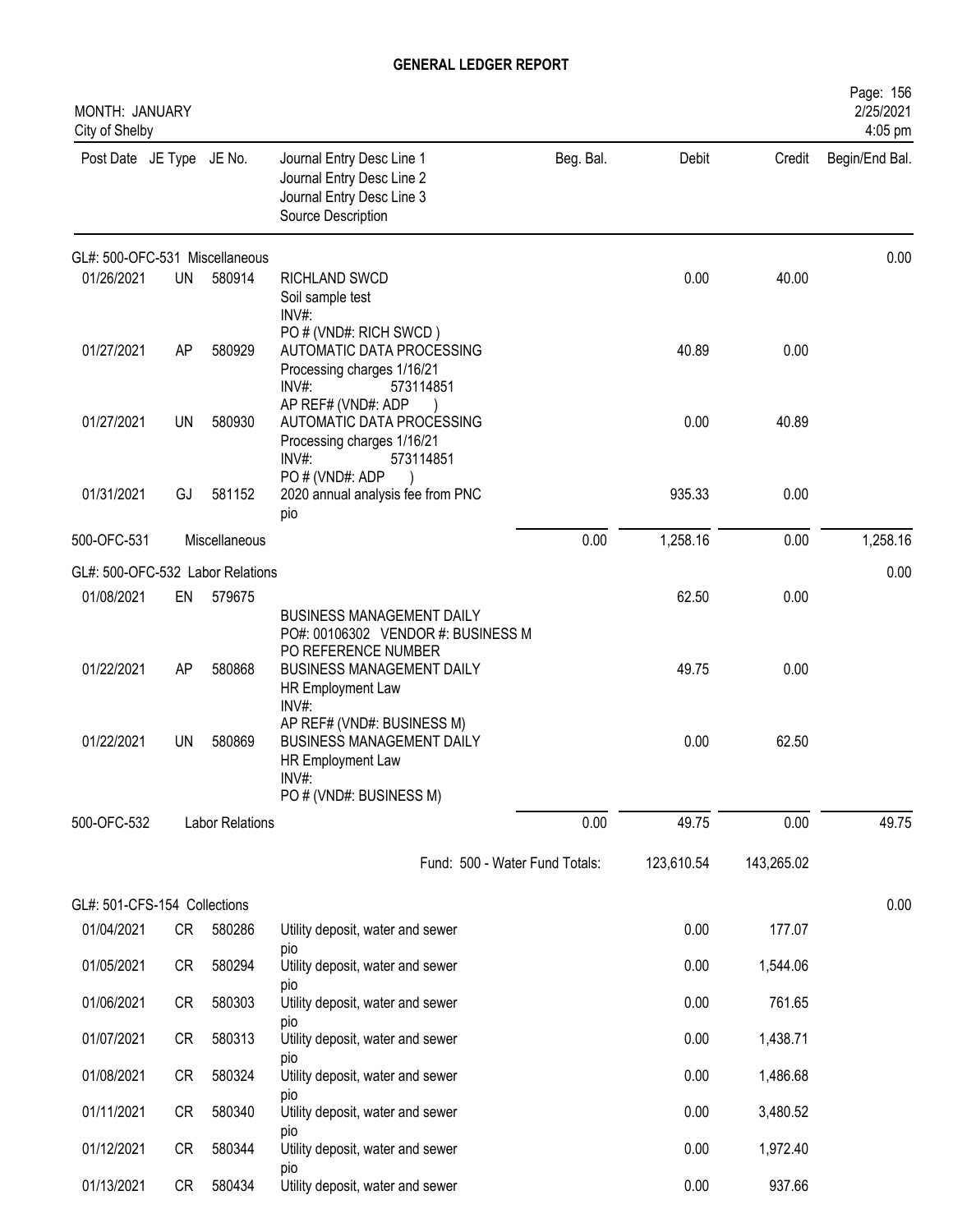# GENERAL LEDGER REPORT

MONTH: JANUARY
City of Shelby

2/25/2021
4:05 pm

| Post Date | JE Type | JE No. | Journal Entry Desc Line 1 / Journal Entry Desc Line 2 / Journal Entry Desc Line 3 / Source Description | Beg. Bal. | Debit | Credit | Begin/End Bal. |
|---|---|---|---|---|---|---|---|
| GL#: 500-OFC-531 Miscellaneous | | | | | | | 0.00 |
| 01/26/2021 | UN | 580914 | RICHLAND SWCD<br>Soil sample test<br>INV#:<br>PO # (VND#: RICH SWCD ) | | 0.00 | 40.00 | |
| 01/27/2021 | AP | 580929 | AUTOMATIC DATA PROCESSING<br>Processing charges 1/16/21<br>INV#: 573114851<br>AP REF# (VND#: ADP ) | | 40.89 | 0.00 | |
| 01/27/2021 | UN | 580930 | AUTOMATIC DATA PROCESSING<br>Processing charges 1/16/21<br>INV#: 573114851<br>PO # (VND#: ADP ) | | 0.00 | 40.89 | |
| 01/31/2021 | GJ | 581152 | 2020 annual analysis fee from PNC<br>pio | | 935.33 | 0.00 | |
| 500-OFC-531 | | Miscellaneous | | 0.00 | 1,258.16 | 0.00 | 1,258.16 |
| GL#: 500-OFC-532 Labor Relations | | | | | | | 0.00 |
| 01/08/2021 | EN | 579675 | BUSINESS MANAGEMENT DAILY<br>PO#: 00106302 VENDOR #: BUSINESS M<br>PO REFERENCE NUMBER | | 62.50 | 0.00 | |
| 01/22/2021 | AP | 580868 | BUSINESS MANAGEMENT DAILY<br>HR Employment Law<br>INV#:<br>AP REF# (VND#: BUSINESS M) | | 49.75 | 0.00 | |
| 01/22/2021 | UN | 580869 | BUSINESS MANAGEMENT DAILY<br>HR Employment Law<br>INV#:<br>PO # (VND#: BUSINESS M) | | 0.00 | 62.50 | |
| 500-OFC-532 | | Labor Relations | | 0.00 | 49.75 | 0.00 | 49.75 |
| | | | Fund: 500 - Water Fund Totals: | | 123,610.54 | 143,265.02 | |
| GL#: 501-CFS-154 Collections | | | | | | | 0.00 |
| 01/04/2021 | CR | 580286 | Utility deposit, water and sewer<br>pio | | 0.00 | 177.07 | |
| 01/05/2021 | CR | 580294 | Utility deposit, water and sewer<br>pio | | 0.00 | 1,544.06 | |
| 01/06/2021 | CR | 580303 | Utility deposit, water and sewer<br>pio | | 0.00 | 761.65 | |
| 01/07/2021 | CR | 580313 | Utility deposit, water and sewer<br>pio | | 0.00 | 1,438.71 | |
| 01/08/2021 | CR | 580324 | Utility deposit, water and sewer<br>pio | | 0.00 | 1,486.68 | |
| 01/11/2021 | CR | 580340 | Utility deposit, water and sewer<br>pio | | 0.00 | 3,480.52 | |
| 01/12/2021 | CR | 580344 | Utility deposit, water and sewer<br>pio | | 0.00 | 1,972.40 | |
| 01/13/2021 | CR | 580434 | Utility deposit, water and sewer | | 0.00 | 937.66 | |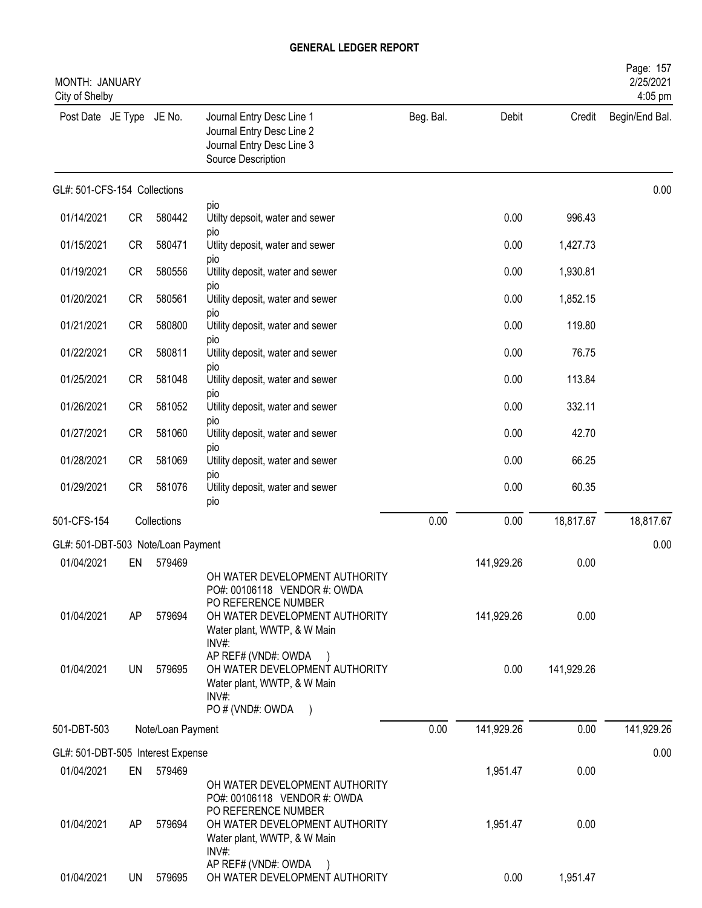# GENERAL LEDGER REPORT

MONTH: JANUARY
City of Shelby

| Post Date | JE Type | JE No. | Journal Entry Desc Line 1 / Journal Entry Desc Line 2 / Journal Entry Desc Line 3 / Source Description | Beg. Bal. | Debit | Credit | Begin/End Bal. |
|---|---|---|---|---|---|---|---|
| **GL#: 501-CFS-154 Collections** | | | | | | | 0.00 |
| | | | pio | | | | |
| 01/14/2021 | CR | 580442 | Utilty depsoit, water and sewer<br>pio | | 0.00 | 996.43 | |
| 01/15/2021 | CR | 580471 | Utlity deposit, water and sewer<br>pio | | 0.00 | 1,427.73 | |
| 01/19/2021 | CR | 580556 | Utility deposit, water and sewer<br>pio | | 0.00 | 1,930.81 | |
| 01/20/2021 | CR | 580561 | Utility deposit, water and sewer<br>pio | | 0.00 | 1,852.15 | |
| 01/21/2021 | CR | 580800 | Utility deposit, water and sewer<br>pio | | 0.00 | 119.80 | |
| 01/22/2021 | CR | 580811 | Utility deposit, water and sewer<br>pio | | 0.00 | 76.75 | |
| 01/25/2021 | CR | 581048 | Utility deposit, water and sewer<br>pio | | 0.00 | 113.84 | |
| 01/26/2021 | CR | 581052 | Utility deposit, water and sewer<br>pio | | 0.00 | 332.11 | |
| 01/27/2021 | CR | 581060 | Utility deposit, water and sewer<br>pio | | 0.00 | 42.70 | |
| 01/28/2021 | CR | 581069 | Utility deposit, water and sewer<br>pio | | 0.00 | 66.25 | |
| 01/29/2021 | CR | 581076 | Utility deposit, water and sewer<br>pio | | 0.00 | 60.35 | |
| 501-CFS-154 | | Collections | | 0.00 | 0.00 | 18,817.67 | 18,817.67 |
| **GL#: 501-DBT-503 Note/Loan Payment** | | | | | | | 0.00 |
| 01/04/2021 | EN | 579469 | OH WATER DEVELOPMENT AUTHORITY<br>PO#: 00106118 VENDOR #: OWDA<br>PO REFERENCE NUMBER | | 141,929.26 | 0.00 | |
| 01/04/2021 | AP | 579694 | OH WATER DEVELOPMENT AUTHORITY<br>Water plant, WWTP, & W Main<br>INV#:<br>AP REF# (VND#: OWDA ) | | 141,929.26 | 0.00 | |
| 01/04/2021 | UN | 579695 | OH WATER DEVELOPMENT AUTHORITY<br>Water plant, WWTP, & W Main<br>INV#:<br>PO # (VND#: OWDA ) | | 0.00 | 141,929.26 | |
| 501-DBT-503 | | Note/Loan Payment | | 0.00 | 141,929.26 | 0.00 | 141,929.26 |
| **GL#: 501-DBT-505 Interest Expense** | | | | | | | 0.00 |
| 01/04/2021 | EN | 579469 | OH WATER DEVELOPMENT AUTHORITY<br>PO#: 00106118 VENDOR #: OWDA<br>PO REFERENCE NUMBER | | 1,951.47 | 0.00 | |
| 01/04/2021 | AP | 579694 | OH WATER DEVELOPMENT AUTHORITY<br>Water plant, WWTP, & W Main<br>INV#:<br>AP REF# (VND#: OWDA ) | | 1,951.47 | 0.00 | |
| 01/04/2021 | UN | 579695 | OH WATER DEVELOPMENT AUTHORITY | | 0.00 | 1,951.47 | |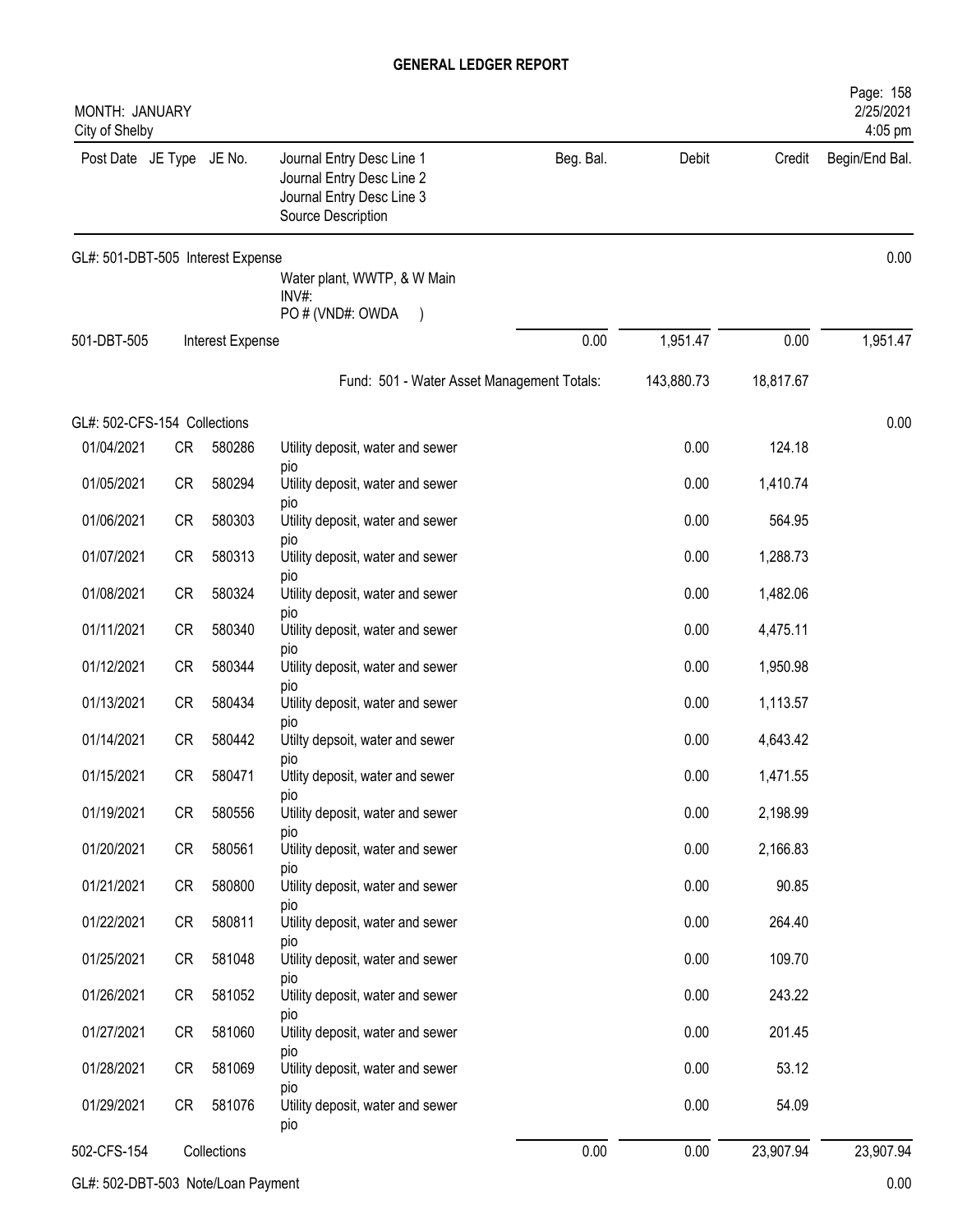# GENERAL LEDGER REPORT

MONTH: JANUARY
City of Shelby

2/25/2021
4:05 pm

| Post Date | JE Type | JE No. | Journal Entry Desc Line 1 / Journal Entry Desc Line 2 / Journal Entry Desc Line 3 / Source Description | Beg. Bal. | Debit | Credit | Begin/End Bal. |
|---|---|---|---|---|---|---|---|
| GL#: 501-DBT-505 Interest Expense | | | | | | | 0.00 |
| | | | Water plant, WWTP, & W Main INV#: PO # (VND#: OWDA ) | | | | |
| 501-DBT-505 | | Interest Expense | | 0.00 | 1,951.47 | 0.00 | 1,951.47 |
| | | | Fund: 501 - Water Asset Management Totals: | | 143,880.73 | 18,817.67 | |
| GL#: 502-CFS-154 Collections | | | | | | | 0.00 |
| 01/04/2021 | CR | 580286 | Utility deposit, water and sewer pio | | 0.00 | 124.18 | |
| 01/05/2021 | CR | 580294 | Utility deposit, water and sewer pio | | 0.00 | 1,410.74 | |
| 01/06/2021 | CR | 580303 | Utility deposit, water and sewer pio | | 0.00 | 564.95 | |
| 01/07/2021 | CR | 580313 | Utility deposit, water and sewer pio | | 0.00 | 1,288.73 | |
| 01/08/2021 | CR | 580324 | Utility deposit, water and sewer pio | | 0.00 | 1,482.06 | |
| 01/11/2021 | CR | 580340 | Utility deposit, water and sewer pio | | 0.00 | 4,475.11 | |
| 01/12/2021 | CR | 580344 | Utility deposit, water and sewer pio | | 0.00 | 1,950.98 | |
| 01/13/2021 | CR | 580434 | Utility deposit, water and sewer pio | | 0.00 | 1,113.57 | |
| 01/14/2021 | CR | 580442 | Utilty depsoit, water and sewer pio | | 0.00 | 4,643.42 | |
| 01/15/2021 | CR | 580471 | Utlity deposit, water and sewer pio | | 0.00 | 1,471.55 | |
| 01/19/2021 | CR | 580556 | Utility deposit, water and sewer pio | | 0.00 | 2,198.99 | |
| 01/20/2021 | CR | 580561 | Utility deposit, water and sewer pio | | 0.00 | 2,166.83 | |
| 01/21/2021 | CR | 580800 | Utility deposit, water and sewer pio | | 0.00 | 90.85 | |
| 01/22/2021 | CR | 580811 | Utility deposit, water and sewer pio | | 0.00 | 264.40 | |
| 01/25/2021 | CR | 581048 | Utility deposit, water and sewer pio | | 0.00 | 109.70 | |
| 01/26/2021 | CR | 581052 | Utility deposit, water and sewer pio | | 0.00 | 243.22 | |
| 01/27/2021 | CR | 581060 | Utility deposit, water and sewer pio | | 0.00 | 201.45 | |
| 01/28/2021 | CR | 581069 | Utility deposit, water and sewer pio | | 0.00 | 53.12 | |
| 01/29/2021 | CR | 581076 | Utility deposit, water and sewer pio | | 0.00 | 54.09 | |
| 502-CFS-154 | | Collections | | 0.00 | 0.00 | 23,907.94 | 23,907.94 |
| GL#: 502-DBT-503 Note/Loan Payment | | | | | | | 0.00 |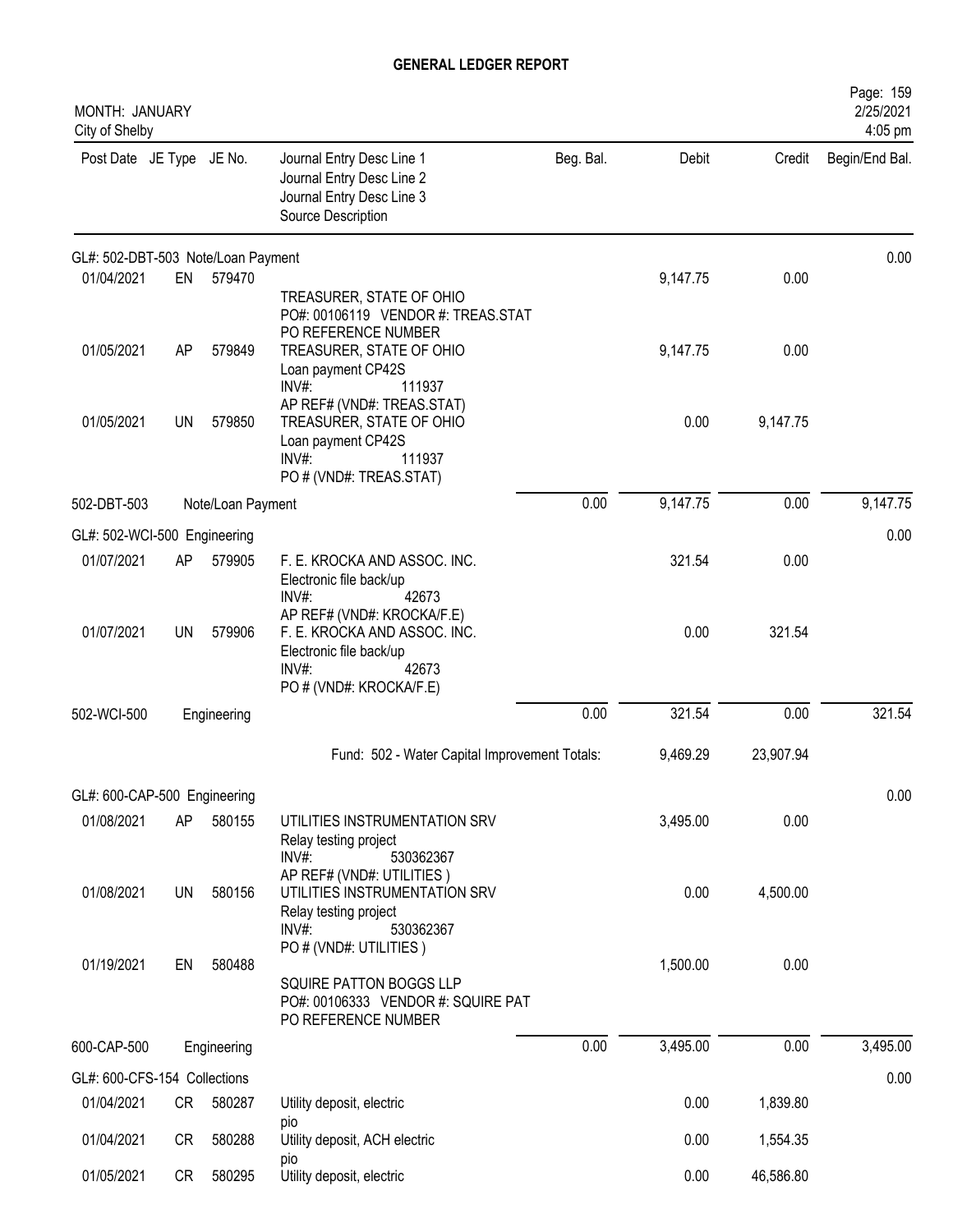# GENERAL LEDGER REPORT

MONTH: JANUARY
City of Shelby

| Post Date | JE Type | JE No. | Journal Entry Desc Line 1 / Journal Entry Desc Line 2 / Journal Entry Desc Line 3 / Source Description | Beg. Bal. | Debit | Credit | Begin/End Bal. |
|---|---|---|---|---|---|---|---|
| **GL#: 502-DBT-503 Note/Loan Payment** | | | | | | | 0.00 |
| 01/04/2021 | EN | 579470 | TREASURER, STATE OF OHIO<br>PO#: 00106119 VENDOR #: TREAS.STAT<br>PO REFERENCE NUMBER | | 9,147.75 | 0.00 | |
| 01/05/2021 | AP | 579849 | TREASURER, STATE OF OHIO<br>Loan payment CP42S<br>INV#: 111937<br>AP REF# (VND#: TREAS.STAT) | | 9,147.75 | 0.00 | |
| 01/05/2021 | UN | 579850 | TREASURER, STATE OF OHIO<br>Loan payment CP42S<br>INV#: 111937<br>PO # (VND#: TREAS.STAT) | | 0.00 | 9,147.75 | |
| 502-DBT-503 | | | Note/Loan Payment | 0.00 | 9,147.75 | 0.00 | 9,147.75 |
| **GL#: 502-WCI-500 Engineering** | | | | | | | 0.00 |
| 01/07/2021 | AP | 579905 | F. E. KROCKA AND ASSOC. INC.<br>Electronic file back/up<br>INV#: 42673<br>AP REF# (VND#: KROCKA/F.E) | | 321.54 | 0.00 | |
| 01/07/2021 | UN | 579906 | F. E. KROCKA AND ASSOC. INC.<br>Electronic file back/up<br>INV#: 42673<br>PO # (VND#: KROCKA/F.E) | | 0.00 | 321.54 | |
| 502-WCI-500 | | | Engineering | 0.00 | 321.54 | 0.00 | 321.54 |
| | | | Fund: 502 - Water Capital Improvement Totals: | | 9,469.29 | 23,907.94 | |
| **GL#: 600-CAP-500 Engineering** | | | | | | | 0.00 |
| 01/08/2021 | AP | 580155 | UTILITIES INSTRUMENTATION SRV<br>Relay testing project<br>INV#: 530362367<br>AP REF# (VND#: UTILITIES ) | | 3,495.00 | 0.00 | |
| 01/08/2021 | UN | 580156 | UTILITIES INSTRUMENTATION SRV<br>Relay testing project<br>INV#: 530362367<br>PO # (VND#: UTILITIES ) | | 0.00 | 4,500.00 | |
| 01/19/2021 | EN | 580488 | SQUIRE PATTON BOGGS LLP<br>PO#: 00106333 VENDOR #: SQUIRE PAT<br>PO REFERENCE NUMBER | | 1,500.00 | 0.00 | |
| 600-CAP-500 | | | Engineering | 0.00 | 3,495.00 | 0.00 | 3,495.00 |
| **GL#: 600-CFS-154 Collections** | | | | | | | 0.00 |
| 01/04/2021 | CR | 580287 | Utility deposit, electric<br>pio | | 0.00 | 1,839.80 | |
| 01/04/2021 | CR | 580288 | Utility deposit, ACH electric<br>pio | | 0.00 | 1,554.35 | |
| 01/05/2021 | CR | 580295 | Utility deposit, electric | | 0.00 | 46,586.80 | |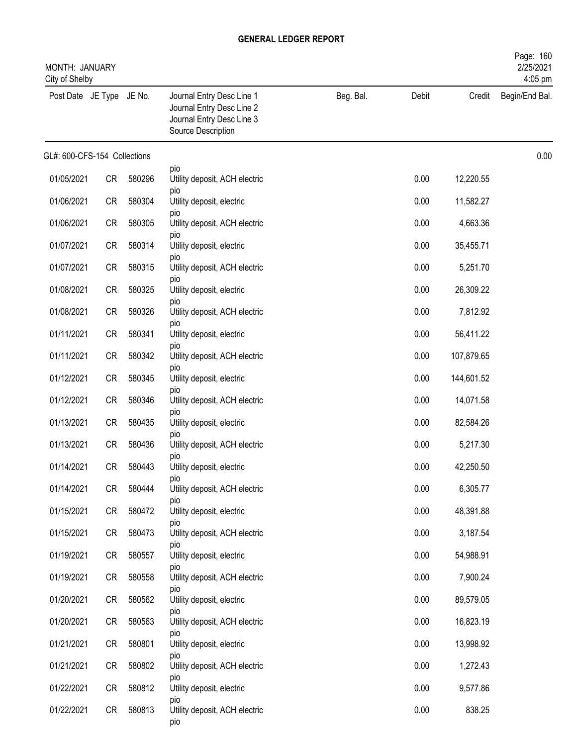# GENERAL LEDGER REPORT

MONTH: JANUARY
City of Shelby

2/25/2021
4:05 pm

| Post Date | JE Type | JE No. | Journal Entry Desc Line 1 / Journal Entry Desc Line 2 / Journal Entry Desc Line 3 / Source Description | Beg. Bal. | Debit | Credit | Begin/End Bal. |
|---|---|---|---|---|---|---|---|
| GL#: 600-CFS-154 Collections | | | | | | | 0.00 |
| | | | pio | | | | |
| 01/05/2021 | CR | 580296 | Utility deposit, ACH electric pio | | 0.00 | 12,220.55 | |
| 01/06/2021 | CR | 580304 | Utility deposit, electric pio | | 0.00 | 11,582.27 | |
| 01/06/2021 | CR | 580305 | Utility deposit, ACH electric pio | | 0.00 | 4,663.36 | |
| 01/07/2021 | CR | 580314 | Utility deposit, electric pio | | 0.00 | 35,455.71 | |
| 01/07/2021 | CR | 580315 | Utility deposit, ACH electric pio | | 0.00 | 5,251.70 | |
| 01/08/2021 | CR | 580325 | Utility deposit, electric pio | | 0.00 | 26,309.22 | |
| 01/08/2021 | CR | 580326 | Utility deposit, ACH electric pio | | 0.00 | 7,812.92 | |
| 01/11/2021 | CR | 580341 | Utility deposit, electric pio | | 0.00 | 56,411.22 | |
| 01/11/2021 | CR | 580342 | Utility deposit, ACH electric pio | | 0.00 | 107,879.65 | |
| 01/12/2021 | CR | 580345 | Utility deposit, electric pio | | 0.00 | 144,601.52 | |
| 01/12/2021 | CR | 580346 | Utility deposit, ACH electric pio | | 0.00 | 14,071.58 | |
| 01/13/2021 | CR | 580435 | Utility deposit, electric pio | | 0.00 | 82,584.26 | |
| 01/13/2021 | CR | 580436 | Utility deposit, ACH electric pio | | 0.00 | 5,217.30 | |
| 01/14/2021 | CR | 580443 | Utility deposit, electric pio | | 0.00 | 42,250.50 | |
| 01/14/2021 | CR | 580444 | Utility deposit, ACH electric pio | | 0.00 | 6,305.77 | |
| 01/15/2021 | CR | 580472 | Utility deposit, electric pio | | 0.00 | 48,391.88 | |
| 01/15/2021 | CR | 580473 | Utility deposit, ACH electric pio | | 0.00 | 3,187.54 | |
| 01/19/2021 | CR | 580557 | Utility deposit, electric pio | | 0.00 | 54,988.91 | |
| 01/19/2021 | CR | 580558 | Utility deposit, ACH electric pio | | 0.00 | 7,900.24 | |
| 01/20/2021 | CR | 580562 | Utility deposit, electric pio | | 0.00 | 89,579.05 | |
| 01/20/2021 | CR | 580563 | Utility deposit, ACH electric pio | | 0.00 | 16,823.19 | |
| 01/21/2021 | CR | 580801 | Utility deposit, electric pio | | 0.00 | 13,998.92 | |
| 01/21/2021 | CR | 580802 | Utility deposit, ACH electric pio | | 0.00 | 1,272.43 | |
| 01/22/2021 | CR | 580812 | Utility deposit, electric pio | | 0.00 | 9,577.86 | |
| 01/22/2021 | CR | 580813 | Utility deposit, ACH electric pio | | 0.00 | 838.25 | |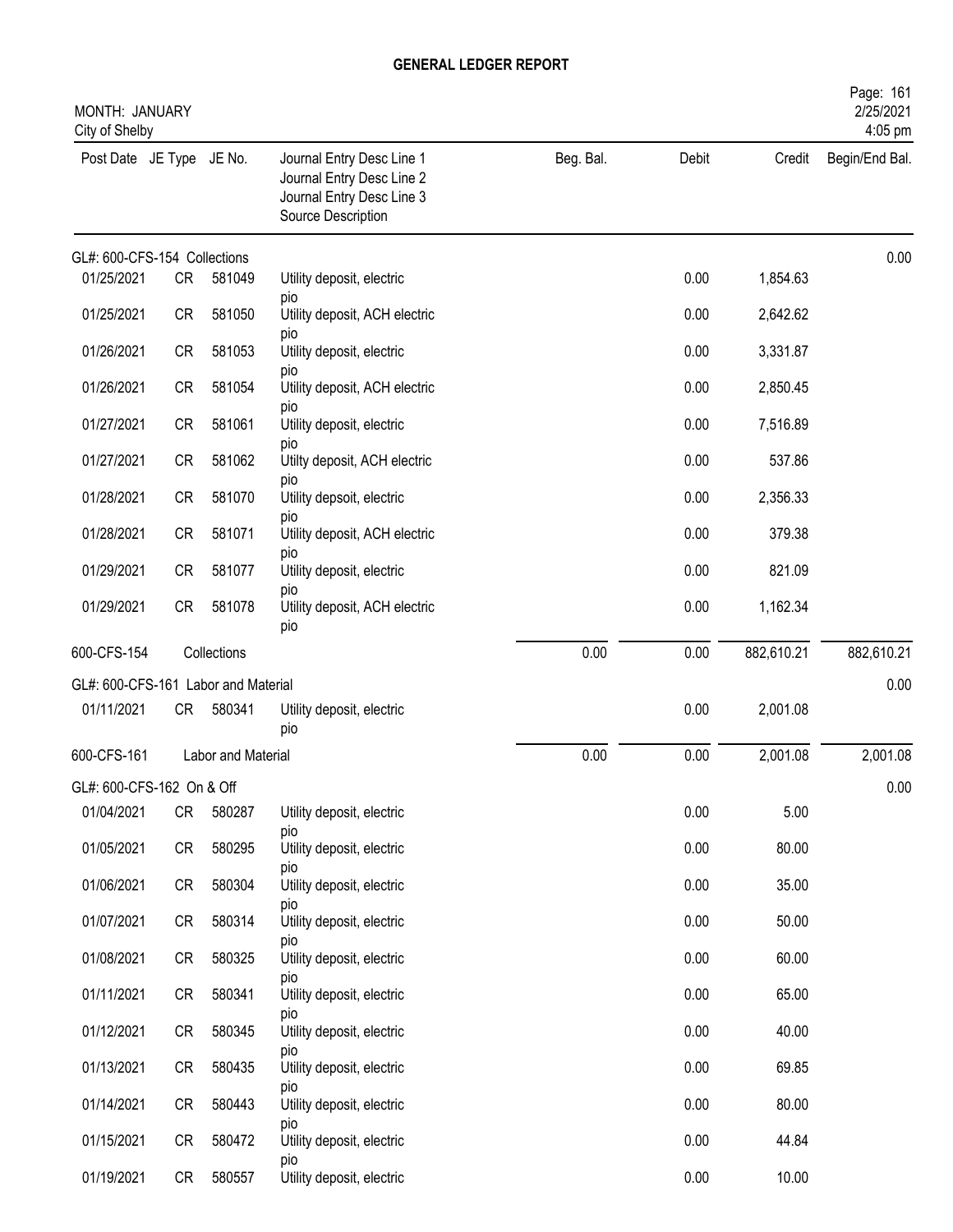# GENERAL LEDGER REPORT

MONTH: JANUARY
City of Shelby

2/25/2021
4:05 pm

| Post Date | JE Type | JE No. | Journal Entry Desc Line 1 / Journal Entry Desc Line 2 / Journal Entry Desc Line 3 / Source Description | Beg. Bal. | Debit | Credit | Begin/End Bal. |
|---|---|---|---|---|---|---|---|
| GL#: 600-CFS-154 Collections | | | | | | | 0.00 |
| 01/25/2021 | CR | 581049 | Utility deposit, electric pio | | 0.00 | 1,854.63 | |
| 01/25/2021 | CR | 581050 | Utility deposit, ACH electric pio | | 0.00 | 2,642.62 | |
| 01/26/2021 | CR | 581053 | Utility deposit, electric pio | | 0.00 | 3,331.87 | |
| 01/26/2021 | CR | 581054 | Utility deposit, ACH electric pio | | 0.00 | 2,850.45 | |
| 01/27/2021 | CR | 581061 | Utility deposit, electric pio | | 0.00 | 7,516.89 | |
| 01/27/2021 | CR | 581062 | Utilty deposit, ACH electric pio | | 0.00 | 537.86 | |
| 01/28/2021 | CR | 581070 | Utility depsoit, electric pio | | 0.00 | 2,356.33 | |
| 01/28/2021 | CR | 581071 | Utility deposit, ACH electric pio | | 0.00 | 379.38 | |
| 01/29/2021 | CR | 581077 | Utility deposit, electric pio | | 0.00 | 821.09 | |
| 01/29/2021 | CR | 581078 | Utility deposit, ACH electric pio | | 0.00 | 1,162.34 | |
| 600-CFS-154 | | Collections | | 0.00 | 0.00 | 882,610.21 | 882,610.21 |
| GL#: 600-CFS-161 Labor and Material | | | | | | | 0.00 |
| 01/11/2021 | CR | 580341 | Utility deposit, electric pio | | 0.00 | 2,001.08 | |
| 600-CFS-161 | | Labor and Material | | 0.00 | 0.00 | 2,001.08 | 2,001.08 |
| GL#: 600-CFS-162 On & Off | | | | | | | 0.00 |
| 01/04/2021 | CR | 580287 | Utility deposit, electric pio | | 0.00 | 5.00 | |
| 01/05/2021 | CR | 580295 | Utility deposit, electric pio | | 0.00 | 80.00 | |
| 01/06/2021 | CR | 580304 | Utility deposit, electric pio | | 0.00 | 35.00 | |
| 01/07/2021 | CR | 580314 | Utility deposit, electric pio | | 0.00 | 50.00 | |
| 01/08/2021 | CR | 580325 | Utility deposit, electric pio | | 0.00 | 60.00 | |
| 01/11/2021 | CR | 580341 | Utility deposit, electric pio | | 0.00 | 65.00 | |
| 01/12/2021 | CR | 580345 | Utility deposit, electric pio | | 0.00 | 40.00 | |
| 01/13/2021 | CR | 580435 | Utility deposit, electric pio | | 0.00 | 69.85 | |
| 01/14/2021 | CR | 580443 | Utility deposit, electric pio | | 0.00 | 80.00 | |
| 01/15/2021 | CR | 580472 | Utility deposit, electric pio | | 0.00 | 44.84 | |
| 01/19/2021 | CR | 580557 | Utility deposit, electric | | 0.00 | 10.00 | |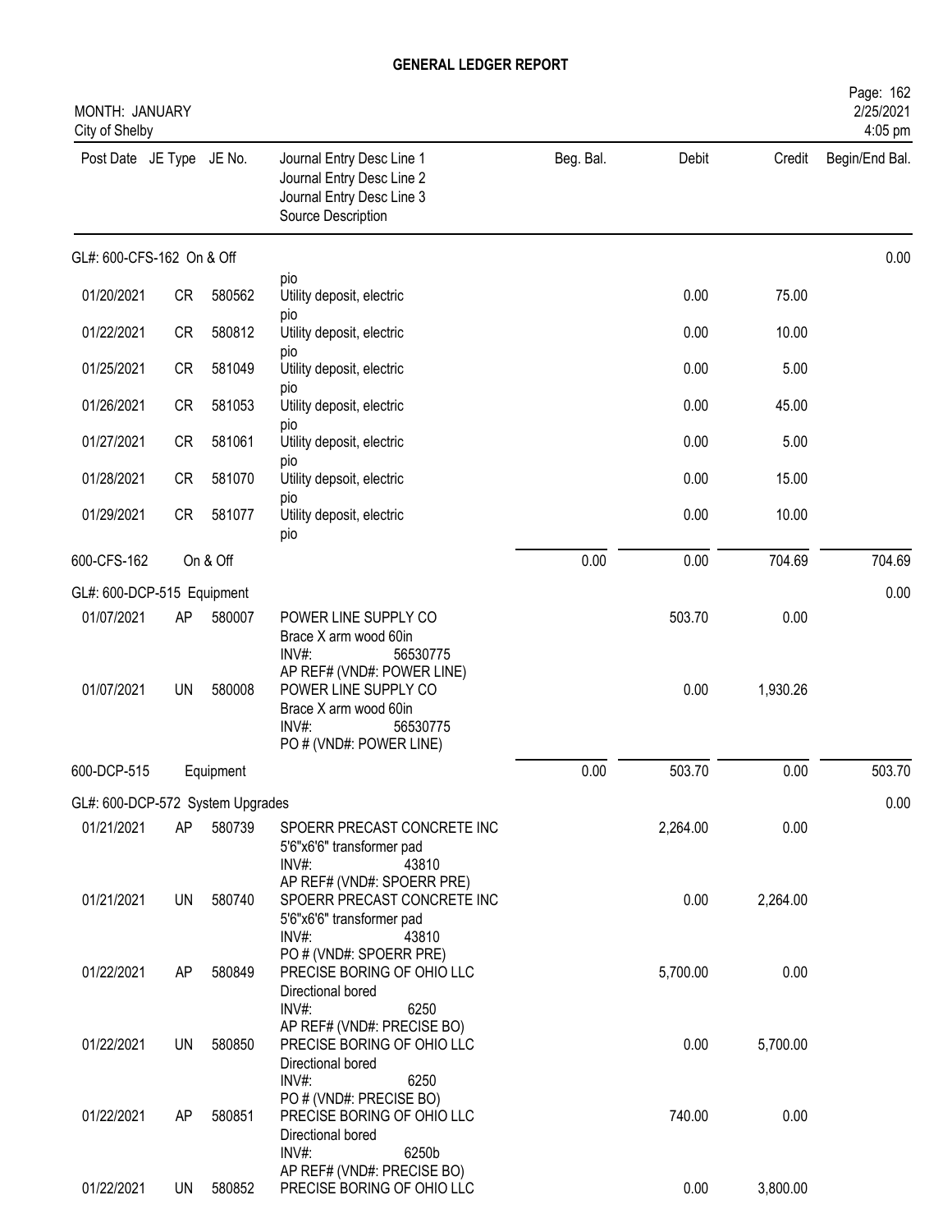# GENERAL LEDGER REPORT

MONTH: JANUARY
City of Shelby

Page: 162
2/25/2021
4:05 pm

| Post Date | JE Type | JE No. | Journal Entry Desc Line 1<br>Journal Entry Desc Line 2<br>Journal Entry Desc Line 3<br>Source Description | Beg. Bal. | Debit | Credit | Begin/End Bal. |
|---|---|---|---|---|---|---|---|
| GL#: 600-CFS-162 On & Off | | | | | | | 0.00 |
| | | | pio | | | | |
| 01/20/2021 | CR | 580562 | Utility deposit, electric<br>pio | | 0.00 | 75.00 | |
| 01/22/2021 | CR | 580812 | Utility deposit, electric<br>pio | | 0.00 | 10.00 | |
| 01/25/2021 | CR | 581049 | Utility deposit, electric<br>pio | | 0.00 | 5.00 | |
| 01/26/2021 | CR | 581053 | Utility deposit, electric<br>pio | | 0.00 | 45.00 | |
| 01/27/2021 | CR | 581061 | Utility deposit, electric<br>pio | | 0.00 | 5.00 | |
| 01/28/2021 | CR | 581070 | Utility depsoit, electric<br>pio | | 0.00 | 15.00 | |
| 01/29/2021 | CR | 581077 | Utility deposit, electric<br>pio | | 0.00 | 10.00 | |
| 600-CFS-162 | | On & Off | | 0.00 | 0.00 | 704.69 | 704.69 |
| GL#: 600-DCP-515 Equipment | | | | | | | 0.00 |
| 01/07/2021 | AP | 580007 | POWER LINE SUPPLY CO<br>Brace X arm wood 60in<br>INV#: 56530775<br>AP REF# (VND#: POWER LINE) | | 503.70 | 0.00 | |
| 01/07/2021 | UN | 580008 | POWER LINE SUPPLY CO<br>Brace X arm wood 60in<br>INV#: 56530775<br>PO # (VND#: POWER LINE) | | 0.00 | 1,930.26 | |
| 600-DCP-515 | | Equipment | | 0.00 | 503.70 | 0.00 | 503.70 |
| GL#: 600-DCP-572 System Upgrades | | | | | | | 0.00 |
| 01/21/2021 | AP | 580739 | SPOERR PRECAST CONCRETE INC<br>5'6"x6'6" transformer pad<br>INV#: 43810<br>AP REF# (VND#: SPOERR PRE) | | 2,264.00 | 0.00 | |
| 01/21/2021 | UN | 580740 | SPOERR PRECAST CONCRETE INC<br>5'6"x6'6" transformer pad<br>INV#: 43810<br>PO # (VND#: SPOERR PRE) | | 0.00 | 2,264.00 | |
| 01/22/2021 | AP | 580849 | PRECISE BORING OF OHIO LLC<br>Directional bored<br>INV#: 6250<br>AP REF# (VND#: PRECISE BO) | | 5,700.00 | 0.00 | |
| 01/22/2021 | UN | 580850 | PRECISE BORING OF OHIO LLC<br>Directional bored<br>INV#: 6250<br>PO # (VND#: PRECISE BO) | | 0.00 | 5,700.00 | |
| 01/22/2021 | AP | 580851 | PRECISE BORING OF OHIO LLC<br>Directional bored<br>INV#: 6250b<br>AP REF# (VND#: PRECISE BO) | | 740.00 | 0.00 | |
| 01/22/2021 | UN | 580852 | PRECISE BORING OF OHIO LLC | | 0.00 | 3,800.00 | |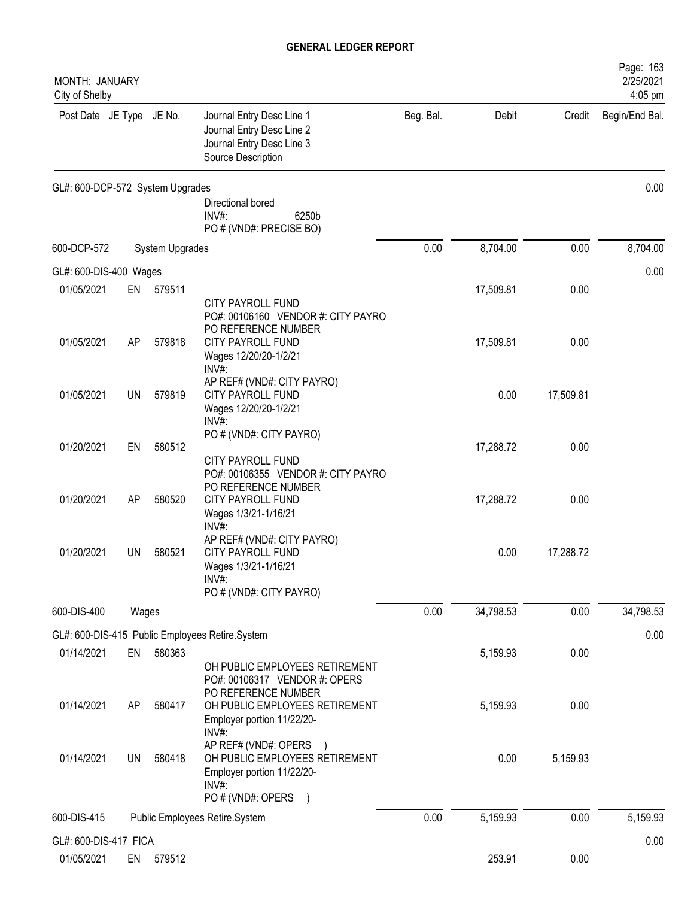# GENERAL LEDGER REPORT

MONTH: JANUARY
City of Shelby

2/25/2021
4:05 pm

| Post Date | JE Type | JE No. | Journal Entry Desc Line 1 / Journal Entry Desc Line 2 / Journal Entry Desc Line 3 / Source Description | Beg. Bal. | Debit | Credit | Begin/End Bal. |
|---|---|---|---|---|---|---|---|
| GL#: 600-DCP-572 System Upgrades | | | | | | | 0.00 |
| | | | Directional bored<br>INV#: 6250b<br>PO # (VND#: PRECISE BO) | | | | |
| 600-DCP-572 | | System Upgrades | | 0.00 | 8,704.00 | 0.00 | 8,704.00 |
| GL#: 600-DIS-400 Wages | | | | | | | 0.00 |
| 01/05/2021 | EN | 579511 | CITY PAYROLL FUND<br>PO#: 00106160 VENDOR #: CITY PAYRO<br>PO REFERENCE NUMBER | | 17,509.81 | 0.00 | |
| 01/05/2021 | AP | 579818 | CITY PAYROLL FUND<br>Wages 12/20/20-1/2/21<br>INV#:<br>AP REF# (VND#: CITY PAYRO) | | 17,509.81 | 0.00 | |
| 01/05/2021 | UN | 579819 | CITY PAYROLL FUND<br>Wages 12/20/20-1/2/21<br>INV#:<br>PO # (VND#: CITY PAYRO) | | 0.00 | 17,509.81 | |
| 01/20/2021 | EN | 580512 | CITY PAYROLL FUND<br>PO#: 00106355 VENDOR #: CITY PAYRO<br>PO REFERENCE NUMBER | | 17,288.72 | 0.00 | |
| 01/20/2021 | AP | 580520 | CITY PAYROLL FUND<br>Wages 1/3/21-1/16/21<br>INV#:<br>AP REF# (VND#: CITY PAYRO) | | 17,288.72 | 0.00 | |
| 01/20/2021 | UN | 580521 | CITY PAYROLL FUND<br>Wages 1/3/21-1/16/21<br>INV#:<br>PO # (VND#: CITY PAYRO) | | 0.00 | 17,288.72 | |
| 600-DIS-400 | | Wages | | 0.00 | 34,798.53 | 0.00 | 34,798.53 |
| GL#: 600-DIS-415 Public Employees Retire.System | | | | | | | 0.00 |
| 01/14/2021 | EN | 580363 | OH PUBLIC EMPLOYEES RETIREMENT<br>PO#: 00106317 VENDOR #: OPERS<br>PO REFERENCE NUMBER | | 5,159.93 | 0.00 | |
| 01/14/2021 | AP | 580417 | OH PUBLIC EMPLOYEES RETIREMENT<br>Employer portion 11/22/20-<br>INV#:<br>AP REF# (VND#: OPERS ) | | 5,159.93 | 0.00 | |
| 01/14/2021 | UN | 580418 | OH PUBLIC EMPLOYEES RETIREMENT<br>Employer portion 11/22/20-<br>INV#:<br>PO # (VND#: OPERS ) | | 0.00 | 5,159.93 | |
| 600-DIS-415 | | Public Employees Retire.System | | 0.00 | 5,159.93 | 0.00 | 5,159.93 |
| GL#: 600-DIS-417 FICA | | | | | | | 0.00 |
| 01/05/2021 | EN | 579512 | | | 253.91 | 0.00 | |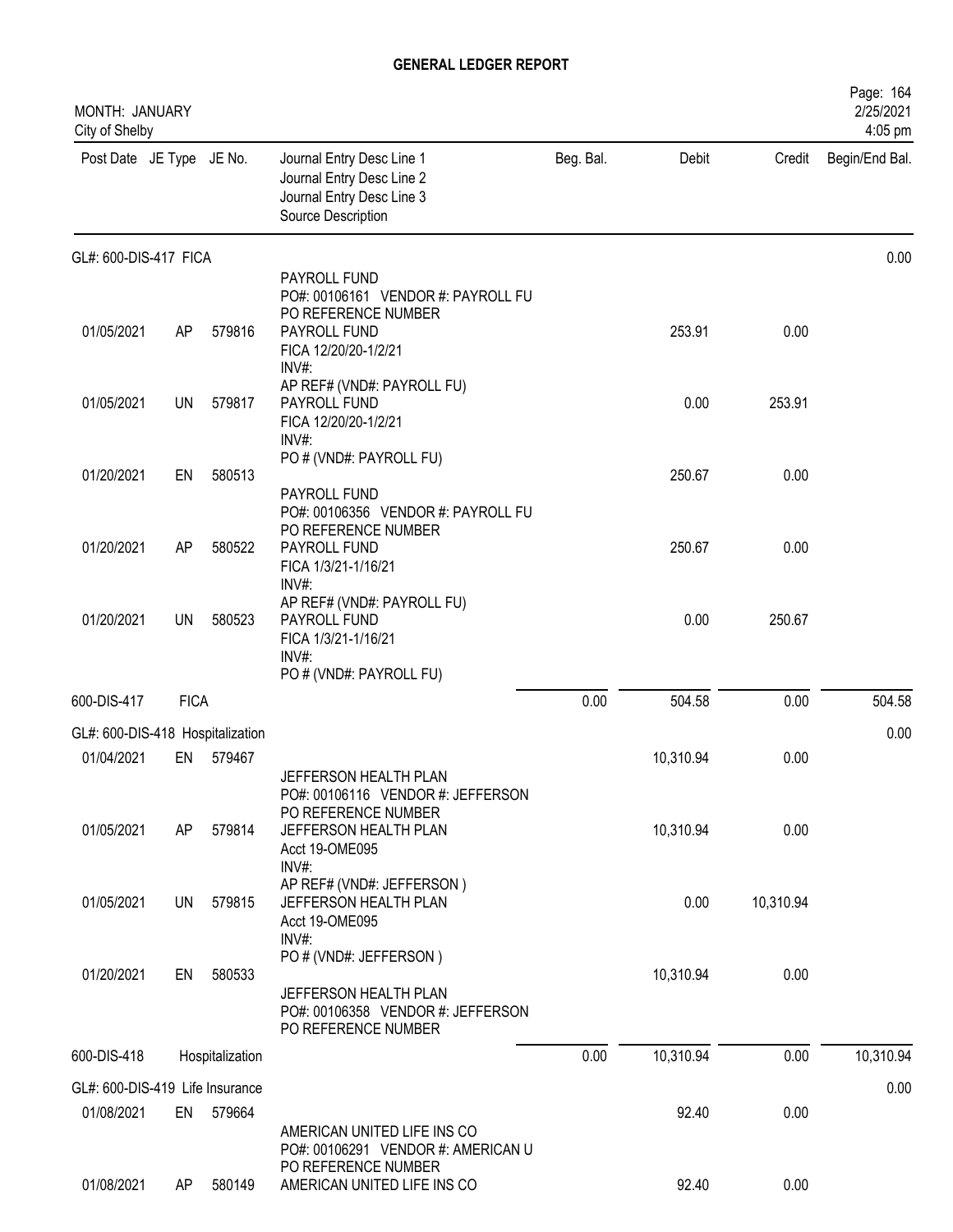# GENERAL LEDGER REPORT

MONTH: JANUARY
City of Shelby

| Post Date | JE Type | JE No. | Journal Entry Desc Line 1 / Journal Entry Desc Line 2 / Journal Entry Desc Line 3 / Source Description | Beg. Bal. | Debit | Credit | Begin/End Bal. |
|---|---|---|---|---|---|---|---|
| **GL#: 600-DIS-417 FICA** | | | | | | | 0.00 |
| | | | PAYROLL FUND PO#: 00106161 VENDOR #: PAYROLL FU PO REFERENCE NUMBER | | | | |
| 01/05/2021 | AP | 579816 | PAYROLL FUND FICA 12/20/20-1/2/21 INV#: AP REF# (VND#: PAYROLL FU) | | 253.91 | 0.00 | |
| 01/05/2021 | UN | 579817 | PAYROLL FUND FICA 12/20/20-1/2/21 INV#: PO # (VND#: PAYROLL FU) | | 0.00 | 253.91 | |
| 01/20/2021 | EN | 580513 | PAYROLL FUND PO#: 00106356 VENDOR #: PAYROLL FU PO REFERENCE NUMBER | | 250.67 | 0.00 | |
| 01/20/2021 | AP | 580522 | PAYROLL FUND FICA 1/3/21-1/16/21 INV#: AP REF# (VND#: PAYROLL FU) | | 250.67 | 0.00 | |
| 01/20/2021 | UN | 580523 | PAYROLL FUND FICA 1/3/21-1/16/21 INV#: PO # (VND#: PAYROLL FU) | | 0.00 | 250.67 | |
| 600-DIS-417 | FICA | | | 0.00 | 504.58 | 0.00 | 504.58 |
| **GL#: 600-DIS-418 Hospitalization** | | | | | | | 0.00 |
| 01/04/2021 | EN | 579467 | JEFFERSON HEALTH PLAN PO#: 00106116 VENDOR #: JEFFERSON PO REFERENCE NUMBER | | 10,310.94 | 0.00 | |
| 01/05/2021 | AP | 579814 | JEFFERSON HEALTH PLAN Acct 19-OME095 INV#: AP REF# (VND#: JEFFERSON ) | | 10,310.94 | 0.00 | |
| 01/05/2021 | UN | 579815 | JEFFERSON HEALTH PLAN Acct 19-OME095 INV#: PO # (VND#: JEFFERSON ) | | 0.00 | 10,310.94 | |
| 01/20/2021 | EN | 580533 | JEFFERSON HEALTH PLAN PO#: 00106358 VENDOR #: JEFFERSON PO REFERENCE NUMBER | | 10,310.94 | 0.00 | |
| 600-DIS-418 | Hospitalization | | | 0.00 | 10,310.94 | 0.00 | 10,310.94 |
| **GL#: 600-DIS-419 Life Insurance** | | | | | | | 0.00 |
| 01/08/2021 | EN | 579664 | AMERICAN UNITED LIFE INS CO PO#: 00106291 VENDOR #: AMERICAN U PO REFERENCE NUMBER | | 92.40 | 0.00 | |
| 01/08/2021 | AP | 580149 | AMERICAN UNITED LIFE INS CO | | 92.40 | 0.00 | |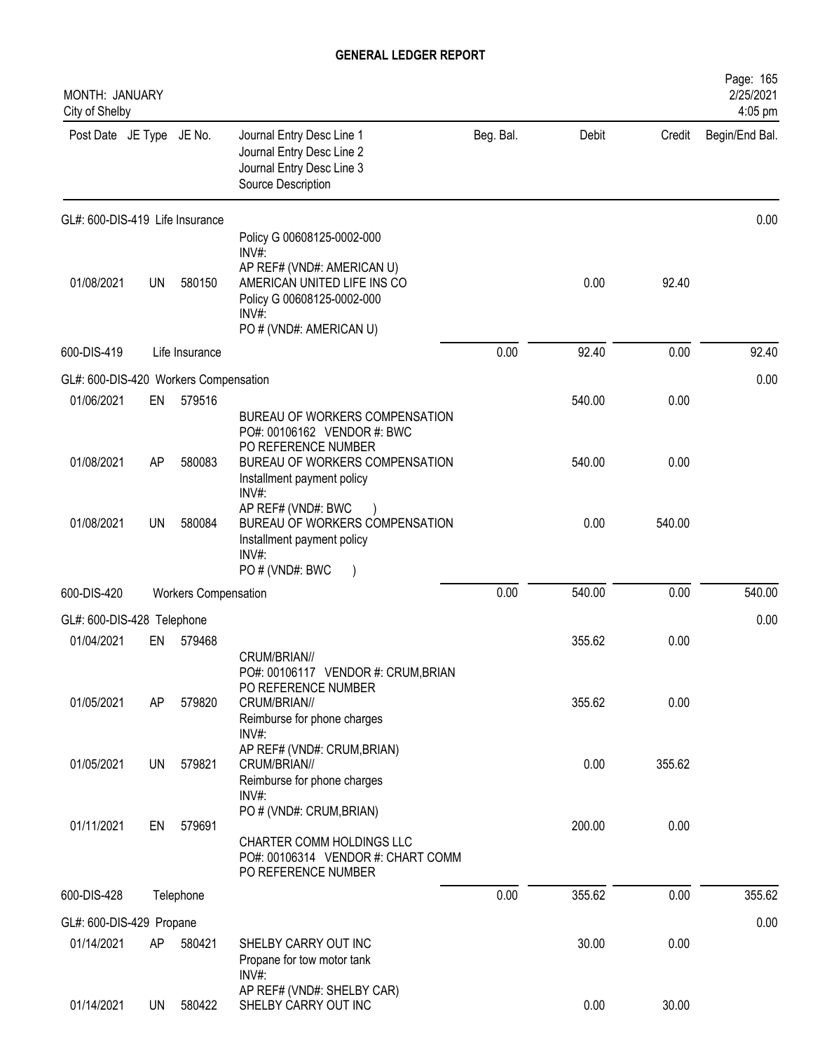# GENERAL LEDGER REPORT

MONTH: JANUARY
City of Shelby

2/25/2021
4:05 pm

| Post Date | JE Type | JE No. | Journal Entry Desc Line 1 / Journal Entry Desc Line 2 / Journal Entry Desc Line 3 / Source Description | Beg. Bal. | Debit | Credit | Begin/End Bal. |
|---|---|---|---|---|---|---|---|
| GL#: 600-DIS-419 Life Insurance | | | | | | | 0.00 |
| | | | Policy G 00608125-0002-000 INV#: AP REF# (VND#: AMERICAN U) | | | | |
| 01/08/2021 | UN | 580150 | AMERICAN UNITED LIFE INS CO Policy G 00608125-0002-000 INV#: PO # (VND#: AMERICAN U) | | 0.00 | 92.40 | |
| 600-DIS-419 | | Life Insurance | | 0.00 | 92.40 | 0.00 | 92.40 |
| GL#: 600-DIS-420 Workers Compensation | | | | | | | 0.00 |
| 01/06/2021 | EN | 579516 | BUREAU OF WORKERS COMPENSATION PO#: 00106162 VENDOR #: BWC PO REFERENCE NUMBER | | 540.00 | 0.00 | |
| 01/08/2021 | AP | 580083 | BUREAU OF WORKERS COMPENSATION Installment payment policy INV#: AP REF# (VND#: BWC ) | | 540.00 | 0.00 | |
| 01/08/2021 | UN | 580084 | BUREAU OF WORKERS COMPENSATION Installment payment policy INV#: PO # (VND#: BWC ) | | 0.00 | 540.00 | |
| 600-DIS-420 | | Workers Compensation | | 0.00 | 540.00 | 0.00 | 540.00 |
| GL#: 600-DIS-428 Telephone | | | | | | | 0.00 |
| 01/04/2021 | EN | 579468 | CRUM/BRIAN// PO#: 00106117 VENDOR #: CRUM,BRIAN PO REFERENCE NUMBER | | 355.62 | 0.00 | |
| 01/05/2021 | AP | 579820 | CRUM/BRIAN// Reimburse for phone charges INV#: AP REF# (VND#: CRUM,BRIAN) | | 355.62 | 0.00 | |
| 01/05/2021 | UN | 579821 | CRUM/BRIAN// Reimburse for phone charges INV#: PO # (VND#: CRUM,BRIAN) | | 0.00 | 355.62 | |
| 01/11/2021 | EN | 579691 | CHARTER COMM HOLDINGS LLC PO#: 00106314 VENDOR #: CHART COMM PO REFERENCE NUMBER | | 200.00 | 0.00 | |
| 600-DIS-428 | | Telephone | | 0.00 | 355.62 | 0.00 | 355.62 |
| GL#: 600-DIS-429 Propane | | | | | | | 0.00 |
| 01/14/2021 | AP | 580421 | SHELBY CARRY OUT INC Propane for tow motor tank INV#: AP REF# (VND#: SHELBY CAR) | | 30.00 | 0.00 | |
| 01/14/2021 | UN | 580422 | SHELBY CARRY OUT INC | | 0.00 | 30.00 | |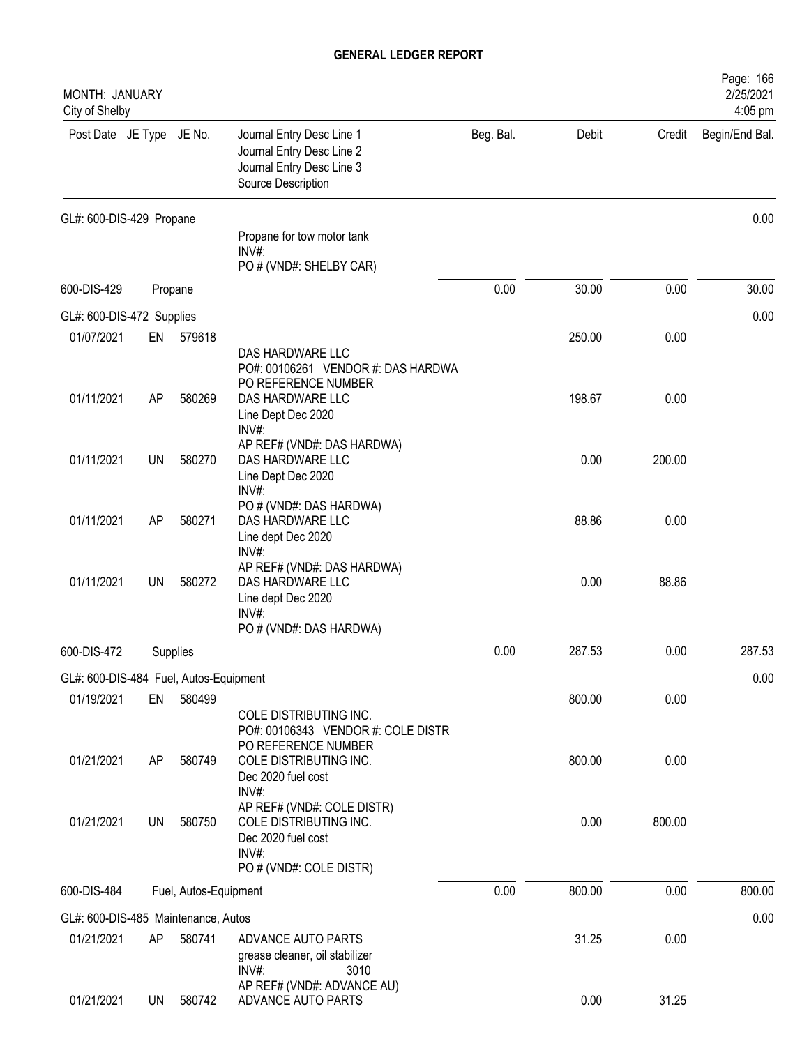**GENERAL LEDGER REPORT**

MONTH: JANUARY
City of Shelby

| Post Date | JE Type | JE No. | Journal Entry Desc Line 1<br>Journal Entry Desc Line 2<br>Journal Entry Desc Line 3<br>Source Description | Beg. Bal. | Debit | Credit | Begin/End Bal. |
|---|---|---|---|---|---|---|---|
| **GL#: 600-DIS-429 Propane** | | | | | | | 0.00 |
| | | | Propane for tow motor tank<br>INV#:<br>PO # (VND#: SHELBY CAR) | | | | |
| **600-DIS-429** | | Propane | | 0.00 | 30.00 | 0.00 | 30.00 |
| **GL#: 600-DIS-472 Supplies** | | | | | | | 0.00 |
| 01/07/2021 | EN | 579618 | DAS HARDWARE LLC<br>PO#: 00106261 VENDOR #: DAS HARDWA<br>PO REFERENCE NUMBER | | 250.00 | 0.00 | |
| 01/11/2021 | AP | 580269 | DAS HARDWARE LLC<br>Line Dept Dec 2020<br>INV#:<br>AP REF# (VND#: DAS HARDWA) | | 198.67 | 0.00 | |
| 01/11/2021 | UN | 580270 | DAS HARDWARE LLC<br>Line Dept Dec 2020<br>INV#:<br>PO # (VND#: DAS HARDWA) | | 0.00 | 200.00 | |
| 01/11/2021 | AP | 580271 | DAS HARDWARE LLC<br>Line dept Dec 2020<br>INV#:<br>AP REF# (VND#: DAS HARDWA) | | 88.86 | 0.00 | |
| 01/11/2021 | UN | 580272 | DAS HARDWARE LLC<br>Line dept Dec 2020<br>INV#:<br>PO # (VND#: DAS HARDWA) | | 0.00 | 88.86 | |
| **600-DIS-472** | | Supplies | | 0.00 | 287.53 | 0.00 | 287.53 |
| **GL#: 600-DIS-484 Fuel, Autos-Equipment** | | | | | | | 0.00 |
| 01/19/2021 | EN | 580499 | COLE DISTRIBUTING INC.<br>PO#: 00106343 VENDOR #: COLE DISTR<br>PO REFERENCE NUMBER | | 800.00 | 0.00 | |
| 01/21/2021 | AP | 580749 | COLE DISTRIBUTING INC.<br>Dec 2020 fuel cost<br>INV#:<br>AP REF# (VND#: COLE DISTR) | | 800.00 | 0.00 | |
| 01/21/2021 | UN | 580750 | COLE DISTRIBUTING INC.<br>Dec 2020 fuel cost<br>INV#:<br>PO # (VND#: COLE DISTR) | | 0.00 | 800.00 | |
| **600-DIS-484** | | Fuel, Autos-Equipment | | 0.00 | 800.00 | 0.00 | 800.00 |
| **GL#: 600-DIS-485 Maintenance, Autos** | | | | | | | 0.00 |
| 01/21/2021 | AP | 580741 | ADVANCE AUTO PARTS<br>grease cleaner, oil stabilizer<br>INV#: 3010<br>AP REF# (VND#: ADVANCE AU) | | 31.25 | 0.00 | |
| 01/21/2021 | UN | 580742 | ADVANCE AUTO PARTS | | 0.00 | 31.25 | |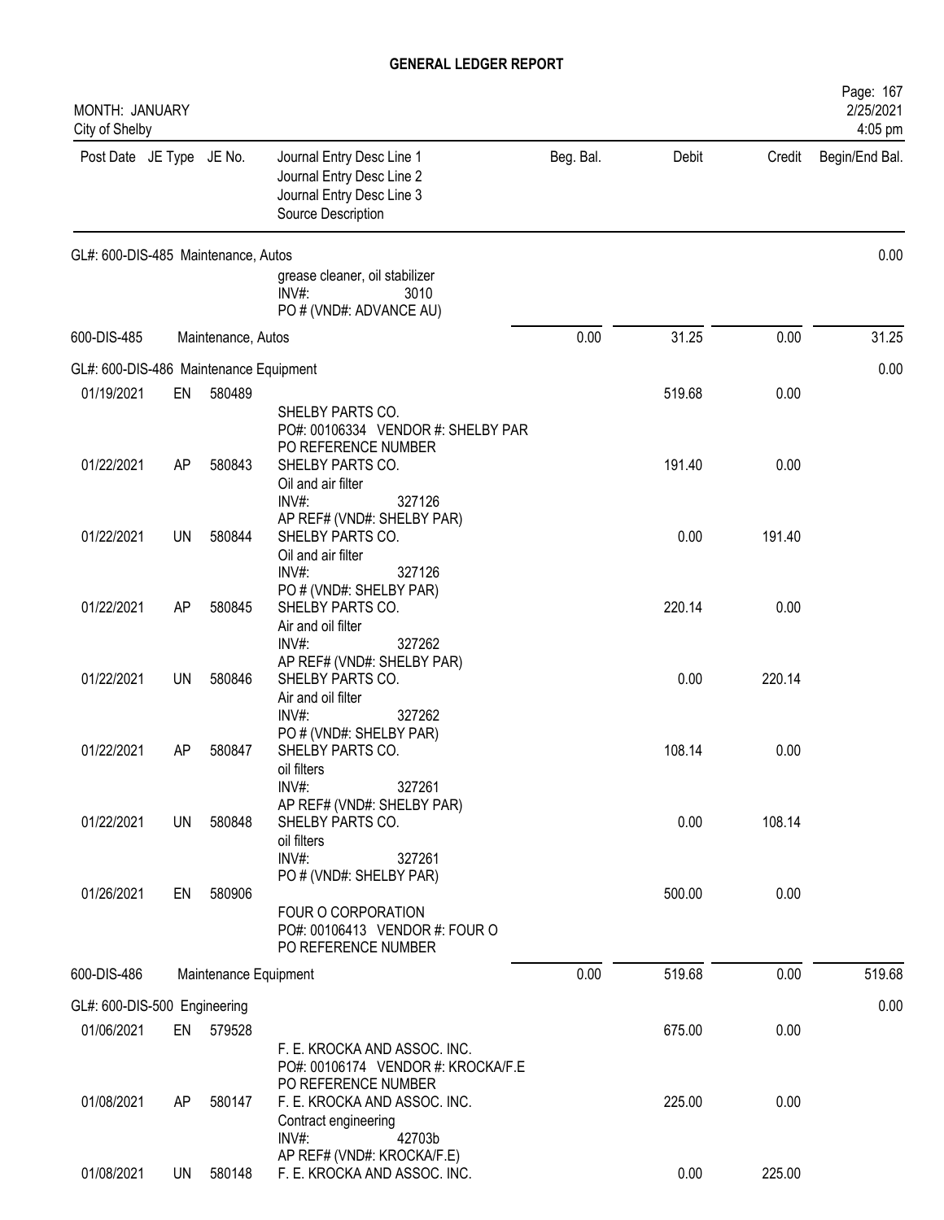**GENERAL LEDGER REPORT**

MONTH: JANUARY
City of Shelby

| Post Date | JE Type | JE No. | Journal Entry Desc Line 1 / Journal Entry Desc Line 2 / Journal Entry Desc Line 3 / Source Description | Beg. Bal. | Debit | Credit | Begin/End Bal. |
|---|---|---|---|---|---|---|---|
| **GL#: 600-DIS-485 Maintenance, Autos** | | | | | | | 0.00 |
| | | | grease cleaner, oil stabilizer<br>INV#: 3010<br>PO # (VND#: ADVANCE AU) | | | | |
| 600-DIS-485 | | Maintenance, Autos | | 0.00 | 31.25 | 0.00 | 31.25 |
| **GL#: 600-DIS-486 Maintenance Equipment** | | | | | | | 0.00 |
| 01/19/2021 | EN | 580489 | SHELBY PARTS CO.<br>PO#: 00106334 VENDOR #: SHELBY PAR<br>PO REFERENCE NUMBER | | 519.68 | 0.00 | |
| 01/22/2021 | AP | 580843 | SHELBY PARTS CO.<br>Oil and air filter<br>INV#: 327126<br>AP REF# (VND#: SHELBY PAR) | | 191.40 | 0.00 | |
| 01/22/2021 | UN | 580844 | SHELBY PARTS CO.<br>Oil and air filter<br>INV#: 327126<br>PO # (VND#: SHELBY PAR) | | 0.00 | 191.40 | |
| 01/22/2021 | AP | 580845 | SHELBY PARTS CO.<br>Air and oil filter<br>INV#: 327262<br>AP REF# (VND#: SHELBY PAR) | | 220.14 | 0.00 | |
| 01/22/2021 | UN | 580846 | SHELBY PARTS CO.<br>Air and oil filter<br>INV#: 327262<br>PO # (VND#: SHELBY PAR) | | 0.00 | 220.14 | |
| 01/22/2021 | AP | 580847 | SHELBY PARTS CO.<br>oil filters<br>INV#: 327261<br>AP REF# (VND#: SHELBY PAR) | | 108.14 | 0.00 | |
| 01/22/2021 | UN | 580848 | SHELBY PARTS CO.<br>oil filters<br>INV#: 327261<br>PO # (VND#: SHELBY PAR) | | 0.00 | 108.14 | |
| 01/26/2021 | EN | 580906 | FOUR O CORPORATION<br>PO#: 00106413 VENDOR #: FOUR O<br>PO REFERENCE NUMBER | | 500.00 | 0.00 | |
| 600-DIS-486 | | Maintenance Equipment | | 0.00 | 519.68 | 0.00 | 519.68 |
| **GL#: 600-DIS-500 Engineering** | | | | | | | 0.00 |
| 01/06/2021 | EN | 579528 | F. E. KROCKA AND ASSOC. INC.<br>PO#: 00106174 VENDOR #: KROCKA/F.E<br>PO REFERENCE NUMBER | | 675.00 | 0.00 | |
| 01/08/2021 | AP | 580147 | F. E. KROCKA AND ASSOC. INC.<br>Contract engineering<br>INV#: 42703b<br>AP REF# (VND#: KROCKA/F.E) | | 225.00 | 0.00 | |
| 01/08/2021 | UN | 580148 | F. E. KROCKA AND ASSOC. INC. | | 0.00 | 225.00 | |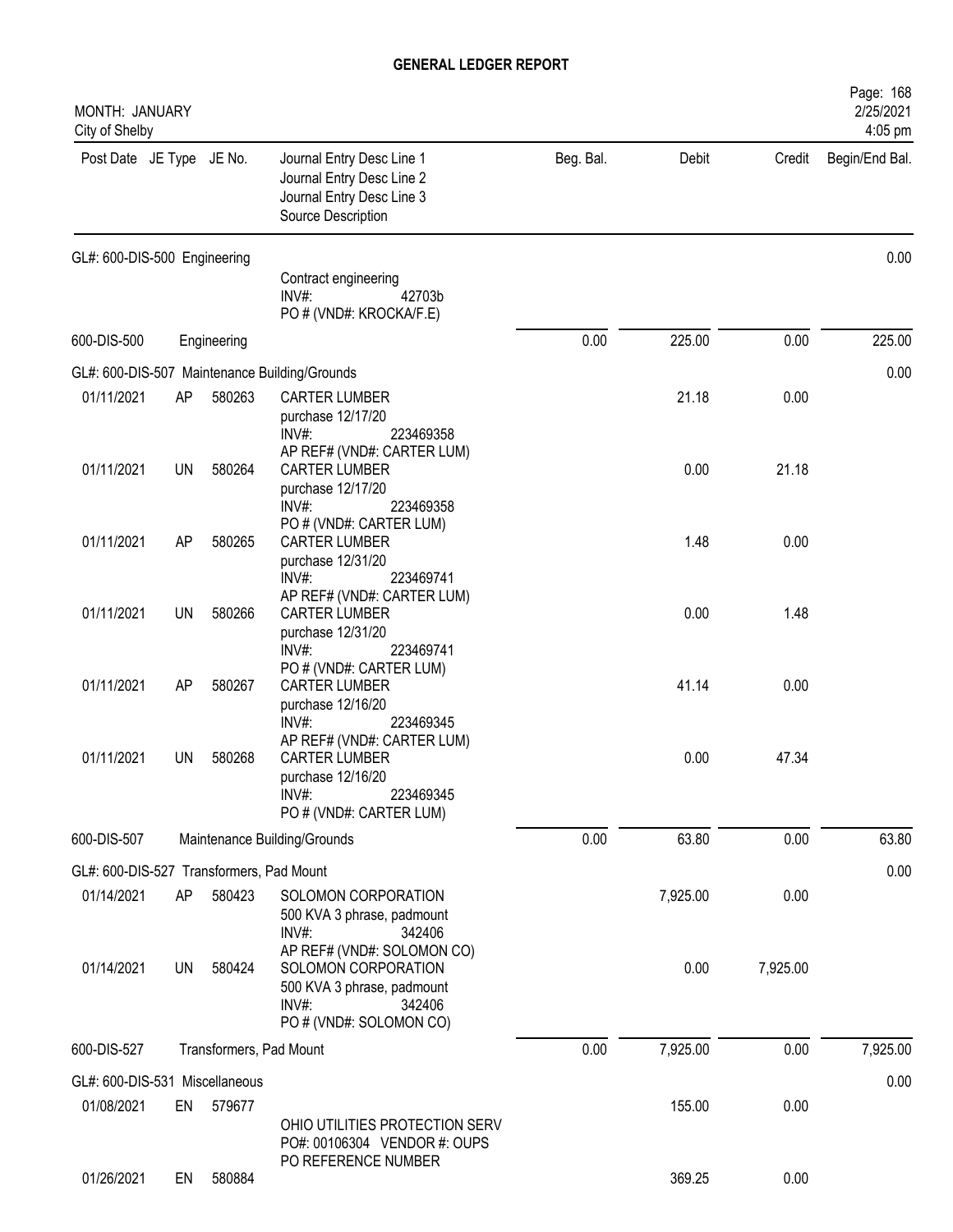# GENERAL LEDGER REPORT

MONTH: JANUARY
City of Shelby

2/25/2021
4:05 pm

| Post Date | JE Type | JE No. | Journal Entry Desc Line 1 / Journal Entry Desc Line 2 / Journal Entry Desc Line 3 / Source Description | Beg. Bal. | Debit | Credit | Begin/End Bal. |
|---|---|---|---|---|---|---|---|
| GL#: 600-DIS-500 Engineering | | | | | | | 0.00 |
| | | | Contract engineering<br>INV#: 42703b<br>PO # (VND#: KROCKA/F.E) | | | | |
| 600-DIS-500 | | Engineering | | 0.00 | 225.00 | 0.00 | 225.00 |
| GL#: 600-DIS-507 Maintenance Building/Grounds | | | | | | | 0.00 |
| 01/11/2021 | AP | 580263 | CARTER LUMBER<br>purchase 12/17/20<br>INV#: 223469358<br>AP REF# (VND#: CARTER LUM) | | 21.18 | 0.00 | |
| 01/11/2021 | UN | 580264 | CARTER LUMBER<br>purchase 12/17/20<br>INV#: 223469358<br>PO # (VND#: CARTER LUM) | | 0.00 | 21.18 | |
| 01/11/2021 | AP | 580265 | CARTER LUMBER<br>purchase 12/31/20<br>INV#: 223469741<br>AP REF# (VND#: CARTER LUM) | | 1.48 | 0.00 | |
| 01/11/2021 | UN | 580266 | CARTER LUMBER<br>purchase 12/31/20<br>INV#: 223469741<br>PO # (VND#: CARTER LUM) | | 0.00 | 1.48 | |
| 01/11/2021 | AP | 580267 | CARTER LUMBER<br>purchase 12/16/20<br>INV#: 223469345<br>AP REF# (VND#: CARTER LUM) | | 41.14 | 0.00 | |
| 01/11/2021 | UN | 580268 | CARTER LUMBER<br>purchase 12/16/20<br>INV#: 223469345<br>PO # (VND#: CARTER LUM) | | 0.00 | 47.34 | |
| 600-DIS-507 | | Maintenance Building/Grounds | | 0.00 | 63.80 | 0.00 | 63.80 |
| GL#: 600-DIS-527 Transformers, Pad Mount | | | | | | | 0.00 |
| 01/14/2021 | AP | 580423 | SOLOMON CORPORATION<br>500 KVA 3 phrase, padmount<br>INV#: 342406<br>AP REF# (VND#: SOLOMON CO) | | 7,925.00 | 0.00 | |
| 01/14/2021 | UN | 580424 | SOLOMON CORPORATION<br>500 KVA 3 phrase, padmount<br>INV#: 342406<br>PO # (VND#: SOLOMON CO) | | 0.00 | 7,925.00 | |
| 600-DIS-527 | | Transformers, Pad Mount | | 0.00 | 7,925.00 | 0.00 | 7,925.00 |
| GL#: 600-DIS-531 Miscellaneous | | | | | | | 0.00 |
| 01/08/2021 | EN | 579677 | OHIO UTILITIES PROTECTION SERV<br>PO#: 00106304 VENDOR #: OUPS<br>PO REFERENCE NUMBER | | 155.00 | 0.00 | |
| 01/26/2021 | EN | 580884 | | | 369.25 | 0.00 | |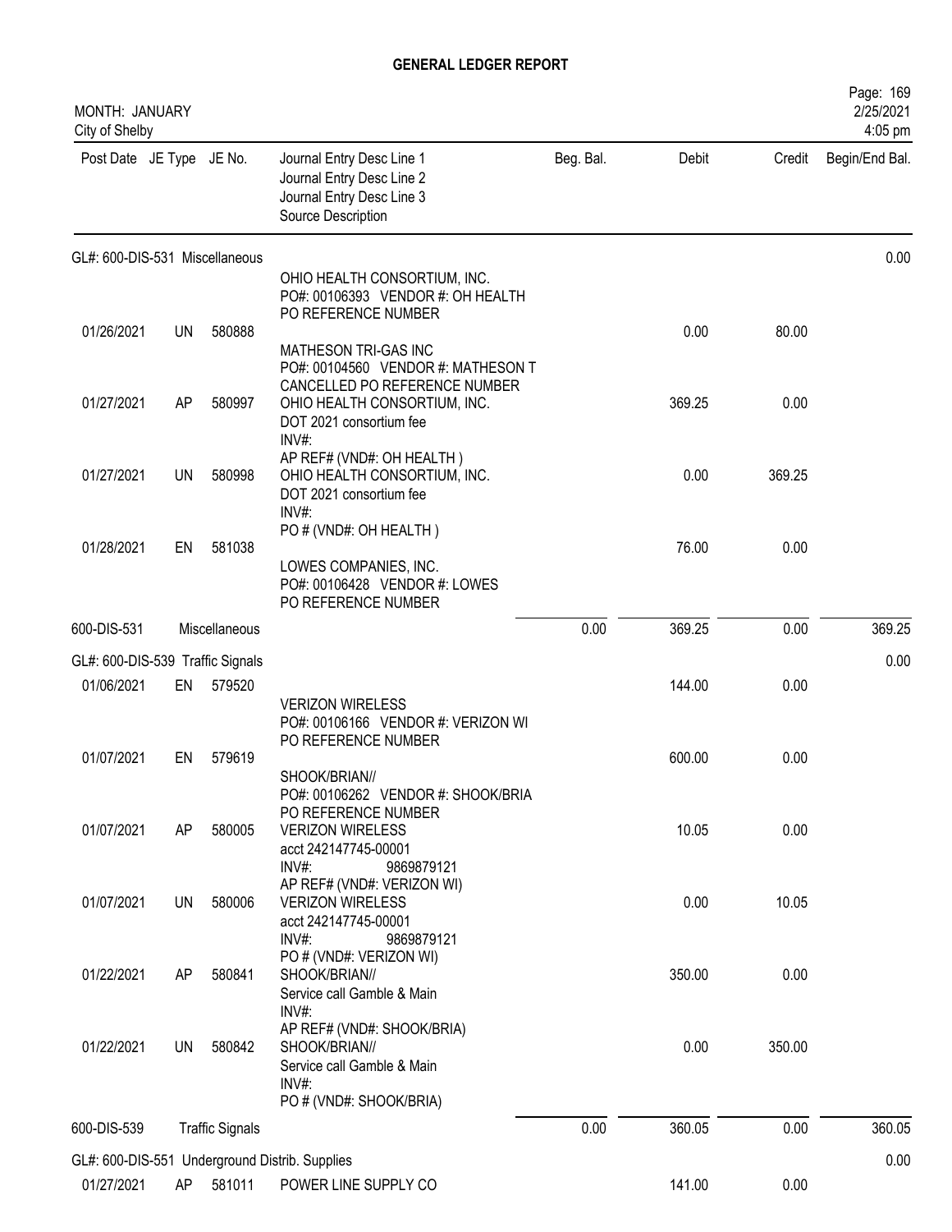# GENERAL LEDGER REPORT

MONTH: JANUARY
City of Shelby

| Post Date | JE Type | JE No. | Journal Entry Desc Line 1 / Journal Entry Desc Line 2 / Journal Entry Desc Line 3 / Source Description | Beg. Bal. | Debit | Credit | Begin/End Bal. |
|---|---|---|---|---|---|---|---|
| GL#: 600-DIS-531 Miscellaneous | | | | | | | 0.00 |
| | | | OHIO HEALTH CONSORTIUM, INC. PO#: 00106393 VENDOR #: OH HEALTH PO REFERENCE NUMBER | | | | |
| 01/26/2021 | UN | 580888 | MATHESON TRI-GAS INC PO#: 00104560 VENDOR #: MATHESON T CANCELLED PO REFERENCE NUMBER | | 0.00 | 80.00 | |
| 01/27/2021 | AP | 580997 | OHIO HEALTH CONSORTIUM, INC. DOT 2021 consortium fee INV#: AP REF# (VND#: OH HEALTH ) | | 369.25 | 0.00 | |
| 01/27/2021 | UN | 580998 | OHIO HEALTH CONSORTIUM, INC. DOT 2021 consortium fee INV#: PO # (VND#: OH HEALTH ) | | 0.00 | 369.25 | |
| 01/28/2021 | EN | 581038 | LOWES COMPANIES, INC. PO#: 00106428 VENDOR #: LOWES PO REFERENCE NUMBER | | 76.00 | 0.00 | |
| 600-DIS-531 | | Miscellaneous | | 0.00 | 369.25 | 0.00 | 369.25 |
| GL#: 600-DIS-539 Traffic Signals | | | | | | | 0.00 |
| 01/06/2021 | EN | 579520 | VERIZON WIRELESS PO#: 00106166 VENDOR #: VERIZON WI PO REFERENCE NUMBER | | 144.00 | 0.00 | |
| 01/07/2021 | EN | 579619 | SHOOK/BRIAN// PO#: 00106262 VENDOR #: SHOOK/BRIA PO REFERENCE NUMBER | | 600.00 | 0.00 | |
| 01/07/2021 | AP | 580005 | VERIZON WIRELESS acct 242147745-00001 INV#: 9869879121 AP REF# (VND#: VERIZON WI) | | 10.05 | 0.00 | |
| 01/07/2021 | UN | 580006 | VERIZON WIRELESS acct 242147745-00001 INV#: 9869879121 PO # (VND#: VERIZON WI) | | 0.00 | 10.05 | |
| 01/22/2021 | AP | 580841 | SHOOK/BRIAN// Service call Gamble & Main INV#: AP REF# (VND#: SHOOK/BRIA) | | 350.00 | 0.00 | |
| 01/22/2021 | UN | 580842 | SHOOK/BRIAN// Service call Gamble & Main INV#: PO # (VND#: SHOOK/BRIA) | | 0.00 | 350.00 | |
| 600-DIS-539 | | Traffic Signals | | 0.00 | 360.05 | 0.00 | 360.05 |
| GL#: 600-DIS-551 Underground Distrib. Supplies | | | | | | | 0.00 |
| 01/27/2021 | AP | 581011 | POWER LINE SUPPLY CO | | 141.00 | 0.00 | |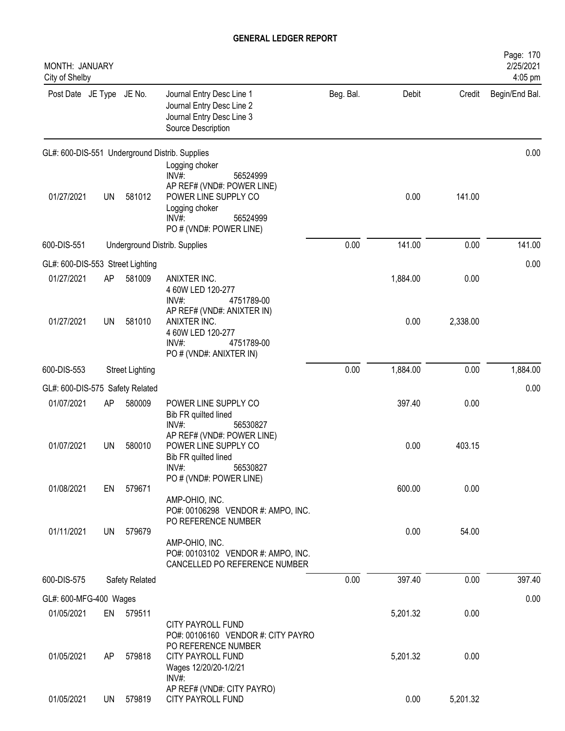## GENERAL LEDGER REPORT

MONTH: JANUARY
City of Shelby

| Post Date | JE Type | JE No. | Journal Entry Desc Line 1 / Journal Entry Desc Line 2 / Journal Entry Desc Line 3 / Source Description | Beg. Bal. | Debit | Credit | Begin/End Bal. |
|---|---|---|---|---|---|---|---|
| GL#: 600-DIS-551 Underground Distrib. Supplies | | | | | | | 0.00 |
| | | | Logging choker<br>INV#: 56524999<br>AP REF# (VND#: POWER LINE) | | | | |
| 01/27/2021 | UN | 581012 | POWER LINE SUPPLY CO<br>Logging choker<br>INV#: 56524999<br>PO # (VND#: POWER LINE) | | 0.00 | 141.00 | |
| 600-DIS-551 | | | Underground Distrib. Supplies | 0.00 | 141.00 | 0.00 | 141.00 |
| GL#: 600-DIS-553 Street Lighting | | | | | | | 0.00 |
| 01/27/2021 | AP | 581009 | ANIXTER INC.<br>4 60W LED 120-277<br>INV#: 4751789-00<br>AP REF# (VND#: ANIXTER IN) | | 1,884.00 | 0.00 | |
| 01/27/2021 | UN | 581010 | ANIXTER INC.<br>4 60W LED 120-277<br>INV#: 4751789-00<br>PO # (VND#: ANIXTER IN) | | 0.00 | 2,338.00 | |
| 600-DIS-553 | | | Street Lighting | 0.00 | 1,884.00 | 0.00 | 1,884.00 |
| GL#: 600-DIS-575 Safety Related | | | | | | | 0.00 |
| 01/07/2021 | AP | 580009 | POWER LINE SUPPLY CO<br>Bib FR quilted lined<br>INV#: 56530827<br>AP REF# (VND#: POWER LINE) | | 397.40 | 0.00 | |
| 01/07/2021 | UN | 580010 | POWER LINE SUPPLY CO<br>Bib FR quilted lined<br>INV#: 56530827<br>PO # (VND#: POWER LINE) | | 0.00 | 403.15 | |
| 01/08/2021 | EN | 579671 | AMP-OHIO, INC.<br>PO#: 00106298 VENDOR #: AMPO, INC.<br>PO REFERENCE NUMBER | | 600.00 | 0.00 | |
| 01/11/2021 | UN | 579679 | AMP-OHIO, INC.<br>PO#: 00103102 VENDOR #: AMPO, INC.<br>CANCELLED PO REFERENCE NUMBER | | 0.00 | 54.00 | |
| 600-DIS-575 | | | Safety Related | 0.00 | 397.40 | 0.00 | 397.40 |
| GL#: 600-MFG-400 Wages | | | | | | | 0.00 |
| 01/05/2021 | EN | 579511 | CITY PAYROLL FUND<br>PO#: 00106160 VENDOR #: CITY PAYRO<br>PO REFERENCE NUMBER | | 5,201.32 | 0.00 | |
| 01/05/2021 | AP | 579818 | CITY PAYROLL FUND<br>Wages 12/20/20-1/2/21<br>INV#:<br>AP REF# (VND#: CITY PAYRO) | | 5,201.32 | 0.00 | |
| 01/05/2021 | UN | 579819 | CITY PAYROLL FUND | | 0.00 | 5,201.32 | |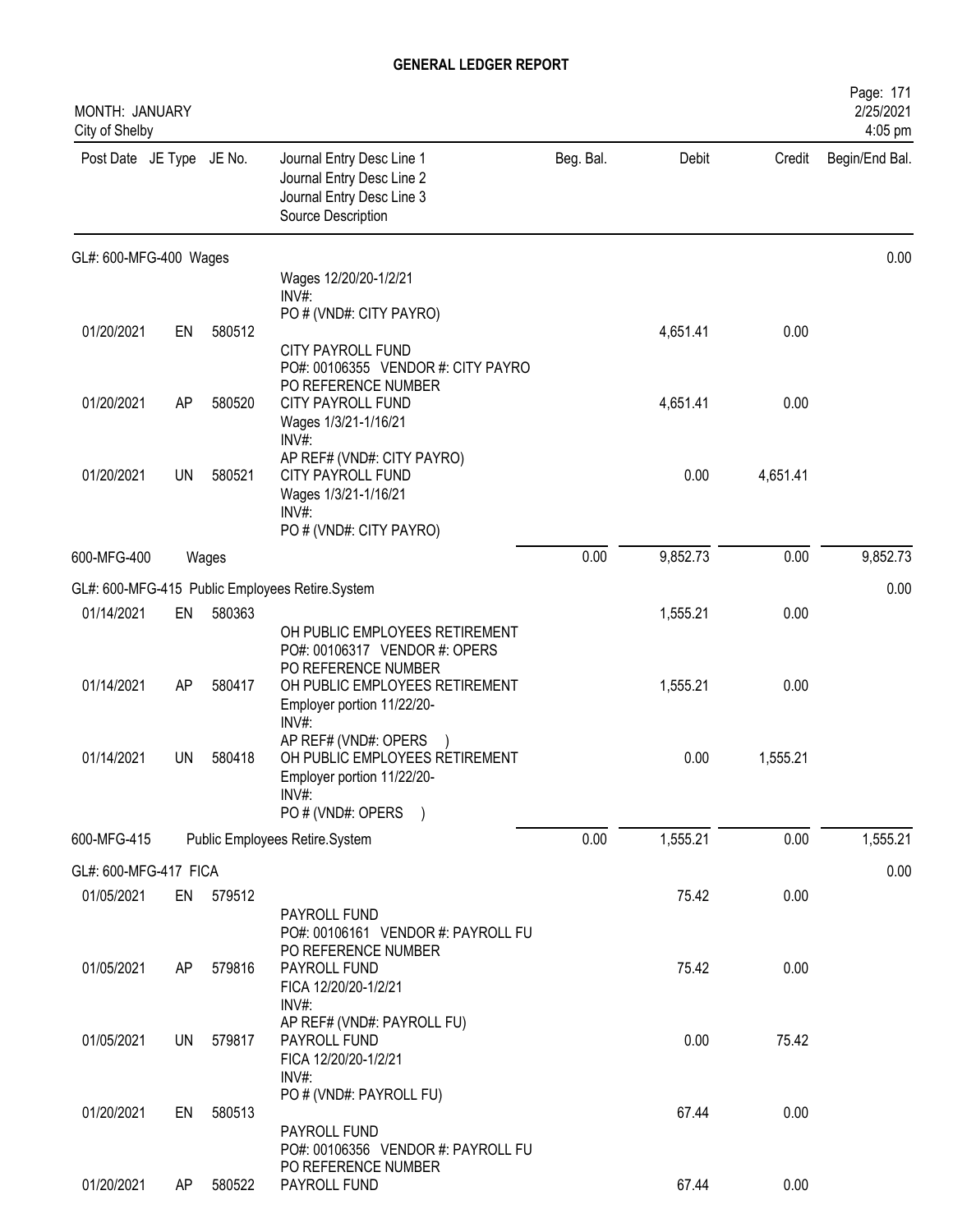# GENERAL LEDGER REPORT

MONTH: JANUARY
City of Shelby

| Post Date | JE Type | JE No. | Journal Entry Desc Line 1<br>Journal Entry Desc Line 2<br>Journal Entry Desc Line 3<br>Source Description | Beg. Bal. | Debit | Credit | Begin/End Bal. |
|---|---|---|---|---|---|---|---|
| **GL#: 600-MFG-400 Wages** | | | | | | | 0.00 |
| | | | Wages 12/20/20-1/2/21<br>INV#:<br>PO # (VND#: CITY PAYRO) | | | | |
| 01/20/2021 | EN | 580512 | CITY PAYROLL FUND<br>PO#: 00106355 VENDOR #: CITY PAYRO<br>PO REFERENCE NUMBER | | 4,651.41 | 0.00 | |
| 01/20/2021 | AP | 580520 | CITY PAYROLL FUND<br>Wages 1/3/21-1/16/21<br>INV#:<br>AP REF# (VND#: CITY PAYRO) | | 4,651.41 | 0.00 | |
| 01/20/2021 | UN | 580521 | CITY PAYROLL FUND<br>Wages 1/3/21-1/16/21<br>INV#:<br>PO # (VND#: CITY PAYRO) | | 0.00 | 4,651.41 | |
| 600-MFG-400 | | Wages | | 0.00 | 9,852.73 | 0.00 | 9,852.73 |
| **GL#: 600-MFG-415 Public Employees Retire.System** | | | | | | | 0.00 |
| 01/14/2021 | EN | 580363 | OH PUBLIC EMPLOYEES RETIREMENT<br>PO#: 00106317 VENDOR #: OPERS<br>PO REFERENCE NUMBER | | 1,555.21 | 0.00 | |
| 01/14/2021 | AP | 580417 | OH PUBLIC EMPLOYEES RETIREMENT<br>Employer portion 11/22/20-<br>INV#:<br>AP REF# (VND#: OPERS ) | | 1,555.21 | 0.00 | |
| 01/14/2021 | UN | 580418 | OH PUBLIC EMPLOYEES RETIREMENT<br>Employer portion 11/22/20-<br>INV#:<br>PO # (VND#: OPERS ) | | 0.00 | 1,555.21 | |
| 600-MFG-415 | | Public Employees Retire.System | | 0.00 | 1,555.21 | 0.00 | 1,555.21 |
| **GL#: 600-MFG-417 FICA** | | | | | | | 0.00 |
| 01/05/2021 | EN | 579512 | PAYROLL FUND<br>PO#: 00106161 VENDOR #: PAYROLL FU<br>PO REFERENCE NUMBER | | 75.42 | 0.00 | |
| 01/05/2021 | AP | 579816 | PAYROLL FUND<br>FICA 12/20/20-1/2/21<br>INV#:<br>AP REF# (VND#: PAYROLL FU) | | 75.42 | 0.00 | |
| 01/05/2021 | UN | 579817 | PAYROLL FUND<br>FICA 12/20/20-1/2/21<br>INV#:<br>PO # (VND#: PAYROLL FU) | | 0.00 | 75.42 | |
| 01/20/2021 | EN | 580513 | PAYROLL FUND<br>PO#: 00106356 VENDOR #: PAYROLL FU<br>PO REFERENCE NUMBER | | 67.44 | 0.00 | |
| 01/20/2021 | AP | 580522 | PAYROLL FUND | | 67.44 | 0.00 | |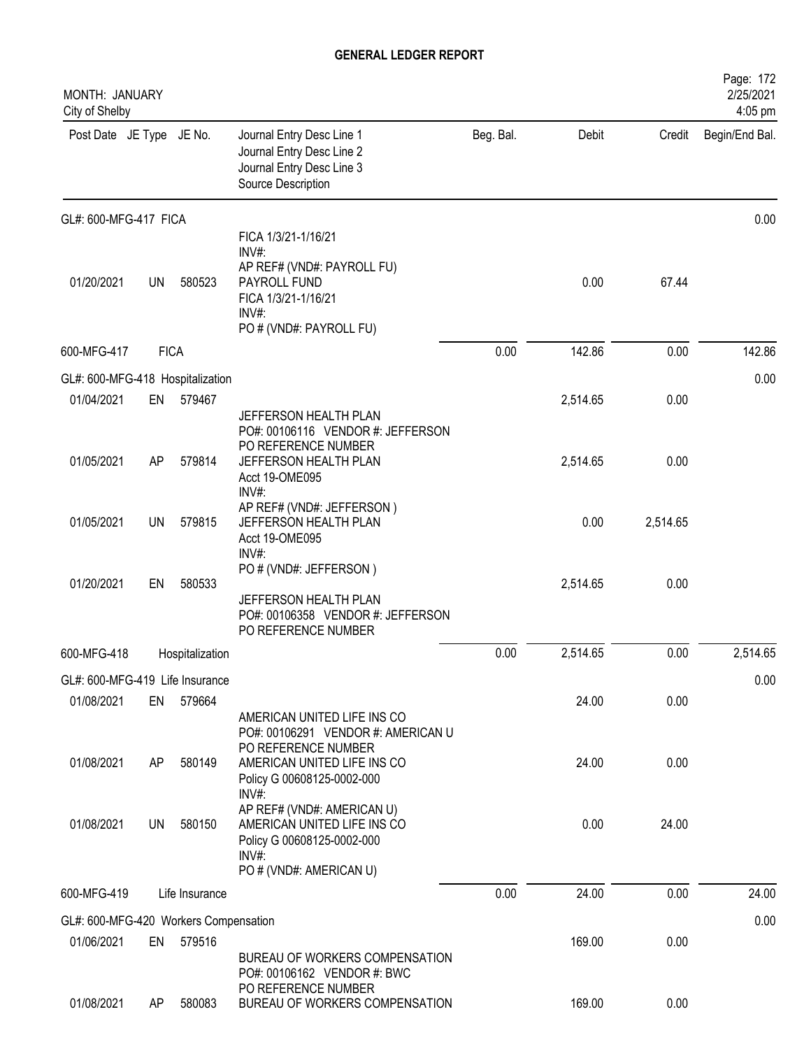# GENERAL LEDGER REPORT

MONTH: JANUARY
City of Shelby

2/25/2021
4:05 pm

| Post Date | JE Type | JE No. | Journal Entry Desc Line 1 / Journal Entry Desc Line 2 / Journal Entry Desc Line 3 / Source Description | Beg. Bal. | Debit | Credit | Begin/End Bal. |
|---|---|---|---|---|---|---|---|
| **GL#: 600-MFG-417 FICA** | | | | | | | 0.00 |
| 01/20/2021 | UN | 580523 | FICA 1/3/21-1/16/21 INV#: AP REF# (VND#: PAYROLL FU) PAYROLL FUND FICA 1/3/21-1/16/21 INV#: PO # (VND#: PAYROLL FU) | | 0.00 | 67.44 | |
| 600-MFG-417 | FICA | | | 0.00 | 142.86 | 0.00 | 142.86 |
| **GL#: 600-MFG-418 Hospitalization** | | | | | | | 0.00 |
| 01/04/2021 | EN | 579467 | JEFFERSON HEALTH PLAN PO#: 00106116 VENDOR #: JEFFERSON PO REFERENCE NUMBER | | 2,514.65 | 0.00 | |
| 01/05/2021 | AP | 579814 | JEFFERSON HEALTH PLAN Acct 19-OME095 INV#: AP REF# (VND#: JEFFERSON ) | | 2,514.65 | 0.00 | |
| 01/05/2021 | UN | 579815 | JEFFERSON HEALTH PLAN Acct 19-OME095 INV#: PO # (VND#: JEFFERSON ) | | 0.00 | 2,514.65 | |
| 01/20/2021 | EN | 580533 | JEFFERSON HEALTH PLAN PO#: 00106358 VENDOR #: JEFFERSON PO REFERENCE NUMBER | | 2,514.65 | 0.00 | |
| 600-MFG-418 | Hospitalization | | | 0.00 | 2,514.65 | 0.00 | 2,514.65 |
| **GL#: 600-MFG-419 Life Insurance** | | | | | | | 0.00 |
| 01/08/2021 | EN | 579664 | AMERICAN UNITED LIFE INS CO PO#: 00106291 VENDOR #: AMERICAN U PO REFERENCE NUMBER | | 24.00 | 0.00 | |
| 01/08/2021 | AP | 580149 | AMERICAN UNITED LIFE INS CO Policy G 00608125-0002-000 INV#: AP REF# (VND#: AMERICAN U) | | 24.00 | 0.00 | |
| 01/08/2021 | UN | 580150 | AMERICAN UNITED LIFE INS CO Policy G 00608125-0002-000 INV#: PO # (VND#: AMERICAN U) | | 0.00 | 24.00 | |
| 600-MFG-419 | Life Insurance | | | 0.00 | 24.00 | 0.00 | 24.00 |
| **GL#: 600-MFG-420 Workers Compensation** | | | | | | | 0.00 |
| 01/06/2021 | EN | 579516 | BUREAU OF WORKERS COMPENSATION PO#: 00106162 VENDOR #: BWC PO REFERENCE NUMBER | | 169.00 | 0.00 | |
| 01/08/2021 | AP | 580083 | BUREAU OF WORKERS COMPENSATION | | 169.00 | 0.00 | |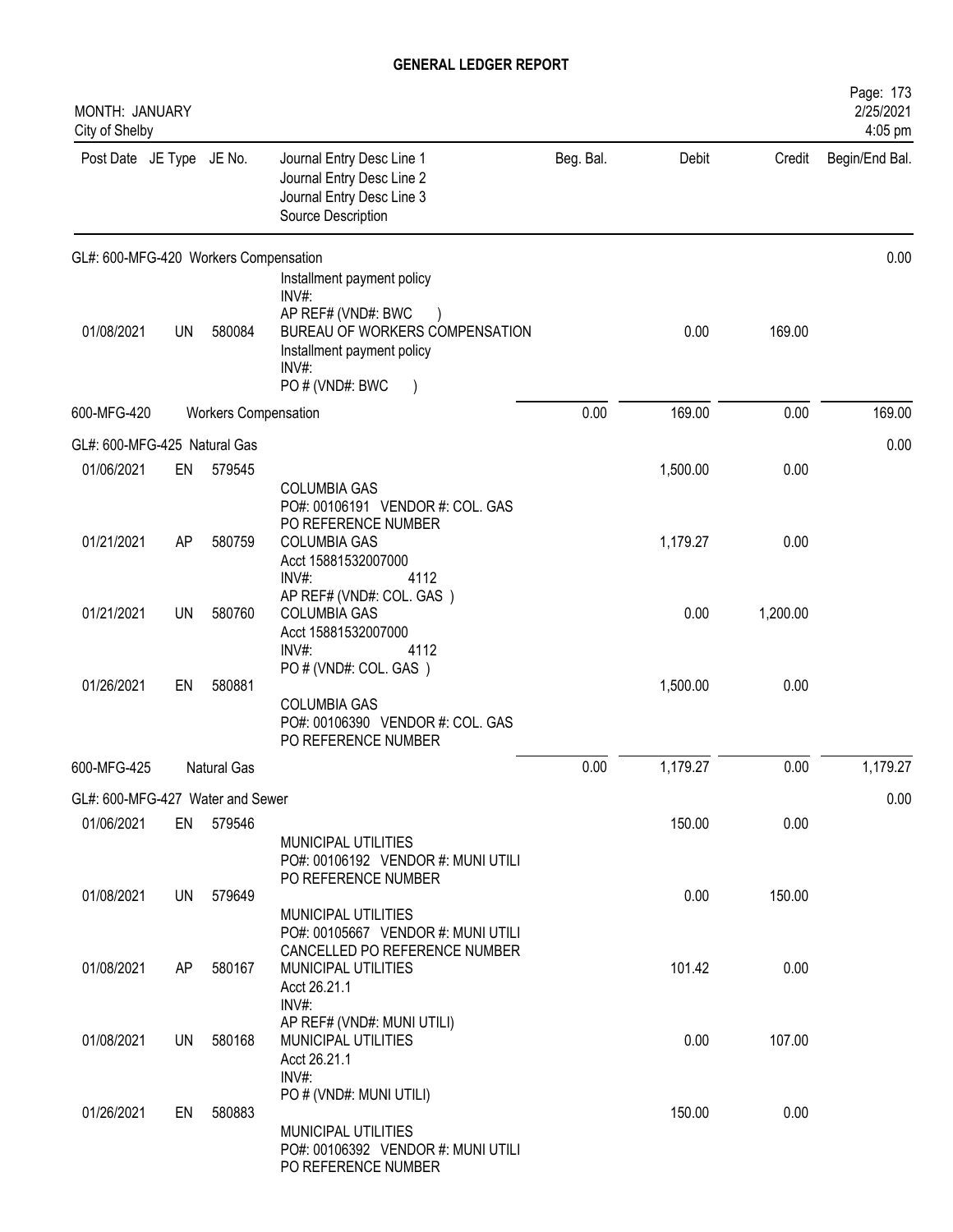# GENERAL LEDGER REPORT

MONTH: JANUARY
City of Shelby

2/25/2021
4:05 pm

| Post Date | JE Type | JE No. | Journal Entry Desc Line 1 / Journal Entry Desc Line 2 / Journal Entry Desc Line 3 / Source Description | Beg. Bal. | Debit | Credit | Begin/End Bal. |
|---|---|---|---|---|---|---|---|
| **GL#: 600-MFG-420 Workers Compensation** | | | | | | | 0.00 |
| | | | Installment payment policy<br>INV#:<br>AP REF# (VND#: BWC ) | | | | |
| 01/08/2021 | UN | 580084 | BUREAU OF WORKERS COMPENSATION<br>Installment payment policy<br>INV#:<br>PO # (VND#: BWC ) | | 0.00 | 169.00 | |
| 600-MFG-420 | | | Workers Compensation | 0.00 | 169.00 | 0.00 | 169.00 |
| **GL#: 600-MFG-425 Natural Gas** | | | | | | | 0.00 |
| 01/06/2021 | EN | 579545 | COLUMBIA GAS<br>PO#: 00106191 VENDOR #: COL. GAS<br>PO REFERENCE NUMBER | | 1,500.00 | 0.00 | |
| 01/21/2021 | AP | 580759 | COLUMBIA GAS<br>Acct 15881532007000<br>INV#: 4112<br>AP REF# (VND#: COL. GAS ) | | 1,179.27 | 0.00 | |
| 01/21/2021 | UN | 580760 | COLUMBIA GAS<br>Acct 15881532007000<br>INV#: 4112<br>PO # (VND#: COL. GAS ) | | 0.00 | 1,200.00 | |
| 01/26/2021 | EN | 580881 | COLUMBIA GAS<br>PO#: 00106390 VENDOR #: COL. GAS<br>PO REFERENCE NUMBER | | 1,500.00 | 0.00 | |
| 600-MFG-425 | | | Natural Gas | 0.00 | 1,179.27 | 0.00 | 1,179.27 |
| **GL#: 600-MFG-427 Water and Sewer** | | | | | | | 0.00 |
| 01/06/2021 | EN | 579546 | MUNICIPAL UTILITIES<br>PO#: 00106192 VENDOR #: MUNI UTILI<br>PO REFERENCE NUMBER | | 150.00 | 0.00 | |
| 01/08/2021 | UN | 579649 | MUNICIPAL UTILITIES<br>PO#: 00105667 VENDOR #: MUNI UTILI<br>CANCELLED PO REFERENCE NUMBER | | 0.00 | 150.00 | |
| 01/08/2021 | AP | 580167 | MUNICIPAL UTILITIES<br>Acct 26.21.1<br>INV#:<br>AP REF# (VND#: MUNI UTILI) | | 101.42 | 0.00 | |
| 01/08/2021 | UN | 580168 | MUNICIPAL UTILITIES<br>Acct 26.21.1<br>INV#:<br>PO # (VND#: MUNI UTILI) | | 0.00 | 107.00 | |
| 01/26/2021 | EN | 580883 | MUNICIPAL UTILITIES<br>PO#: 00106392 VENDOR #: MUNI UTILI<br>PO REFERENCE NUMBER | | 150.00 | 0.00 | |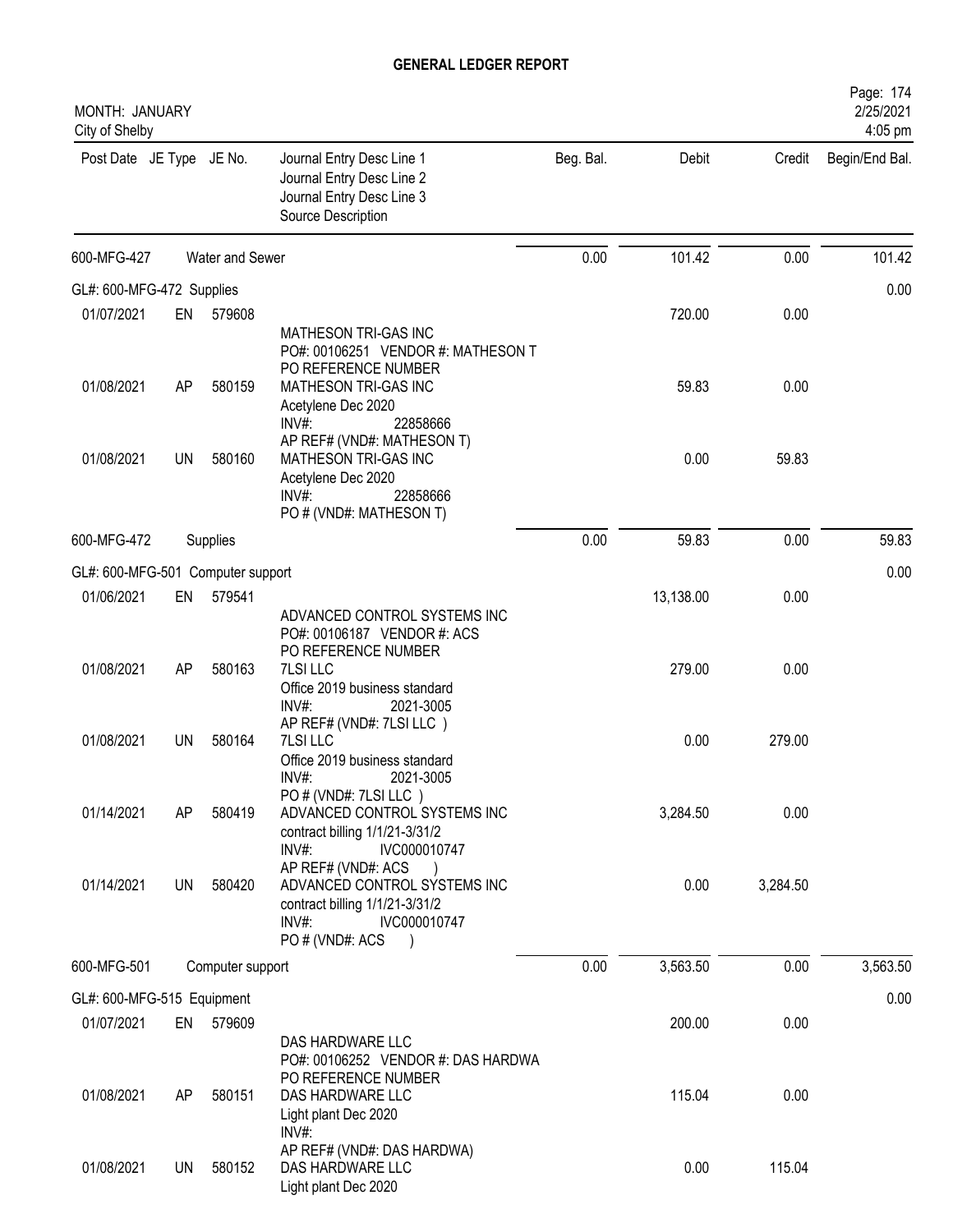# GENERAL LEDGER REPORT

MONTH: JANUARY
City of Shelby

| Post Date | JE Type | JE No. | Journal Entry Desc Line 1 / Journal Entry Desc Line 2 / Journal Entry Desc Line 3 / Source Description | Beg. Bal. | Debit | Credit | Begin/End Bal. |
|---|---|---|---|---|---|---|---|
| 600-MFG-427 | | Water and Sewer | | 0.00 | 101.42 | 0.00 | 101.42 |
| GL#: 600-MFG-472 Supplies | | | | | | | 0.00 |
| 01/07/2021 | EN | 579608 | MATHESON TRI-GAS INC<br>PO#: 00106251 VENDOR #: MATHESON T<br>PO REFERENCE NUMBER | | 720.00 | 0.00 | |
| 01/08/2021 | AP | 580159 | MATHESON TRI-GAS INC<br>Acetylene Dec 2020<br>INV#: 22858666<br>AP REF# (VND#: MATHESON T) | | 59.83 | 0.00 | |
| 01/08/2021 | UN | 580160 | MATHESON TRI-GAS INC<br>Acetylene Dec 2020<br>INV#: 22858666<br>PO # (VND#: MATHESON T) | | 0.00 | 59.83 | |
| 600-MFG-472 | | Supplies | | 0.00 | 59.83 | 0.00 | 59.83 |
| GL#: 600-MFG-501 Computer support | | | | | | | 0.00 |
| 01/06/2021 | EN | 579541 | ADVANCED CONTROL SYSTEMS INC<br>PO#: 00106187 VENDOR #: ACS<br>PO REFERENCE NUMBER | | 13,138.00 | 0.00 | |
| 01/08/2021 | AP | 580163 | 7LSI LLC<br>Office 2019 business standard<br>INV#: 2021-3005<br>AP REF# (VND#: 7LSI LLC ) | | 279.00 | 0.00 | |
| 01/08/2021 | UN | 580164 | 7LSI LLC<br>Office 2019 business standard<br>INV#: 2021-3005<br>PO # (VND#: 7LSI LLC ) | | 0.00 | 279.00 | |
| 01/14/2021 | AP | 580419 | ADVANCED CONTROL SYSTEMS INC<br>contract billing 1/1/21-3/31/2<br>INV#: IVC000010747<br>AP REF# (VND#: ACS ) | | 3,284.50 | 0.00 | |
| 01/14/2021 | UN | 580420 | ADVANCED CONTROL SYSTEMS INC<br>contract billing 1/1/21-3/31/2<br>INV#: IVC000010747<br>PO # (VND#: ACS ) | | 0.00 | 3,284.50 | |
| 600-MFG-501 | | Computer support | | 0.00 | 3,563.50 | 0.00 | 3,563.50 |
| GL#: 600-MFG-515 Equipment | | | | | | | 0.00 |
| 01/07/2021 | EN | 579609 | DAS HARDWARE LLC<br>PO#: 00106252 VENDOR #: DAS HARDWA<br>PO REFERENCE NUMBER | | 200.00 | 0.00 | |
| 01/08/2021 | AP | 580151 | DAS HARDWARE LLC<br>Light plant Dec 2020<br>INV#:<br>AP REF# (VND#: DAS HARDWA) | | 115.04 | 0.00 | |
| 01/08/2021 | UN | 580152 | DAS HARDWARE LLC<br>Light plant Dec 2020 | | 0.00 | 115.04 | |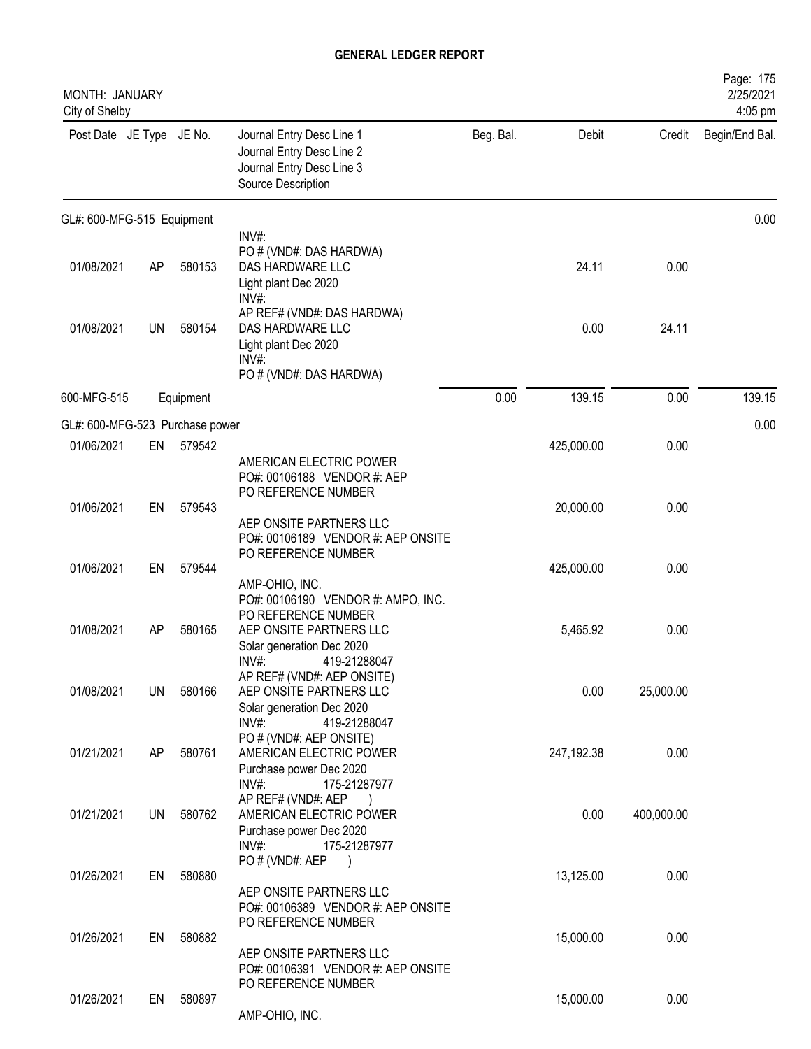# GENERAL LEDGER REPORT

MONTH: JANUARY
City of Shelby

2/25/2021
4:05 pm

| Post Date | JE Type | JE No. | Journal Entry Desc Line 1 / Journal Entry Desc Line 2 / Journal Entry Desc Line 3 / Source Description | Beg. Bal. | Debit | Credit | Begin/End Bal. |
|---|---|---|---|---|---|---|---|
| GL#: 600-MFG-515 Equipment | | | | | | | 0.00 |
| | | | INV#: PO # (VND#: DAS HARDWA) | | | | |
| 01/08/2021 | AP | 580153 | DAS HARDWARE LLC Light plant Dec 2020 INV#: AP REF# (VND#: DAS HARDWA) | | 24.11 | 0.00 | |
| 01/08/2021 | UN | 580154 | DAS HARDWARE LLC Light plant Dec 2020 INV#: PO # (VND#: DAS HARDWA) | | 0.00 | 24.11 | |
| 600-MFG-515 | | Equipment | | 0.00 | 139.15 | 0.00 | 139.15 |
| GL#: 600-MFG-523 Purchase power | | | | | | | 0.00 |
| 01/06/2021 | EN | 579542 | AMERICAN ELECTRIC POWER PO#: 00106188 VENDOR #: AEP PO REFERENCE NUMBER | | 425,000.00 | 0.00 | |
| 01/06/2021 | EN | 579543 | AEP ONSITE PARTNERS LLC PO#: 00106189 VENDOR #: AEP ONSITE PO REFERENCE NUMBER | | 20,000.00 | 0.00 | |
| 01/06/2021 | EN | 579544 | AMP-OHIO, INC. PO#: 00106190 VENDOR #: AMPO, INC. PO REFERENCE NUMBER | | 425,000.00 | 0.00 | |
| 01/08/2021 | AP | 580165 | AEP ONSITE PARTNERS LLC Solar generation Dec 2020 INV#: 419-21288047 AP REF# (VND#: AEP ONSITE) | | 5,465.92 | 0.00 | |
| 01/08/2021 | UN | 580166 | AEP ONSITE PARTNERS LLC Solar generation Dec 2020 INV#: 419-21288047 PO # (VND#: AEP ONSITE) | | 0.00 | 25,000.00 | |
| 01/21/2021 | AP | 580761 | AMERICAN ELECTRIC POWER Purchase power Dec 2020 INV#: 175-21287977 AP REF# (VND#: AEP ) | | 247,192.38 | 0.00 | |
| 01/21/2021 | UN | 580762 | AMERICAN ELECTRIC POWER Purchase power Dec 2020 INV#: 175-21287977 PO # (VND#: AEP ) | | 0.00 | 400,000.00 | |
| 01/26/2021 | EN | 580880 | AEP ONSITE PARTNERS LLC PO#: 00106389 VENDOR #: AEP ONSITE PO REFERENCE NUMBER | | 13,125.00 | 0.00 | |
| 01/26/2021 | EN | 580882 | AEP ONSITE PARTNERS LLC PO#: 00106391 VENDOR #: AEP ONSITE PO REFERENCE NUMBER | | 15,000.00 | 0.00 | |
| 01/26/2021 | EN | 580897 | AMP-OHIO, INC. | | 15,000.00 | 0.00 | |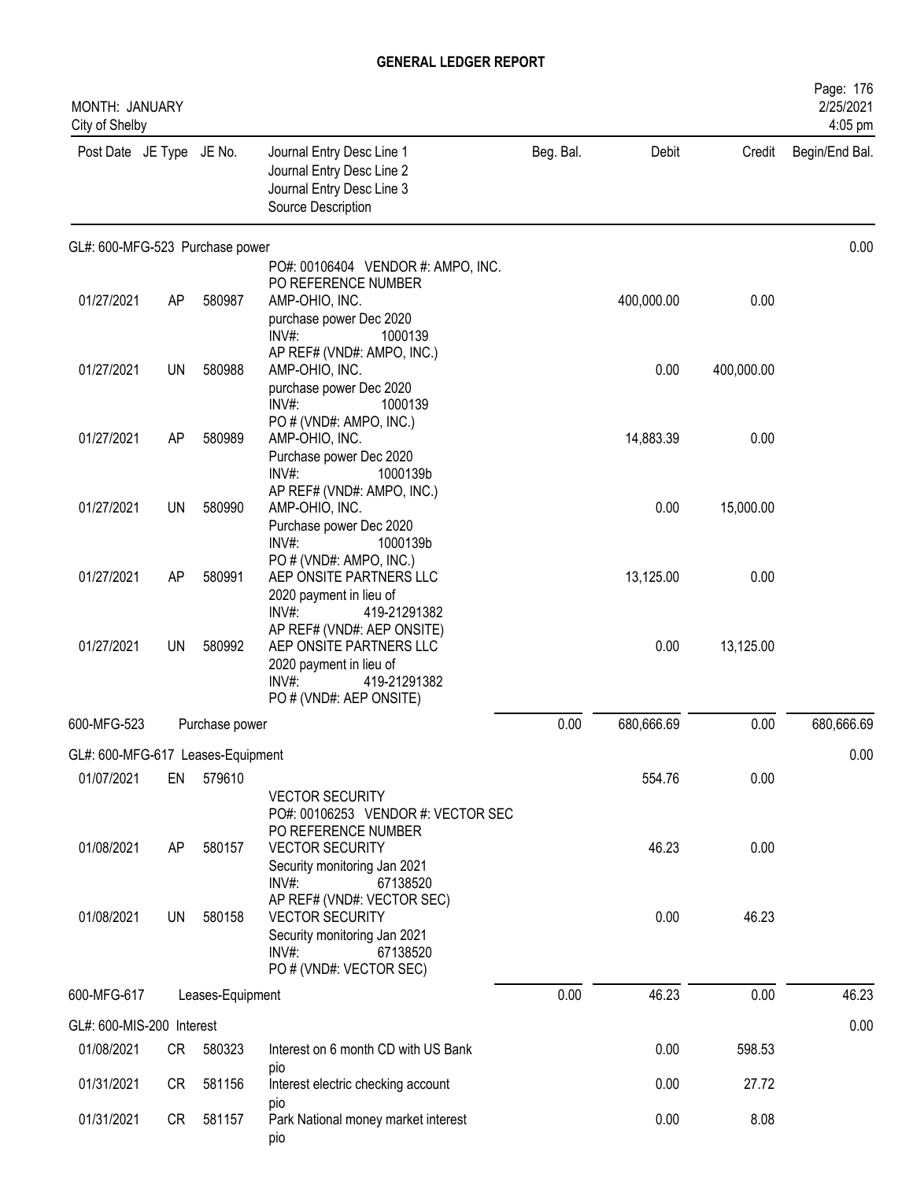# GENERAL LEDGER REPORT

MONTH: JANUARY
City of Shelby

| Post Date | JE Type | JE No. | Journal Entry Desc Line 1 / Journal Entry Desc Line 2 / Journal Entry Desc Line 3 / Source Description | Beg. Bal. | Debit | Credit | Begin/End Bal. |
|---|---|---|---|---|---|---|---|
| **GL#: 600-MFG-523 Purchase power** | | | | | | | 0.00 |
| 01/27/2021 | AP | 580987 | PO#: 00106404 VENDOR #: AMPO, INC. PO REFERENCE NUMBER AMP-OHIO, INC. purchase power Dec 2020 INV#: 1000139 AP REF# (VND#: AMPO, INC.) | | 400,000.00 | 0.00 | |
| 01/27/2021 | UN | 580988 | AMP-OHIO, INC. purchase power Dec 2020 INV#: 1000139 PO # (VND#: AMPO, INC.) | | 0.00 | 400,000.00 | |
| 01/27/2021 | AP | 580989 | AMP-OHIO, INC. Purchase power Dec 2020 INV#: 1000139b AP REF# (VND#: AMPO, INC.) | | 14,883.39 | 0.00 | |
| 01/27/2021 | UN | 580990 | AMP-OHIO, INC. Purchase power Dec 2020 INV#: 1000139b PO # (VND#: AMPO, INC.) | | 0.00 | 15,000.00 | |
| 01/27/2021 | AP | 580991 | AEP ONSITE PARTNERS LLC 2020 payment in lieu of INV#: 419-21291382 AP REF# (VND#: AEP ONSITE) | | 13,125.00 | 0.00 | |
| 01/27/2021 | UN | 580992 | AEP ONSITE PARTNERS LLC 2020 payment in lieu of INV#: 419-21291382 PO # (VND#: AEP ONSITE) | | 0.00 | 13,125.00 | |
| 600-MFG-523 | | | Purchase power | 0.00 | 680,666.69 | 0.00 | 680,666.69 |
| **GL#: 600-MFG-617 Leases-Equipment** | | | | | | | 0.00 |
| 01/07/2021 | EN | 579610 | | | 554.76 | 0.00 | |
| 01/08/2021 | AP | 580157 | VECTOR SECURITY PO#: 00106253 VENDOR #: VECTOR SEC PO REFERENCE NUMBER VECTOR SECURITY Security monitoring Jan 2021 INV#: 67138520 AP REF# (VND#: VECTOR SEC) | | 46.23 | 0.00 | |
| 01/08/2021 | UN | 580158 | VECTOR SECURITY Security monitoring Jan 2021 INV#: 67138520 PO # (VND#: VECTOR SEC) | | 0.00 | 46.23 | |
| 600-MFG-617 | | | Leases-Equipment | 0.00 | 46.23 | 0.00 | 46.23 |
| **GL#: 600-MIS-200 Interest** | | | | | | | 0.00 |
| 01/08/2021 | CR | 580323 | Interest on 6 month CD with US Bank pio | | 0.00 | 598.53 | |
| 01/31/2021 | CR | 581156 | Interest electric checking account pio | | 0.00 | 27.72 | |
| 01/31/2021 | CR | 581157 | Park National money market interest pio | | 0.00 | 8.08 | |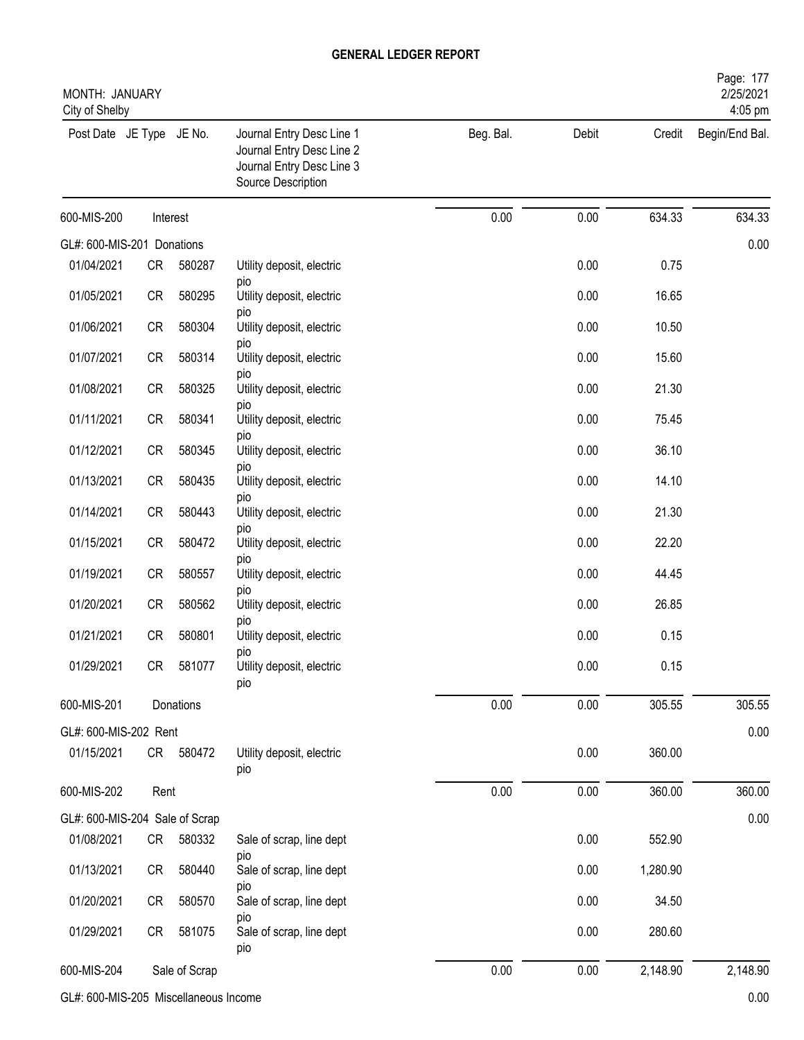# GENERAL LEDGER REPORT

MONTH: JANUARY
City of Shelby

2/25/2021
4:05 pm

| Post Date | JE Type | JE No. | Journal Entry Desc Line 1 / Journal Entry Desc Line 2 / Journal Entry Desc Line 3 / Source Description | Beg. Bal. | Debit | Credit | Begin/End Bal. |
|---|---|---|---|---|---|---|---|
| 600-MIS-200 | Interest | | | 0.00 | 0.00 | 634.33 | 634.33 |
| GL#: 600-MIS-201 Donations | | | | | | | 0.00 |
| 01/04/2021 | CR | 580287 | Utility deposit, electric pio | | 0.00 | 0.75 | |
| 01/05/2021 | CR | 580295 | Utility deposit, electric pio | | 0.00 | 16.65 | |
| 01/06/2021 | CR | 580304 | Utility deposit, electric pio | | 0.00 | 10.50 | |
| 01/07/2021 | CR | 580314 | Utility deposit, electric pio | | 0.00 | 15.60 | |
| 01/08/2021 | CR | 580325 | Utility deposit, electric pio | | 0.00 | 21.30 | |
| 01/11/2021 | CR | 580341 | Utility deposit, electric pio | | 0.00 | 75.45 | |
| 01/12/2021 | CR | 580345 | Utility deposit, electric pio | | 0.00 | 36.10 | |
| 01/13/2021 | CR | 580435 | Utility deposit, electric pio | | 0.00 | 14.10 | |
| 01/14/2021 | CR | 580443 | Utility deposit, electric pio | | 0.00 | 21.30 | |
| 01/15/2021 | CR | 580472 | Utility deposit, electric pio | | 0.00 | 22.20 | |
| 01/19/2021 | CR | 580557 | Utility deposit, electric pio | | 0.00 | 44.45 | |
| 01/20/2021 | CR | 580562 | Utility deposit, electric pio | | 0.00 | 26.85 | |
| 01/21/2021 | CR | 580801 | Utility deposit, electric pio | | 0.00 | 0.15 | |
| 01/29/2021 | CR | 581077 | Utility deposit, electric pio | | 0.00 | 0.15 | |
| 600-MIS-201 | Donations | | | 0.00 | 0.00 | 305.55 | 305.55 |
| GL#: 600-MIS-202 Rent | | | | | | | 0.00 |
| 01/15/2021 | CR | 580472 | Utility deposit, electric pio | | 0.00 | 360.00 | |
| 600-MIS-202 | Rent | | | 0.00 | 0.00 | 360.00 | 360.00 |
| GL#: 600-MIS-204 Sale of Scrap | | | | | | | 0.00 |
| 01/08/2021 | CR | 580332 | Sale of scrap, line dept pio | | 0.00 | 552.90 | |
| 01/13/2021 | CR | 580440 | Sale of scrap, line dept pio | | 0.00 | 1,280.90 | |
| 01/20/2021 | CR | 580570 | Sale of scrap, line dept pio | | 0.00 | 34.50 | |
| 01/29/2021 | CR | 581075 | Sale of scrap, line dept pio | | 0.00 | 280.60 | |
| 600-MIS-204 | Sale of Scrap | | | 0.00 | 0.00 | 2,148.90 | 2,148.90 |
| GL#: 600-MIS-205 Miscellaneous Income | | | | | | | 0.00 |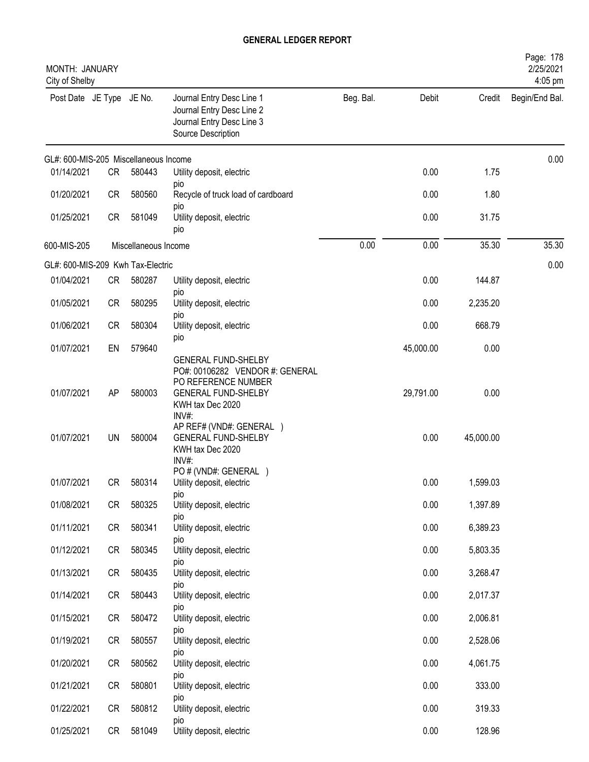# GENERAL LEDGER REPORT

MONTH: JANUARY
City of Shelby

| Post Date | JE Type | JE No. | Journal Entry Desc Line 1 / Journal Entry Desc Line 2 / Journal Entry Desc Line 3 / Source Description | Beg. Bal. | Debit | Credit | Begin/End Bal. |
|---|---|---|---|---|---|---|---|
| GL#: 600-MIS-205 Miscellaneous Income | | | | | | | 0.00 |
| 01/14/2021 | CR | 580443 | Utility deposit, electric pio | | 0.00 | 1.75 | |
| 01/20/2021 | CR | 580560 | Recycle of truck load of cardboard pio | | 0.00 | 1.80 | |
| 01/25/2021 | CR | 581049 | Utility deposit, electric pio | | 0.00 | 31.75 | |
| 600-MIS-205 | | | Miscellaneous Income | 0.00 | 0.00 | 35.30 | 35.30 |
| GL#: 600-MIS-209 Kwh Tax-Electric | | | | | | | 0.00 |
| 01/04/2021 | CR | 580287 | Utility deposit, electric pio | | 0.00 | 144.87 | |
| 01/05/2021 | CR | 580295 | Utility deposit, electric pio | | 0.00 | 2,235.20 | |
| 01/06/2021 | CR | 580304 | Utility deposit, electric pio | | 0.00 | 668.79 | |
| 01/07/2021 | EN | 579640 | GENERAL FUND-SHELBY PO#: 00106282 VENDOR #: GENERAL PO REFERENCE NUMBER | | 45,000.00 | 0.00 | |
| 01/07/2021 | AP | 580003 | GENERAL FUND-SHELBY KWH tax Dec 2020 INV#: AP REF# (VND#: GENERAL ) | | 29,791.00 | 0.00 | |
| 01/07/2021 | UN | 580004 | GENERAL FUND-SHELBY KWH tax Dec 2020 INV#: PO # (VND#: GENERAL ) | | 0.00 | 45,000.00 | |
| 01/07/2021 | CR | 580314 | Utility deposit, electric pio | | 0.00 | 1,599.03 | |
| 01/08/2021 | CR | 580325 | Utility deposit, electric pio | | 0.00 | 1,397.89 | |
| 01/11/2021 | CR | 580341 | Utility deposit, electric pio | | 0.00 | 6,389.23 | |
| 01/12/2021 | CR | 580345 | Utility deposit, electric pio | | 0.00 | 5,803.35 | |
| 01/13/2021 | CR | 580435 | Utility deposit, electric pio | | 0.00 | 3,268.47 | |
| 01/14/2021 | CR | 580443 | Utility deposit, electric pio | | 0.00 | 2,017.37 | |
| 01/15/2021 | CR | 580472 | Utility deposit, electric pio | | 0.00 | 2,006.81 | |
| 01/19/2021 | CR | 580557 | Utility deposit, electric pio | | 0.00 | 2,528.06 | |
| 01/20/2021 | CR | 580562 | Utility deposit, electric pio | | 0.00 | 4,061.75 | |
| 01/21/2021 | CR | 580801 | Utility deposit, electric pio | | 0.00 | 333.00 | |
| 01/22/2021 | CR | 580812 | Utility deposit, electric pio | | 0.00 | 319.33 | |
| 01/25/2021 | CR | 581049 | Utility deposit, electric | | 0.00 | 128.96 | |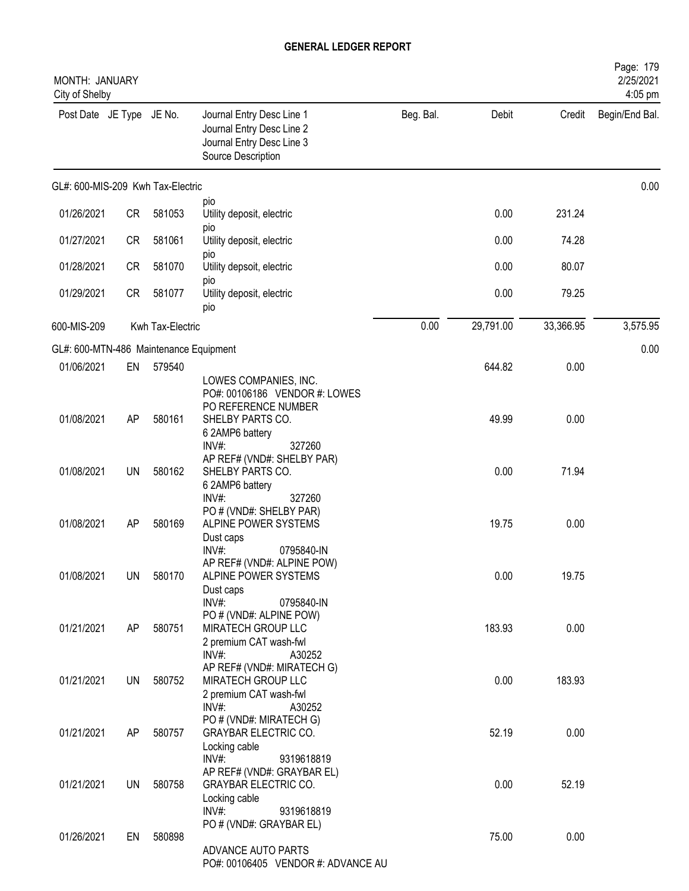# GENERAL LEDGER REPORT

MONTH: JANUARY
City of Shelby

2/25/2021
4:05 pm

| Post Date | JE Type | JE No. | Journal Entry Desc Line 1 / Journal Entry Desc Line 2 / Journal Entry Desc Line 3 / Source Description | Beg. Bal. | Debit | Credit | Begin/End Bal. |
|---|---|---|---|---|---|---|---|
| GL#: 600-MIS-209 Kwh Tax-Electric | | | | | | | 0.00 |
| | | | pio | | | | |
| 01/26/2021 | CR | 581053 | Utility deposit, electric pio | | 0.00 | 231.24 | |
| 01/27/2021 | CR | 581061 | Utility deposit, electric pio | | 0.00 | 74.28 | |
| 01/28/2021 | CR | 581070 | Utility depsoit, electric pio | | 0.00 | 80.07 | |
| 01/29/2021 | CR | 581077 | Utility deposit, electric pio | | 0.00 | 79.25 | |
| 600-MIS-209 | | Kwh Tax-Electric | | 0.00 | 29,791.00 | 33,366.95 | 3,575.95 |
| GL#: 600-MTN-486 Maintenance Equipment | | | | | | | 0.00 |
| 01/06/2021 | EN | 579540 | LOWES COMPANIES, INC. PO#: 00106186 VENDOR #: LOWES PO REFERENCE NUMBER | | 644.82 | 0.00 | |
| 01/08/2021 | AP | 580161 | SHELBY PARTS CO. 6 2AMP6 battery INV#: 327260 AP REF# (VND#: SHELBY PAR) | | 49.99 | 0.00 | |
| 01/08/2021 | UN | 580162 | SHELBY PARTS CO. 6 2AMP6 battery INV#: 327260 PO # (VND#: SHELBY PAR) | | 0.00 | 71.94 | |
| 01/08/2021 | AP | 580169 | ALPINE POWER SYSTEMS Dust caps INV#: 0795840-IN AP REF# (VND#: ALPINE POW) | | 19.75 | 0.00 | |
| 01/08/2021 | UN | 580170 | ALPINE POWER SYSTEMS Dust caps INV#: 0795840-IN PO # (VND#: ALPINE POW) | | 0.00 | 19.75 | |
| 01/21/2021 | AP | 580751 | MIRATECH GROUP LLC 2 premium CAT wash-fwl INV#: A30252 AP REF# (VND#: MIRATECH G) | | 183.93 | 0.00 | |
| 01/21/2021 | UN | 580752 | MIRATECH GROUP LLC 2 premium CAT wash-fwl INV#: A30252 PO # (VND#: MIRATECH G) | | 0.00 | 183.93 | |
| 01/21/2021 | AP | 580757 | GRAYBAR ELECTRIC CO. Locking cable INV#: 9319618819 AP REF# (VND#: GRAYBAR EL) | | 52.19 | 0.00 | |
| 01/21/2021 | UN | 580758 | GRAYBAR ELECTRIC CO. Locking cable INV#: 9319618819 PO # (VND#: GRAYBAR EL) | | 0.00 | 52.19 | |
| 01/26/2021 | EN | 580898 | ADVANCE AUTO PARTS PO#: 00106405 VENDOR #: ADVANCE AU | | 75.00 | 0.00 | |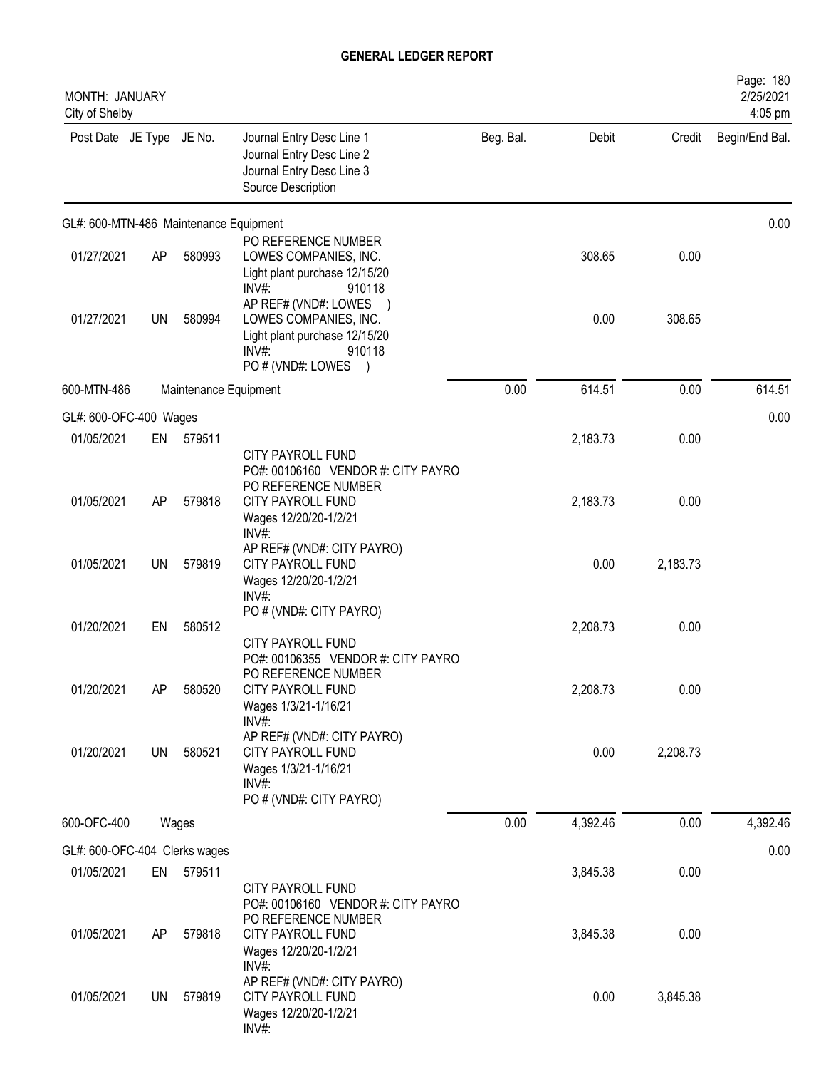# GENERAL LEDGER REPORT

MONTH: JANUARY
City of Shelby

| Post Date | JE Type | JE No. | Journal Entry Desc Line 1 / Journal Entry Desc Line 2 / Journal Entry Desc Line 3 / Source Description | Beg. Bal. | Debit | Credit | Begin/End Bal. |
|---|---|---|---|---|---|---|---|
| **GL#: 600-MTN-486 Maintenance Equipment** | | | | | | | 0.00 |
| 01/27/2021 | AP | 580993 | PO REFERENCE NUMBER<br>LOWES COMPANIES, INC.<br>Light plant purchase 12/15/20<br>INV#: 910118 | | 308.65 | 0.00 | |
| 01/27/2021 | UN | 580994 | AP REF# (VND#: LOWES )<br>LOWES COMPANIES, INC.<br>Light plant purchase 12/15/20<br>INV#: 910118<br>PO # (VND#: LOWES ) | | 0.00 | 308.65 | |
| 600-MTN-486 | | | Maintenance Equipment | 0.00 | 614.51 | 0.00 | 614.51 |
| **GL#: 600-OFC-400 Wages** | | | | | | | 0.00 |
| 01/05/2021 | EN | 579511 | CITY PAYROLL FUND<br>PO#: 00106160 VENDOR #: CITY PAYRO | | 2,183.73 | 0.00 | |
| 01/05/2021 | AP | 579818 | PO REFERENCE NUMBER<br>CITY PAYROLL FUND<br>Wages 12/20/20-1/2/21<br>INV#: | | 2,183.73 | 0.00 | |
| 01/05/2021 | UN | 579819 | AP REF# (VND#: CITY PAYRO)<br>CITY PAYROLL FUND<br>Wages 12/20/20-1/2/21<br>INV#:<br>PO # (VND#: CITY PAYRO) | | 0.00 | 2,183.73 | |
| 01/20/2021 | EN | 580512 | CITY PAYROLL FUND<br>PO#: 00106355 VENDOR #: CITY PAYRO | | 2,208.73 | 0.00 | |
| 01/20/2021 | AP | 580520 | PO REFERENCE NUMBER<br>CITY PAYROLL FUND<br>Wages 1/3/21-1/16/21<br>INV#: | | 2,208.73 | 0.00 | |
| 01/20/2021 | UN | 580521 | AP REF# (VND#: CITY PAYRO)<br>CITY PAYROLL FUND<br>Wages 1/3/21-1/16/21<br>INV#:<br>PO # (VND#: CITY PAYRO) | | 0.00 | 2,208.73 | |
| 600-OFC-400 | | | Wages | 0.00 | 4,392.46 | 0.00 | 4,392.46 |
| **GL#: 600-OFC-404 Clerks wages** | | | | | | | 0.00 |
| 01/05/2021 | EN | 579511 | CITY PAYROLL FUND<br>PO#: 00106160 VENDOR #: CITY PAYRO | | 3,845.38 | 0.00 | |
| 01/05/2021 | AP | 579818 | PO REFERENCE NUMBER<br>CITY PAYROLL FUND<br>Wages 12/20/20-1/2/21<br>INV#: | | 3,845.38 | 0.00 | |
| 01/05/2021 | UN | 579819 | AP REF# (VND#: CITY PAYRO)<br>CITY PAYROLL FUND<br>Wages 12/20/20-1/2/21<br>INV#: | | 0.00 | 3,845.38 | |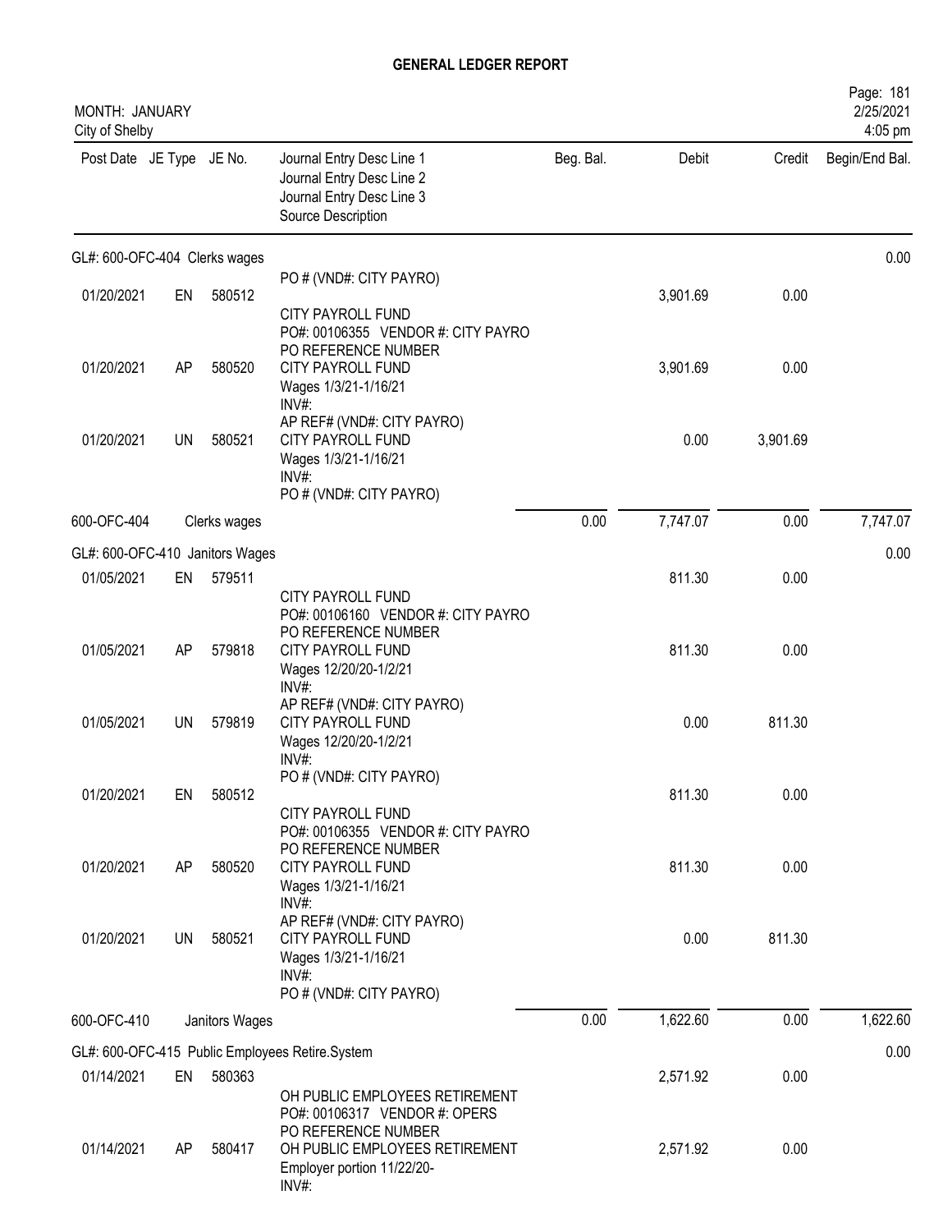# GENERAL LEDGER REPORT

MONTH: JANUARY
City of Shelby

2/25/2021
4:05 pm

| Post Date | JE Type | JE No. | Journal Entry Desc Line 1 / Journal Entry Desc Line 2 / Journal Entry Desc Line 3 / Source Description | Beg. Bal. | Debit | Credit | Begin/End Bal. |
|---|---|---|---|---|---|---|---|
| **GL#: 600-OFC-404 Clerks wages** | | | | | | | 0.00 |
| | | | PO # (VND#: CITY PAYRO) | | | | |
| 01/20/2021 | EN | 580512 | CITY PAYROLL FUND<br>PO#: 00106355 VENDOR #: CITY PAYRO<br>PO REFERENCE NUMBER | | 3,901.69 | 0.00 | |
| 01/20/2021 | AP | 580520 | CITY PAYROLL FUND<br>Wages 1/3/21-1/16/21<br>INV#:<br>AP REF# (VND#: CITY PAYRO) | | 3,901.69 | 0.00 | |
| 01/20/2021 | UN | 580521 | CITY PAYROLL FUND<br>Wages 1/3/21-1/16/21<br>INV#:<br>PO # (VND#: CITY PAYRO) | | 0.00 | 3,901.69 | |
| 600-OFC-404 | | Clerks wages | | 0.00 | 7,747.07 | 0.00 | 7,747.07 |
| **GL#: 600-OFC-410 Janitors Wages** | | | | | | | 0.00 |
| 01/05/2021 | EN | 579511 | CITY PAYROLL FUND<br>PO#: 00106160 VENDOR #: CITY PAYRO<br>PO REFERENCE NUMBER | | 811.30 | 0.00 | |
| 01/05/2021 | AP | 579818 | CITY PAYROLL FUND<br>Wages 12/20/20-1/2/21<br>INV#:<br>AP REF# (VND#: CITY PAYRO) | | 811.30 | 0.00 | |
| 01/05/2021 | UN | 579819 | CITY PAYROLL FUND<br>Wages 12/20/20-1/2/21<br>INV#:<br>PO # (VND#: CITY PAYRO) | | 0.00 | 811.30 | |
| 01/20/2021 | EN | 580512 | CITY PAYROLL FUND<br>PO#: 00106355 VENDOR #: CITY PAYRO<br>PO REFERENCE NUMBER | | 811.30 | 0.00 | |
| 01/20/2021 | AP | 580520 | CITY PAYROLL FUND<br>Wages 1/3/21-1/16/21<br>INV#:<br>AP REF# (VND#: CITY PAYRO) | | 811.30 | 0.00 | |
| 01/20/2021 | UN | 580521 | CITY PAYROLL FUND<br>Wages 1/3/21-1/16/21<br>INV#:<br>PO # (VND#: CITY PAYRO) | | 0.00 | 811.30 | |
| 600-OFC-410 | | Janitors Wages | | 0.00 | 1,622.60 | 0.00 | 1,622.60 |
| **GL#: 600-OFC-415 Public Employees Retire.System** | | | | | | | 0.00 |
| 01/14/2021 | EN | 580363 | OH PUBLIC EMPLOYEES RETIREMENT<br>PO#: 00106317 VENDOR #: OPERS<br>PO REFERENCE NUMBER | | 2,571.92 | 0.00 | |
| 01/14/2021 | AP | 580417 | OH PUBLIC EMPLOYEES RETIREMENT<br>Employer portion 11/22/20-<br>INV#: | | 2,571.92 | 0.00 | |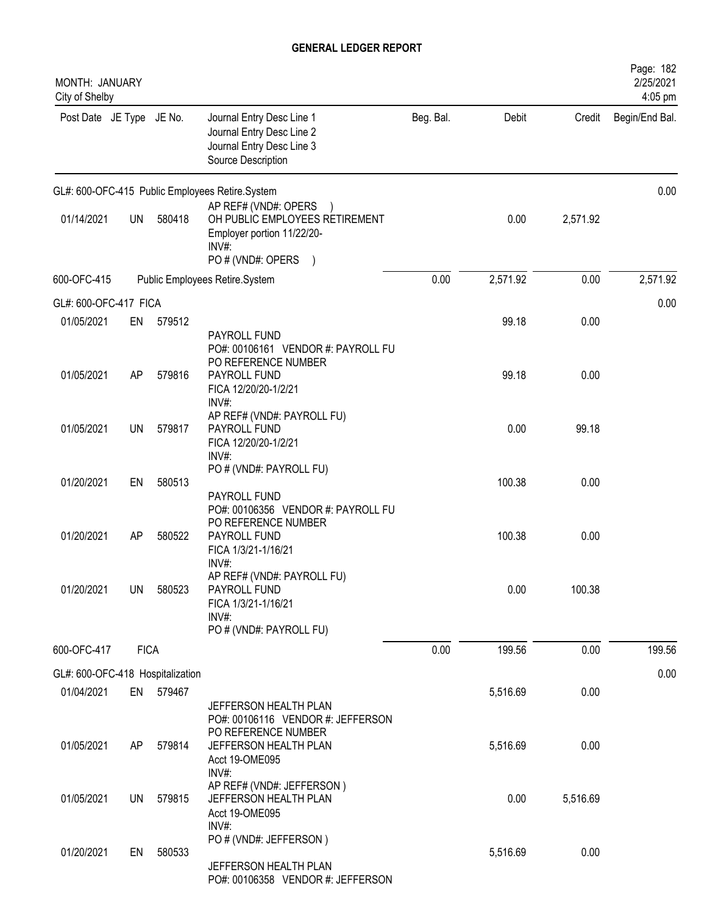# GENERAL LEDGER REPORT

MONTH: JANUARY
City of Shelby

| Post Date | JE Type | JE No. | Journal Entry Desc Line 1 / Journal Entry Desc Line 2 / Journal Entry Desc Line 3 / Source Description | Beg. Bal. | Debit | Credit | Begin/End Bal. |
|---|---|---|---|---|---|---|---|
| GL#: 600-OFC-415 Public Employees Retire.System | | | | | | | 0.00 |
| 01/14/2021 | UN | 580418 | AP REF# (VND#: OPERS ) OH PUBLIC EMPLOYEES RETIREMENT Employer portion 11/22/20- INV#: PO # (VND#: OPERS ) | | 0.00 | 2,571.92 | |
| 600-OFC-415 | | | Public Employees Retire.System | 0.00 | 2,571.92 | 0.00 | 2,571.92 |
| GL#: 600-OFC-417 FICA | | | | | | | 0.00 |
| 01/05/2021 | EN | 579512 | PAYROLL FUND PO#: 00106161 VENDOR #: PAYROLL FU PO REFERENCE NUMBER | | 99.18 | 0.00 | |
| 01/05/2021 | AP | 579816 | PAYROLL FUND FICA 12/20/20-1/2/21 INV#: AP REF# (VND#: PAYROLL FU) | | 99.18 | 0.00 | |
| 01/05/2021 | UN | 579817 | PAYROLL FUND FICA 12/20/20-1/2/21 INV#: PO # (VND#: PAYROLL FU) | | 0.00 | 99.18 | |
| 01/20/2021 | EN | 580513 | PAYROLL FUND PO#: 00106356 VENDOR #: PAYROLL FU PO REFERENCE NUMBER | | 100.38 | 0.00 | |
| 01/20/2021 | AP | 580522 | PAYROLL FUND FICA 1/3/21-1/16/21 INV#: AP REF# (VND#: PAYROLL FU) | | 100.38 | 0.00 | |
| 01/20/2021 | UN | 580523 | PAYROLL FUND FICA 1/3/21-1/16/21 INV#: PO # (VND#: PAYROLL FU) | | 0.00 | 100.38 | |
| 600-OFC-417 | FICA | | | 0.00 | 199.56 | 0.00 | 199.56 |
| GL#: 600-OFC-418 Hospitalization | | | | | | | 0.00 |
| 01/04/2021 | EN | 579467 | JEFFERSON HEALTH PLAN PO#: 00106116 VENDOR #: JEFFERSON PO REFERENCE NUMBER | | 5,516.69 | 0.00 | |
| 01/05/2021 | AP | 579814 | JEFFERSON HEALTH PLAN Acct 19-OME095 INV#: AP REF# (VND#: JEFFERSON ) | | 5,516.69 | 0.00 | |
| 01/05/2021 | UN | 579815 | JEFFERSON HEALTH PLAN Acct 19-OME095 INV#: PO # (VND#: JEFFERSON ) | | 0.00 | 5,516.69 | |
| 01/20/2021 | EN | 580533 | JEFFERSON HEALTH PLAN PO#: 00106358 VENDOR #: JEFFERSON | | 5,516.69 | 0.00 | |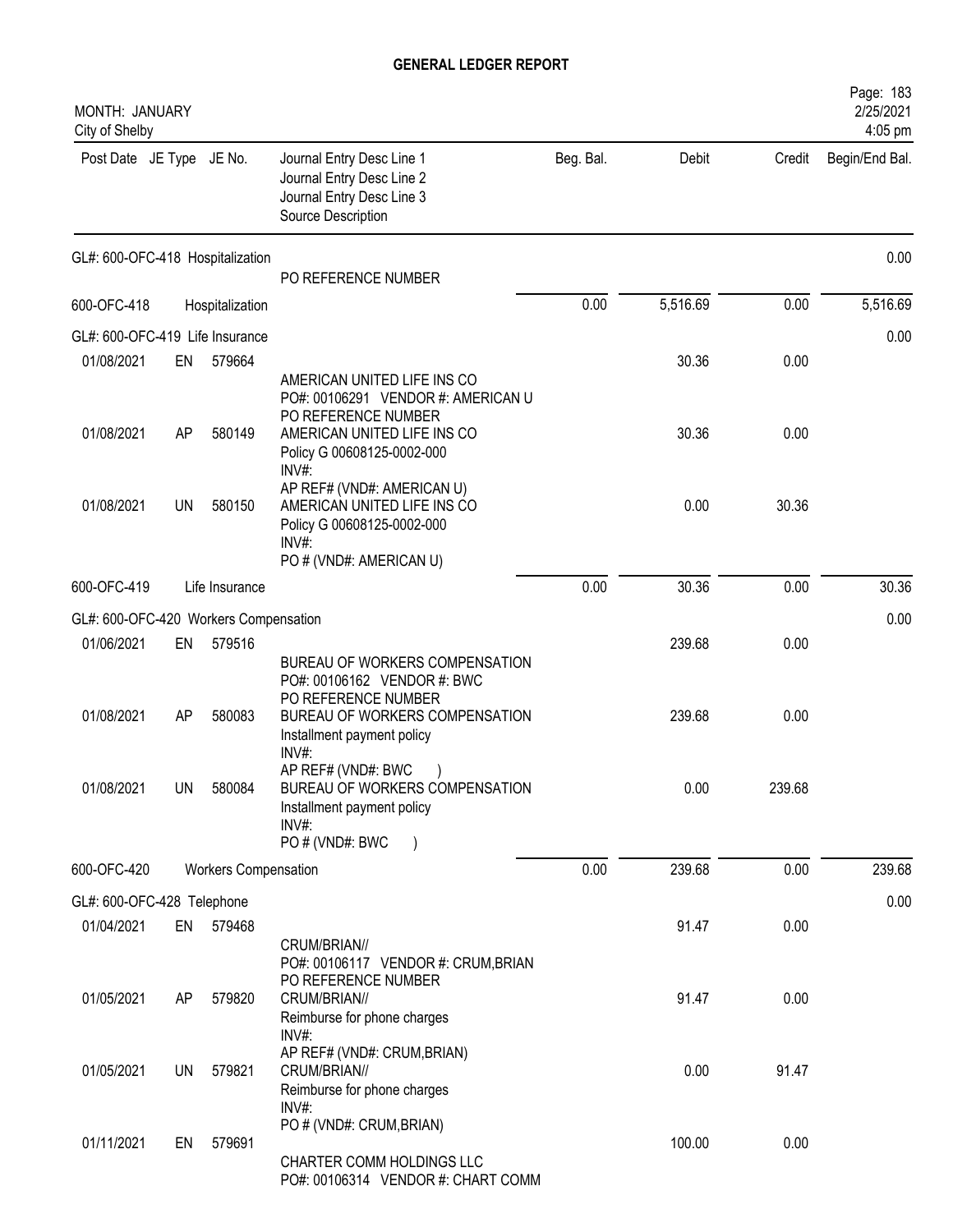# GENERAL LEDGER REPORT

MONTH: JANUARY
City of Shelby

| Post Date | JE Type | JE No. | Journal Entry Desc Line 1<br>Journal Entry Desc Line 2<br>Journal Entry Desc Line 3<br>Source Description | Beg. Bal. | Debit | Credit | Begin/End Bal. |
|---|---|---|---|---|---|---|---|
| GL#: 600-OFC-418 Hospitalization | | | | | | | 0.00 |
| | | | PO REFERENCE NUMBER | | | | |
| 600-OFC-418 | | Hospitalization | | 0.00 | 5,516.69 | 0.00 | 5,516.69 |
| GL#: 600-OFC-419 Life Insurance | | | | | | | 0.00 |
| 01/08/2021 | EN | 579664 | AMERICAN UNITED LIFE INS CO<br>PO#: 00106291 VENDOR #: AMERICAN U<br>PO REFERENCE NUMBER | | 30.36 | 0.00 | |
| 01/08/2021 | AP | 580149 | AMERICAN UNITED LIFE INS CO<br>Policy G 00608125-0002-000<br>INV#:<br>AP REF# (VND#: AMERICAN U) | | 30.36 | 0.00 | |
| 01/08/2021 | UN | 580150 | AMERICAN UNITED LIFE INS CO<br>Policy G 00608125-0002-000<br>INV#:<br>PO # (VND#: AMERICAN U) | | 0.00 | 30.36 | |
| 600-OFC-419 | | Life Insurance | | 0.00 | 30.36 | 0.00 | 30.36 |
| GL#: 600-OFC-420 Workers Compensation | | | | | | | 0.00 |
| 01/06/2021 | EN | 579516 | BUREAU OF WORKERS COMPENSATION<br>PO#: 00106162 VENDOR #: BWC<br>PO REFERENCE NUMBER | | 239.68 | 0.00 | |
| 01/08/2021 | AP | 580083 | BUREAU OF WORKERS COMPENSATION<br>Installment payment policy<br>INV#:<br>AP REF# (VND#: BWC ) | | 239.68 | 0.00 | |
| 01/08/2021 | UN | 580084 | BUREAU OF WORKERS COMPENSATION<br>Installment payment policy<br>INV#:<br>PO # (VND#: BWC ) | | 0.00 | 239.68 | |
| 600-OFC-420 | | Workers Compensation | | 0.00 | 239.68 | 0.00 | 239.68 |
| GL#: 600-OFC-428 Telephone | | | | | | | 0.00 |
| 01/04/2021 | EN | 579468 | CRUM/BRIAN//<br>PO#: 00106117 VENDOR #: CRUM,BRIAN<br>PO REFERENCE NUMBER | | 91.47 | 0.00 | |
| 01/05/2021 | AP | 579820 | CRUM/BRIAN//<br>Reimburse for phone charges<br>INV#:<br>AP REF# (VND#: CRUM,BRIAN) | | 91.47 | 0.00 | |
| 01/05/2021 | UN | 579821 | CRUM/BRIAN//<br>Reimburse for phone charges<br>INV#:<br>PO # (VND#: CRUM,BRIAN) | | 0.00 | 91.47 | |
| 01/11/2021 | EN | 579691 | CHARTER COMM HOLDINGS LLC<br>PO#: 00106314 VENDOR #: CHART COMM | | 100.00 | 0.00 | |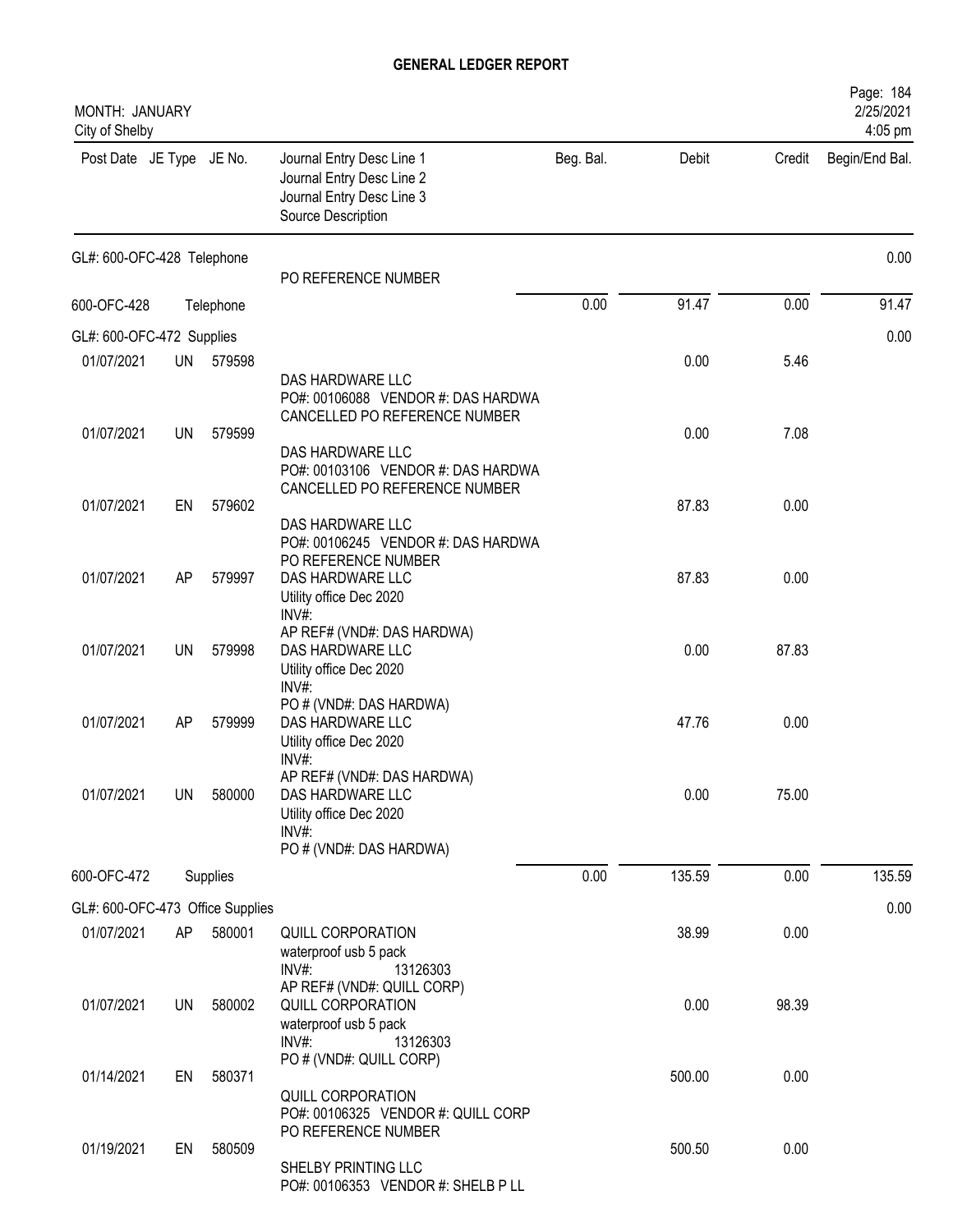# GENERAL LEDGER REPORT

MONTH: JANUARY
City of Shelby

| Post Date | JE Type | JE No. | Journal Entry Desc Line 1 / Journal Entry Desc Line 2 / Journal Entry Desc Line 3 / Source Description | Beg. Bal. | Debit | Credit | Begin/End Bal. |
|---|---|---|---|---|---|---|---|
| **GL#: 600-OFC-428 Telephone** | | | | | | | 0.00 |
| | | | PO REFERENCE NUMBER | | | | |
| **600-OFC-428** | | | **Telephone** | 0.00 | 91.47 | 0.00 | 91.47 |
| **GL#: 600-OFC-472 Supplies** | | | | | | | 0.00 |
| 01/07/2021 | UN | 579598 | DAS HARDWARE LLC<br>PO#: 00106088 VENDOR #: DAS HARDWA<br>CANCELLED PO REFERENCE NUMBER | | 0.00 | 5.46 | |
| 01/07/2021 | UN | 579599 | DAS HARDWARE LLC<br>PO#: 00103106 VENDOR #: DAS HARDWA<br>CANCELLED PO REFERENCE NUMBER | | 0.00 | 7.08 | |
| 01/07/2021 | EN | 579602 | DAS HARDWARE LLC<br>PO#: 00106245 VENDOR #: DAS HARDWA<br>PO REFERENCE NUMBER | | 87.83 | 0.00 | |
| 01/07/2021 | AP | 579997 | DAS HARDWARE LLC<br>Utility office Dec 2020<br>INV#:<br>AP REF# (VND#: DAS HARDWA) | | 87.83 | 0.00 | |
| 01/07/2021 | UN | 579998 | DAS HARDWARE LLC<br>Utility office Dec 2020<br>INV#:<br>PO # (VND#: DAS HARDWA) | | 0.00 | 87.83 | |
| 01/07/2021 | AP | 579999 | DAS HARDWARE LLC<br>Utility office Dec 2020<br>INV#:<br>AP REF# (VND#: DAS HARDWA) | | 47.76 | 0.00 | |
| 01/07/2021 | UN | 580000 | DAS HARDWARE LLC<br>Utility office Dec 2020<br>INV#:<br>PO # (VND#: DAS HARDWA) | | 0.00 | 75.00 | |
| **600-OFC-472** | | | **Supplies** | 0.00 | 135.59 | 0.00 | 135.59 |
| **GL#: 600-OFC-473 Office Supplies** | | | | | | | 0.00 |
| 01/07/2021 | AP | 580001 | QUILL CORPORATION<br>waterproof usb 5 pack<br>INV#: 13126303<br>AP REF# (VND#: QUILL CORP) | | 38.99 | 0.00 | |
| 01/07/2021 | UN | 580002 | QUILL CORPORATION<br>waterproof usb 5 pack<br>INV#: 13126303<br>PO # (VND#: QUILL CORP) | | 0.00 | 98.39 | |
| 01/14/2021 | EN | 580371 | QUILL CORPORATION<br>PO#: 00106325 VENDOR #: QUILL CORP<br>PO REFERENCE NUMBER | | 500.00 | 0.00 | |
| 01/19/2021 | EN | 580509 | SHELBY PRINTING LLC<br>PO#: 00106353 VENDOR #: SHELB P LL | | 500.50 | 0.00 | |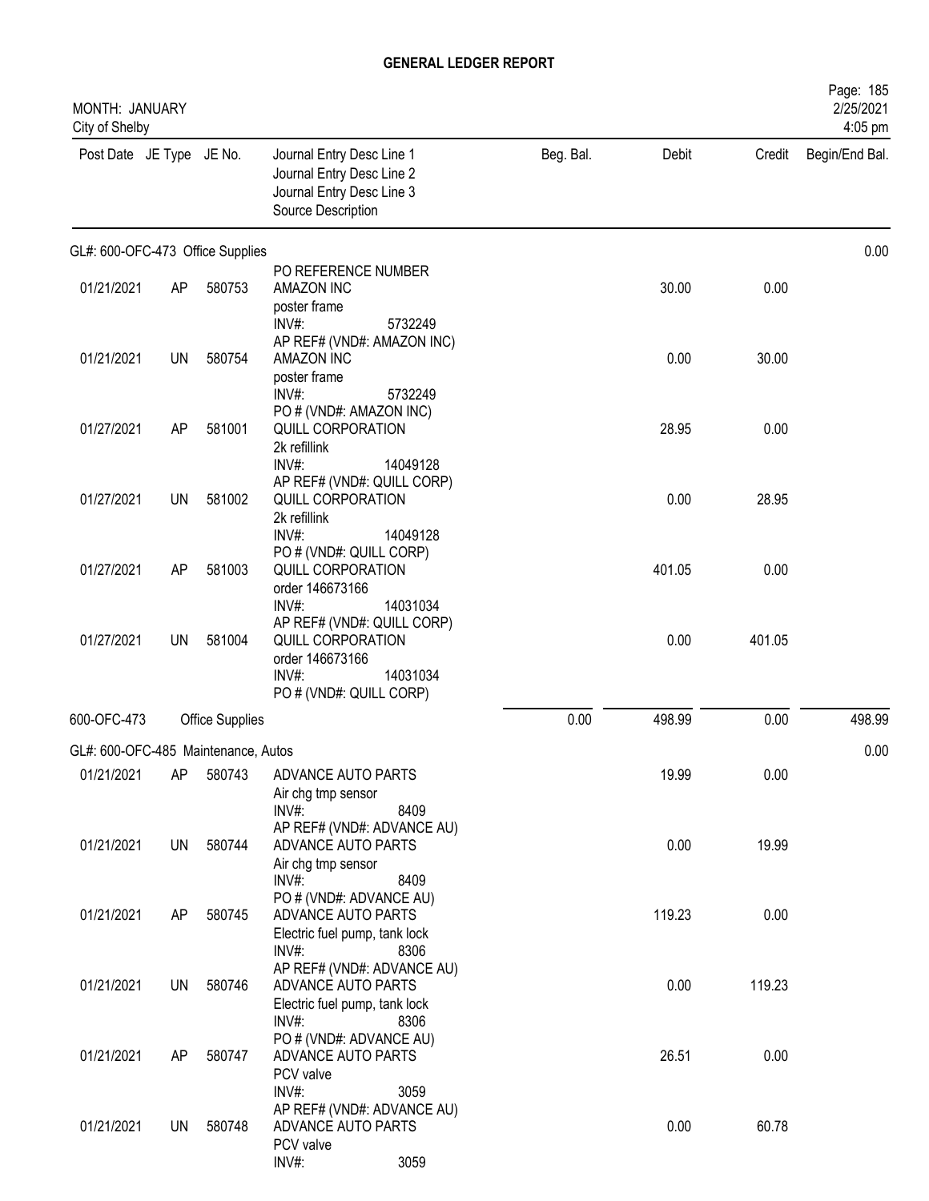# GENERAL LEDGER REPORT

MONTH: JANUARY
City of Shelby

Page: 185
2/25/2021
4:05 pm

| Post Date | JE Type | JE No. | Journal Entry Desc Line 1<br>Journal Entry Desc Line 2<br>Journal Entry Desc Line 3<br>Source Description | Beg. Bal. | Debit | Credit | Begin/End Bal. |
|---|---|---|---|---|---|---|---|
| GL#: 600-OFC-473 Office Supplies | | | | | | | 0.00 |
| | | | PO REFERENCE NUMBER | | | | |
| 01/21/2021 | AP | 580753 | AMAZON INC<br>poster frame<br>INV#: 5732249<br>AP REF# (VND#: AMAZON INC) | | 30.00 | 0.00 | |
| 01/21/2021 | UN | 580754 | AMAZON INC<br>poster frame<br>INV#: 5732249<br>PO # (VND#: AMAZON INC) | | 0.00 | 30.00 | |
| 01/27/2021 | AP | 581001 | QUILL CORPORATION<br>2k refillink<br>INV#: 14049128<br>AP REF# (VND#: QUILL CORP) | | 28.95 | 0.00 | |
| 01/27/2021 | UN | 581002 | QUILL CORPORATION<br>2k refillink<br>INV#: 14049128<br>PO # (VND#: QUILL CORP) | | 0.00 | 28.95 | |
| 01/27/2021 | AP | 581003 | QUILL CORPORATION<br>order 146673166<br>INV#: 14031034<br>AP REF# (VND#: QUILL CORP) | | 401.05 | 0.00 | |
| 01/27/2021 | UN | 581004 | QUILL CORPORATION<br>order 146673166<br>INV#: 14031034<br>PO # (VND#: QUILL CORP) | | 0.00 | 401.05 | |
| 600-OFC-473 | Office Supplies | | | 0.00 | 498.99 | 0.00 | 498.99 |
| GL#: 600-OFC-485 Maintenance, Autos | | | | | | | 0.00 |
| 01/21/2021 | AP | 580743 | ADVANCE AUTO PARTS<br>Air chg tmp sensor<br>INV#: 8409<br>AP REF# (VND#: ADVANCE AU) | | 19.99 | 0.00 | |
| 01/21/2021 | UN | 580744 | ADVANCE AUTO PARTS<br>Air chg tmp sensor<br>INV#: 8409<br>PO # (VND#: ADVANCE AU) | | 0.00 | 19.99 | |
| 01/21/2021 | AP | 580745 | ADVANCE AUTO PARTS<br>Electric fuel pump, tank lock<br>INV#: 8306<br>AP REF# (VND#: ADVANCE AU) | | 119.23 | 0.00 | |
| 01/21/2021 | UN | 580746 | ADVANCE AUTO PARTS<br>Electric fuel pump, tank lock<br>INV#: 8306<br>PO # (VND#: ADVANCE AU) | | 0.00 | 119.23 | |
| 01/21/2021 | AP | 580747 | ADVANCE AUTO PARTS<br>PCV valve<br>INV#: 3059<br>AP REF# (VND#: ADVANCE AU) | | 26.51 | 0.00 | |
| 01/21/2021 | UN | 580748 | ADVANCE AUTO PARTS<br>PCV valve<br>INV#: 3059 | | 0.00 | 60.78 | |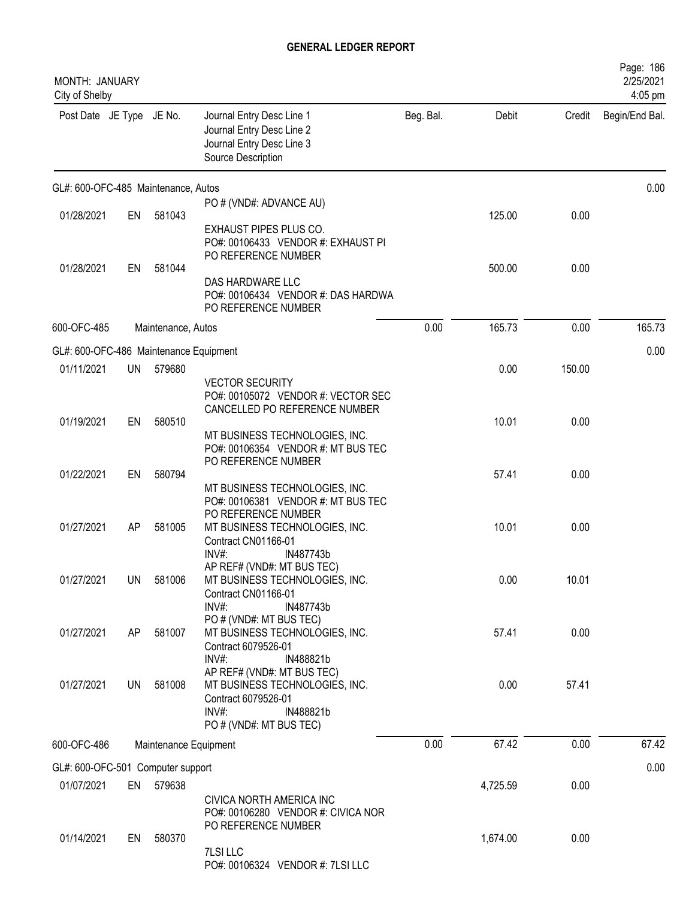# GENERAL LEDGER REPORT

MONTH: JANUARY
City of Shelby

2/25/2021
4:05 pm

| Post Date | JE Type | JE No. | Journal Entry Desc Line 1 / Journal Entry Desc Line 2 / Journal Entry Desc Line 3 / Source Description | Beg. Bal. | Debit | Credit | Begin/End Bal. |
|---|---|---|---|---|---|---|---|
| **GL#: 600-OFC-485 Maintenance, Autos** | | | | | | | 0.00 |
| | | | PO # (VND#: ADVANCE AU) | | | | |
| 01/28/2021 | EN | 581043 | EXHAUST PIPES PLUS CO. PO#: 00106433 VENDOR #: EXHAUST PI PO REFERENCE NUMBER | | 125.00 | 0.00 | |
| 01/28/2021 | EN | 581044 | DAS HARDWARE LLC PO#: 00106434 VENDOR #: DAS HARDWA PO REFERENCE NUMBER | | 500.00 | 0.00 | |
| 600-OFC-485 | | | Maintenance, Autos | 0.00 | 165.73 | 0.00 | 165.73 |
| **GL#: 600-OFC-486 Maintenance Equipment** | | | | | | | 0.00 |
| 01/11/2021 | UN | 579680 | VECTOR SECURITY PO#: 00105072 VENDOR #: VECTOR SEC CANCELLED PO REFERENCE NUMBER | | 0.00 | 150.00 | |
| 01/19/2021 | EN | 580510 | MT BUSINESS TECHNOLOGIES, INC. PO#: 00106354 VENDOR #: MT BUS TEC PO REFERENCE NUMBER | | 10.01 | 0.00 | |
| 01/22/2021 | EN | 580794 | MT BUSINESS TECHNOLOGIES, INC. PO#: 00106381 VENDOR #: MT BUS TEC PO REFERENCE NUMBER | | 57.41 | 0.00 | |
| 01/27/2021 | AP | 581005 | MT BUSINESS TECHNOLOGIES, INC. Contract CN01166-01 INV#: IN487743b AP REF# (VND#: MT BUS TEC) | | 10.01 | 0.00 | |
| 01/27/2021 | UN | 581006 | MT BUSINESS TECHNOLOGIES, INC. Contract CN01166-01 INV#: IN487743b PO # (VND#: MT BUS TEC) | | 0.00 | 10.01 | |
| 01/27/2021 | AP | 581007 | MT BUSINESS TECHNOLOGIES, INC. Contract 6079526-01 INV#: IN488821b AP REF# (VND#: MT BUS TEC) | | 57.41 | 0.00 | |
| 01/27/2021 | UN | 581008 | MT BUSINESS TECHNOLOGIES, INC. Contract 6079526-01 INV#: IN488821b PO # (VND#: MT BUS TEC) | | 0.00 | 57.41 | |
| 600-OFC-486 | | | Maintenance Equipment | 0.00 | 67.42 | 0.00 | 67.42 |
| **GL#: 600-OFC-501 Computer support** | | | | | | | 0.00 |
| 01/07/2021 | EN | 579638 | CIVICA NORTH AMERICA INC PO#: 00106280 VENDOR #: CIVICA NOR PO REFERENCE NUMBER | | 4,725.59 | 0.00 | |
| 01/14/2021 | EN | 580370 | 7LSI LLC PO#: 00106324 VENDOR #: 7LSI LLC | | 1,674.00 | 0.00 | |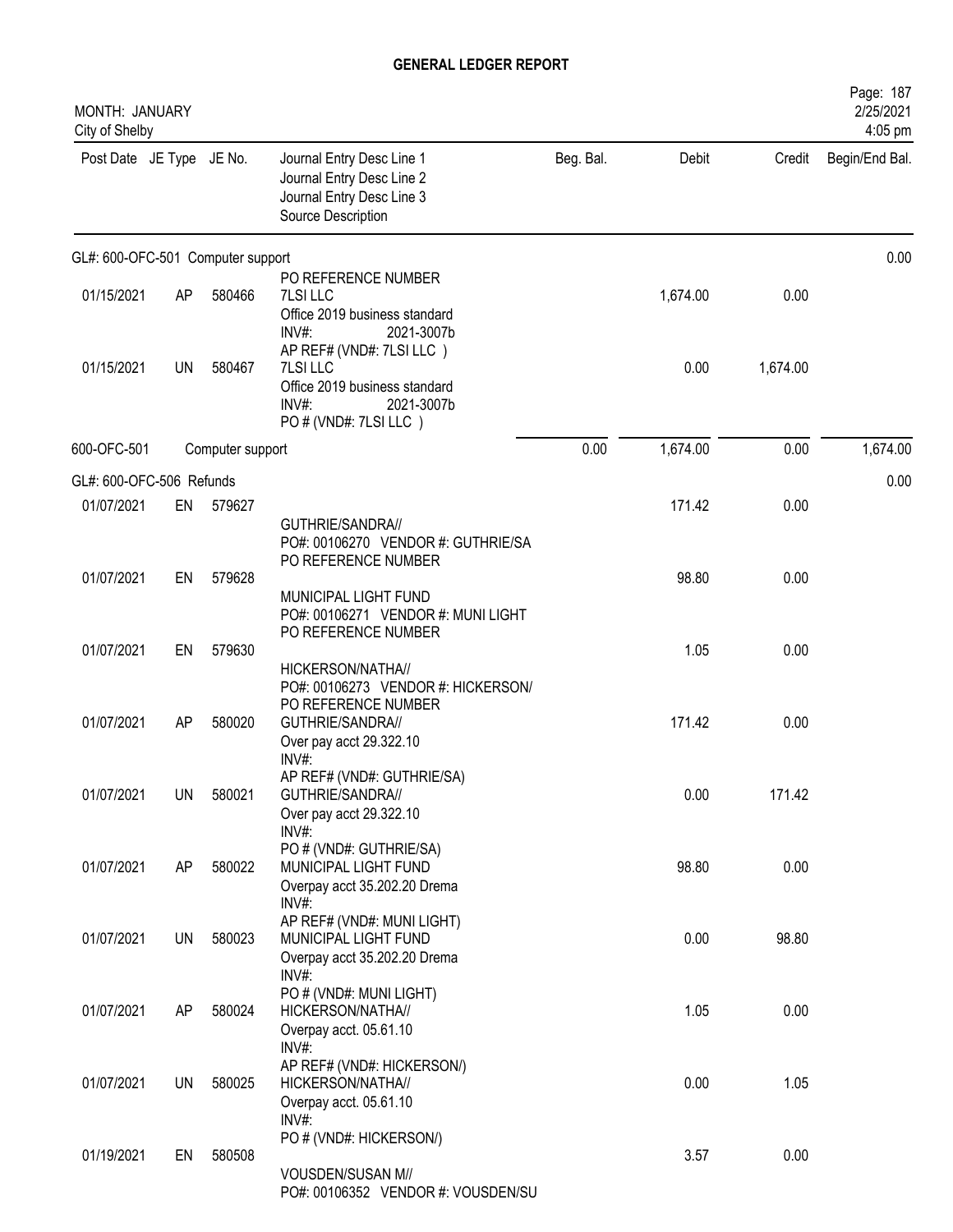# GENERAL LEDGER REPORT

MONTH: JANUARY
City of Shelby

Page: 187
2/25/2021
4:05 pm

| Post Date | JE Type | JE No. | Journal Entry Desc Line 1<br>Journal Entry Desc Line 2<br>Journal Entry Desc Line 3<br>Source Description | Beg. Bal. | Debit | Credit | Begin/End Bal. |
|---|---|---|---|---|---|---|---|
| **GL#: 600-OFC-501 Computer support** | | | | | | | 0.00 |
| 01/15/2021 | AP | 580466 | PO REFERENCE NUMBER<br>7LSI LLC<br>Office 2019 business standard<br>INV#: 2021-3007b | | 1,674.00 | 0.00 | |
| 01/15/2021 | UN | 580467 | AP REF# (VND#: 7LSI LLC )<br>7LSI LLC<br>Office 2019 business standard<br>INV#: 2021-3007b<br>PO # (VND#: 7LSI LLC ) | | 0.00 | 1,674.00 | |
| 600-OFC-501 | | Computer support | | 0.00 | 1,674.00 | 0.00 | 1,674.00 |
| **GL#: 600-OFC-506 Refunds** | | | | | | | 0.00 |
| 01/07/2021 | EN | 579627 | GUTHRIE/SANDRA//<br>PO#: 00106270 VENDOR #: GUTHRIE/SA<br>PO REFERENCE NUMBER | | 171.42 | 0.00 | |
| 01/07/2021 | EN | 579628 | MUNICIPAL LIGHT FUND<br>PO#: 00106271 VENDOR #: MUNI LIGHT<br>PO REFERENCE NUMBER | | 98.80 | 0.00 | |
| 01/07/2021 | EN | 579630 | HICKERSON/NATHA//<br>PO#: 00106273 VENDOR #: HICKERSON/<br>PO REFERENCE NUMBER | | 1.05 | 0.00 | |
| 01/07/2021 | AP | 580020 | GUTHRIE/SANDRA//<br>Over pay acct 29.322.10<br>INV#: | | 171.42 | 0.00 | |
| 01/07/2021 | UN | 580021 | AP REF# (VND#: GUTHRIE/SA)<br>GUTHRIE/SANDRA//<br>Over pay acct 29.322.10<br>INV#:<br>PO # (VND#: GUTHRIE/SA) | | 0.00 | 171.42 | |
| 01/07/2021 | AP | 580022 | MUNICIPAL LIGHT FUND<br>Overpay acct 35.202.20 Drema<br>INV#: | | 98.80 | 0.00 | |
| 01/07/2021 | UN | 580023 | AP REF# (VND#: MUNI LIGHT)<br>MUNICIPAL LIGHT FUND<br>Overpay acct 35.202.20 Drema<br>INV#:<br>PO # (VND#: MUNI LIGHT) | | 0.00 | 98.80 | |
| 01/07/2021 | AP | 580024 | HICKERSON/NATHA//<br>Overpay acct. 05.61.10<br>INV#: | | 1.05 | 0.00 | |
| 01/07/2021 | UN | 580025 | AP REF# (VND#: HICKERSON/)<br>HICKERSON/NATHA//<br>Overpay acct. 05.61.10<br>INV#:<br>PO # (VND#: HICKERSON/) | | 0.00 | 1.05 | |
| 01/19/2021 | EN | 580508 | VOUSDEN/SUSAN M//<br>PO#: 00106352 VENDOR #: VOUSDEN/SU | | 3.57 | 0.00 | |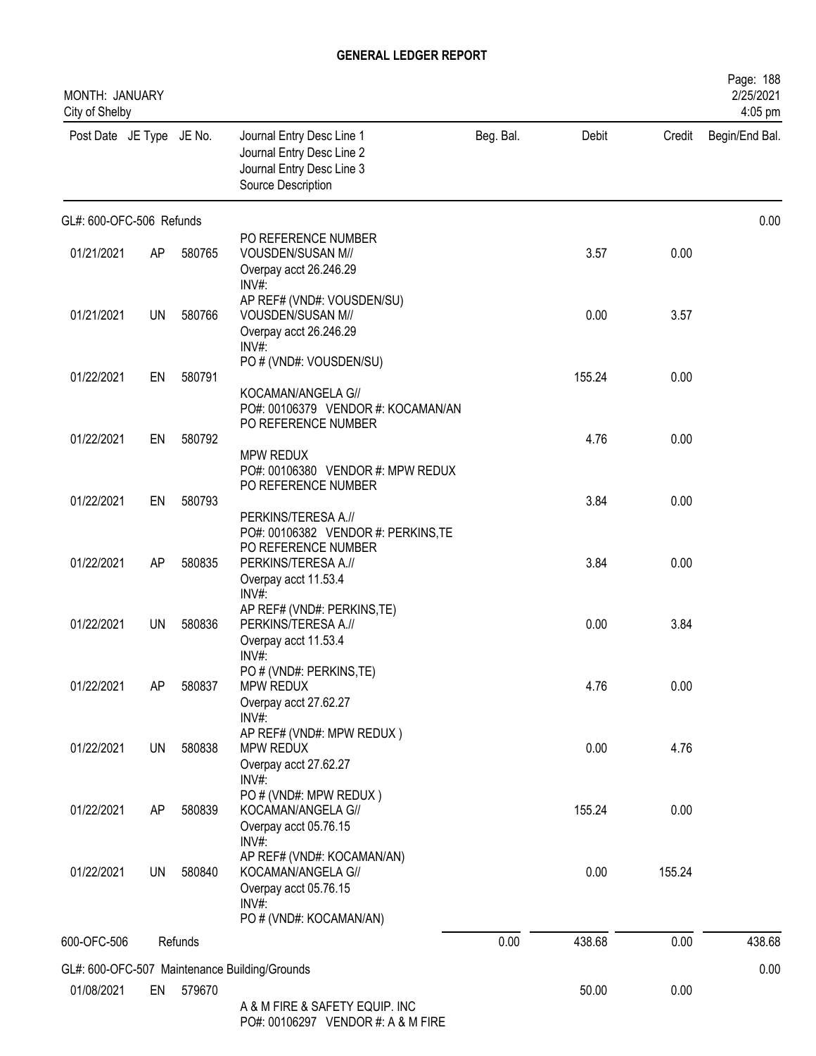# GENERAL LEDGER REPORT

MONTH: JANUARY
City of Shelby

2/25/2021
4:05 pm

| Post Date | JE Type | JE No. | Journal Entry Desc Line 1 / Journal Entry Desc Line 2 / Journal Entry Desc Line 3 / Source Description | Beg. Bal. | Debit | Credit | Begin/End Bal. |
|---|---|---|---|---|---|---|---|
| **GL#: 600-OFC-506 Refunds** | | | | | | | 0.00 |
| 01/21/2021 | AP | 580765 | PO REFERENCE NUMBER<br>VOUSDEN/SUSAN M//<br>Overpay acct 26.246.29<br>INV#: | | 3.57 | 0.00 | |
| 01/21/2021 | UN | 580766 | AP REF# (VND#: VOUSDEN/SU)<br>VOUSDEN/SUSAN M//<br>Overpay acct 26.246.29<br>INV#: | | 0.00 | 3.57 | |
| 01/22/2021 | EN | 580791 | PO # (VND#: VOUSDEN/SU)<br>KOCAMAN/ANGELA G//<br>PO#: 00106379 VENDOR #: KOCAMAN/AN | | 155.24 | 0.00 | |
| 01/22/2021 | EN | 580792 | PO REFERENCE NUMBER<br>MPW REDUX<br>PO#: 00106380 VENDOR #: MPW REDUX | | 4.76 | 0.00 | |
| 01/22/2021 | EN | 580793 | PO REFERENCE NUMBER<br>PERKINS/TERESA A.//<br>PO#: 00106382 VENDOR #: PERKINS,TE | | 3.84 | 0.00 | |
| 01/22/2021 | AP | 580835 | PO REFERENCE NUMBER<br>PERKINS/TERESA A.//<br>Overpay acct 11.53.4<br>INV#: | | 3.84 | 0.00 | |
| 01/22/2021 | UN | 580836 | AP REF# (VND#: PERKINS,TE)<br>PERKINS/TERESA A.//<br>Overpay acct 11.53.4<br>INV#: | | 0.00 | 3.84 | |
| 01/22/2021 | AP | 580837 | PO # (VND#: PERKINS,TE)<br>MPW REDUX<br>Overpay acct 27.62.27<br>INV#: | | 4.76 | 0.00 | |
| 01/22/2021 | UN | 580838 | AP REF# (VND#: MPW REDUX )<br>MPW REDUX<br>Overpay acct 27.62.27<br>INV#: | | 0.00 | 4.76 | |
| 01/22/2021 | AP | 580839 | PO # (VND#: MPW REDUX )<br>KOCAMAN/ANGELA G//<br>Overpay acct 05.76.15<br>INV#: | | 155.24 | 0.00 | |
| 01/22/2021 | UN | 580840 | AP REF# (VND#: KOCAMAN/AN)<br>KOCAMAN/ANGELA G//<br>Overpay acct 05.76.15<br>INV#:<br>PO # (VND#: KOCAMAN/AN) | | 0.00 | 155.24 | |
| **600-OFC-506** | | **Refunds** | | 0.00 | 438.68 | 0.00 | 438.68 |
| **GL#: 600-OFC-507 Maintenance Building/Grounds** | | | | | | | 0.00 |
| 01/08/2021 | EN | 579670 | A & M FIRE & SAFETY EQUIP. INC<br>PO#: 00106297 VENDOR #: A & M FIRE | | 50.00 | 0.00 | |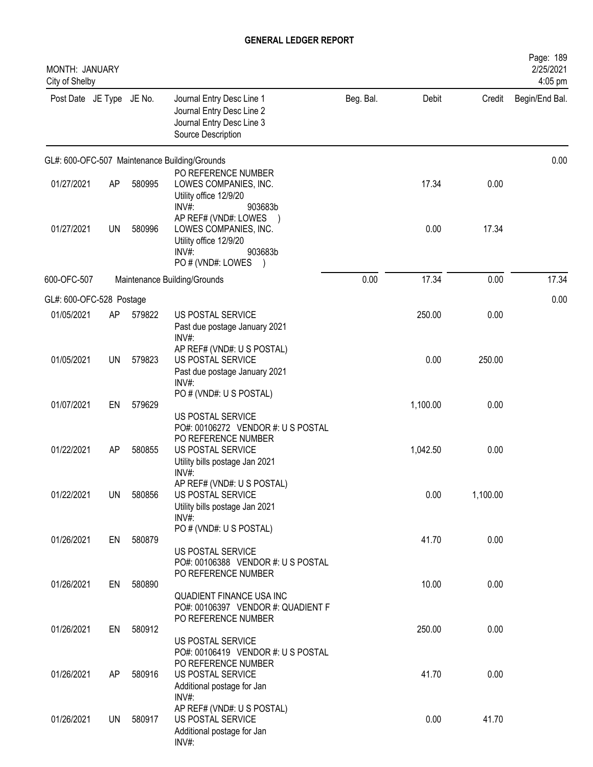# GENERAL LEDGER REPORT

MONTH: JANUARY
City of Shelby

2/25/2021
4:05 pm

| Post Date | JE Type | JE No. | Journal Entry Desc Line 1 / Journal Entry Desc Line 2 / Journal Entry Desc Line 3 / Source Description | Beg. Bal. | Debit | Credit | Begin/End Bal. |
|---|---|---|---|---|---|---|---|
| GL#: 600-OFC-507 Maintenance Building/Grounds | | | | | | | 0.00 |
| | | | PO REFERENCE NUMBER | | | | |
| 01/27/2021 | AP | 580995 | LOWES COMPANIES, INC. Utility office 12/9/20 INV#: 903683b AP REF# (VND#: LOWES ) | | 17.34 | 0.00 | |
| 01/27/2021 | UN | 580996 | LOWES COMPANIES, INC. Utility office 12/9/20 INV#: 903683b PO # (VND#: LOWES ) | | 0.00 | 17.34 | |
| 600-OFC-507 | | | Maintenance Building/Grounds | 0.00 | 17.34 | 0.00 | 17.34 |
| GL#: 600-OFC-528 Postage | | | | | | | 0.00 |
| 01/05/2021 | AP | 579822 | US POSTAL SERVICE Past due postage January 2021 INV#: AP REF# (VND#: U S POSTAL) | | 250.00 | 0.00 | |
| 01/05/2021 | UN | 579823 | US POSTAL SERVICE Past due postage January 2021 INV#: PO # (VND#: U S POSTAL) | | 0.00 | 250.00 | |
| 01/07/2021 | EN | 579629 | US POSTAL SERVICE PO#: 00106272 VENDOR #: U S POSTAL PO REFERENCE NUMBER | | 1,100.00 | 0.00 | |
| 01/22/2021 | AP | 580855 | US POSTAL SERVICE Utility bills postage Jan 2021 INV#: AP REF# (VND#: U S POSTAL) | | 1,042.50 | 0.00 | |
| 01/22/2021 | UN | 580856 | US POSTAL SERVICE Utility bills postage Jan 2021 INV#: PO # (VND#: U S POSTAL) | | 0.00 | 1,100.00 | |
| 01/26/2021 | EN | 580879 | US POSTAL SERVICE PO#: 00106388 VENDOR #: U S POSTAL PO REFERENCE NUMBER | | 41.70 | 0.00 | |
| 01/26/2021 | EN | 580890 | QUADIENT FINANCE USA INC PO#: 00106397 VENDOR #: QUADIENT F PO REFERENCE NUMBER | | 10.00 | 0.00 | |
| 01/26/2021 | EN | 580912 | US POSTAL SERVICE PO#: 00106419 VENDOR #: U S POSTAL PO REFERENCE NUMBER | | 250.00 | 0.00 | |
| 01/26/2021 | AP | 580916 | US POSTAL SERVICE Additional postage for Jan INV#: AP REF# (VND#: U S POSTAL) | | 41.70 | 0.00 | |
| 01/26/2021 | UN | 580917 | US POSTAL SERVICE Additional postage for Jan INV#: | | 0.00 | 41.70 | |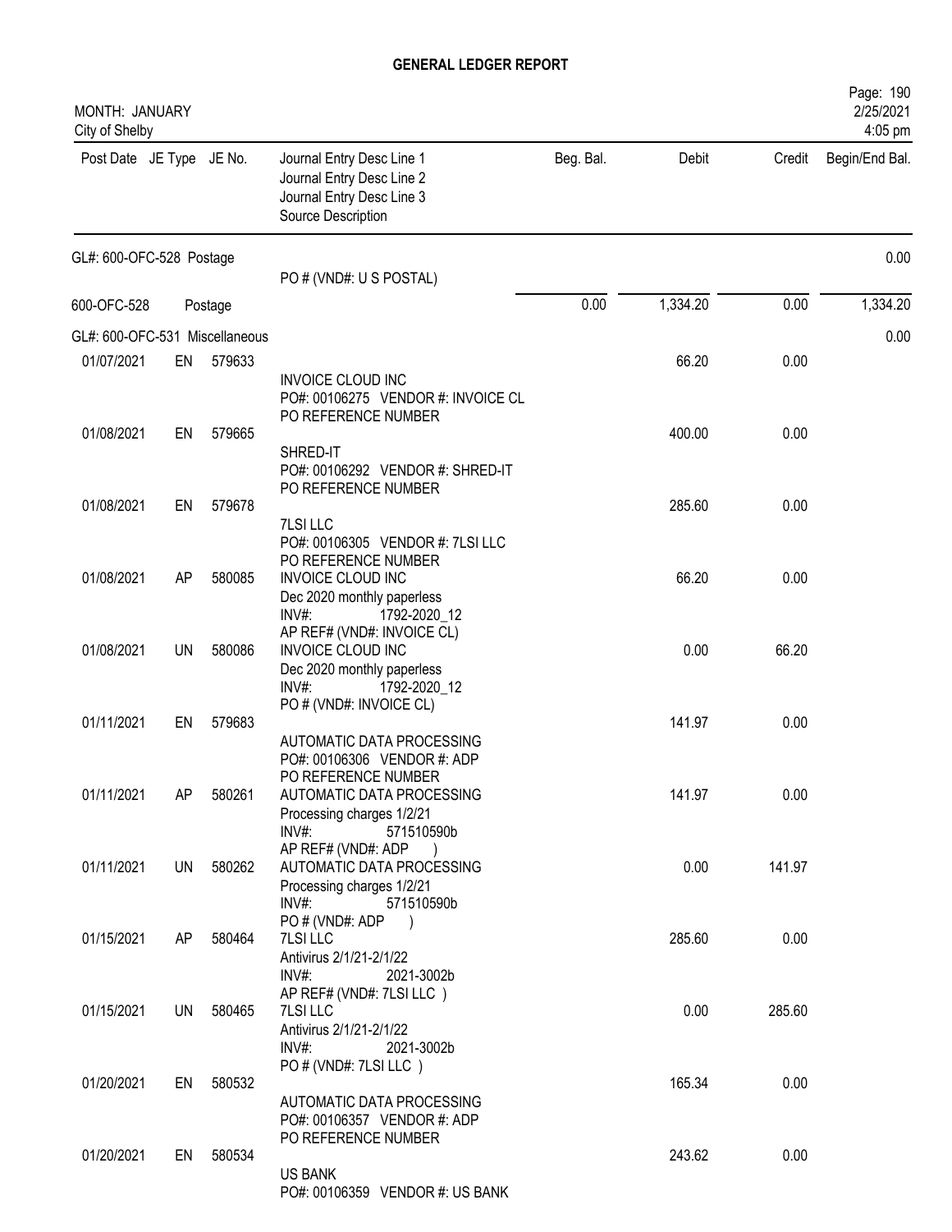# GENERAL LEDGER REPORT

MONTH: JANUARY
City of Shelby

| Post Date | JE Type | JE No. | Journal Entry Desc Line 1 / Journal Entry Desc Line 2 / Journal Entry Desc Line 3 / Source Description | Beg. Bal. | Debit | Credit | Begin/End Bal. |
|---|---|---|---|---|---|---|---|
| GL#: 600-OFC-528 Postage | | | | | | | 0.00 |
| | | | PO # (VND#: U S POSTAL) | | | | |
| 600-OFC-528 | | Postage | | 0.00 | 1,334.20 | 0.00 | 1,334.20 |
| GL#: 600-OFC-531 Miscellaneous | | | | | | | 0.00 |
| 01/07/2021 | EN | 579633 | INVOICE CLOUD INC<br>PO#: 00106275 VENDOR #: INVOICE CL<br>PO REFERENCE NUMBER | | 66.20 | 0.00 | |
| 01/08/2021 | EN | 579665 | SHRED-IT<br>PO#: 00106292 VENDOR #: SHRED-IT<br>PO REFERENCE NUMBER | | 400.00 | 0.00 | |
| 01/08/2021 | EN | 579678 | 7LSI LLC<br>PO#: 00106305 VENDOR #: 7LSI LLC<br>PO REFERENCE NUMBER | | 285.60 | 0.00 | |
| 01/08/2021 | AP | 580085 | INVOICE CLOUD INC<br>Dec 2020 monthly paperless<br>INV#: 1792-2020_12<br>AP REF# (VND#: INVOICE CL) | | 66.20 | 0.00 | |
| 01/08/2021 | UN | 580086 | INVOICE CLOUD INC<br>Dec 2020 monthly paperless<br>INV#: 1792-2020_12<br>PO # (VND#: INVOICE CL) | | 0.00 | 66.20 | |
| 01/11/2021 | EN | 579683 | AUTOMATIC DATA PROCESSING<br>PO#: 00106306 VENDOR #: ADP<br>PO REFERENCE NUMBER | | 141.97 | 0.00 | |
| 01/11/2021 | AP | 580261 | AUTOMATIC DATA PROCESSING<br>Processing charges 1/2/21<br>INV#: 571510590b<br>AP REF# (VND#: ADP ) | | 141.97 | 0.00 | |
| 01/11/2021 | UN | 580262 | AUTOMATIC DATA PROCESSING<br>Processing charges 1/2/21<br>INV#: 571510590b<br>PO # (VND#: ADP ) | | 0.00 | 141.97 | |
| 01/15/2021 | AP | 580464 | 7LSI LLC<br>Antivirus 2/1/21-2/1/22<br>INV#: 2021-3002b<br>AP REF# (VND#: 7LSI LLC ) | | 285.60 | 0.00 | |
| 01/15/2021 | UN | 580465 | 7LSI LLC<br>Antivirus 2/1/21-2/1/22<br>INV#: 2021-3002b<br>PO # (VND#: 7LSI LLC ) | | 0.00 | 285.60 | |
| 01/20/2021 | EN | 580532 | AUTOMATIC DATA PROCESSING<br>PO#: 00106357 VENDOR #: ADP<br>PO REFERENCE NUMBER | | 165.34 | 0.00 | |
| 01/20/2021 | EN | 580534 | US BANK<br>PO#: 00106359 VENDOR #: US BANK | | 243.62 | 0.00 | |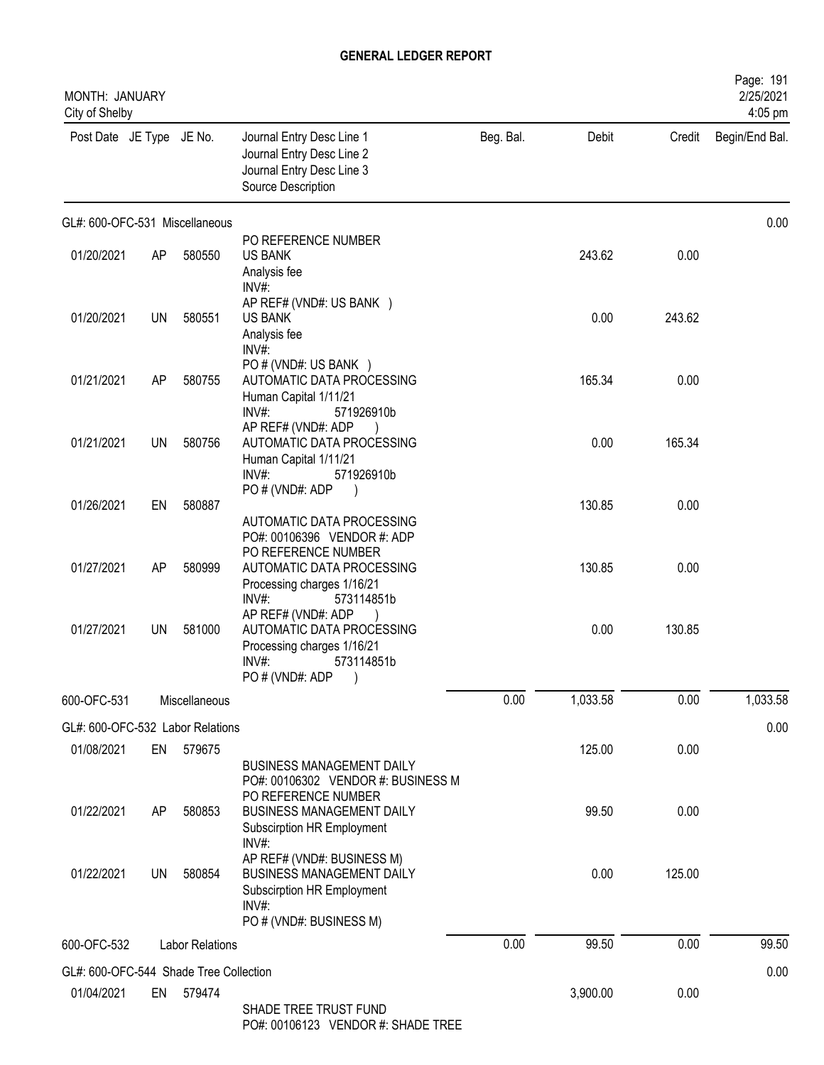# GENERAL LEDGER REPORT

MONTH: JANUARY
City of Shelby

2/25/2021
4:05 pm

| Post Date | JE Type | JE No. | Journal Entry Desc Line 1 / Journal Entry Desc Line 2 / Journal Entry Desc Line 3 / Source Description | Beg. Bal. | Debit | Credit | Begin/End Bal. |
|---|---|---|---|---|---|---|---|
| GL#: 600-OFC-531 Miscellaneous | | | | | | | 0.00 |
| 01/20/2021 | AP | 580550 | PO REFERENCE NUMBER<br>US BANK<br>Analysis fee<br>INV#: | | 243.62 | 0.00 | |
| 01/20/2021 | UN | 580551 | AP REF# (VND#: US BANK )<br>US BANK<br>Analysis fee<br>INV#: | | 0.00 | 243.62 | |
| 01/21/2021 | AP | 580755 | PO # (VND#: US BANK )<br>AUTOMATIC DATA PROCESSING<br>Human Capital 1/11/21<br>INV#: 571926910b | | 165.34 | 0.00 | |
| 01/21/2021 | UN | 580756 | AP REF# (VND#: ADP )<br>AUTOMATIC DATA PROCESSING<br>Human Capital 1/11/21<br>INV#: 571926910b | | 0.00 | 165.34 | |
| 01/26/2021 | EN | 580887 | PO # (VND#: ADP )<br>AUTOMATIC DATA PROCESSING<br>PO#: 00106396 VENDOR #: ADP | | 130.85 | 0.00 | |
| 01/27/2021 | AP | 580999 | PO REFERENCE NUMBER<br>AUTOMATIC DATA PROCESSING<br>Processing charges 1/16/21<br>INV#: 573114851b | | 130.85 | 0.00 | |
| 01/27/2021 | UN | 581000 | AP REF# (VND#: ADP )<br>AUTOMATIC DATA PROCESSING<br>Processing charges 1/16/21<br>INV#: 573114851b<br>PO # (VND#: ADP ) | | 0.00 | 130.85 | |
| 600-OFC-531 | | Miscellaneous | | 0.00 | 1,033.58 | 0.00 | 1,033.58 |
| GL#: 600-OFC-532 Labor Relations | | | | | | | 0.00 |
| 01/08/2021 | EN | 579675 | BUSINESS MANAGEMENT DAILY<br>PO#: 00106302 VENDOR #: BUSINESS M | | 125.00 | 0.00 | |
| 01/22/2021 | AP | 580853 | PO REFERENCE NUMBER<br>BUSINESS MANAGEMENT DAILY<br>Subscirption HR Employment<br>INV#: | | 99.50 | 0.00 | |
| 01/22/2021 | UN | 580854 | AP REF# (VND#: BUSINESS M)<br>BUSINESS MANAGEMENT DAILY<br>Subscirption HR Employment<br>INV#:<br>PO # (VND#: BUSINESS M) | | 0.00 | 125.00 | |
| 600-OFC-532 | | Labor Relations | | 0.00 | 99.50 | 0.00 | 99.50 |
| GL#: 600-OFC-544 Shade Tree Collection | | | | | | | 0.00 |
| 01/04/2021 | EN | 579474 | SHADE TREE TRUST FUND<br>PO#: 00106123 VENDOR #: SHADE TREE | | 3,900.00 | 0.00 | |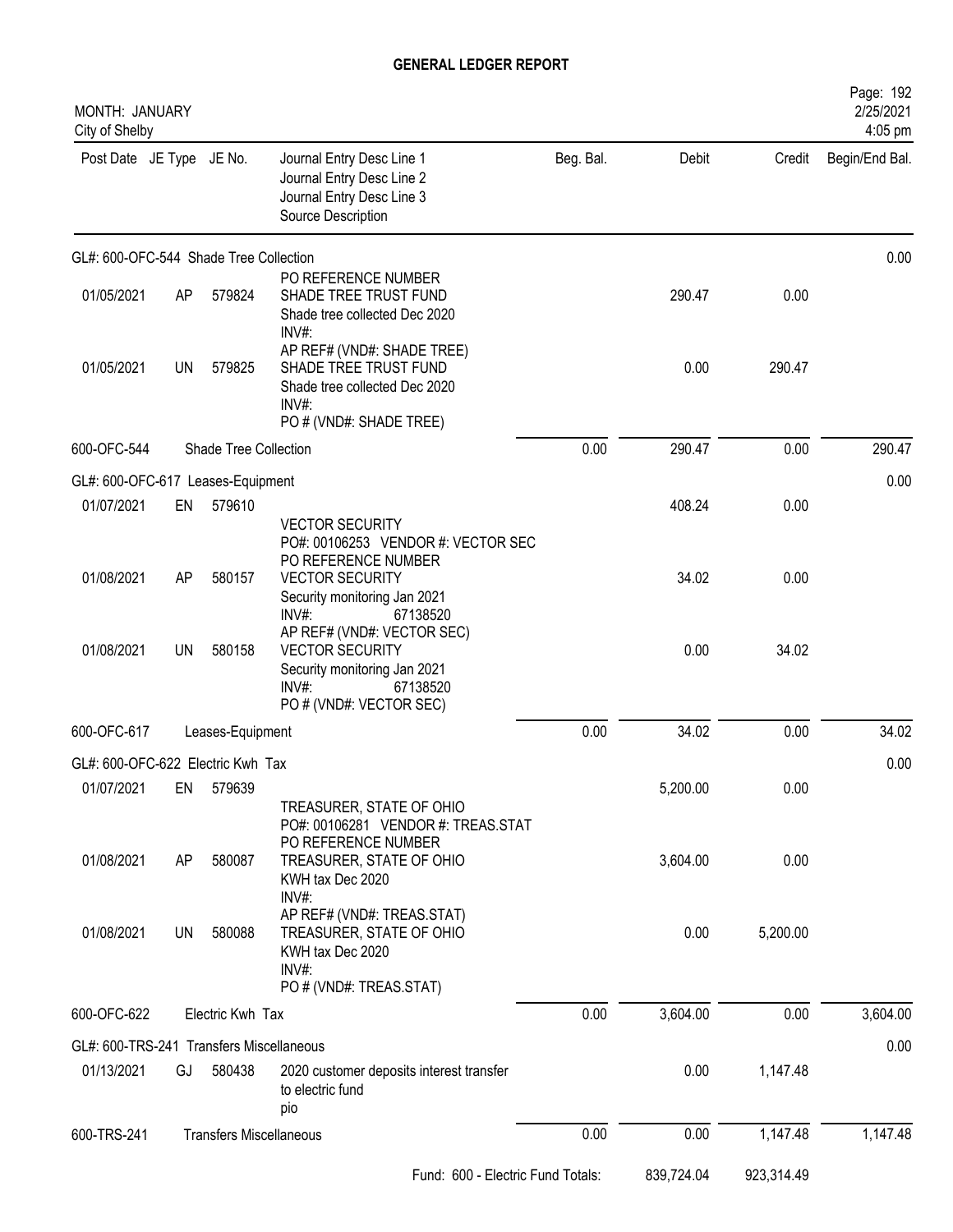# GENERAL LEDGER REPORT

MONTH: JANUARY
City of Shelby

| Post Date | JE Type | JE No. | Journal Entry Desc Line 1 / Journal Entry Desc Line 2 / Journal Entry Desc Line 3 / Source Description | Beg. Bal. | Debit | Credit | Begin/End Bal. |
|---|---|---|---|---|---|---|---|
| **GL#: 600-OFC-544 Shade Tree Collection** | | | | | | | 0.00 |
| 01/05/2021 | AP | 579824 | PO REFERENCE NUMBER<br>SHADE TREE TRUST FUND<br>Shade tree collected Dec 2020<br>INV#: | | 290.47 | 0.00 | |
| 01/05/2021 | UN | 579825 | AP REF# (VND#: SHADE TREE)<br>SHADE TREE TRUST FUND<br>Shade tree collected Dec 2020<br>INV#:<br>PO # (VND#: SHADE TREE) | | 0.00 | 290.47 | |
| 600-OFC-544 | | Shade Tree Collection | | 0.00 | 290.47 | 0.00 | 290.47 |
| **GL#: 600-OFC-617 Leases-Equipment** | | | | | | | 0.00 |
| 01/07/2021 | EN | 579610 | VECTOR SECURITY<br>PO#: 00106253 VENDOR #: VECTOR SEC | | 408.24 | 0.00 | |
| 01/08/2021 | AP | 580157 | PO REFERENCE NUMBER<br>VECTOR SECURITY<br>Security monitoring Jan 2021<br>INV#: 67138520 | | 34.02 | 0.00 | |
| 01/08/2021 | UN | 580158 | AP REF# (VND#: VECTOR SEC)<br>VECTOR SECURITY<br>Security monitoring Jan 2021<br>INV#: 67138520<br>PO # (VND#: VECTOR SEC) | | 0.00 | 34.02 | |
| 600-OFC-617 | | Leases-Equipment | | 0.00 | 34.02 | 0.00 | 34.02 |
| **GL#: 600-OFC-622 Electric Kwh Tax** | | | | | | | 0.00 |
| 01/07/2021 | EN | 579639 | TREASURER, STATE OF OHIO<br>PO#: 00106281 VENDOR #: TREAS.STAT | | 5,200.00 | 0.00 | |
| 01/08/2021 | AP | 580087 | PO REFERENCE NUMBER<br>TREASURER, STATE OF OHIO<br>KWH tax Dec 2020<br>INV#: | | 3,604.00 | 0.00 | |
| 01/08/2021 | UN | 580088 | AP REF# (VND#: TREAS.STAT)<br>TREASURER, STATE OF OHIO<br>KWH tax Dec 2020<br>INV#:<br>PO # (VND#: TREAS.STAT) | | 0.00 | 5,200.00 | |
| 600-OFC-622 | | Electric Kwh Tax | | 0.00 | 3,604.00 | 0.00 | 3,604.00 |
| **GL#: 600-TRS-241 Transfers Miscellaneous** | | | | | | | 0.00 |
| 01/13/2021 | GJ | 580438 | 2020 customer deposits interest transfer<br>to electric fund<br>pio | | 0.00 | 1,147.48 | |
| 600-TRS-241 | | Transfers Miscellaneous | | 0.00 | 0.00 | 1,147.48 | 1,147.48 |
| | | | Fund: 600 - Electric Fund Totals: | | 839,724.04 | 923,314.49 | |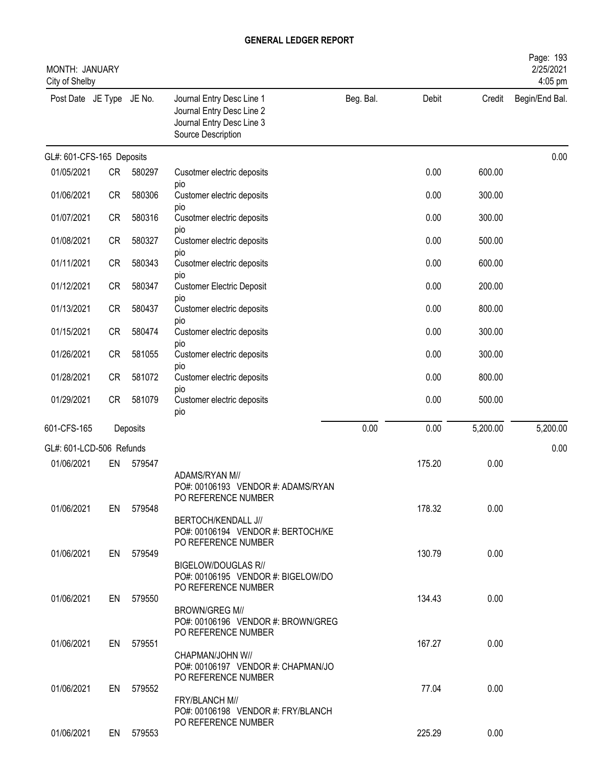# GENERAL LEDGER REPORT

MONTH: JANUARY
City of Shelby

2/25/2021
4:05 pm

| Post Date | JE Type | JE No. | Journal Entry Desc Line 1<br>Journal Entry Desc Line 2<br>Journal Entry Desc Line 3<br>Source Description | Beg. Bal. | Debit | Credit | Begin/End Bal. |
|---|---|---|---|---|---|---|---|
| **GL#: 601-CFS-165 Deposits** | | | | | | | 0.00 |
| 01/05/2021 | CR | 580297 | Cusotmer electric deposits<br>pio | | 0.00 | 600.00 | |
| 01/06/2021 | CR | 580306 | Customer electric deposits<br>pio | | 0.00 | 300.00 | |
| 01/07/2021 | CR | 580316 | Cusotmer electric deposits<br>pio | | 0.00 | 300.00 | |
| 01/08/2021 | CR | 580327 | Customer electric deposits<br>pio | | 0.00 | 500.00 | |
| 01/11/2021 | CR | 580343 | Cusotmer electric deposits<br>pio | | 0.00 | 600.00 | |
| 01/12/2021 | CR | 580347 | Customer Electric Deposit<br>pio | | 0.00 | 200.00 | |
| 01/13/2021 | CR | 580437 | Customer electric deposits<br>pio | | 0.00 | 800.00 | |
| 01/15/2021 | CR | 580474 | Customer electric deposits<br>pio | | 0.00 | 300.00 | |
| 01/26/2021 | CR | 581055 | Customer electric deposits<br>pio | | 0.00 | 300.00 | |
| 01/28/2021 | CR | 581072 | Customer electric deposits<br>pio | | 0.00 | 800.00 | |
| 01/29/2021 | CR | 581079 | Customer electric deposits<br>pio | | 0.00 | 500.00 | |
| 601-CFS-165 | | Deposits | | 0.00 | 0.00 | 5,200.00 | 5,200.00 |
| **GL#: 601-LCD-506 Refunds** | | | | | | | 0.00 |
| 01/06/2021 | EN | 579547 | ADAMS/RYAN M//<br>PO#: 00106193 VENDOR #: ADAMS/RYAN<br>PO REFERENCE NUMBER | | 175.20 | 0.00 | |
| 01/06/2021 | EN | 579548 | BERTOCH/KENDALL J//<br>PO#: 00106194 VENDOR #: BERTOCH/KE<br>PO REFERENCE NUMBER | | 178.32 | 0.00 | |
| 01/06/2021 | EN | 579549 | BIGELOW/DOUGLAS R//<br>PO#: 00106195 VENDOR #: BIGELOW/DO<br>PO REFERENCE NUMBER | | 130.79 | 0.00 | |
| 01/06/2021 | EN | 579550 | BROWN/GREG M//<br>PO#: 00106196 VENDOR #: BROWN/GREG<br>PO REFERENCE NUMBER | | 134.43 | 0.00 | |
| 01/06/2021 | EN | 579551 | CHAPMAN/JOHN W//<br>PO#: 00106197 VENDOR #: CHAPMAN/JO<br>PO REFERENCE NUMBER | | 167.27 | 0.00 | |
| 01/06/2021 | EN | 579552 | FRY/BLANCH M//<br>PO#: 00106198 VENDOR #: FRY/BLANCH<br>PO REFERENCE NUMBER | | 77.04 | 0.00 | |
| 01/06/2021 | EN | 579553 | | | 225.29 | 0.00 | |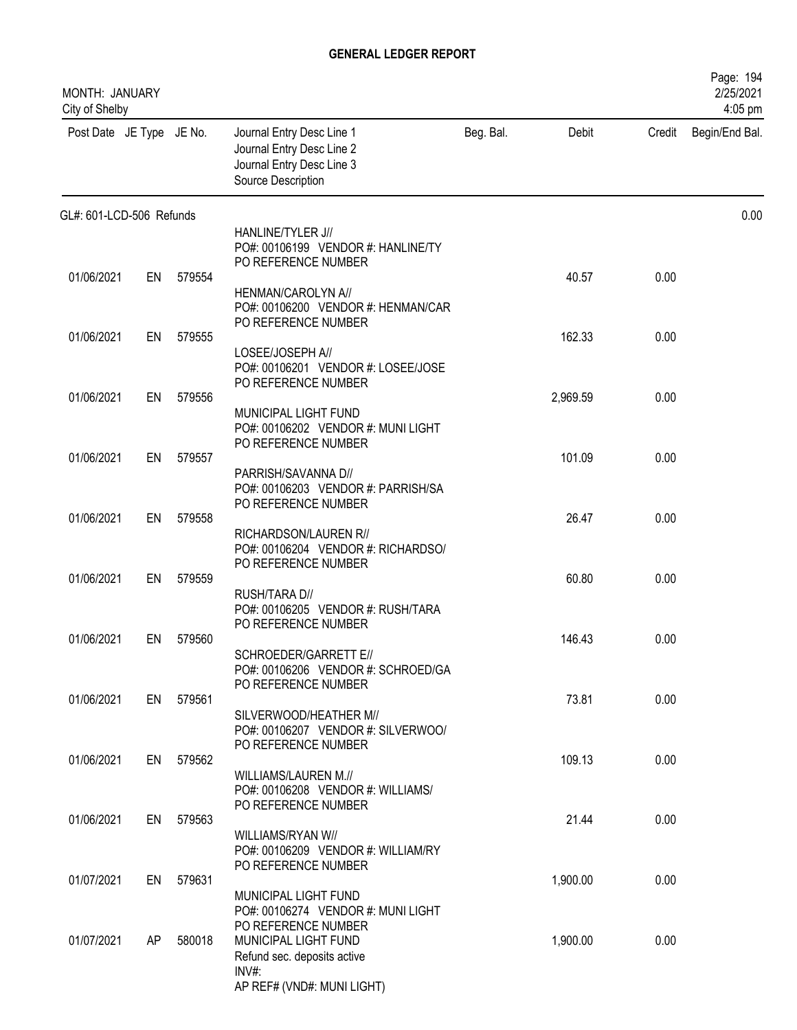# GENERAL LEDGER REPORT

MONTH: JANUARY
City of Shelby

| Post Date | JE Type | JE No. | Journal Entry Desc Line 1<br>Journal Entry Desc Line 2<br>Journal Entry Desc Line 3<br>Source Description | Beg. Bal. | Debit | Credit | Begin/End Bal. |
|---|---|---|---|---|---|---|---|
| GL#: 601-LCD-506 Refunds | | | | | | | 0.00 |
| | | | HANLINE/TYLER J//<br>PO#: 00106199 VENDOR #: HANLINE/TY<br>PO REFERENCE NUMBER | | | | |
| 01/06/2021 | EN | 579554 | HENMAN/CAROLYN A//<br>PO#: 00106200 VENDOR #: HENMAN/CAR<br>PO REFERENCE NUMBER | | 40.57 | 0.00 | |
| 01/06/2021 | EN | 579555 | LOSEE/JOSEPH A//<br>PO#: 00106201 VENDOR #: LOSEE/JOSE<br>PO REFERENCE NUMBER | | 162.33 | 0.00 | |
| 01/06/2021 | EN | 579556 | MUNICIPAL LIGHT FUND<br>PO#: 00106202 VENDOR #: MUNI LIGHT<br>PO REFERENCE NUMBER | | 2,969.59 | 0.00 | |
| 01/06/2021 | EN | 579557 | PARRISH/SAVANNA D//<br>PO#: 00106203 VENDOR #: PARRISH/SA<br>PO REFERENCE NUMBER | | 101.09 | 0.00 | |
| 01/06/2021 | EN | 579558 | RICHARDSON/LAUREN R//<br>PO#: 00106204 VENDOR #: RICHARDSO/<br>PO REFERENCE NUMBER | | 26.47 | 0.00 | |
| 01/06/2021 | EN | 579559 | RUSH/TARA D//<br>PO#: 00106205 VENDOR #: RUSH/TARA<br>PO REFERENCE NUMBER | | 60.80 | 0.00 | |
| 01/06/2021 | EN | 579560 | SCHROEDER/GARRETT E//<br>PO#: 00106206 VENDOR #: SCHROED/GA<br>PO REFERENCE NUMBER | | 146.43 | 0.00 | |
| 01/06/2021 | EN | 579561 | SILVERWOOD/HEATHER M//<br>PO#: 00106207 VENDOR #: SILVERWOO/<br>PO REFERENCE NUMBER | | 73.81 | 0.00 | |
| 01/06/2021 | EN | 579562 | WILLIAMS/LAUREN M.//<br>PO#: 00106208 VENDOR #: WILLIAMS/<br>PO REFERENCE NUMBER | | 109.13 | 0.00 | |
| 01/06/2021 | EN | 579563 | WILLIAMS/RYAN W//<br>PO#: 00106209 VENDOR #: WILLIAM/RY<br>PO REFERENCE NUMBER | | 21.44 | 0.00 | |
| 01/07/2021 | EN | 579631 | MUNICIPAL LIGHT FUND<br>PO#: 00106274 VENDOR #: MUNI LIGHT<br>PO REFERENCE NUMBER | | 1,900.00 | 0.00 | |
| 01/07/2021 | AP | 580018 | MUNICIPAL LIGHT FUND<br>Refund sec. deposits active<br>INV#:<br>AP REF# (VND#: MUNI LIGHT) | | 1,900.00 | 0.00 | |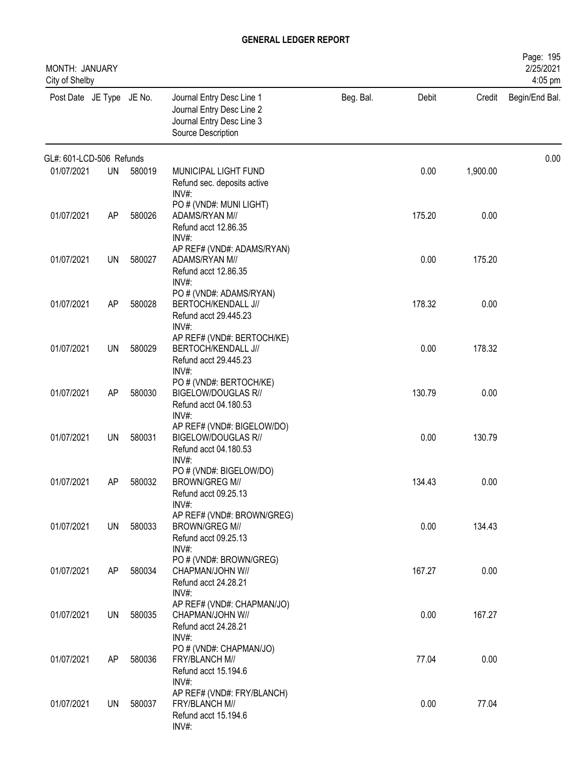# GENERAL LEDGER REPORT

MONTH: JANUARY
City of Shelby

2/25/2021
4:05 pm

| Post Date | JE Type | JE No. | Journal Entry Desc Line 1<br>Journal Entry Desc Line 2<br>Journal Entry Desc Line 3<br>Source Description | Beg. Bal. | Debit | Credit | Begin/End Bal. |
|---|---|---|---|---|---|---|---|
| GL#: 601-LCD-506 Refunds | | | | | | | 0.00 |
| 01/07/2021 | UN | 580019 | MUNICIPAL LIGHT FUND<br>Refund sec. deposits active<br>INV#:<br>PO # (VND#: MUNI LIGHT) | | 0.00 | 1,900.00 | |
| 01/07/2021 | AP | 580026 | ADAMS/RYAN M//<br>Refund acct 12.86.35<br>INV#:<br>AP REF# (VND#: ADAMS/RYAN) | | 175.20 | 0.00 | |
| 01/07/2021 | UN | 580027 | ADAMS/RYAN M//<br>Refund acct 12.86.35<br>INV#:<br>PO # (VND#: ADAMS/RYAN) | | 0.00 | 175.20 | |
| 01/07/2021 | AP | 580028 | BERTOCH/KENDALL J//<br>Refund acct 29.445.23<br>INV#:<br>AP REF# (VND#: BERTOCH/KE) | | 178.32 | 0.00 | |
| 01/07/2021 | UN | 580029 | BERTOCH/KENDALL J//<br>Refund acct 29.445.23<br>INV#:<br>PO # (VND#: BERTOCH/KE) | | 0.00 | 178.32 | |
| 01/07/2021 | AP | 580030 | BIGELOW/DOUGLAS R//<br>Refund acct 04.180.53<br>INV#:<br>AP REF# (VND#: BIGELOW/DO) | | 130.79 | 0.00 | |
| 01/07/2021 | UN | 580031 | BIGELOW/DOUGLAS R//<br>Refund acct 04.180.53<br>INV#:<br>PO # (VND#: BIGELOW/DO) | | 0.00 | 130.79 | |
| 01/07/2021 | AP | 580032 | BROWN/GREG M//<br>Refund acct 09.25.13<br>INV#:<br>AP REF# (VND#: BROWN/GREG) | | 134.43 | 0.00 | |
| 01/07/2021 | UN | 580033 | BROWN/GREG M//<br>Refund acct 09.25.13<br>INV#:<br>PO # (VND#: BROWN/GREG) | | 0.00 | 134.43 | |
| 01/07/2021 | AP | 580034 | CHAPMAN/JOHN W//<br>Refund acct 24.28.21<br>INV#:<br>AP REF# (VND#: CHAPMAN/JO) | | 167.27 | 0.00 | |
| 01/07/2021 | UN | 580035 | CHAPMAN/JOHN W//<br>Refund acct 24.28.21<br>INV#:<br>PO # (VND#: CHAPMAN/JO) | | 0.00 | 167.27 | |
| 01/07/2021 | AP | 580036 | FRY/BLANCH M//<br>Refund acct 15.194.6<br>INV#:<br>AP REF# (VND#: FRY/BLANCH) | | 77.04 | 0.00 | |
| 01/07/2021 | UN | 580037 | FRY/BLANCH M//<br>Refund acct 15.194.6<br>INV#: | | 0.00 | 77.04 | |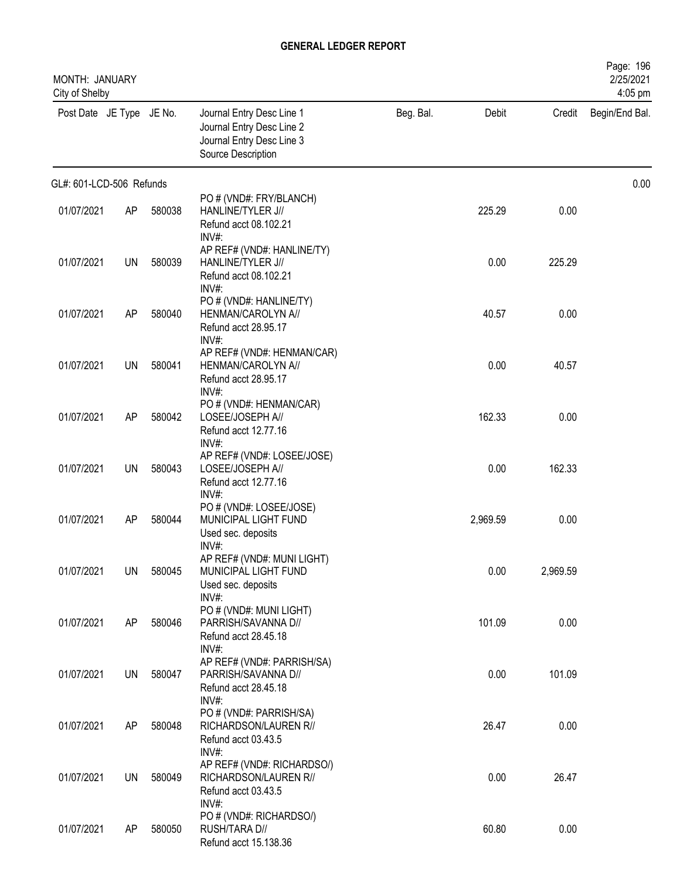# GENERAL LEDGER REPORT

MONTH: JANUARY
City of Shelby

Page: 196
2/25/2021
4:05 pm

| Post Date | JE Type | JE No. | Journal Entry Desc Line 1<br>Journal Entry Desc Line 2<br>Journal Entry Desc Line 3<br>Source Description | Beg. Bal. | Debit | Credit | Begin/End Bal. |
|---|---|---|---|---|---|---|---|
| GL#: 601-LCD-506 Refunds | | | | | | | 0.00 |
| 01/07/2021 | AP | 580038 | PO # (VND#: FRY/BLANCH)<br>HANLINE/TYLER J//<br>Refund acct 08.102.21<br>INV#: | | 225.29 | 0.00 | |
| 01/07/2021 | UN | 580039 | AP REF# (VND#: HANLINE/TY)<br>HANLINE/TYLER J//<br>Refund acct 08.102.21<br>INV#: | | 0.00 | 225.29 | |
| 01/07/2021 | AP | 580040 | PO # (VND#: HANLINE/TY)<br>HENMAN/CAROLYN A//<br>Refund acct 28.95.17<br>INV#: | | 40.57 | 0.00 | |
| 01/07/2021 | UN | 580041 | AP REF# (VND#: HENMAN/CAR)<br>HENMAN/CAROLYN A//<br>Refund acct 28.95.17<br>INV#: | | 0.00 | 40.57 | |
| 01/07/2021 | AP | 580042 | PO # (VND#: HENMAN/CAR)<br>LOSEE/JOSEPH A//<br>Refund acct 12.77.16<br>INV#: | | 162.33 | 0.00 | |
| 01/07/2021 | UN | 580043 | AP REF# (VND#: LOSEE/JOSE)<br>LOSEE/JOSEPH A//<br>Refund acct 12.77.16<br>INV#: | | 0.00 | 162.33 | |
| 01/07/2021 | AP | 580044 | PO # (VND#: LOSEE/JOSE)<br>MUNICIPAL LIGHT FUND<br>Used sec. deposits<br>INV#: | | 2,969.59 | 0.00 | |
| 01/07/2021 | UN | 580045 | AP REF# (VND#: MUNI LIGHT)<br>MUNICIPAL LIGHT FUND<br>Used sec. deposits<br>INV#: | | 0.00 | 2,969.59 | |
| 01/07/2021 | AP | 580046 | PO # (VND#: MUNI LIGHT)<br>PARRISH/SAVANNA D//<br>Refund acct 28.45.18<br>INV#: | | 101.09 | 0.00 | |
| 01/07/2021 | UN | 580047 | AP REF# (VND#: PARRISH/SA)<br>PARRISH/SAVANNA D//<br>Refund acct 28.45.18<br>INV#: | | 0.00 | 101.09 | |
| 01/07/2021 | AP | 580048 | PO # (VND#: PARRISH/SA)<br>RICHARDSON/LAUREN R//<br>Refund acct 03.43.5<br>INV#: | | 26.47 | 0.00 | |
| 01/07/2021 | UN | 580049 | AP REF# (VND#: RICHARDSO/)<br>RICHARDSON/LAUREN R//<br>Refund acct 03.43.5<br>INV#: | | 0.00 | 26.47 | |
| 01/07/2021 | AP | 580050 | PO # (VND#: RICHARDSO/)<br>RUSH/TARA D//<br>Refund acct 15.138.36 | | 60.80 | 0.00 | |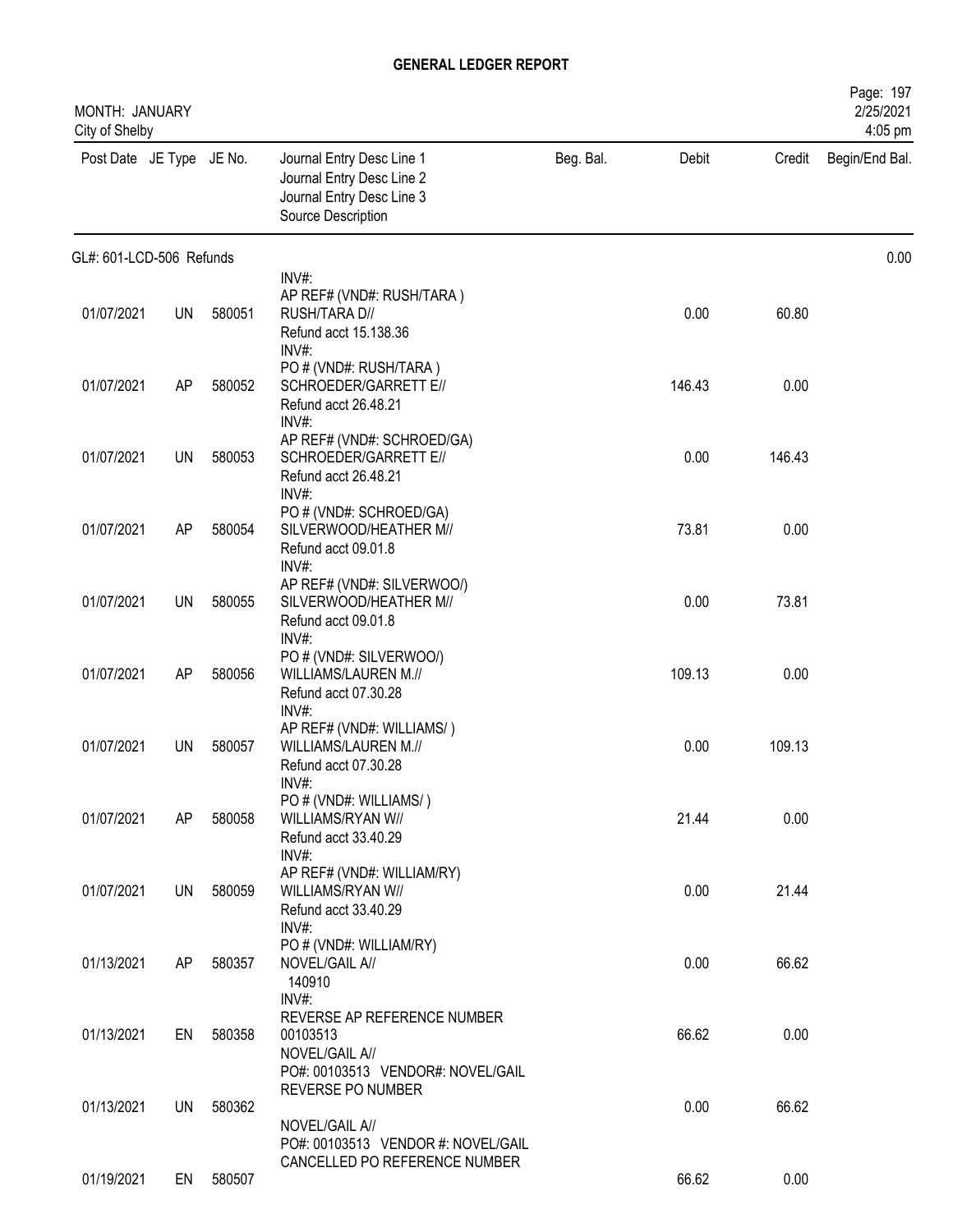**GENERAL LEDGER REPORT**

MONTH: JANUARY
City of Shelby

| Post Date | JE Type | JE No. | Journal Entry Desc Line 1<br>Journal Entry Desc Line 2<br>Journal Entry Desc Line 3<br>Source Description | Beg. Bal. | Debit | Credit | Begin/End Bal. |
|---|---|---|---|---|---|---|---|
| GL#: 601-LCD-506 Refunds | | | | | | | 0.00 |
| 01/07/2021 | UN | 580051 | INV#:<br>AP REF# (VND#: RUSH/TARA )<br>RUSH/TARA D//<br>Refund acct 15.138.36 | | 0.00 | 60.80 | |
| 01/07/2021 | AP | 580052 | INV#:<br>PO # (VND#: RUSH/TARA )<br>SCHROEDER/GARRETT E//<br>Refund acct 26.48.21 | | 146.43 | 0.00 | |
| 01/07/2021 | UN | 580053 | INV#:<br>AP REF# (VND#: SCHROED/GA)<br>SCHROEDER/GARRETT E//<br>Refund acct 26.48.21 | | 0.00 | 146.43 | |
| 01/07/2021 | AP | 580054 | INV#:<br>PO # (VND#: SCHROED/GA)<br>SILVERWOOD/HEATHER M//<br>Refund acct 09.01.8 | | 73.81 | 0.00 | |
| 01/07/2021 | UN | 580055 | INV#:<br>AP REF# (VND#: SILVERWOO/)<br>SILVERWOOD/HEATHER M//<br>Refund acct 09.01.8 | | 0.00 | 73.81 | |
| 01/07/2021 | AP | 580056 | INV#:<br>PO # (VND#: SILVERWOO/)<br>WILLIAMS/LAUREN M.//<br>Refund acct 07.30.28 | | 109.13 | 0.00 | |
| 01/07/2021 | UN | 580057 | INV#:<br>AP REF# (VND#: WILLIAMS/ )<br>WILLIAMS/LAUREN M.//<br>Refund acct 07.30.28 | | 0.00 | 109.13 | |
| 01/07/2021 | AP | 580058 | INV#:<br>PO # (VND#: WILLIAMS/ )<br>WILLIAMS/RYAN W//<br>Refund acct 33.40.29 | | 21.44 | 0.00 | |
| 01/07/2021 | UN | 580059 | INV#:<br>AP REF# (VND#: WILLIAM/RY)<br>WILLIAMS/RYAN W//<br>Refund acct 33.40.29 | | 0.00 | 21.44 | |
| 01/13/2021 | AP | 580357 | INV#:<br>PO # (VND#: WILLIAM/RY)<br>NOVEL/GAIL A//<br>140910 | | 0.00 | 66.62 | |
| 01/13/2021 | EN | 580358 | INV#:<br>REVERSE AP REFERENCE NUMBER<br>00103513<br>NOVEL/GAIL A//<br>PO#: 00103513 VENDOR#: NOVEL/GAIL | | 66.62 | 0.00 | |
| 01/13/2021 | UN | 580362 | REVERSE PO NUMBER<br>NOVEL/GAIL A//<br>PO#: 00103513 VENDOR #: NOVEL/GAIL | | 0.00 | 66.62 | |
| 01/19/2021 | EN | 580507 | CANCELLED PO REFERENCE NUMBER | | 66.62 | 0.00 | |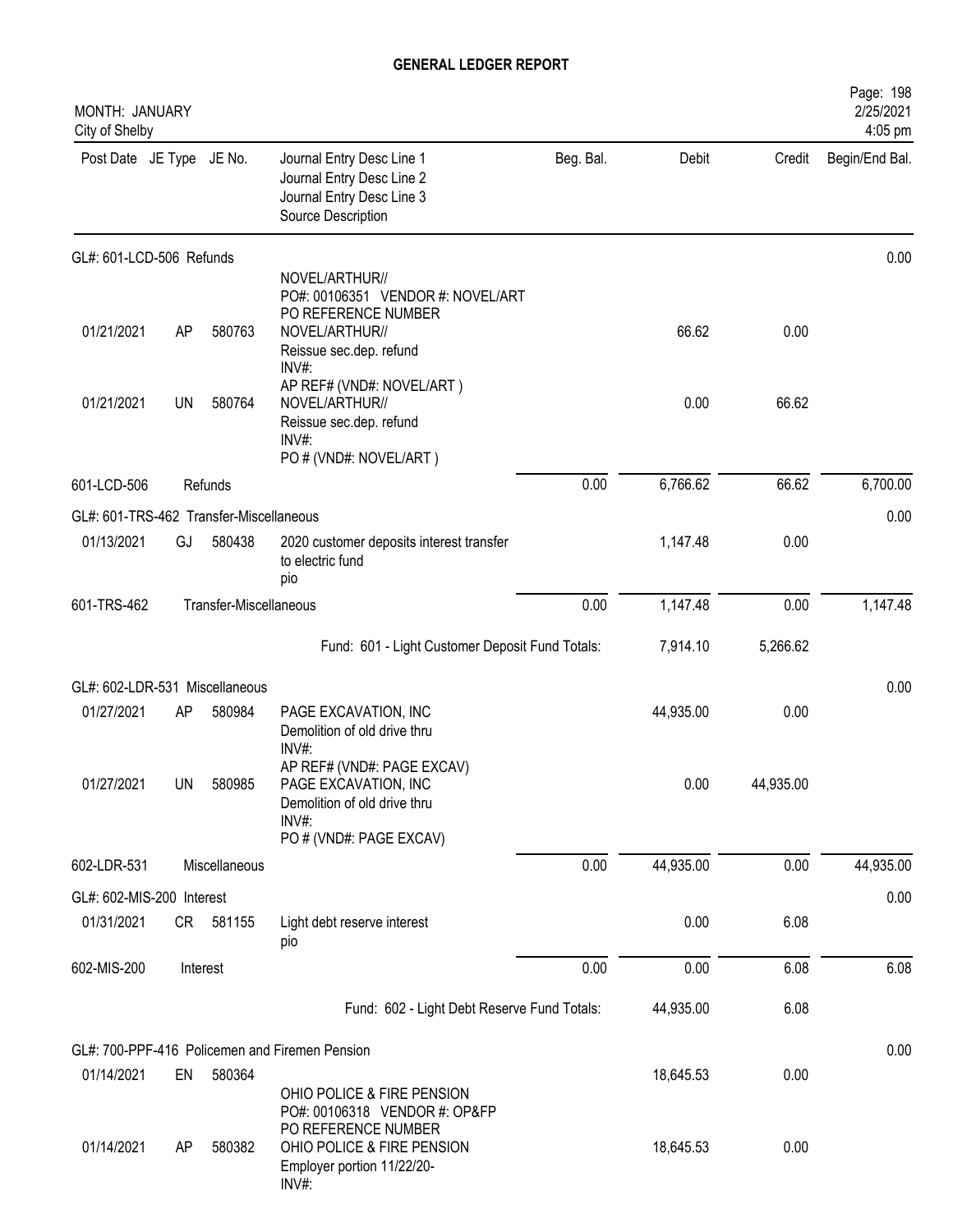# GENERAL LEDGER REPORT

MONTH: JANUARY
City of Shelby

| Post Date | JE Type | JE No. | Journal Entry Desc Line 1 / Journal Entry Desc Line 2 / Journal Entry Desc Line 3 / Source Description | Beg. Bal. | Debit | Credit | Begin/End Bal. |
|---|---|---|---|---|---|---|---|
| GL#: 601-LCD-506 Refunds | | | | | | | 0.00 |
| | | | NOVEL/ARTHUR// PO#: 00106351 VENDOR #: NOVEL/ART PO REFERENCE NUMBER | | | | |
| 01/21/2021 | AP | 580763 | NOVEL/ARTHUR// Reissue sec.dep. refund INV#: AP REF# (VND#: NOVEL/ART ) | | 66.62 | 0.00 | |
| 01/21/2021 | UN | 580764 | NOVEL/ARTHUR// Reissue sec.dep. refund INV#: PO # (VND#: NOVEL/ART ) | | 0.00 | 66.62 | |
| 601-LCD-506 | Refunds | | | 0.00 | 6,766.62 | 66.62 | 6,700.00 |
| GL#: 601-TRS-462 Transfer-Miscellaneous | | | | | | | 0.00 |
| 01/13/2021 | GJ | 580438 | 2020 customer deposits interest transfer to electric fund pio | | 1,147.48 | 0.00 | |
| 601-TRS-462 | Transfer-Miscellaneous | | | 0.00 | 1,147.48 | 0.00 | 1,147.48 |
| | | | Fund: 601 - Light Customer Deposit Fund Totals: | | 7,914.10 | 5,266.62 | |
| GL#: 602-LDR-531 Miscellaneous | | | | | | | 0.00 |
| 01/27/2021 | AP | 580984 | PAGE EXCAVATION, INC Demolition of old drive thru INV#: AP REF# (VND#: PAGE EXCAV) | | 44,935.00 | 0.00 | |
| 01/27/2021 | UN | 580985 | PAGE EXCAVATION, INC Demolition of old drive thru INV#: PO # (VND#: PAGE EXCAV) | | 0.00 | 44,935.00 | |
| 602-LDR-531 | Miscellaneous | | | 0.00 | 44,935.00 | 0.00 | 44,935.00 |
| GL#: 602-MIS-200 Interest | | | | | | | 0.00 |
| 01/31/2021 | CR | 581155 | Light debt reserve interest pio | | 0.00 | 6.08 | |
| 602-MIS-200 | Interest | | | 0.00 | 0.00 | 6.08 | 6.08 |
| | | | Fund: 602 - Light Debt Reserve Fund Totals: | | 44,935.00 | 6.08 | |
| GL#: 700-PPF-416 Policemen and Firemen Pension | | | | | | | 0.00 |
| 01/14/2021 | EN | 580364 | | | 18,645.53 | 0.00 | |
| | | | OHIO POLICE & FIRE PENSION PO#: 00106318 VENDOR #: OP&FP PO REFERENCE NUMBER | | | | |
| 01/14/2021 | AP | 580382 | OHIO POLICE & FIRE PENSION Employer portion 11/22/20- INV#: | | 18,645.53 | 0.00 | |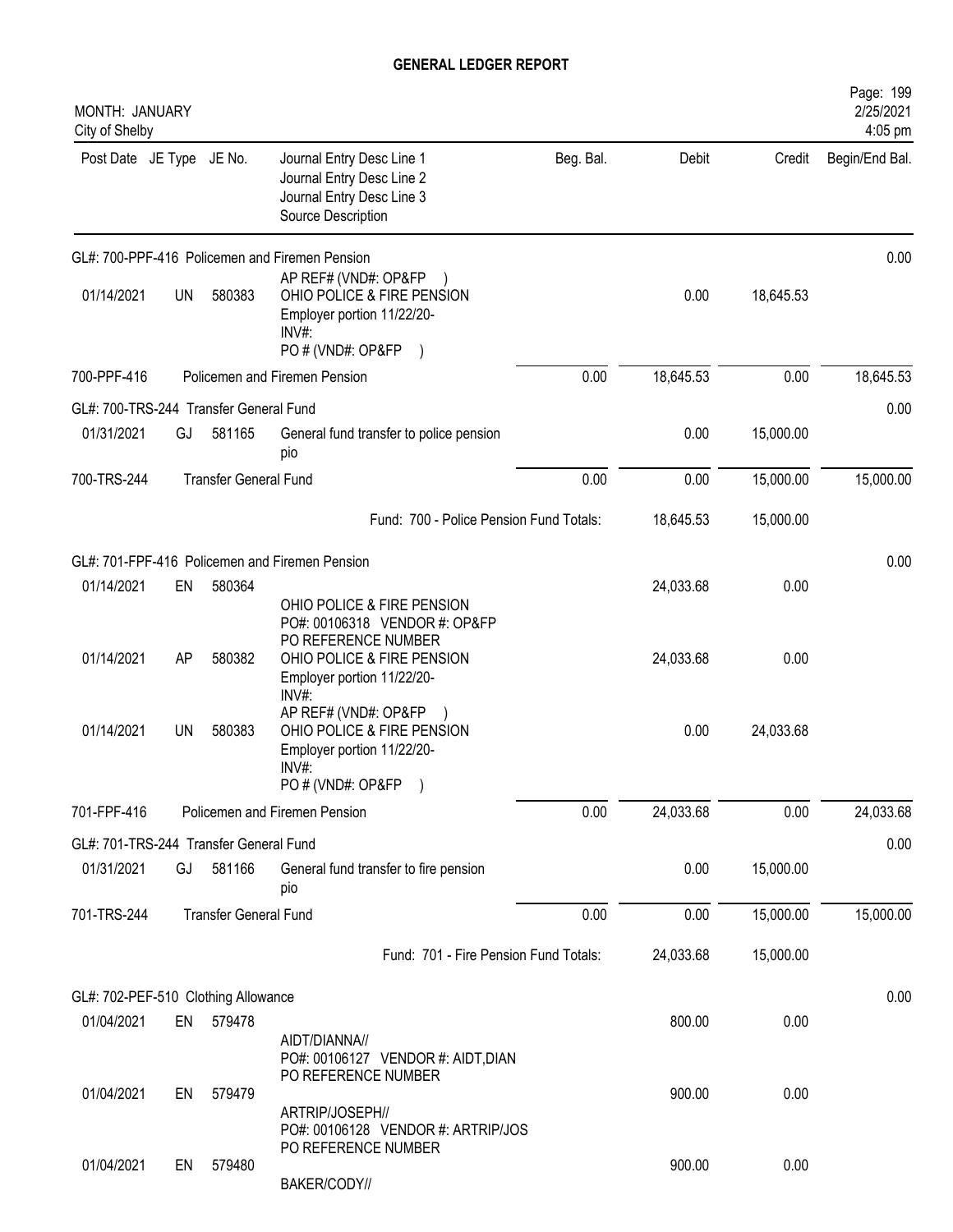# GENERAL LEDGER REPORT

MONTH: JANUARY
City of Shelby

| Post Date | JE Type | JE No. | Journal Entry Desc Line 1 / Journal Entry Desc Line 2 / Journal Entry Desc Line 3 / Source Description | Beg. Bal. | Debit | Credit | Begin/End Bal. |
|---|---|---|---|---|---|---|---|
| GL#: 700-PPF-416 Policemen and Firemen Pension | | | | | | | 0.00 |
| 01/14/2021 | UN | 580383 | AP REF# (VND#: OP&FP ) OHIO POLICE & FIRE PENSION Employer portion 11/22/20- INV#: PO # (VND#: OP&FP ) | | 0.00 | 18,645.53 | |
| 700-PPF-416 | | | Policemen and Firemen Pension | 0.00 | 18,645.53 | 0.00 | 18,645.53 |
| GL#: 700-TRS-244 Transfer General Fund | | | | | | | 0.00 |
| 01/31/2021 | GJ | 581165 | General fund transfer to police pension pio | | 0.00 | 15,000.00 | |
| 700-TRS-244 | | | Transfer General Fund | 0.00 | 0.00 | 15,000.00 | 15,000.00 |
| | | | Fund: 700 - Police Pension Fund Totals: | | 18,645.53 | 15,000.00 | |
| GL#: 701-FPF-416 Policemen and Firemen Pension | | | | | | | 0.00 |
| 01/14/2021 | EN | 580364 | OHIO POLICE & FIRE PENSION PO#: 00106318 VENDOR #: OP&FP PO REFERENCE NUMBER | | 24,033.68 | 0.00 | |
| 01/14/2021 | AP | 580382 | OHIO POLICE & FIRE PENSION Employer portion 11/22/20- INV#: | | 24,033.68 | 0.00 | |
| 01/14/2021 | UN | 580383 | AP REF# (VND#: OP&FP ) OHIO POLICE & FIRE PENSION Employer portion 11/22/20- INV#: PO # (VND#: OP&FP ) | | 0.00 | 24,033.68 | |
| 701-FPF-416 | | | Policemen and Firemen Pension | 0.00 | 24,033.68 | 0.00 | 24,033.68 |
| GL#: 701-TRS-244 Transfer General Fund | | | | | | | 0.00 |
| 01/31/2021 | GJ | 581166 | General fund transfer to fire pension pio | | 0.00 | 15,000.00 | |
| 701-TRS-244 | | | Transfer General Fund | 0.00 | 0.00 | 15,000.00 | 15,000.00 |
| | | | Fund: 701 - Fire Pension Fund Totals: | | 24,033.68 | 15,000.00 | |
| GL#: 702-PEF-510 Clothing Allowance | | | | | | | 0.00 |
| 01/04/2021 | EN | 579478 | AIDT/DIANNA// PO#: 00106127 VENDOR #: AIDT,DIAN PO REFERENCE NUMBER | | 800.00 | 0.00 | |
| 01/04/2021 | EN | 579479 | ARTRIP/JOSEPH// PO#: 00106128 VENDOR #: ARTRIP/JOS PO REFERENCE NUMBER | | 900.00 | 0.00 | |
| 01/04/2021 | EN | 579480 | BAKER/CODY// | | 900.00 | 0.00 | |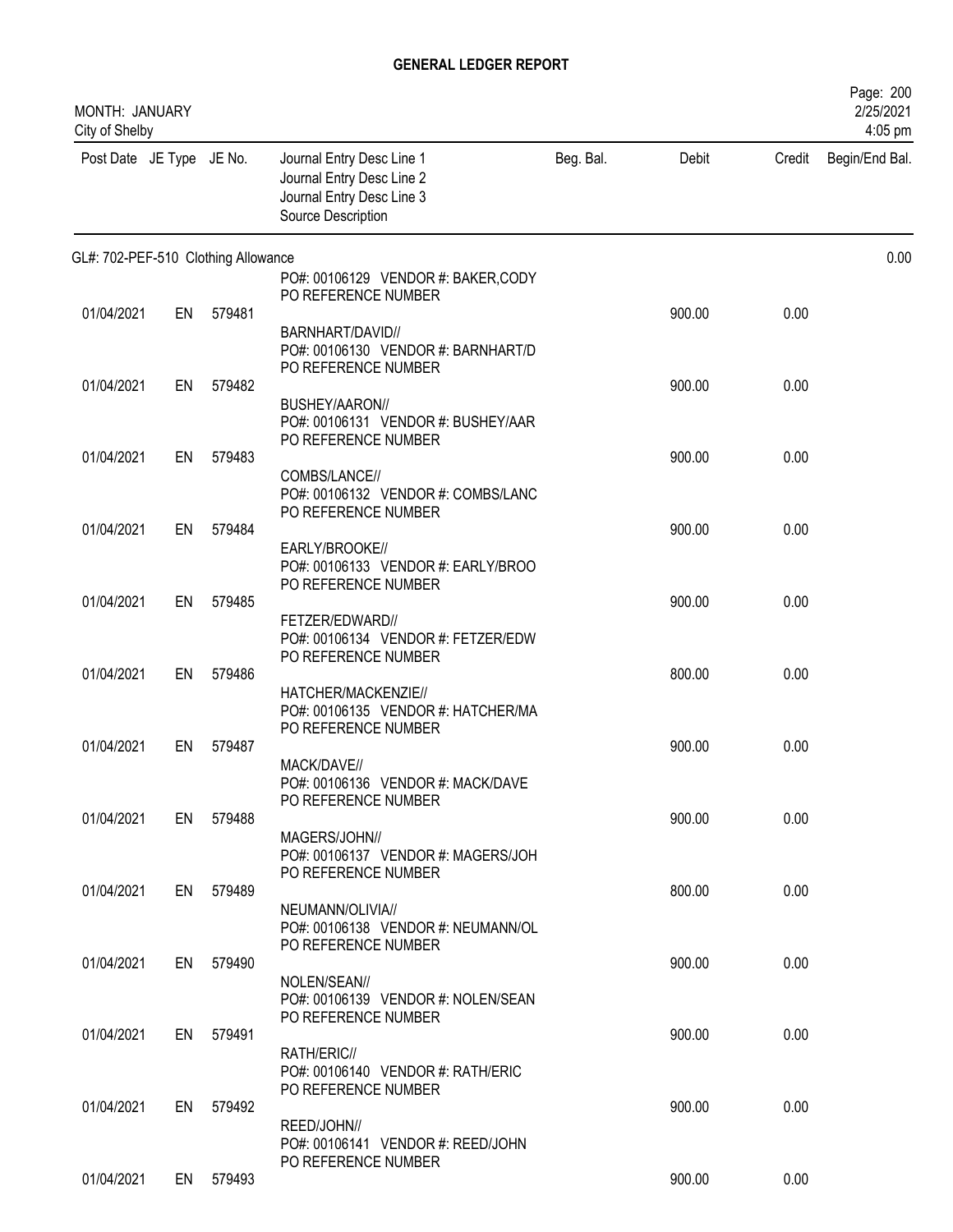# GENERAL LEDGER REPORT

MONTH: JANUARY
City of Shelby

2/25/2021
4:05 pm

| Post Date | JE Type | JE No. | Journal Entry Desc Line 1 / Journal Entry Desc Line 2 / Journal Entry Desc Line 3 / Source Description | Beg. Bal. | Debit | Credit | Begin/End Bal. |
|---|---|---|---|---|---|---|---|
| GL#: 702-PEF-510 Clothing Allowance | | | | | | | 0.00 |
| | | | PO#: 00106129 VENDOR #: BAKER,CODY PO REFERENCE NUMBER | | | | |
| 01/04/2021 | EN | 579481 | | | 900.00 | 0.00 | |
| | | | BARNHART/DAVID// PO#: 00106130 VENDOR #: BARNHART/D PO REFERENCE NUMBER | | | | |
| 01/04/2021 | EN | 579482 | | | 900.00 | 0.00 | |
| | | | BUSHEY/AARON// PO#: 00106131 VENDOR #: BUSHEY/AAR PO REFERENCE NUMBER | | | | |
| 01/04/2021 | EN | 579483 | | | 900.00 | 0.00 | |
| | | | COMBS/LANCE// PO#: 00106132 VENDOR #: COMBS/LANC PO REFERENCE NUMBER | | | | |
| 01/04/2021 | EN | 579484 | | | 900.00 | 0.00 | |
| | | | EARLY/BROOKE// PO#: 00106133 VENDOR #: EARLY/BROO PO REFERENCE NUMBER | | | | |
| 01/04/2021 | EN | 579485 | | | 900.00 | 0.00 | |
| | | | FETZER/EDWARD// PO#: 00106134 VENDOR #: FETZER/EDW PO REFERENCE NUMBER | | | | |
| 01/04/2021 | EN | 579486 | | | 800.00 | 0.00 | |
| | | | HATCHER/MACKENZIE// PO#: 00106135 VENDOR #: HATCHER/MA PO REFERENCE NUMBER | | | | |
| 01/04/2021 | EN | 579487 | | | 900.00 | 0.00 | |
| | | | MACK/DAVE// PO#: 00106136 VENDOR #: MACK/DAVE PO REFERENCE NUMBER | | | | |
| 01/04/2021 | EN | 579488 | | | 900.00 | 0.00 | |
| | | | MAGERS/JOHN// PO#: 00106137 VENDOR #: MAGERS/JOH PO REFERENCE NUMBER | | | | |
| 01/04/2021 | EN | 579489 | | | 800.00 | 0.00 | |
| | | | NEUMANN/OLIVIA// PO#: 00106138 VENDOR #: NEUMANN/OL PO REFERENCE NUMBER | | | | |
| 01/04/2021 | EN | 579490 | | | 900.00 | 0.00 | |
| | | | NOLEN/SEAN// PO#: 00106139 VENDOR #: NOLEN/SEAN PO REFERENCE NUMBER | | | | |
| 01/04/2021 | EN | 579491 | | | 900.00 | 0.00 | |
| | | | RATH/ERIC// PO#: 00106140 VENDOR #: RATH/ERIC PO REFERENCE NUMBER | | | | |
| 01/04/2021 | EN | 579492 | | | 900.00 | 0.00 | |
| | | | REED/JOHN// PO#: 00106141 VENDOR #: REED/JOHN PO REFERENCE NUMBER | | | | |
| 01/04/2021 | EN | 579493 | | | 900.00 | 0.00 | |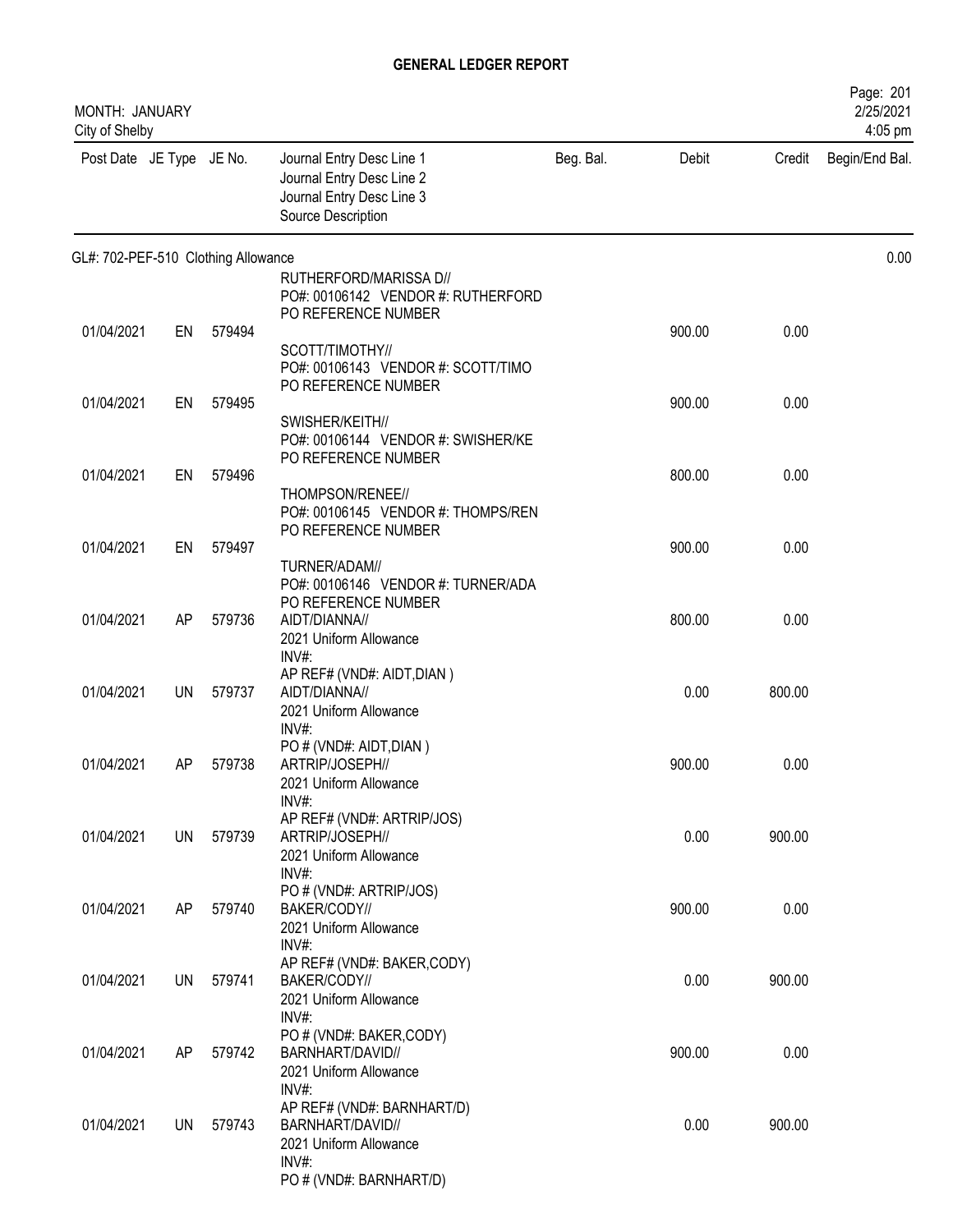# GENERAL LEDGER REPORT

MONTH: JANUARY
City of Shelby

2/25/2021
4:05 pm

| Post Date | JE Type | JE No. | Journal Entry Desc Line 1<br>Journal Entry Desc Line 2<br>Journal Entry Desc Line 3<br>Source Description | Beg. Bal. | Debit | Credit | Begin/End Bal. |
|---|---|---|---|---|---|---|---|
| GL#: 702-PEF-510 Clothing Allowance | | | | | | | 0.00 |
| | | | RUTHERFORD/MARISSA D//<br>PO#: 00106142 VENDOR #: RUTHERFORD<br>PO REFERENCE NUMBER | | | | |
| 01/04/2021 | EN | 579494 | SCOTT/TIMOTHY//<br>PO#: 00106143 VENDOR #: SCOTT/TIMO<br>PO REFERENCE NUMBER | | 900.00 | 0.00 | |
| 01/04/2021 | EN | 579495 | SWISHER/KEITH//<br>PO#: 00106144 VENDOR #: SWISHER/KE<br>PO REFERENCE NUMBER | | 900.00 | 0.00 | |
| 01/04/2021 | EN | 579496 | THOMPSON/RENEE//<br>PO#: 00106145 VENDOR #: THOMPS/REN<br>PO REFERENCE NUMBER | | 800.00 | 0.00 | |
| 01/04/2021 | EN | 579497 | TURNER/ADAM//<br>PO#: 00106146 VENDOR #: TURNER/ADA<br>PO REFERENCE NUMBER | | 900.00 | 0.00 | |
| 01/04/2021 | AP | 579736 | AIDT/DIANNA//<br>2021 Uniform Allowance<br>INV#:<br>AP REF# (VND#: AIDT,DIAN ) | | 800.00 | 0.00 | |
| 01/04/2021 | UN | 579737 | AIDT/DIANNA//<br>2021 Uniform Allowance<br>INV#:<br>PO # (VND#: AIDT,DIAN ) | | 0.00 | 800.00 | |
| 01/04/2021 | AP | 579738 | ARTRIP/JOSEPH//<br>2021 Uniform Allowance<br>INV#:<br>AP REF# (VND#: ARTRIP/JOS) | | 900.00 | 0.00 | |
| 01/04/2021 | UN | 579739 | ARTRIP/JOSEPH//<br>2021 Uniform Allowance<br>INV#:<br>PO # (VND#: ARTRIP/JOS) | | 0.00 | 900.00 | |
| 01/04/2021 | AP | 579740 | BAKER/CODY//<br>2021 Uniform Allowance<br>INV#:<br>AP REF# (VND#: BAKER,CODY) | | 900.00 | 0.00 | |
| 01/04/2021 | UN | 579741 | BAKER/CODY//<br>2021 Uniform Allowance<br>INV#:<br>PO # (VND#: BAKER,CODY) | | 0.00 | 900.00 | |
| 01/04/2021 | AP | 579742 | BARNHART/DAVID//<br>2021 Uniform Allowance<br>INV#:<br>AP REF# (VND#: BARNHART/D) | | 900.00 | 0.00 | |
| 01/04/2021 | UN | 579743 | BARNHART/DAVID//<br>2021 Uniform Allowance<br>INV#:<br>PO # (VND#: BARNHART/D) | | 0.00 | 900.00 | |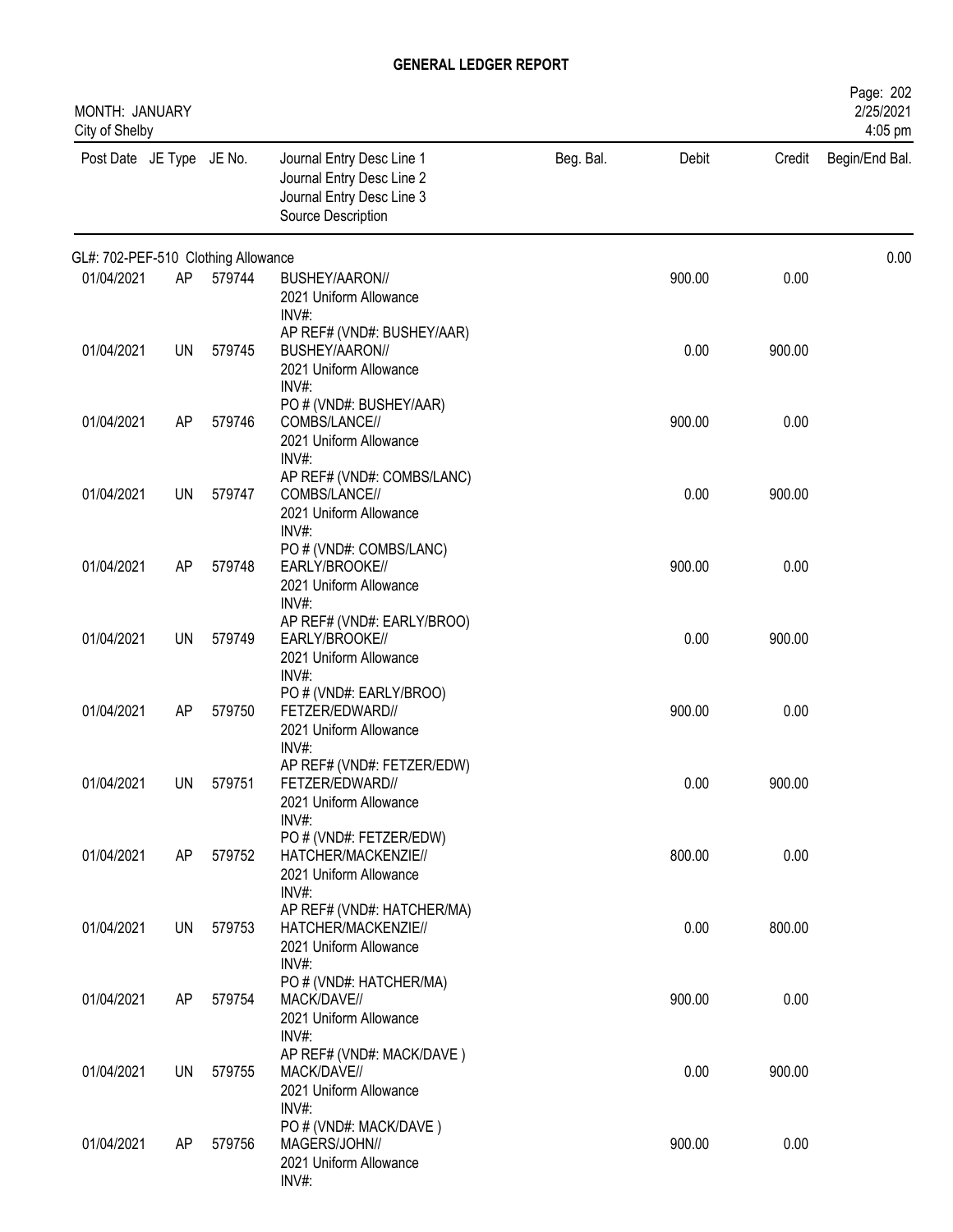# GENERAL LEDGER REPORT

MONTH: JANUARY
City of Shelby

2/25/2021
4:05 pm

| Post Date | JE Type | JE No. | Journal Entry Desc Line 1<br>Journal Entry Desc Line 2<br>Journal Entry Desc Line 3<br>Source Description | Beg. Bal. | Debit | Credit | Begin/End Bal. |
|---|---|---|---|---|---|---|---|
| GL#: 702-PEF-510 Clothing Allowance | | | | | | | 0.00 |
| 01/04/2021 | AP | 579744 | BUSHEY/AARON//<br>2021 Uniform Allowance<br>INV#:<br>AP REF# (VND#: BUSHEY/AAR) | | 900.00 | 0.00 | |
| 01/04/2021 | UN | 579745 | BUSHEY/AARON//<br>2021 Uniform Allowance<br>INV#:<br>PO # (VND#: BUSHEY/AAR) | | 0.00 | 900.00 | |
| 01/04/2021 | AP | 579746 | COMBS/LANCE//<br>2021 Uniform Allowance<br>INV#:<br>AP REF# (VND#: COMBS/LANC) | | 900.00 | 0.00 | |
| 01/04/2021 | UN | 579747 | COMBS/LANCE//<br>2021 Uniform Allowance<br>INV#:<br>PO # (VND#: COMBS/LANC) | | 0.00 | 900.00 | |
| 01/04/2021 | AP | 579748 | EARLY/BROOKE//<br>2021 Uniform Allowance<br>INV#:<br>AP REF# (VND#: EARLY/BROO) | | 900.00 | 0.00 | |
| 01/04/2021 | UN | 579749 | EARLY/BROOKE//<br>2021 Uniform Allowance<br>INV#:<br>PO # (VND#: EARLY/BROO) | | 0.00 | 900.00 | |
| 01/04/2021 | AP | 579750 | FETZER/EDWARD//<br>2021 Uniform Allowance<br>INV#:<br>AP REF# (VND#: FETZER/EDW) | | 900.00 | 0.00 | |
| 01/04/2021 | UN | 579751 | FETZER/EDWARD//<br>2021 Uniform Allowance<br>INV#:<br>PO # (VND#: FETZER/EDW) | | 0.00 | 900.00 | |
| 01/04/2021 | AP | 579752 | HATCHER/MACKENZIE//<br>2021 Uniform Allowance<br>INV#:<br>AP REF# (VND#: HATCHER/MA) | | 800.00 | 0.00 | |
| 01/04/2021 | UN | 579753 | HATCHER/MACKENZIE//<br>2021 Uniform Allowance<br>INV#:<br>PO # (VND#: HATCHER/MA) | | 0.00 | 800.00 | |
| 01/04/2021 | AP | 579754 | MACK/DAVE//<br>2021 Uniform Allowance<br>INV#:<br>AP REF# (VND#: MACK/DAVE ) | | 900.00 | 0.00 | |
| 01/04/2021 | UN | 579755 | MACK/DAVE//<br>2021 Uniform Allowance<br>INV#:<br>PO # (VND#: MACK/DAVE ) | | 0.00 | 900.00 | |
| 01/04/2021 | AP | 579756 | MAGERS/JOHN//<br>2021 Uniform Allowance<br>INV#: | | 900.00 | 0.00 | |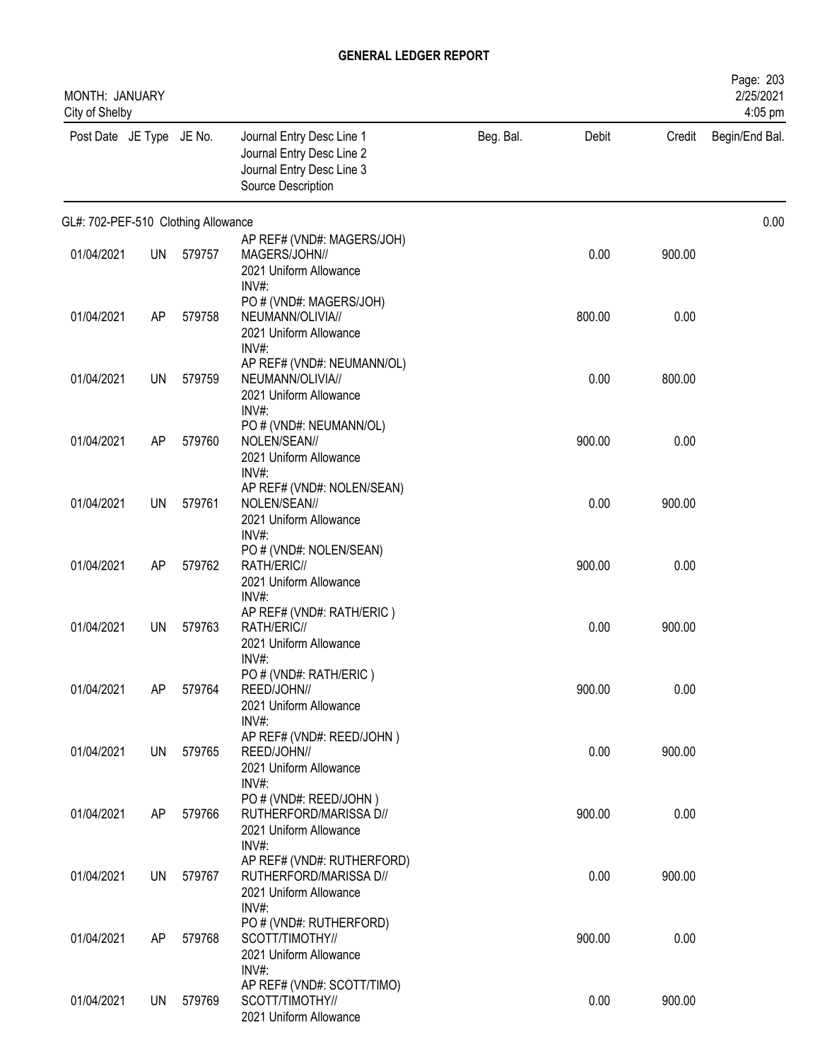# GENERAL LEDGER REPORT

MONTH: JANUARY
City of Shelby

| Post Date | JE Type | JE No. | Journal Entry Desc Line 1<br>Journal Entry Desc Line 2<br>Journal Entry Desc Line 3<br>Source Description | Beg. Bal. | Debit | Credit | Begin/End Bal. |
|---|---|---|---|---|---|---|---|
| GL#: 702-PEF-510 Clothing Allowance | | | | | | | 0.00 |
| 01/04/2021 | UN | 579757 | AP REF# (VND#: MAGERS/JOH)<br>MAGERS/JOHN//<br>2021 Uniform Allowance<br>INV#: | | 0.00 | 900.00 | |
| 01/04/2021 | AP | 579758 | PO # (VND#: MAGERS/JOH)<br>NEUMANN/OLIVIA//<br>2021 Uniform Allowance<br>INV#: | | 800.00 | 0.00 | |
| 01/04/2021 | UN | 579759 | AP REF# (VND#: NEUMANN/OL)<br>NEUMANN/OLIVIA//<br>2021 Uniform Allowance<br>INV#: | | 0.00 | 800.00 | |
| 01/04/2021 | AP | 579760 | PO # (VND#: NEUMANN/OL)<br>NOLEN/SEAN//<br>2021 Uniform Allowance<br>INV#: | | 900.00 | 0.00 | |
| 01/04/2021 | UN | 579761 | AP REF# (VND#: NOLEN/SEAN)<br>NOLEN/SEAN//<br>2021 Uniform Allowance<br>INV#: | | 0.00 | 900.00 | |
| 01/04/2021 | AP | 579762 | PO # (VND#: NOLEN/SEAN)<br>RATH/ERIC//<br>2021 Uniform Allowance<br>INV#: | | 900.00 | 0.00 | |
| 01/04/2021 | UN | 579763 | AP REF# (VND#: RATH/ERIC )<br>RATH/ERIC//<br>2021 Uniform Allowance<br>INV#: | | 0.00 | 900.00 | |
| 01/04/2021 | AP | 579764 | PO # (VND#: RATH/ERIC )<br>REED/JOHN//<br>2021 Uniform Allowance<br>INV#: | | 900.00 | 0.00 | |
| 01/04/2021 | UN | 579765 | AP REF# (VND#: REED/JOHN )<br>REED/JOHN//<br>2021 Uniform Allowance<br>INV#: | | 0.00 | 900.00 | |
| 01/04/2021 | AP | 579766 | PO # (VND#: REED/JOHN )<br>RUTHERFORD/MARISSA D//<br>2021 Uniform Allowance<br>INV#: | | 900.00 | 0.00 | |
| 01/04/2021 | UN | 579767 | AP REF# (VND#: RUTHERFORD)<br>RUTHERFORD/MARISSA D//<br>2021 Uniform Allowance<br>INV#: | | 0.00 | 900.00 | |
| 01/04/2021 | AP | 579768 | PO # (VND#: RUTHERFORD)<br>SCOTT/TIMOTHY//<br>2021 Uniform Allowance<br>INV#: | | 900.00 | 0.00 | |
| 01/04/2021 | UN | 579769 | AP REF# (VND#: SCOTT/TIMO)<br>SCOTT/TIMOTHY//<br>2021 Uniform Allowance | | 0.00 | 900.00 | |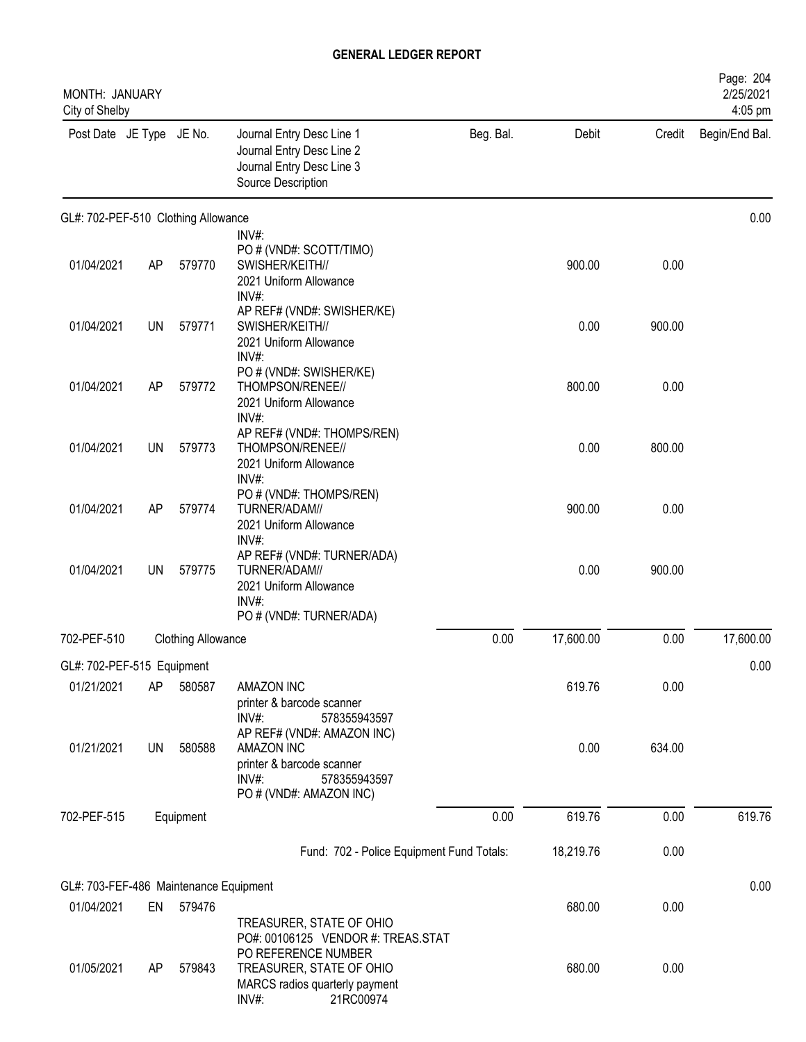# GENERAL LEDGER REPORT

MONTH: JANUARY
City of Shelby

Page: 204
2/25/2021
4:05 pm

| Post Date | JE Type | JE No. | Journal Entry Desc Line 1 / Journal Entry Desc Line 2 / Journal Entry Desc Line 3 / Source Description | Beg. Bal. | Debit | Credit | Begin/End Bal. |
|---|---|---|---|---|---|---|---|
| **GL#: 702-PEF-510 Clothing Allowance** | | | | | | | 0.00 |
| | | | INV#: PO # (VND#: SCOTT/TIMO) | | | | |
| 01/04/2021 | AP | 579770 | SWISHER/KEITH// 2021 Uniform Allowance INV#: AP REF# (VND#: SWISHER/KE) | | 900.00 | 0.00 | |
| 01/04/2021 | UN | 579771 | SWISHER/KEITH// 2021 Uniform Allowance INV#: PO # (VND#: SWISHER/KE) | | 0.00 | 900.00 | |
| 01/04/2021 | AP | 579772 | THOMPSON/RENEE// 2021 Uniform Allowance INV#: AP REF# (VND#: THOMPS/REN) | | 800.00 | 0.00 | |
| 01/04/2021 | UN | 579773 | THOMPSON/RENEE// 2021 Uniform Allowance INV#: PO # (VND#: THOMPS/REN) | | 0.00 | 800.00 | |
| 01/04/2021 | AP | 579774 | TURNER/ADAM// 2021 Uniform Allowance INV#: AP REF# (VND#: TURNER/ADA) | | 900.00 | 0.00 | |
| 01/04/2021 | UN | 579775 | TURNER/ADAM// 2021 Uniform Allowance INV#: PO # (VND#: TURNER/ADA) | | 0.00 | 900.00 | |
| 702-PEF-510 | | Clothing Allowance | | 0.00 | 17,600.00 | 0.00 | 17,600.00 |
| **GL#: 702-PEF-515 Equipment** | | | | | | | 0.00 |
| 01/21/2021 | AP | 580587 | AMAZON INC printer & barcode scanner INV#: 578355943597 AP REF# (VND#: AMAZON INC) | | 619.76 | 0.00 | |
| 01/21/2021 | UN | 580588 | AMAZON INC printer & barcode scanner INV#: 578355943597 PO # (VND#: AMAZON INC) | | 0.00 | 634.00 | |
| 702-PEF-515 | | Equipment | | 0.00 | 619.76 | 0.00 | 619.76 |
| | | | Fund: 702 - Police Equipment Fund Totals: | | 18,219.76 | 0.00 | |
| **GL#: 703-FEF-486 Maintenance Equipment** | | | | | | | 0.00 |
| 01/04/2021 | EN | 579476 | TREASURER, STATE OF OHIO PO#: 00106125 VENDOR #: TREAS.STAT PO REFERENCE NUMBER | | 680.00 | 0.00 | |
| 01/05/2021 | AP | 579843 | TREASURER, STATE OF OHIO MARCS radios quarterly payment INV#: 21RC00974 | | 680.00 | 0.00 | |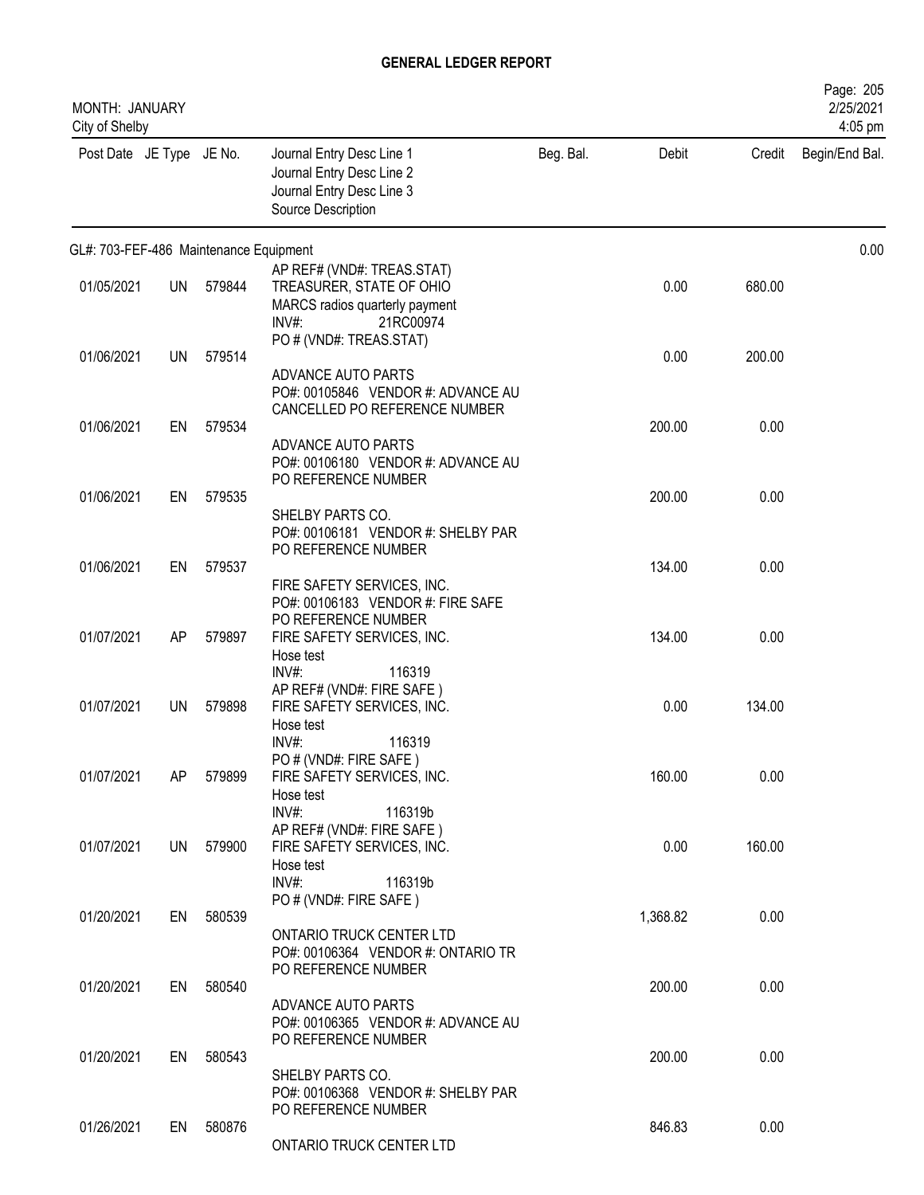# GENERAL LEDGER REPORT

MONTH: JANUARY
City of Shelby

| Post Date | JE Type | JE No. | Journal Entry Desc Line 1 / Journal Entry Desc Line 2 / Journal Entry Desc Line 3 / Source Description | Beg. Bal. | Debit | Credit | Begin/End Bal. |
|---|---|---|---|---|---|---|---|
| GL#: 703-FEF-486 Maintenance Equipment | | | | | | | 0.00 |
| 01/05/2021 | UN | 579844 | AP REF# (VND#: TREAS.STAT) TREASURER, STATE OF OHIO MARCS radios quarterly payment INV#: 21RC00974 | | 0.00 | 680.00 | |
| 01/06/2021 | UN | 579514 | PO # (VND#: TREAS.STAT) ADVANCE AUTO PARTS PO#: 00105846 VENDOR #: ADVANCE AU CANCELLED PO REFERENCE NUMBER | | 0.00 | 200.00 | |
| 01/06/2021 | EN | 579534 | ADVANCE AUTO PARTS PO#: 00106180 VENDOR #: ADVANCE AU PO REFERENCE NUMBER | | 200.00 | 0.00 | |
| 01/06/2021 | EN | 579535 | SHELBY PARTS CO. PO#: 00106181 VENDOR #: SHELBY PAR PO REFERENCE NUMBER | | 200.00 | 0.00 | |
| 01/06/2021 | EN | 579537 | FIRE SAFETY SERVICES, INC. PO#: 00106183 VENDOR #: FIRE SAFE PO REFERENCE NUMBER | | 134.00 | 0.00 | |
| 01/07/2021 | AP | 579897 | FIRE SAFETY SERVICES, INC. Hose test INV#: 116319 AP REF# (VND#: FIRE SAFE ) | | 134.00 | 0.00 | |
| 01/07/2021 | UN | 579898 | FIRE SAFETY SERVICES, INC. Hose test INV#: 116319 PO # (VND#: FIRE SAFE ) | | 0.00 | 134.00 | |
| 01/07/2021 | AP | 579899 | FIRE SAFETY SERVICES, INC. Hose test INV#: 116319b AP REF# (VND#: FIRE SAFE ) | | 160.00 | 0.00 | |
| 01/07/2021 | UN | 579900 | FIRE SAFETY SERVICES, INC. Hose test INV#: 116319b PO # (VND#: FIRE SAFE ) | | 0.00 | 160.00 | |
| 01/20/2021 | EN | 580539 | ONTARIO TRUCK CENTER LTD PO#: 00106364 VENDOR #: ONTARIO TR PO REFERENCE NUMBER | | 1,368.82 | 0.00 | |
| 01/20/2021 | EN | 580540 | ADVANCE AUTO PARTS PO#: 00106365 VENDOR #: ADVANCE AU PO REFERENCE NUMBER | | 200.00 | 0.00 | |
| 01/20/2021 | EN | 580543 | SHELBY PARTS CO. PO#: 00106368 VENDOR #: SHELBY PAR PO REFERENCE NUMBER | | 200.00 | 0.00 | |
| 01/26/2021 | EN | 580876 | ONTARIO TRUCK CENTER LTD | | 846.83 | 0.00 | |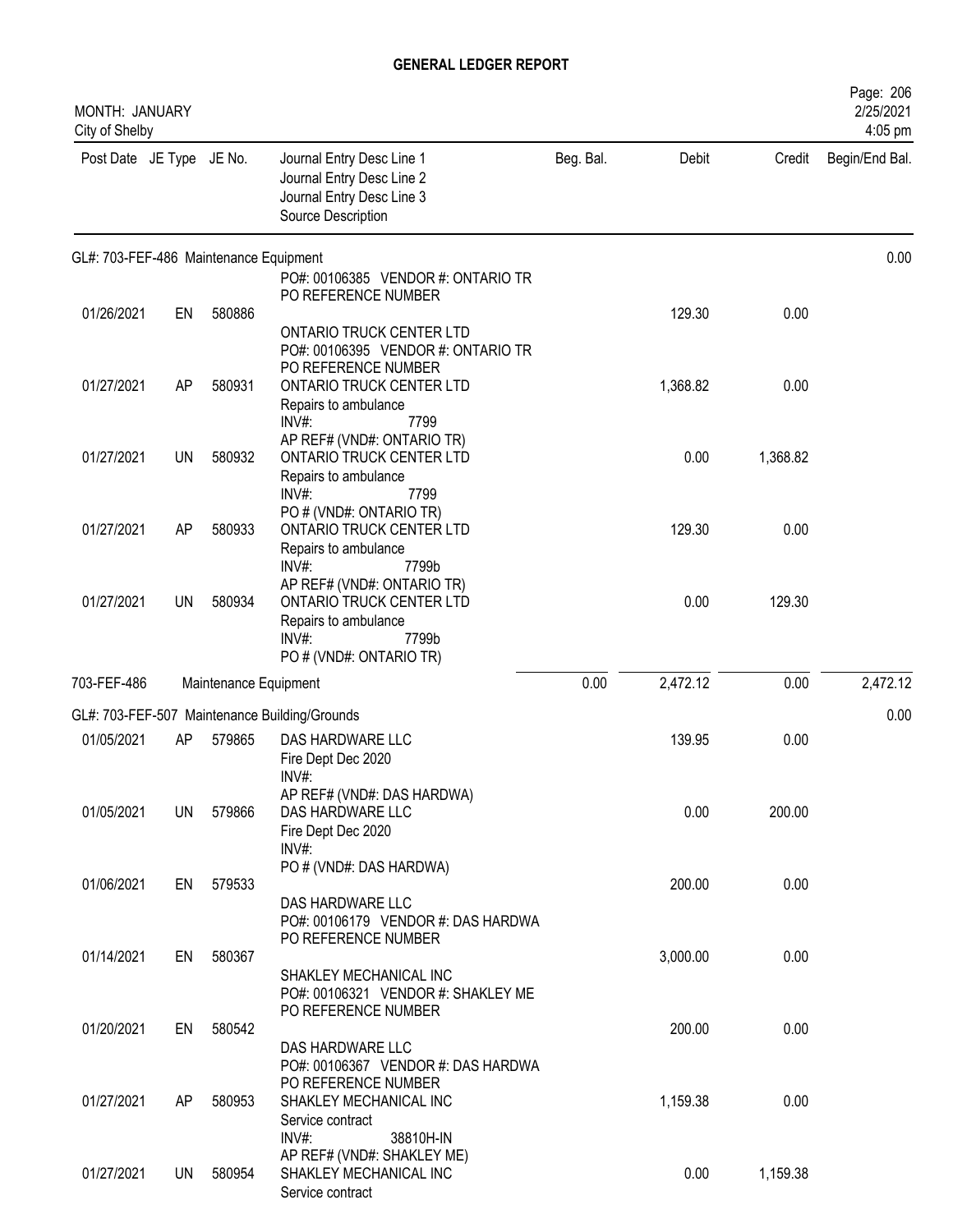## GENERAL LEDGER REPORT

MONTH: JANUARY
City of Shelby

2/25/2021
4:05 pm

| Post Date | JE Type | JE No. | Journal Entry Desc Line 1 / Journal Entry Desc Line 2 / Journal Entry Desc Line 3 / Source Description | Beg. Bal. | Debit | Credit | Begin/End Bal. |
|---|---|---|---|---|---|---|---|
| GL#: 703-FEF-486 Maintenance Equipment | | | | | | | 0.00 |
| | | | PO#: 00106385 VENDOR #: ONTARIO TR<br>PO REFERENCE NUMBER | | | | |
| 01/26/2021 | EN | 580886 | ONTARIO TRUCK CENTER LTD<br>PO#: 00106395 VENDOR #: ONTARIO TR<br>PO REFERENCE NUMBER | | 129.30 | 0.00 | |
| 01/27/2021 | AP | 580931 | ONTARIO TRUCK CENTER LTD<br>Repairs to ambulance<br>INV#: 7799<br>AP REF# (VND#: ONTARIO TR) | | 1,368.82 | 0.00 | |
| 01/27/2021 | UN | 580932 | ONTARIO TRUCK CENTER LTD<br>Repairs to ambulance<br>INV#: 7799<br>PO # (VND#: ONTARIO TR) | | 0.00 | 1,368.82 | |
| 01/27/2021 | AP | 580933 | ONTARIO TRUCK CENTER LTD<br>Repairs to ambulance<br>INV#: 7799b<br>AP REF# (VND#: ONTARIO TR) | | 129.30 | 0.00 | |
| 01/27/2021 | UN | 580934 | ONTARIO TRUCK CENTER LTD<br>Repairs to ambulance<br>INV#: 7799b<br>PO # (VND#: ONTARIO TR) | | 0.00 | 129.30 | |
| 703-FEF-486 | | | Maintenance Equipment | 0.00 | 2,472.12 | 0.00 | 2,472.12 |
| GL#: 703-FEF-507 Maintenance Building/Grounds | | | | | | | 0.00 |
| 01/05/2021 | AP | 579865 | DAS HARDWARE LLC<br>Fire Dept Dec 2020<br>INV#:<br>AP REF# (VND#: DAS HARDWA) | | 139.95 | 0.00 | |
| 01/05/2021 | UN | 579866 | DAS HARDWARE LLC<br>Fire Dept Dec 2020<br>INV#:<br>PO # (VND#: DAS HARDWA) | | 0.00 | 200.00 | |
| 01/06/2021 | EN | 579533 | DAS HARDWARE LLC<br>PO#: 00106179 VENDOR #: DAS HARDWA<br>PO REFERENCE NUMBER | | 200.00 | 0.00 | |
| 01/14/2021 | EN | 580367 | SHAKLEY MECHANICAL INC<br>PO#: 00106321 VENDOR #: SHAKLEY ME<br>PO REFERENCE NUMBER | | 3,000.00 | 0.00 | |
| 01/20/2021 | EN | 580542 | DAS HARDWARE LLC<br>PO#: 00106367 VENDOR #: DAS HARDWA<br>PO REFERENCE NUMBER | | 200.00 | 0.00 | |
| 01/27/2021 | AP | 580953 | SHAKLEY MECHANICAL INC<br>Service contract<br>INV#: 38810H-IN<br>AP REF# (VND#: SHAKLEY ME) | | 1,159.38 | 0.00 | |
| 01/27/2021 | UN | 580954 | SHAKLEY MECHANICAL INC<br>Service contract | | 0.00 | 1,159.38 | |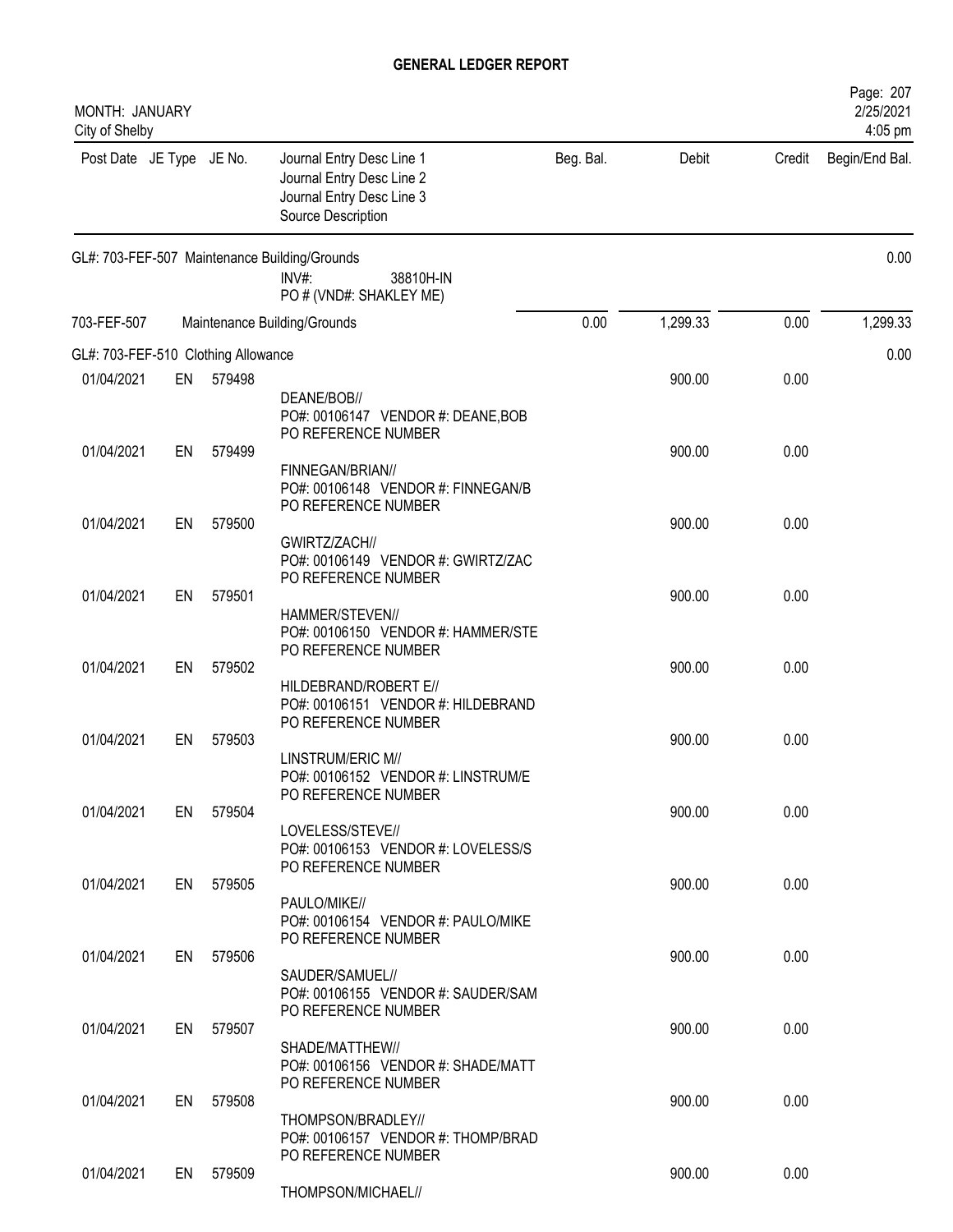# GENERAL LEDGER REPORT

MONTH: JANUARY
City of Shelby

2/25/2021
4:05 pm

| Post Date | JE Type | JE No. | Journal Entry Desc Line 1 / Journal Entry Desc Line 2 / Journal Entry Desc Line 3 / Source Description | Beg. Bal. | Debit | Credit | Begin/End Bal. |
|---|---|---|---|---|---|---|---|
| GL#: 703-FEF-507 Maintenance Building/Grounds | | | | | | | 0.00 |
| | | | INV#: 38810H-IN<br>PO # (VND#: SHAKLEY ME) | | | | |
| 703-FEF-507 | | | Maintenance Building/Grounds | 0.00 | 1,299.33 | 0.00 | 1,299.33 |
| GL#: 703-FEF-510 Clothing Allowance | | | | | | | 0.00 |
| 01/04/2021 | EN | 579498 | DEANE/BOB//<br>PO#: 00106147 VENDOR #: DEANE,BOB<br>PO REFERENCE NUMBER | | 900.00 | 0.00 | |
| 01/04/2021 | EN | 579499 | FINNEGAN/BRIAN//<br>PO#: 00106148 VENDOR #: FINNEGAN/B<br>PO REFERENCE NUMBER | | 900.00 | 0.00 | |
| 01/04/2021 | EN | 579500 | GWIRTZ/ZACH//<br>PO#: 00106149 VENDOR #: GWIRTZ/ZAC<br>PO REFERENCE NUMBER | | 900.00 | 0.00 | |
| 01/04/2021 | EN | 579501 | HAMMER/STEVEN//<br>PO#: 00106150 VENDOR #: HAMMER/STE<br>PO REFERENCE NUMBER | | 900.00 | 0.00 | |
| 01/04/2021 | EN | 579502 | HILDEBRAND/ROBERT E//<br>PO#: 00106151 VENDOR #: HILDEBRAND<br>PO REFERENCE NUMBER | | 900.00 | 0.00 | |
| 01/04/2021 | EN | 579503 | LINSTRUM/ERIC M//<br>PO#: 00106152 VENDOR #: LINSTRUM/E<br>PO REFERENCE NUMBER | | 900.00 | 0.00 | |
| 01/04/2021 | EN | 579504 | LOVELESS/STEVE//<br>PO#: 00106153 VENDOR #: LOVELESS/S<br>PO REFERENCE NUMBER | | 900.00 | 0.00 | |
| 01/04/2021 | EN | 579505 | PAULO/MIKE//<br>PO#: 00106154 VENDOR #: PAULO/MIKE<br>PO REFERENCE NUMBER | | 900.00 | 0.00 | |
| 01/04/2021 | EN | 579506 | SAUDER/SAMUEL//<br>PO#: 00106155 VENDOR #: SAUDER/SAM<br>PO REFERENCE NUMBER | | 900.00 | 0.00 | |
| 01/04/2021 | EN | 579507 | SHADE/MATTHEW//<br>PO#: 00106156 VENDOR #: SHADE/MATT<br>PO REFERENCE NUMBER | | 900.00 | 0.00 | |
| 01/04/2021 | EN | 579508 | THOMPSON/BRADLEY//<br>PO#: 00106157 VENDOR #: THOMP/BRAD<br>PO REFERENCE NUMBER | | 900.00 | 0.00 | |
| 01/04/2021 | EN | 579509 | THOMPSON/MICHAEL// | | 900.00 | 0.00 | |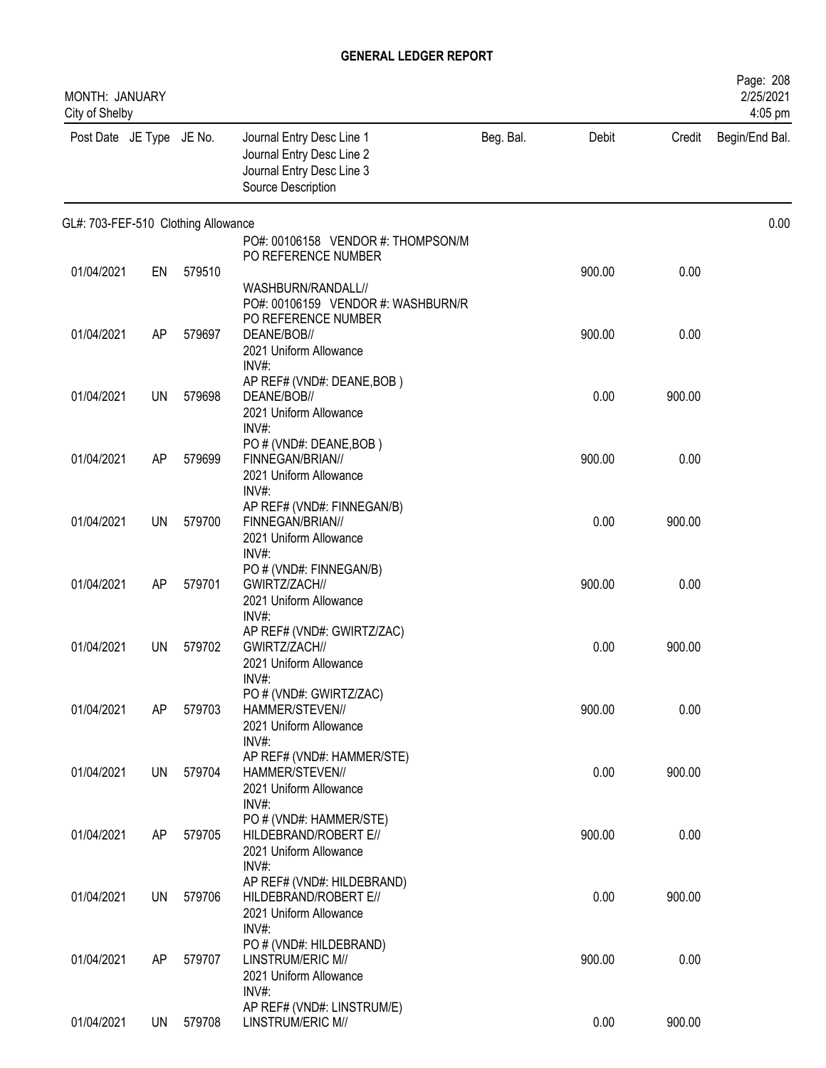# GENERAL LEDGER REPORT

MONTH: JANUARY
City of Shelby

| Post Date | JE Type | JE No. | Journal Entry Desc Line 1<br>Journal Entry Desc Line 2<br>Journal Entry Desc Line 3<br>Source Description | Beg. Bal. | Debit | Credit | Begin/End Bal. |
|---|---|---|---|---|---|---|---|
| **GL#: 703-FEF-510 Clothing Allowance** | | | | | | | 0.00 |
| | | | PO#: 00106158 VENDOR #: THOMPSON/M<br>PO REFERENCE NUMBER | | | | |
| 01/04/2021 | EN | 579510 | WASHBURN/RANDALL//<br>PO#: 00106159 VENDOR #: WASHBURN/R<br>PO REFERENCE NUMBER | | 900.00 | 0.00 | |
| 01/04/2021 | AP | 579697 | DEANE/BOB//<br>2021 Uniform Allowance<br>INV#:<br>AP REF# (VND#: DEANE,BOB ) | | 900.00 | 0.00 | |
| 01/04/2021 | UN | 579698 | DEANE/BOB//<br>2021 Uniform Allowance<br>INV#:<br>PO # (VND#: DEANE,BOB ) | | 0.00 | 900.00 | |
| 01/04/2021 | AP | 579699 | FINNEGAN/BRIAN//<br>2021 Uniform Allowance<br>INV#:<br>AP REF# (VND#: FINNEGAN/B) | | 900.00 | 0.00 | |
| 01/04/2021 | UN | 579700 | FINNEGAN/BRIAN//<br>2021 Uniform Allowance<br>INV#:<br>PO # (VND#: FINNEGAN/B) | | 0.00 | 900.00 | |
| 01/04/2021 | AP | 579701 | GWIRTZ/ZACH//<br>2021 Uniform Allowance<br>INV#:<br>AP REF# (VND#: GWIRTZ/ZAC) | | 900.00 | 0.00 | |
| 01/04/2021 | UN | 579702 | GWIRTZ/ZACH//<br>2021 Uniform Allowance<br>INV#:<br>PO # (VND#: GWIRTZ/ZAC) | | 0.00 | 900.00 | |
| 01/04/2021 | AP | 579703 | HAMMER/STEVEN//<br>2021 Uniform Allowance<br>INV#:<br>AP REF# (VND#: HAMMER/STE) | | 900.00 | 0.00 | |
| 01/04/2021 | UN | 579704 | HAMMER/STEVEN//<br>2021 Uniform Allowance<br>INV#:<br>PO # (VND#: HAMMER/STE) | | 0.00 | 900.00 | |
| 01/04/2021 | AP | 579705 | HILDEBRAND/ROBERT E//<br>2021 Uniform Allowance<br>INV#:<br>AP REF# (VND#: HILDEBRAND) | | 900.00 | 0.00 | |
| 01/04/2021 | UN | 579706 | HILDEBRAND/ROBERT E//<br>2021 Uniform Allowance<br>INV#:<br>PO # (VND#: HILDEBRAND) | | 0.00 | 900.00 | |
| 01/04/2021 | AP | 579707 | LINSTRUM/ERIC M//<br>2021 Uniform Allowance<br>INV#:<br>AP REF# (VND#: LINSTRUM/E) | | 900.00 | 0.00 | |
| 01/04/2021 | UN | 579708 | LINSTRUM/ERIC M// | | 0.00 | 900.00 | |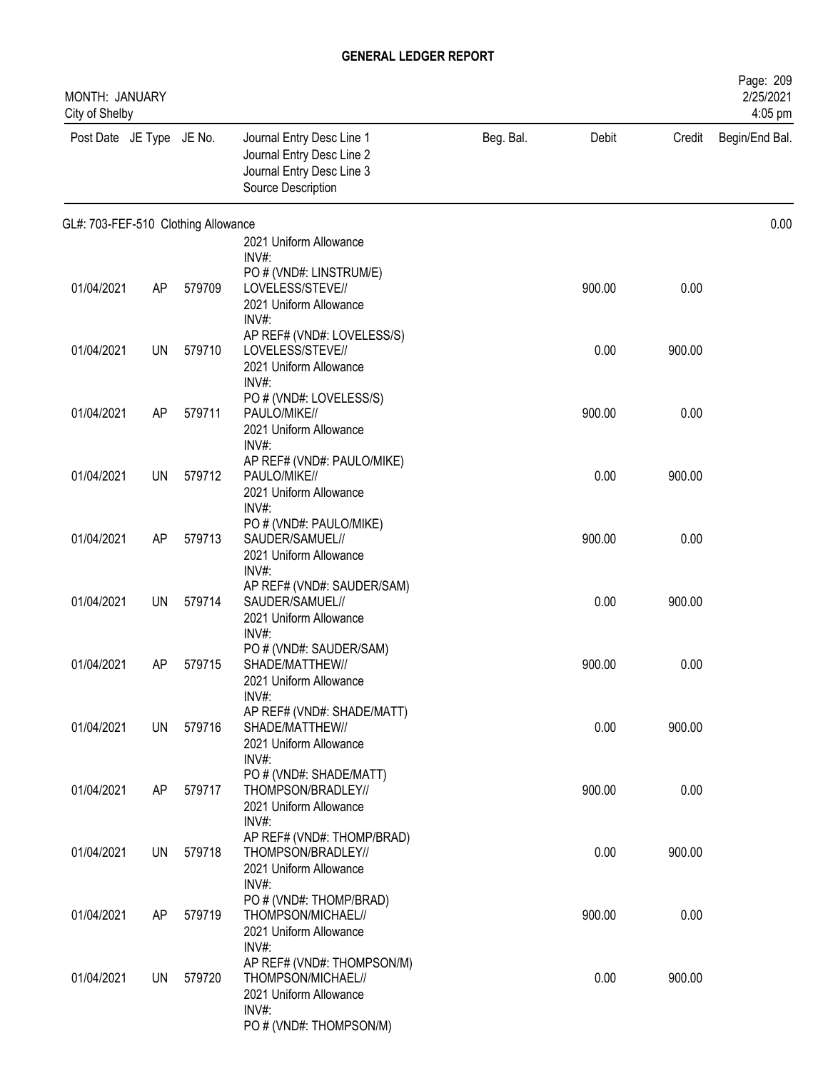## GENERAL LEDGER REPORT

MONTH: JANUARY
City of Shelby

| Post Date | JE Type | JE No. | Journal Entry Desc Line 1<br>Journal Entry Desc Line 2<br>Journal Entry Desc Line 3<br>Source Description | Beg. Bal. | Debit | Credit | Begin/End Bal. |
|---|---|---|---|---|---|---|---|
| **GL#: 703-FEF-510 Clothing Allowance** | | | | | | | 0.00 |
| | | | 2021 Uniform Allowance<br>INV#:<br>PO # (VND#: LINSTRUM/E) | | | | |
| 01/04/2021 | AP | 579709 | LOVELESS/STEVE//<br>2021 Uniform Allowance<br>INV#:<br>AP REF# (VND#: LOVELESS/S) | | 900.00 | 0.00 | |
| 01/04/2021 | UN | 579710 | LOVELESS/STEVE//<br>2021 Uniform Allowance<br>INV#:<br>PO # (VND#: LOVELESS/S) | | 0.00 | 900.00 | |
| 01/04/2021 | AP | 579711 | PAULO/MIKE//<br>2021 Uniform Allowance<br>INV#:<br>AP REF# (VND#: PAULO/MIKE) | | 900.00 | 0.00 | |
| 01/04/2021 | UN | 579712 | PAULO/MIKE//<br>2021 Uniform Allowance<br>INV#:<br>PO # (VND#: PAULO/MIKE) | | 0.00 | 900.00 | |
| 01/04/2021 | AP | 579713 | SAUDER/SAMUEL//<br>2021 Uniform Allowance<br>INV#:<br>AP REF# (VND#: SAUDER/SAM) | | 900.00 | 0.00 | |
| 01/04/2021 | UN | 579714 | SAUDER/SAMUEL//<br>2021 Uniform Allowance<br>INV#:<br>PO # (VND#: SAUDER/SAM) | | 0.00 | 900.00 | |
| 01/04/2021 | AP | 579715 | SHADE/MATTHEW//<br>2021 Uniform Allowance<br>INV#:<br>AP REF# (VND#: SHADE/MATT) | | 900.00 | 0.00 | |
| 01/04/2021 | UN | 579716 | SHADE/MATTHEW//<br>2021 Uniform Allowance<br>INV#:<br>PO # (VND#: SHADE/MATT) | | 0.00 | 900.00 | |
| 01/04/2021 | AP | 579717 | THOMPSON/BRADLEY//<br>2021 Uniform Allowance<br>INV#:<br>AP REF# (VND#: THOMP/BRAD) | | 900.00 | 0.00 | |
| 01/04/2021 | UN | 579718 | THOMPSON/BRADLEY//<br>2021 Uniform Allowance<br>INV#:<br>PO # (VND#: THOMP/BRAD) | | 0.00 | 900.00 | |
| 01/04/2021 | AP | 579719 | THOMPSON/MICHAEL//<br>2021 Uniform Allowance<br>INV#:<br>AP REF# (VND#: THOMPSON/M) | | 900.00 | 0.00 | |
| 01/04/2021 | UN | 579720 | THOMPSON/MICHAEL//<br>2021 Uniform Allowance<br>INV#:<br>PO # (VND#: THOMPSON/M) | | 0.00 | 900.00 | |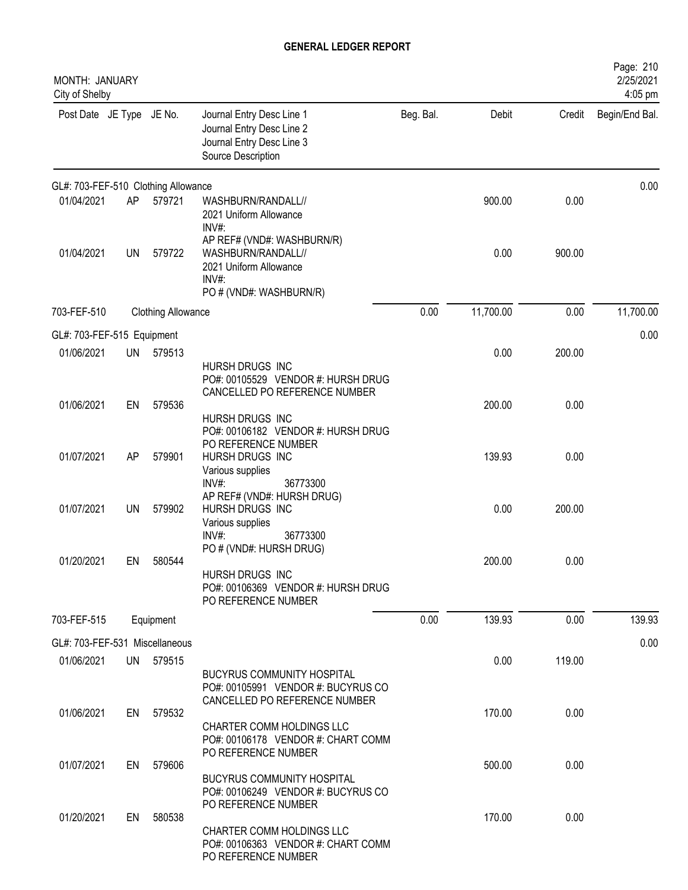# GENERAL LEDGER REPORT

MONTH: JANUARY
City of Shelby

Page: 210
2/25/2021
4:05 pm

| Post Date | JE Type | JE No. | Journal Entry Desc Line 1 / Journal Entry Desc Line 2 / Journal Entry Desc Line 3 / Source Description | Beg. Bal. | Debit | Credit | Begin/End Bal. |
|---|---|---|---|---|---|---|---|
| GL#: 703-FEF-510 Clothing Allowance | | | | | | | 0.00 |
| 01/04/2021 | AP | 579721 | WASHBURN/RANDALL// 2021 Uniform Allowance INV#: AP REF# (VND#: WASHBURN/R) | | 900.00 | 0.00 | |
| 01/04/2021 | UN | 579722 | WASHBURN/RANDALL// 2021 Uniform Allowance INV#: PO # (VND#: WASHBURN/R) | | 0.00 | 900.00 | |
| 703-FEF-510 | | Clothing Allowance | | 0.00 | 11,700.00 | 0.00 | 11,700.00 |
| GL#: 703-FEF-515 Equipment | | | | | | | 0.00 |
| 01/06/2021 | UN | 579513 | HURSH DRUGS INC PO#: 00105529 VENDOR #: HURSH DRUG CANCELLED PO REFERENCE NUMBER | | 0.00 | 200.00 | |
| 01/06/2021 | EN | 579536 | HURSH DRUGS INC PO#: 00106182 VENDOR #: HURSH DRUG PO REFERENCE NUMBER | | 200.00 | 0.00 | |
| 01/07/2021 | AP | 579901 | HURSH DRUGS INC Various supplies INV#: 36773300 AP REF# (VND#: HURSH DRUG) | | 139.93 | 0.00 | |
| 01/07/2021 | UN | 579902 | HURSH DRUGS INC Various supplies INV#: 36773300 PO # (VND#: HURSH DRUG) | | 0.00 | 200.00 | |
| 01/20/2021 | EN | 580544 | HURSH DRUGS INC PO#: 00106369 VENDOR #: HURSH DRUG PO REFERENCE NUMBER | | 200.00 | 0.00 | |
| 703-FEF-515 | | Equipment | | 0.00 | 139.93 | 0.00 | 139.93 |
| GL#: 703-FEF-531 Miscellaneous | | | | | | | 0.00 |
| 01/06/2021 | UN | 579515 | BUCYRUS COMMUNITY HOSPITAL PO#: 00105991 VENDOR #: BUCYRUS CO CANCELLED PO REFERENCE NUMBER | | 0.00 | 119.00 | |
| 01/06/2021 | EN | 579532 | CHARTER COMM HOLDINGS LLC PO#: 00106178 VENDOR #: CHART COMM PO REFERENCE NUMBER | | 170.00 | 0.00 | |
| 01/07/2021 | EN | 579606 | BUCYRUS COMMUNITY HOSPITAL PO#: 00106249 VENDOR #: BUCYRUS CO PO REFERENCE NUMBER | | 500.00 | 0.00 | |
| 01/20/2021 | EN | 580538 | CHARTER COMM HOLDINGS LLC PO#: 00106363 VENDOR #: CHART COMM PO REFERENCE NUMBER | | 170.00 | 0.00 | |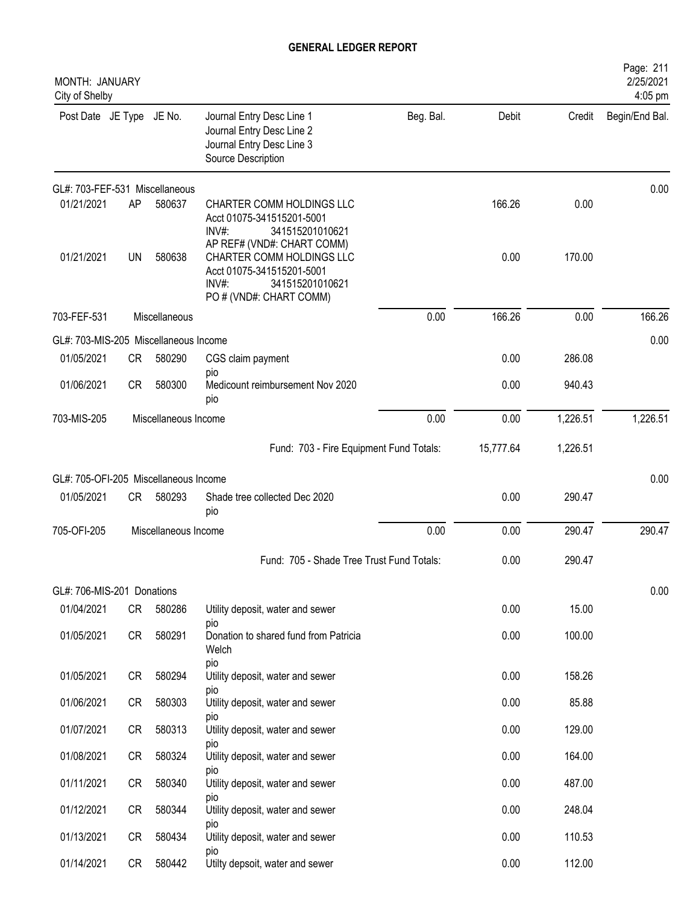# GENERAL LEDGER REPORT

MONTH: JANUARY
City of Shelby

| Post Date | JE Type | JE No. | Journal Entry Desc Line 1 / Journal Entry Desc Line 2 / Journal Entry Desc Line 3 / Source Description | Beg. Bal. | Debit | Credit | Begin/End Bal. |
|---|---|---|---|---|---|---|---|
| **GL#: 703-FEF-531 Miscellaneous** | | | | | | | 0.00 |
| 01/21/2021 | AP | 580637 | CHARTER COMM HOLDINGS LLC Acct 01075-341515201-5001 INV#: 341515201010621 AP REF# (VND#: CHART COMM) | | 166.26 | 0.00 | |
| 01/21/2021 | UN | 580638 | CHARTER COMM HOLDINGS LLC Acct 01075-341515201-5001 INV#: 341515201010621 PO # (VND#: CHART COMM) | | 0.00 | 170.00 | |
| 703-FEF-531 | | Miscellaneous | | 0.00 | 166.26 | 0.00 | 166.26 |
| **GL#: 703-MIS-205 Miscellaneous Income** | | | | | | | 0.00 |
| 01/05/2021 | CR | 580290 | CGS claim payment pio | | 0.00 | 286.08 | |
| 01/06/2021 | CR | 580300 | Medicount reimbursement Nov 2020 pio | | 0.00 | 940.43 | |
| 703-MIS-205 | | Miscellaneous Income | | 0.00 | 0.00 | 1,226.51 | 1,226.51 |
| | | | Fund: 703 - Fire Equipment Fund Totals: | | 15,777.64 | 1,226.51 | |
| **GL#: 705-OFI-205 Miscellaneous Income** | | | | | | | 0.00 |
| 01/05/2021 | CR | 580293 | Shade tree collected Dec 2020 pio | | 0.00 | 290.47 | |
| 705-OFI-205 | | Miscellaneous Income | | 0.00 | 0.00 | 290.47 | 290.47 |
| | | | Fund: 705 - Shade Tree Trust Fund Totals: | | 0.00 | 290.47 | |
| **GL#: 706-MIS-201 Donations** | | | | | | | 0.00 |
| 01/04/2021 | CR | 580286 | Utility deposit, water and sewer pio | | 0.00 | 15.00 | |
| 01/05/2021 | CR | 580291 | Donation to shared fund from Patricia Welch pio | | 0.00 | 100.00 | |
| 01/05/2021 | CR | 580294 | Utility deposit, water and sewer pio | | 0.00 | 158.26 | |
| 01/06/2021 | CR | 580303 | Utility deposit, water and sewer pio | | 0.00 | 85.88 | |
| 01/07/2021 | CR | 580313 | Utility deposit, water and sewer pio | | 0.00 | 129.00 | |
| 01/08/2021 | CR | 580324 | Utility deposit, water and sewer pio | | 0.00 | 164.00 | |
| 01/11/2021 | CR | 580340 | Utility deposit, water and sewer pio | | 0.00 | 487.00 | |
| 01/12/2021 | CR | 580344 | Utility deposit, water and sewer pio | | 0.00 | 248.04 | |
| 01/13/2021 | CR | 580434 | Utility deposit, water and sewer pio | | 0.00 | 110.53 | |
| 01/14/2021 | CR | 580442 | Utilty depsoit, water and sewer | | 0.00 | 112.00 | |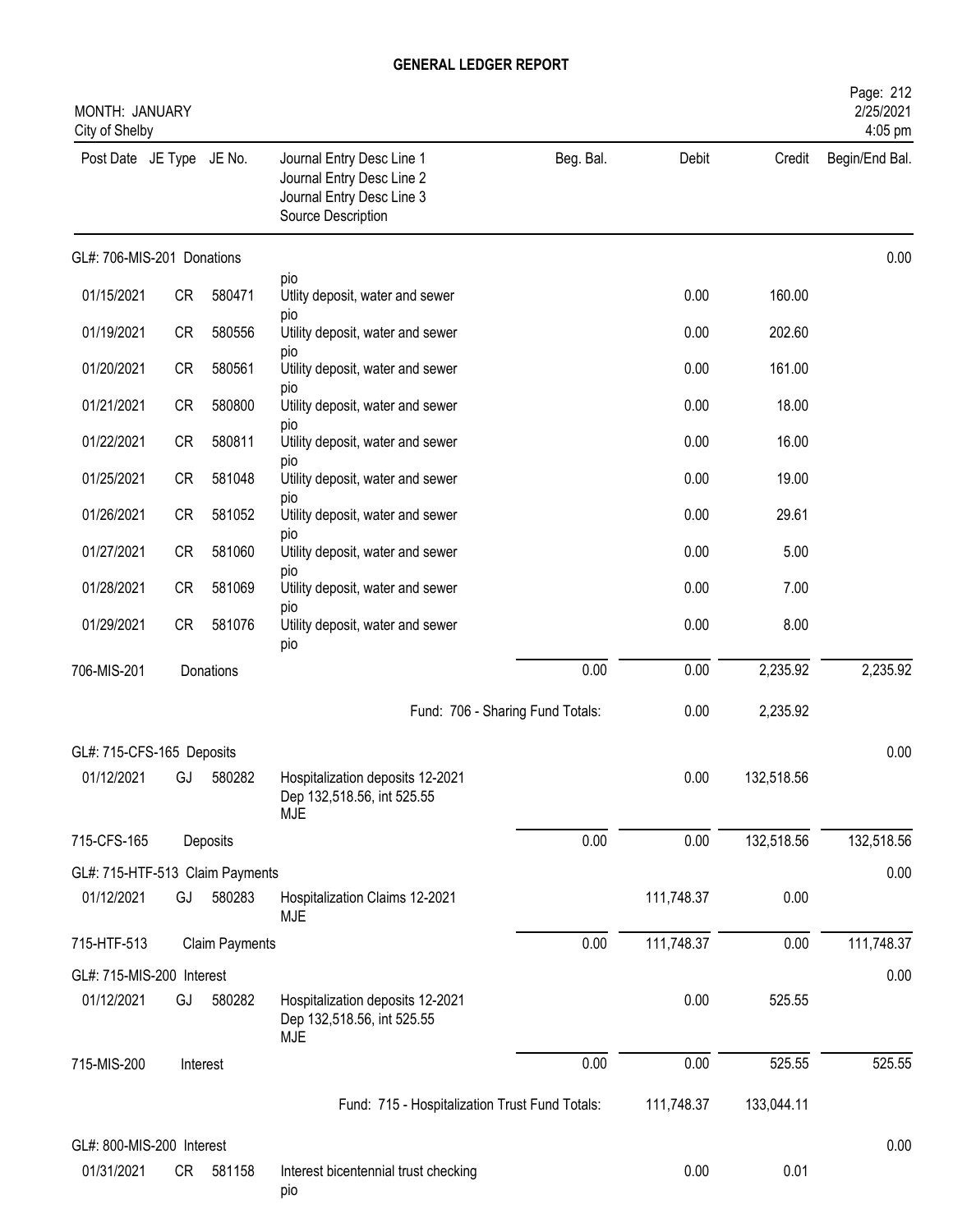# GENERAL LEDGER REPORT

MONTH: JANUARY
City of Shelby

| Post Date | JE Type | JE No. | Journal Entry Desc Line 1 / Journal Entry Desc Line 2 / Journal Entry Desc Line 3 / Source Description | Beg. Bal. | Debit | Credit | Begin/End Bal. |
|---|---|---|---|---|---|---|---|
| **GL#: 706-MIS-201 Donations** | | | | | | | 0.00 |
| | | | pio | | | | |
| 01/15/2021 | CR | 580471 | Utlity deposit, water and sewer pio | | 0.00 | 160.00 | |
| 01/19/2021 | CR | 580556 | Utility deposit, water and sewer pio | | 0.00 | 202.60 | |
| 01/20/2021 | CR | 580561 | Utility deposit, water and sewer pio | | 0.00 | 161.00 | |
| 01/21/2021 | CR | 580800 | Utility deposit, water and sewer pio | | 0.00 | 18.00 | |
| 01/22/2021 | CR | 580811 | Utility deposit, water and sewer pio | | 0.00 | 16.00 | |
| 01/25/2021 | CR | 581048 | Utility deposit, water and sewer pio | | 0.00 | 19.00 | |
| 01/26/2021 | CR | 581052 | Utility deposit, water and sewer pio | | 0.00 | 29.61 | |
| 01/27/2021 | CR | 581060 | Utility deposit, water and sewer pio | | 0.00 | 5.00 | |
| 01/28/2021 | CR | 581069 | Utility deposit, water and sewer pio | | 0.00 | 7.00 | |
| 01/29/2021 | CR | 581076 | Utility deposit, water and sewer pio | | 0.00 | 8.00 | |
| 706-MIS-201 | Donations | | | 0.00 | 0.00 | 2,235.92 | 2,235.92 |
| | | | Fund: 706 - Sharing Fund Totals: | | 0.00 | 2,235.92 | |
| **GL#: 715-CFS-165 Deposits** | | | | | | | 0.00 |
| 01/12/2021 | GJ | 580282 | Hospitalization deposits 12-2021 Dep 132,518.56, int 525.55 MJE | | 0.00 | 132,518.56 | |
| 715-CFS-165 | Deposits | | | 0.00 | 0.00 | 132,518.56 | 132,518.56 |
| **GL#: 715-HTF-513 Claim Payments** | | | | | | | 0.00 |
| 01/12/2021 | GJ | 580283 | Hospitalization Claims 12-2021 MJE | | 111,748.37 | 0.00 | |
| 715-HTF-513 | Claim Payments | | | 0.00 | 111,748.37 | 0.00 | 111,748.37 |
| **GL#: 715-MIS-200 Interest** | | | | | | | 0.00 |
| 01/12/2021 | GJ | 580282 | Hospitalization deposits 12-2021 Dep 132,518.56, int 525.55 MJE | | 0.00 | 525.55 | |
| 715-MIS-200 | Interest | | | 0.00 | 0.00 | 525.55 | 525.55 |
| | | | Fund: 715 - Hospitalization Trust Fund Totals: | | 111,748.37 | 133,044.11 | |
| **GL#: 800-MIS-200 Interest** | | | | | | | 0.00 |
| 01/31/2021 | CR | 581158 | Interest bicentennial trust checking pio | | 0.00 | 0.01 | |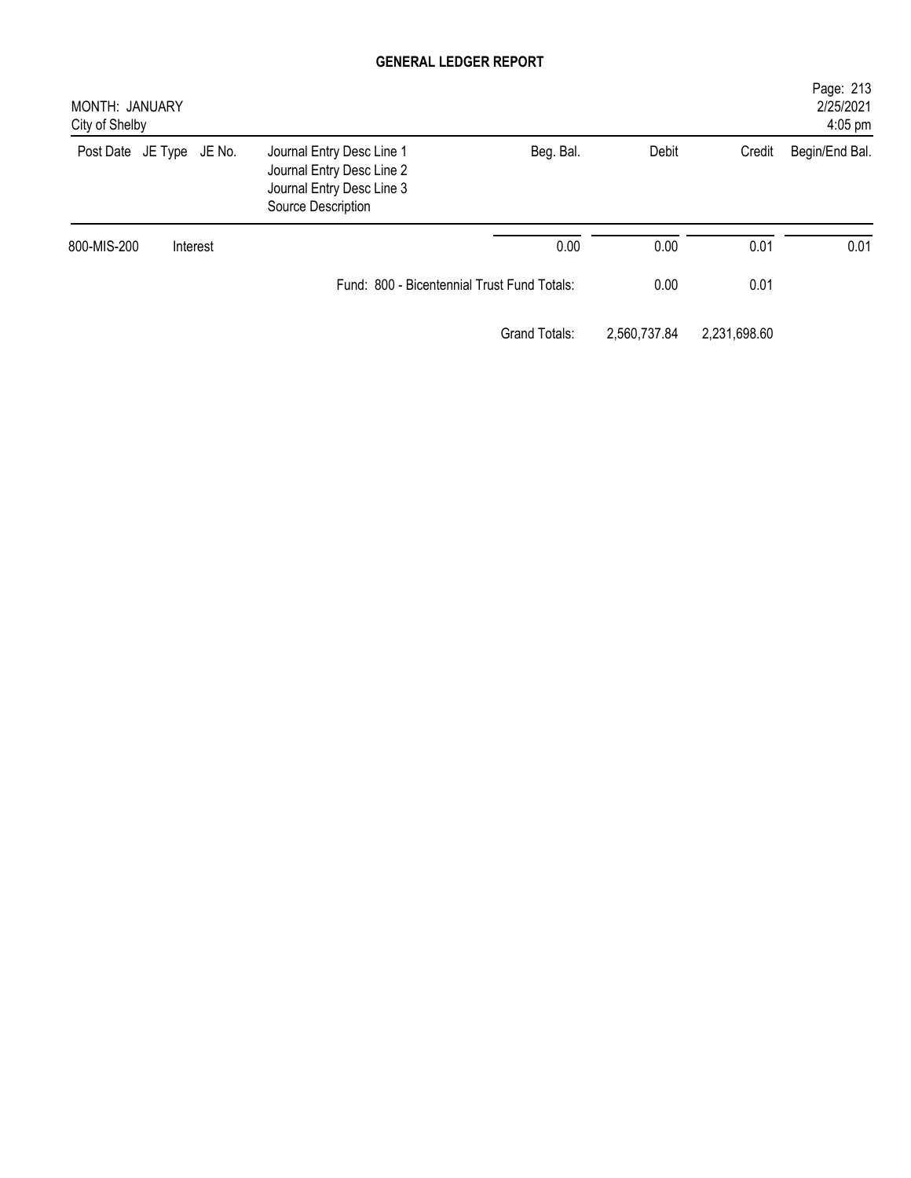# GENERAL LEDGER REPORT

MONTH: JANUARY
City of Shelby

Page: 213
2/25/2021
4:05 pm

| Post Date JE Type JE No. | Journal Entry Desc Line 1<br>Journal Entry Desc Line 2<br>Journal Entry Desc Line 3<br>Source Description | Beg. Bal. | Debit | Credit | Begin/End Bal. |
|---|---|---|---|---|---|
| 800-MIS-200 Interest | | 0.00 | 0.00 | 0.01 | 0.01 |
| | Fund: 800 - Bicentennial Trust Fund Totals: | | 0.00 | 0.01 | |
| | | Grand Totals: | 2,560,737.84 | 2,231,698.60 | |